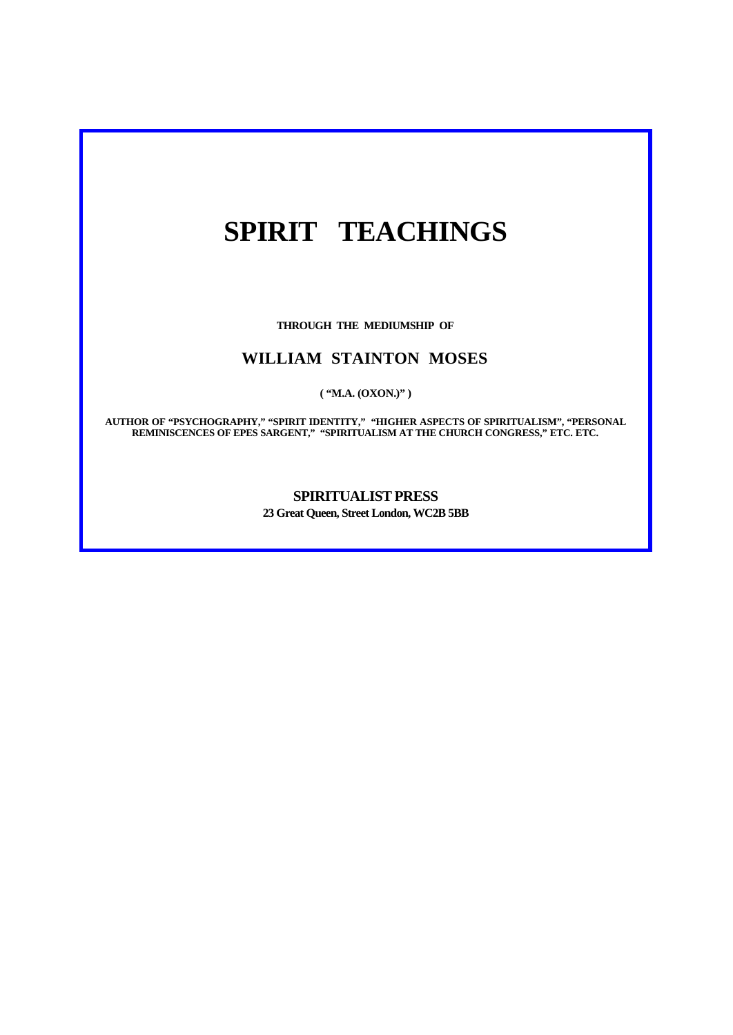# SPIRIT TEACHINGS

**THROUGH THE MEDIUMSHIP OF**

## WILLIAM STAINTON MOSES

**( "M.A. (OXON.)" )**

**AUTHOR OF "PSYCHOGRAPHY," "SPIRIT IDENTITY," "HIGHER ASPECTS OF SPIRITUALISM", "PERSONAL REMINISCENCES OF EPES SARGENT," "SPIRITUALISM AT THE CHURCH CONGRESS," ETC. ETC.**

**SPIRITUALIST PRESS**

**23 Great Queen, Street London, WC2B 5BB**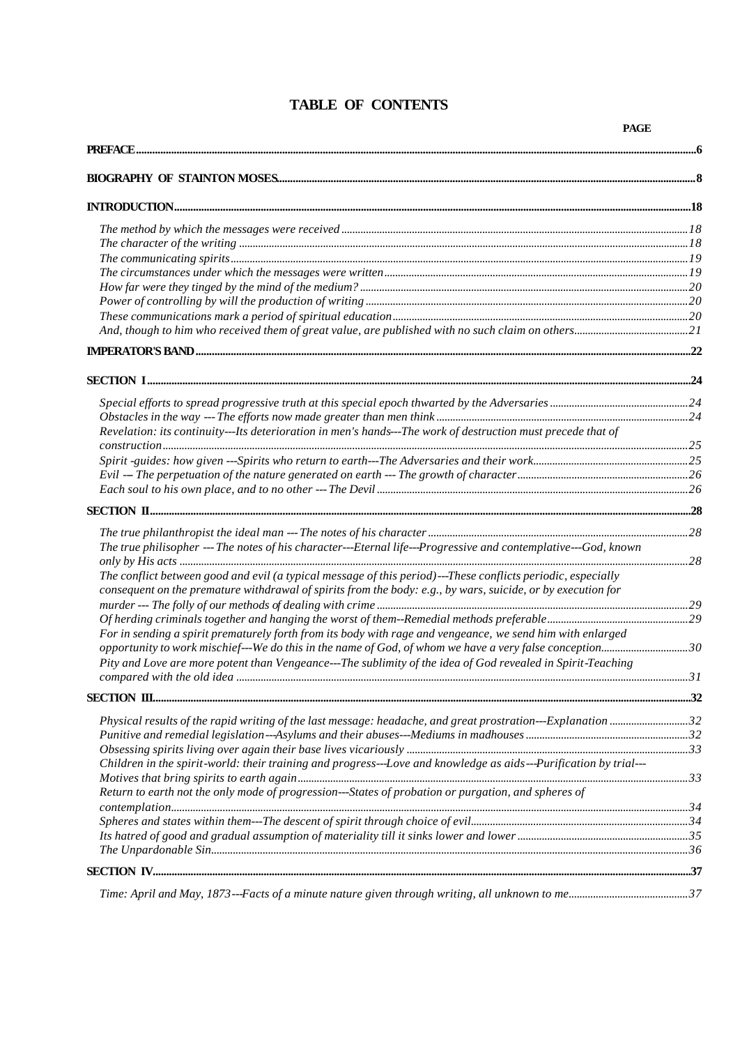# TABLE OF CONTENTS

**PAGE**

**PREFACE** .....6

**BIOGRAPHY OF STAINTON MOSES** .....8

**INTRODUCTION** .....18

*The method by which the messages were received* .....18
*The character of the writing* .....18
*The communicating spirits* .....19
*The circumstances under which the messages were written* .....19
*How far were they tinged by the mind of the medium?* .....20
*Power of controlling by will the production of writing* .....20
*These communications mark a period of spiritual education* .....20
*And, though to him who received them of great value, are published with no such claim on others* .....21

**IMPERATOR'S BAND** .....22

**SECTION I** .....24

*Special efforts to spread progressive truth at this special epoch thwarted by the Adversaries* .....24
*Obstacles in the way --- The efforts now made greater than men think* .....24
*Revelation: its continuity---Its deterioration in men's hands---The work of destruction must precede that of construction* .....25
*Spirit -guides: how given ---Spirits who return to earth---The Adversaries and their work* .....25
*Evil --- The perpetuation of the nature generated on earth --- The growth of character* .....26
*Each soul to his own place, and to no other --- The Devil* .....26

**SECTION II** .....28

*The true philanthropist the ideal man --- The notes of his character* .....28
*The true philisopher --- The notes of his character---Eternal life---Progressive and contemplative---God, known only by His acts* .....28
*The conflict between good and evil (a typical message of this period)---These conflicts periodic, especially consequent on the premature withdrawal of spirits from the body: e.g., by wars, suicide, or by execution for murder --- The folly of our methods of dealing with crime* .....29
*Of herding criminals together and hanging the worst of them--Remedial methods preferable* .....29
*For in sending a spirit prematurely forth from its body with rage and vengeance, we send him with enlarged opportunity to work mischief---We do this in the name of God, of whom we have a very false conception* .....30
*Pity and Love are more potent than Vengeance---The sublimity of the idea of God revealed in Spirit-Teaching compared with the old idea* .....31

**SECTION III** .....32

*Physical results of the rapid writing of the last message: headache, and great prostration---Explanation* .....32
*Punitive and remedial legislation---Asylums and their abuses---Mediums in madhouses* .....32
*Obsessing spirits living over again their base lives vicariously* .....33
*Children in the spirit-world: their training and progress---Love and knowledge as aids---Purification by trial---Motives that bring spirits to earth again* .....33
*Return to earth not the only mode of progression---States of probation or purgation, and spheres of contemplation* .....34
*Spheres and states within them---The descent of spirit through choice of evil* .....34
*Its hatred of good and gradual assumption of materiality till it sinks lower and lower* .....35
*The Unpardonable Sin* .....36

**SECTION IV** .....37

*Time: April and May, 1873---Facts of a minute nature given through writing, all unknown to me* .....37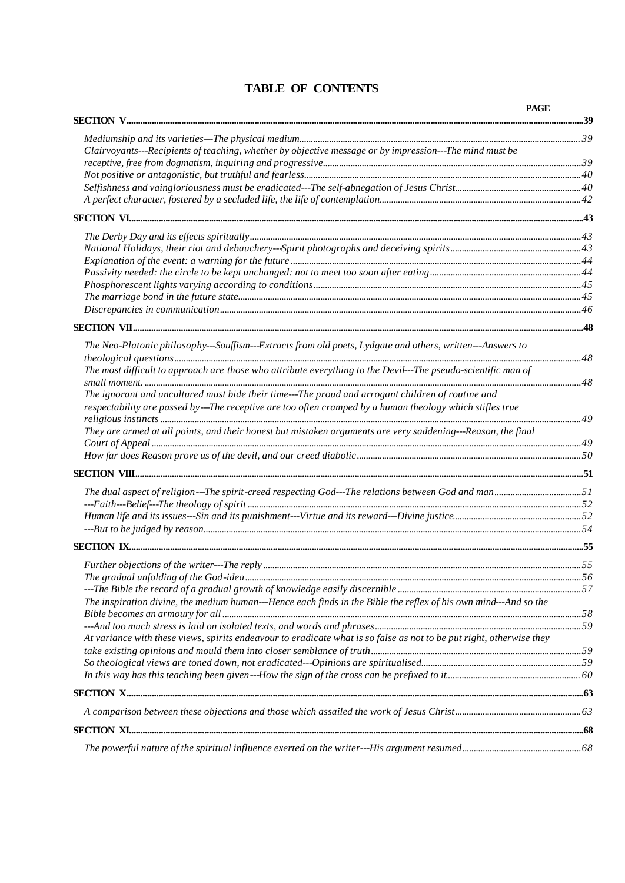# TABLE OF CONTENTS

| | PAGE |
|---|---|
| **SECTION V** | **39** |
| *Mediumship and its varieties---The physical medium* | *39* |
| *Clairvoyants---Recipients of teaching, whether by objective message or by impression---The mind must be receptive, free from dogmatism, inquiring and progressive* | *39* |
| *Not positive or antagonistic, but truthful and fearless* | *40* |
| *Selfishness and vaingloriousness must be eradicated---The self-abnegation of Jesus Christ* | *40* |
| *A perfect character, fostered by a secluded life, the life of contemplation* | *42* |
| **SECTION VI** | **43** |
| *The Derby Day and its effects spiritually* | *43* |
| *National Holidays, their riot and debauchery---Spirit photographs and deceiving spirits* | *43* |
| *Explanation of the event: a warning for the future* | *44* |
| *Passivity needed: the circle to be kept unchanged: not to meet too soon after eating* | *44* |
| *Phosphorescent lights varying according to conditions* | *45* |
| *The marriage bond in the future state* | *45* |
| *Discrepancies in communication* | *46* |
| **SECTION VII** | **48** |
| *The Neo-Platonic philosophy---Souffism---Extracts from old poets, Lydgate and others, written---Answers to theological questions* | *48* |
| *The most difficult to approach are those who attribute everything to the Devil---The pseudo-scientific man of small moment.* | *48* |
| *The ignorant and uncultured must bide their time---The proud and arrogant children of routine and respectability are passed by---The receptive are too often cramped by a human theology which stifles true religious instincts* | *49* |
| *They are armed at all points, and their honest but mistaken arguments are very saddening---Reason, the final Court of Appeal* | *49* |
| *How far does Reason prove us of the devil, and our creed diabolic* | *50* |
| **SECTION VIII** | **51** |
| *The dual aspect of religion---The spirit-creed respecting God---The relations between God and man* | *51* |
| *---Faith---Belief---The theology of spirit* | *52* |
| *Human life and its issues---Sin and its punishment---Virtue and its reward---Divine justice* | *52* |
| *---But to be judged by reason* | *54* |
| **SECTION IX** | **55** |
| *Further objections of the writer---The reply* | *55* |
| *The gradual unfolding of the God-idea* | *56* |
| *---The Bible the record of a gradual growth of knowledge easily discernible* | *57* |
| *The inspiration divine, the medium human---Hence each finds in the Bible the reflex of his own mind---And so the Bible becomes an armoury for all* | *58* |
| *---And too much stress is laid on isolated texts, and words and phrases* | *59* |
| *At variance with these views, spirits endeavour to eradicate what is so false as not to be put right, otherwise they take existing opinions and mould them into closer semblance of truth* | *59* |
| *So theological views are toned down, not eradicated---Opinions are spiritualised* | *59* |
| *In this way has this teaching been given---How the sign of the cross can be prefixed to it* | *60* |
| **SECTION X** | **63** |
| *A comparison between these objections and those which assailed the work of Jesus Christ* | *63* |
| **SECTION XI** | **68** |
| *The powerful nature of the spiritual influence exerted on the writer---His argument resumed* | *68* |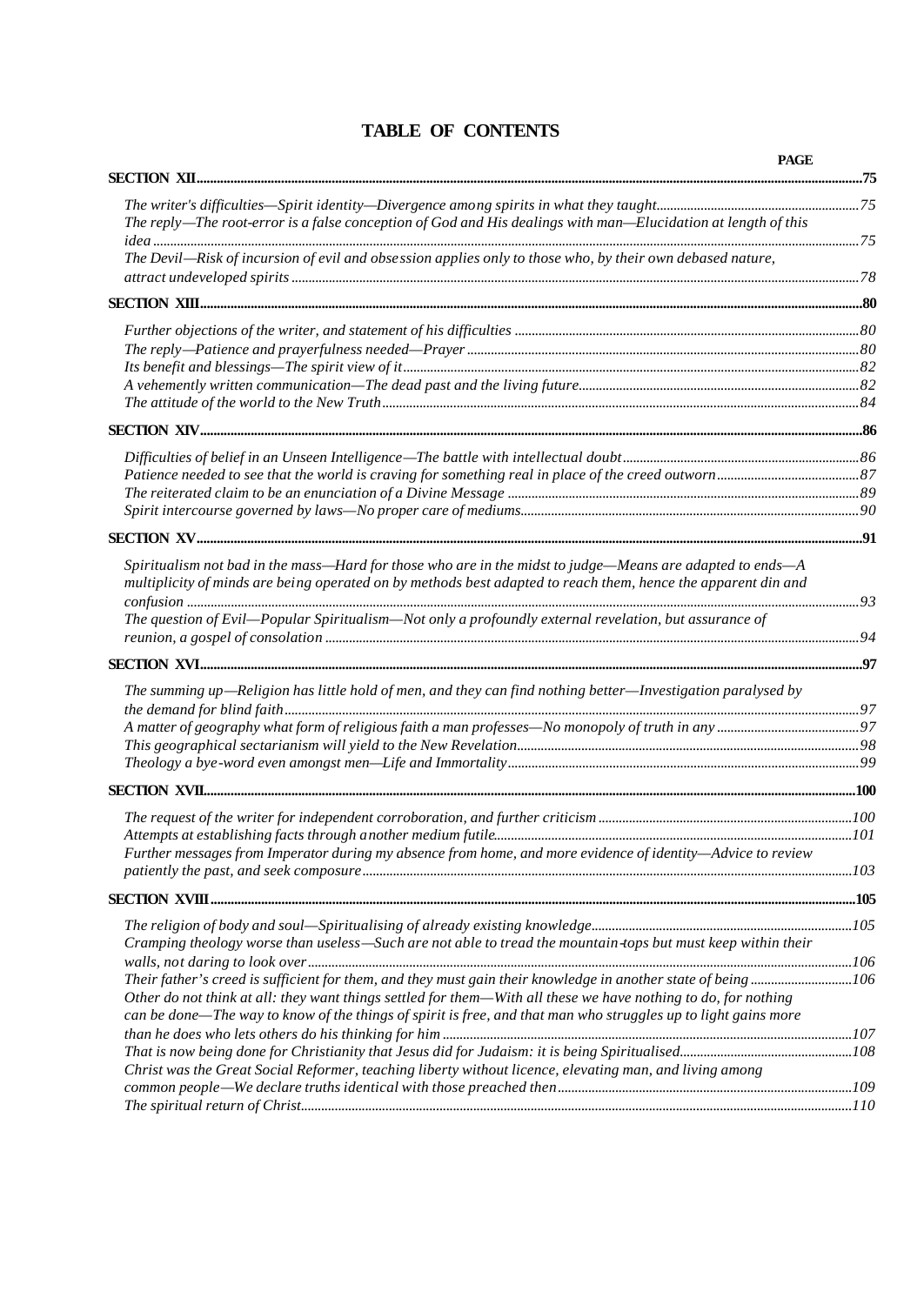# TABLE OF CONTENTS

PAGE

**SECTION XII** ..... **75**

*The writer's difficulties—Spirit identity—Divergence among spirits in what they taught* ..... *75*
*The reply—The root-error is a false conception of God and His dealings with man—Elucidation at length of this idea* ..... *75*
*The Devil—Risk of incursion of evil and obsession applies only to those who, by their own debased nature, attract undeveloped spirits* ..... *78*

**SECTION XIII** ..... **80**

*Further objections of the writer, and statement of his difficulties* ..... *80*
*The reply—Patience and prayerfulness needed—Prayer* ..... *80*
*Its benefit and blessings—The spirit view of it* ..... *82*
*A vehemently written communication—The dead past and the living future* ..... *82*
*The attitude of the world to the New Truth* ..... *84*

**SECTION XIV** ..... **86**

*Difficulties of belief in an Unseen Intelligence—The battle with intellectual doubt* ..... *86*
*Patience needed to see that the world is craving for something real in place of the creed outworn* ..... *87*
*The reiterated claim to be an enunciation of a Divine Message* ..... *89*
*Spirit intercourse governed by laws—No proper care of mediums* ..... *90*

**SECTION XV** ..... **91**

*Spiritualism not bad in the mass—Hard for those who are in the midst to judge—Means are adapted to ends—A multiplicity of minds are being operated on by methods best adapted to reach them, hence the apparent din and confusion* ..... *93*
*The question of Evil—Popular Spiritualism—Not only a profoundly external revelation, but assurance of reunion, a gospel of consolation* ..... *94*

**SECTION XVI** ..... **97**

*The summing up—Religion has little hold of men, and they can find nothing better—Investigation paralysed by the demand for blind faith* ..... *97*
*A matter of geography what form of religious faith a man professes—No monopoly of truth in any* ..... *97*
*This geographical sectarianism will yield to the New Revelation* ..... *98*
*Theology a bye-word even amongst men—Life and Immortality* ..... *99*

**SECTION XVII** ..... **100**

*The request of the writer for independent corroboration, and further criticism* ..... *100*
*Attempts at establishing facts through another medium futile* ..... *101*
*Further messages from Imperator during my absence from home, and more evidence of identity—Advice to review patiently the past, and seek composure* ..... *103*

**SECTION XVIII** ..... **105**

*The religion of body and soul—Spiritualising of already existing knowledge* ..... *105*
*Cramping theology worse than useless—Such are not able to tread the mountain-tops but must keep within their walls, not daring to look over* ..... *106*
*Their father's creed is sufficient for them, and they must gain their knowledge in another state of being* ..... *106*
*Other do not think at all: they want things settled for them—With all these we have nothing to do, for nothing can be done—The way to know of the things of spirit is free, and that man who struggles up to light gains more than he does who lets others do his thinking for him* ..... *107*
*That is now being done for Christianity that Jesus did for Judaism: it is being Spiritualised* ..... *108*
*Christ was the Great Social Reformer, teaching liberty without licence, elevating man, and living among common people—We declare truths identical with those preached then* ..... *109*
*The spiritual return of Christ* ..... *110*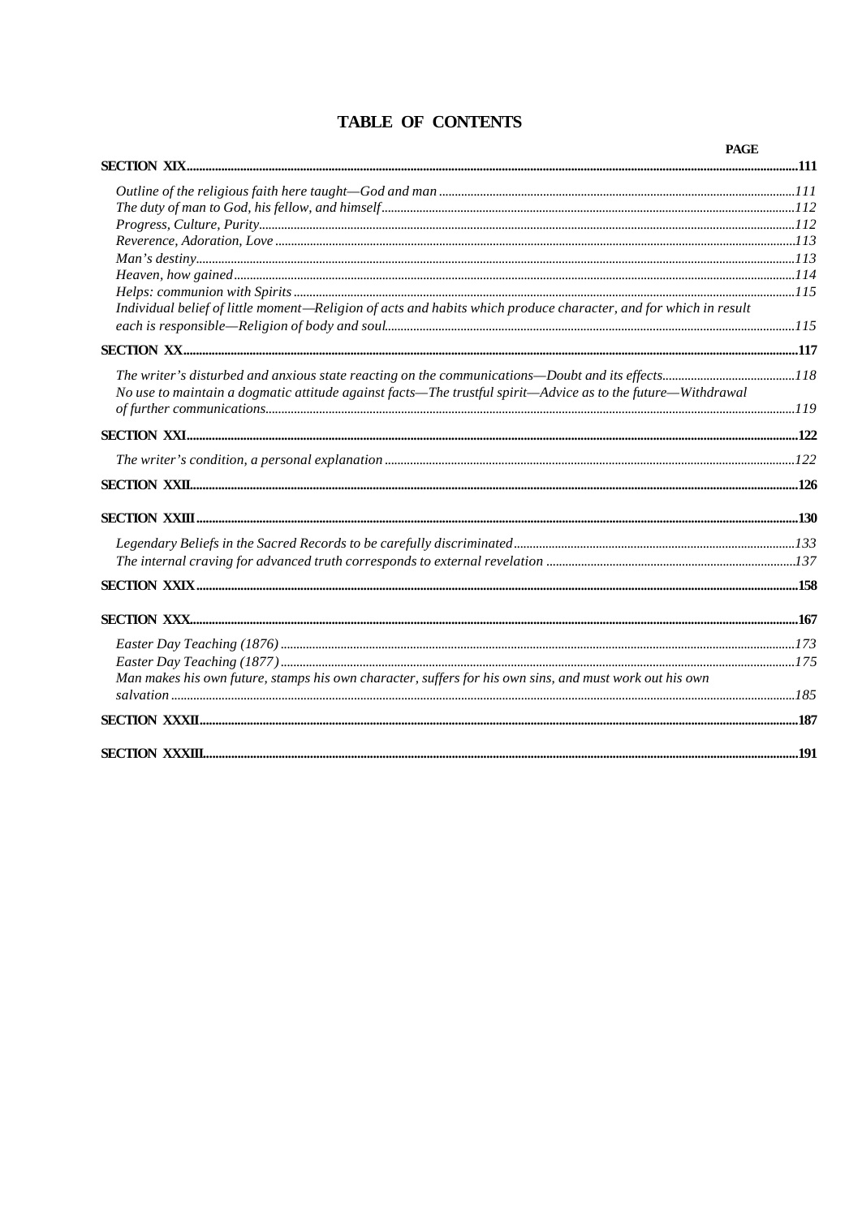# TABLE OF CONTENTS

PAGE

**SECTION XIX** ..... **111**

- *Outline of the religious faith here taught—God and man* ..... *111*
- *The duty of man to God, his fellow, and himself* ..... *112*
- *Progress, Culture, Purity* ..... *112*
- *Reverence, Adoration, Love* ..... *113*
- *Man's destiny* ..... *113*
- *Heaven, how gained* ..... *114*
- *Helps: communion with Spirits* ..... *115*
- *Individual belief of little moment—Religion of acts and habits which produce character, and for which in result each is responsible—Religion of body and soul* ..... *115*

**SECTION XX** ..... **117**

- *The writer's disturbed and anxious state reacting on the communications—Doubt and its effects* ..... *118*
- *No use to maintain a dogmatic attitude against facts—The trustful spirit—Advice as to the future—Withdrawal of further communications* ..... *119*

**SECTION XXI** ..... **122**

- *The writer's condition, a personal explanation* ..... *122*

**SECTION XXII** ..... **126**

**SECTION XXIII** ..... **130**

- *Legendary Beliefs in the Sacred Records to be carefully discriminated* ..... *133*
- *The internal craving for advanced truth corresponds to external revelation* ..... *137*

**SECTION XXIX** ..... **158**

**SECTION XXX** ..... **167**

- *Easter Day Teaching (1876)* ..... *173*
- *Easter Day Teaching (1877)* ..... *175*
- *Man makes his own future, stamps his own character, suffers for his own sins, and must work out his own salvation* ..... *185*

**SECTION XXXII** ..... **187**

**SECTION XXXIII** ..... **191**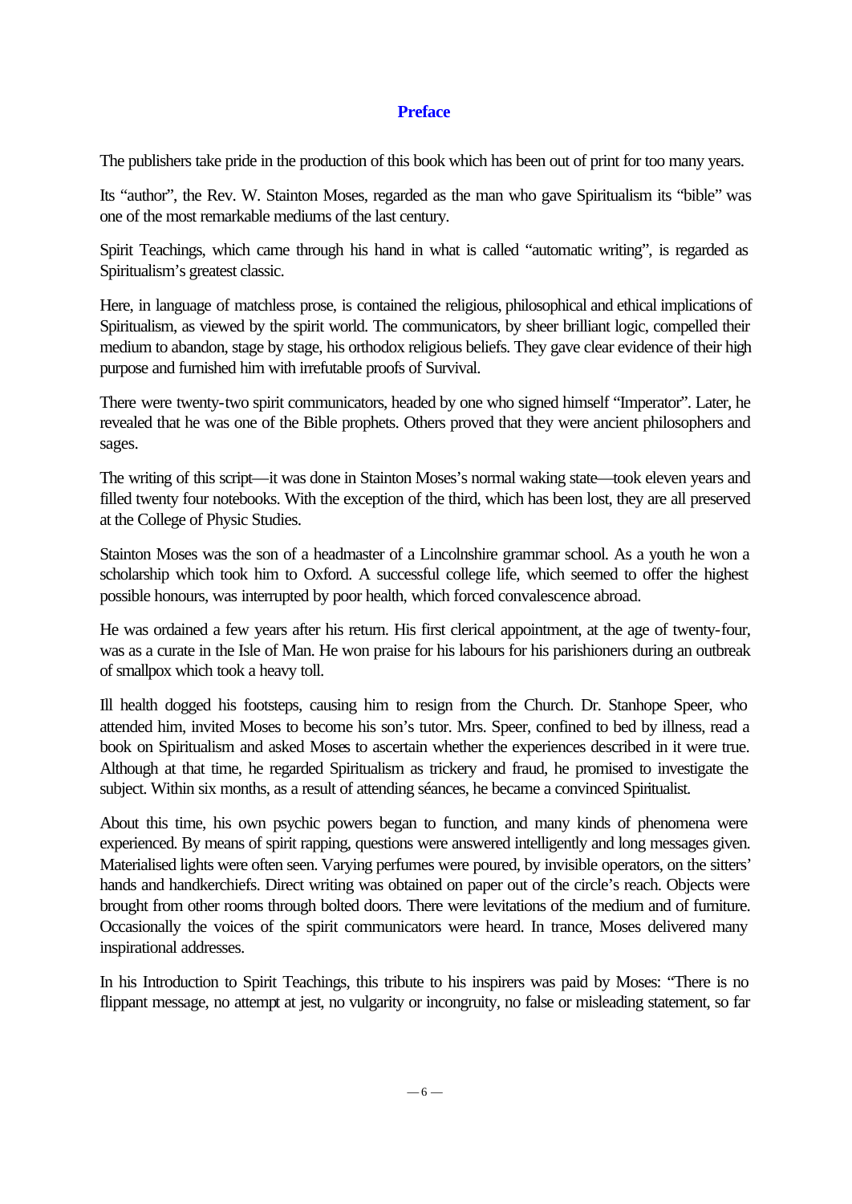## Preface

The publishers take pride in the production of this book which has been out of print for too many years.

Its "author", the Rev. W. Stainton Moses, regarded as the man who gave Spiritualism its "bible" was one of the most remarkable mediums of the last century.

Spirit Teachings, which came through his hand in what is called "automatic writing", is regarded as Spiritualism's greatest classic.

Here, in language of matchless prose, is contained the religious, philosophical and ethical implications of Spiritualism, as viewed by the spirit world. The communicators, by sheer brilliant logic, compelled their medium to abandon, stage by stage, his orthodox religious beliefs. They gave clear evidence of their high purpose and furnished him with irrefutable proofs of Survival.

There were twenty-two spirit communicators, headed by one who signed himself "Imperator". Later, he revealed that he was one of the Bible prophets. Others proved that they were ancient philosophers and sages.

The writing of this script—it was done in Stainton Moses's normal waking state—took eleven years and filled twenty four notebooks. With the exception of the third, which has been lost, they are all preserved at the College of Physic Studies.

Stainton Moses was the son of a headmaster of a Lincolnshire grammar school. As a youth he won a scholarship which took him to Oxford. A successful college life, which seemed to offer the highest possible honours, was interrupted by poor health, which forced convalescence abroad.

He was ordained a few years after his return. His first clerical appointment, at the age of twenty-four, was as a curate in the Isle of Man. He won praise for his labours for his parishioners during an outbreak of smallpox which took a heavy toll.

Ill health dogged his footsteps, causing him to resign from the Church. Dr. Stanhope Speer, who attended him, invited Moses to become his son's tutor. Mrs. Speer, confined to bed by illness, read a book on Spiritualism and asked Moses to ascertain whether the experiences described in it were true. Although at that time, he regarded Spiritualism as trickery and fraud, he promised to investigate the subject. Within six months, as a result of attending séances, he became a convinced Spiritualist.

About this time, his own psychic powers began to function, and many kinds of phenomena were experienced. By means of spirit rapping, questions were answered intelligently and long messages given. Materialised lights were often seen. Varying perfumes were poured, by invisible operators, on the sitters' hands and handkerchiefs. Direct writing was obtained on paper out of the circle's reach. Objects were brought from other rooms through bolted doors. There were levitations of the medium and of furniture. Occasionally the voices of the spirit communicators were heard. In trance, Moses delivered many inspirational addresses.

In his Introduction to Spirit Teachings, this tribute to his inspirers was paid by Moses: "There is no flippant message, no attempt at jest, no vulgarity or incongruity, no false or misleading statement, so far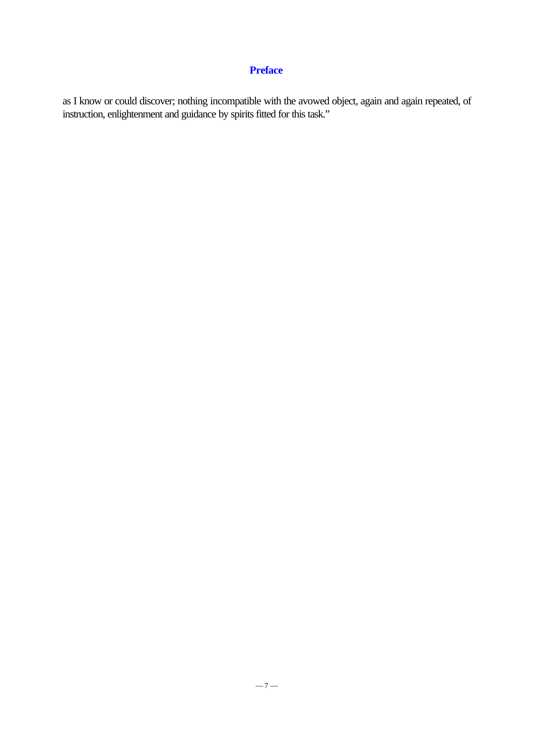as I know or could discover; nothing incompatible with the avowed object, again and again repeated, of instruction, enlightenment and guidance by spirits fitted for this task."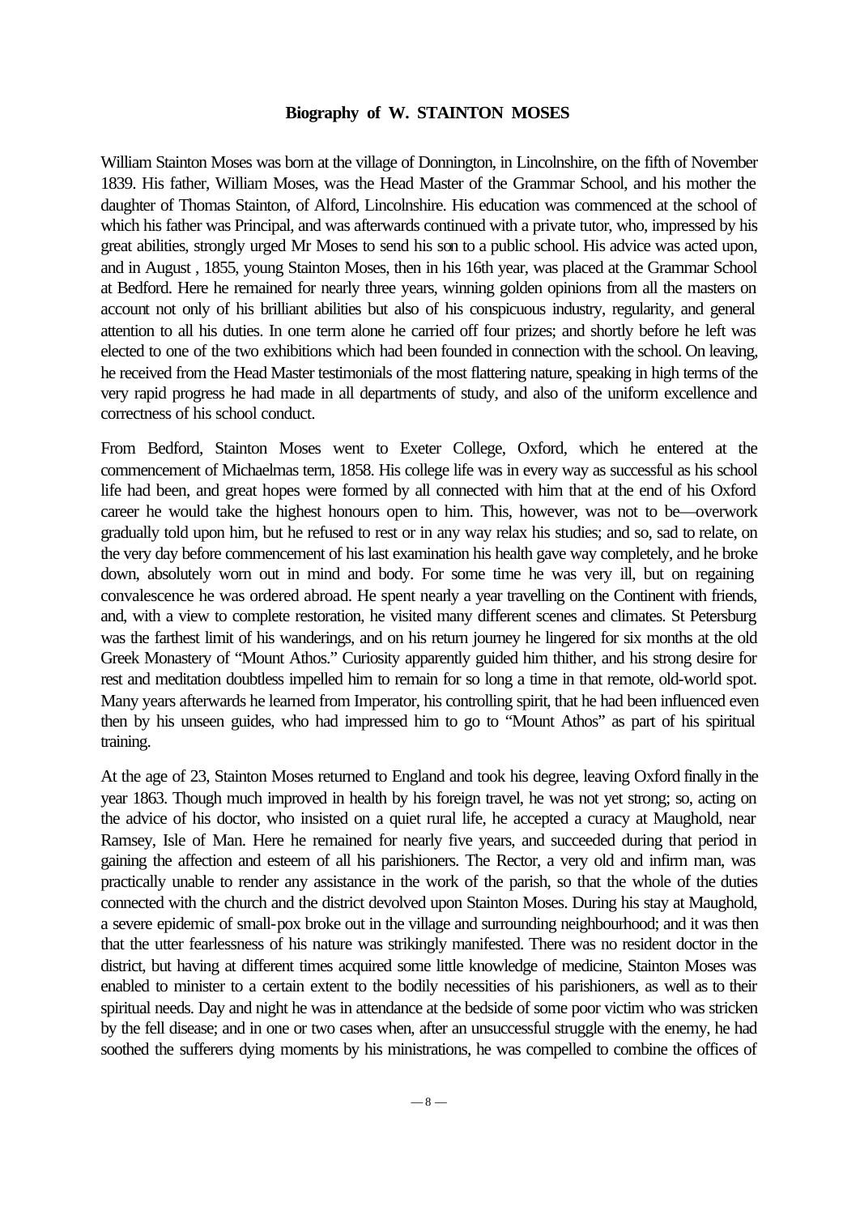## Biography of W. STAINTON MOSES

William Stainton Moses was born at the village of Donnington, in Lincolnshire, on the fifth of November 1839. His father, William Moses, was the Head Master of the Grammar School, and his mother the daughter of Thomas Stainton, of Alford, Lincolnshire. His education was commenced at the school of which his father was Principal, and was afterwards continued with a private tutor, who, impressed by his great abilities, strongly urged Mr Moses to send his son to a public school. His advice was acted upon, and in August , 1855, young Stainton Moses, then in his 16th year, was placed at the Grammar School at Bedford. Here he remained for nearly three years, winning golden opinions from all the masters on account not only of his brilliant abilities but also of his conspicuous industry, regularity, and general attention to all his duties. In one term alone he carried off four prizes; and shortly before he left was elected to one of the two exhibitions which had been founded in connection with the school. On leaving, he received from the Head Master testimonials of the most flattering nature, speaking in high terms of the very rapid progress he had made in all departments of study, and also of the uniform excellence and correctness of his school conduct.

From Bedford, Stainton Moses went to Exeter College, Oxford, which he entered at the commencement of Michaelmas term, 1858. His college life was in every way as successful as his school life had been, and great hopes were formed by all connected with him that at the end of his Oxford career he would take the highest honours open to him. This, however, was not to be—overwork gradually told upon him, but he refused to rest or in any way relax his studies; and so, sad to relate, on the very day before commencement of his last examination his health gave way completely, and he broke down, absolutely worn out in mind and body. For some time he was very ill, but on regaining convalescence he was ordered abroad. He spent nearly a year travelling on the Continent with friends, and, with a view to complete restoration, he visited many different scenes and climates. St Petersburg was the farthest limit of his wanderings, and on his return journey he lingered for six months at the old Greek Monastery of "Mount Athos." Curiosity apparently guided him thither, and his strong desire for rest and meditation doubtless impelled him to remain for so long a time in that remote, old-world spot. Many years afterwards he learned from Imperator, his controlling spirit, that he had been influenced even then by his unseen guides, who had impressed him to go to "Mount Athos" as part of his spiritual training.

At the age of 23, Stainton Moses returned to England and took his degree, leaving Oxford finally in the year 1863. Though much improved in health by his foreign travel, he was not yet strong; so, acting on the advice of his doctor, who insisted on a quiet rural life, he accepted a curacy at Maughold, near Ramsey, Isle of Man. Here he remained for nearly five years, and succeeded during that period in gaining the affection and esteem of all his parishioners. The Rector, a very old and infirm man, was practically unable to render any assistance in the work of the parish, so that the whole of the duties connected with the church and the district devolved upon Stainton Moses. During his stay at Maughold, a severe epidemic of small-pox broke out in the village and surrounding neighbourhood; and it was then that the utter fearlessness of his nature was strikingly manifested. There was no resident doctor in the district, but having at different times acquired some little knowledge of medicine, Stainton Moses was enabled to minister to a certain extent to the bodily necessities of his parishioners, as well as to their spiritual needs. Day and night he was in attendance at the bedside of some poor victim who was stricken by the fell disease; and in one or two cases when, after an unsuccessful struggle with the enemy, he had soothed the sufferers dying moments by his ministrations, he was compelled to combine the offices of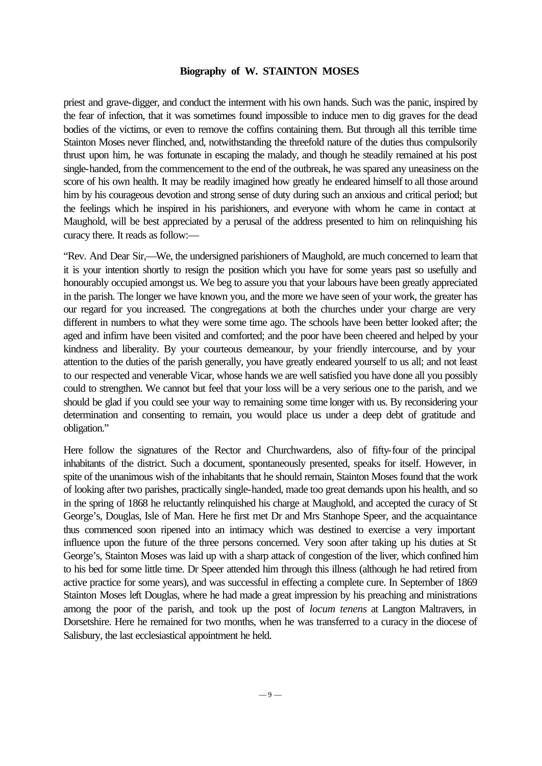priest and grave-digger, and conduct the interment with his own hands. Such was the panic, inspired by the fear of infection, that it was sometimes found impossible to induce men to dig graves for the dead bodies of the victims, or even to remove the coffins containing them. But through all this terrible time Stainton Moses never flinched, and, notwithstanding the threefold nature of the duties thus compulsorily thrust upon him, he was fortunate in escaping the malady, and though he steadily remained at his post single-handed, from the commencement to the end of the outbreak, he was spared any uneasiness on the score of his own health. It may be readily imagined how greatly he endeared himself to all those around him by his courageous devotion and strong sense of duty during such an anxious and critical period; but the feelings which he inspired in his parishioners, and everyone with whom he came in contact at Maughold, will be best appreciated by a perusal of the address presented to him on relinquishing his curacy there. It reads as follow:—

"Rev. And Dear Sir,—We, the undersigned parishioners of Maughold, are much concerned to learn that it is your intention shortly to resign the position which you have for some years past so usefully and honourably occupied amongst us. We beg to assure you that your labours have been greatly appreciated in the parish. The longer we have known you, and the more we have seen of your work, the greater has our regard for you increased. The congregations at both the churches under your charge are very different in numbers to what they were some time ago. The schools have been better looked after; the aged and infirm have been visited and comforted; and the poor have been cheered and helped by your kindness and liberality. By your courteous demeanour, by your friendly intercourse, and by your attention to the duties of the parish generally, you have greatly endeared yourself to us all; and not least to our respected and venerable Vicar, whose hands we are well satisfied you have done all you possibly could to strengthen. We cannot but feel that your loss will be a very serious one to the parish, and we should be glad if you could see your way to remaining some time longer with us. By reconsidering your determination and consenting to remain, you would place us under a deep debt of gratitude and obligation."

Here follow the signatures of the Rector and Churchwardens, also of fifty-four of the principal inhabitants of the district. Such a document, spontaneously presented, speaks for itself. However, in spite of the unanimous wish of the inhabitants that he should remain, Stainton Moses found that the work of looking after two parishes, practically single-handed, made too great demands upon his health, and so in the spring of 1868 he reluctantly relinquished his charge at Maughold, and accepted the curacy of St George's, Douglas, Isle of Man. Here he first met Dr and Mrs Stanhope Speer, and the acquaintance thus commenced soon ripened into an intimacy which was destined to exercise a very important influence upon the future of the three persons concerned. Very soon after taking up his duties at St George's, Stainton Moses was laid up with a sharp attack of congestion of the liver, which confined him to his bed for some little time. Dr Speer attended him through this illness (although he had retired from active practice for some years), and was successful in effecting a complete cure. In September of 1869 Stainton Moses left Douglas, where he had made a great impression by his preaching and ministrations among the poor of the parish, and took up the post of *locum tenens* at Langton Maltravers, in Dorsetshire. Here he remained for two months, when he was transferred to a curacy in the diocese of Salisbury, the last ecclesiastical appointment he held.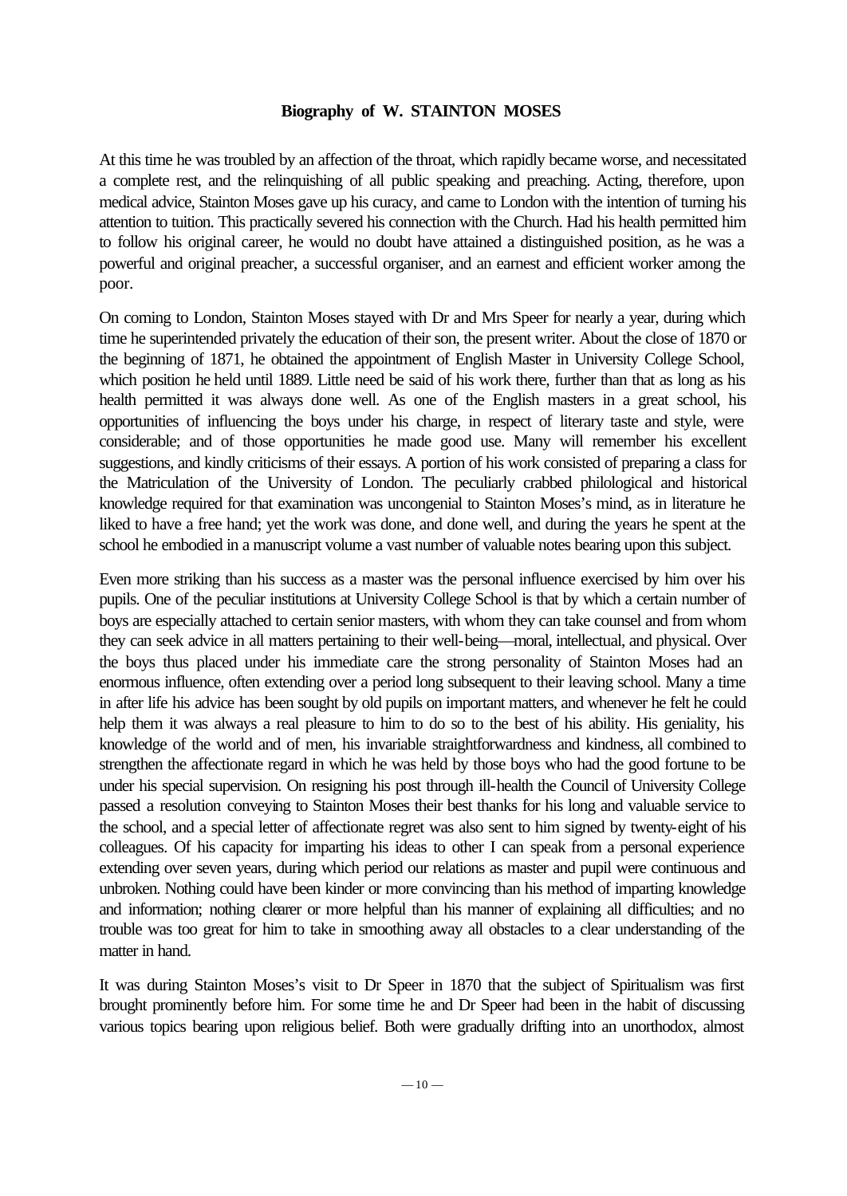At this time he was troubled by an affection of the throat, which rapidly became worse, and necessitated a complete rest, and the relinquishing of all public speaking and preaching. Acting, therefore, upon medical advice, Stainton Moses gave up his curacy, and came to London with the intention of turning his attention to tuition. This practically severed his connection with the Church. Had his health permitted him to follow his original career, he would no doubt have attained a distinguished position, as he was a powerful and original preacher, a successful organiser, and an earnest and efficient worker among the poor.

On coming to London, Stainton Moses stayed with Dr and Mrs Speer for nearly a year, during which time he superintended privately the education of their son, the present writer. About the close of 1870 or the beginning of 1871, he obtained the appointment of English Master in University College School, which position he held until 1889. Little need be said of his work there, further than that as long as his health permitted it was always done well. As one of the English masters in a great school, his opportunities of influencing the boys under his charge, in respect of literary taste and style, were considerable; and of those opportunities he made good use. Many will remember his excellent suggestions, and kindly criticisms of their essays. A portion of his work consisted of preparing a class for the Matriculation of the University of London. The peculiarly crabbed philological and historical knowledge required for that examination was uncongenial to Stainton Moses's mind, as in literature he liked to have a free hand; yet the work was done, and done well, and during the years he spent at the school he embodied in a manuscript volume a vast number of valuable notes bearing upon this subject.

Even more striking than his success as a master was the personal influence exercised by him over his pupils. One of the peculiar institutions at University College School is that by which a certain number of boys are especially attached to certain senior masters, with whom they can take counsel and from whom they can seek advice in all matters pertaining to their well-being—moral, intellectual, and physical. Over the boys thus placed under his immediate care the strong personality of Stainton Moses had an enormous influence, often extending over a period long subsequent to their leaving school. Many a time in after life his advice has been sought by old pupils on important matters, and whenever he felt he could help them it was always a real pleasure to him to do so to the best of his ability. His geniality, his knowledge of the world and of men, his invariable straightforwardness and kindness, all combined to strengthen the affectionate regard in which he was held by those boys who had the good fortune to be under his special supervision. On resigning his post through ill-health the Council of University College passed a resolution conveying to Stainton Moses their best thanks for his long and valuable service to the school, and a special letter of affectionate regret was also sent to him signed by twenty-eight of his colleagues. Of his capacity for imparting his ideas to other I can speak from a personal experience extending over seven years, during which period our relations as master and pupil were continuous and unbroken. Nothing could have been kinder or more convincing than his method of imparting knowledge and information; nothing clearer or more helpful than his manner of explaining all difficulties; and no trouble was too great for him to take in smoothing away all obstacles to a clear understanding of the matter in hand.

It was during Stainton Moses's visit to Dr Speer in 1870 that the subject of Spiritualism was first brought prominently before him. For some time he and Dr Speer had been in the habit of discussing various topics bearing upon religious belief. Both were gradually drifting into an unorthodox, almost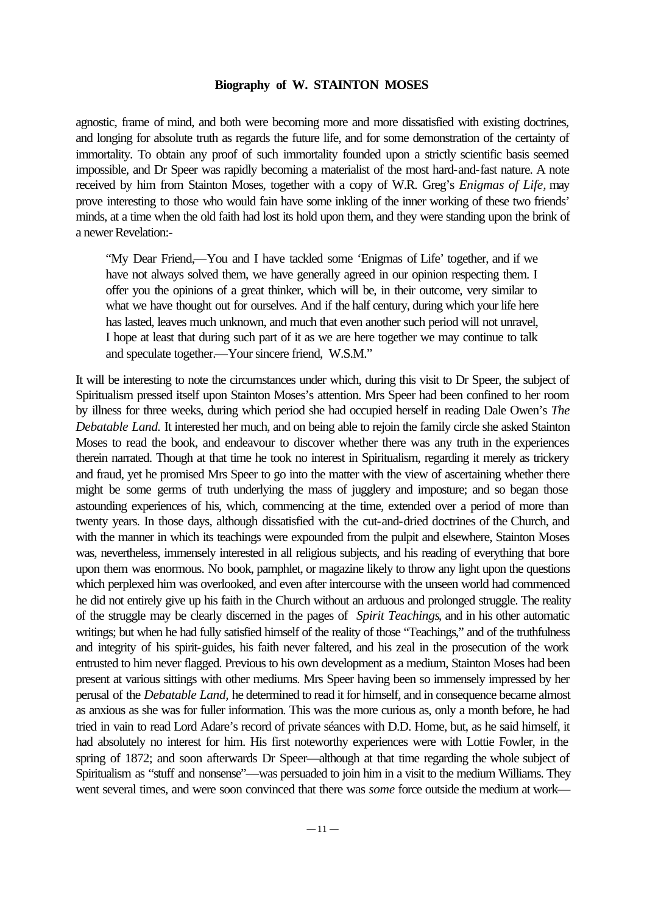agnostic, frame of mind, and both were becoming more and more dissatisfied with existing doctrines, and longing for absolute truth as regards the future life, and for some demonstration of the certainty of immortality. To obtain any proof of such immortality founded upon a strictly scientific basis seemed impossible, and Dr Speer was rapidly becoming a materialist of the most hard-and-fast nature. A note received by him from Stainton Moses, together with a copy of W.R. Greg's *Enigmas of Life*, may prove interesting to those who would fain have some inkling of the inner working of these two friends' minds, at a time when the old faith had lost its hold upon them, and they were standing upon the brink of a newer Revelation:-

> "My Dear Friend,—You and I have tackled some 'Enigmas of Life' together, and if we have not always solved them, we have generally agreed in our opinion respecting them. I offer you the opinions of a great thinker, which will be, in their outcome, very similar to what we have thought out for ourselves. And if the half century, during which your life here has lasted, leaves much unknown, and much that even another such period will not unravel, I hope at least that during such part of it as we are here together we may continue to talk and speculate together.—Your sincere friend, W.S.M."

It will be interesting to note the circumstances under which, during this visit to Dr Speer, the subject of Spiritualism pressed itself upon Stainton Moses's attention. Mrs Speer had been confined to her room by illness for three weeks, during which period she had occupied herself in reading Dale Owen's *The Debatable Land.* It interested her much, and on being able to rejoin the family circle she asked Stainton Moses to read the book, and endeavour to discover whether there was any truth in the experiences therein narrated. Though at that time he took no interest in Spiritualism, regarding it merely as trickery and fraud, yet he promised Mrs Speer to go into the matter with the view of ascertaining whether there might be some germs of truth underlying the mass of jugglery and imposture; and so began those astounding experiences of his, which, commencing at the time, extended over a period of more than twenty years. In those days, although dissatisfied with the cut-and-dried doctrines of the Church, and with the manner in which its teachings were expounded from the pulpit and elsewhere, Stainton Moses was, nevertheless, immensely interested in all religious subjects, and his reading of everything that bore upon them was enormous. No book, pamphlet, or magazine likely to throw any light upon the questions which perplexed him was overlooked, and even after intercourse with the unseen world had commenced he did not entirely give up his faith in the Church without an arduous and prolonged struggle. The reality of the struggle may be clearly discerned in the pages of *Spirit Teachings*, and in his other automatic writings; but when he had fully satisfied himself of the reality of those "Teachings," and of the truthfulness and integrity of his spirit-guides, his faith never faltered, and his zeal in the prosecution of the work entrusted to him never flagged. Previous to his own development as a medium, Stainton Moses had been present at various sittings with other mediums. Mrs Speer having been so immensely impressed by her perusal of the *Debatable Land,* he determined to read it for himself, and in consequence became almost as anxious as she was for fuller information. This was the more curious as, only a month before, he had tried in vain to read Lord Adare's record of private séances with D.D. Home, but, as he said himself, it had absolutely no interest for him. His first noteworthy experiences were with Lottie Fowler, in the spring of 1872; and soon afterwards Dr Speer—although at that time regarding the whole subject of Spiritualism as "stuff and nonsense"—was persuaded to join him in a visit to the medium Williams. They went several times, and were soon convinced that there was *some* force outside the medium at work—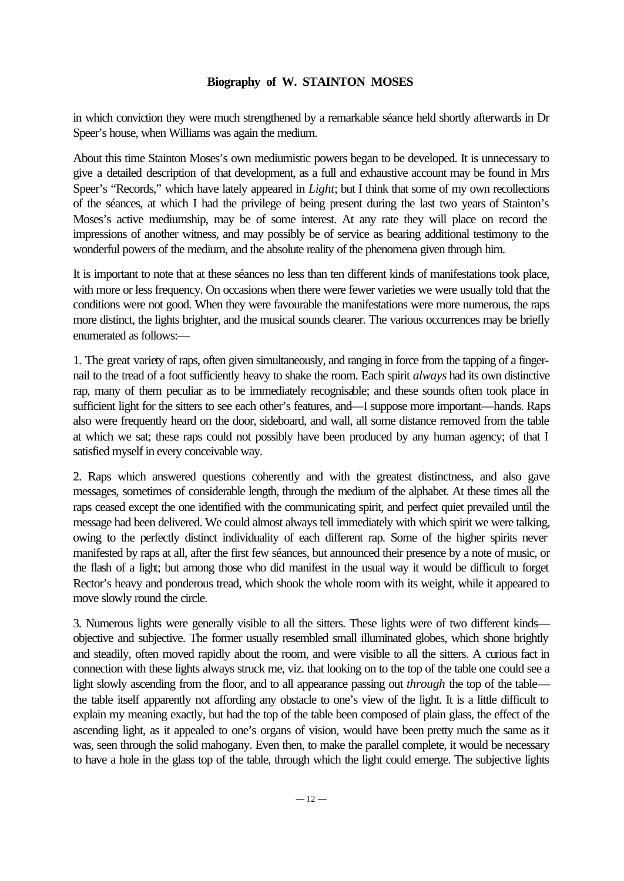in which conviction they were much strengthened by a remarkable séance held shortly afterwards in Dr Speer's house, when Williams was again the medium.

About this time Stainton Moses's own mediumistic powers began to be developed. It is unnecessary to give a detailed description of that development, as a full and exhaustive account may be found in Mrs Speer's "Records," which have lately appeared in *Light*; but I think that some of my own recollections of the séances, at which I had the privilege of being present during the last two years of Stainton's Moses's active mediumship, may be of some interest. At any rate they will place on record the impressions of another witness, and may possibly be of service as bearing additional testimony to the wonderful powers of the medium, and the absolute reality of the phenomena given through him.

It is important to note that at these séances no less than ten different kinds of manifestations took place, with more or less frequency. On occasions when there were fewer varieties we were usually told that the conditions were not good. When they were favourable the manifestations were more numerous, the raps more distinct, the lights brighter, and the musical sounds clearer. The various occurrences may be briefly enumerated as follows:—

1. The great variety of raps, often given simultaneously, and ranging in force from the tapping of a finger-nail to the tread of a foot sufficiently heavy to shake the room. Each spirit *always* had its own distinctive rap, many of them peculiar as to be immediately recognisable; and these sounds often took place in sufficient light for the sitters to see each other's features, and—I suppose more important—hands. Raps also were frequently heard on the door, sideboard, and wall, all some distance removed from the table at which we sat; these raps could not possibly have been produced by any human agency; of that I satisfied myself in every conceivable way.

2. Raps which answered questions coherently and with the greatest distinctness, and also gave messages, sometimes of considerable length, through the medium of the alphabet. At these times all the raps ceased except the one identified with the communicating spirit, and perfect quiet prevailed until the message had been delivered. We could almost always tell immediately with which spirit we were talking, owing to the perfectly distinct individuality of each different rap. Some of the higher spirits never manifested by raps at all, after the first few séances, but announced their presence by a note of music, or the flash of a light; but among those who did manifest in the usual way it would be difficult to forget Rector's heavy and ponderous tread, which shook the whole room with its weight, while it appeared to move slowly round the circle.

3. Numerous lights were generally visible to all the sitters. These lights were of two different kinds—objective and subjective. The former usually resembled small illuminated globes, which shone brightly and steadily, often moved rapidly about the room, and were visible to all the sitters. A curious fact in connection with these lights always struck me, viz. that looking on to the top of the table one could see a light slowly ascending from the floor, and to all appearance passing out *through* the top of the table—the table itself apparently not affording any obstacle to one's view of the light. It is a little difficult to explain my meaning exactly, but had the top of the table been composed of plain glass, the effect of the ascending light, as it appealed to one's organs of vision, would have been pretty much the same as it was, seen through the solid mahogany. Even then, to make the parallel complete, it would be necessary to have a hole in the glass top of the table, through which the light could emerge. The subjective lights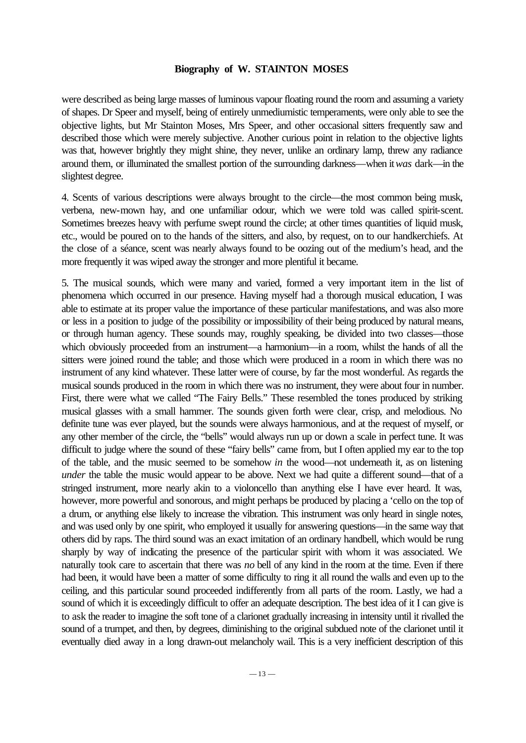were described as being large masses of luminous vapour floating round the room and assuming a variety of shapes. Dr Speer and myself, being of entirely unmediumistic temperaments, were only able to see the objective lights, but Mr Stainton Moses, Mrs Speer, and other occasional sitters frequently saw and described those which were merely subjective. Another curious point in relation to the objective lights was that, however brightly they might shine, they never, unlike an ordinary lamp, threw any radiance around them, or illuminated the smallest portion of the surrounding darkness—when it *was* dark—in the slightest degree.

4. Scents of various descriptions were always brought to the circle—the most common being musk, verbena, new-mown hay, and one unfamiliar odour, which we were told was called spirit-scent. Sometimes breezes heavy with perfume swept round the circle; at other times quantities of liquid musk, etc., would be poured on to the hands of the sitters, and also, by request, on to our handkerchiefs. At the close of a séance, scent was nearly always found to be oozing out of the medium's head, and the more frequently it was wiped away the stronger and more plentiful it became.

5. The musical sounds, which were many and varied, formed a very important item in the list of phenomena which occurred in our presence. Having myself had a thorough musical education, I was able to estimate at its proper value the importance of these particular manifestations, and was also more or less in a position to judge of the possibility or impossibility of their being produced by natural means, or through human agency. These sounds may, roughly speaking, be divided into two classes—those which obviously proceeded from an instrument—a harmonium—in a room, whilst the hands of all the sitters were joined round the table; and those which were produced in a room in which there was no instrument of any kind whatever. These latter were of course, by far the most wonderful. As regards the musical sounds produced in the room in which there was no instrument, they were about four in number. First, there were what we called "The Fairy Bells." These resembled the tones produced by striking musical glasses with a small hammer. The sounds given forth were clear, crisp, and melodious. No definite tune was ever played, but the sounds were always harmonious, and at the request of myself, or any other member of the circle, the "bells" would always run up or down a scale in perfect tune. It was difficult to judge where the sound of these "fairy bells" came from, but I often applied my ear to the top of the table, and the music seemed to be somehow *in* the wood—not underneath it, as on listening *under* the table the music would appear to be above. Next we had quite a different sound—that of a stringed instrument, more nearly akin to a violoncello than anything else I have ever heard. It was, however, more powerful and sonorous, and might perhaps be produced by placing a 'cello on the top of a drum, or anything else likely to increase the vibration. This instrument was only heard in single notes, and was used only by one spirit, who employed it usually for answering questions—in the same way that others did by raps. The third sound was an exact imitation of an ordinary handbell, which would be rung sharply by way of indicating the presence of the particular spirit with whom it was associated. We naturally took care to ascertain that there was *no* bell of any kind in the room at the time. Even if there had been, it would have been a matter of some difficulty to ring it all round the walls and even up to the ceiling, and this particular sound proceeded indifferently from all parts of the room. Lastly, we had a sound of which it is exceedingly difficult to offer an adequate description. The best idea of it I can give is to ask the reader to imagine the soft tone of a clarionet gradually increasing in intensity until it rivalled the sound of a trumpet, and then, by degrees, diminishing to the original subdued note of the clarionet until it eventually died away in a long drawn-out melancholy wail. This is a very inefficient description of this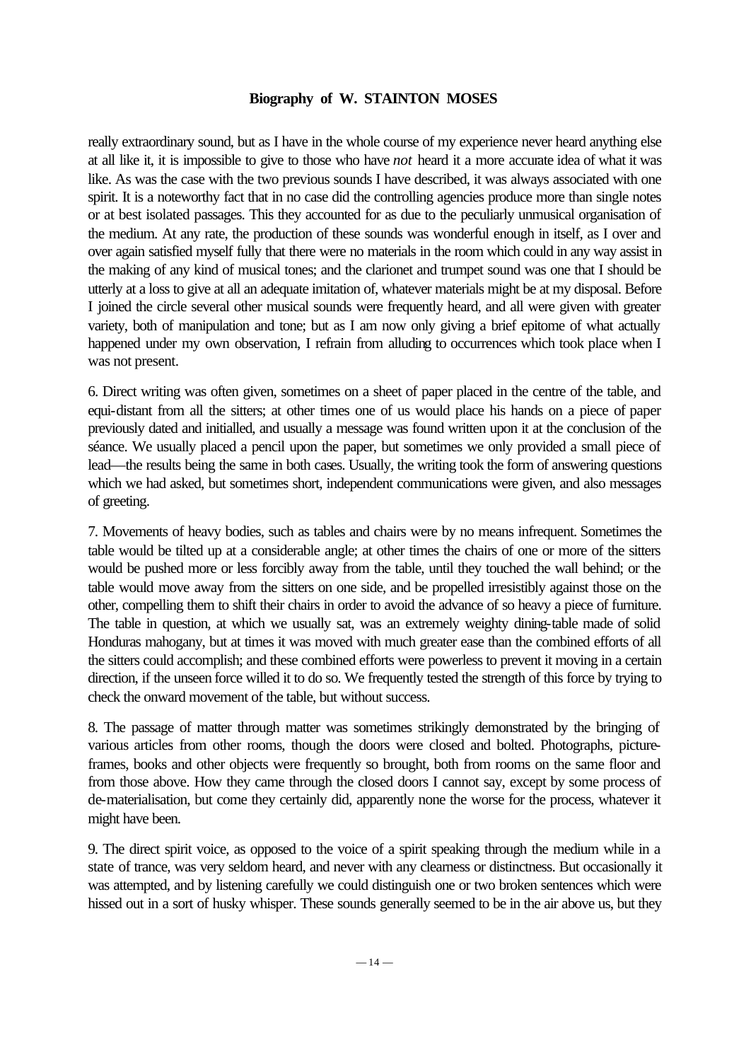really extraordinary sound, but as I have in the whole course of my experience never heard anything else at all like it, it is impossible to give to those who have *not* heard it a more accurate idea of what it was like. As was the case with the two previous sounds I have described, it was always associated with one spirit. It is a noteworthy fact that in no case did the controlling agencies produce more than single notes or at best isolated passages. This they accounted for as due to the peculiarly unmusical organisation of the medium. At any rate, the production of these sounds was wonderful enough in itself, as I over and over again satisfied myself fully that there were no materials in the room which could in any way assist in the making of any kind of musical tones; and the clarionet and trumpet sound was one that I should be utterly at a loss to give at all an adequate imitation of, whatever materials might be at my disposal. Before I joined the circle several other musical sounds were frequently heard, and all were given with greater variety, both of manipulation and tone; but as I am now only giving a brief epitome of what actually happened under my own observation, I refrain from alluding to occurrences which took place when I was not present.

6. Direct writing was often given, sometimes on a sheet of paper placed in the centre of the table, and equi-distant from all the sitters; at other times one of us would place his hands on a piece of paper previously dated and initialled, and usually a message was found written upon it at the conclusion of the séance. We usually placed a pencil upon the paper, but sometimes we only provided a small piece of lead—the results being the same in both cases. Usually, the writing took the form of answering questions which we had asked, but sometimes short, independent communications were given, and also messages of greeting.

7. Movements of heavy bodies, such as tables and chairs were by no means infrequent. Sometimes the table would be tilted up at a considerable angle; at other times the chairs of one or more of the sitters would be pushed more or less forcibly away from the table, until they touched the wall behind; or the table would move away from the sitters on one side, and be propelled irresistibly against those on the other, compelling them to shift their chairs in order to avoid the advance of so heavy a piece of furniture. The table in question, at which we usually sat, was an extremely weighty dining-table made of solid Honduras mahogany, but at times it was moved with much greater ease than the combined efforts of all the sitters could accomplish; and these combined efforts were powerless to prevent it moving in a certain direction, if the unseen force willed it to do so. We frequently tested the strength of this force by trying to check the onward movement of the table, but without success.

8. The passage of matter through matter was sometimes strikingly demonstrated by the bringing of various articles from other rooms, though the doors were closed and bolted. Photographs, picture-frames, books and other objects were frequently so brought, both from rooms on the same floor and from those above. How they came through the closed doors I cannot say, except by some process of de-materialisation, but come they certainly did, apparently none the worse for the process, whatever it might have been.

9. The direct spirit voice, as opposed to the voice of a spirit speaking through the medium while in a state of trance, was very seldom heard, and never with any clearness or distinctness. But occasionally it was attempted, and by listening carefully we could distinguish one or two broken sentences which were hissed out in a sort of husky whisper. These sounds generally seemed to be in the air above us, but they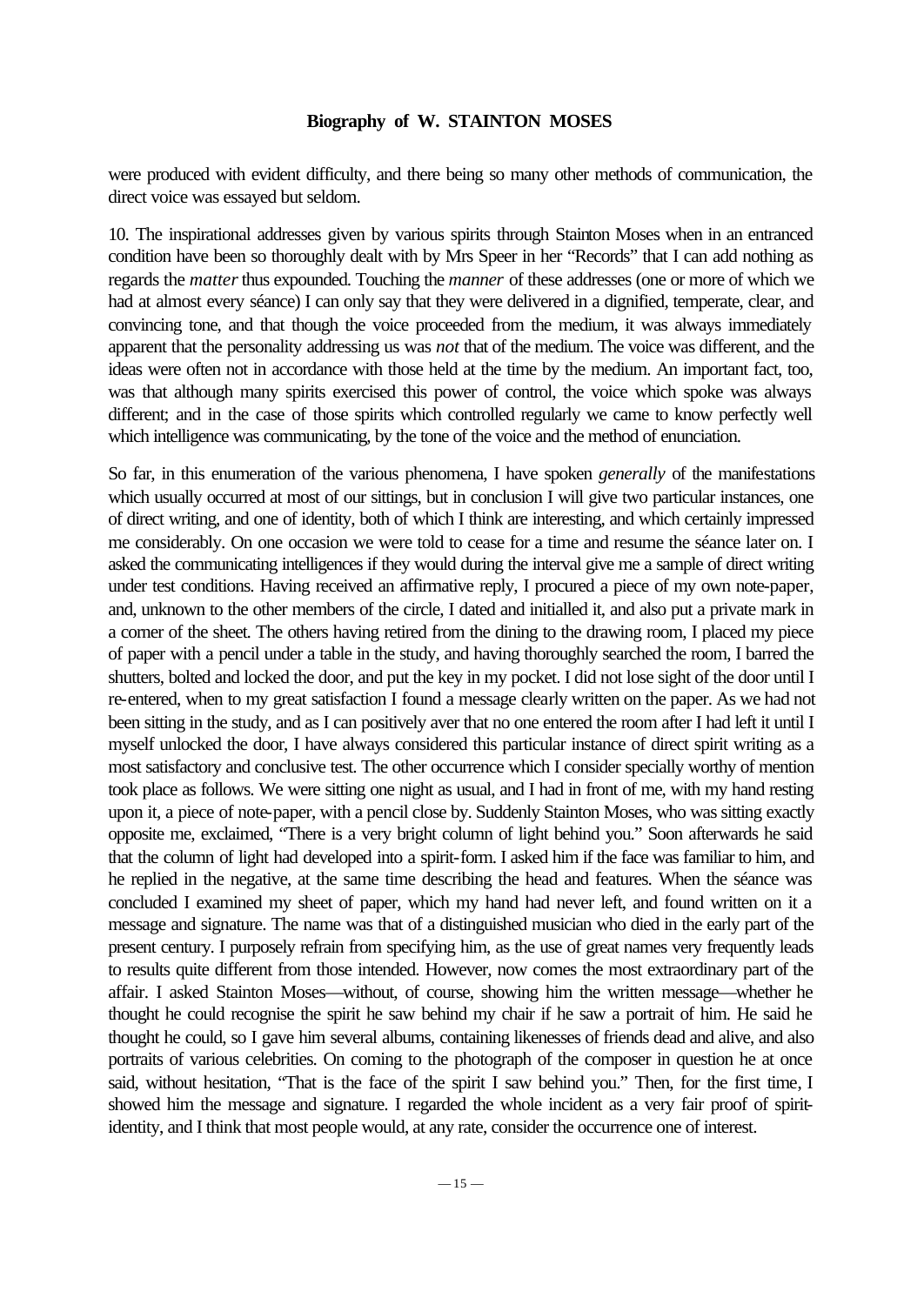were produced with evident difficulty, and there being so many other methods of communication, the direct voice was essayed but seldom.

10. The inspirational addresses given by various spirits through Stainton Moses when in an entranced condition have been so thoroughly dealt with by Mrs Speer in her "Records" that I can add nothing as regards the *matter* thus expounded. Touching the *manner* of these addresses (one or more of which we had at almost every séance) I can only say that they were delivered in a dignified, temperate, clear, and convincing tone, and that though the voice proceeded from the medium, it was always immediately apparent that the personality addressing us was *not* that of the medium. The voice was different, and the ideas were often not in accordance with those held at the time by the medium. An important fact, too, was that although many spirits exercised this power of control, the voice which spoke was always different; and in the case of those spirits which controlled regularly we came to know perfectly well which intelligence was communicating, by the tone of the voice and the method of enunciation.

So far, in this enumeration of the various phenomena, I have spoken *generally* of the manifestations which usually occurred at most of our sittings, but in conclusion I will give two particular instances, one of direct writing, and one of identity, both of which I think are interesting, and which certainly impressed me considerably. On one occasion we were told to cease for a time and resume the séance later on. I asked the communicating intelligences if they would during the interval give me a sample of direct writing under test conditions. Having received an affirmative reply, I procured a piece of my own note-paper, and, unknown to the other members of the circle, I dated and initialled it, and also put a private mark in a corner of the sheet. The others having retired from the dining to the drawing room, I placed my piece of paper with a pencil under a table in the study, and having thoroughly searched the room, I barred the shutters, bolted and locked the door, and put the key in my pocket. I did not lose sight of the door until I re-entered, when to my great satisfaction I found a message clearly written on the paper. As we had not been sitting in the study, and as I can positively aver that no one entered the room after I had left it until I myself unlocked the door, I have always considered this particular instance of direct spirit writing as a most satisfactory and conclusive test. The other occurrence which I consider specially worthy of mention took place as follows. We were sitting one night as usual, and I had in front of me, with my hand resting upon it, a piece of note-paper, with a pencil close by. Suddenly Stainton Moses, who was sitting exactly opposite me, exclaimed, "There is a very bright column of light behind you." Soon afterwards he said that the column of light had developed into a spirit-form. I asked him if the face was familiar to him, and he replied in the negative, at the same time describing the head and features. When the séance was concluded I examined my sheet of paper, which my hand had never left, and found written on it a message and signature. The name was that of a distinguished musician who died in the early part of the present century. I purposely refrain from specifying him, as the use of great names very frequently leads to results quite different from those intended. However, now comes the most extraordinary part of the affair. I asked Stainton Moses—without, of course, showing him the written message—whether he thought he could recognise the spirit he saw behind my chair if he saw a portrait of him. He said he thought he could, so I gave him several albums, containing likenesses of friends dead and alive, and also portraits of various celebrities. On coming to the photograph of the composer in question he at once said, without hesitation, "That is the face of the spirit I saw behind you." Then, for the first time, I showed him the message and signature. I regarded the whole incident as a very fair proof of spirit-identity, and I think that most people would, at any rate, consider the occurrence one of interest.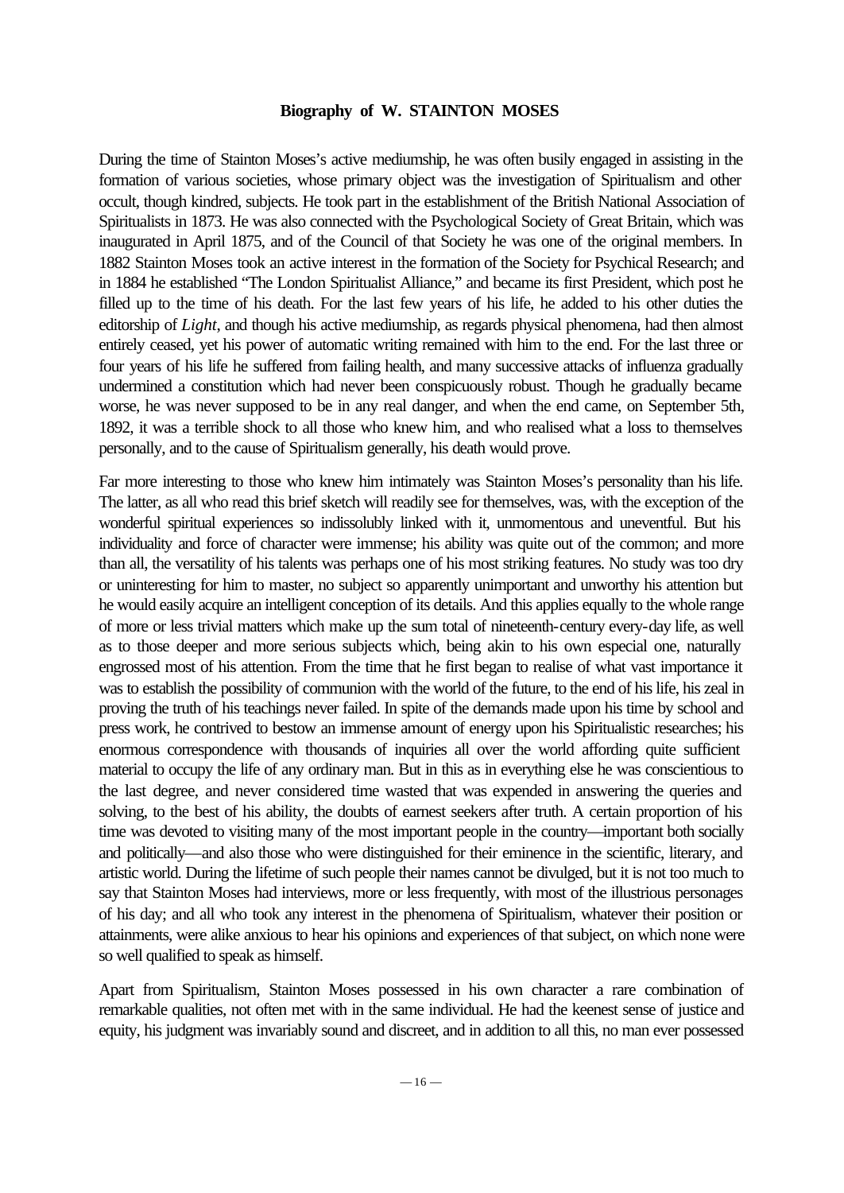**Biography of W. STAINTON MOSES**

During the time of Stainton Moses's active mediumship, he was often busily engaged in assisting in the formation of various societies, whose primary object was the investigation of Spiritualism and other occult, though kindred, subjects. He took part in the establishment of the British National Association of Spiritualists in 1873. He was also connected with the Psychological Society of Great Britain, which was inaugurated in April 1875, and of the Council of that Society he was one of the original members. In 1882 Stainton Moses took an active interest in the formation of the Society for Psychical Research; and in 1884 he established "The London Spiritualist Alliance," and became its first President, which post he filled up to the time of his death. For the last few years of his life, he added to his other duties the editorship of *Light*, and though his active mediumship, as regards physical phenomena, had then almost entirely ceased, yet his power of automatic writing remained with him to the end. For the last three or four years of his life he suffered from failing health, and many successive attacks of influenza gradually undermined a constitution which had never been conspicuously robust. Though he gradually became worse, he was never supposed to be in any real danger, and when the end came, on September 5th, 1892, it was a terrible shock to all those who knew him, and who realised what a loss to themselves personally, and to the cause of Spiritualism generally, his death would prove.

Far more interesting to those who knew him intimately was Stainton Moses's personality than his life. The latter, as all who read this brief sketch will readily see for themselves, was, with the exception of the wonderful spiritual experiences so indissolubly linked with it, unmomentous and uneventful. But his individuality and force of character were immense; his ability was quite out of the common; and more than all, the versatility of his talents was perhaps one of his most striking features. No study was too dry or uninteresting for him to master, no subject so apparently unimportant and unworthy his attention but he would easily acquire an intelligent conception of its details. And this applies equally to the whole range of more or less trivial matters which make up the sum total of nineteenth-century every-day life, as well as to those deeper and more serious subjects which, being akin to his own especial one, naturally engrossed most of his attention. From the time that he first began to realise of what vast importance it was to establish the possibility of communion with the world of the future, to the end of his life, his zeal in proving the truth of his teachings never failed. In spite of the demands made upon his time by school and press work, he contrived to bestow an immense amount of energy upon his Spiritualistic researches; his enormous correspondence with thousands of inquiries all over the world affording quite sufficient material to occupy the life of any ordinary man. But in this as in everything else he was conscientious to the last degree, and never considered time wasted that was expended in answering the queries and solving, to the best of his ability, the doubts of earnest seekers after truth. A certain proportion of his time was devoted to visiting many of the most important people in the country—important both socially and politically—and also those who were distinguished for their eminence in the scientific, literary, and artistic world. During the lifetime of such people their names cannot be divulged, but it is not too much to say that Stainton Moses had interviews, more or less frequently, with most of the illustrious personages of his day; and all who took any interest in the phenomena of Spiritualism, whatever their position or attainments, were alike anxious to hear his opinions and experiences of that subject, on which none were so well qualified to speak as himself.

Apart from Spiritualism, Stainton Moses possessed in his own character a rare combination of remarkable qualities, not often met with in the same individual. He had the keenest sense of justice and equity, his judgment was invariably sound and discreet, and in addition to all this, no man ever possessed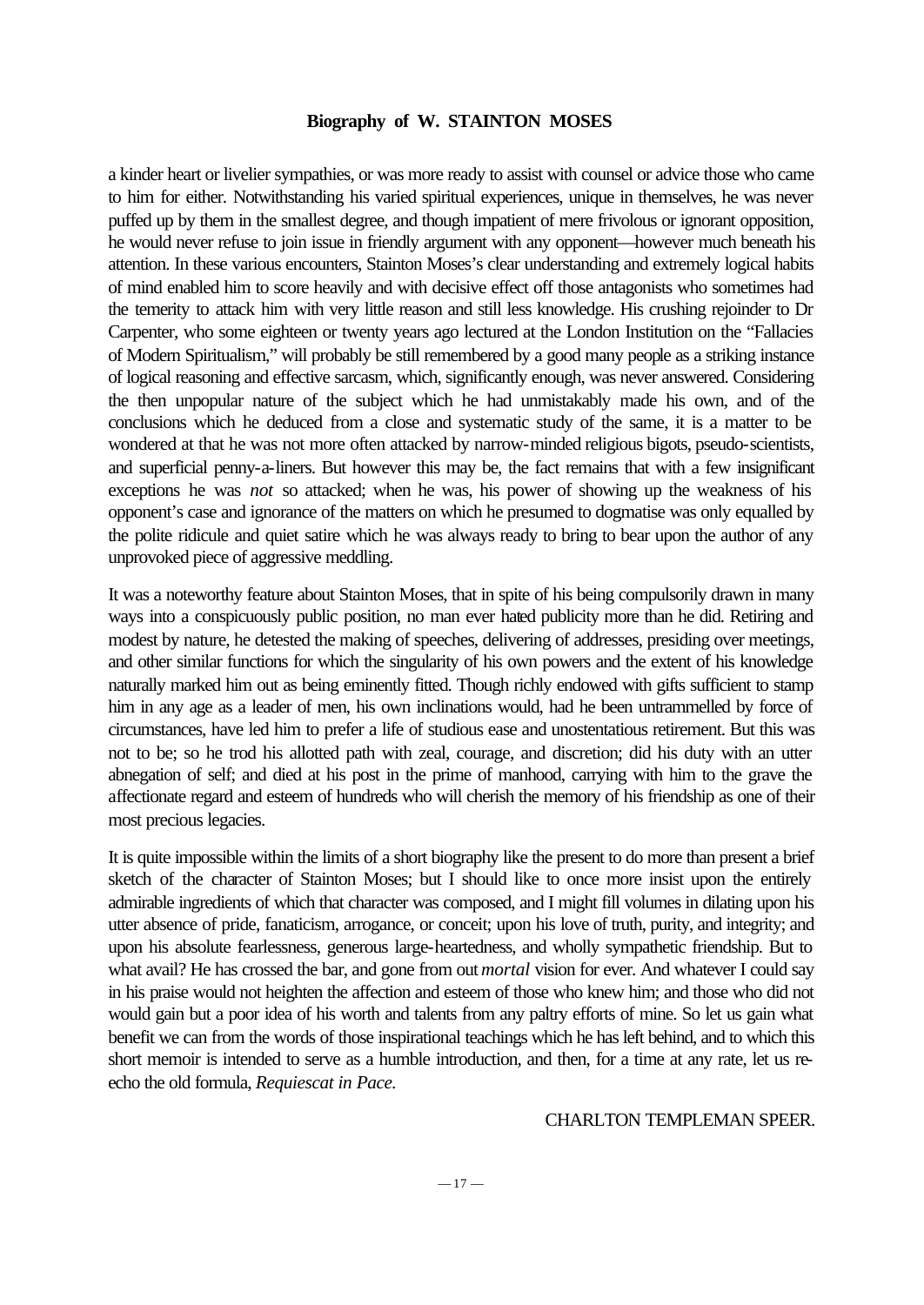a kinder heart or livelier sympathies, or was more ready to assist with counsel or advice those who came to him for either. Notwithstanding his varied spiritual experiences, unique in themselves, he was never puffed up by them in the smallest degree, and though impatient of mere frivolous or ignorant opposition, he would never refuse to join issue in friendly argument with any opponent—however much beneath his attention. In these various encounters, Stainton Moses's clear understanding and extremely logical habits of mind enabled him to score heavily and with decisive effect off those antagonists who sometimes had the temerity to attack him with very little reason and still less knowledge. His crushing rejoinder to Dr Carpenter, who some eighteen or twenty years ago lectured at the London Institution on the "Fallacies of Modern Spiritualism," will probably be still remembered by a good many people as a striking instance of logical reasoning and effective sarcasm, which, significantly enough, was never answered. Considering the then unpopular nature of the subject which he had unmistakably made his own, and of the conclusions which he deduced from a close and systematic study of the same, it is a matter to be wondered at that he was not more often attacked by narrow-minded religious bigots, pseudo-scientists, and superficial penny-a-liners. But however this may be, the fact remains that with a few insignificant exceptions he was *not* so attacked; when he was, his power of showing up the weakness of his opponent's case and ignorance of the matters on which he presumed to dogmatise was only equalled by the polite ridicule and quiet satire which he was always ready to bring to bear upon the author of any unprovoked piece of aggressive meddling.

It was a noteworthy feature about Stainton Moses, that in spite of his being compulsorily drawn in many ways into a conspicuously public position, no man ever hated publicity more than he did. Retiring and modest by nature, he detested the making of speeches, delivering of addresses, presiding over meetings, and other similar functions for which the singularity of his own powers and the extent of his knowledge naturally marked him out as being eminently fitted. Though richly endowed with gifts sufficient to stamp him in any age as a leader of men, his own inclinations would, had he been untrammelled by force of circumstances, have led him to prefer a life of studious ease and unostentatious retirement. But this was not to be; so he trod his allotted path with zeal, courage, and discretion; did his duty with an utter abnegation of self; and died at his post in the prime of manhood, carrying with him to the grave the affectionate regard and esteem of hundreds who will cherish the memory of his friendship as one of their most precious legacies.

It is quite impossible within the limits of a short biography like the present to do more than present a brief sketch of the character of Stainton Moses; but I should like to once more insist upon the entirely admirable ingredients of which that character was composed, and I might fill volumes in dilating upon his utter absence of pride, fanaticism, arrogance, or conceit; upon his love of truth, purity, and integrity; and upon his absolute fearlessness, generous large-heartedness, and wholly sympathetic friendship. But to what avail? He has crossed the bar, and gone from out *mortal* vision for ever. And whatever I could say in his praise would not heighten the affection and esteem of those who knew him; and those who did not would gain but a poor idea of his worth and talents from any paltry efforts of mine. So let us gain what benefit we can from the words of those inspirational teachings which he has left behind, and to which this short memoir is intended to serve as a humble introduction, and then, for a time at any rate, let us re-echo the old formula, *Requiescat in Pace.*

CHARLTON TEMPLEMAN SPEER.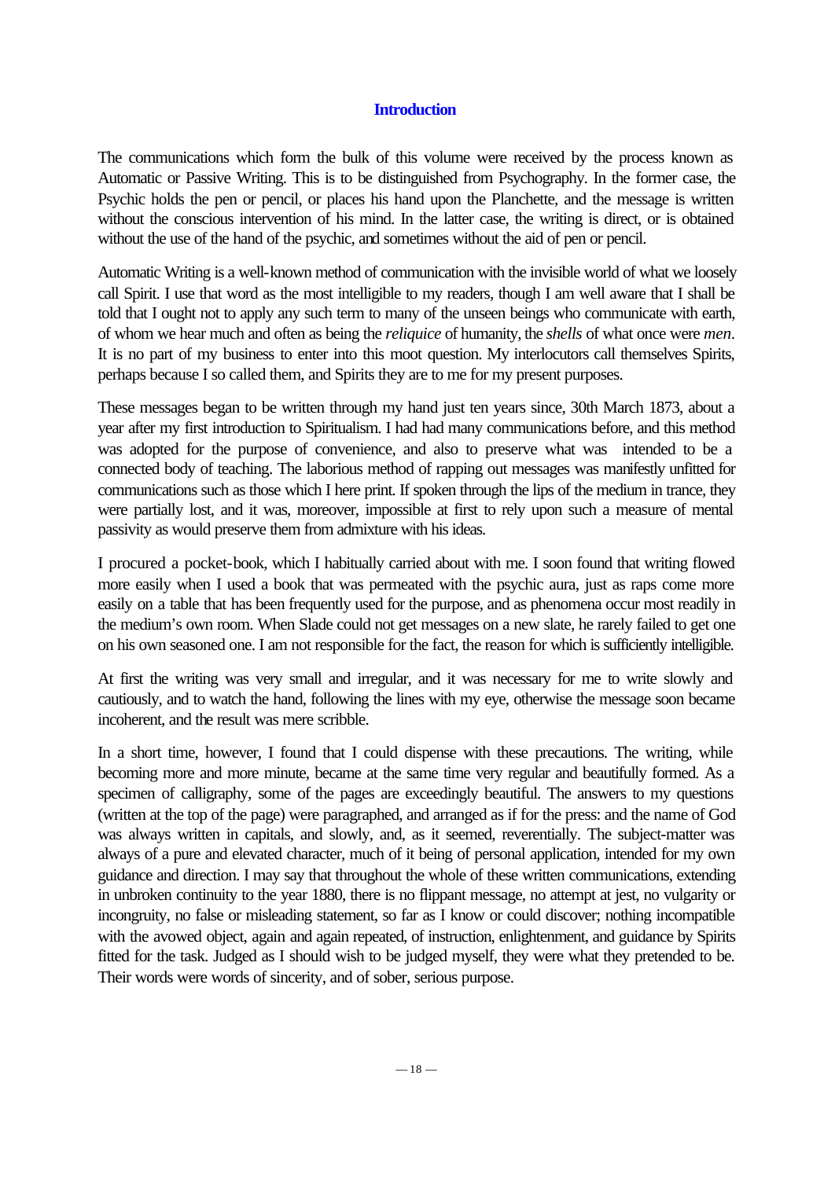## Introduction

The communications which form the bulk of this volume were received by the process known as Automatic or Passive Writing. This is to be distinguished from Psychography. In the former case, the Psychic holds the pen or pencil, or places his hand upon the Planchette, and the message is written without the conscious intervention of his mind. In the latter case, the writing is direct, or is obtained without the use of the hand of the psychic, and sometimes without the aid of pen or pencil.

Automatic Writing is a well-known method of communication with the invisible world of what we loosely call Spirit. I use that word as the most intelligible to my readers, though I am well aware that I shall be told that I ought not to apply any such term to many of the unseen beings who communicate with earth, of whom we hear much and often as being the *reliquice* of humanity, the *shells* of what once were *men*. It is no part of my business to enter into this moot question. My interlocutors call themselves Spirits, perhaps because I so called them, and Spirits they are to me for my present purposes.

These messages began to be written through my hand just ten years since, 30th March 1873, about a year after my first introduction to Spiritualism. I had had many communications before, and this method was adopted for the purpose of convenience, and also to preserve what was intended to be a connected body of teaching. The laborious method of rapping out messages was manifestly unfitted for communications such as those which I here print. If spoken through the lips of the medium in trance, they were partially lost, and it was, moreover, impossible at first to rely upon such a measure of mental passivity as would preserve them from admixture with his ideas.

I procured a pocket-book, which I habitually carried about with me. I soon found that writing flowed more easily when I used a book that was permeated with the psychic aura, just as raps come more easily on a table that has been frequently used for the purpose, and as phenomena occur most readily in the medium's own room. When Slade could not get messages on a new slate, he rarely failed to get one on his own seasoned one. I am not responsible for the fact, the reason for which is sufficiently intelligible.

At first the writing was very small and irregular, and it was necessary for me to write slowly and cautiously, and to watch the hand, following the lines with my eye, otherwise the message soon became incoherent, and the result was mere scribble.

In a short time, however, I found that I could dispense with these precautions. The writing, while becoming more and more minute, became at the same time very regular and beautifully formed. As a specimen of calligraphy, some of the pages are exceedingly beautiful. The answers to my questions (written at the top of the page) were paragraphed, and arranged as if for the press: and the name of God was always written in capitals, and slowly, and, as it seemed, reverentially. The subject-matter was always of a pure and elevated character, much of it being of personal application, intended for my own guidance and direction. I may say that throughout the whole of these written communications, extending in unbroken continuity to the year 1880, there is no flippant message, no attempt at jest, no vulgarity or incongruity, no false or misleading statement, so far as I know or could discover; nothing incompatible with the avowed object, again and again repeated, of instruction, enlightenment, and guidance by Spirits fitted for the task. Judged as I should wish to be judged myself, they were what they pretended to be. Their words were words of sincerity, and of sober, serious purpose.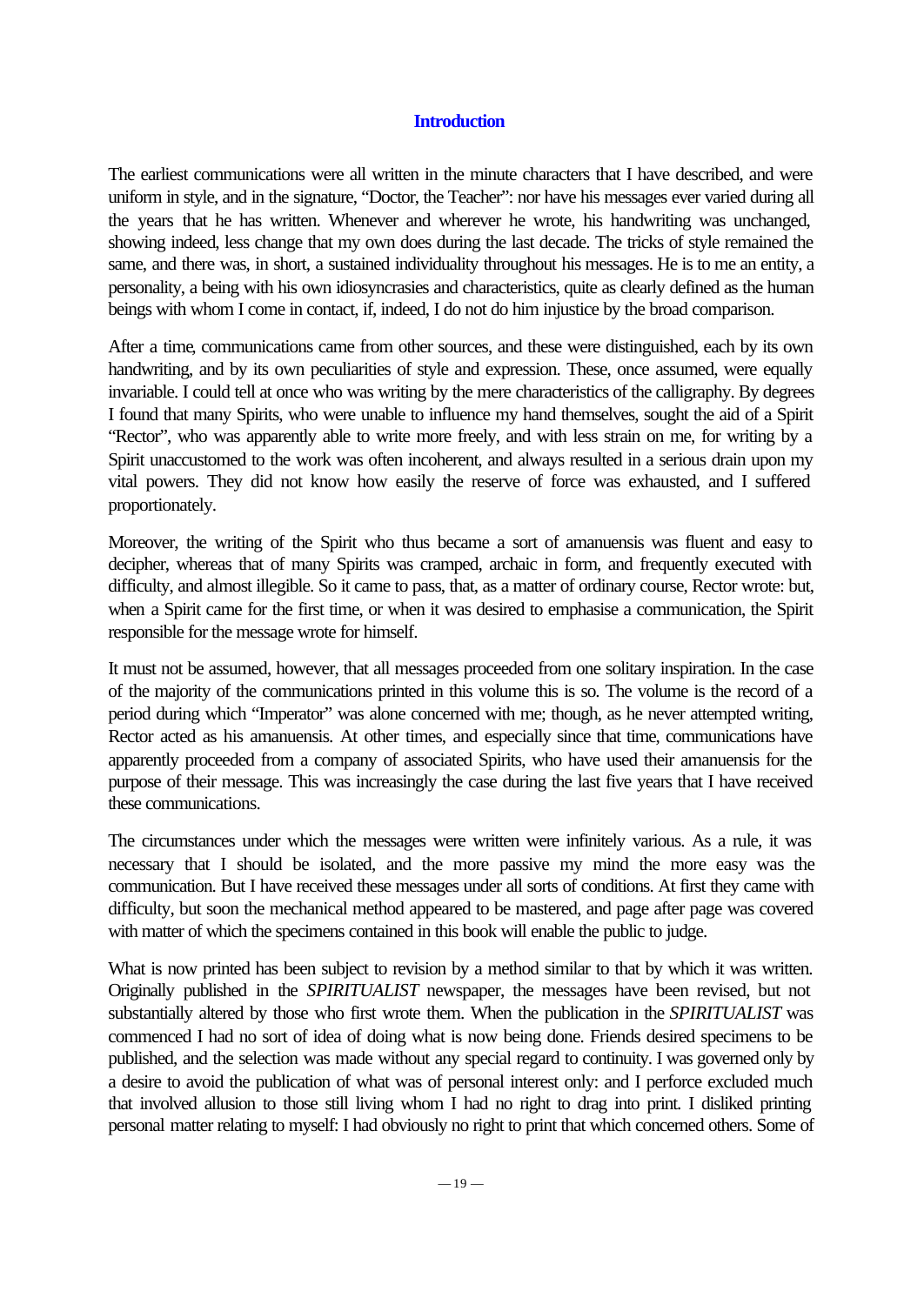## Introduction

The earliest communications were all written in the minute characters that I have described, and were uniform in style, and in the signature, "Doctor, the Teacher": nor have his messages ever varied during all the years that he has written. Whenever and wherever he wrote, his handwriting was unchanged, showing indeed, less change that my own does during the last decade. The tricks of style remained the same, and there was, in short, a sustained individuality throughout his messages. He is to me an entity, a personality, a being with his own idiosyncrasies and characteristics, quite as clearly defined as the human beings with whom I come in contact, if, indeed, I do not do him injustice by the broad comparison.

After a time, communications came from other sources, and these were distinguished, each by its own handwriting, and by its own peculiarities of style and expression. These, once assumed, were equally invariable. I could tell at once who was writing by the mere characteristics of the calligraphy. By degrees I found that many Spirits, who were unable to influence my hand themselves, sought the aid of a Spirit "Rector", who was apparently able to write more freely, and with less strain on me, for writing by a Spirit unaccustomed to the work was often incoherent, and always resulted in a serious drain upon my vital powers. They did not know how easily the reserve of force was exhausted, and I suffered proportionately.

Moreover, the writing of the Spirit who thus became a sort of amanuensis was fluent and easy to decipher, whereas that of many Spirits was cramped, archaic in form, and frequently executed with difficulty, and almost illegible. So it came to pass, that, as a matter of ordinary course, Rector wrote: but, when a Spirit came for the first time, or when it was desired to emphasise a communication, the Spirit responsible for the message wrote for himself.

It must not be assumed, however, that all messages proceeded from one solitary inspiration. In the case of the majority of the communications printed in this volume this is so. The volume is the record of a period during which "Imperator" was alone concerned with me; though, as he never attempted writing, Rector acted as his amanuensis. At other times, and especially since that time, communications have apparently proceeded from a company of associated Spirits, who have used their amanuensis for the purpose of their message. This was increasingly the case during the last five years that I have received these communications.

The circumstances under which the messages were written were infinitely various. As a rule, it was necessary that I should be isolated, and the more passive my mind the more easy was the communication. But I have received these messages under all sorts of conditions. At first they came with difficulty, but soon the mechanical method appeared to be mastered, and page after page was covered with matter of which the specimens contained in this book will enable the public to judge.

What is now printed has been subject to revision by a method similar to that by which it was written. Originally published in the *SPIRITUALIST* newspaper, the messages have been revised, but not substantially altered by those who first wrote them. When the publication in the *SPIRITUALIST* was commenced I had no sort of idea of doing what is now being done. Friends desired specimens to be published, and the selection was made without any special regard to continuity. I was governed only by a desire to avoid the publication of what was of personal interest only: and I perforce excluded much that involved allusion to those still living whom I had no right to drag into print. I disliked printing personal matter relating to myself: I had obviously no right to print that which concerned others. Some of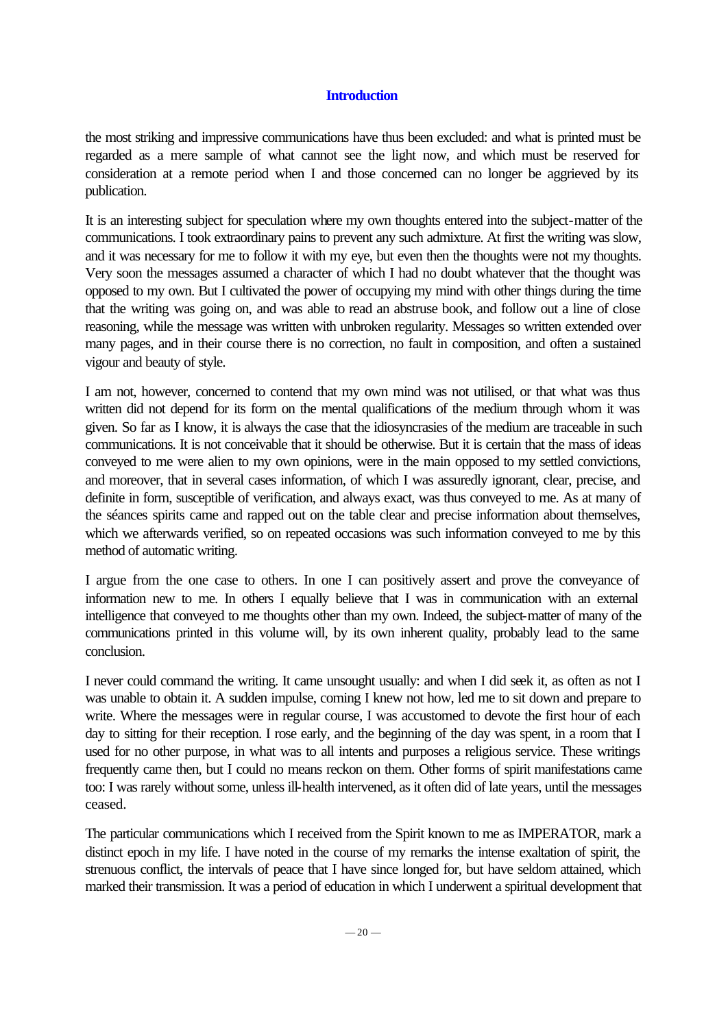the most striking and impressive communications have thus been excluded: and what is printed must be regarded as a mere sample of what cannot see the light now, and which must be reserved for consideration at a remote period when I and those concerned can no longer be aggrieved by its publication.

It is an interesting subject for speculation where my own thoughts entered into the subject-matter of the communications. I took extraordinary pains to prevent any such admixture. At first the writing was slow, and it was necessary for me to follow it with my eye, but even then the thoughts were not my thoughts. Very soon the messages assumed a character of which I had no doubt whatever that the thought was opposed to my own. But I cultivated the power of occupying my mind with other things during the time that the writing was going on, and was able to read an abstruse book, and follow out a line of close reasoning, while the message was written with unbroken regularity. Messages so written extended over many pages, and in their course there is no correction, no fault in composition, and often a sustained vigour and beauty of style.

I am not, however, concerned to contend that my own mind was not utilised, or that what was thus written did not depend for its form on the mental qualifications of the medium through whom it was given. So far as I know, it is always the case that the idiosyncrasies of the medium are traceable in such communications. It is not conceivable that it should be otherwise. But it is certain that the mass of ideas conveyed to me were alien to my own opinions, were in the main opposed to my settled convictions, and moreover, that in several cases information, of which I was assuredly ignorant, clear, precise, and definite in form, susceptible of verification, and always exact, was thus conveyed to me. As at many of the séances spirits came and rapped out on the table clear and precise information about themselves, which we afterwards verified, so on repeated occasions was such information conveyed to me by this method of automatic writing.

I argue from the one case to others. In one I can positively assert and prove the conveyance of information new to me. In others I equally believe that I was in communication with an external intelligence that conveyed to me thoughts other than my own. Indeed, the subject-matter of many of the communications printed in this volume will, by its own inherent quality, probably lead to the same conclusion.

I never could command the writing. It came unsought usually: and when I did seek it, as often as not I was unable to obtain it. A sudden impulse, coming I knew not how, led me to sit down and prepare to write. Where the messages were in regular course, I was accustomed to devote the first hour of each day to sitting for their reception. I rose early, and the beginning of the day was spent, in a room that I used for no other purpose, in what was to all intents and purposes a religious service. These writings frequently came then, but I could no means reckon on them. Other forms of spirit manifestations came too: I was rarely without some, unless ill-health intervened, as it often did of late years, until the messages ceased.

The particular communications which I received from the Spirit known to me as IMPERATOR, mark a distinct epoch in my life. I have noted in the course of my remarks the intense exaltation of spirit, the strenuous conflict, the intervals of peace that I have since longed for, but have seldom attained, which marked their transmission. It was a period of education in which I underwent a spiritual development that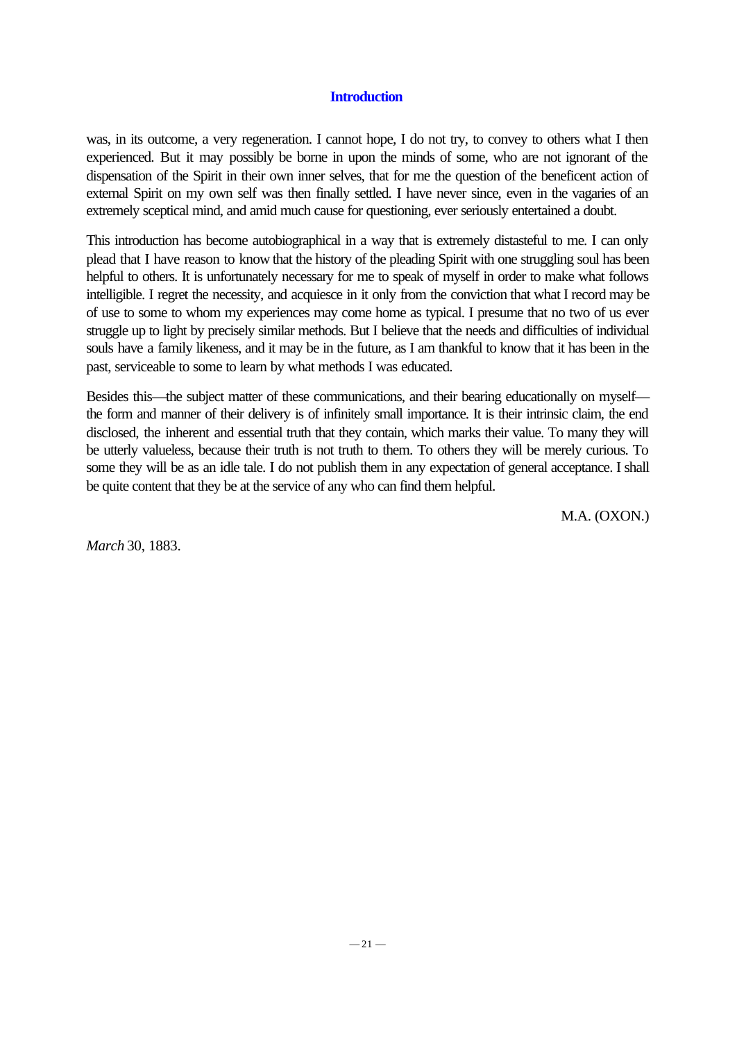was, in its outcome, a very regeneration. I cannot hope, I do not try, to convey to others what I then experienced. But it may possibly be borne in upon the minds of some, who are not ignorant of the dispensation of the Spirit in their own inner selves, that for me the question of the beneficent action of external Spirit on my own self was then finally settled. I have never since, even in the vagaries of an extremely sceptical mind, and amid much cause for questioning, ever seriously entertained a doubt.

This introduction has become autobiographical in a way that is extremely distasteful to me. I can only plead that I have reason to know that the history of the pleading Spirit with one struggling soul has been helpful to others. It is unfortunately necessary for me to speak of myself in order to make what follows intelligible. I regret the necessity, and acquiesce in it only from the conviction that what I record may be of use to some to whom my experiences may come home as typical. I presume that no two of us ever struggle up to light by precisely similar methods. But I believe that the needs and difficulties of individual souls have a family likeness, and it may be in the future, as I am thankful to know that it has been in the past, serviceable to some to learn by what methods I was educated.

Besides this—the subject matter of these communications, and their bearing educationally on myself—the form and manner of their delivery is of infinitely small importance. It is their intrinsic claim, the end disclosed, the inherent and essential truth that they contain, which marks their value. To many they will be utterly valueless, because their truth is not truth to them. To others they will be merely curious. To some they will be as an idle tale. I do not publish them in any expectation of general acceptance. I shall be quite content that they be at the service of any who can find them helpful.

M.A. (OXON.)

*March* 30, 1883.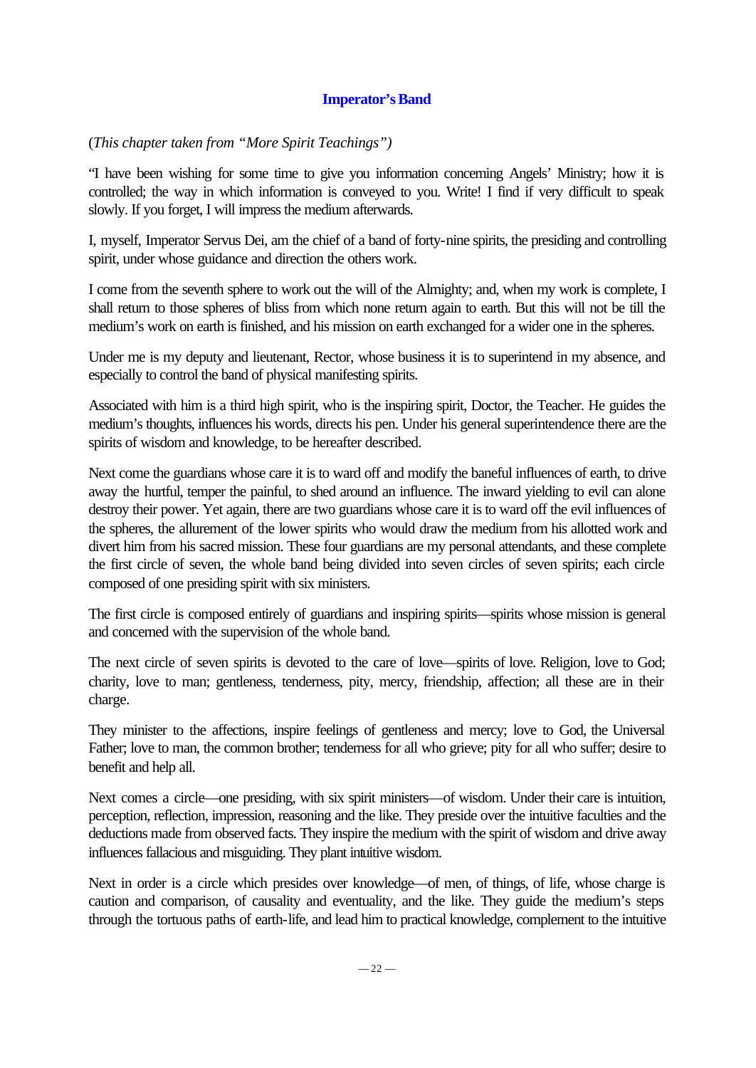## Imperator's Band

(*This chapter taken from "More Spirit Teachings")*

"I have been wishing for some time to give you information concerning Angels' Ministry; how it is controlled; the way in which information is conveyed to you. Write! I find if very difficult to speak slowly. If you forget, I will impress the medium afterwards.

I, myself, Imperator Servus Dei, am the chief of a band of forty-nine spirits, the presiding and controlling spirit, under whose guidance and direction the others work.

I come from the seventh sphere to work out the will of the Almighty; and, when my work is complete, I shall return to those spheres of bliss from which none return again to earth. But this will not be till the medium's work on earth is finished, and his mission on earth exchanged for a wider one in the spheres.

Under me is my deputy and lieutenant, Rector, whose business it is to superintend in my absence, and especially to control the band of physical manifesting spirits.

Associated with him is a third high spirit, who is the inspiring spirit, Doctor, the Teacher. He guides the medium's thoughts, influences his words, directs his pen. Under his general superintendence there are the spirits of wisdom and knowledge, to be hereafter described.

Next come the guardians whose care it is to ward off and modify the baneful influences of earth, to drive away the hurtful, temper the painful, to shed around an influence. The inward yielding to evil can alone destroy their power. Yet again, there are two guardians whose care it is to ward off the evil influences of the spheres, the allurement of the lower spirits who would draw the medium from his allotted work and divert him from his sacred mission. These four guardians are my personal attendants, and these complete the first circle of seven, the whole band being divided into seven circles of seven spirits; each circle composed of one presiding spirit with six ministers.

The first circle is composed entirely of guardians and inspiring spirits—spirits whose mission is general and concerned with the supervision of the whole band.

The next circle of seven spirits is devoted to the care of love—spirits of love. Religion, love to God; charity, love to man; gentleness, tenderness, pity, mercy, friendship, affection; all these are in their charge.

They minister to the affections, inspire feelings of gentleness and mercy; love to God, the Universal Father; love to man, the common brother; tenderness for all who grieve; pity for all who suffer; desire to benefit and help all.

Next comes a circle—one presiding, with six spirit ministers—of wisdom. Under their care is intuition, perception, reflection, impression, reasoning and the like. They preside over the intuitive faculties and the deductions made from observed facts. They inspire the medium with the spirit of wisdom and drive away influences fallacious and misguiding. They plant intuitive wisdom.

Next in order is a circle which presides over knowledge—of men, of things, of life, whose charge is caution and comparison, of causality and eventuality, and the like. They guide the medium's steps through the tortuous paths of earth-life, and lead him to practical knowledge, complement to the intuitive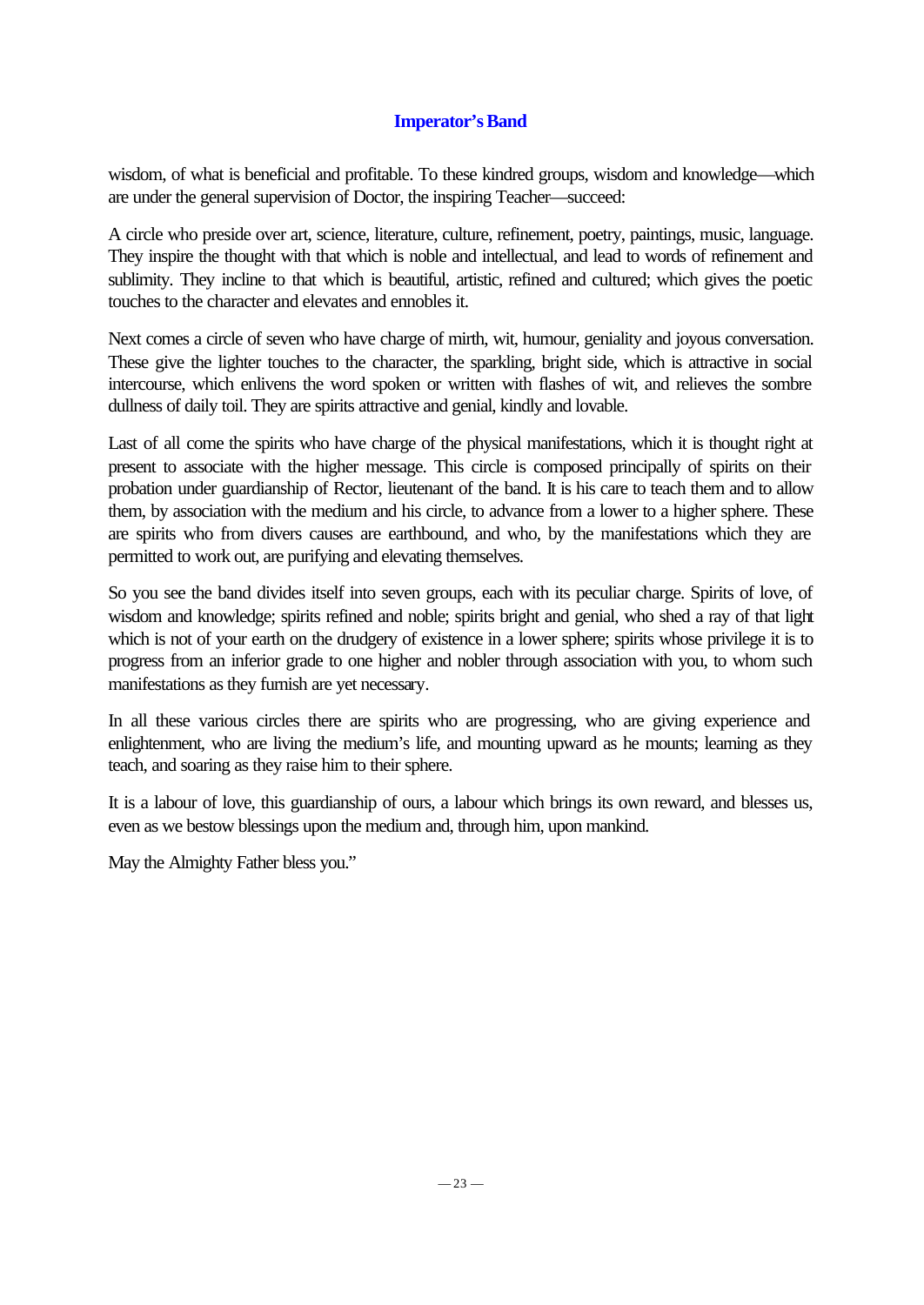wisdom, of what is beneficial and profitable. To these kindred groups, wisdom and knowledge—which are under the general supervision of Doctor, the inspiring Teacher—succeed:

A circle who preside over art, science, literature, culture, refinement, poetry, paintings, music, language. They inspire the thought with that which is noble and intellectual, and lead to words of refinement and sublimity. They incline to that which is beautiful, artistic, refined and cultured; which gives the poetic touches to the character and elevates and ennobles it.

Next comes a circle of seven who have charge of mirth, wit, humour, geniality and joyous conversation. These give the lighter touches to the character, the sparkling, bright side, which is attractive in social intercourse, which enlivens the word spoken or written with flashes of wit, and relieves the sombre dullness of daily toil. They are spirits attractive and genial, kindly and lovable.

Last of all come the spirits who have charge of the physical manifestations, which it is thought right at present to associate with the higher message. This circle is composed principally of spirits on their probation under guardianship of Rector, lieutenant of the band. It is his care to teach them and to allow them, by association with the medium and his circle, to advance from a lower to a higher sphere. These are spirits who from divers causes are earthbound, and who, by the manifestations which they are permitted to work out, are purifying and elevating themselves.

So you see the band divides itself into seven groups, each with its peculiar charge. Spirits of love, of wisdom and knowledge; spirits refined and noble; spirits bright and genial, who shed a ray of that light which is not of your earth on the drudgery of existence in a lower sphere; spirits whose privilege it is to progress from an inferior grade to one higher and nobler through association with you, to whom such manifestations as they furnish are yet necessary.

In all these various circles there are spirits who are progressing, who are giving experience and enlightenment, who are living the medium's life, and mounting upward as he mounts; learning as they teach, and soaring as they raise him to their sphere.

It is a labour of love, this guardianship of ours, a labour which brings its own reward, and blesses us, even as we bestow blessings upon the medium and, through him, upon mankind.

May the Almighty Father bless you."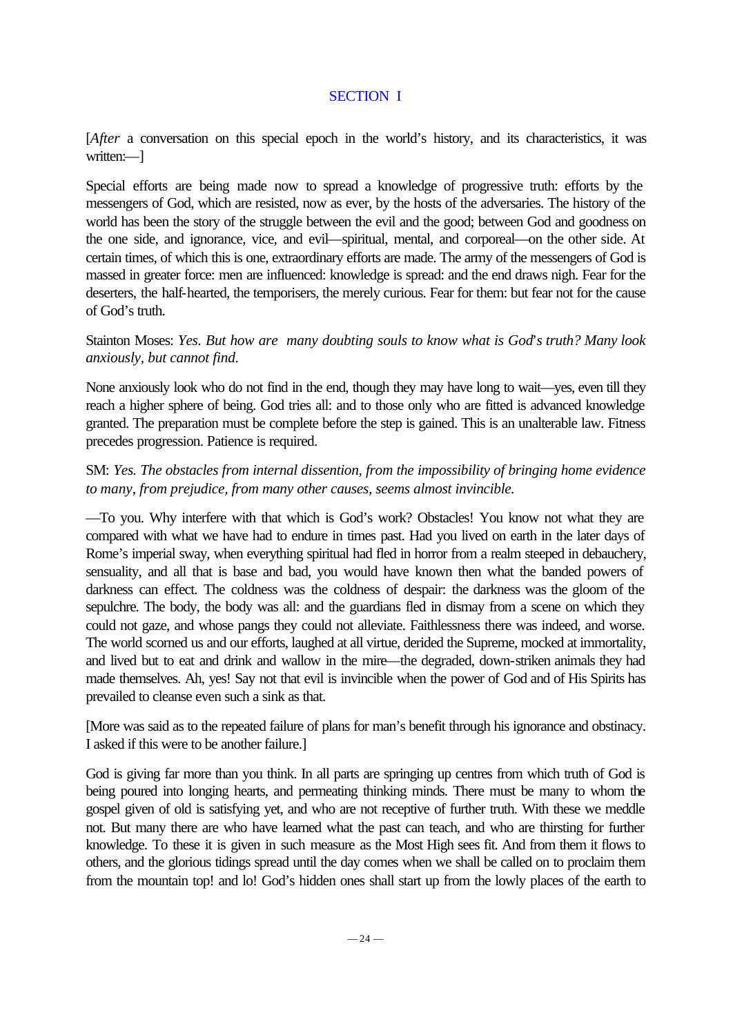## SECTION I

[*After* a conversation on this special epoch in the world's history, and its characteristics, it was written:—]

Special efforts are being made now to spread a knowledge of progressive truth: efforts by the messengers of God, which are resisted, now as ever, by the hosts of the adversaries. The history of the world has been the story of the struggle between the evil and the good; between God and goodness on the one side, and ignorance, vice, and evil—spiritual, mental, and corporeal—on the other side. At certain times, of which this is one, extraordinary efforts are made. The army of the messengers of God is massed in greater force: men are influenced: knowledge is spread: and the end draws nigh. Fear for the deserters, the half-hearted, the temporisers, the merely curious. Fear for them: but fear not for the cause of God's truth.

Stainton Moses: *Yes. But how are many doubting souls to know what is God's truth? Many look anxiously, but cannot find.*

None anxiously look who do not find in the end, though they may have long to wait—yes, even till they reach a higher sphere of being. God tries all: and to those only who are fitted is advanced knowledge granted. The preparation must be complete before the step is gained. This is an unalterable law. Fitness precedes progression. Patience is required.

SM: *Yes. The obstacles from internal dissention, from the impossibility of bringing home evidence to many, from prejudice, from many other causes, seems almost invincible.*

—To you. Why interfere with that which is God's work? Obstacles! You know not what they are compared with what we have had to endure in times past. Had you lived on earth in the later days of Rome's imperial sway, when everything spiritual had fled in horror from a realm steeped in debauchery, sensuality, and all that is base and bad, you would have known then what the banded powers of darkness can effect. The coldness was the coldness of despair: the darkness was the gloom of the sepulchre. The body, the body was all: and the guardians fled in dismay from a scene on which they could not gaze, and whose pangs they could not alleviate. Faithlessness there was indeed, and worse. The world scorned us and our efforts, laughed at all virtue, derided the Supreme, mocked at immortality, and lived but to eat and drink and wallow in the mire—the degraded, down-striken animals they had made themselves. Ah, yes! Say not that evil is invincible when the power of God and of His Spirits has prevailed to cleanse even such a sink as that.

[More was said as to the repeated failure of plans for man's benefit through his ignorance and obstinacy. I asked if this were to be another failure.]

God is giving far more than you think. In all parts are springing up centres from which truth of God is being poured into longing hearts, and permeating thinking minds. There must be many to whom the gospel given of old is satisfying yet, and who are not receptive of further truth. With these we meddle not. But many there are who have learned what the past can teach, and who are thirsting for further knowledge. To these it is given in such measure as the Most High sees fit. And from them it flows to others, and the glorious tidings spread until the day comes when we shall be called on to proclaim them from the mountain top! and lo! God's hidden ones shall start up from the lowly places of the earth to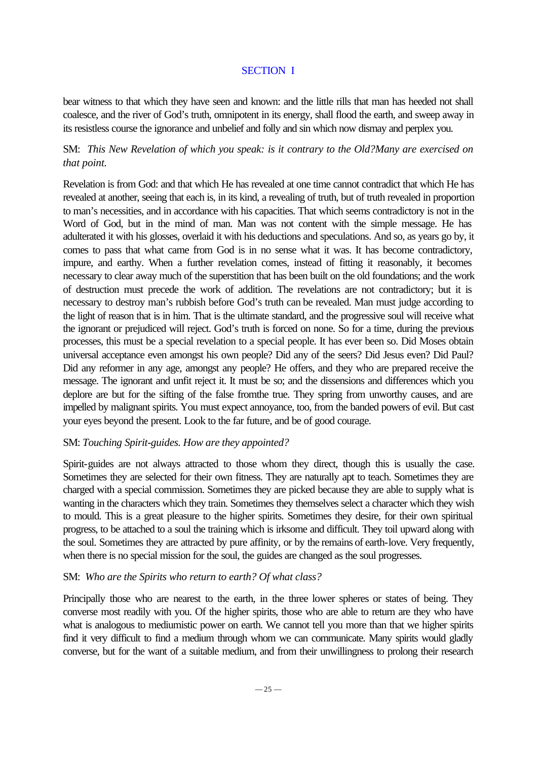bear witness to that which they have seen and known: and the little rills that man has heeded not shall coalesce, and the river of God's truth, omnipotent in its energy, shall flood the earth, and sweep away in its resistless course the ignorance and unbelief and folly and sin which now dismay and perplex you.

SM: *This New Revelation of which you speak: is it contrary to the Old?Many are exercised on that point.*

Revelation is from God: and that which He has revealed at one time cannot contradict that which He has revealed at another, seeing that each is, in its kind, a revealing of truth, but of truth revealed in proportion to man's necessities, and in accordance with his capacities. That which seems contradictory is not in the Word of God, but in the mind of man. Man was not content with the simple message. He has adulterated it with his glosses, overlaid it with his deductions and speculations. And so, as years go by, it comes to pass that what came from God is in no sense what it was. It has become contradictory, impure, and earthy. When a further revelation comes, instead of fitting it reasonably, it becomes necessary to clear away much of the superstition that has been built on the old foundations; and the work of destruction must precede the work of addition. The revelations are not contradictory; but it is necessary to destroy man's rubbish before God's truth can be revealed. Man must judge according to the light of reason that is in him. That is the ultimate standard, and the progressive soul will receive what the ignorant or prejudiced will reject. God's truth is forced on none. So for a time, during the previous processes, this must be a special revelation to a special people. It has ever been so. Did Moses obtain universal acceptance even amongst his own people? Did any of the seers? Did Jesus even? Did Paul? Did any reformer in any age, amongst any people? He offers, and they who are prepared receive the message. The ignorant and unfit reject it. It must be so; and the dissensions and differences which you deplore are but for the sifting of the false fromthe true. They spring from unworthy causes, and are impelled by malignant spirits. You must expect annoyance, too, from the banded powers of evil. But cast your eyes beyond the present. Look to the far future, and be of good courage.

SM: *Touching Spirit-guides. How are they appointed?*

Spirit-guides are not always attracted to those whom they direct, though this is usually the case. Sometimes they are selected for their own fitness. They are naturally apt to teach. Sometimes they are charged with a special commission. Sometimes they are picked because they are able to supply what is wanting in the characters which they train. Sometimes they themselves select a character which they wish to mould. This is a great pleasure to the higher spirits. Sometimes they desire, for their own spiritual progress, to be attached to a soul the training which is irksome and difficult. They toil upward along with the soul. Sometimes they are attracted by pure affinity, or by the remains of earth-love. Very frequently, when there is no special mission for the soul, the guides are changed as the soul progresses.

SM: *Who are the Spirits who return to earth? Of what class?*

Principally those who are nearest to the earth, in the three lower spheres or states of being. They converse most readily with you. Of the higher spirits, those who are able to return are they who have what is analogous to mediumistic power on earth. We cannot tell you more than that we higher spirits find it very difficult to find a medium through whom we can communicate. Many spirits would gladly converse, but for the want of a suitable medium, and from their unwillingness to prolong their research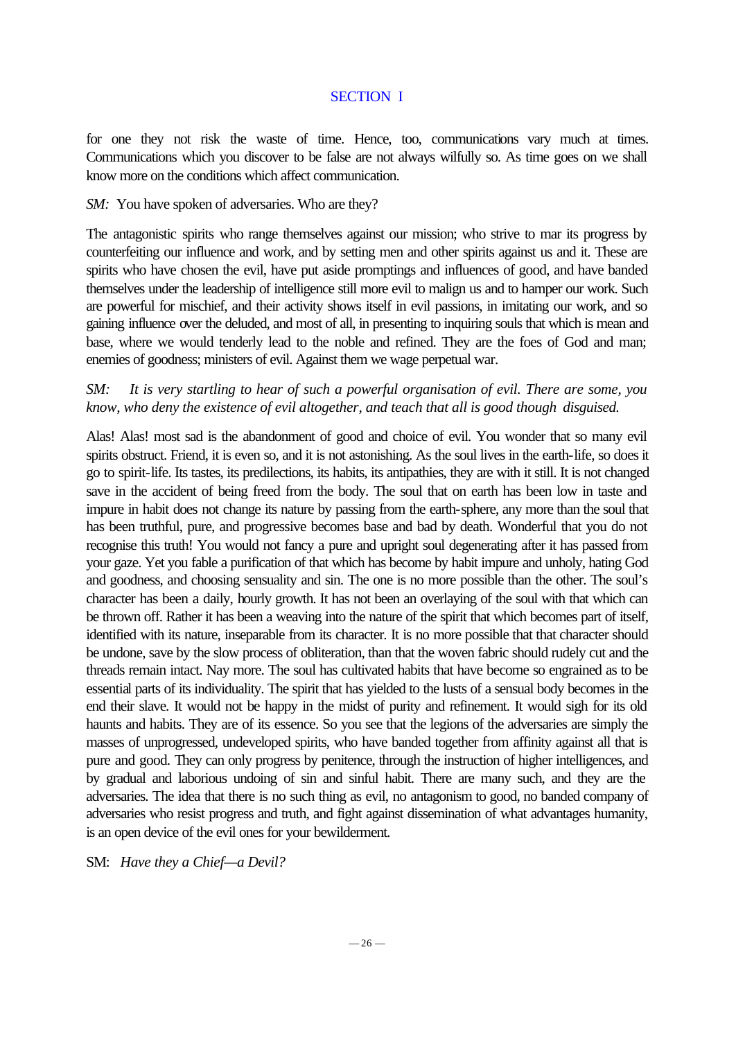for one they not risk the waste of time. Hence, too, communications vary much at times. Communications which you discover to be false are not always wilfully so. As time goes on we shall know more on the conditions which affect communication.

*SM:* You have spoken of adversaries. Who are they?

The antagonistic spirits who range themselves against our mission; who strive to mar its progress by counterfeiting our influence and work, and by setting men and other spirits against us and it. These are spirits who have chosen the evil, have put aside promptings and influences of good, and have banded themselves under the leadership of intelligence still more evil to malign us and to hamper our work. Such are powerful for mischief, and their activity shows itself in evil passions, in imitating our work, and so gaining influence over the deluded, and most of all, in presenting to inquiring souls that which is mean and base, where we would tenderly lead to the noble and refined. They are the foes of God and man; enemies of goodness; ministers of evil. Against them we wage perpetual war.

*SM: It is very startling to hear of such a powerful organisation of evil. There are some, you know, who deny the existence of evil altogether, and teach that all is good though disguised.*

Alas! Alas! most sad is the abandonment of good and choice of evil. You wonder that so many evil spirits obstruct. Friend, it is even so, and it is not astonishing. As the soul lives in the earth-life, so does it go to spirit-life. Its tastes, its predilections, its habits, its antipathies, they are with it still. It is not changed save in the accident of being freed from the body. The soul that on earth has been low in taste and impure in habit does not change its nature by passing from the earth-sphere, any more than the soul that has been truthful, pure, and progressive becomes base and bad by death. Wonderful that you do not recognise this truth! You would not fancy a pure and upright soul degenerating after it has passed from your gaze. Yet you fable a purification of that which has become by habit impure and unholy, hating God and goodness, and choosing sensuality and sin. The one is no more possible than the other. The soul's character has been a daily, hourly growth. It has not been an overlaying of the soul with that which can be thrown off. Rather it has been a weaving into the nature of the spirit that which becomes part of itself, identified with its nature, inseparable from its character. It is no more possible that that character should be undone, save by the slow process of obliteration, than that the woven fabric should rudely cut and the threads remain intact. Nay more. The soul has cultivated habits that have become so engrained as to be essential parts of its individuality. The spirit that has yielded to the lusts of a sensual body becomes in the end their slave. It would not be happy in the midst of purity and refinement. It would sigh for its old haunts and habits. They are of its essence. So you see that the legions of the adversaries are simply the masses of unprogressed, undeveloped spirits, who have banded together from affinity against all that is pure and good. They can only progress by penitence, through the instruction of higher intelligences, and by gradual and laborious undoing of sin and sinful habit. There are many such, and they are the adversaries. The idea that there is no such thing as evil, no antagonism to good, no banded company of adversaries who resist progress and truth, and fight against dissemination of what advantages humanity, is an open device of the evil ones for your bewilderment.

SM: *Have they a Chief—a Devil?*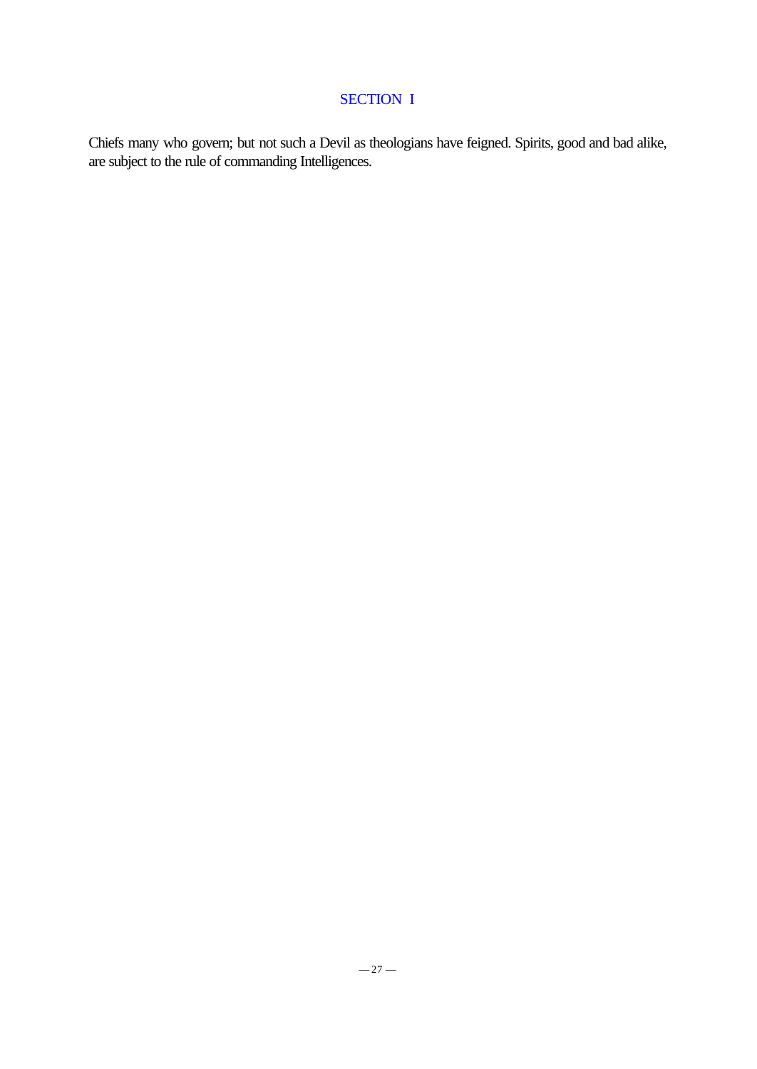## SECTION I

Chiefs many who govern; but not such a Devil as theologians have feigned. Spirits, good and bad alike, are subject to the rule of commanding Intelligences.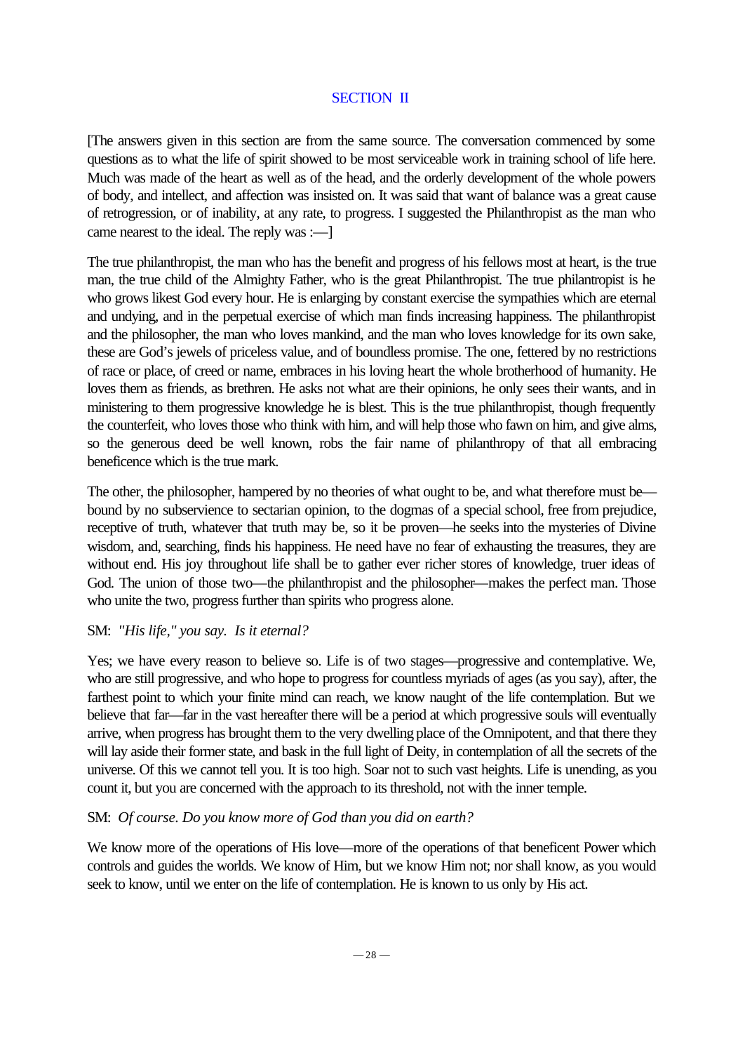## SECTION II

[The answers given in this section are from the same source. The conversation commenced by some questions as to what the life of spirit showed to be most serviceable work in training school of life here. Much was made of the heart as well as of the head, and the orderly development of the whole powers of body, and intellect, and affection was insisted on. It was said that want of balance was a great cause of retrogression, or of inability, at any rate, to progress. I suggested the Philanthropist as the man who came nearest to the ideal. The reply was :—]

The true philanthropist, the man who has the benefit and progress of his fellows most at heart, is the true man, the true child of the Almighty Father, who is the great Philanthropist. The true philantropist is he who grows likest God every hour. He is enlarging by constant exercise the sympathies which are eternal and undying, and in the perpetual exercise of which man finds increasing happiness. The philanthropist and the philosopher, the man who loves mankind, and the man who loves knowledge for its own sake, these are God's jewels of priceless value, and of boundless promise. The one, fettered by no restrictions of race or place, of creed or name, embraces in his loving heart the whole brotherhood of humanity. He loves them as friends, as brethren. He asks not what are their opinions, he only sees their wants, and in ministering to them progressive knowledge he is blest. This is the true philanthropist, though frequently the counterfeit, who loves those who think with him, and will help those who fawn on him, and give alms, so the generous deed be well known, robs the fair name of philanthropy of that all embracing beneficence which is the true mark.

The other, the philosopher, hampered by no theories of what ought to be, and what therefore must be—bound by no subservience to sectarian opinion, to the dogmas of a special school, free from prejudice, receptive of truth, whatever that truth may be, so it be proven—he seeks into the mysteries of Divine wisdom, and, searching, finds his happiness. He need have no fear of exhausting the treasures, they are without end. His joy throughout life shall be to gather ever richer stores of knowledge, truer ideas of God. The union of those two—the philanthropist and the philosopher—makes the perfect man. Those who unite the two, progress further than spirits who progress alone.

SM: *"His life," you say. Is it eternal?*

Yes; we have every reason to believe so. Life is of two stages—progressive and contemplative. We, who are still progressive, and who hope to progress for countless myriads of ages (as you say), after, the farthest point to which your finite mind can reach, we know naught of the life contemplation. But we believe that far—far in the vast hereafter there will be a period at which progressive souls will eventually arrive, when progress has brought them to the very dwelling place of the Omnipotent, and that there they will lay aside their former state, and bask in the full light of Deity, in contemplation of all the secrets of the universe. Of this we cannot tell you. It is too high. Soar not to such vast heights. Life is unending, as you count it, but you are concerned with the approach to its threshold, not with the inner temple.

SM: *Of course. Do you know more of God than you did on earth?*

We know more of the operations of His love—more of the operations of that beneficent Power which controls and guides the worlds. We know of Him, but we know Him not; nor shall know, as you would seek to know, until we enter on the life of contemplation. He is known to us only by His act.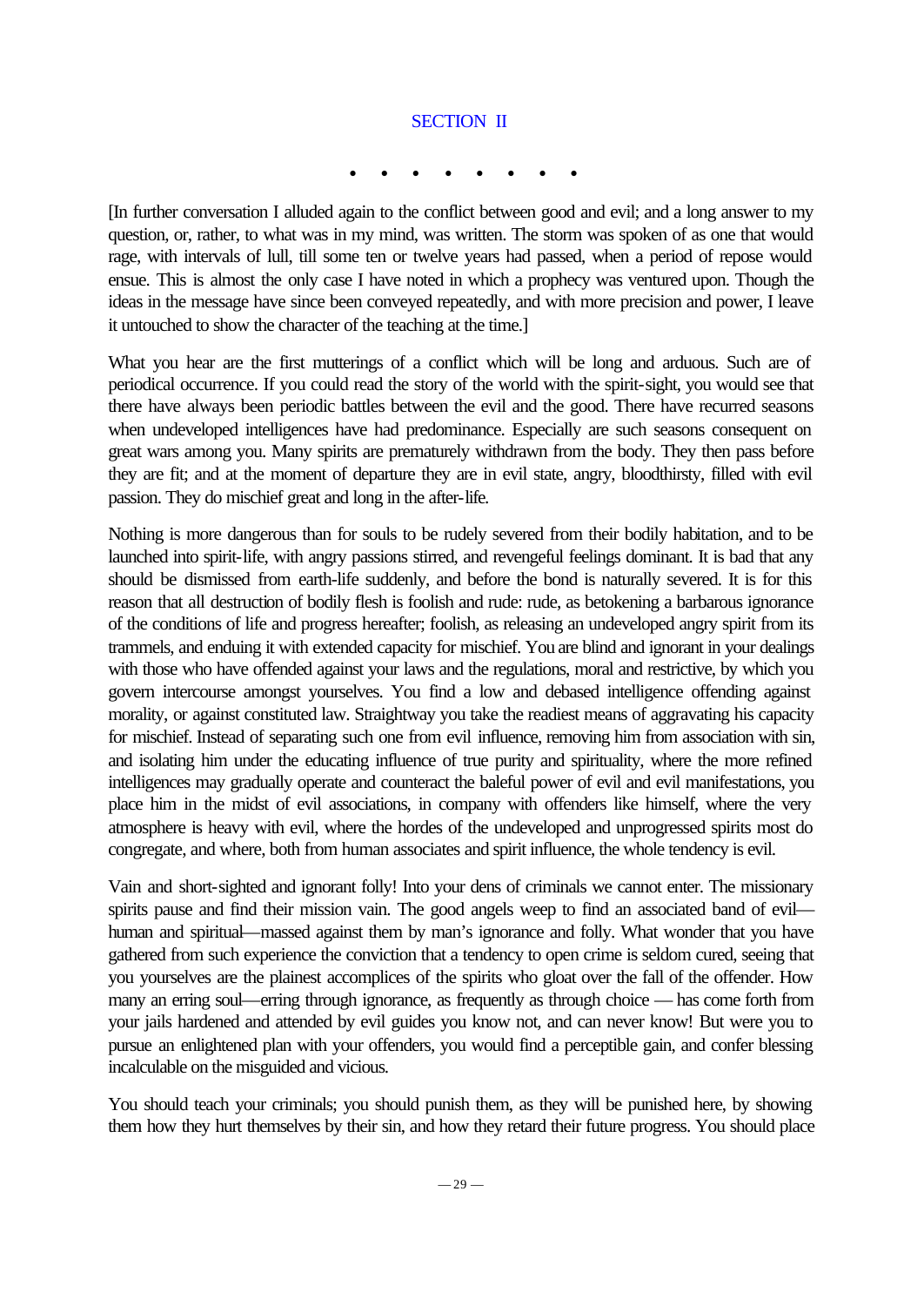## SECTION II

• • • • • • • •

[In further conversation I alluded again to the conflict between good and evil; and a long answer to my question, or, rather, to what was in my mind, was written. The storm was spoken of as one that would rage, with intervals of lull, till some ten or twelve years had passed, when a period of repose would ensue. This is almost the only case I have noted in which a prophecy was ventured upon. Though the ideas in the message have since been conveyed repeatedly, and with more precision and power, I leave it untouched to show the character of the teaching at the time.]

What you hear are the first mutterings of a conflict which will be long and arduous. Such are of periodical occurrence. If you could read the story of the world with the spirit-sight, you would see that there have always been periodic battles between the evil and the good. There have recurred seasons when undeveloped intelligences have had predominance. Especially are such seasons consequent on great wars among you. Many spirits are prematurely withdrawn from the body. They then pass before they are fit; and at the moment of departure they are in evil state, angry, bloodthirsty, filled with evil passion. They do mischief great and long in the after-life.

Nothing is more dangerous than for souls to be rudely severed from their bodily habitation, and to be launched into spirit-life, with angry passions stirred, and revengeful feelings dominant. It is bad that any should be dismissed from earth-life suddenly, and before the bond is naturally severed. It is for this reason that all destruction of bodily flesh is foolish and rude: rude, as betokening a barbarous ignorance of the conditions of life and progress hereafter; foolish, as releasing an undeveloped angry spirit from its trammels, and enduing it with extended capacity for mischief. You are blind and ignorant in your dealings with those who have offended against your laws and the regulations, moral and restrictive, by which you govern intercourse amongst yourselves. You find a low and debased intelligence offending against morality, or against constituted law. Straightway you take the readiest means of aggravating his capacity for mischief. Instead of separating such one from evil influence, removing him from association with sin, and isolating him under the educating influence of true purity and spirituality, where the more refined intelligences may gradually operate and counteract the baleful power of evil and evil manifestations, you place him in the midst of evil associations, in company with offenders like himself, where the very atmosphere is heavy with evil, where the hordes of the undeveloped and unprogressed spirits most do congregate, and where, both from human associates and spirit influence, the whole tendency is evil.

Vain and short-sighted and ignorant folly! Into your dens of criminals we cannot enter. The missionary spirits pause and find their mission vain. The good angels weep to find an associated band of evil—human and spiritual—massed against them by man's ignorance and folly. What wonder that you have gathered from such experience the conviction that a tendency to open crime is seldom cured, seeing that you yourselves are the plainest accomplices of the spirits who gloat over the fall of the offender. How many an erring soul—erring through ignorance, as frequently as through choice — has come forth from your jails hardened and attended by evil guides you know not, and can never know! But were you to pursue an enlightened plan with your offenders, you would find a perceptible gain, and confer blessing incalculable on the misguided and vicious.

You should teach your criminals; you should punish them, as they will be punished here, by showing them how they hurt themselves by their sin, and how they retard their future progress. You should place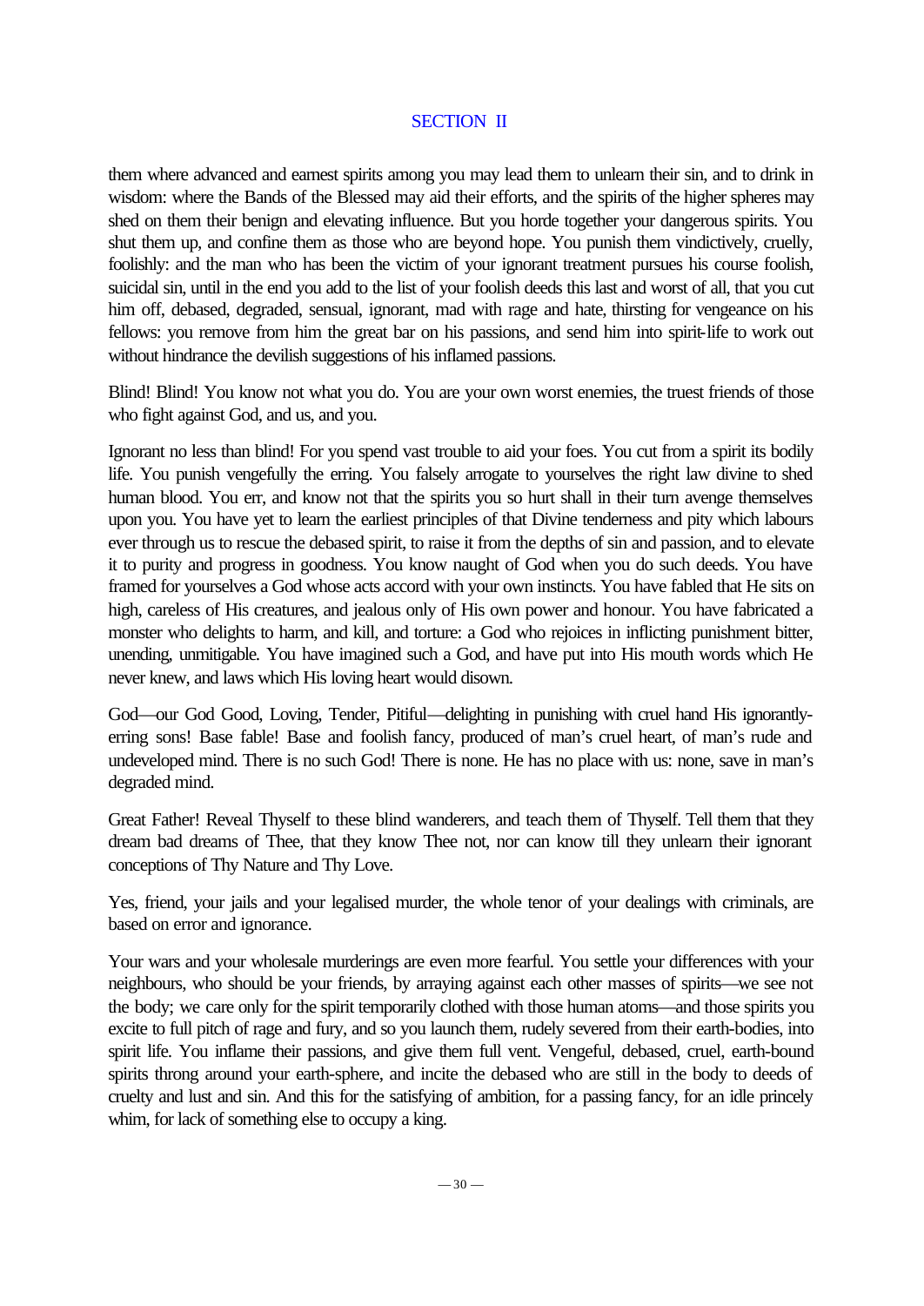them where advanced and earnest spirits among you may lead them to unlearn their sin, and to drink in wisdom: where the Bands of the Blessed may aid their efforts, and the spirits of the higher spheres may shed on them their benign and elevating influence. But you horde together your dangerous spirits. You shut them up, and confine them as those who are beyond hope. You punish them vindictively, cruelly, foolishly: and the man who has been the victim of your ignorant treatment pursues his course foolish, suicidal sin, until in the end you add to the list of your foolish deeds this last and worst of all, that you cut him off, debased, degraded, sensual, ignorant, mad with rage and hate, thirsting for vengeance on his fellows: you remove from him the great bar on his passions, and send him into spirit-life to work out without hindrance the devilish suggestions of his inflamed passions.

Blind! Blind! You know not what you do. You are your own worst enemies, the truest friends of those who fight against God, and us, and you.

Ignorant no less than blind! For you spend vast trouble to aid your foes. You cut from a spirit its bodily life. You punish vengefully the erring. You falsely arrogate to yourselves the right law divine to shed human blood. You err, and know not that the spirits you so hurt shall in their turn avenge themselves upon you. You have yet to learn the earliest principles of that Divine tenderness and pity which labours ever through us to rescue the debased spirit, to raise it from the depths of sin and passion, and to elevate it to purity and progress in goodness. You know naught of God when you do such deeds. You have framed for yourselves a God whose acts accord with your own instincts. You have fabled that He sits on high, careless of His creatures, and jealous only of His own power and honour. You have fabricated a monster who delights to harm, and kill, and torture: a God who rejoices in inflicting punishment bitter, unending, unmitigable. You have imagined such a God, and have put into His mouth words which He never knew, and laws which His loving heart would disown.

God—our God Good, Loving, Tender, Pitiful—delighting in punishing with cruel hand His ignorantly-erring sons! Base fable! Base and foolish fancy, produced of man's cruel heart, of man's rude and undeveloped mind. There is no such God! There is none. He has no place with us: none, save in man's degraded mind.

Great Father! Reveal Thyself to these blind wanderers, and teach them of Thyself. Tell them that they dream bad dreams of Thee, that they know Thee not, nor can know till they unlearn their ignorant conceptions of Thy Nature and Thy Love.

Yes, friend, your jails and your legalised murder, the whole tenor of your dealings with criminals, are based on error and ignorance.

Your wars and your wholesale murderings are even more fearful. You settle your differences with your neighbours, who should be your friends, by arraying against each other masses of spirits—we see not the body; we care only for the spirit temporarily clothed with those human atoms—and those spirits you excite to full pitch of rage and fury, and so you launch them, rudely severed from their earth-bodies, into spirit life. You inflame their passions, and give them full vent. Vengeful, debased, cruel, earth-bound spirits throng around your earth-sphere, and incite the debased who are still in the body to deeds of cruelty and lust and sin. And this for the satisfying of ambition, for a passing fancy, for an idle princely whim, for lack of something else to occupy a king.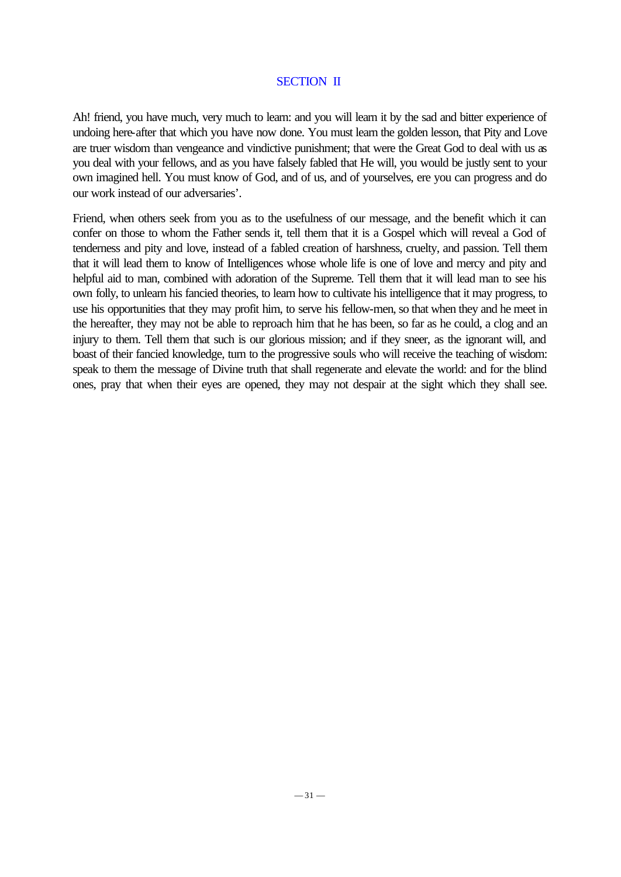## SECTION II

Ah! friend, you have much, very much to learn: and you will learn it by the sad and bitter experience of undoing here-after that which you have now done. You must learn the golden lesson, that Pity and Love are truer wisdom than vengeance and vindictive punishment; that were the Great God to deal with us as you deal with your fellows, and as you have falsely fabled that He will, you would be justly sent to your own imagined hell. You must know of God, and of us, and of yourselves, ere you can progress and do our work instead of our adversaries'.

Friend, when others seek from you as to the usefulness of our message, and the benefit which it can confer on those to whom the Father sends it, tell them that it is a Gospel which will reveal a God of tenderness and pity and love, instead of a fabled creation of harshness, cruelty, and passion. Tell them that it will lead them to know of Intelligences whose whole life is one of love and mercy and pity and helpful aid to man, combined with adoration of the Supreme. Tell them that it will lead man to see his own folly, to unlearn his fancied theories, to learn how to cultivate his intelligence that it may progress, to use his opportunities that they may profit him, to serve his fellow-men, so that when they and he meet in the hereafter, they may not be able to reproach him that he has been, so far as he could, a clog and an injury to them. Tell them that such is our glorious mission; and if they sneer, as the ignorant will, and boast of their fancied knowledge, turn to the progressive souls who will receive the teaching of wisdom: speak to them the message of Divine truth that shall regenerate and elevate the world: and for the blind ones, pray that when their eyes are opened, they may not despair at the sight which they shall see.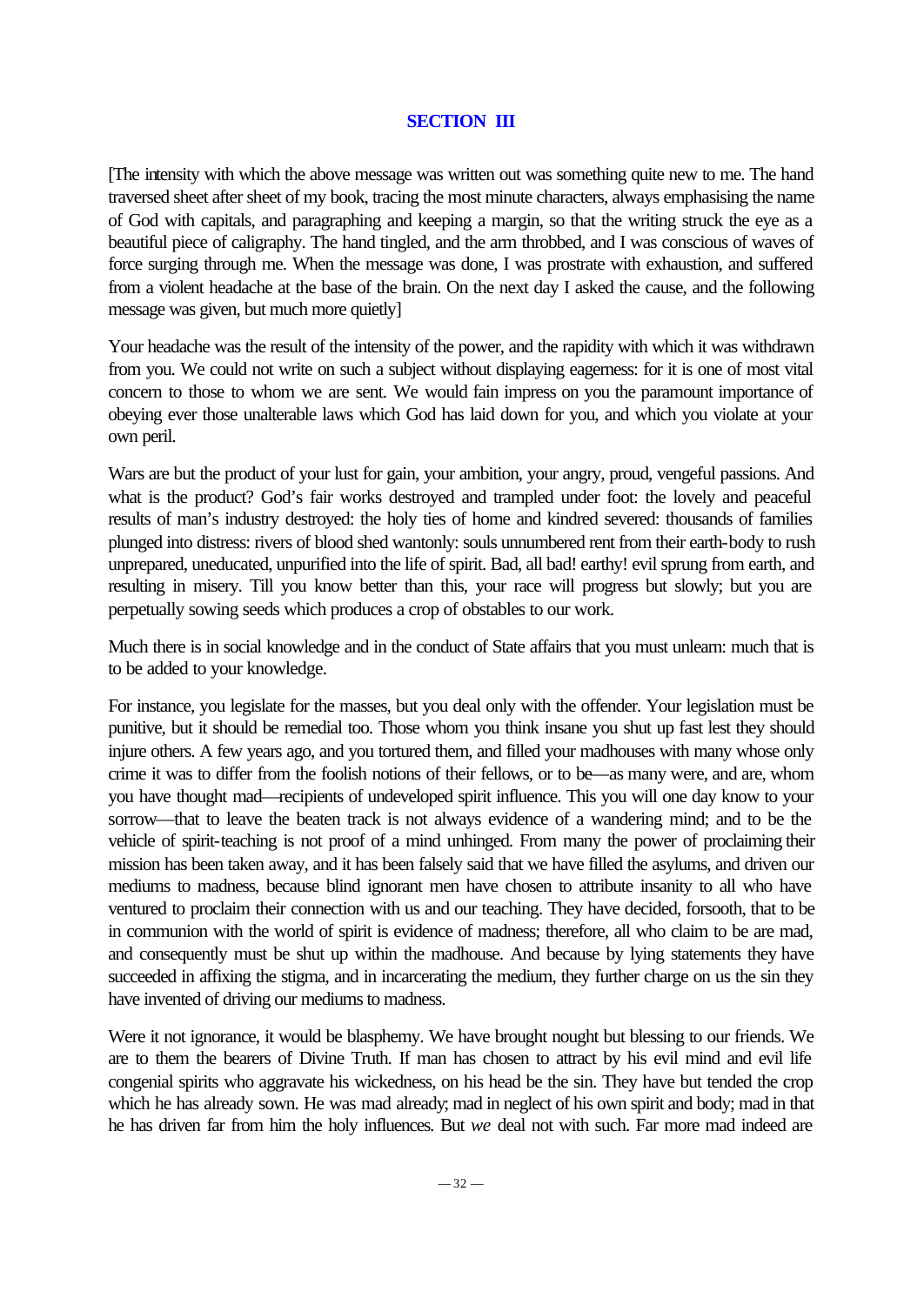## SECTION III

[The intensity with which the above message was written out was something quite new to me. The hand traversed sheet after sheet of my book, tracing the most minute characters, always emphasising the name of God with capitals, and paragraphing and keeping a margin, so that the writing struck the eye as a beautiful piece of caligraphy. The hand tingled, and the arm throbbed, and I was conscious of waves of force surging through me. When the message was done, I was prostrate with exhaustion, and suffered from a violent headache at the base of the brain. On the next day I asked the cause, and the following message was given, but much more quietly]

Your headache was the result of the intensity of the power, and the rapidity with which it was withdrawn from you. We could not write on such a subject without displaying eagerness: for it is one of most vital concern to those to whom we are sent. We would fain impress on you the paramount importance of obeying ever those unalterable laws which God has laid down for you, and which you violate at your own peril.

Wars are but the product of your lust for gain, your ambition, your angry, proud, vengeful passions. And what is the product? God's fair works destroyed and trampled under foot: the lovely and peaceful results of man's industry destroyed: the holy ties of home and kindred severed: thousands of families plunged into distress: rivers of blood shed wantonly: souls unnumbered rent from their earth-body to rush unprepared, uneducated, unpurified into the life of spirit. Bad, all bad! earthy! evil sprung from earth, and resulting in misery. Till you know better than this, your race will progress but slowly; but you are perpetually sowing seeds which produces a crop of obstables to our work.

Much there is in social knowledge and in the conduct of State affairs that you must unlearn: much that is to be added to your knowledge.

For instance, you legislate for the masses, but you deal only with the offender. Your legislation must be punitive, but it should be remedial too. Those whom you think insane you shut up fast lest they should injure others. A few years ago, and you tortured them, and filled your madhouses with many whose only crime it was to differ from the foolish notions of their fellows, or to be—as many were, and are, whom you have thought mad—recipients of undeveloped spirit influence. This you will one day know to your sorrow—that to leave the beaten track is not always evidence of a wandering mind; and to be the vehicle of spirit-teaching is not proof of a mind unhinged. From many the power of proclaiming their mission has been taken away, and it has been falsely said that we have filled the asylums, and driven our mediums to madness, because blind ignorant men have chosen to attribute insanity to all who have ventured to proclaim their connection with us and our teaching. They have decided, forsooth, that to be in communion with the world of spirit is evidence of madness; therefore, all who claim to be are mad, and consequently must be shut up within the madhouse. And because by lying statements they have succeeded in affixing the stigma, and in incarcerating the medium, they further charge on us the sin they have invented of driving our mediums to madness.

Were it not ignorance, it would be blasphemy. We have brought nought but blessing to our friends. We are to them the bearers of Divine Truth. If man has chosen to attract by his evil mind and evil life congenial spirits who aggravate his wickedness, on his head be the sin. They have but tended the crop which he has already sown. He was mad already; mad in neglect of his own spirit and body; mad in that he has driven far from him the holy influences. But *we* deal not with such. Far more mad indeed are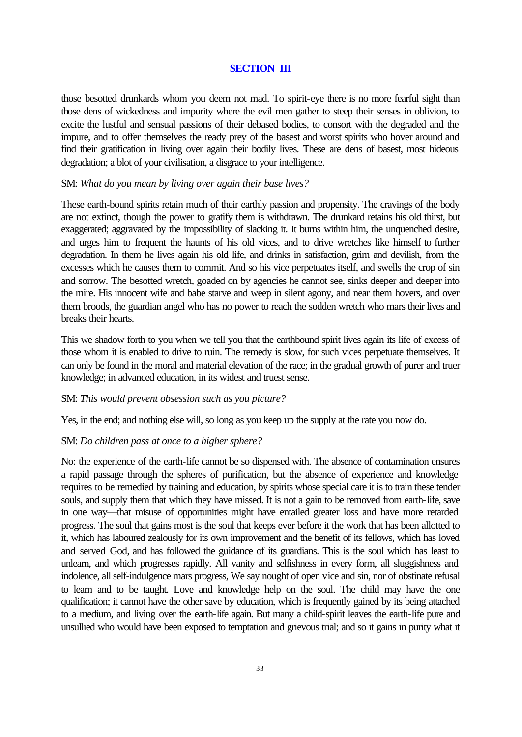## SECTION III

those besotted drunkards whom you deem not mad. To spirit-eye there is no more fearful sight than those dens of wickedness and impurity where the evil men gather to steep their senses in oblivion, to excite the lustful and sensual passions of their debased bodies, to consort with the degraded and the impure, and to offer themselves the ready prey of the basest and worst spirits who hover around and find their gratification in living over again their bodily lives. These are dens of basest, most hideous degradation; a blot of your civilisation, a disgrace to your intelligence.

SM: *What do you mean by living over again their base lives?*

These earth-bound spirits retain much of their earthly passion and propensity. The cravings of the body are not extinct, though the power to gratify them is withdrawn. The drunkard retains his old thirst, but exaggerated; aggravated by the impossibility of slacking it. It burns within him, the unquenched desire, and urges him to frequent the haunts of his old vices, and to drive wretches like himself to further degradation. In them he lives again his old life, and drinks in satisfaction, grim and devilish, from the excesses which he causes them to commit. And so his vice perpetuates itself, and swells the crop of sin and sorrow. The besotted wretch, goaded on by agencies he cannot see, sinks deeper and deeper into the mire. His innocent wife and babe starve and weep in silent agony, and near them hovers, and over them broods, the guardian angel who has no power to reach the sodden wretch who mars their lives and breaks their hearts.

This we shadow forth to you when we tell you that the earthbound spirit lives again its life of excess of those whom it is enabled to drive to ruin. The remedy is slow, for such vices perpetuate themselves. It can only be found in the moral and material elevation of the race; in the gradual growth of purer and truer knowledge; in advanced education, in its widest and truest sense.

SM: *This would prevent obsession such as you picture?*

Yes, in the end; and nothing else will, so long as you keep up the supply at the rate you now do.

SM: *Do children pass at once to a higher sphere?*

No: the experience of the earth-life cannot be so dispensed with. The absence of contamination ensures a rapid passage through the spheres of purification, but the absence of experience and knowledge requires to be remedied by training and education, by spirits whose special care it is to train these tender souls, and supply them that which they have missed. It is not a gain to be removed from earth-life, save in one way—that misuse of opportunities might have entailed greater loss and have more retarded progress. The soul that gains most is the soul that keeps ever before it the work that has been allotted to it, which has laboured zealously for its own improvement and the benefit of its fellows, which has loved and served God, and has followed the guidance of its guardians. This is the soul which has least to unlearn, and which progresses rapidly. All vanity and selfishness in every form, all sluggishness and indolence, all self-indulgence mars progress, We say nought of open vice and sin, nor of obstinate refusal to learn and to be taught. Love and knowledge help on the soul. The child may have the one qualification; it cannot have the other save by education, which is frequently gained by its being attached to a medium, and living over the earth-life again. But many a child-spirit leaves the earth-life pure and unsullied who would have been exposed to temptation and grievous trial; and so it gains in purity what it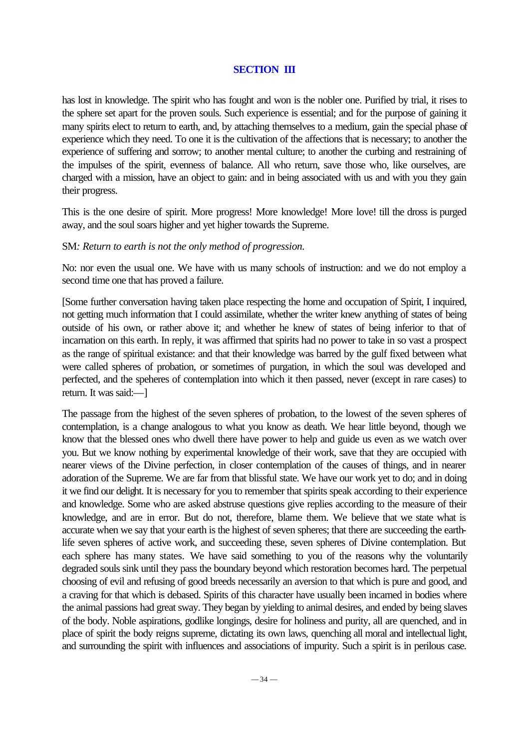## SECTION III

has lost in knowledge. The spirit who has fought and won is the nobler one. Purified by trial, it rises to the sphere set apart for the proven souls. Such experience is essential; and for the purpose of gaining it many spirits elect to return to earth, and, by attaching themselves to a medium, gain the special phase of experience which they need. To one it is the cultivation of the affections that is necessary; to another the experience of suffering and sorrow; to another mental culture; to another the curbing and restraining of the impulses of the spirit, evenness of balance. All who return, save those who, like ourselves, are charged with a mission, have an object to gain: and in being associated with us and with you they gain their progress.

This is the one desire of spirit. More progress! More knowledge! More love! till the dross is purged away, and the soul soars higher and yet higher towards the Supreme.

SM*: Return to earth is not the only method of progression.*

No: nor even the usual one. We have with us many schools of instruction: and we do not employ a second time one that has proved a failure.

[Some further conversation having taken place respecting the home and occupation of Spirit, I inquired, not getting much information that I could assimilate, whether the writer knew anything of states of being outside of his own, or rather above it; and whether he knew of states of being inferior to that of incarnation on this earth. In reply, it was affirmed that spirits had no power to take in so vast a prospect as the range of spiritual existance: and that their knowledge was barred by the gulf fixed between what were called spheres of probation, or sometimes of purgation, in which the soul was developed and perfected, and the speheres of contemplation into which it then passed, never (except in rare cases) to return. It was said:—]

The passage from the highest of the seven spheres of probation, to the lowest of the seven spheres of contemplation, is a change analogous to what you know as death. We hear little beyond, though we know that the blessed ones who dwell there have power to help and guide us even as we watch over you. But we know nothing by experimental knowledge of their work, save that they are occupied with nearer views of the Divine perfection, in closer contemplation of the causes of things, and in nearer adoration of the Supreme. We are far from that blissful state. We have our work yet to do; and in doing it we find our delight. It is necessary for you to remember that spirits speak according to their experience and knowledge. Some who are asked abstruse questions give replies according to the measure of their knowledge, and are in error. But do not, therefore, blame them. We believe that we state what is accurate when we say that your earth is the highest of seven spheres; that there are succeeding the earth-life seven spheres of active work, and succeeding these, seven spheres of Divine contemplation. But each sphere has many states. We have said something to you of the reasons why the voluntarily degraded souls sink until they pass the boundary beyond which restoration becomes hard. The perpetual choosing of evil and refusing of good breeds necessarily an aversion to that which is pure and good, and a craving for that which is debased. Spirits of this character have usually been incarned in bodies where the animal passions had great sway. They began by yielding to animal desires, and ended by being slaves of the body. Noble aspirations, godlike longings, desire for holiness and purity, all are quenched, and in place of spirit the body reigns supreme, dictating its own laws, quenching all moral and intellectual light, and surrounding the spirit with influences and associations of impurity. Such a spirit is in perilous case.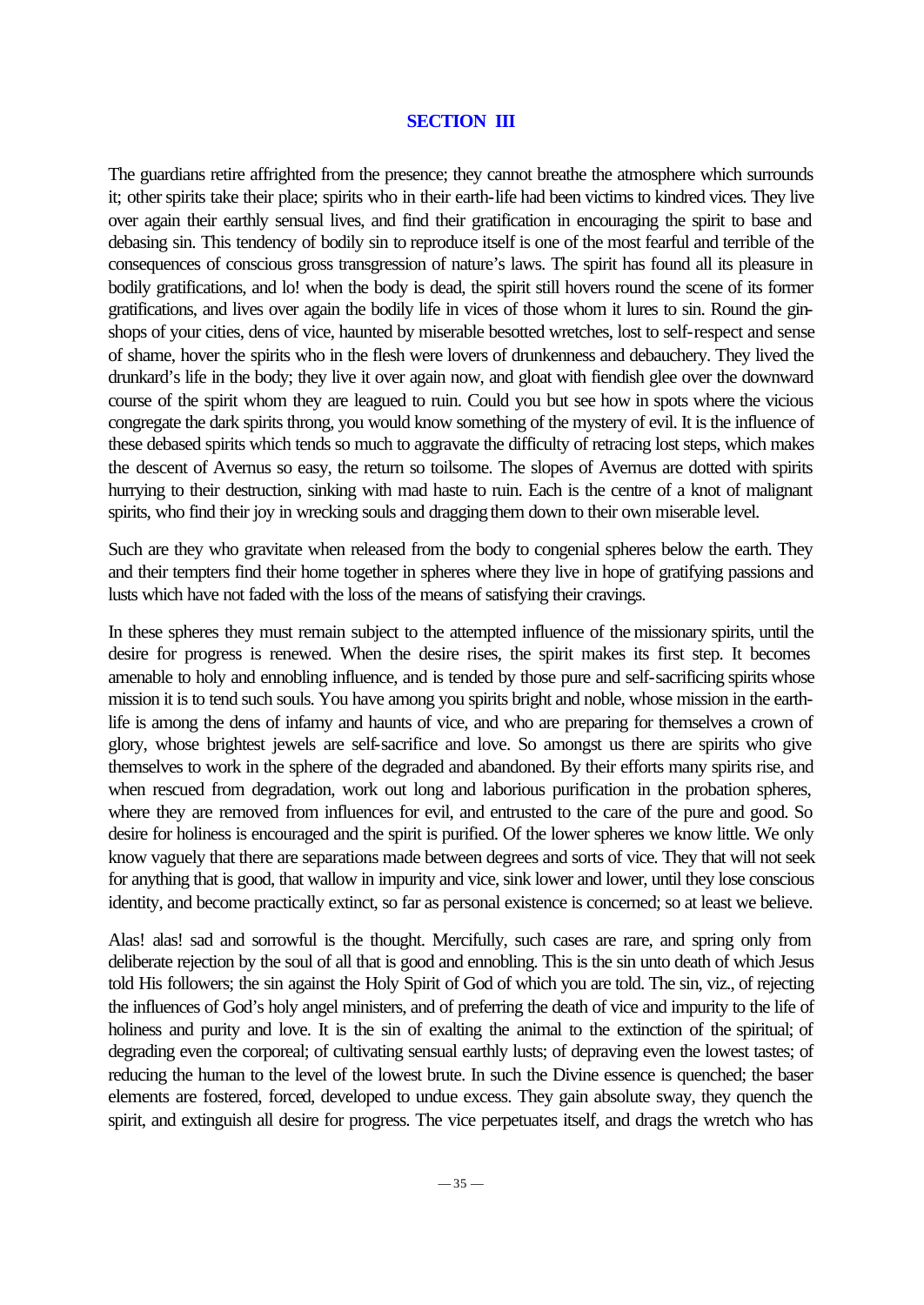## SECTION III

The guardians retire affrighted from the presence; they cannot breathe the atmosphere which surrounds it; other spirits take their place; spirits who in their earth-life had been victims to kindred vices. They live over again their earthly sensual lives, and find their gratification in encouraging the spirit to base and debasing sin. This tendency of bodily sin to reproduce itself is one of the most fearful and terrible of the consequences of conscious gross transgression of nature's laws. The spirit has found all its pleasure in bodily gratifications, and lo! when the body is dead, the spirit still hovers round the scene of its former gratifications, and lives over again the bodily life in vices of those whom it lures to sin. Round the gin-shops of your cities, dens of vice, haunted by miserable besotted wretches, lost to self-respect and sense of shame, hover the spirits who in the flesh were lovers of drunkenness and debauchery. They lived the drunkard's life in the body; they live it over again now, and gloat with fiendish glee over the downward course of the spirit whom they are leagued to ruin. Could you but see how in spots where the vicious congregate the dark spirits throng, you would know something of the mystery of evil. It is the influence of these debased spirits which tends so much to aggravate the difficulty of retracing lost steps, which makes the descent of Avernus so easy, the return so toilsome. The slopes of Avernus are dotted with spirits hurrying to their destruction, sinking with mad haste to ruin. Each is the centre of a knot of malignant spirits, who find their joy in wrecking souls and dragging them down to their own miserable level.

Such are they who gravitate when released from the body to congenial spheres below the earth. They and their tempters find their home together in spheres where they live in hope of gratifying passions and lusts which have not faded with the loss of the means of satisfying their cravings.

In these spheres they must remain subject to the attempted influence of the missionary spirits, until the desire for progress is renewed. When the desire rises, the spirit makes its first step. It becomes amenable to holy and ennobling influence, and is tended by those pure and self-sacrificing spirits whose mission it is to tend such souls. You have among you spirits bright and noble, whose mission in the earth-life is among the dens of infamy and haunts of vice, and who are preparing for themselves a crown of glory, whose brightest jewels are self-sacrifice and love. So amongst us there are spirits who give themselves to work in the sphere of the degraded and abandoned. By their efforts many spirits rise, and when rescued from degradation, work out long and laborious purification in the probation spheres, where they are removed from influences for evil, and entrusted to the care of the pure and good. So desire for holiness is encouraged and the spirit is purified. Of the lower spheres we know little. We only know vaguely that there are separations made between degrees and sorts of vice. They that will not seek for anything that is good, that wallow in impurity and vice, sink lower and lower, until they lose conscious identity, and become practically extinct, so far as personal existence is concerned; so at least we believe.

Alas! alas! sad and sorrowful is the thought. Mercifully, such cases are rare, and spring only from deliberate rejection by the soul of all that is good and ennobling. This is the sin unto death of which Jesus told His followers; the sin against the Holy Spirit of God of which you are told. The sin, viz., of rejecting the influences of God's holy angel ministers, and of preferring the death of vice and impurity to the life of holiness and purity and love. It is the sin of exalting the animal to the extinction of the spiritual; of degrading even the corporeal; of cultivating sensual earthly lusts; of depraving even the lowest tastes; of reducing the human to the level of the lowest brute. In such the Divine essence is quenched; the baser elements are fostered, forced, developed to undue excess. They gain absolute sway, they quench the spirit, and extinguish all desire for progress. The vice perpetuates itself, and drags the wretch who has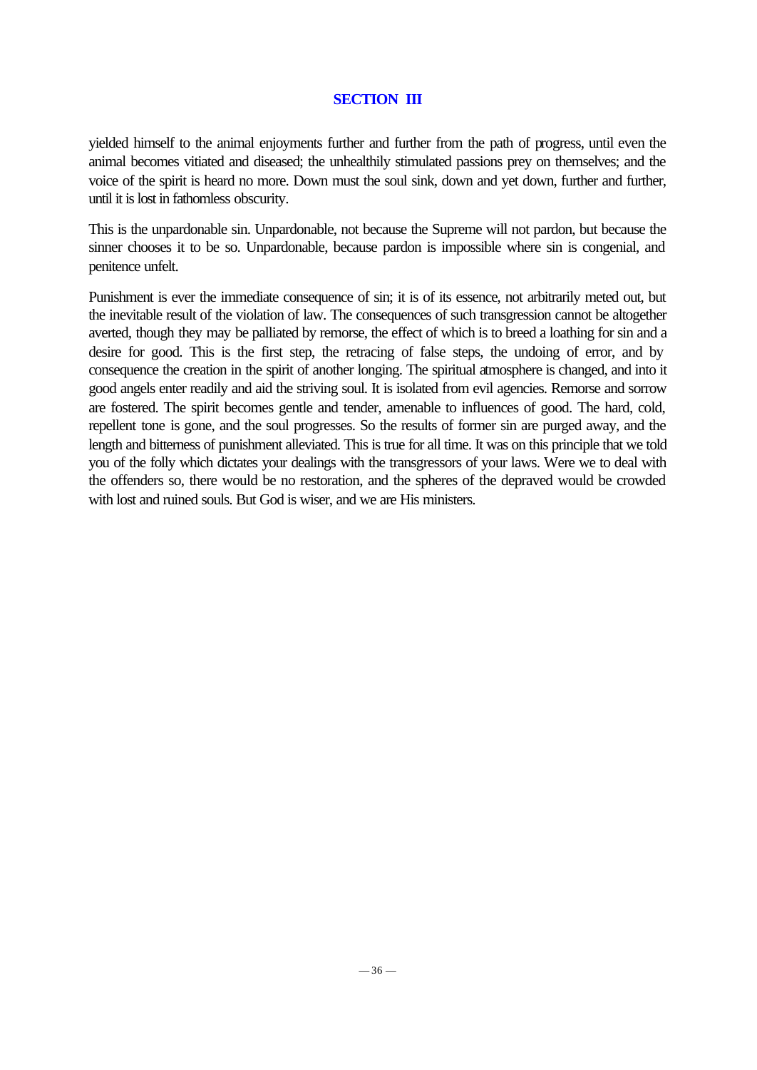yielded himself to the animal enjoyments further and further from the path of progress, until even the animal becomes vitiated and diseased; the unhealthily stimulated passions prey on themselves; and the voice of the spirit is heard no more. Down must the soul sink, down and yet down, further and further, until it is lost in fathomless obscurity.

This is the unpardonable sin. Unpardonable, not because the Supreme will not pardon, but because the sinner chooses it to be so. Unpardonable, because pardon is impossible where sin is congenial, and penitence unfelt.

Punishment is ever the immediate consequence of sin; it is of its essence, not arbitrarily meted out, but the inevitable result of the violation of law. The consequences of such transgression cannot be altogether averted, though they may be palliated by remorse, the effect of which is to breed a loathing for sin and a desire for good. This is the first step, the retracing of false steps, the undoing of error, and by consequence the creation in the spirit of another longing. The spiritual atmosphere is changed, and into it good angels enter readily and aid the striving soul. It is isolated from evil agencies. Remorse and sorrow are fostered. The spirit becomes gentle and tender, amenable to influences of good. The hard, cold, repellent tone is gone, and the soul progresses. So the results of former sin are purged away, and the length and bitterness of punishment alleviated. This is true for all time. It was on this principle that we told you of the folly which dictates your dealings with the transgressors of your laws. Were we to deal with the offenders so, there would be no restoration, and the spheres of the depraved would be crowded with lost and ruined souls. But God is wiser, and we are His ministers.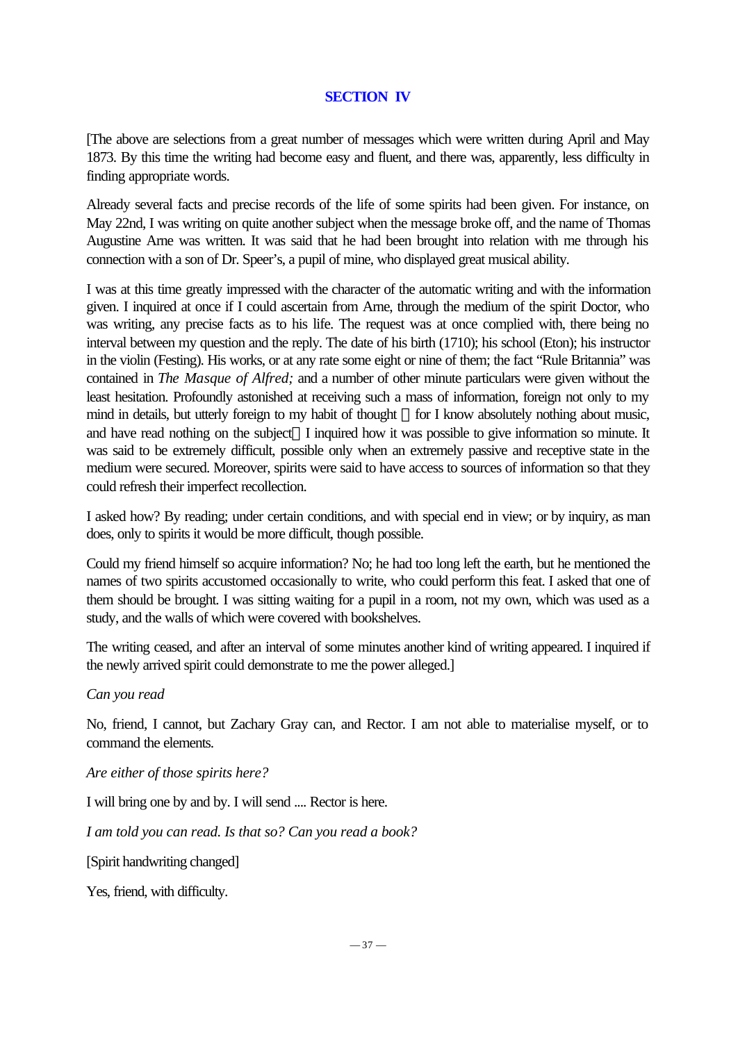## SECTION IV

[The above are selections from a great number of messages which were written during April and May 1873. By this time the writing had become easy and fluent, and there was, apparently, less difficulty in finding appropriate words.

Already several facts and precise records of the life of some spirits had been given. For instance, on May 22nd, I was writing on quite another subject when the message broke off, and the name of Thomas Augustine Arne was written. It was said that he had been brought into relation with me through his connection with a son of Dr. Speer's, a pupil of mine, who displayed great musical ability.

I was at this time greatly impressed with the character of the automatic writing and with the information given. I inquired at once if I could ascertain from Arne, through the medium of the spirit Doctor, who was writing, any precise facts as to his life. The request was at once complied with, there being no interval between my question and the reply. The date of his birth (1710); his school (Eton); his instructor in the violin (Festing). His works, or at any rate some eight or nine of them; the fact "Rule Britannia" was contained in *The Masque of Alfred;* and a number of other minute particulars were given without the least hesitation. Profoundly astonished at receiving such a mass of information, foreign not only to my mind in details, but utterly foreign to my habit of thought—for I know absolutely nothing about music, and have read nothing on the subject—I inquired how it was possible to give information so minute. It was said to be extremely difficult, possible only when an extremely passive and receptive state in the medium were secured. Moreover, spirits were said to have access to sources of information so that they could refresh their imperfect recollection.

I asked how? By reading; under certain conditions, and with special end in view; or by inquiry, as man does, only to spirits it would be more difficult, though possible.

Could my friend himself so acquire information? No; he had too long left the earth, but he mentioned the names of two spirits accustomed occasionally to write, who could perform this feat. I asked that one of them should be brought. I was sitting waiting for a pupil in a room, not my own, which was used as a study, and the walls of which were covered with bookshelves.

The writing ceased, and after an interval of some minutes another kind of writing appeared. I inquired if the newly arrived spirit could demonstrate to me the power alleged.]

*Can you read*

No, friend, I cannot, but Zachary Gray can, and Rector. I am not able to materialise myself, or to command the elements.

*Are either of those spirits here?*

I will bring one by and by. I will send .... Rector is here.

*I am told you can read. Is that so? Can you read a book?*

[Spirit handwriting changed]

Yes, friend, with difficulty.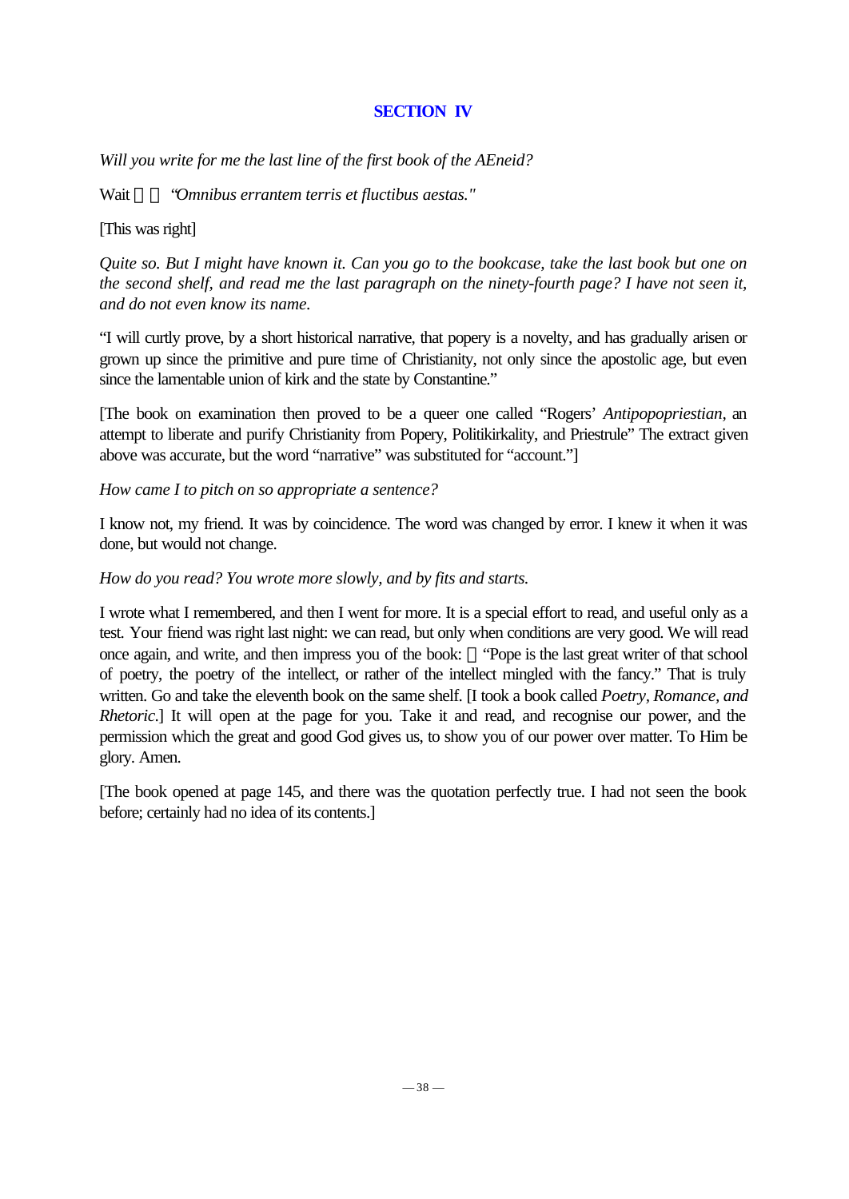## SECTION IV

*Will you write for me the last line of the first book of the AEneid?*

Wait — *"Omnibus errantem terris et fluctibus aestas."*

[This was right]

*Quite so. But I might have known it. Can you go to the bookcase, take the last book but one on the second shelf, and read me the last paragraph on the ninety-fourth page? I have not seen it, and do not even know its name.*

"I will curtly prove, by a short historical narrative, that popery is a novelty, and has gradually arisen or grown up since the primitive and pure time of Christianity, not only since the apostolic age, but even since the lamentable union of kirk and the state by Constantine."

[The book on examination then proved to be a queer one called "Rogers' *Antipopopriestian,* an attempt to liberate and purify Christianity from Popery, Politikirkality, and Priestrule" The extract given above was accurate, but the word "narrative" was substituted for "account."]

*How came I to pitch on so appropriate a sentence?*

I know not, my friend. It was by coincidence. The word was changed by error. I knew it when it was done, but would not change.

*How do you read? You wrote more slowly, and by fits and starts.*

I wrote what I remembered, and then I went for more. It is a special effort to read, and useful only as a test. Your friend was right last night: we can read, but only when conditions are very good. We will read once again, and write, and then impress you of the book: "Pope is the last great writer of that school of poetry, the poetry of the intellect, or rather of the intellect mingled with the fancy." That is truly written. Go and take the eleventh book on the same shelf. [I took a book called *Poetry, Romance, and Rhetoric.*] It will open at the page for you. Take it and read, and recognise our power, and the permission which the great and good God gives us, to show you of our power over matter. To Him be glory. Amen.

[The book opened at page 145, and there was the quotation perfectly true. I had not seen the book before; certainly had no idea of its contents.]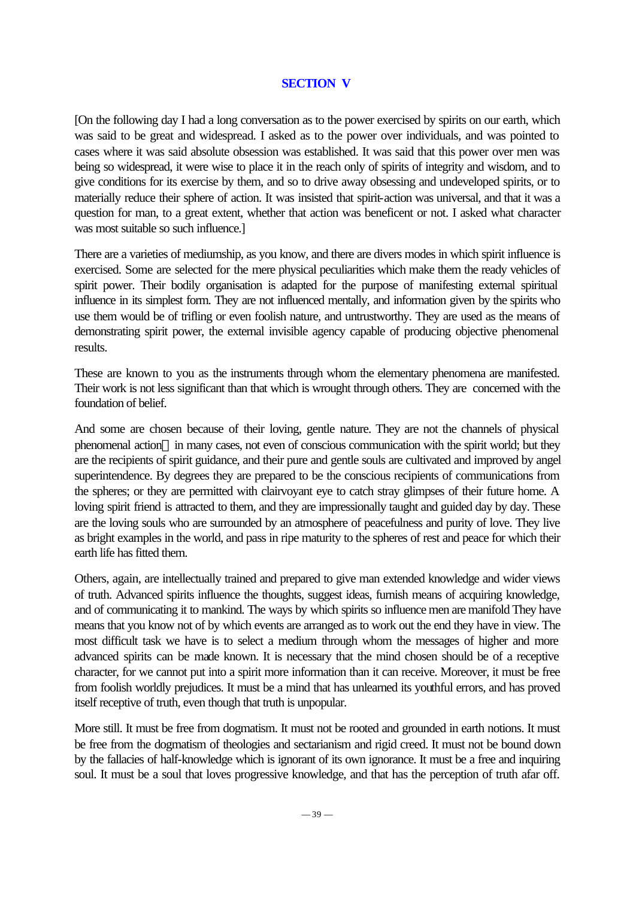## SECTION V

[On the following day I had a long conversation as to the power exercised by spirits on our earth, which was said to be great and widespread. I asked as to the power over individuals, and was pointed to cases where it was said absolute obsession was established. It was said that this power over men was being so widespread, it were wise to place it in the reach only of spirits of integrity and wisdom, and to give conditions for its exercise by them, and so to drive away obsessing and undeveloped spirits, or to materially reduce their sphere of action. It was insisted that spirit-action was universal, and that it was a question for man, to a great extent, whether that action was beneficent or not. I asked what character was most suitable so such influence.]

There are a varieties of mediumship, as you know, and there are divers modes in which spirit influence is exercised. Some are selected for the mere physical peculiarities which make them the ready vehicles of spirit power. Their bodily organisation is adapted for the purpose of manifesting external spiritual influence in its simplest form. They are not influenced mentally, and information given by the spirits who use them would be of trifling or even foolish nature, and untrustworthy. They are used as the means of demonstrating spirit power, the external invisible agency capable of producing objective phenomenal results.

These are known to you as the instruments through whom the elementary phenomena are manifested. Their work is not less significant than that which is wrought through others. They are concerned with the foundation of belief.

And some are chosen because of their loving, gentle nature. They are not the channels of physical phenomenal action—in many cases, not even of conscious communication with the spirit world; but they are the recipients of spirit guidance, and their pure and gentle souls are cultivated and improved by angel superintendence. By degrees they are prepared to be the conscious recipients of communications from the spheres; or they are permitted with clairvoyant eye to catch stray glimpses of their future home. A loving spirit friend is attracted to them, and they are impressionally taught and guided day by day. These are the loving souls who are surrounded by an atmosphere of peacefulness and purity of love. They live as bright examples in the world, and pass in ripe maturity to the spheres of rest and peace for which their earth life has fitted them.

Others, again, are intellectually trained and prepared to give man extended knowledge and wider views of truth. Advanced spirits influence the thoughts, suggest ideas, furnish means of acquiring knowledge, and of communicating it to mankind. The ways by which spirits so influence men are manifold They have means that you know not of by which events are arranged as to work out the end they have in view. The most difficult task we have is to select a medium through whom the messages of higher and more advanced spirits can be made known. It is necessary that the mind chosen should be of a receptive character, for we cannot put into a spirit more information than it can receive. Moreover, it must be free from foolish worldly prejudices. It must be a mind that has unlearned its youthful errors, and has proved itself receptive of truth, even though that truth is unpopular.

More still. It must be free from dogmatism. It must not be rooted and grounded in earth notions. It must be free from the dogmatism of theologies and sectarianism and rigid creed. It must not be bound down by the fallacies of half-knowledge which is ignorant of its own ignorance. It must be a free and inquiring soul. It must be a soul that loves progressive knowledge, and that has the perception of truth afar off.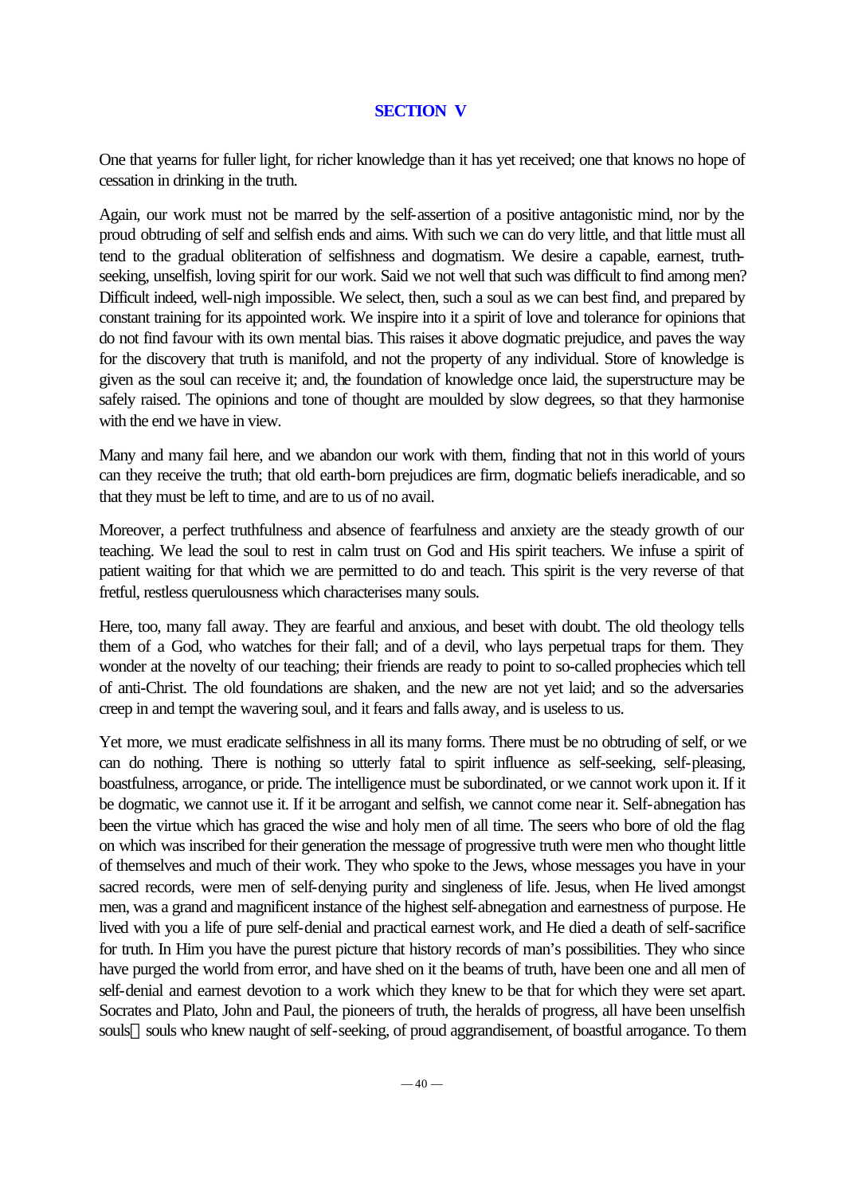## SECTION V

One that yearns for fuller light, for richer knowledge than it has yet received; one that knows no hope of cessation in drinking in the truth.

Again, our work must not be marred by the self-assertion of a positive antagonistic mind, nor by the proud obtruding of self and selfish ends and aims. With such we can do very little, and that little must all tend to the gradual obliteration of selfishness and dogmatism. We desire a capable, earnest, truth-seeking, unselfish, loving spirit for our work. Said we not well that such was difficult to find among men? Difficult indeed, well-nigh impossible. We select, then, such a soul as we can best find, and prepared by constant training for its appointed work. We inspire into it a spirit of love and tolerance for opinions that do not find favour with its own mental bias. This raises it above dogmatic prejudice, and paves the way for the discovery that truth is manifold, and not the property of any individual. Store of knowledge is given as the soul can receive it; and, the foundation of knowledge once laid, the superstructure may be safely raised. The opinions and tone of thought are moulded by slow degrees, so that they harmonise with the end we have in view.

Many and many fail here, and we abandon our work with them, finding that not in this world of yours can they receive the truth; that old earth-born prejudices are firm, dogmatic beliefs ineradicable, and so that they must be left to time, and are to us of no avail.

Moreover, a perfect truthfulness and absence of fearfulness and anxiety are the steady growth of our teaching. We lead the soul to rest in calm trust on God and His spirit teachers. We infuse a spirit of patient waiting for that which we are permitted to do and teach. This spirit is the very reverse of that fretful, restless querulousness which characterises many souls.

Here, too, many fall away. They are fearful and anxious, and beset with doubt. The old theology tells them of a God, who watches for their fall; and of a devil, who lays perpetual traps for them. They wonder at the novelty of our teaching; their friends are ready to point to so-called prophecies which tell of anti-Christ. The old foundations are shaken, and the new are not yet laid; and so the adversaries creep in and tempt the wavering soul, and it fears and falls away, and is useless to us.

Yet more, we must eradicate selfishness in all its many forms. There must be no obtruding of self, or we can do nothing. There is nothing so utterly fatal to spirit influence as self-seeking, self-pleasing, boastfulness, arrogance, or pride. The intelligence must be subordinated, or we cannot work upon it. If it be dogmatic, we cannot use it. If it be arrogant and selfish, we cannot come near it. Self-abnegation has been the virtue which has graced the wise and holy men of all time. The seers who bore of old the flag on which was inscribed for their generation the message of progressive truth were men who thought little of themselves and much of their work. They who spoke to the Jews, whose messages you have in your sacred records, were men of self-denying purity and singleness of life. Jesus, when He lived amongst men, was a grand and magnificent instance of the highest self-abnegation and earnestness of purpose. He lived with you a life of pure self-denial and practical earnest work, and He died a death of self-sacrifice for truth. In Him you have the purest picture that history records of man's possibilities. They who since have purged the world from error, and have shed on it the beams of truth, have been one and all men of self-denial and earnest devotion to a work which they knew to be that for which they were set apart. Socrates and Plato, John and Paul, the pioneers of truth, the heralds of progress, all have been unselfish souls—souls who knew naught of self-seeking, of proud aggrandisement, of boastful arrogance. To them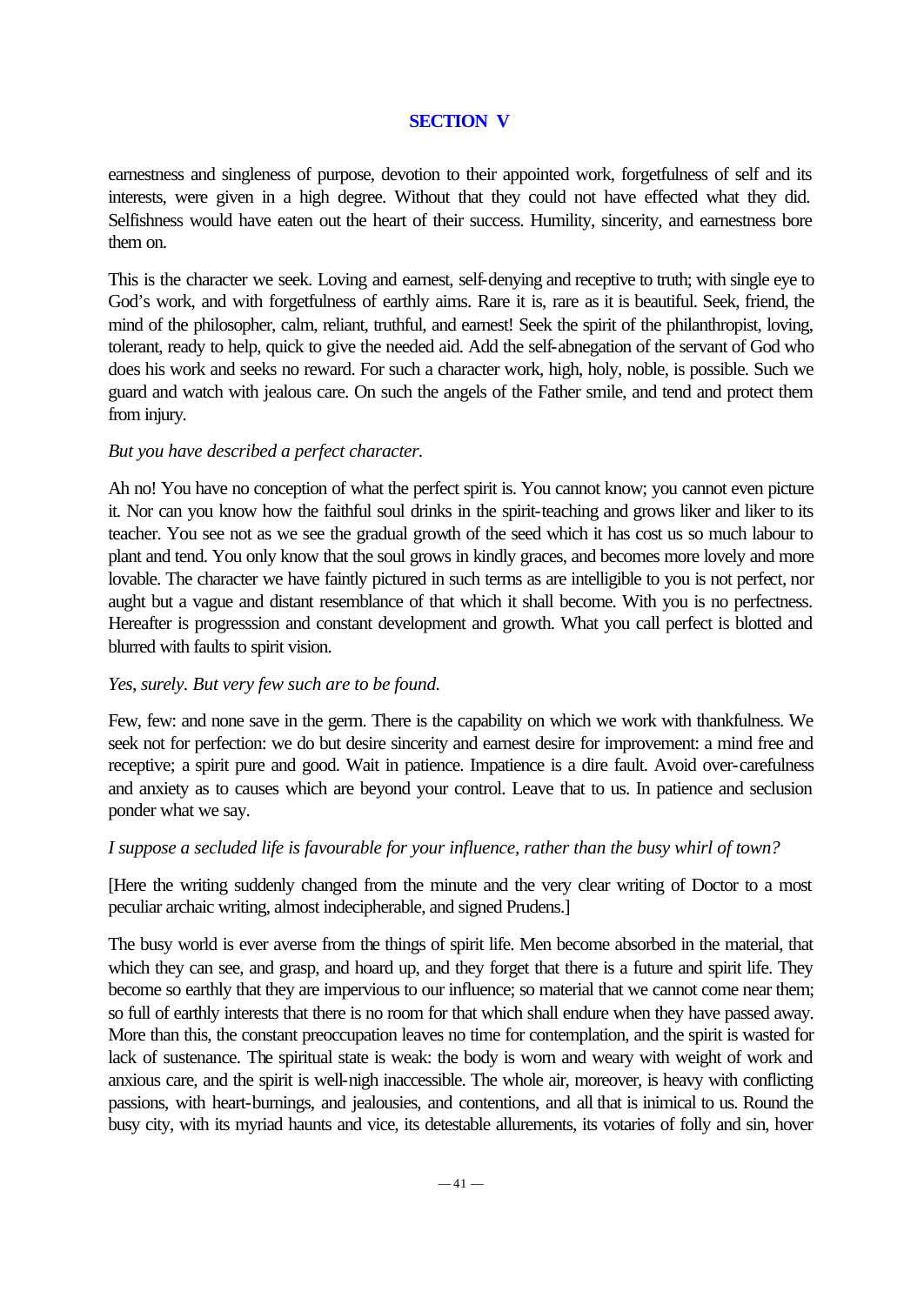## SECTION V

earnestness and singleness of purpose, devotion to their appointed work, forgetfulness of self and its interests, were given in a high degree. Without that they could not have effected what they did. Selfishness would have eaten out the heart of their success. Humility, sincerity, and earnestness bore them on.

This is the character we seek. Loving and earnest, self-denying and receptive to truth; with single eye to God's work, and with forgetfulness of earthly aims. Rare it is, rare as it is beautiful. Seek, friend, the mind of the philosopher, calm, reliant, truthful, and earnest! Seek the spirit of the philanthropist, loving, tolerant, ready to help, quick to give the needed aid. Add the self-abnegation of the servant of God who does his work and seeks no reward. For such a character work, high, holy, noble, is possible. Such we guard and watch with jealous care. On such the angels of the Father smile, and tend and protect them from injury.

*But you have described a perfect character.*

Ah no! You have no conception of what the perfect spirit is. You cannot know; you cannot even picture it. Nor can you know how the faithful soul drinks in the spirit-teaching and grows liker and liker to its teacher. You see not as we see the gradual growth of the seed which it has cost us so much labour to plant and tend. You only know that the soul grows in kindly graces, and becomes more lovely and more lovable. The character we have faintly pictured in such terms as are intelligible to you is not perfect, nor aught but a vague and distant resemblance of that which it shall become. With you is no perfectness. Hereafter is progresssion and constant development and growth. What you call perfect is blotted and blurred with faults to spirit vision.

*Yes, surely. But very few such are to be found.*

Few, few: and none save in the germ. There is the capability on which we work with thankfulness. We seek not for perfection: we do but desire sincerity and earnest desire for improvement: a mind free and receptive; a spirit pure and good. Wait in patience. Impatience is a dire fault. Avoid over-carefulness and anxiety as to causes which are beyond your control. Leave that to us. In patience and seclusion ponder what we say.

*I suppose a secluded life is favourable for your influence, rather than the busy whirl of town?*

[Here the writing suddenly changed from the minute and the very clear writing of Doctor to a most peculiar archaic writing, almost indecipherable, and signed Prudens.]

The busy world is ever averse from the things of spirit life. Men become absorbed in the material, that which they can see, and grasp, and hoard up, and they forget that there is a future and spirit life. They become so earthly that they are impervious to our influence; so material that we cannot come near them; so full of earthly interests that there is no room for that which shall endure when they have passed away. More than this, the constant preoccupation leaves no time for contemplation, and the spirit is wasted for lack of sustenance. The spiritual state is weak: the body is worn and weary with weight of work and anxious care, and the spirit is well-nigh inaccessible. The whole air, moreover, is heavy with conflicting passions, with heart-burnings, and jealousies, and contentions, and all that is inimical to us. Round the busy city, with its myriad haunts and vice, its detestable allurements, its votaries of folly and sin, hover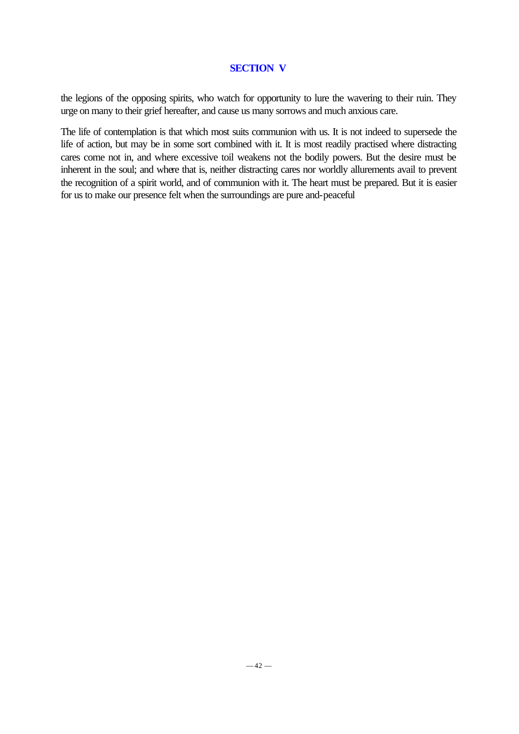## SECTION V

the legions of the opposing spirits, who watch for opportunity to lure the wavering to their ruin. They urge on many to their grief hereafter, and cause us many sorrows and much anxious care.

The life of contemplation is that which most suits communion with us. It is not indeed to supersede the life of action, but may be in some sort combined with it. It is most readily practised where distracting cares come not in, and where excessive toil weakens not the bodily powers. But the desire must be inherent in the soul; and where that is, neither distracting cares nor worldly allurements avail to prevent the recognition of a spirit world, and of communion with it. The heart must be prepared. But it is easier for us to make our presence felt when the surroundings are pure and-peaceful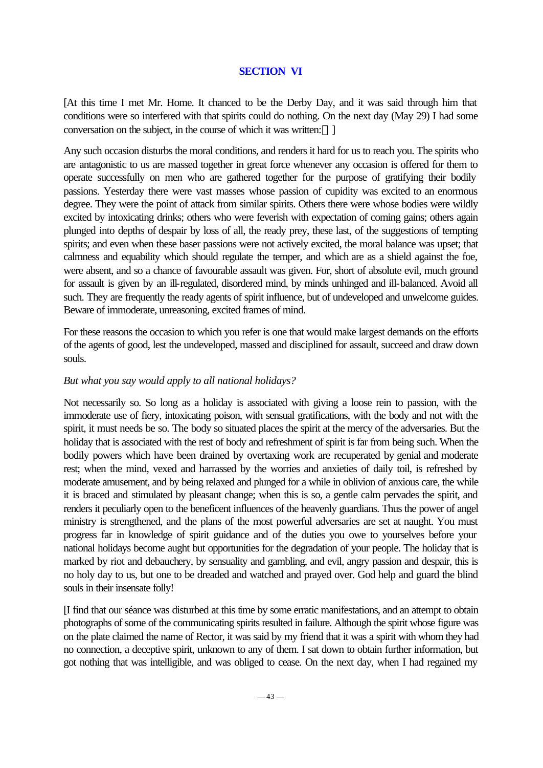## SECTION VI

[At this time I met Mr. Home. It chanced to be the Derby Day, and it was said through him that conditions were so interfered with that spirits could do nothing. On the next day (May 29) I had some conversation on the subject, in the course of which it was written:—]

Any such occasion disturbs the moral conditions, and renders it hard for us to reach you. The spirits who are antagonistic to us are massed together in great force whenever any occasion is offered for them to operate successfully on men who are gathered together for the purpose of gratifying their bodily passions. Yesterday there were vast masses whose passion of cupidity was excited to an enormous degree. They were the point of attack from similar spirits. Others there were whose bodies were wildly excited by intoxicating drinks; others who were feverish with expectation of coming gains; others again plunged into depths of despair by loss of all, the ready prey, these last, of the suggestions of tempting spirits; and even when these baser passions were not actively excited, the moral balance was upset; that calmness and equability which should regulate the temper, and which are as a shield against the foe, were absent, and so a chance of favourable assault was given. For, short of absolute evil, much ground for assault is given by an ill-regulated, disordered mind, by minds unhinged and ill-balanced. Avoid all such. They are frequently the ready agents of spirit influence, but of undeveloped and unwelcome guides. Beware of immoderate, unreasoning, excited frames of mind.

For these reasons the occasion to which you refer is one that would make largest demands on the efforts of the agents of good, lest the undeveloped, massed and disciplined for assault, succeed and draw down souls.

*But what you say would apply to all national holidays?*

Not necessarily so. So long as a holiday is associated with giving a loose rein to passion, with the immoderate use of fiery, intoxicating poison, with sensual gratifications, with the body and not with the spirit, it must needs be so. The body so situated places the spirit at the mercy of the adversaries. But the holiday that is associated with the rest of body and refreshment of spirit is far from being such. When the bodily powers which have been drained by overtaxing work are recuperated by genial and moderate rest; when the mind, vexed and harrassed by the worries and anxieties of daily toil, is refreshed by moderate amusement, and by being relaxed and plunged for a while in oblivion of anxious care, the while it is braced and stimulated by pleasant change; when this is so, a gentle calm pervades the spirit, and renders it peculiarly open to the beneficent influences of the heavenly guardians. Thus the power of angel ministry is strengthened, and the plans of the most powerful adversaries are set at naught. You must progress far in knowledge of spirit guidance and of the duties you owe to yourselves before your national holidays become aught but opportunities for the degradation of your people. The holiday that is marked by riot and debauchery, by sensuality and gambling, and evil, angry passion and despair, this is no holy day to us, but one to be dreaded and watched and prayed over. God help and guard the blind souls in their insensate folly!

[I find that our séance was disturbed at this time by some erratic manifestations, and an attempt to obtain photographs of some of the communicating spirits resulted in failure. Although the spirit whose figure was on the plate claimed the name of Rector, it was said by my friend that it was a spirit with whom they had no connection, a deceptive spirit, unknown to any of them. I sat down to obtain further information, but got nothing that was intelligible, and was obliged to cease. On the next day, when I had regained my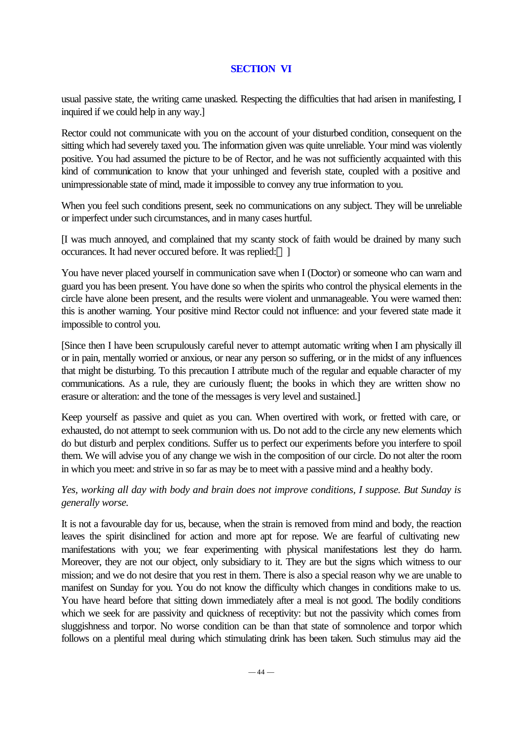usual passive state, the writing came unasked. Respecting the difficulties that had arisen in manifesting, I inquired if we could help in any way.]

Rector could not communicate with you on the account of your disturbed condition, consequent on the sitting which had severely taxed you. The information given was quite unreliable. Your mind was violently positive. You had assumed the picture to be of Rector, and he was not sufficiently acquainted with this kind of communication to know that your unhinged and feverish state, coupled with a positive and unimpressionable state of mind, made it impossible to convey any true information to you.

When you feel such conditions present, seek no communications on any subject. They will be unreliable or imperfect under such circumstances, and in many cases hurtful.

[I was much annoyed, and complained that my scanty stock of faith would be drained by many such occurances. It had never occured before. It was replied:—]

You have never placed yourself in communication save when I (Doctor) or someone who can warn and guard you has been present. You have done so when the spirits who control the physical elements in the circle have alone been present, and the results were violent and unmanageable. You were warned then: this is another warning. Your positive mind Rector could not influence: and your fevered state made it impossible to control you.

[Since then I have been scrupulously careful never to attempt automatic writing when I am physically ill or in pain, mentally worried or anxious, or near any person so suffering, or in the midst of any influences that might be disturbing. To this precaution I attribute much of the regular and equable character of my communications. As a rule, they are curiously fluent; the books in which they are written show no erasure or alteration: and the tone of the messages is very level and sustained.]

Keep yourself as passive and quiet as you can. When overtired with work, or fretted with care, or exhausted, do not attempt to seek communion with us. Do not add to the circle any new elements which do but disturb and perplex conditions. Suffer us to perfect our experiments before you interfere to spoil them. We will advise you of any change we wish in the composition of our circle. Do not alter the room in which you meet: and strive in so far as may be to meet with a passive mind and a healthy body.

*Yes, working all day with body and brain does not improve conditions, I suppose. But Sunday is generally worse.*

It is not a favourable day for us, because, when the strain is removed from mind and body, the reaction leaves the spirit disinclined for action and more apt for repose. We are fearful of cultivating new manifestations with you; we fear experimenting with physical manifestations lest they do harm. Moreover, they are not our object, only subsidiary to it. They are but the signs which witness to our mission; and we do not desire that you rest in them. There is also a special reason why we are unable to manifest on Sunday for you. You do not know the difficulty which changes in conditions make to us. You have heard before that sitting down immediately after a meal is not good. The bodily conditions which we seek for are passivity and quickness of receptivity: but not the passivity which comes from sluggishness and torpor. No worse condition can be than that state of somnolence and torpor which follows on a plentiful meal during which stimulating drink has been taken. Such stimulus may aid the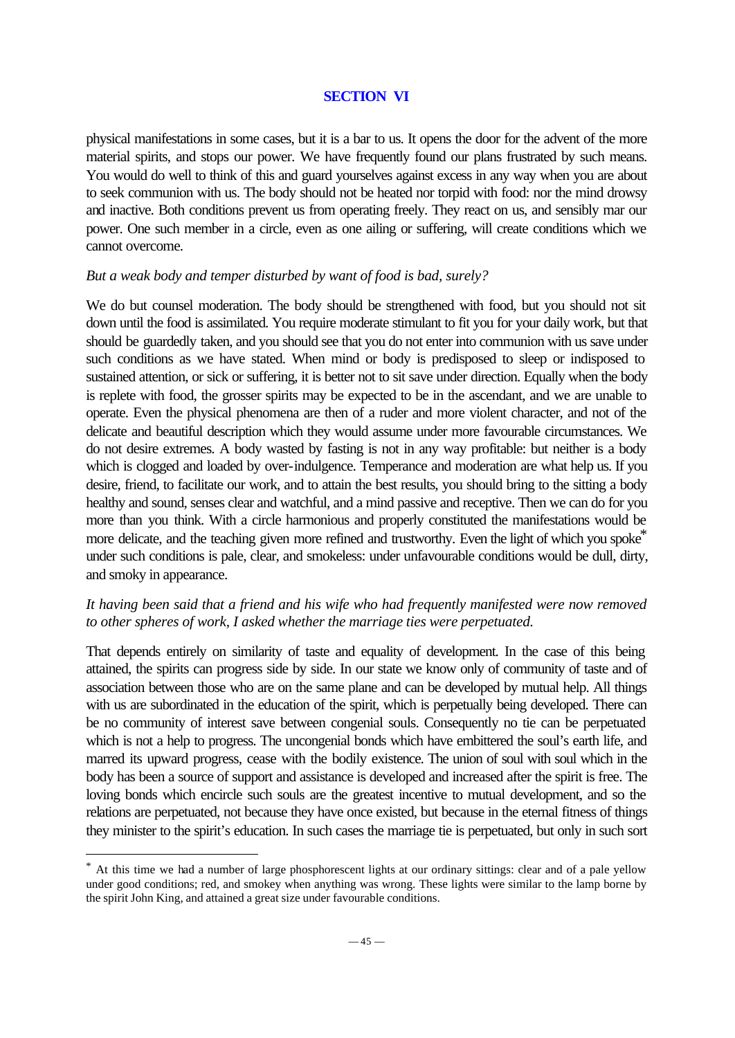## SECTION VI

physical manifestations in some cases, but it is a bar to us. It opens the door for the advent of the more material spirits, and stops our power. We have frequently found our plans frustrated by such means. You would do well to think of this and guard yourselves against excess in any way when you are about to seek communion with us. The body should not be heated nor torpid with food: nor the mind drowsy and inactive. Both conditions prevent us from operating freely. They react on us, and sensibly mar our power. One such member in a circle, even as one ailing or suffering, will create conditions which we cannot overcome.

*But a weak body and temper disturbed by want of food is bad, surely?*

We do but counsel moderation. The body should be strengthened with food, but you should not sit down until the food is assimilated. You require moderate stimulant to fit you for your daily work, but that should be guardedly taken, and you should see that you do not enter into communion with us save under such conditions as we have stated. When mind or body is predisposed to sleep or indisposed to sustained attention, or sick or suffering, it is better not to sit save under direction. Equally when the body is replete with food, the grosser spirits may be expected to be in the ascendant, and we are unable to operate. Even the physical phenomena are then of a ruder and more violent character, and not of the delicate and beautiful description which they would assume under more favourable circumstances. We do not desire extremes. A body wasted by fasting is not in any way profitable: but neither is a body which is clogged and loaded by over-indulgence. Temperance and moderation are what help us. If you desire, friend, to facilitate our work, and to attain the best results, you should bring to the sitting a body healthy and sound, senses clear and watchful, and a mind passive and receptive. Then we can do for you more than you think. With a circle harmonious and properly constituted the manifestations would be more delicate, and the teaching given more refined and trustworthy. Even the light of which you spoke* under such conditions is pale, clear, and smokeless: under unfavourable conditions would be dull, dirty, and smoky in appearance.

*It having been said that a friend and his wife who had frequently manifested were now removed to other spheres of work, I asked whether the marriage ties were perpetuated.*

That depends entirely on similarity of taste and equality of development. In the case of this being attained, the spirits can progress side by side. In our state we know only of community of taste and of association between those who are on the same plane and can be developed by mutual help. All things with us are subordinated in the education of the spirit, which is perpetually being developed. There can be no community of interest save between congenial souls. Consequently no tie can be perpetuated which is not a help to progress. The uncongenial bonds which have embittered the soul's earth life, and marred its upward progress, cease with the bodily existence. The union of soul with soul which in the body has been a source of support and assistance is developed and increased after the spirit is free. The loving bonds which encircle such souls are the greatest incentive to mutual development, and so the relations are perpetuated, not because they have once existed, but because in the eternal fitness of things they minister to the spirit's education. In such cases the marriage tie is perpetuated, but only in such sort

---

* At this time we had a number of large phosphorescent lights at our ordinary sittings: clear and of a pale yellow under good conditions; red, and smokey when anything was wrong. These lights were similar to the lamp borne by the spirit John King, and attained a great size under favourable conditions.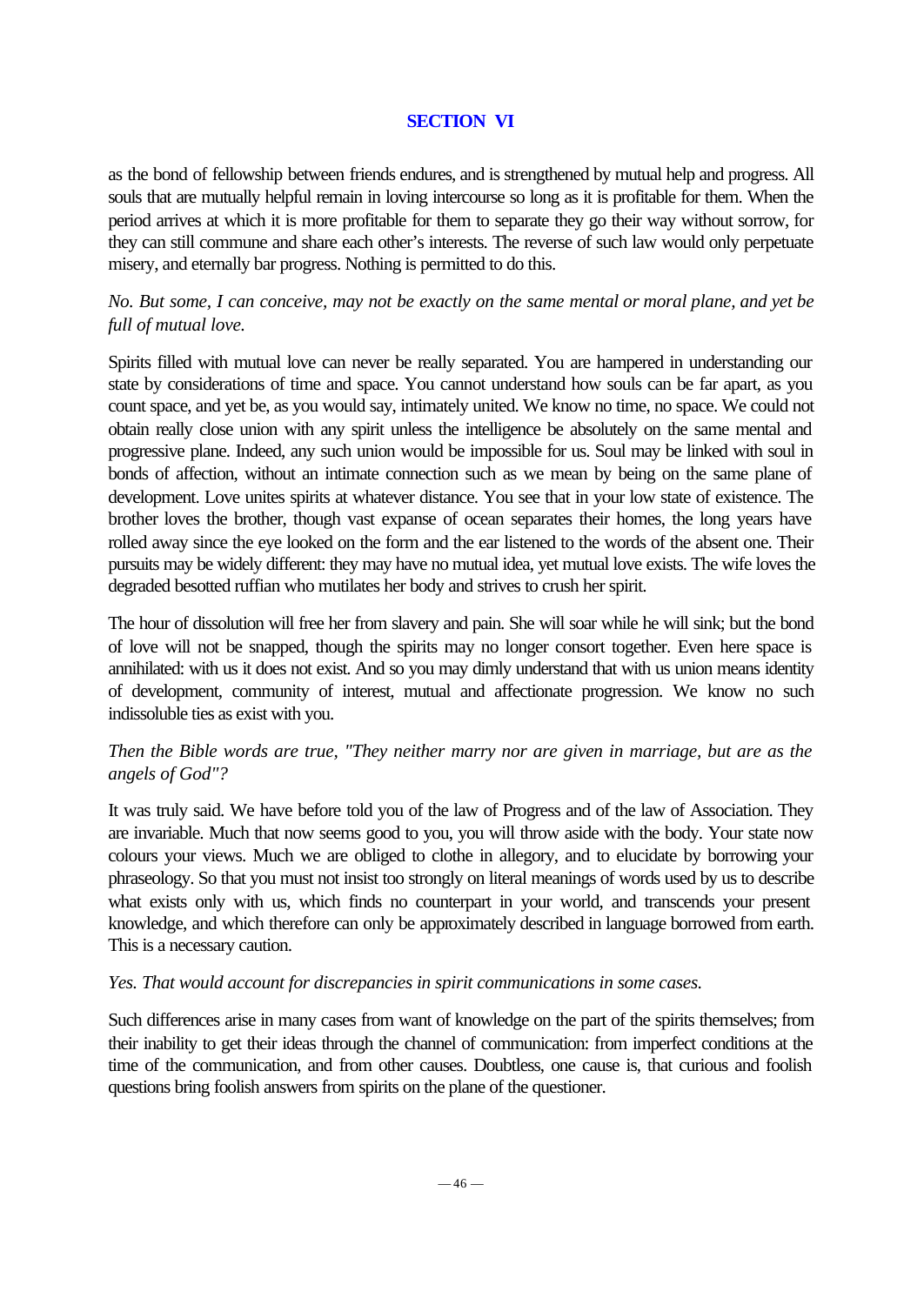## SECTION VI

as the bond of fellowship between friends endures, and is strengthened by mutual help and progress. All souls that are mutually helpful remain in loving intercourse so long as it is profitable for them. When the period arrives at which it is more profitable for them to separate they go their way without sorrow, for they can still commune and share each other's interests. The reverse of such law would only perpetuate misery, and eternally bar progress. Nothing is permitted to do this.

*No. But some, I can conceive, may not be exactly on the same mental or moral plane, and yet be full of mutual love.*

Spirits filled with mutual love can never be really separated. You are hampered in understanding our state by considerations of time and space. You cannot understand how souls can be far apart, as you count space, and yet be, as you would say, intimately united. We know no time, no space. We could not obtain really close union with any spirit unless the intelligence be absolutely on the same mental and progressive plane. Indeed, any such union would be impossible for us. Soul may be linked with soul in bonds of affection, without an intimate connection such as we mean by being on the same plane of development. Love unites spirits at whatever distance. You see that in your low state of existence. The brother loves the brother, though vast expanse of ocean separates their homes, the long years have rolled away since the eye looked on the form and the ear listened to the words of the absent one. Their pursuits may be widely different: they may have no mutual idea, yet mutual love exists. The wife loves the degraded besotted ruffian who mutilates her body and strives to crush her spirit.

The hour of dissolution will free her from slavery and pain. She will soar while he will sink; but the bond of love will not be snapped, though the spirits may no longer consort together. Even here space is annihilated: with us it does not exist. And so you may dimly understand that with us union means identity of development, community of interest, mutual and affectionate progression. We know no such indissoluble ties as exist with you.

*Then the Bible words are true, "They neither marry nor are given in marriage, but are as the angels of God"?*

It was truly said. We have before told you of the law of Progress and of the law of Association. They are invariable. Much that now seems good to you, you will throw aside with the body. Your state now colours your views. Much we are obliged to clothe in allegory, and to elucidate by borrowing your phraseology. So that you must not insist too strongly on literal meanings of words used by us to describe what exists only with us, which finds no counterpart in your world, and transcends your present knowledge, and which therefore can only be approximately described in language borrowed from earth. This is a necessary caution.

*Yes. That would account for discrepancies in spirit communications in some cases.*

Such differences arise in many cases from want of knowledge on the part of the spirits themselves; from their inability to get their ideas through the channel of communication: from imperfect conditions at the time of the communication, and from other causes. Doubtless, one cause is, that curious and foolish questions bring foolish answers from spirits on the plane of the questioner.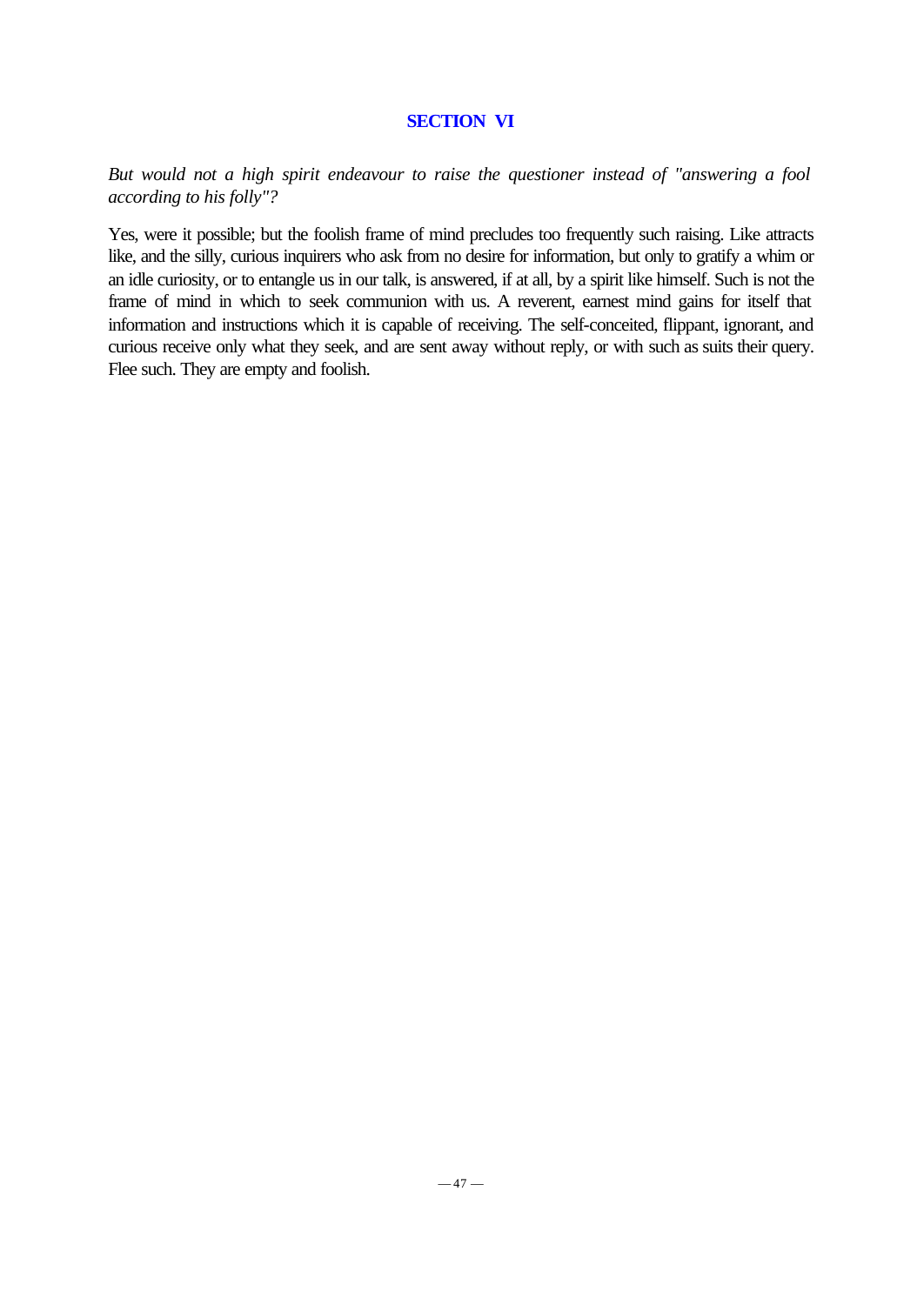## SECTION VI

*But would not a high spirit endeavour to raise the questioner instead of "answering a fool according to his folly"?*

Yes, were it possible; but the foolish frame of mind precludes too frequently such raising. Like attracts like, and the silly, curious inquirers who ask from no desire for information, but only to gratify a whim or an idle curiosity, or to entangle us in our talk, is answered, if at all, by a spirit like himself. Such is not the frame of mind in which to seek communion with us. A reverent, earnest mind gains for itself that information and instructions which it is capable of receiving. The self-conceited, flippant, ignorant, and curious receive only what they seek, and are sent away without reply, or with such as suits their query. Flee such. They are empty and foolish.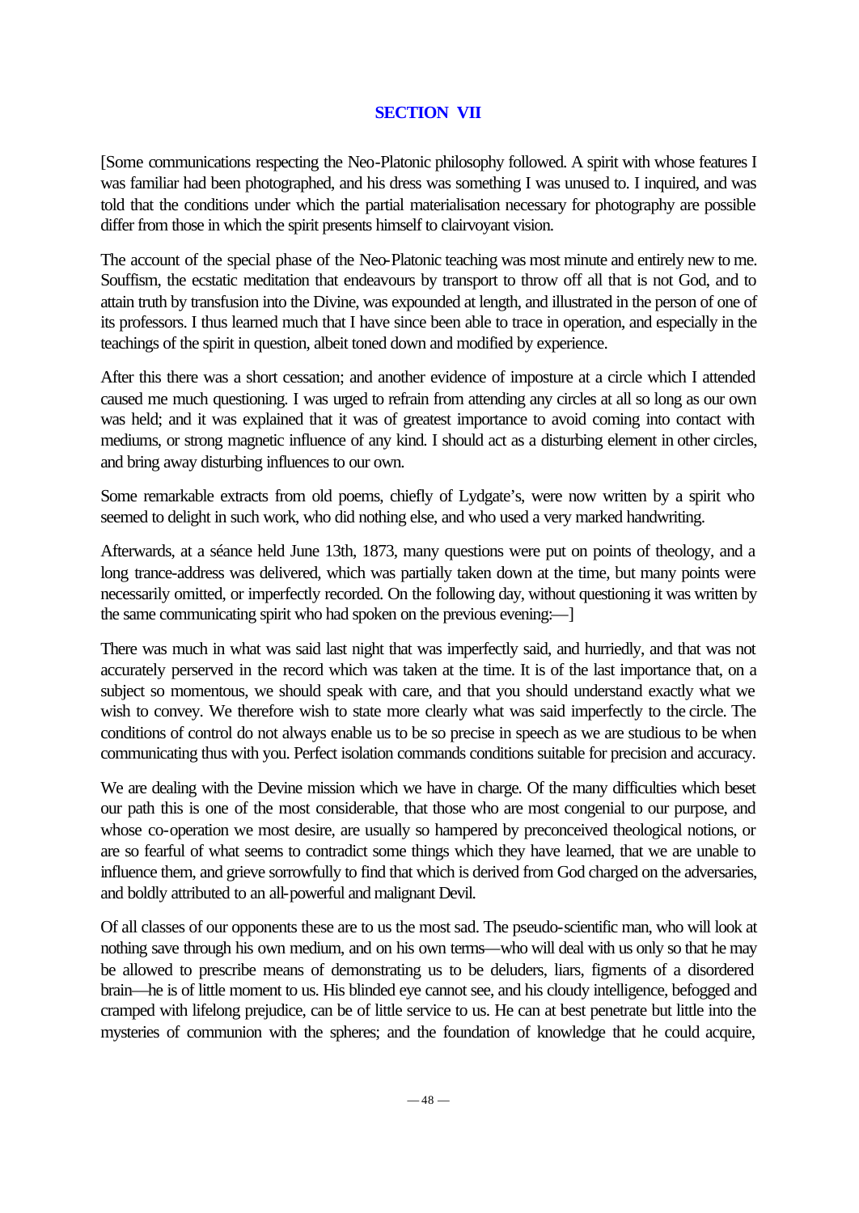## SECTION VII

[Some communications respecting the Neo-Platonic philosophy followed. A spirit with whose features I was familiar had been photographed, and his dress was something I was unused to. I inquired, and was told that the conditions under which the partial materialisation necessary for photography are possible differ from those in which the spirit presents himself to clairvoyant vision.

The account of the special phase of the Neo-Platonic teaching was most minute and entirely new to me. Souffism, the ecstatic meditation that endeavours by transport to throw off all that is not God, and to attain truth by transfusion into the Divine, was expounded at length, and illustrated in the person of one of its professors. I thus learned much that I have since been able to trace in operation, and especially in the teachings of the spirit in question, albeit toned down and modified by experience.

After this there was a short cessation; and another evidence of imposture at a circle which I attended caused me much questioning. I was urged to refrain from attending any circles at all so long as our own was held; and it was explained that it was of greatest importance to avoid coming into contact with mediums, or strong magnetic influence of any kind. I should act as a disturbing element in other circles, and bring away disturbing influences to our own.

Some remarkable extracts from old poems, chiefly of Lydgate's, were now written by a spirit who seemed to delight in such work, who did nothing else, and who used a very marked handwriting.

Afterwards, at a séance held June 13th, 1873, many questions were put on points of theology, and a long trance-address was delivered, which was partially taken down at the time, but many points were necessarily omitted, or imperfectly recorded. On the following day, without questioning it was written by the same communicating spirit who had spoken on the previous evening:—]

There was much in what was said last night that was imperfectly said, and hurriedly, and that was not accurately perserved in the record which was taken at the time. It is of the last importance that, on a subject so momentous, we should speak with care, and that you should understand exactly what we wish to convey. We therefore wish to state more clearly what was said imperfectly to the circle. The conditions of control do not always enable us to be so precise in speech as we are studious to be when communicating thus with you. Perfect isolation commands conditions suitable for precision and accuracy.

We are dealing with the Devine mission which we have in charge. Of the many difficulties which beset our path this is one of the most considerable, that those who are most congenial to our purpose, and whose co-operation we most desire, are usually so hampered by preconceived theological notions, or are so fearful of what seems to contradict some things which they have learned, that we are unable to influence them, and grieve sorrowfully to find that which is derived from God charged on the adversaries, and boldly attributed to an all-powerful and malignant Devil.

Of all classes of our opponents these are to us the most sad. The pseudo-scientific man, who will look at nothing save through his own medium, and on his own terms—who will deal with us only so that he may be allowed to prescribe means of demonstrating us to be deluders, liars, figments of a disordered brain—he is of little moment to us. His blinded eye cannot see, and his cloudy intelligence, befogged and cramped with lifelong prejudice, can be of little service to us. He can at best penetrate but little into the mysteries of communion with the spheres; and the foundation of knowledge that he could acquire,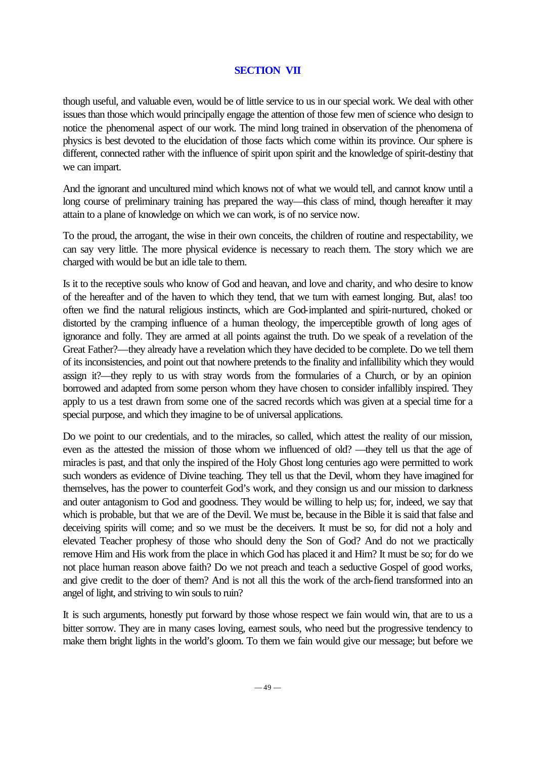## SECTION VII

though useful, and valuable even, would be of little service to us in our special work. We deal with other issues than those which would principally engage the attention of those few men of science who design to notice the phenomenal aspect of our work. The mind long trained in observation of the phenomena of physics is best devoted to the elucidation of those facts which come within its province. Our sphere is different, connected rather with the influence of spirit upon spirit and the knowledge of spirit-destiny that we can impart.

And the ignorant and uncultured mind which knows not of what we would tell, and cannot know until a long course of preliminary training has prepared the way—this class of mind, though hereafter it may attain to a plane of knowledge on which we can work, is of no service now.

To the proud, the arrogant, the wise in their own conceits, the children of routine and respectability, we can say very little. The more physical evidence is necessary to reach them. The story which we are charged with would be but an idle tale to them.

Is it to the receptive souls who know of God and heavan, and love and charity, and who desire to know of the hereafter and of the haven to which they tend, that we turn with earnest longing. But, alas! too often we find the natural religious instincts, which are God-implanted and spirit-nurtured, choked or distorted by the cramping influence of a human theology, the imperceptible growth of long ages of ignorance and folly. They are armed at all points against the truth. Do we speak of a revelation of the Great Father?—they already have a revelation which they have decided to be complete. Do we tell them of its inconsistencies, and point out that nowhere pretends to the finality and infallibility which they would assign it?—they reply to us with stray words from the formularies of a Church, or by an opinion borrowed and adapted from some person whom they have chosen to consider infallibly inspired. They apply to us a test drawn from some one of the sacred records which was given at a special time for a special purpose, and which they imagine to be of universal applications.

Do we point to our credentials, and to the miracles, so called, which attest the reality of our mission, even as the attested the mission of those whom we influenced of old? —they tell us that the age of miracles is past, and that only the inspired of the Holy Ghost long centuries ago were permitted to work such wonders as evidence of Divine teaching. They tell us that the Devil, whom they have imagined for themselves, has the power to counterfeit God's work, and they consign us and our mission to darkness and outer antagonism to God and goodness. They would be willing to help us; for, indeed, we say that which is probable, but that we are of the Devil. We must be, because in the Bible it is said that false and deceiving spirits will come; and so we must be the deceivers. It must be so, for did not a holy and elevated Teacher prophesy of those who should deny the Son of God? And do not we practically remove Him and His work from the place in which God has placed it and Him? It must be so; for do we not place human reason above faith? Do we not preach and teach a seductive Gospel of good works, and give credit to the doer of them? And is not all this the work of the arch-fiend transformed into an angel of light, and striving to win souls to ruin?

It is such arguments, honestly put forward by those whose respect we fain would win, that are to us a bitter sorrow. They are in many cases loving, earnest souls, who need but the progressive tendency to make them bright lights in the world's gloom. To them we fain would give our message; but before we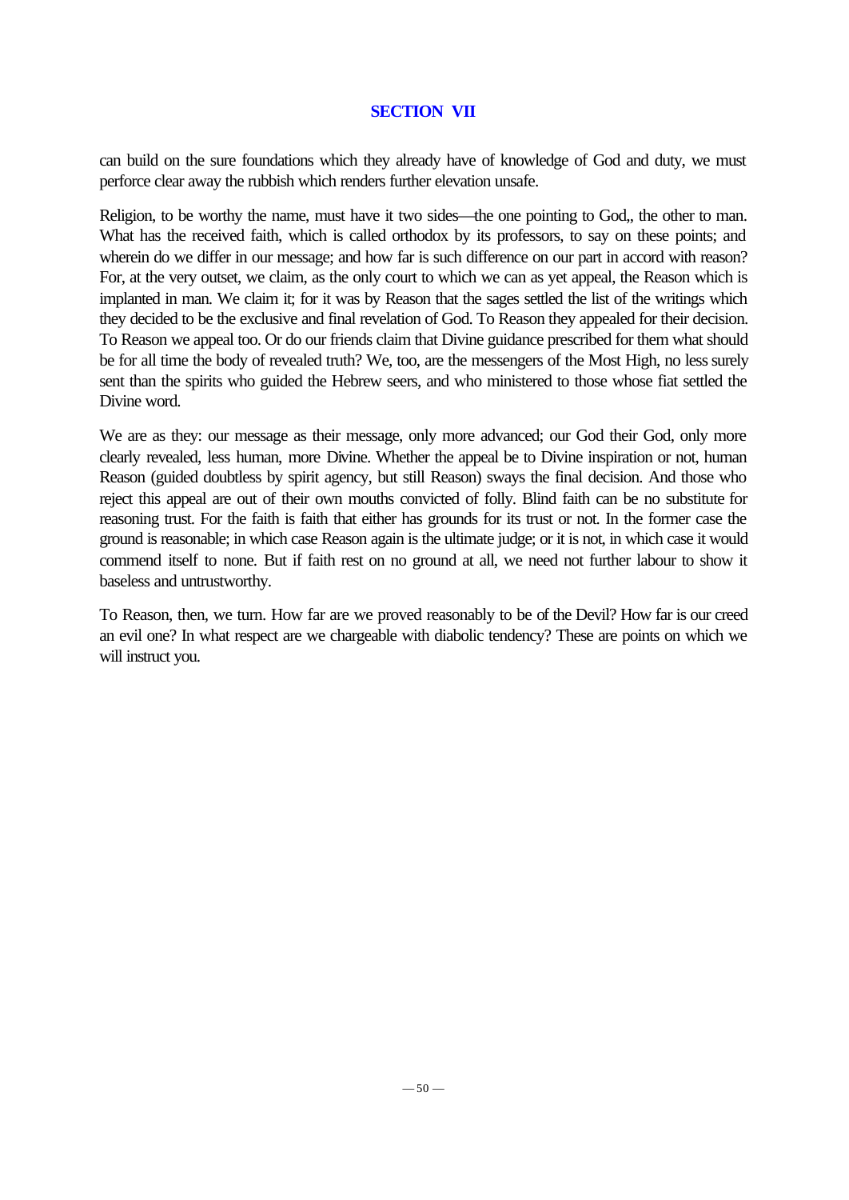## SECTION VII

can build on the sure foundations which they already have of knowledge of God and duty, we must perforce clear away the rubbish which renders further elevation unsafe.

Religion, to be worthy the name, must have it two sides—the one pointing to God,, the other to man. What has the received faith, which is called orthodox by its professors, to say on these points; and wherein do we differ in our message; and how far is such difference on our part in accord with reason? For, at the very outset, we claim, as the only court to which we can as yet appeal, the Reason which is implanted in man. We claim it; for it was by Reason that the sages settled the list of the writings which they decided to be the exclusive and final revelation of God. To Reason they appealed for their decision. To Reason we appeal too. Or do our friends claim that Divine guidance prescribed for them what should be for all time the body of revealed truth? We, too, are the messengers of the Most High, no less surely sent than the spirits who guided the Hebrew seers, and who ministered to those whose fiat settled the Divine word.

We are as they: our message as their message, only more advanced; our God their God, only more clearly revealed, less human, more Divine. Whether the appeal be to Divine inspiration or not, human Reason (guided doubtless by spirit agency, but still Reason) sways the final decision. And those who reject this appeal are out of their own mouths convicted of folly. Blind faith can be no substitute for reasoning trust. For the faith is faith that either has grounds for its trust or not. In the former case the ground is reasonable; in which case Reason again is the ultimate judge; or it is not, in which case it would commend itself to none. But if faith rest on no ground at all, we need not further labour to show it baseless and untrustworthy.

To Reason, then, we turn. How far are we proved reasonably to be of the Devil? How far is our creed an evil one? In what respect are we chargeable with diabolic tendency? These are points on which we will instruct you.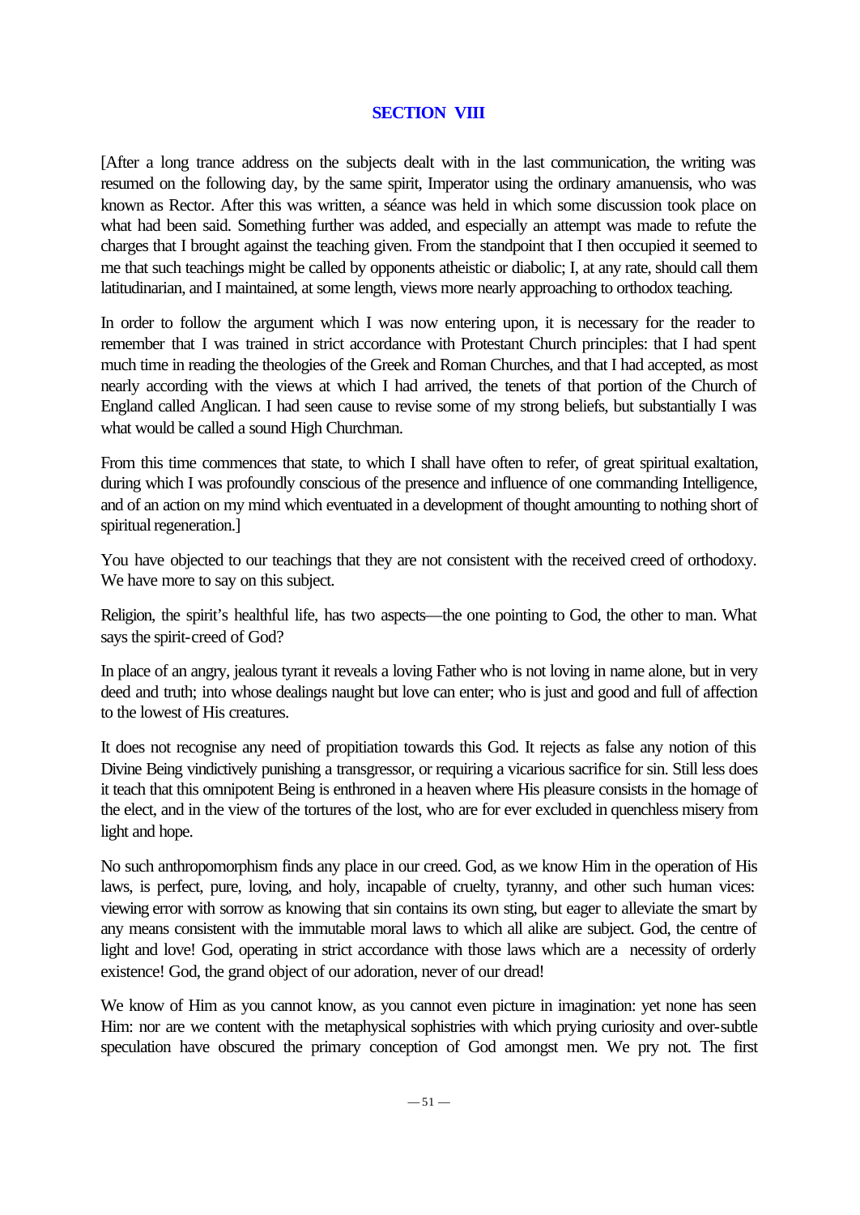## SECTION VIII

[After a long trance address on the subjects dealt with in the last communication, the writing was resumed on the following day, by the same spirit, Imperator using the ordinary amanuensis, who was known as Rector. After this was written, a séance was held in which some discussion took place on what had been said. Something further was added, and especially an attempt was made to refute the charges that I brought against the teaching given. From the standpoint that I then occupied it seemed to me that such teachings might be called by opponents atheistic or diabolic; I, at any rate, should call them latitudinarian, and I maintained, at some length, views more nearly approaching to orthodox teaching.

In order to follow the argument which I was now entering upon, it is necessary for the reader to remember that I was trained in strict accordance with Protestant Church principles: that I had spent much time in reading the theologies of the Greek and Roman Churches, and that I had accepted, as most nearly according with the views at which I had arrived, the tenets of that portion of the Church of England called Anglican. I had seen cause to revise some of my strong beliefs, but substantially I was what would be called a sound High Churchman.

From this time commences that state, to which I shall have often to refer, of great spiritual exaltation, during which I was profoundly conscious of the presence and influence of one commanding Intelligence, and of an action on my mind which eventuated in a development of thought amounting to nothing short of spiritual regeneration.]

You have objected to our teachings that they are not consistent with the received creed of orthodoxy. We have more to say on this subject.

Religion, the spirit's healthful life, has two aspects—the one pointing to God, the other to man. What says the spirit-creed of God?

In place of an angry, jealous tyrant it reveals a loving Father who is not loving in name alone, but in very deed and truth; into whose dealings naught but love can enter; who is just and good and full of affection to the lowest of His creatures.

It does not recognise any need of propitiation towards this God. It rejects as false any notion of this Divine Being vindictively punishing a transgressor, or requiring a vicarious sacrifice for sin. Still less does it teach that this omnipotent Being is enthroned in a heaven where His pleasure consists in the homage of the elect, and in the view of the tortures of the lost, who are for ever excluded in quenchless misery from light and hope.

No such anthropomorphism finds any place in our creed. God, as we know Him in the operation of His laws, is perfect, pure, loving, and holy, incapable of cruelty, tyranny, and other such human vices: viewing error with sorrow as knowing that sin contains its own sting, but eager to alleviate the smart by any means consistent with the immutable moral laws to which all alike are subject. God, the centre of light and love! God, operating in strict accordance with those laws which are a necessity of orderly existence! God, the grand object of our adoration, never of our dread!

We know of Him as you cannot know, as you cannot even picture in imagination: yet none has seen Him: nor are we content with the metaphysical sophistries with which prying curiosity and over-subtle speculation have obscured the primary conception of God amongst men. We pry not. The first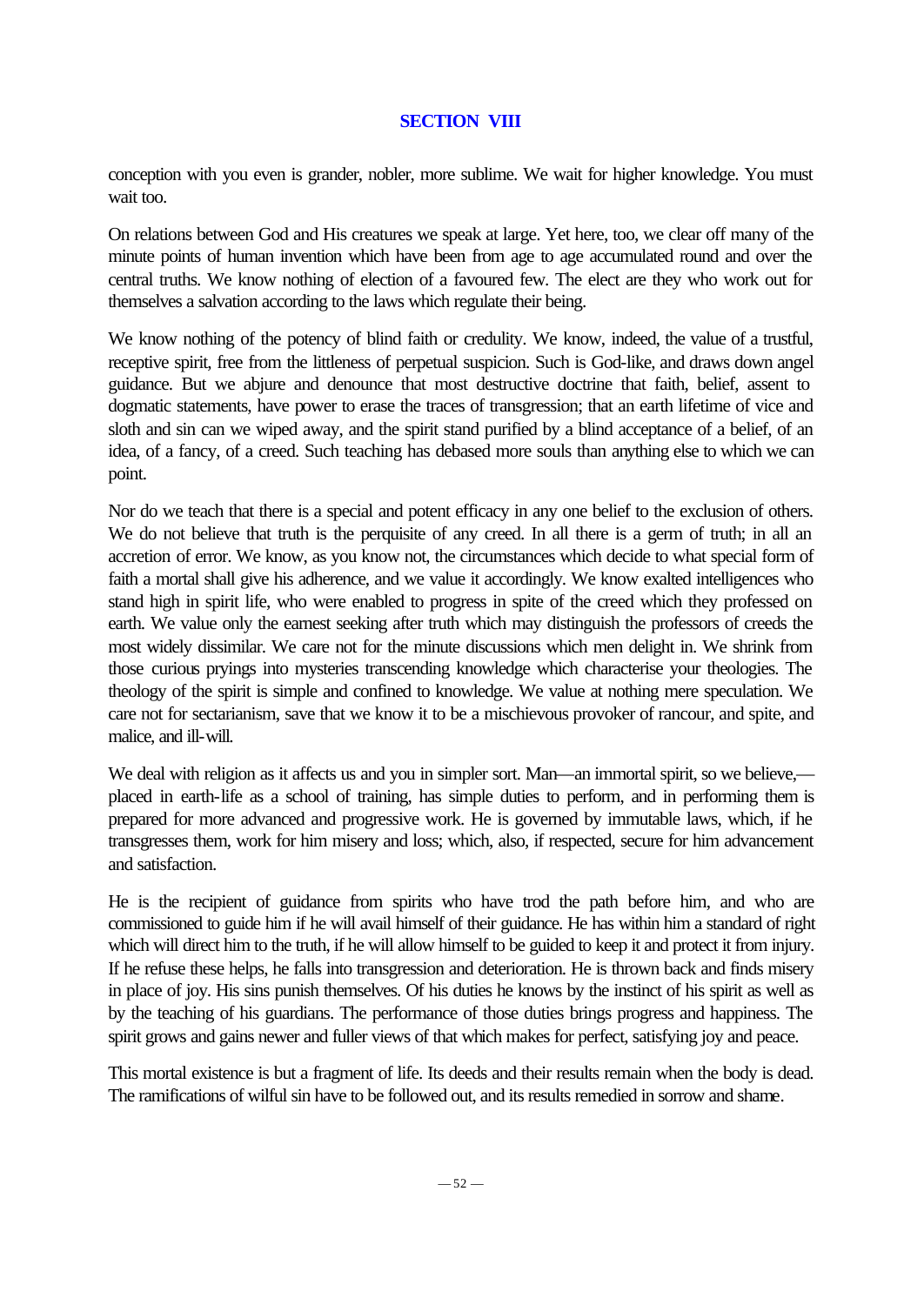## SECTION VIII

conception with you even is grander, nobler, more sublime. We wait for higher knowledge. You must wait too.

On relations between God and His creatures we speak at large. Yet here, too, we clear off many of the minute points of human invention which have been from age to age accumulated round and over the central truths. We know nothing of election of a favoured few. The elect are they who work out for themselves a salvation according to the laws which regulate their being.

We know nothing of the potency of blind faith or credulity. We know, indeed, the value of a trustful, receptive spirit, free from the littleness of perpetual suspicion. Such is God-like, and draws down angel guidance. But we abjure and denounce that most destructive doctrine that faith, belief, assent to dogmatic statements, have power to erase the traces of transgression; that an earth lifetime of vice and sloth and sin can we wiped away, and the spirit stand purified by a blind acceptance of a belief, of an idea, of a fancy, of a creed. Such teaching has debased more souls than anything else to which we can point.

Nor do we teach that there is a special and potent efficacy in any one belief to the exclusion of others. We do not believe that truth is the perquisite of any creed. In all there is a germ of truth; in all an accretion of error. We know, as you know not, the circumstances which decide to what special form of faith a mortal shall give his adherence, and we value it accordingly. We know exalted intelligences who stand high in spirit life, who were enabled to progress in spite of the creed which they professed on earth. We value only the earnest seeking after truth which may distinguish the professors of creeds the most widely dissimilar. We care not for the minute discussions which men delight in. We shrink from those curious pryings into mysteries transcending knowledge which characterise your theologies. The theology of the spirit is simple and confined to knowledge. We value at nothing mere speculation. We care not for sectarianism, save that we know it to be a mischievous provoker of rancour, and spite, and malice, and ill-will.

We deal with religion as it affects us and you in simpler sort. Man—an immortal spirit, so we believe,—placed in earth-life as a school of training, has simple duties to perform, and in performing them is prepared for more advanced and progressive work. He is governed by immutable laws, which, if he transgresses them, work for him misery and loss; which, also, if respected, secure for him advancement and satisfaction.

He is the recipient of guidance from spirits who have trod the path before him, and who are commissioned to guide him if he will avail himself of their guidance. He has within him a standard of right which will direct him to the truth, if he will allow himself to be guided to keep it and protect it from injury. If he refuse these helps, he falls into transgression and deterioration. He is thrown back and finds misery in place of joy. His sins punish themselves. Of his duties he knows by the instinct of his spirit as well as by the teaching of his guardians. The performance of those duties brings progress and happiness. The spirit grows and gains newer and fuller views of that which makes for perfect, satisfying joy and peace.

This mortal existence is but a fragment of life. Its deeds and their results remain when the body is dead. The ramifications of wilful sin have to be followed out, and its results remedied in sorrow and shame.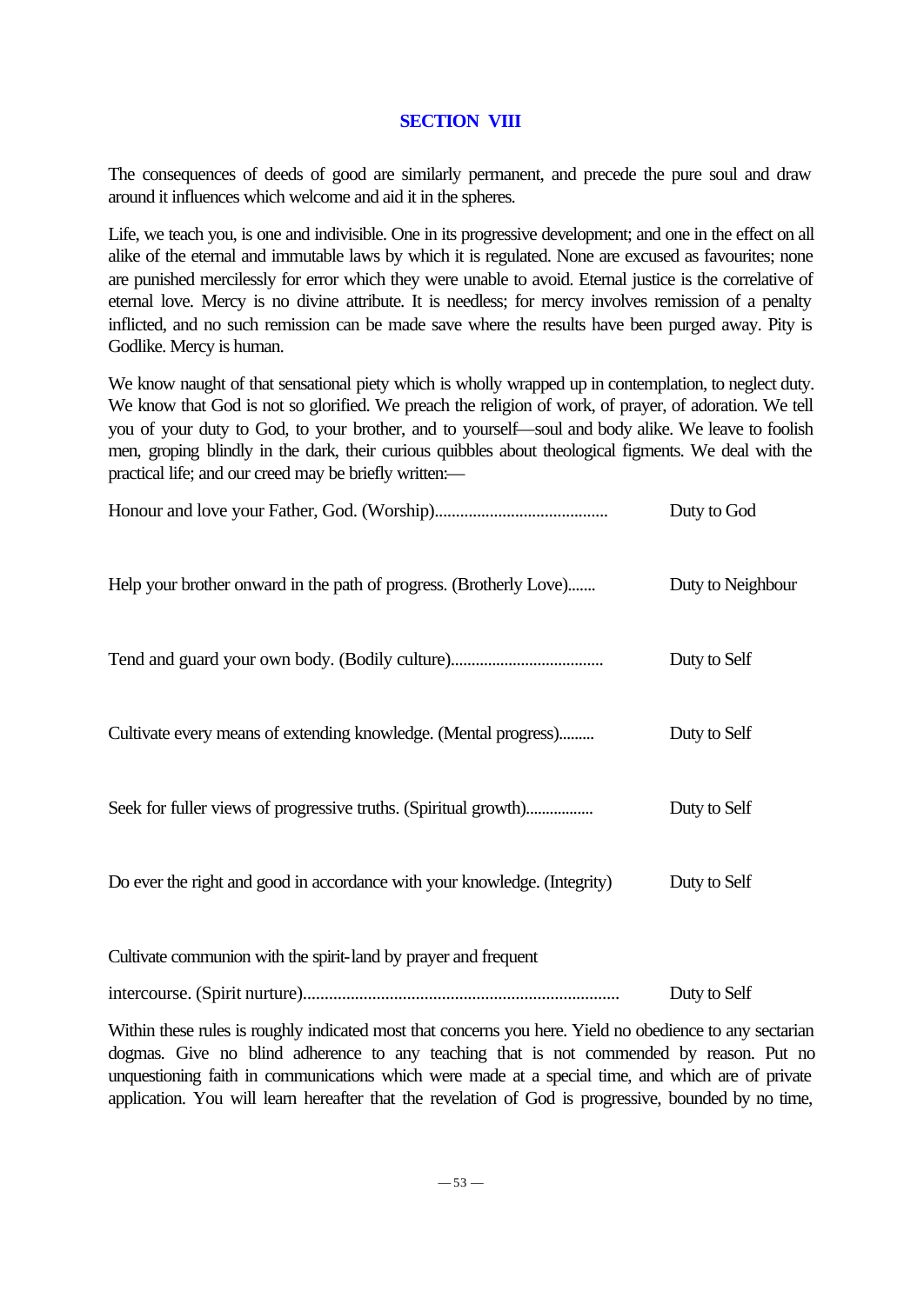## SECTION VIII

The consequences of deeds of good are similarly permanent, and precede the pure soul and draw around it influences which welcome and aid it in the spheres.

Life, we teach you, is one and indivisible. One in its progressive development; and one in the effect on all alike of the eternal and immutable laws by which it is regulated. None are excused as favourites; none are punished mercilessly for error which they were unable to avoid. Eternal justice is the correlative of eternal love. Mercy is no divine attribute. It is needless; for mercy involves remission of a penalty inflicted, and no such remission can be made save where the results have been purged away. Pity is Godlike. Mercy is human.

We know naught of that sensational piety which is wholly wrapped up in contemplation, to neglect duty. We know that God is not so glorified. We preach the religion of work, of prayer, of adoration. We tell you of your duty to God, to your brother, and to yourself—soul and body alike. We leave to foolish men, groping blindly in the dark, their curious quibbles about theological figments. We deal with the practical life; and our creed may be briefly written:—

| | |
|---|---|
| Honour and love your Father, God. (Worship)........................................ | Duty to God |
| Help your brother onward in the path of progress. (Brotherly Love)....... | Duty to Neighbour |
| Tend and guard your own body. (Bodily culture).................................... | Duty to Self |
| Cultivate every means of extending knowledge. (Mental progress)......... | Duty to Self |
| Seek for fuller views of progressive truths. (Spiritual growth)................ | Duty to Self |
| Do ever the right and good in accordance with your knowledge. (Integrity) | Duty to Self |
| Cultivate communion with the spirit-land by prayer and frequent intercourse. (Spirit nurture)......................................................................... | Duty to Self |

Within these rules is roughly indicated most that concerns you here. Yield no obedience to any sectarian dogmas. Give no blind adherence to any teaching that is not commended by reason. Put no unquestioning faith in communications which were made at a special time, and which are of private application. You will learn hereafter that the revelation of God is progressive, bounded by no time,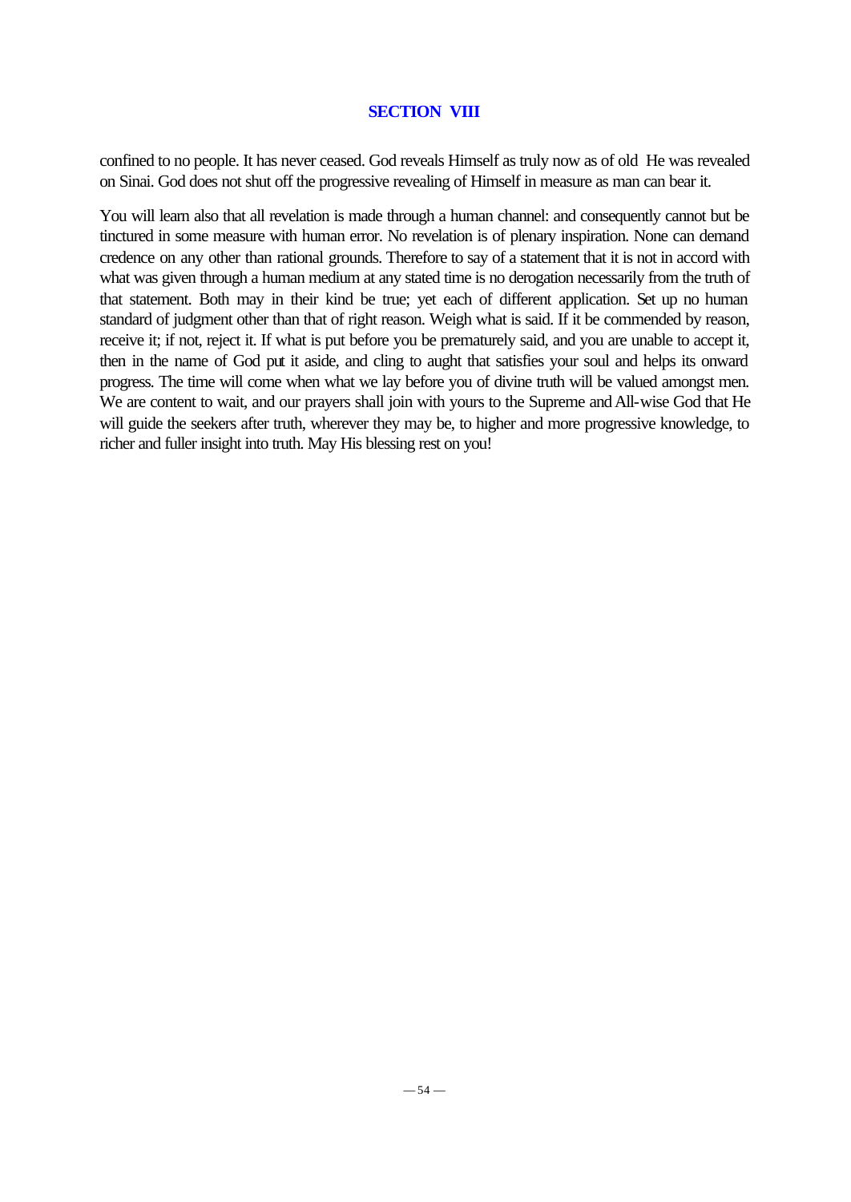confined to no people. It has never ceased. God reveals Himself as truly now as of old He was revealed on Sinai. God does not shut off the progressive revealing of Himself in measure as man can bear it.

You will learn also that all revelation is made through a human channel: and consequently cannot but be tinctured in some measure with human error. No revelation is of plenary inspiration. None can demand credence on any other than rational grounds. Therefore to say of a statement that it is not in accord with what was given through a human medium at any stated time is no derogation necessarily from the truth of that statement. Both may in their kind be true; yet each of different application. Set up no human standard of judgment other than that of right reason. Weigh what is said. If it be commended by reason, receive it; if not, reject it. If what is put before you be prematurely said, and you are unable to accept it, then in the name of God put it aside, and cling to aught that satisfies your soul and helps its onward progress. The time will come when what we lay before you of divine truth will be valued amongst men. We are content to wait, and our prayers shall join with yours to the Supreme and All-wise God that He will guide the seekers after truth, wherever they may be, to higher and more progressive knowledge, to richer and fuller insight into truth. May His blessing rest on you!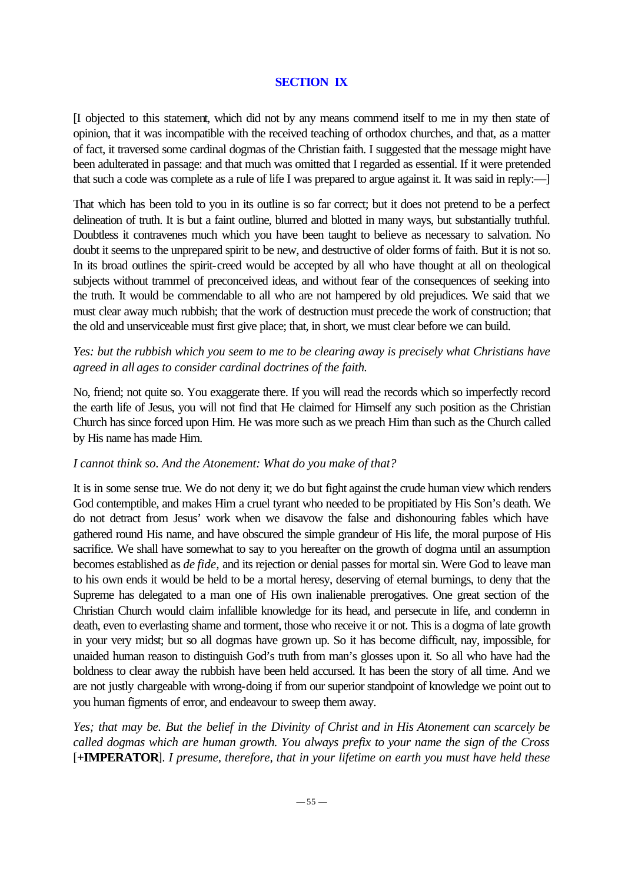## SECTION IX

[I objected to this statement, which did not by any means commend itself to me in my then state of opinion, that it was incompatible with the received teaching of orthodox churches, and that, as a matter of fact, it traversed some cardinal dogmas of the Christian faith. I suggested that the message might have been adulterated in passage: and that much was omitted that I regarded as essential. If it were pretended that such a code was complete as a rule of life I was prepared to argue against it. It was said in reply:—]

That which has been told to you in its outline is so far correct; but it does not pretend to be a perfect delineation of truth. It is but a faint outline, blurred and blotted in many ways, but substantially truthful. Doubtless it contravenes much which you have been taught to believe as necessary to salvation. No doubt it seems to the unprepared spirit to be new, and destructive of older forms of faith. But it is not so. In its broad outlines the spirit-creed would be accepted by all who have thought at all on theological subjects without trammel of preconceived ideas, and without fear of the consequences of seeking into the truth. It would be commendable to all who are not hampered by old prejudices. We said that we must clear away much rubbish; that the work of destruction must precede the work of construction; that the old and unserviceable must first give place; that, in short, we must clear before we can build.

*Yes: but the rubbish which you seem to me to be clearing away is precisely what Christians have agreed in all ages to consider cardinal doctrines of the faith.*

No, friend; not quite so. You exaggerate there. If you will read the records which so imperfectly record the earth life of Jesus, you will not find that He claimed for Himself any such position as the Christian Church has since forced upon Him. He was more such as we preach Him than such as the Church called by His name has made Him.

*I cannot think so. And the Atonement: What do you make of that?*

It is in some sense true. We do not deny it; we do but fight against the crude human view which renders God contemptible, and makes Him a cruel tyrant who needed to be propitiated by His Son's death. We do not detract from Jesus' work when we disavow the false and dishonouring fables which have gathered round His name, and have obscured the simple grandeur of His life, the moral purpose of His sacrifice. We shall have somewhat to say to you hereafter on the growth of dogma until an assumption becomes established as *de fide*, and its rejection or denial passes for mortal sin. Were God to leave man to his own ends it would be held to be a mortal heresy, deserving of eternal burnings, to deny that the Supreme has delegated to a man one of His own inalienable prerogatives. One great section of the Christian Church would claim infallible knowledge for its head, and persecute in life, and condemn in death, even to everlasting shame and torment, those who receive it or not. This is a dogma of late growth in your very midst; but so all dogmas have grown up. So it has become difficult, nay, impossible, for unaided human reason to distinguish God's truth from man's glosses upon it. So all who have had the boldness to clear away the rubbish have been held accursed. It has been the story of all time. And we are not justly chargeable with wrong-doing if from our superior standpoint of knowledge we point out to you human figments of error, and endeavour to sweep them away.

*Yes; that may be. But the belief in the Divinity of Christ and in His Atonement can scarcely be called dogmas which are human growth. You always prefix to your name the sign of the Cross* [**+IMPERATOR**]. *I presume, therefore, that in your lifetime on earth you must have held these*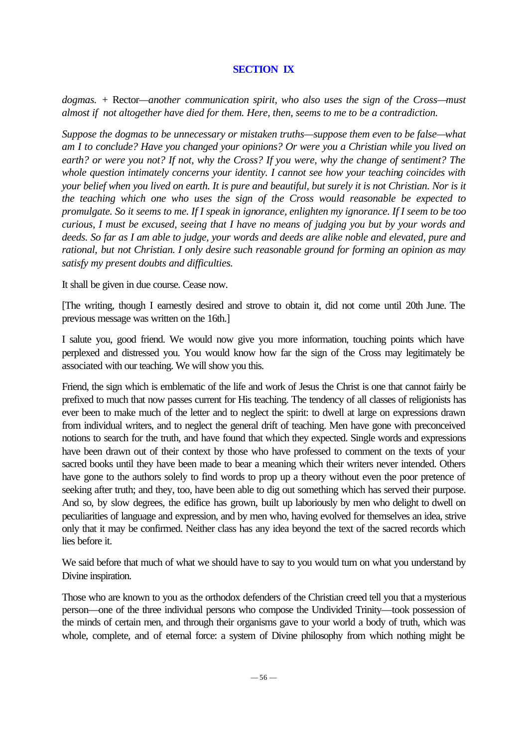## SECTION IX

*dogmas.* + Rector—*another communication spirit, who also uses the sign of the Cross—must almost if not altogether have died for them. Here, then, seems to me to be a contradiction.*

*Suppose the dogmas to be unnecessary or mistaken truths—suppose them even to be false—what am I to conclude? Have you changed your opinions? Or were you a Christian while you lived on earth? or were you not? If not, why the Cross? If you were, why the change of sentiment? The whole question intimately concerns your identity. I cannot see how your teaching coincides with your belief when you lived on earth. It is pure and beautiful, but surely it is not Christian. Nor is it the teaching which one who uses the sign of the Cross would reasonable be expected to promulgate. So it seems to me. If I speak in ignorance, enlighten my ignorance. If I seem to be too curious, I must be excused, seeing that I have no means of judging you but by your words and deeds. So far as I am able to judge, your words and deeds are alike noble and elevated, pure and rational, but not Christian. I only desire such reasonable ground for forming an opinion as may satisfy my present doubts and difficulties.*

It shall be given in due course. Cease now.

[The writing, though I earnestly desired and strove to obtain it, did not come until 20th June. The previous message was written on the 16th.]

I salute you, good friend. We would now give you more information, touching points which have perplexed and distressed you. You would know how far the sign of the Cross may legitimately be associated with our teaching. We will show you this.

Friend, the sign which is emblematic of the life and work of Jesus the Christ is one that cannot fairly be prefixed to much that now passes current for His teaching. The tendency of all classes of religionists has ever been to make much of the letter and to neglect the spirit: to dwell at large on expressions drawn from individual writers, and to neglect the general drift of teaching. Men have gone with preconceived notions to search for the truth, and have found that which they expected. Single words and expressions have been drawn out of their context by those who have professed to comment on the texts of your sacred books until they have been made to bear a meaning which their writers never intended. Others have gone to the authors solely to find words to prop up a theory without even the poor pretence of seeking after truth; and they, too, have been able to dig out something which has served their purpose. And so, by slow degrees, the edifice has grown, built up laboriously by men who delight to dwell on peculiarities of language and expression, and by men who, having evolved for themselves an idea, strive only that it may be confirmed. Neither class has any idea beyond the text of the sacred records which lies before it.

We said before that much of what we should have to say to you would turn on what you understand by Divine inspiration.

Those who are known to you as the orthodox defenders of the Christian creed tell you that a mysterious person—one of the three individual persons who compose the Undivided Trinity—took possession of the minds of certain men, and through their organisms gave to your world a body of truth, which was whole, complete, and of eternal force: a system of Divine philosophy from which nothing might be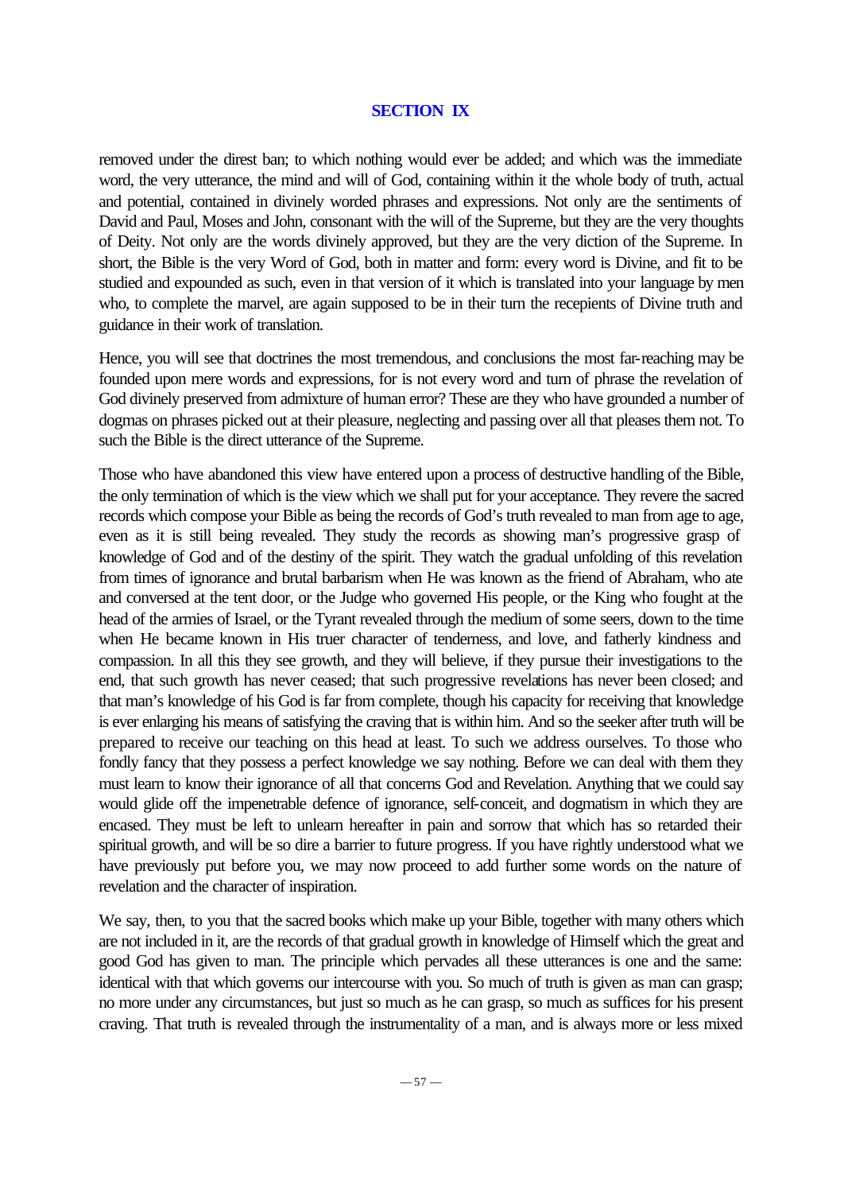## SECTION IX

removed under the direst ban; to which nothing would ever be added; and which was the immediate word, the very utterance, the mind and will of God, containing within it the whole body of truth, actual and potential, contained in divinely worded phrases and expressions. Not only are the sentiments of David and Paul, Moses and John, consonant with the will of the Supreme, but they are the very thoughts of Deity. Not only are the words divinely approved, but they are the very diction of the Supreme. In short, the Bible is the very Word of God, both in matter and form: every word is Divine, and fit to be studied and expounded as such, even in that version of it which is translated into your language by men who, to complete the marvel, are again supposed to be in their turn the recepients of Divine truth and guidance in their work of translation.

Hence, you will see that doctrines the most tremendous, and conclusions the most far-reaching may be founded upon mere words and expressions, for is not every word and turn of phrase the revelation of God divinely preserved from admixture of human error? These are they who have grounded a number of dogmas on phrases picked out at their pleasure, neglecting and passing over all that pleases them not. To such the Bible is the direct utterance of the Supreme.

Those who have abandoned this view have entered upon a process of destructive handling of the Bible, the only termination of which is the view which we shall put for your acceptance. They revere the sacred records which compose your Bible as being the records of God's truth revealed to man from age to age, even as it is still being revealed. They study the records as showing man's progressive grasp of knowledge of God and of the destiny of the spirit. They watch the gradual unfolding of this revelation from times of ignorance and brutal barbarism when He was known as the friend of Abraham, who ate and conversed at the tent door, or the Judge who governed His people, or the King who fought at the head of the armies of Israel, or the Tyrant revealed through the medium of some seers, down to the time when He became known in His truer character of tenderness, and love, and fatherly kindness and compassion. In all this they see growth, and they will believe, if they pursue their investigations to the end, that such growth has never ceased; that such progressive revelations has never been closed; and that man's knowledge of his God is far from complete, though his capacity for receiving that knowledge is ever enlarging his means of satisfying the craving that is within him. And so the seeker after truth will be prepared to receive our teaching on this head at least. To such we address ourselves. To those who fondly fancy that they possess a perfect knowledge we say nothing. Before we can deal with them they must learn to know their ignorance of all that concerns God and Revelation. Anything that we could say would glide off the impenetrable defence of ignorance, self-conceit, and dogmatism in which they are encased. They must be left to unlearn hereafter in pain and sorrow that which has so retarded their spiritual growth, and will be so dire a barrier to future progress. If you have rightly understood what we have previously put before you, we may now proceed to add further some words on the nature of revelation and the character of inspiration.

We say, then, to you that the sacred books which make up your Bible, together with many others which are not included in it, are the records of that gradual growth in knowledge of Himself which the great and good God has given to man. The principle which pervades all these utterances is one and the same: identical with that which governs our intercourse with you. So much of truth is given as man can grasp; no more under any circumstances, but just so much as he can grasp, so much as suffices for his present craving. That truth is revealed through the instrumentality of a man, and is always more or less mixed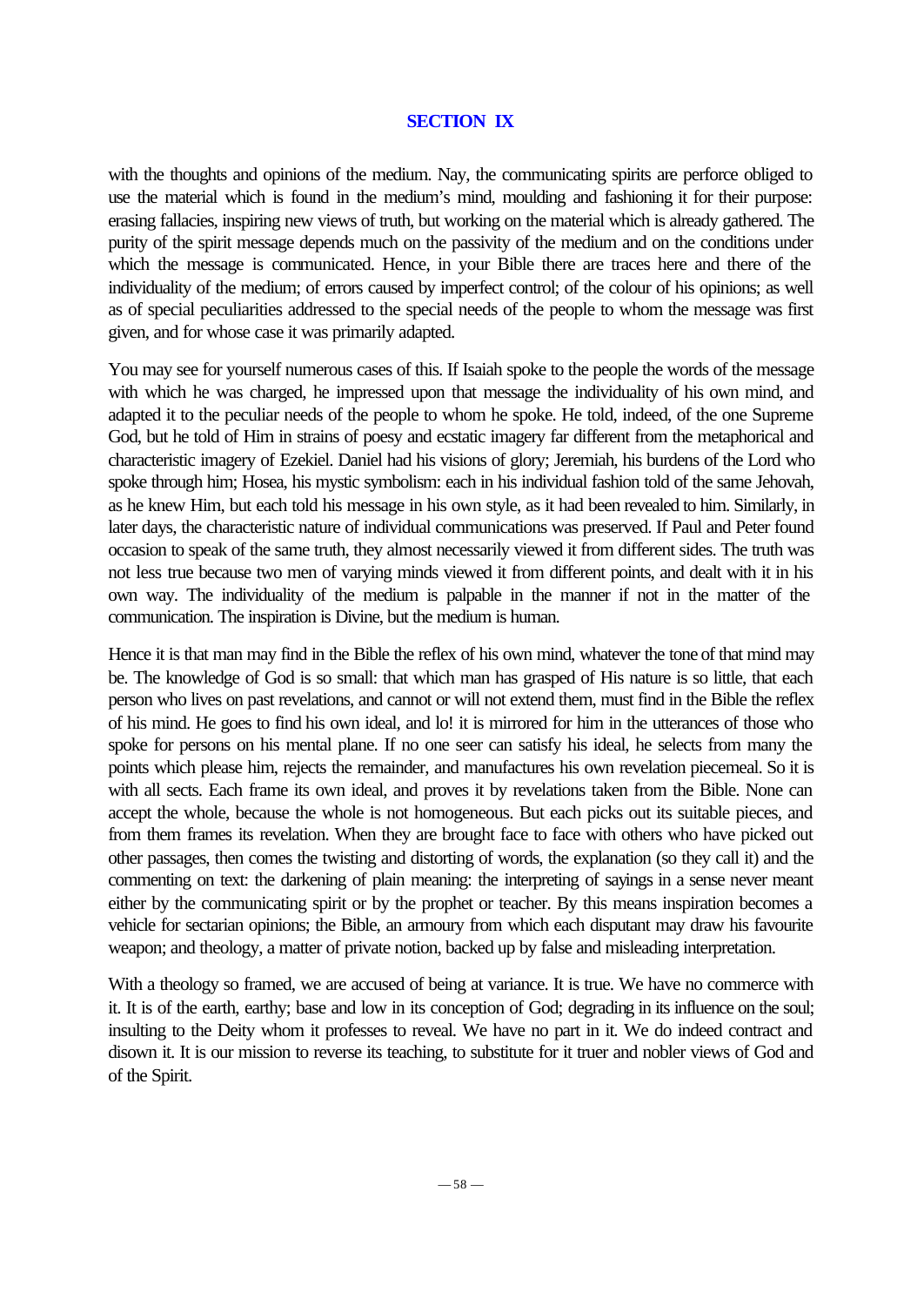## SECTION IX

with the thoughts and opinions of the medium. Nay, the communicating spirits are perforce obliged to use the material which is found in the medium's mind, moulding and fashioning it for their purpose: erasing fallacies, inspiring new views of truth, but working on the material which is already gathered. The purity of the spirit message depends much on the passivity of the medium and on the conditions under which the message is communicated. Hence, in your Bible there are traces here and there of the individuality of the medium; of errors caused by imperfect control; of the colour of his opinions; as well as of special peculiarities addressed to the special needs of the people to whom the message was first given, and for whose case it was primarily adapted.

You may see for yourself numerous cases of this. If Isaiah spoke to the people the words of the message with which he was charged, he impressed upon that message the individuality of his own mind, and adapted it to the peculiar needs of the people to whom he spoke. He told, indeed, of the one Supreme God, but he told of Him in strains of poesy and ecstatic imagery far different from the metaphorical and characteristic imagery of Ezekiel. Daniel had his visions of glory; Jeremiah, his burdens of the Lord who spoke through him; Hosea, his mystic symbolism: each in his individual fashion told of the same Jehovah, as he knew Him, but each told his message in his own style, as it had been revealed to him. Similarly, in later days, the characteristic nature of individual communications was preserved. If Paul and Peter found occasion to speak of the same truth, they almost necessarily viewed it from different sides. The truth was not less true because two men of varying minds viewed it from different points, and dealt with it in his own way. The individuality of the medium is palpable in the manner if not in the matter of the communication. The inspiration is Divine, but the medium is human.

Hence it is that man may find in the Bible the reflex of his own mind, whatever the tone of that mind may be. The knowledge of God is so small: that which man has grasped of His nature is so little, that each person who lives on past revelations, and cannot or will not extend them, must find in the Bible the reflex of his mind. He goes to find his own ideal, and lo! it is mirrored for him in the utterances of those who spoke for persons on his mental plane. If no one seer can satisfy his ideal, he selects from many the points which please him, rejects the remainder, and manufactures his own revelation piecemeal. So it is with all sects. Each frame its own ideal, and proves it by revelations taken from the Bible. None can accept the whole, because the whole is not homogeneous. But each picks out its suitable pieces, and from them frames its revelation. When they are brought face to face with others who have picked out other passages, then comes the twisting and distorting of words, the explanation (so they call it) and the commenting on text: the darkening of plain meaning: the interpreting of sayings in a sense never meant either by the communicating spirit or by the prophet or teacher. By this means inspiration becomes a vehicle for sectarian opinions; the Bible, an armoury from which each disputant may draw his favourite weapon; and theology, a matter of private notion, backed up by false and misleading interpretation.

With a theology so framed, we are accused of being at variance. It is true. We have no commerce with it. It is of the earth, earthy; base and low in its conception of God; degrading in its influence on the soul; insulting to the Deity whom it professes to reveal. We have no part in it. We do indeed contract and disown it. It is our mission to reverse its teaching, to substitute for it truer and nobler views of God and of the Spirit.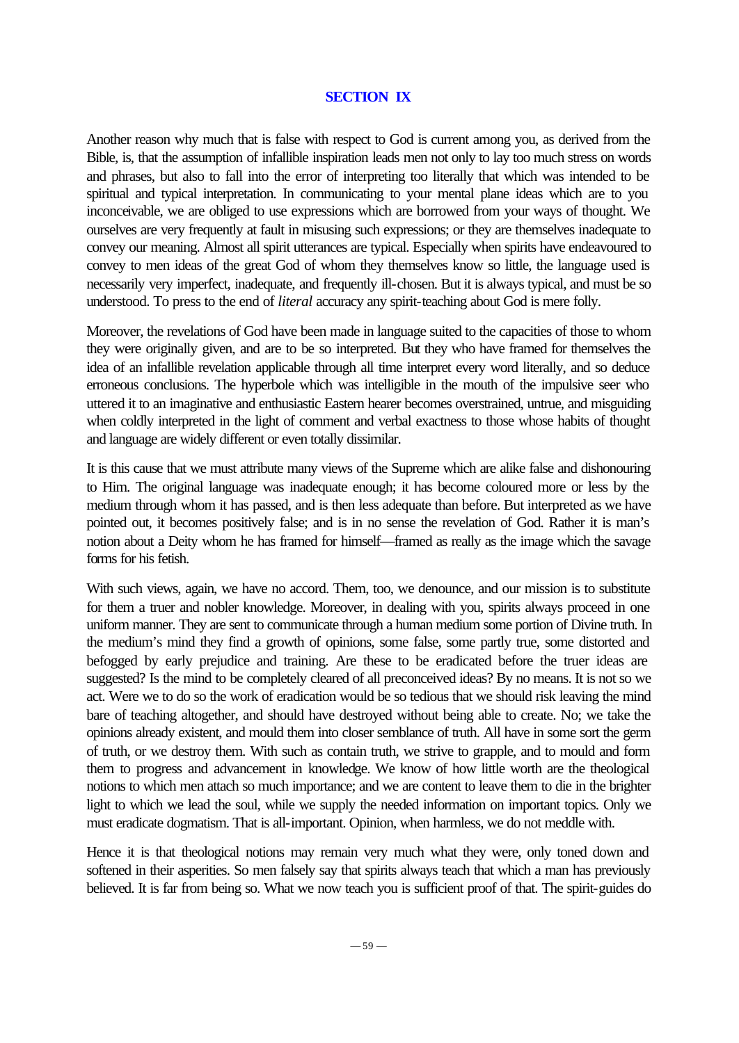## SECTION IX

Another reason why much that is false with respect to God is current among you, as derived from the Bible, is, that the assumption of infallible inspiration leads men not only to lay too much stress on words and phrases, but also to fall into the error of interpreting too literally that which was intended to be spiritual and typical interpretation. In communicating to your mental plane ideas which are to you inconceivable, we are obliged to use expressions which are borrowed from your ways of thought. We ourselves are very frequently at fault in misusing such expressions; or they are themselves inadequate to convey our meaning. Almost all spirit utterances are typical. Especially when spirits have endeavoured to convey to men ideas of the great God of whom they themselves know so little, the language used is necessarily very imperfect, inadequate, and frequently ill-chosen. But it is always typical, and must be so understood. To press to the end of *literal* accuracy any spirit-teaching about God is mere folly.

Moreover, the revelations of God have been made in language suited to the capacities of those to whom they were originally given, and are to be so interpreted. But they who have framed for themselves the idea of an infallible revelation applicable through all time interpret every word literally, and so deduce erroneous conclusions. The hyperbole which was intelligible in the mouth of the impulsive seer who uttered it to an imaginative and enthusiastic Eastern hearer becomes overstrained, untrue, and misguiding when coldly interpreted in the light of comment and verbal exactness to those whose habits of thought and language are widely different or even totally dissimilar.

It is this cause that we must attribute many views of the Supreme which are alike false and dishonouring to Him. The original language was inadequate enough; it has become coloured more or less by the medium through whom it has passed, and is then less adequate than before. But interpreted as we have pointed out, it becomes positively false; and is in no sense the revelation of God. Rather it is man's notion about a Deity whom he has framed for himself—framed as really as the image which the savage forms for his fetish.

With such views, again, we have no accord. Them, too, we denounce, and our mission is to substitute for them a truer and nobler knowledge. Moreover, in dealing with you, spirits always proceed in one uniform manner. They are sent to communicate through a human medium some portion of Divine truth. In the medium's mind they find a growth of opinions, some false, some partly true, some distorted and befogged by early prejudice and training. Are these to be eradicated before the truer ideas are suggested? Is the mind to be completely cleared of all preconceived ideas? By no means. It is not so we act. Were we to do so the work of eradication would be so tedious that we should risk leaving the mind bare of teaching altogether, and should have destroyed without being able to create. No; we take the opinions already existent, and mould them into closer semblance of truth. All have in some sort the germ of truth, or we destroy them. With such as contain truth, we strive to grapple, and to mould and form them to progress and advancement in knowledge. We know of how little worth are the theological notions to which men attach so much importance; and we are content to leave them to die in the brighter light to which we lead the soul, while we supply the needed information on important topics. Only we must eradicate dogmatism. That is all-important. Opinion, when harmless, we do not meddle with.

Hence it is that theological notions may remain very much what they were, only toned down and softened in their asperities. So men falsely say that spirits always teach that which a man has previously believed. It is far from being so. What we now teach you is sufficient proof of that. The spirit-guides do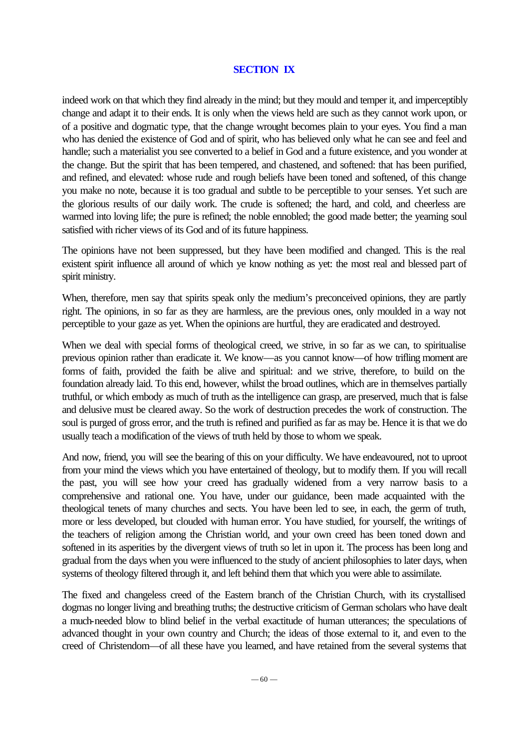## SECTION IX

indeed work on that which they find already in the mind; but they mould and temper it, and imperceptibly change and adapt it to their ends. It is only when the views held are such as they cannot work upon, or of a positive and dogmatic type, that the change wrought becomes plain to your eyes. You find a man who has denied the existence of God and of spirit, who has believed only what he can see and feel and handle; such a materialist you see converted to a belief in God and a future existence, and you wonder at the change. But the spirit that has been tempered, and chastened, and softened: that has been purified, and refined, and elevated: whose rude and rough beliefs have been toned and softened, of this change you make no note, because it is too gradual and subtle to be perceptible to your senses. Yet such are the glorious results of our daily work. The crude is softened; the hard, and cold, and cheerless are warmed into loving life; the pure is refined; the noble ennobled; the good made better; the yearning soul satisfied with richer views of its God and of its future happiness.

The opinions have not been suppressed, but they have been modified and changed. This is the real existent spirit influence all around of which ye know nothing as yet: the most real and blessed part of spirit ministry.

When, therefore, men say that spirits speak only the medium's preconceived opinions, they are partly right. The opinions, in so far as they are harmless, are the previous ones, only moulded in a way not perceptible to your gaze as yet. When the opinions are hurtful, they are eradicated and destroyed.

When we deal with special forms of theological creed, we strive, in so far as we can, to spiritualise previous opinion rather than eradicate it. We know—as you cannot know—of how trifling moment are forms of faith, provided the faith be alive and spiritual: and we strive, therefore, to build on the foundation already laid. To this end, however, whilst the broad outlines, which are in themselves partially truthful, or which embody as much of truth as the intelligence can grasp, are preserved, much that is false and delusive must be cleared away. So the work of destruction precedes the work of construction. The soul is purged of gross error, and the truth is refined and purified as far as may be. Hence it is that we do usually teach a modification of the views of truth held by those to whom we speak.

And now, friend, you will see the bearing of this on your difficulty. We have endeavoured, not to uproot from your mind the views which you have entertained of theology, but to modify them. If you will recall the past, you will see how your creed has gradually widened from a very narrow basis to a comprehensive and rational one. You have, under our guidance, been made acquainted with the theological tenets of many churches and sects. You have been led to see, in each, the germ of truth, more or less developed, but clouded with human error. You have studied, for yourself, the writings of the teachers of religion among the Christian world, and your own creed has been toned down and softened in its asperities by the divergent views of truth so let in upon it. The process has been long and gradual from the days when you were influenced to the study of ancient philosophies to later days, when systems of theology filtered through it, and left behind them that which you were able to assimilate.

The fixed and changeless creed of the Eastern branch of the Christian Church, with its crystallised dogmas no longer living and breathing truths; the destructive criticism of German scholars who have dealt a much-needed blow to blind belief in the verbal exactitude of human utterances; the speculations of advanced thought in your own country and Church; the ideas of those external to it, and even to the creed of Christendom—of all these have you learned, and have retained from the several systems that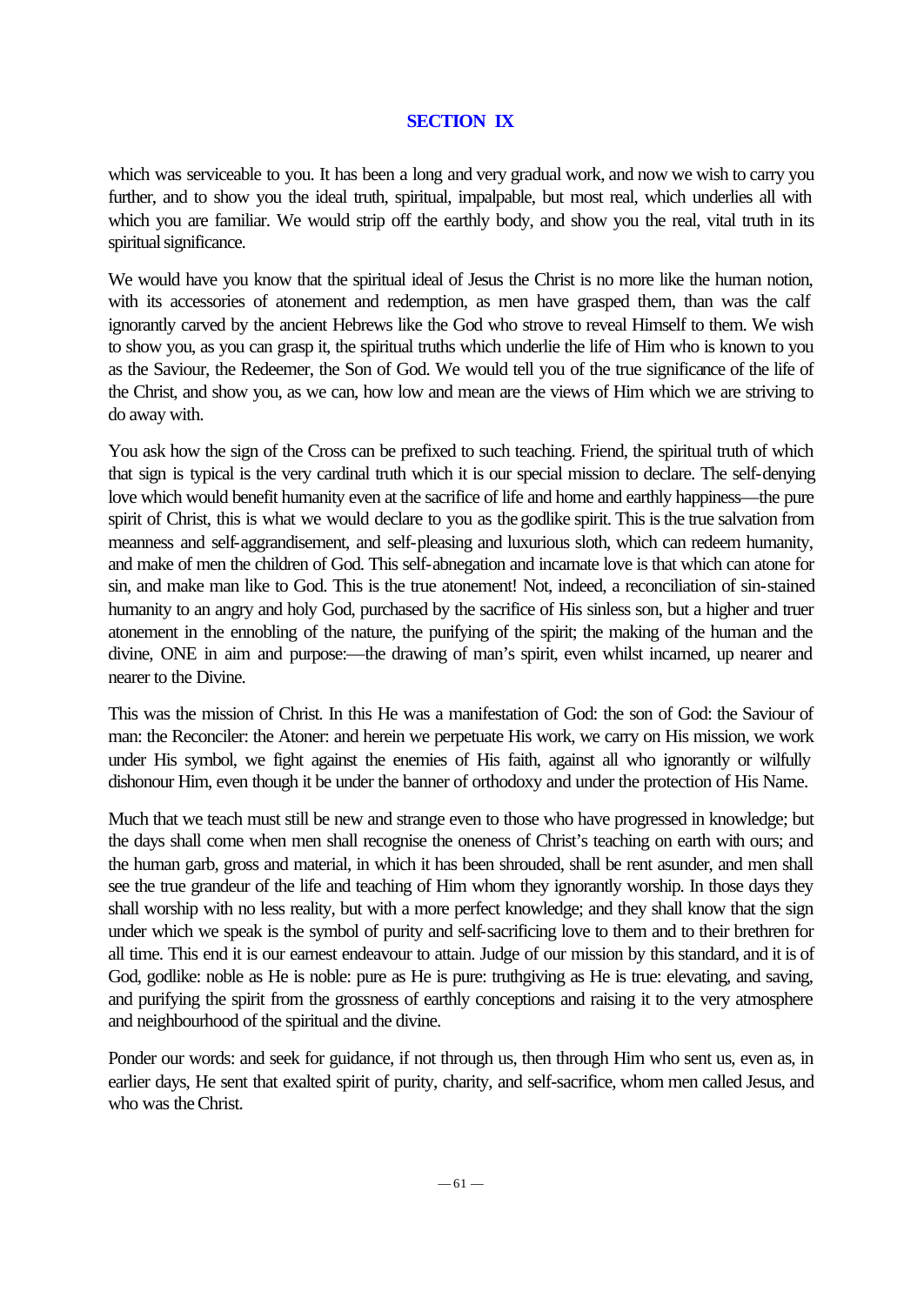## SECTION IX

which was serviceable to you. It has been a long and very gradual work, and now we wish to carry you further, and to show you the ideal truth, spiritual, impalpable, but most real, which underlies all with which you are familiar. We would strip off the earthly body, and show you the real, vital truth in its spiritual significance.

We would have you know that the spiritual ideal of Jesus the Christ is no more like the human notion, with its accessories of atonement and redemption, as men have grasped them, than was the calf ignorantly carved by the ancient Hebrews like the God who strove to reveal Himself to them. We wish to show you, as you can grasp it, the spiritual truths which underlie the life of Him who is known to you as the Saviour, the Redeemer, the Son of God. We would tell you of the true significance of the life of the Christ, and show you, as we can, how low and mean are the views of Him which we are striving to do away with.

You ask how the sign of the Cross can be prefixed to such teaching. Friend, the spiritual truth of which that sign is typical is the very cardinal truth which it is our special mission to declare. The self-denying love which would benefit humanity even at the sacrifice of life and home and earthly happiness—the pure spirit of Christ, this is what we would declare to you as the godlike spirit. This is the true salvation from meanness and self-aggrandisement, and self-pleasing and luxurious sloth, which can redeem humanity, and make of men the children of God. This self-abnegation and incarnate love is that which can atone for sin, and make man like to God. This is the true atonement! Not, indeed, a reconciliation of sin-stained humanity to an angry and holy God, purchased by the sacrifice of His sinless son, but a higher and truer atonement in the ennobling of the nature, the purifying of the spirit; the making of the human and the divine, ONE in aim and purpose:—the drawing of man's spirit, even whilst incarned, up nearer and nearer to the Divine.

This was the mission of Christ. In this He was a manifestation of God: the son of God: the Saviour of man: the Reconciler: the Atoner: and herein we perpetuate His work, we carry on His mission, we work under His symbol, we fight against the enemies of His faith, against all who ignorantly or wilfully dishonour Him, even though it be under the banner of orthodoxy and under the protection of His Name.

Much that we teach must still be new and strange even to those who have progressed in knowledge; but the days shall come when men shall recognise the oneness of Christ's teaching on earth with ours; and the human garb, gross and material, in which it has been shrouded, shall be rent asunder, and men shall see the true grandeur of the life and teaching of Him whom they ignorantly worship. In those days they shall worship with no less reality, but with a more perfect knowledge; and they shall know that the sign under which we speak is the symbol of purity and self-sacrificing love to them and to their brethren for all time. This end it is our earnest endeavour to attain. Judge of our mission by this standard, and it is of God, godlike: noble as He is noble: pure as He is pure: truthgiving as He is true: elevating, and saving, and purifying the spirit from the grossness of earthly conceptions and raising it to the very atmosphere and neighbourhood of the spiritual and the divine.

Ponder our words: and seek for guidance, if not through us, then through Him who sent us, even as, in earlier days, He sent that exalted spirit of purity, charity, and self-sacrifice, whom men called Jesus, and who was the Christ.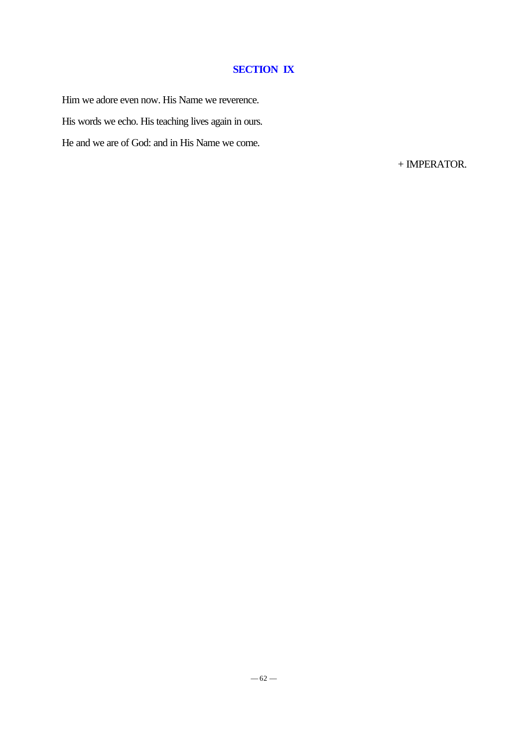## SECTION IX

Him we adore even now. His Name we reverence.

His words we echo. His teaching lives again in ours.

He and we are of God: and in His Name we come.

+ IMPERATOR.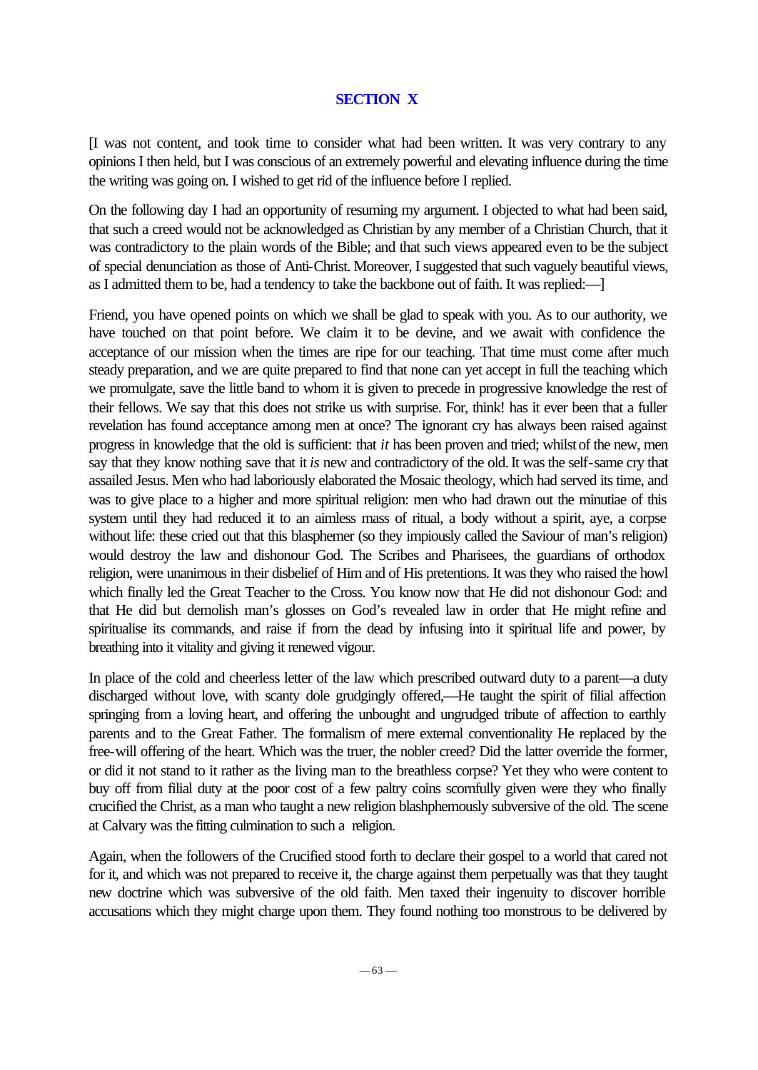## SECTION X

[I was not content, and took time to consider what had been written. It was very contrary to any opinions I then held, but I was conscious of an extremely powerful and elevating influence during the time the writing was going on. I wished to get rid of the influence before I replied.

On the following day I had an opportunity of resuming my argument. I objected to what had been said, that such a creed would not be acknowledged as Christian by any member of a Christian Church, that it was contradictory to the plain words of the Bible; and that such views appeared even to be the subject of special denunciation as those of Anti-Christ. Moreover, I suggested that such vaguely beautiful views, as I admitted them to be, had a tendency to take the backbone out of faith. It was replied:—]

Friend, you have opened points on which we shall be glad to speak with you. As to our authority, we have touched on that point before. We claim it to be devine, and we await with confidence the acceptance of our mission when the times are ripe for our teaching. That time must come after much steady preparation, and we are quite prepared to find that none can yet accept in full the teaching which we promulgate, save the little band to whom it is given to precede in progressive knowledge the rest of their fellows. We say that this does not strike us with surprise. For, think! has it ever been that a fuller revelation has found acceptance among men at once? The ignorant cry has always been raised against progress in knowledge that the old is sufficient: that *it* has been proven and tried; whilst of the new, men say that they know nothing save that it *is* new and contradictory of the old. It was the self-same cry that assailed Jesus. Men who had laboriously elaborated the Mosaic theology, which had served its time, and was to give place to a higher and more spiritual religion: men who had drawn out the minutiae of this system until they had reduced it to an aimless mass of ritual, a body without a spirit, aye, a corpse without life: these cried out that this blasphemer (so they impiously called the Saviour of man's religion) would destroy the law and dishonour God. The Scribes and Pharisees, the guardians of orthodox religion, were unanimous in their disbelief of Him and of His pretentions. It was they who raised the howl which finally led the Great Teacher to the Cross. You know now that He did not dishonour God: and that He did but demolish man's glosses on God's revealed law in order that He might refine and spiritualise its commands, and raise if from the dead by infusing into it spiritual life and power, by breathing into it vitality and giving it renewed vigour.

In place of the cold and cheerless letter of the law which prescribed outward duty to a parent—a duty discharged without love, with scanty dole grudgingly offered,—He taught the spirit of filial affection springing from a loving heart, and offering the unbought and ungrudged tribute of affection to earthly parents and to the Great Father. The formalism of mere external conventionality He replaced by the free-will offering of the heart. Which was the truer, the nobler creed? Did the latter override the former, or did it not stand to it rather as the living man to the breathless corpse? Yet they who were content to buy off from filial duty at the poor cost of a few paltry coins scornfully given were they who finally crucified the Christ, as a man who taught a new religion blashphemously subversive of the old. The scene at Calvary was the fitting culmination to such a religion.

Again, when the followers of the Crucified stood forth to declare their gospel to a world that cared not for it, and which was not prepared to receive it, the charge against them perpetually was that they taught new doctrine which was subversive of the old faith. Men taxed their ingenuity to discover horrible accusations which they might charge upon them. They found nothing too monstrous to be delivered by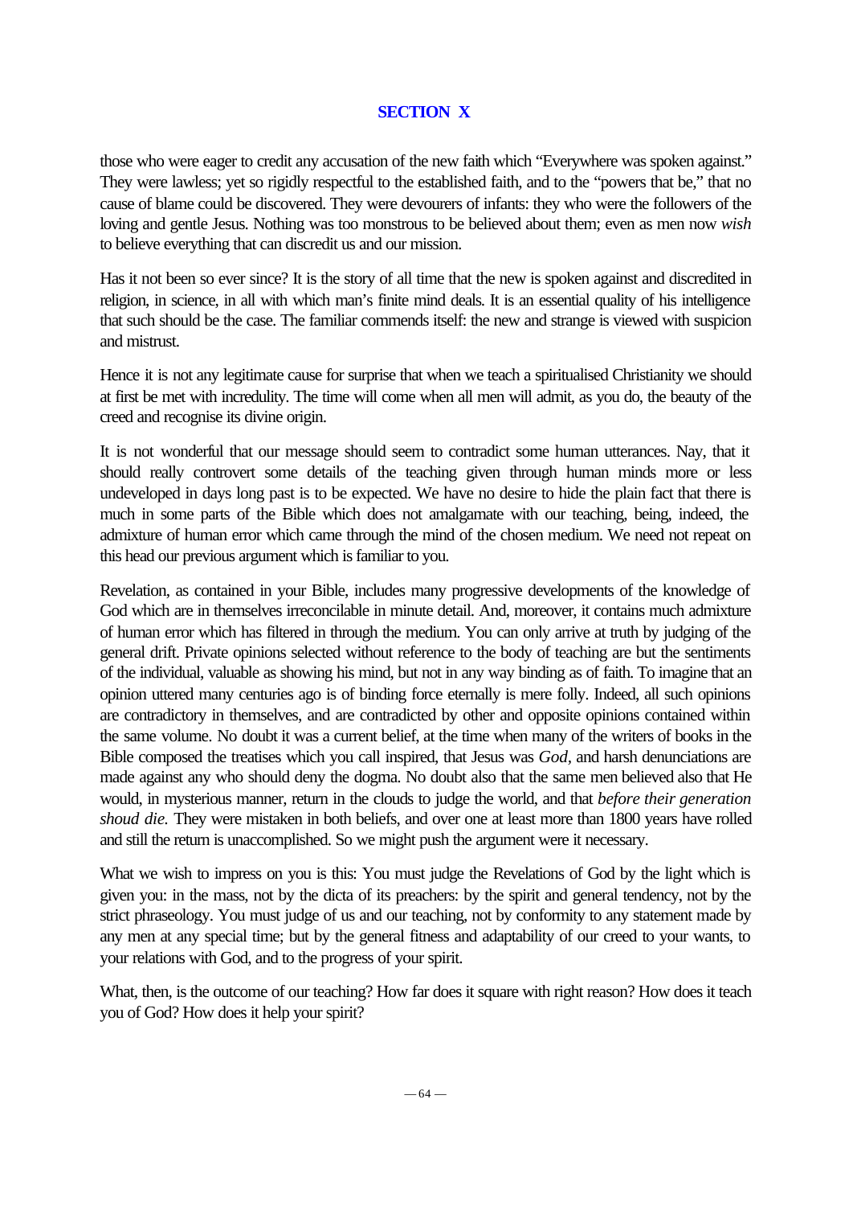## SECTION X

those who were eager to credit any accusation of the new faith which "Everywhere was spoken against." They were lawless; yet so rigidly respectful to the established faith, and to the "powers that be," that no cause of blame could be discovered. They were devourers of infants: they who were the followers of the loving and gentle Jesus. Nothing was too monstrous to be believed about them; even as men now *wish* to believe everything that can discredit us and our mission.

Has it not been so ever since? It is the story of all time that the new is spoken against and discredited in religion, in science, in all with which man's finite mind deals. It is an essential quality of his intelligence that such should be the case. The familiar commends itself: the new and strange is viewed with suspicion and mistrust.

Hence it is not any legitimate cause for surprise that when we teach a spiritualised Christianity we should at first be met with incredulity. The time will come when all men will admit, as you do, the beauty of the creed and recognise its divine origin.

It is not wonderful that our message should seem to contradict some human utterances. Nay, that it should really controvert some details of the teaching given through human minds more or less undeveloped in days long past is to be expected. We have no desire to hide the plain fact that there is much in some parts of the Bible which does not amalgamate with our teaching, being, indeed, the admixture of human error which came through the mind of the chosen medium. We need not repeat on this head our previous argument which is familiar to you.

Revelation, as contained in your Bible, includes many progressive developments of the knowledge of God which are in themselves irreconcilable in minute detail. And, moreover, it contains much admixture of human error which has filtered in through the medium. You can only arrive at truth by judging of the general drift. Private opinions selected without reference to the body of teaching are but the sentiments of the individual, valuable as showing his mind, but not in any way binding as of faith. To imagine that an opinion uttered many centuries ago is of binding force eternally is mere folly. Indeed, all such opinions are contradictory in themselves, and are contradicted by other and opposite opinions contained within the same volume. No doubt it was a current belief, at the time when many of the writers of books in the Bible composed the treatises which you call inspired, that Jesus was *God*, and harsh denunciations are made against any who should deny the dogma. No doubt also that the same men believed also that He would, in mysterious manner, return in the clouds to judge the world, and that *before their generation shoud die.* They were mistaken in both beliefs, and over one at least more than 1800 years have rolled and still the return is unaccomplished. So we might push the argument were it necessary.

What we wish to impress on you is this: You must judge the Revelations of God by the light which is given you: in the mass, not by the dicta of its preachers: by the spirit and general tendency, not by the strict phraseology. You must judge of us and our teaching, not by conformity to any statement made by any men at any special time; but by the general fitness and adaptability of our creed to your wants, to your relations with God, and to the progress of your spirit.

What, then, is the outcome of our teaching? How far does it square with right reason? How does it teach you of God? How does it help your spirit?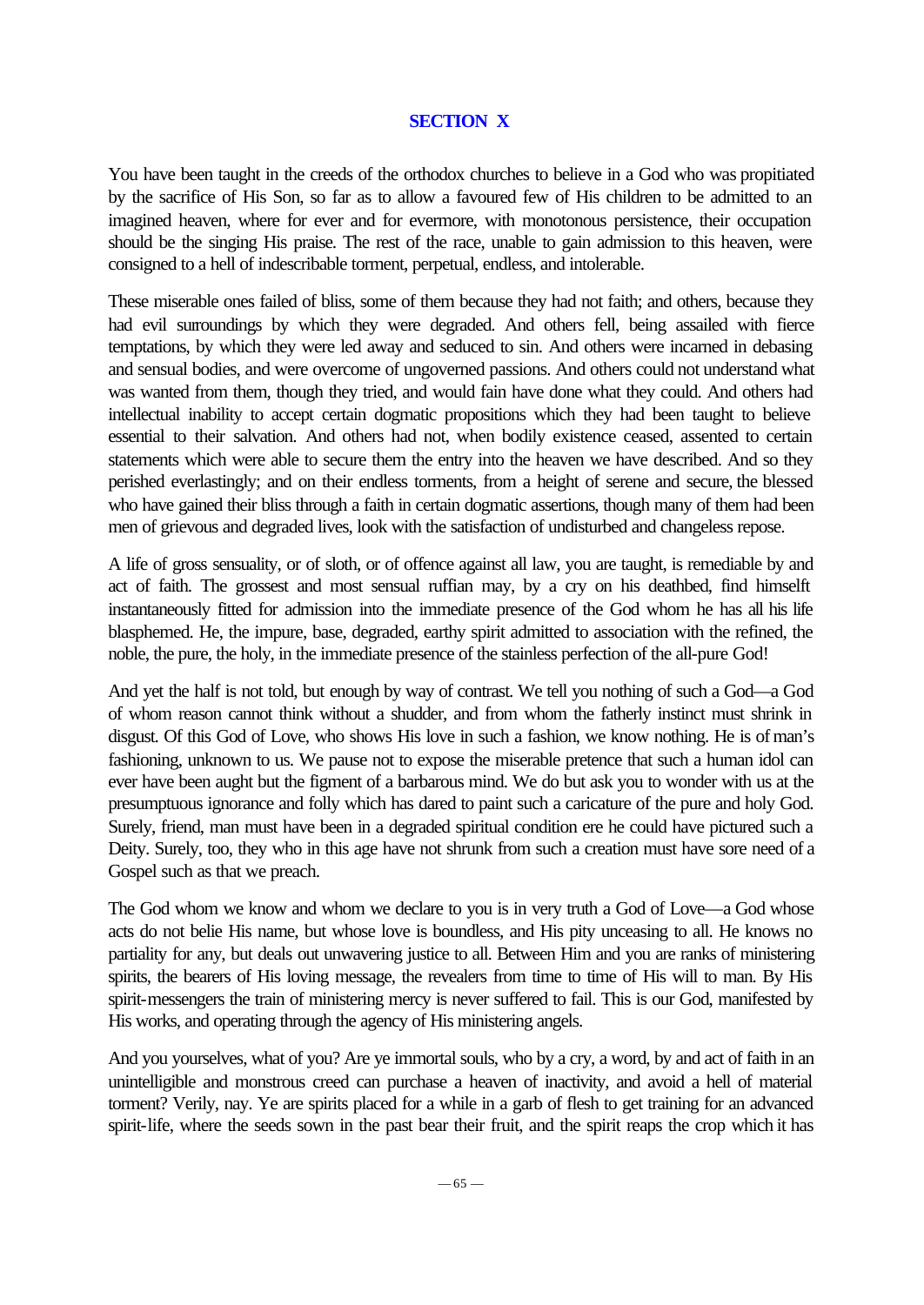## SECTION X

You have been taught in the creeds of the orthodox churches to believe in a God who was propitiated by the sacrifice of His Son, so far as to allow a favoured few of His children to be admitted to an imagined heaven, where for ever and for evermore, with monotonous persistence, their occupation should be the singing His praise. The rest of the race, unable to gain admission to this heaven, were consigned to a hell of indescribable torment, perpetual, endless, and intolerable.

These miserable ones failed of bliss, some of them because they had not faith; and others, because they had evil surroundings by which they were degraded. And others fell, being assailed with fierce temptations, by which they were led away and seduced to sin. And others were incarned in debasing and sensual bodies, and were overcome of ungoverned passions. And others could not understand what was wanted from them, though they tried, and would fain have done what they could. And others had intellectual inability to accept certain dogmatic propositions which they had been taught to believe essential to their salvation. And others had not, when bodily existence ceased, assented to certain statements which were able to secure them the entry into the heaven we have described. And so they perished everlastingly; and on their endless torments, from a height of serene and secure, the blessed who have gained their bliss through a faith in certain dogmatic assertions, though many of them had been men of grievous and degraded lives, look with the satisfaction of undisturbed and changeless repose.

A life of gross sensuality, or of sloth, or of offence against all law, you are taught, is remediable by and act of faith. The grossest and most sensual ruffian may, by a cry on his deathbed, find himselft instantaneously fitted for admission into the immediate presence of the God whom he has all his life blasphemed. He, the impure, base, degraded, earthy spirit admitted to association with the refined, the noble, the pure, the holy, in the immediate presence of the stainless perfection of the all-pure God!

And yet the half is not told, but enough by way of contrast. We tell you nothing of such a God—a God of whom reason cannot think without a shudder, and from whom the fatherly instinct must shrink in disgust. Of this God of Love, who shows His love in such a fashion, we know nothing. He is of man's fashioning, unknown to us. We pause not to expose the miserable pretence that such a human idol can ever have been aught but the figment of a barbarous mind. We do but ask you to wonder with us at the presumptuous ignorance and folly which has dared to paint such a caricature of the pure and holy God. Surely, friend, man must have been in a degraded spiritual condition ere he could have pictured such a Deity. Surely, too, they who in this age have not shrunk from such a creation must have sore need of a Gospel such as that we preach.

The God whom we know and whom we declare to you is in very truth a God of Love—a God whose acts do not belie His name, but whose love is boundless, and His pity unceasing to all. He knows no partiality for any, but deals out unwavering justice to all. Between Him and you are ranks of ministering spirits, the bearers of His loving message, the revealers from time to time of His will to man. By His spirit-messengers the train of ministering mercy is never suffered to fail. This is our God, manifested by His works, and operating through the agency of His ministering angels.

And you yourselves, what of you? Are ye immortal souls, who by a cry, a word, by and act of faith in an unintelligible and monstrous creed can purchase a heaven of inactivity, and avoid a hell of material torment? Verily, nay. Ye are spirits placed for a while in a garb of flesh to get training for an advanced spirit-life, where the seeds sown in the past bear their fruit, and the spirit reaps the crop which it has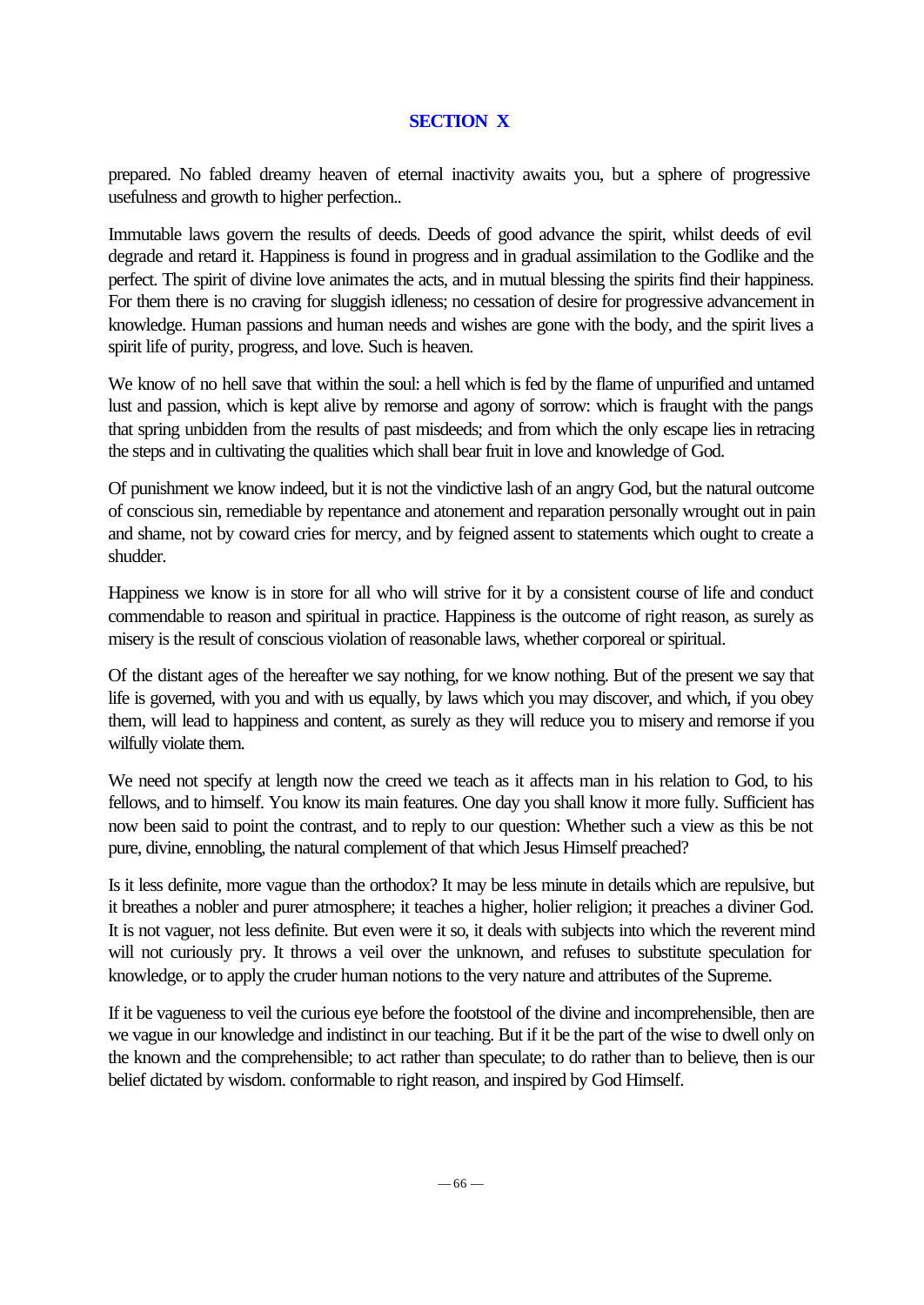## SECTION X

prepared. No fabled dreamy heaven of eternal inactivity awaits you, but a sphere of progressive usefulness and growth to higher perfection..

Immutable laws govern the results of deeds. Deeds of good advance the spirit, whilst deeds of evil degrade and retard it. Happiness is found in progress and in gradual assimilation to the Godlike and the perfect. The spirit of divine love animates the acts, and in mutual blessing the spirits find their happiness. For them there is no craving for sluggish idleness; no cessation of desire for progressive advancement in knowledge. Human passions and human needs and wishes are gone with the body, and the spirit lives a spirit life of purity, progress, and love. Such is heaven.

We know of no hell save that within the soul: a hell which is fed by the flame of unpurified and untamed lust and passion, which is kept alive by remorse and agony of sorrow: which is fraught with the pangs that spring unbidden from the results of past misdeeds; and from which the only escape lies in retracing the steps and in cultivating the qualities which shall bear fruit in love and knowledge of God.

Of punishment we know indeed, but it is not the vindictive lash of an angry God, but the natural outcome of conscious sin, remediable by repentance and atonement and reparation personally wrought out in pain and shame, not by coward cries for mercy, and by feigned assent to statements which ought to create a shudder.

Happiness we know is in store for all who will strive for it by a consistent course of life and conduct commendable to reason and spiritual in practice. Happiness is the outcome of right reason, as surely as misery is the result of conscious violation of reasonable laws, whether corporeal or spiritual.

Of the distant ages of the hereafter we say nothing, for we know nothing. But of the present we say that life is governed, with you and with us equally, by laws which you may discover, and which, if you obey them, will lead to happiness and content, as surely as they will reduce you to misery and remorse if you wilfully violate them.

We need not specify at length now the creed we teach as it affects man in his relation to God, to his fellows, and to himself. You know its main features. One day you shall know it more fully. Sufficient has now been said to point the contrast, and to reply to our question: Whether such a view as this be not pure, divine, ennobling, the natural complement of that which Jesus Himself preached?

Is it less definite, more vague than the orthodox? It may be less minute in details which are repulsive, but it breathes a nobler and purer atmosphere; it teaches a higher, holier religion; it preaches a diviner God. It is not vaguer, not less definite. But even were it so, it deals with subjects into which the reverent mind will not curiously pry. It throws a veil over the unknown, and refuses to substitute speculation for knowledge, or to apply the cruder human notions to the very nature and attributes of the Supreme.

If it be vagueness to veil the curious eye before the footstool of the divine and incomprehensible, then are we vague in our knowledge and indistinct in our teaching. But if it be the part of the wise to dwell only on the known and the comprehensible; to act rather than speculate; to do rather than to believe, then is our belief dictated by wisdom. conformable to right reason, and inspired by God Himself.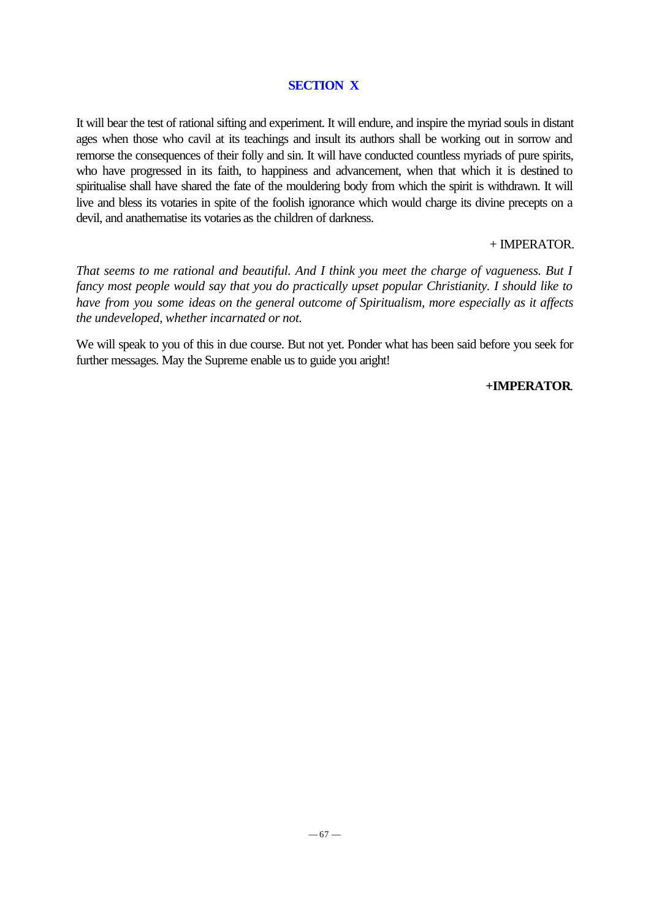## SECTION X

It will bear the test of rational sifting and experiment. It will endure, and inspire the myriad souls in distant ages when those who cavil at its teachings and insult its authors shall be working out in sorrow and remorse the consequences of their folly and sin. It will have conducted countless myriads of pure spirits, who have progressed in its faith, to happiness and advancement, when that which it is destined to spiritualise shall have shared the fate of the mouldering body from which the spirit is withdrawn. It will live and bless its votaries in spite of the foolish ignorance which would charge its divine precepts on a devil, and anathematise its votaries as the children of darkness.

+ IMPERATOR.

*That seems to me rational and beautiful. And I think you meet the charge of vagueness. But I fancy most people would say that you do practically upset popular Christianity. I should like to have from you some ideas on the general outcome of Spiritualism, more especially as it affects the undeveloped, whether incarnated or not.*

We will speak to you of this in due course. But not yet. Ponder what has been said before you seek for further messages. May the Supreme enable us to guide you aright!

**+IMPERATOR**.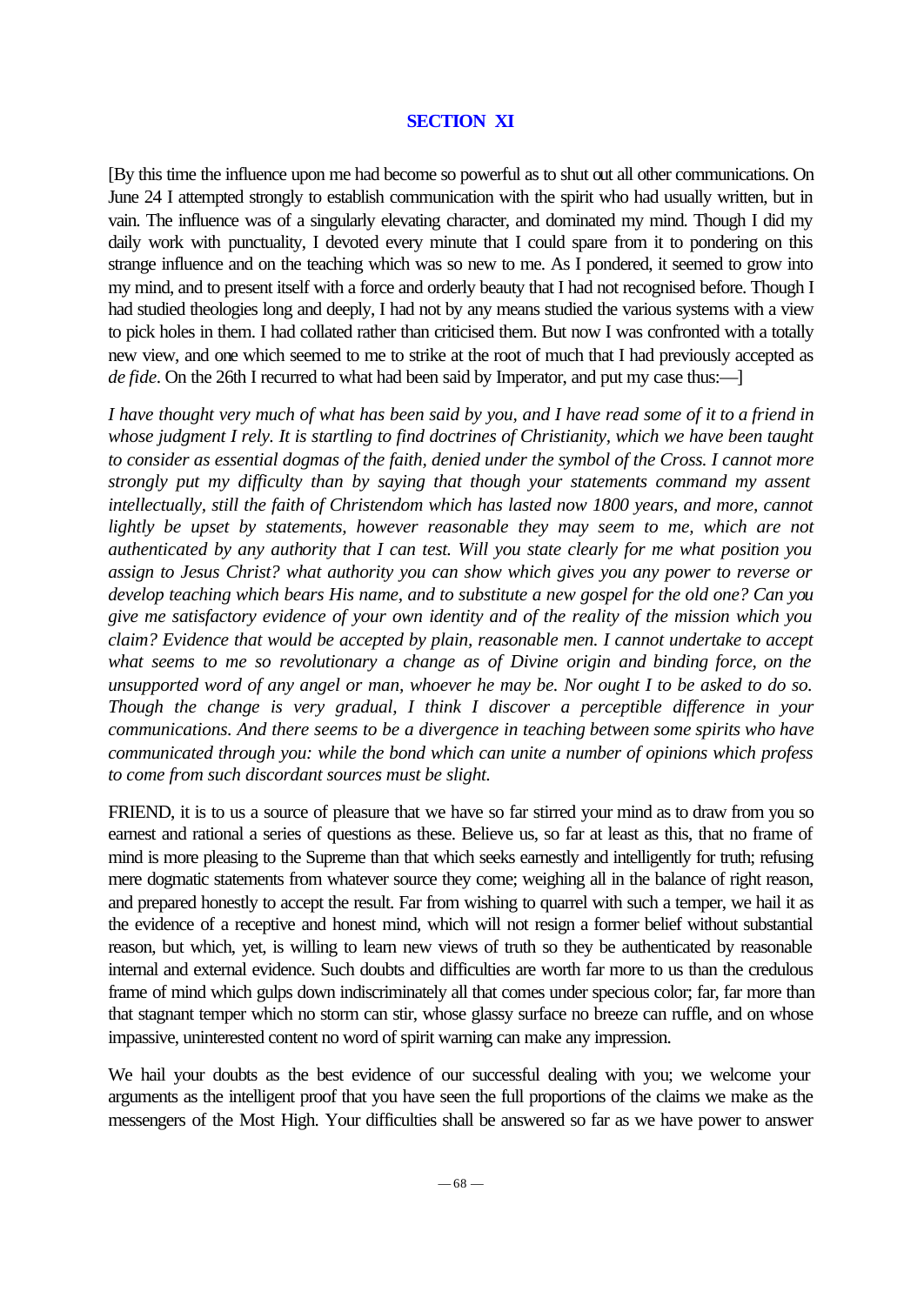## SECTION XI

[By this time the influence upon me had become so powerful as to shut out all other communications. On June 24 I attempted strongly to establish communication with the spirit who had usually written, but in vain. The influence was of a singularly elevating character, and dominated my mind. Though I did my daily work with punctuality, I devoted every minute that I could spare from it to pondering on this strange influence and on the teaching which was so new to me. As I pondered, it seemed to grow into my mind, and to present itself with a force and orderly beauty that I had not recognised before. Though I had studied theologies long and deeply, I had not by any means studied the various systems with a view to pick holes in them. I had collated rather than criticised them. But now I was confronted with a totally new view, and one which seemed to me to strike at the root of much that I had previously accepted as *de fide*. On the 26th I recurred to what had been said by Imperator, and put my case thus:—]

*I have thought very much of what has been said by you, and I have read some of it to a friend in whose judgment I rely. It is startling to find doctrines of Christianity, which we have been taught to consider as essential dogmas of the faith, denied under the symbol of the Cross. I cannot more strongly put my difficulty than by saying that though your statements command my assent intellectually, still the faith of Christendom which has lasted now 1800 years, and more, cannot lightly be upset by statements, however reasonable they may seem to me, which are not authenticated by any authority that I can test. Will you state clearly for me what position you assign to Jesus Christ? what authority you can show which gives you any power to reverse or develop teaching which bears His name, and to substitute a new gospel for the old one? Can you give me satisfactory evidence of your own identity and of the reality of the mission which you claim? Evidence that would be accepted by plain, reasonable men. I cannot undertake to accept what seems to me so revolutionary a change as of Divine origin and binding force, on the unsupported word of any angel or man, whoever he may be. Nor ought I to be asked to do so. Though the change is very gradual, I think I discover a perceptible difference in your communications. And there seems to be a divergence in teaching between some spirits who have communicated through you: while the bond which can unite a number of opinions which profess to come from such discordant sources must be slight.*

FRIEND, it is to us a source of pleasure that we have so far stirred your mind as to draw from you so earnest and rational a series of questions as these. Believe us, so far at least as this, that no frame of mind is more pleasing to the Supreme than that which seeks earnestly and intelligently for truth; refusing mere dogmatic statements from whatever source they come; weighing all in the balance of right reason, and prepared honestly to accept the result. Far from wishing to quarrel with such a temper, we hail it as the evidence of a receptive and honest mind, which will not resign a former belief without substantial reason, but which, yet, is willing to learn new views of truth so they be authenticated by reasonable internal and external evidence. Such doubts and difficulties are worth far more to us than the credulous frame of mind which gulps down indiscriminately all that comes under specious color; far, far more than that stagnant temper which no storm can stir, whose glassy surface no breeze can ruffle, and on whose impassive, uninterested content no word of spirit warning can make any impression.

We hail your doubts as the best evidence of our successful dealing with you; we welcome your arguments as the intelligent proof that you have seen the full proportions of the claims we make as the messengers of the Most High. Your difficulties shall be answered so far as we have power to answer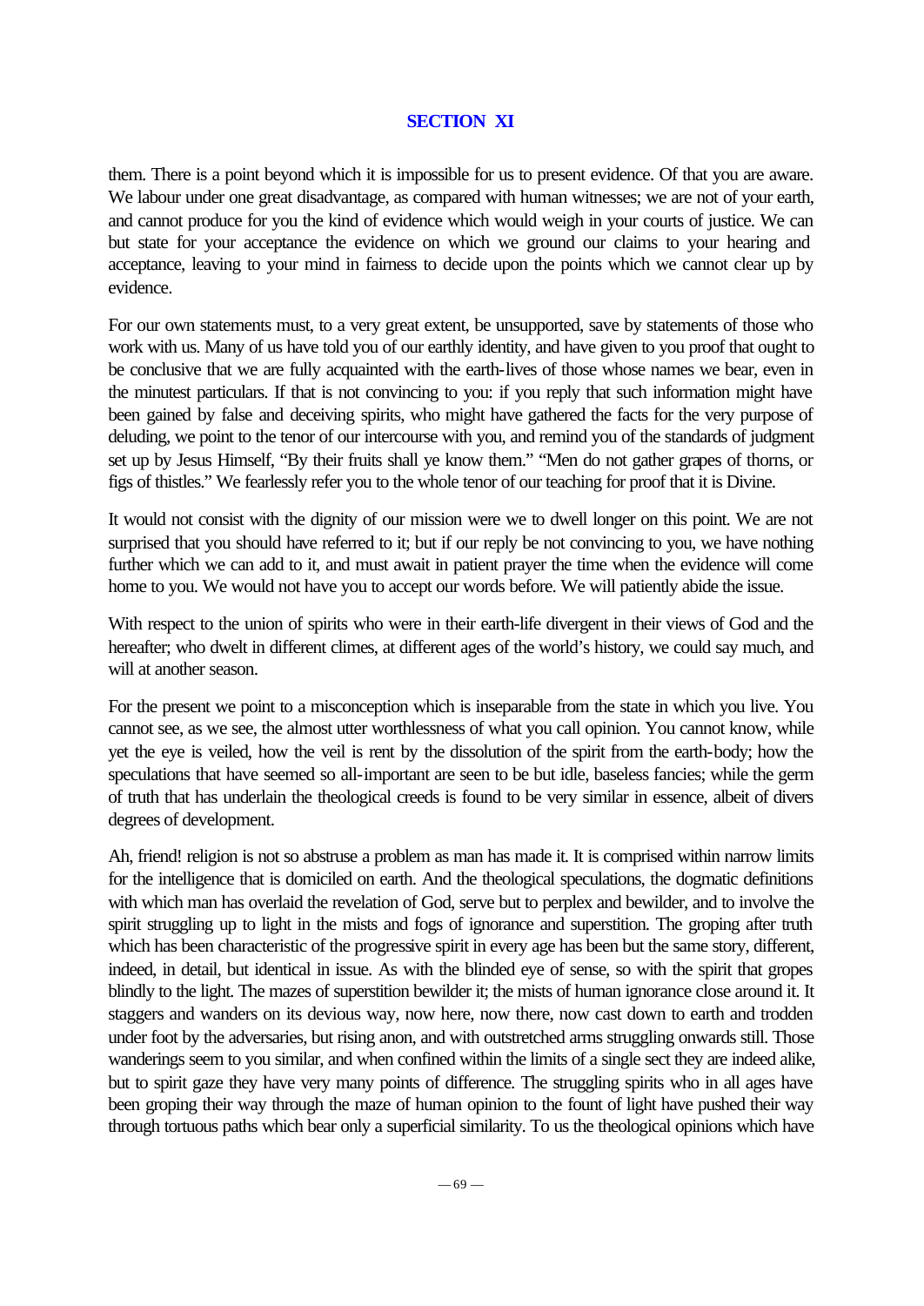## SECTION XI

them. There is a point beyond which it is impossible for us to present evidence. Of that you are aware. We labour under one great disadvantage, as compared with human witnesses; we are not of your earth, and cannot produce for you the kind of evidence which would weigh in your courts of justice. We can but state for your acceptance the evidence on which we ground our claims to your hearing and acceptance, leaving to your mind in fairness to decide upon the points which we cannot clear up by evidence.

For our own statements must, to a very great extent, be unsupported, save by statements of those who work with us. Many of us have told you of our earthly identity, and have given to you proof that ought to be conclusive that we are fully acquainted with the earth-lives of those whose names we bear, even in the minutest particulars. If that is not convincing to you: if you reply that such information might have been gained by false and deceiving spirits, who might have gathered the facts for the very purpose of deluding, we point to the tenor of our intercourse with you, and remind you of the standards of judgment set up by Jesus Himself, "By their fruits shall ye know them." "Men do not gather grapes of thorns, or figs of thistles." We fearlessly refer you to the whole tenor of our teaching for proof that it is Divine.

It would not consist with the dignity of our mission were we to dwell longer on this point. We are not surprised that you should have referred to it; but if our reply be not convincing to you, we have nothing further which we can add to it, and must await in patient prayer the time when the evidence will come home to you. We would not have you to accept our words before. We will patiently abide the issue.

With respect to the union of spirits who were in their earth-life divergent in their views of God and the hereafter; who dwelt in different climes, at different ages of the world's history, we could say much, and will at another season.

For the present we point to a misconception which is inseparable from the state in which you live. You cannot see, as we see, the almost utter worthlessness of what you call opinion. You cannot know, while yet the eye is veiled, how the veil is rent by the dissolution of the spirit from the earth-body; how the speculations that have seemed so all-important are seen to be but idle, baseless fancies; while the germ of truth that has underlain the theological creeds is found to be very similar in essence, albeit of divers degrees of development.

Ah, friend! religion is not so abstruse a problem as man has made it. It is comprised within narrow limits for the intelligence that is domiciled on earth. And the theological speculations, the dogmatic definitions with which man has overlaid the revelation of God, serve but to perplex and bewilder, and to involve the spirit struggling up to light in the mists and fogs of ignorance and superstition. The groping after truth which has been characteristic of the progressive spirit in every age has been but the same story, different, indeed, in detail, but identical in issue. As with the blinded eye of sense, so with the spirit that gropes blindly to the light. The mazes of superstition bewilder it; the mists of human ignorance close around it. It staggers and wanders on its devious way, now here, now there, now cast down to earth and trodden under foot by the adversaries, but rising anon, and with outstretched arms struggling onwards still. Those wanderings seem to you similar, and when confined within the limits of a single sect they are indeed alike, but to spirit gaze they have very many points of difference. The struggling spirits who in all ages have been groping their way through the maze of human opinion to the fount of light have pushed their way through tortuous paths which bear only a superficial similarity. To us the theological opinions which have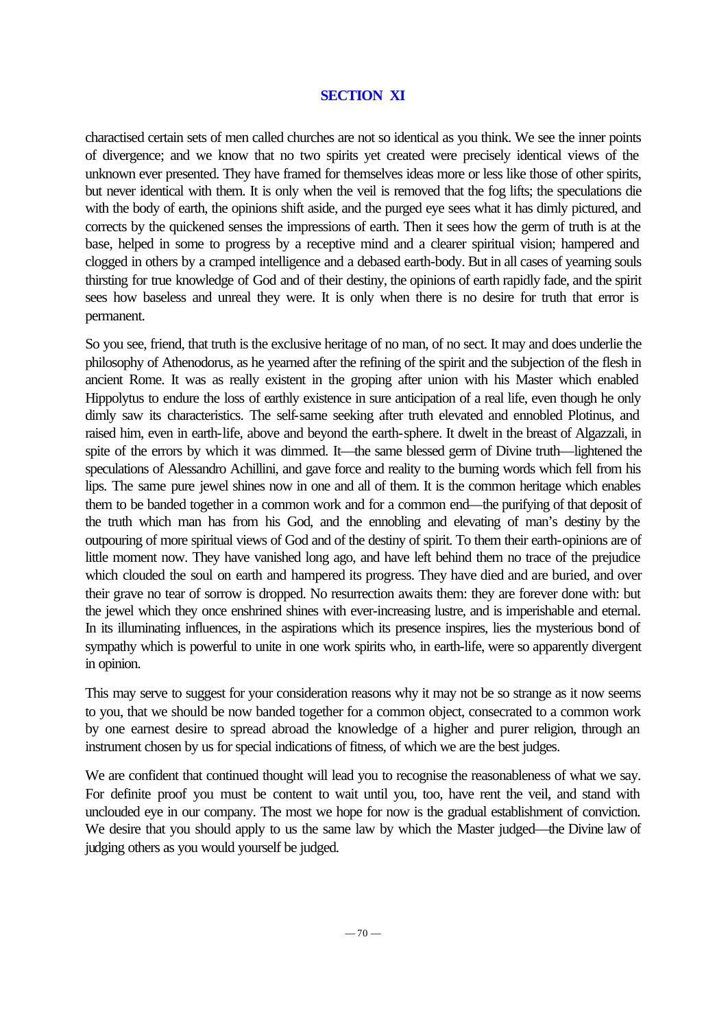## SECTION XI

charactised certain sets of men called churches are not so identical as you think. We see the inner points of divergence; and we know that no two spirits yet created were precisely identical views of the unknown ever presented. They have framed for themselves ideas more or less like those of other spirits, but never identical with them. It is only when the veil is removed that the fog lifts; the speculations die with the body of earth, the opinions shift aside, and the purged eye sees what it has dimly pictured, and corrects by the quickened senses the impressions of earth. Then it sees how the germ of truth is at the base, helped in some to progress by a receptive mind and a clearer spiritual vision; hampered and clogged in others by a cramped intelligence and a debased earth-body. But in all cases of yearning souls thirsting for true knowledge of God and of their destiny, the opinions of earth rapidly fade, and the spirit sees how baseless and unreal they were. It is only when there is no desire for truth that error is permanent.

So you see, friend, that truth is the exclusive heritage of no man, of no sect. It may and does underlie the philosophy of Athenodorus, as he yearned after the refining of the spirit and the subjection of the flesh in ancient Rome. It was as really existent in the groping after union with his Master which enabled Hippolytus to endure the loss of earthly existence in sure anticipation of a real life, even though he only dimly saw its characteristics. The self-same seeking after truth elevated and ennobled Plotinus, and raised him, even in earth-life, above and beyond the earth-sphere. It dwelt in the breast of Algazzali, in spite of the errors by which it was dimmed. It—the same blessed germ of Divine truth—lightened the speculations of Alessandro Achillini, and gave force and reality to the burning words which fell from his lips. The same pure jewel shines now in one and all of them. It is the common heritage which enables them to be banded together in a common work and for a common end—the purifying of that deposit of the truth which man has from his God, and the ennobling and elevating of man's destiny by the outpouring of more spiritual views of God and of the destiny of spirit. To them their earth-opinions are of little moment now. They have vanished long ago, and have left behind them no trace of the prejudice which clouded the soul on earth and hampered its progress. They have died and are buried, and over their grave no tear of sorrow is dropped. No resurrection awaits them: they are forever done with: but the jewel which they once enshrined shines with ever-increasing lustre, and is imperishable and eternal. In its illuminating influences, in the aspirations which its presence inspires, lies the mysterious bond of sympathy which is powerful to unite in one work spirits who, in earth-life, were so apparently divergent in opinion.

This may serve to suggest for your consideration reasons why it may not be so strange as it now seems to you, that we should be now banded together for a common object, consecrated to a common work by one earnest desire to spread abroad the knowledge of a higher and purer religion, through an instrument chosen by us for special indications of fitness, of which we are the best judges.

We are confident that continued thought will lead you to recognise the reasonableness of what we say. For definite proof you must be content to wait until you, too, have rent the veil, and stand with unclouded eye in our company. The most we hope for now is the gradual establishment of conviction. We desire that you should apply to us the same law by which the Master judged—the Divine law of judging others as you would yourself be judged.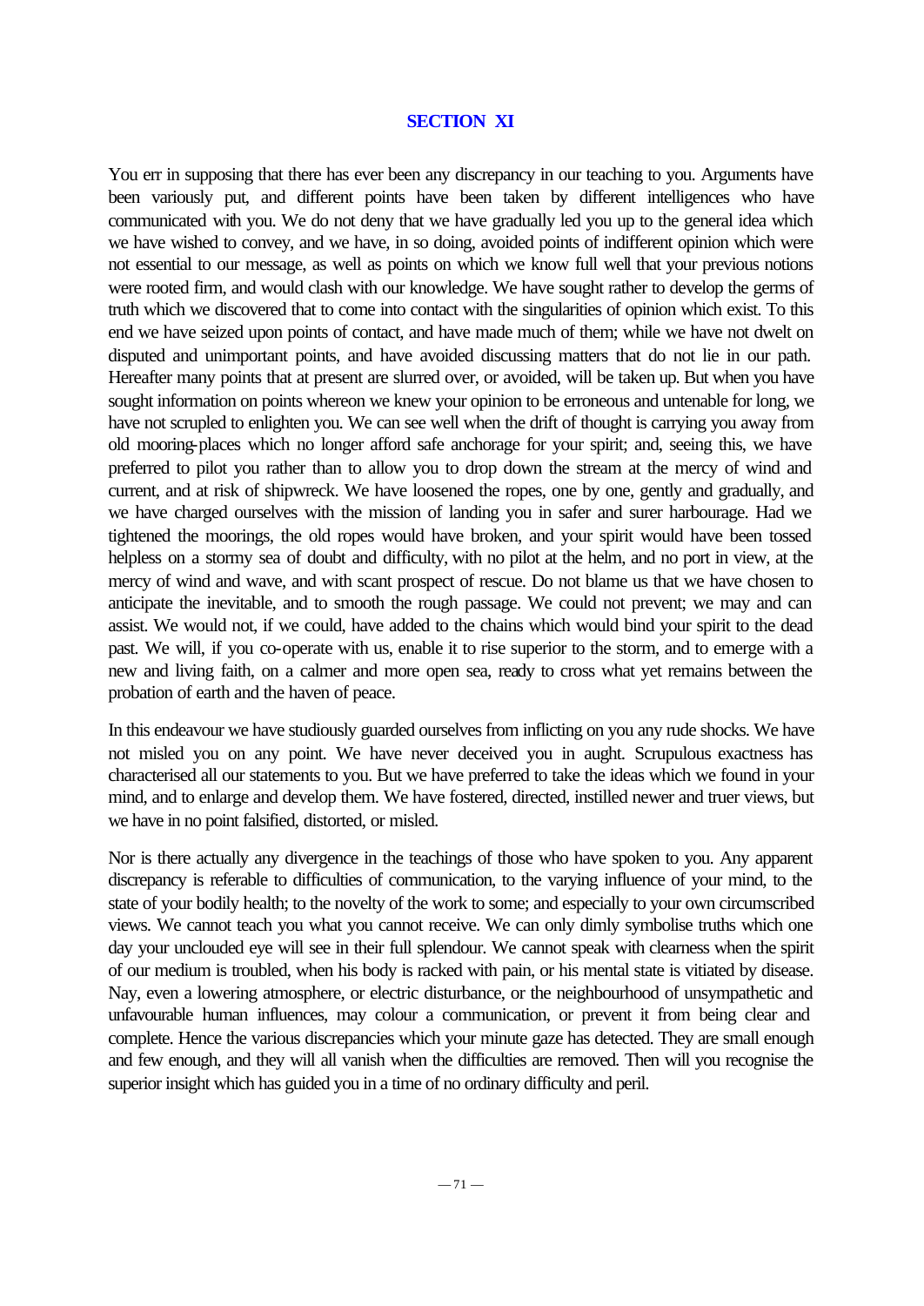## SECTION XI

You err in supposing that there has ever been any discrepancy in our teaching to you. Arguments have been variously put, and different points have been taken by different intelligences who have communicated with you. We do not deny that we have gradually led you up to the general idea which we have wished to convey, and we have, in so doing, avoided points of indifferent opinion which were not essential to our message, as well as points on which we know full well that your previous notions were rooted firm, and would clash with our knowledge. We have sought rather to develop the germs of truth which we discovered that to come into contact with the singularities of opinion which exist. To this end we have seized upon points of contact, and have made much of them; while we have not dwelt on disputed and unimportant points, and have avoided discussing matters that do not lie in our path. Hereafter many points that at present are slurred over, or avoided, will be taken up. But when you have sought information on points whereon we knew your opinion to be erroneous and untenable for long, we have not scrupled to enlighten you. We can see well when the drift of thought is carrying you away from old mooring-places which no longer afford safe anchorage for your spirit; and, seeing this, we have preferred to pilot you rather than to allow you to drop down the stream at the mercy of wind and current, and at risk of shipwreck. We have loosened the ropes, one by one, gently and gradually, and we have charged ourselves with the mission of landing you in safer and surer harbourage. Had we tightened the moorings, the old ropes would have broken, and your spirit would have been tossed helpless on a stormy sea of doubt and difficulty, with no pilot at the helm, and no port in view, at the mercy of wind and wave, and with scant prospect of rescue. Do not blame us that we have chosen to anticipate the inevitable, and to smooth the rough passage. We could not prevent; we may and can assist. We would not, if we could, have added to the chains which would bind your spirit to the dead past. We will, if you co-operate with us, enable it to rise superior to the storm, and to emerge with a new and living faith, on a calmer and more open sea, ready to cross what yet remains between the probation of earth and the haven of peace.

In this endeavour we have studiously guarded ourselves from inflicting on you any rude shocks. We have not misled you on any point. We have never deceived you in aught. Scrupulous exactness has characterised all our statements to you. But we have preferred to take the ideas which we found in your mind, and to enlarge and develop them. We have fostered, directed, instilled newer and truer views, but we have in no point falsified, distorted, or misled.

Nor is there actually any divergence in the teachings of those who have spoken to you. Any apparent discrepancy is referable to difficulties of communication, to the varying influence of your mind, to the state of your bodily health; to the novelty of the work to some; and especially to your own circumscribed views. We cannot teach you what you cannot receive. We can only dimly symbolise truths which one day your unclouded eye will see in their full splendour. We cannot speak with clearness when the spirit of our medium is troubled, when his body is racked with pain, or his mental state is vitiated by disease. Nay, even a lowering atmosphere, or electric disturbance, or the neighbourhood of unsympathetic and unfavourable human influences, may colour a communication, or prevent it from being clear and complete. Hence the various discrepancies which your minute gaze has detected. They are small enough and few enough, and they will all vanish when the difficulties are removed. Then will you recognise the superior insight which has guided you in a time of no ordinary difficulty and peril.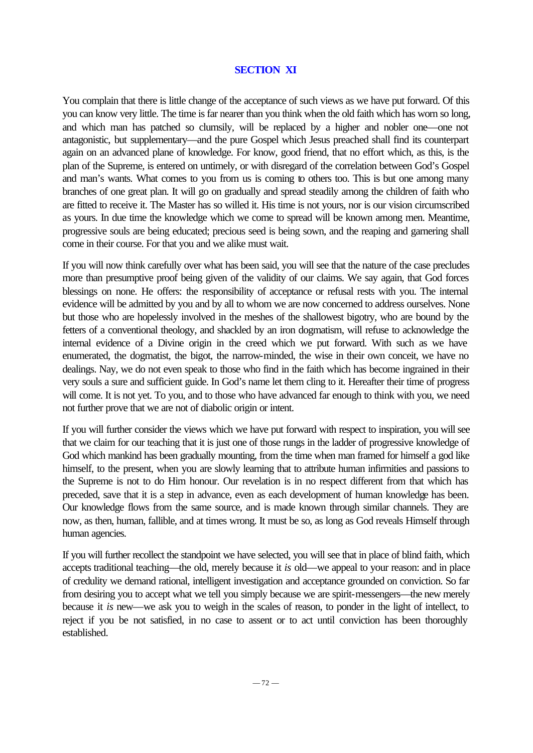## SECTION XI

You complain that there is little change of the acceptance of such views as we have put forward. Of this you can know very little. The time is far nearer than you think when the old faith which has worn so long, and which man has patched so clumsily, will be replaced by a higher and nobler one—one not antagonistic, but supplementary—and the pure Gospel which Jesus preached shall find its counterpart again on an advanced plane of knowledge. For know, good friend, that no effort which, as this, is the plan of the Supreme, is entered on untimely, or with disregard of the correlation between God's Gospel and man's wants. What comes to you from us is coming to others too. This is but one among many branches of one great plan. It will go on gradually and spread steadily among the children of faith who are fitted to receive it. The Master has so willed it. His time is not yours, nor is our vision circumscribed as yours. In due time the knowledge which we come to spread will be known among men. Meantime, progressive souls are being educated; precious seed is being sown, and the reaping and garnering shall come in their course. For that you and we alike must wait.

If you will now think carefully over what has been said, you will see that the nature of the case precludes more than presumptive proof being given of the validity of our claims. We say again, that God forces blessings on none. He offers: the responsibility of acceptance or refusal rests with you. The internal evidence will be admitted by you and by all to whom we are now concerned to address ourselves. None but those who are hopelessly involved in the meshes of the shallowest bigotry, who are bound by the fetters of a conventional theology, and shackled by an iron dogmatism, will refuse to acknowledge the internal evidence of a Divine origin in the creed which we put forward. With such as we have enumerated, the dogmatist, the bigot, the narrow-minded, the wise in their own conceit, we have no dealings. Nay, we do not even speak to those who find in the faith which has become ingrained in their very souls a sure and sufficient guide. In God's name let them cling to it. Hereafter their time of progress will come. It is not yet. To you, and to those who have advanced far enough to think with you, we need not further prove that we are not of diabolic origin or intent.

If you will further consider the views which we have put forward with respect to inspiration, you will see that we claim for our teaching that it is just one of those rungs in the ladder of progressive knowledge of God which mankind has been gradually mounting, from the time when man framed for himself a god like himself, to the present, when you are slowly learning that to attribute human infirmities and passions to the Supreme is not to do Him honour. Our revelation is in no respect different from that which has preceded, save that it is a step in advance, even as each development of human knowledge has been. Our knowledge flows from the same source, and is made known through similar channels. They are now, as then, human, fallible, and at times wrong. It must be so, as long as God reveals Himself through human agencies.

If you will further recollect the standpoint we have selected, you will see that in place of blind faith, which accepts traditional teaching—the old, merely because it *is* old—we appeal to your reason: and in place of credulity we demand rational, intelligent investigation and acceptance grounded on conviction. So far from desiring you to accept what we tell you simply because we are spirit-messengers—the new merely because it *is* new—we ask you to weigh in the scales of reason, to ponder in the light of intellect, to reject if you be not satisfied, in no case to assent or to act until conviction has been thoroughly established.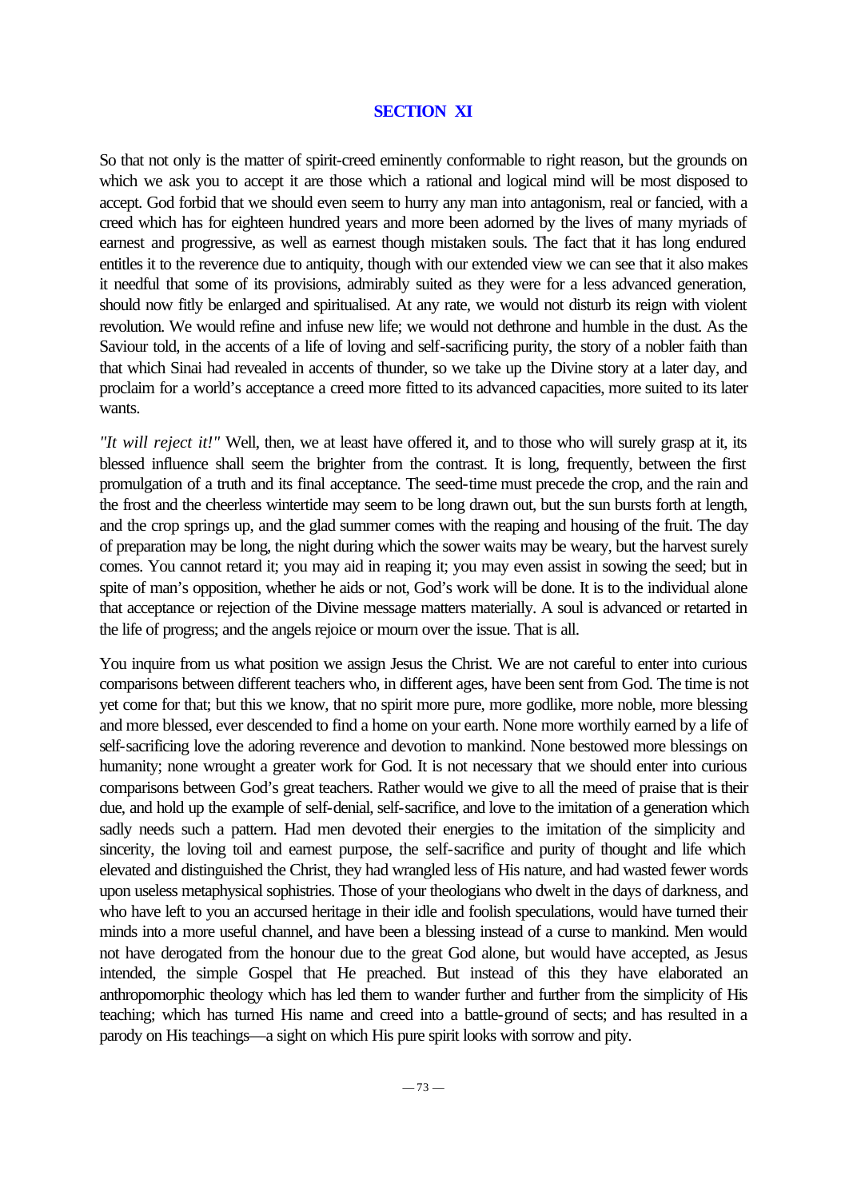## SECTION XI

So that not only is the matter of spirit-creed eminently conformable to right reason, but the grounds on which we ask you to accept it are those which a rational and logical mind will be most disposed to accept. God forbid that we should even seem to hurry any man into antagonism, real or fancied, with a creed which has for eighteen hundred years and more been adorned by the lives of many myriads of earnest and progressive, as well as earnest though mistaken souls. The fact that it has long endured entitles it to the reverence due to antiquity, though with our extended view we can see that it also makes it needful that some of its provisions, admirably suited as they were for a less advanced generation, should now fitly be enlarged and spiritualised. At any rate, we would not disturb its reign with violent revolution. We would refine and infuse new life; we would not dethrone and humble in the dust. As the Saviour told, in the accents of a life of loving and self-sacrificing purity, the story of a nobler faith than that which Sinai had revealed in accents of thunder, so we take up the Divine story at a later day, and proclaim for a world's acceptance a creed more fitted to its advanced capacities, more suited to its later wants.

*"It will reject it!"* Well, then, we at least have offered it, and to those who will surely grasp at it, its blessed influence shall seem the brighter from the contrast. It is long, frequently, between the first promulgation of a truth and its final acceptance. The seed-time must precede the crop, and the rain and the frost and the cheerless wintertide may seem to be long drawn out, but the sun bursts forth at length, and the crop springs up, and the glad summer comes with the reaping and housing of the fruit. The day of preparation may be long, the night during which the sower waits may be weary, but the harvest surely comes. You cannot retard it; you may aid in reaping it; you may even assist in sowing the seed; but in spite of man's opposition, whether he aids or not, God's work will be done. It is to the individual alone that acceptance or rejection of the Divine message matters materially. A soul is advanced or retarted in the life of progress; and the angels rejoice or mourn over the issue. That is all.

You inquire from us what position we assign Jesus the Christ. We are not careful to enter into curious comparisons between different teachers who, in different ages, have been sent from God. The time is not yet come for that; but this we know, that no spirit more pure, more godlike, more noble, more blessing and more blessed, ever descended to find a home on your earth. None more worthily earned by a life of self-sacrificing love the adoring reverence and devotion to mankind. None bestowed more blessings on humanity; none wrought a greater work for God. It is not necessary that we should enter into curious comparisons between God's great teachers. Rather would we give to all the meed of praise that is their due, and hold up the example of self-denial, self-sacrifice, and love to the imitation of a generation which sadly needs such a pattern. Had men devoted their energies to the imitation of the simplicity and sincerity, the loving toil and earnest purpose, the self-sacrifice and purity of thought and life which elevated and distinguished the Christ, they had wrangled less of His nature, and had wasted fewer words upon useless metaphysical sophistries. Those of your theologians who dwelt in the days of darkness, and who have left to you an accursed heritage in their idle and foolish speculations, would have turned their minds into a more useful channel, and have been a blessing instead of a curse to mankind. Men would not have derogated from the honour due to the great God alone, but would have accepted, as Jesus intended, the simple Gospel that He preached. But instead of this they have elaborated an anthropomorphic theology which has led them to wander further and further from the simplicity of His teaching; which has turned His name and creed into a battle-ground of sects; and has resulted in a parody on His teachings—a sight on which His pure spirit looks with sorrow and pity.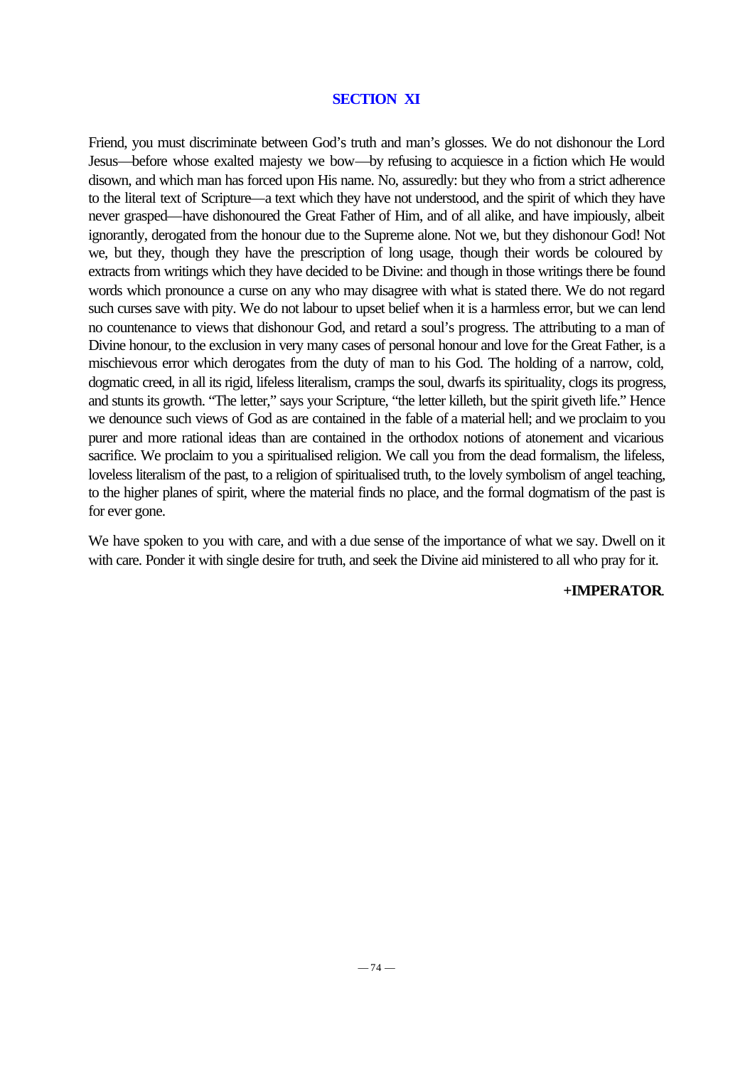## SECTION XI

Friend, you must discriminate between God's truth and man's glosses. We do not dishonour the Lord Jesus—before whose exalted majesty we bow—by refusing to acquiesce in a fiction which He would disown, and which man has forced upon His name. No, assuredly: but they who from a strict adherence to the literal text of Scripture—a text which they have not understood, and the spirit of which they have never grasped—have dishonoured the Great Father of Him, and of all alike, and have impiously, albeit ignorantly, derogated from the honour due to the Supreme alone. Not we, but they dishonour God! Not we, but they, though they have the prescription of long usage, though their words be coloured by extracts from writings which they have decided to be Divine: and though in those writings there be found words which pronounce a curse on any who may disagree with what is stated there. We do not regard such curses save with pity. We do not labour to upset belief when it is a harmless error, but we can lend no countenance to views that dishonour God, and retard a soul's progress. The attributing to a man of Divine honour, to the exclusion in very many cases of personal honour and love for the Great Father, is a mischievous error which derogates from the duty of man to his God. The holding of a narrow, cold, dogmatic creed, in all its rigid, lifeless literalism, cramps the soul, dwarfs its spirituality, clogs its progress, and stunts its growth. "The letter," says your Scripture, "the letter killeth, but the spirit giveth life." Hence we denounce such views of God as are contained in the fable of a material hell; and we proclaim to you purer and more rational ideas than are contained in the orthodox notions of atonement and vicarious sacrifice. We proclaim to you a spiritualised religion. We call you from the dead formalism, the lifeless, loveless literalism of the past, to a religion of spiritualised truth, to the lovely symbolism of angel teaching, to the higher planes of spirit, where the material finds no place, and the formal dogmatism of the past is for ever gone.

We have spoken to you with care, and with a due sense of the importance of what we say. Dwell on it with care. Ponder it with single desire for truth, and seek the Divine aid ministered to all who pray for it.

**+IMPERATOR**.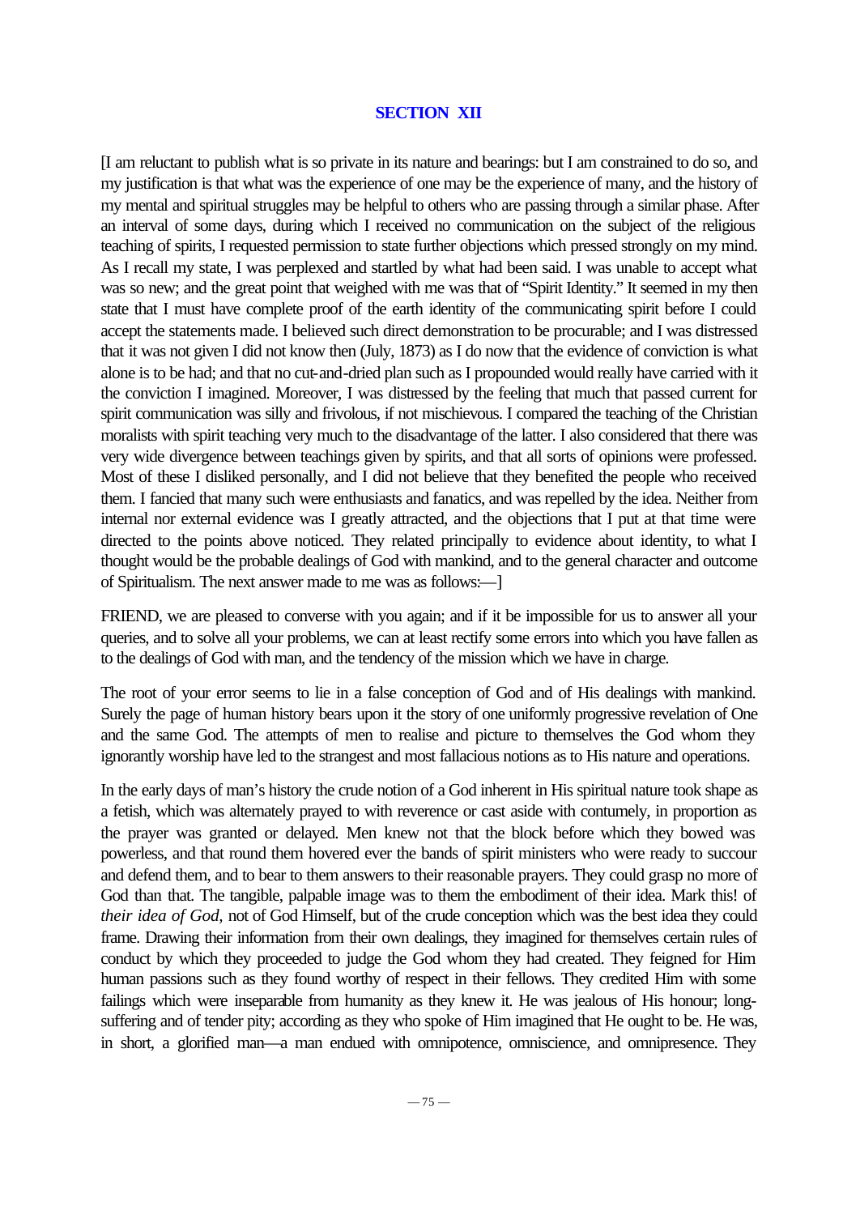## SECTION XII

[I am reluctant to publish what is so private in its nature and bearings: but I am constrained to do so, and my justification is that what was the experience of one may be the experience of many, and the history of my mental and spiritual struggles may be helpful to others who are passing through a similar phase. After an interval of some days, during which I received no communication on the subject of the religious teaching of spirits, I requested permission to state further objections which pressed strongly on my mind. As I recall my state, I was perplexed and startled by what had been said. I was unable to accept what was so new; and the great point that weighed with me was that of "Spirit Identity." It seemed in my then state that I must have complete proof of the earth identity of the communicating spirit before I could accept the statements made. I believed such direct demonstration to be procurable; and I was distressed that it was not given I did not know then (July, 1873) as I do now that the evidence of conviction is what alone is to be had; and that no cut-and-dried plan such as I propounded would really have carried with it the conviction I imagined. Moreover, I was distressed by the feeling that much that passed current for spirit communication was silly and frivolous, if not mischievous. I compared the teaching of the Christian moralists with spirit teaching very much to the disadvantage of the latter. I also considered that there was very wide divergence between teachings given by spirits, and that all sorts of opinions were professed. Most of these I disliked personally, and I did not believe that they benefited the people who received them. I fancied that many such were enthusiasts and fanatics, and was repelled by the idea. Neither from internal nor external evidence was I greatly attracted, and the objections that I put at that time were directed to the points above noticed. They related principally to evidence about identity, to what I thought would be the probable dealings of God with mankind, and to the general character and outcome of Spiritualism. The next answer made to me was as follows:—]

FRIEND, we are pleased to converse with you again; and if it be impossible for us to answer all your queries, and to solve all your problems, we can at least rectify some errors into which you have fallen as to the dealings of God with man, and the tendency of the mission which we have in charge.

The root of your error seems to lie in a false conception of God and of His dealings with mankind. Surely the page of human history bears upon it the story of one uniformly progressive revelation of One and the same God. The attempts of men to realise and picture to themselves the God whom they ignorantly worship have led to the strangest and most fallacious notions as to His nature and operations.

In the early days of man's history the crude notion of a God inherent in His spiritual nature took shape as a fetish, which was alternately prayed to with reverence or cast aside with contumely, in proportion as the prayer was granted or delayed. Men knew not that the block before which they bowed was powerless, and that round them hovered ever the bands of spirit ministers who were ready to succour and defend them, and to bear to them answers to their reasonable prayers. They could grasp no more of God than that. The tangible, palpable image was to them the embodiment of their idea. Mark this! of *their idea of God,* not of God Himself, but of the crude conception which was the best idea they could frame. Drawing their information from their own dealings, they imagined for themselves certain rules of conduct by which they proceeded to judge the God whom they had created. They feigned for Him human passions such as they found worthy of respect in their fellows. They credited Him with some failings which were inseparable from humanity as they knew it. He was jealous of His honour; long-suffering and of tender pity; according as they who spoke of Him imagined that He ought to be. He was, in short, a glorified man—a man endued with omnipotence, omniscience, and omnipresence. They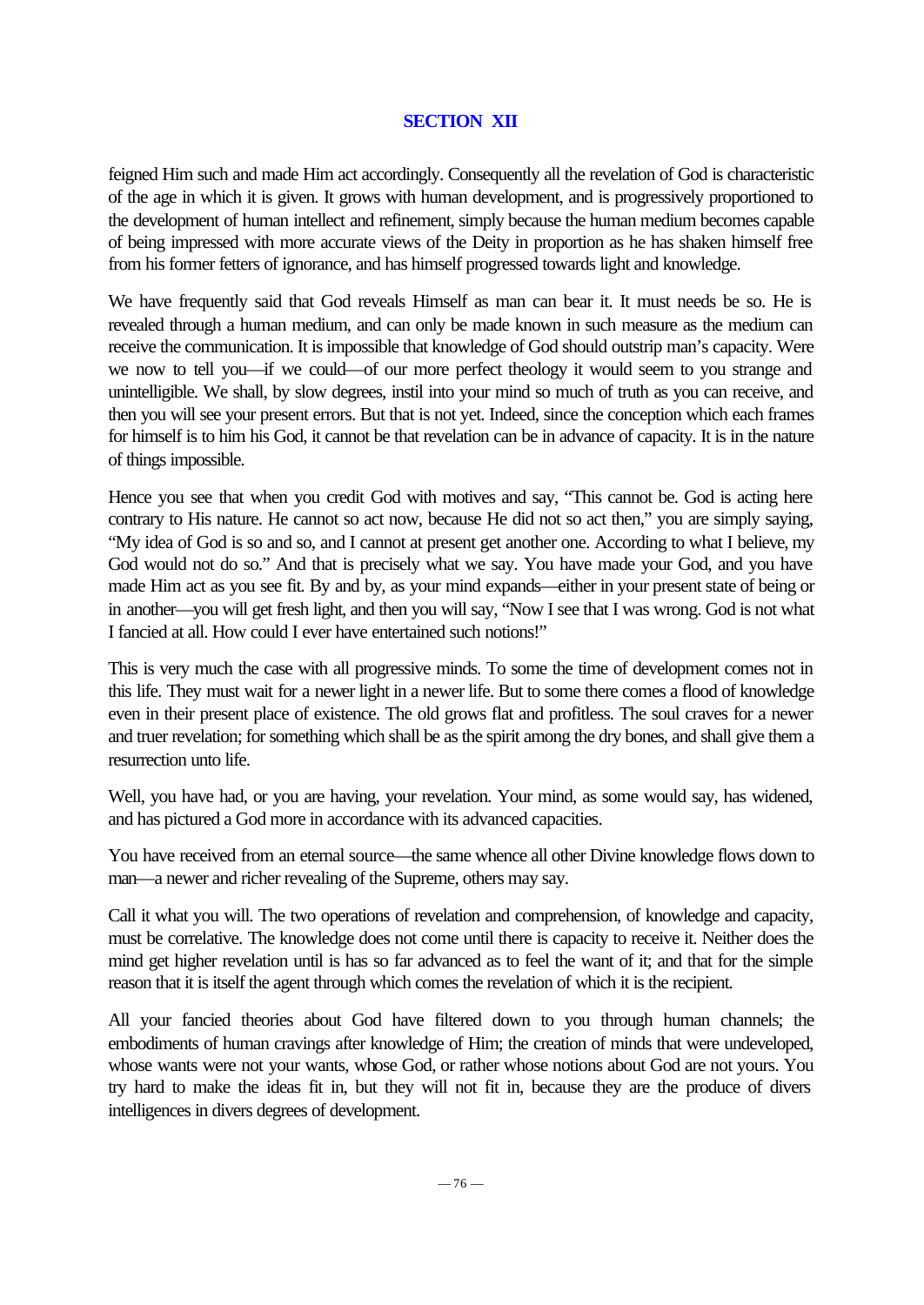## SECTION XII

feigned Him such and made Him act accordingly. Consequently all the revelation of God is characteristic of the age in which it is given. It grows with human development, and is progressively proportioned to the development of human intellect and refinement, simply because the human medium becomes capable of being impressed with more accurate views of the Deity in proportion as he has shaken himself free from his former fetters of ignorance, and has himself progressed towards light and knowledge.

We have frequently said that God reveals Himself as man can bear it. It must needs be so. He is revealed through a human medium, and can only be made known in such measure as the medium can receive the communication. It is impossible that knowledge of God should outstrip man's capacity. Were we now to tell you—if we could—of our more perfect theology it would seem to you strange and unintelligible. We shall, by slow degrees, instil into your mind so much of truth as you can receive, and then you will see your present errors. But that is not yet. Indeed, since the conception which each frames for himself is to him his God, it cannot be that revelation can be in advance of capacity. It is in the nature of things impossible.

Hence you see that when you credit God with motives and say, "This cannot be. God is acting here contrary to His nature. He cannot so act now, because He did not so act then," you are simply saying, "My idea of God is so and so, and I cannot at present get another one. According to what I believe, my God would not do so." And that is precisely what we say. You have made your God, and you have made Him act as you see fit. By and by, as your mind expands—either in your present state of being or in another—you will get fresh light, and then you will say, "Now I see that I was wrong. God is not what I fancied at all. How could I ever have entertained such notions!"

This is very much the case with all progressive minds. To some the time of development comes not in this life. They must wait for a newer light in a newer life. But to some there comes a flood of knowledge even in their present place of existence. The old grows flat and profitless. The soul craves for a newer and truer revelation; for something which shall be as the spirit among the dry bones, and shall give them a resurrection unto life.

Well, you have had, or you are having, your revelation. Your mind, as some would say, has widened, and has pictured a God more in accordance with its advanced capacities.

You have received from an eternal source—the same whence all other Divine knowledge flows down to man—a newer and richer revealing of the Supreme, others may say.

Call it what you will. The two operations of revelation and comprehension, of knowledge and capacity, must be correlative. The knowledge does not come until there is capacity to receive it. Neither does the mind get higher revelation until is has so far advanced as to feel the want of it; and that for the simple reason that it is itself the agent through which comes the revelation of which it is the recipient.

All your fancied theories about God have filtered down to you through human channels; the embodiments of human cravings after knowledge of Him; the creation of minds that were undeveloped, whose wants were not your wants, whose God, or rather whose notions about God are not yours. You try hard to make the ideas fit in, but they will not fit in, because they are the produce of divers intelligences in divers degrees of development.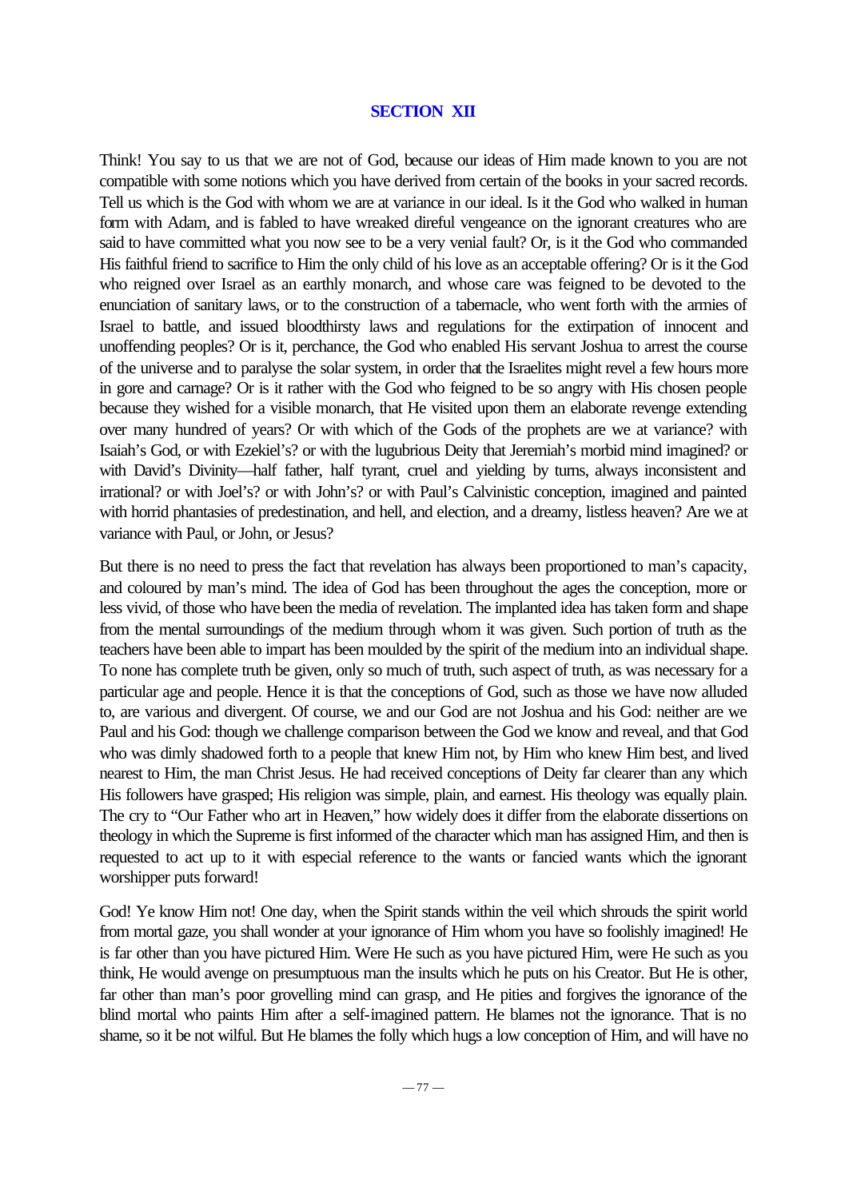## SECTION XII

Think! You say to us that we are not of God, because our ideas of Him made known to you are not compatible with some notions which you have derived from certain of the books in your sacred records. Tell us which is the God with whom we are at variance in our ideal. Is it the God who walked in human form with Adam, and is fabled to have wreaked direful vengeance on the ignorant creatures who are said to have committed what you now see to be a very venial fault? Or, is it the God who commanded His faithful friend to sacrifice to Him the only child of his love as an acceptable offering? Or is it the God who reigned over Israel as an earthly monarch, and whose care was feigned to be devoted to the enunciation of sanitary laws, or to the construction of a tabernacle, who went forth with the armies of Israel to battle, and issued bloodthirsty laws and regulations for the extirpation of innocent and unoffending peoples? Or is it, perchance, the God who enabled His servant Joshua to arrest the course of the universe and to paralyse the solar system, in order that the Israelites might revel a few hours more in gore and carnage? Or is it rather with the God who feigned to be so angry with His chosen people because they wished for a visible monarch, that He visited upon them an elaborate revenge extending over many hundred of years? Or with which of the Gods of the prophets are we at variance? with Isaiah's God, or with Ezekiel's? or with the lugubrious Deity that Jeremiah's morbid mind imagined? or with David's Divinity—half father, half tyrant, cruel and yielding by turns, always inconsistent and irrational? or with Joel's? or with John's? or with Paul's Calvinistic conception, imagined and painted with horrid phantasies of predestination, and hell, and election, and a dreamy, listless heaven? Are we at variance with Paul, or John, or Jesus?

But there is no need to press the fact that revelation has always been proportioned to man's capacity, and coloured by man's mind. The idea of God has been throughout the ages the conception, more or less vivid, of those who have been the media of revelation. The implanted idea has taken form and shape from the mental surroundings of the medium through whom it was given. Such portion of truth as the teachers have been able to impart has been moulded by the spirit of the medium into an individual shape. To none has complete truth be given, only so much of truth, such aspect of truth, as was necessary for a particular age and people. Hence it is that the conceptions of God, such as those we have now alluded to, are various and divergent. Of course, we and our God are not Joshua and his God: neither are we Paul and his God: though we challenge comparison between the God we know and reveal, and that God who was dimly shadowed forth to a people that knew Him not, by Him who knew Him best, and lived nearest to Him, the man Christ Jesus. He had received conceptions of Deity far clearer than any which His followers have grasped; His religion was simple, plain, and earnest. His theology was equally plain. The cry to "Our Father who art in Heaven," how widely does it differ from the elaborate dissertions on theology in which the Supreme is first informed of the character which man has assigned Him, and then is requested to act up to it with especial reference to the wants or fancied wants which the ignorant worshipper puts forward!

God! Ye know Him not! One day, when the Spirit stands within the veil which shrouds the spirit world from mortal gaze, you shall wonder at your ignorance of Him whom you have so foolishly imagined! He is far other than you have pictured Him. Were He such as you have pictured Him, were He such as you think, He would avenge on presumptuous man the insults which he puts on his Creator. But He is other, far other than man's poor grovelling mind can grasp, and He pities and forgives the ignorance of the blind mortal who paints Him after a self-imagined pattern. He blames not the ignorance. That is no shame, so it be not wilful. But He blames the folly which hugs a low conception of Him, and will have no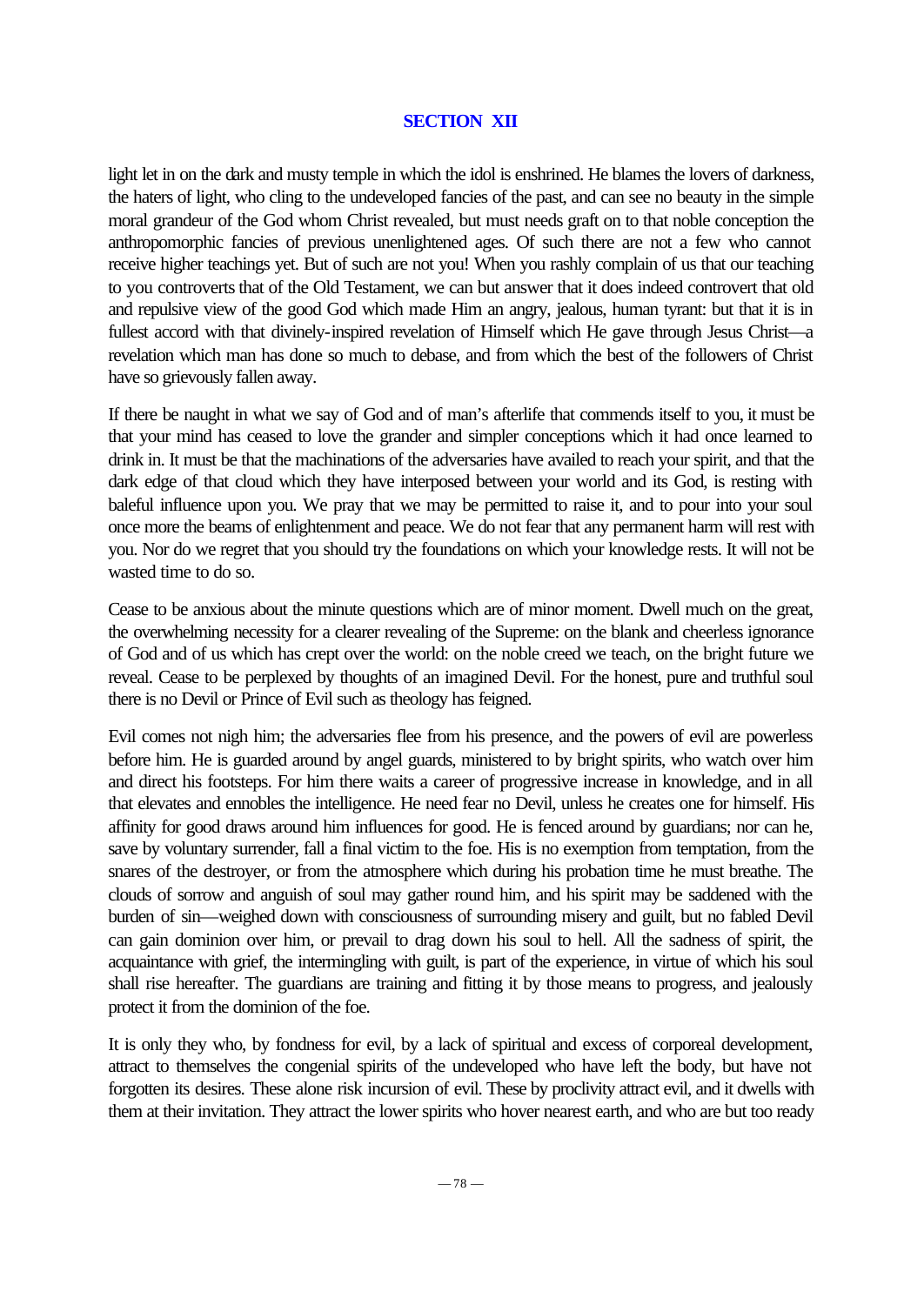## SECTION XII

light let in on the dark and musty temple in which the idol is enshrined. He blames the lovers of darkness, the haters of light, who cling to the undeveloped fancies of the past, and can see no beauty in the simple moral grandeur of the God whom Christ revealed, but must needs graft on to that noble conception the anthropomorphic fancies of previous unenlightened ages. Of such there are not a few who cannot receive higher teachings yet. But of such are not you! When you rashly complain of us that our teaching to you controverts that of the Old Testament, we can but answer that it does indeed controvert that old and repulsive view of the good God which made Him an angry, jealous, human tyrant: but that it is in fullest accord with that divinely-inspired revelation of Himself which He gave through Jesus Christ—a revelation which man has done so much to debase, and from which the best of the followers of Christ have so grievously fallen away.

If there be naught in what we say of God and of man's afterlife that commends itself to you, it must be that your mind has ceased to love the grander and simpler conceptions which it had once learned to drink in. It must be that the machinations of the adversaries have availed to reach your spirit, and that the dark edge of that cloud which they have interposed between your world and its God, is resting with baleful influence upon you. We pray that we may be permitted to raise it, and to pour into your soul once more the beams of enlightenment and peace. We do not fear that any permanent harm will rest with you. Nor do we regret that you should try the foundations on which your knowledge rests. It will not be wasted time to do so.

Cease to be anxious about the minute questions which are of minor moment. Dwell much on the great, the overwhelming necessity for a clearer revealing of the Supreme: on the blank and cheerless ignorance of God and of us which has crept over the world: on the noble creed we teach, on the bright future we reveal. Cease to be perplexed by thoughts of an imagined Devil. For the honest, pure and truthful soul there is no Devil or Prince of Evil such as theology has feigned.

Evil comes not nigh him; the adversaries flee from his presence, and the powers of evil are powerless before him. He is guarded around by angel guards, ministered to by bright spirits, who watch over him and direct his footsteps. For him there waits a career of progressive increase in knowledge, and in all that elevates and ennobles the intelligence. He need fear no Devil, unless he creates one for himself. His affinity for good draws around him influences for good. He is fenced around by guardians; nor can he, save by voluntary surrender, fall a final victim to the foe. His is no exemption from temptation, from the snares of the destroyer, or from the atmosphere which during his probation time he must breathe. The clouds of sorrow and anguish of soul may gather round him, and his spirit may be saddened with the burden of sin—weighed down with consciousness of surrounding misery and guilt, but no fabled Devil can gain dominion over him, or prevail to drag down his soul to hell. All the sadness of spirit, the acquaintance with grief, the intermingling with guilt, is part of the experience, in virtue of which his soul shall rise hereafter. The guardians are training and fitting it by those means to progress, and jealously protect it from the dominion of the foe.

It is only they who, by fondness for evil, by a lack of spiritual and excess of corporeal development, attract to themselves the congenial spirits of the undeveloped who have left the body, but have not forgotten its desires. These alone risk incursion of evil. These by proclivity attract evil, and it dwells with them at their invitation. They attract the lower spirits who hover nearest earth, and who are but too ready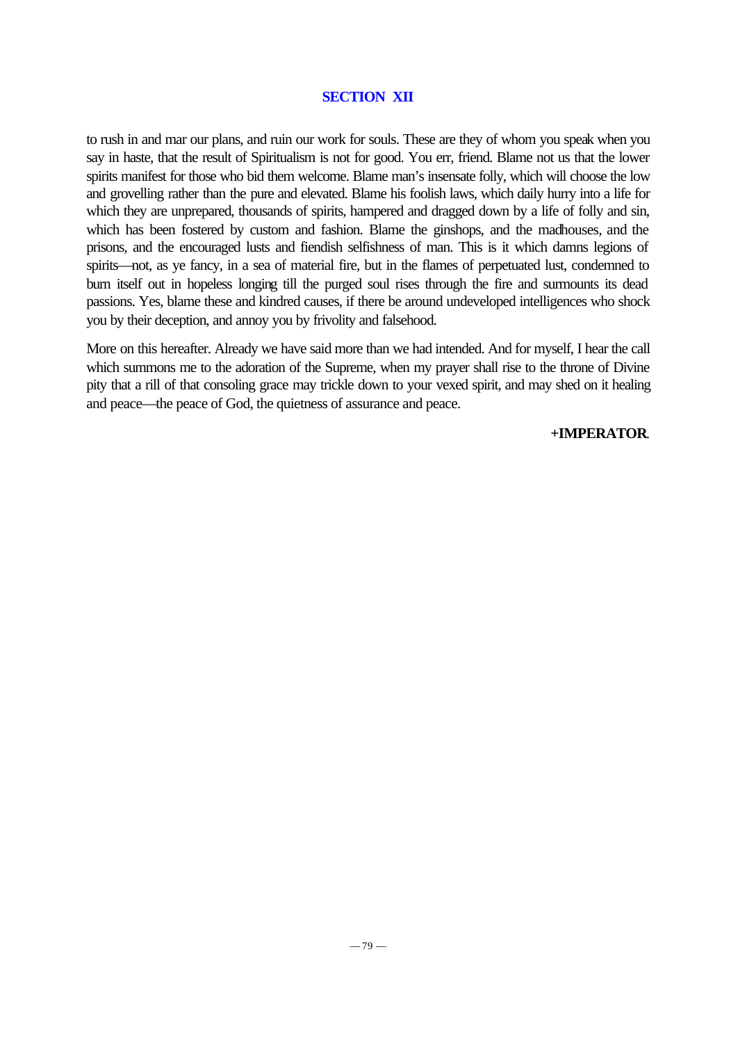to rush in and mar our plans, and ruin our work for souls. These are they of whom you speak when you say in haste, that the result of Spiritualism is not for good. You err, friend. Blame not us that the lower spirits manifest for those who bid them welcome. Blame man's insensate folly, which will choose the low and grovelling rather than the pure and elevated. Blame his foolish laws, which daily hurry into a life for which they are unprepared, thousands of spirits, hampered and dragged down by a life of folly and sin, which has been fostered by custom and fashion. Blame the ginshops, and the madhouses, and the prisons, and the encouraged lusts and fiendish selfishness of man. This is it which damns legions of spirits—not, as ye fancy, in a sea of material fire, but in the flames of perpetuated lust, condemned to burn itself out in hopeless longing till the purged soul rises through the fire and surmounts its dead passions. Yes, blame these and kindred causes, if there be around undeveloped intelligences who shock you by their deception, and annoy you by frivolity and falsehood.

More on this hereafter. Already we have said more than we had intended. And for myself, I hear the call which summons me to the adoration of the Supreme, when my prayer shall rise to the throne of Divine pity that a rill of that consoling grace may trickle down to your vexed spirit, and may shed on it healing and peace—the peace of God, the quietness of assurance and peace.

**+IMPERATOR**.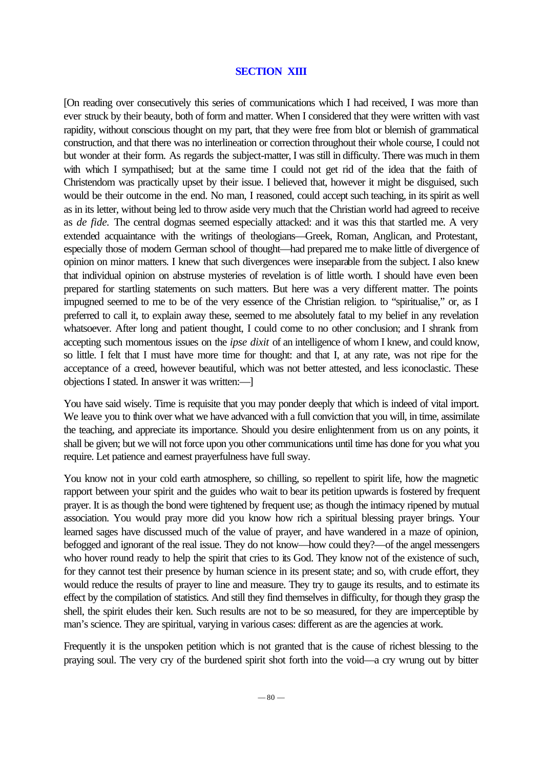## SECTION XIII

[On reading over consecutively this series of communications which I had received, I was more than ever struck by their beauty, both of form and matter. When I considered that they were written with vast rapidity, without conscious thought on my part, that they were free from blot or blemish of grammatical construction, and that there was no interlineation or correction throughout their whole course, I could not but wonder at their form. As regards the subject-matter, I was still in difficulty. There was much in them with which I sympathised; but at the same time I could not get rid of the idea that the faith of Christendom was practically upset by their issue. I believed that, however it might be disguised, such would be their outcome in the end. No man, I reasoned, could accept such teaching, in its spirit as well as in its letter, without being led to throw aside very much that the Christian world had agreed to receive as *de fide*. The central dogmas seemed especially attacked: and it was this that startled me. A very extended acquaintance with the writings of theologians—Greek, Roman, Anglican, and Protestant, especially those of modern German school of thought—had prepared me to make little of divergence of opinion on minor matters. I knew that such divergences were inseparable from the subject. I also knew that individual opinion on abstruse mysteries of revelation is of little worth. I should have even been prepared for startling statements on such matters. But here was a very different matter. The points impugned seemed to me to be of the very essence of the Christian religion. to "spiritualise," or, as I preferred to call it, to explain away these, seemed to me absolutely fatal to my belief in any revelation whatsoever. After long and patient thought, I could come to no other conclusion; and I shrank from accepting such momentous issues on the *ipse dixit* of an intelligence of whom I knew, and could know, so little. I felt that I must have more time for thought: and that I, at any rate, was not ripe for the acceptance of a creed, however beautiful, which was not better attested, and less iconoclastic. These objections I stated. In answer it was written:—]

You have said wisely. Time is requisite that you may ponder deeply that which is indeed of vital import. We leave you to think over what we have advanced with a full conviction that you will, in time, assimilate the teaching, and appreciate its importance. Should you desire enlightenment from us on any points, it shall be given; but we will not force upon you other communications until time has done for you what you require. Let patience and earnest prayerfulness have full sway.

You know not in your cold earth atmosphere, so chilling, so repellent to spirit life, how the magnetic rapport between your spirit and the guides who wait to bear its petition upwards is fostered by frequent prayer. It is as though the bond were tightened by frequent use; as though the intimacy ripened by mutual association. You would pray more did you know how rich a spiritual blessing prayer brings. Your learned sages have discussed much of the value of prayer, and have wandered in a maze of opinion, befogged and ignorant of the real issue. They do not know—how could they?—of the angel messengers who hover round ready to help the spirit that cries to its God. They know not of the existence of such, for they cannot test their presence by human science in its present state; and so, with crude effort, they would reduce the results of prayer to line and measure. They try to gauge its results, and to estimate its effect by the compilation of statistics. And still they find themselves in difficulty, for though they grasp the shell, the spirit eludes their ken. Such results are not to be so measured, for they are imperceptible by man's science. They are spiritual, varying in various cases: different as are the agencies at work.

Frequently it is the unspoken petition which is not granted that is the cause of richest blessing to the praying soul. The very cry of the burdened spirit shot forth into the void—a cry wrung out by bitter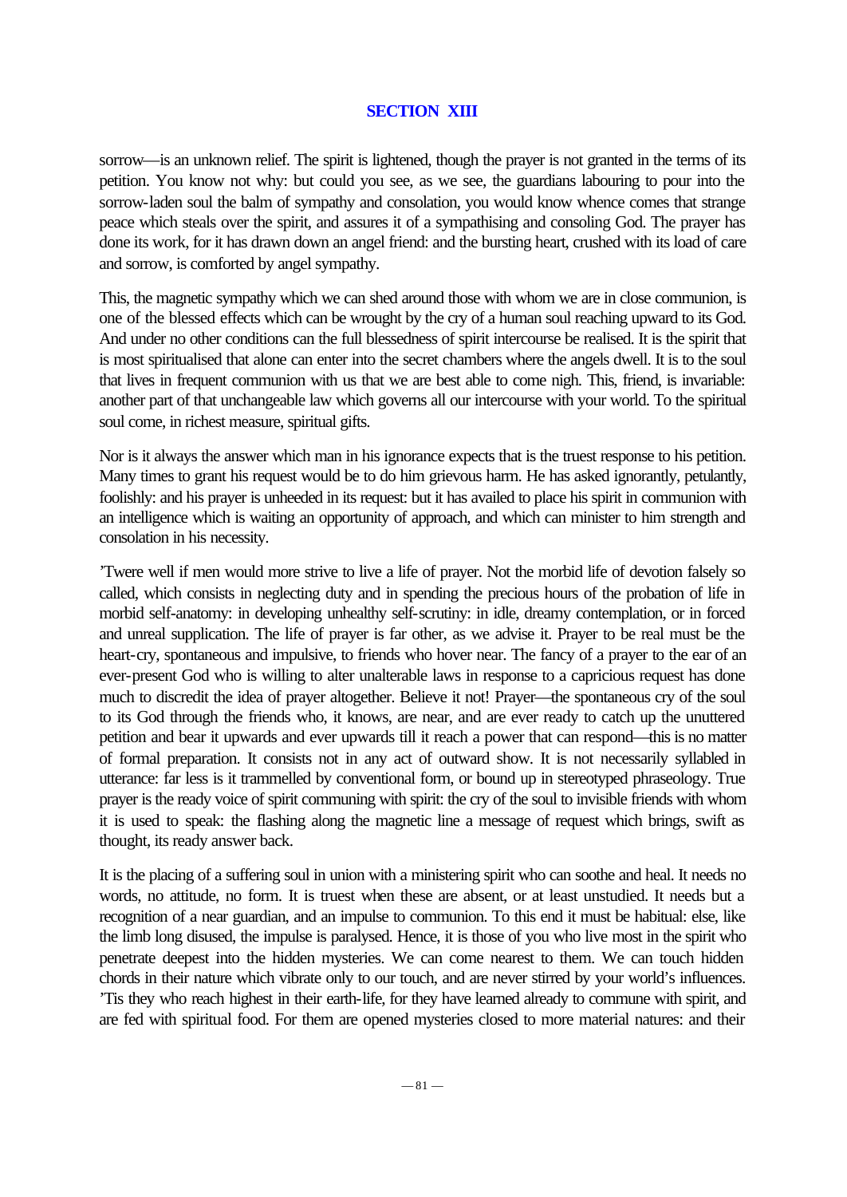## SECTION XIII

sorrow—is an unknown relief. The spirit is lightened, though the prayer is not granted in the terms of its petition. You know not why: but could you see, as we see, the guardians labouring to pour into the sorrow-laden soul the balm of sympathy and consolation, you would know whence comes that strange peace which steals over the spirit, and assures it of a sympathising and consoling God. The prayer has done its work, for it has drawn down an angel friend: and the bursting heart, crushed with its load of care and sorrow, is comforted by angel sympathy.

This, the magnetic sympathy which we can shed around those with whom we are in close communion, is one of the blessed effects which can be wrought by the cry of a human soul reaching upward to its God. And under no other conditions can the full blessedness of spirit intercourse be realised. It is the spirit that is most spiritualised that alone can enter into the secret chambers where the angels dwell. It is to the soul that lives in frequent communion with us that we are best able to come nigh. This, friend, is invariable: another part of that unchangeable law which governs all our intercourse with your world. To the spiritual soul come, in richest measure, spiritual gifts.

Nor is it always the answer which man in his ignorance expects that is the truest response to his petition. Many times to grant his request would be to do him grievous harm. He has asked ignorantly, petulantly, foolishly: and his prayer is unheeded in its request: but it has availed to place his spirit in communion with an intelligence which is waiting an opportunity of approach, and which can minister to him strength and consolation in his necessity.

'Twere well if men would more strive to live a life of prayer. Not the morbid life of devotion falsely so called, which consists in neglecting duty and in spending the precious hours of the probation of life in morbid self-anatomy: in developing unhealthy self-scrutiny: in idle, dreamy contemplation, or in forced and unreal supplication. The life of prayer is far other, as we advise it. Prayer to be real must be the heart-cry, spontaneous and impulsive, to friends who hover near. The fancy of a prayer to the ear of an ever-present God who is willing to alter unalterable laws in response to a capricious request has done much to discredit the idea of prayer altogether. Believe it not! Prayer—the spontaneous cry of the soul to its God through the friends who, it knows, are near, and are ever ready to catch up the unuttered petition and bear it upwards and ever upwards till it reach a power that can respond—this is no matter of formal preparation. It consists not in any act of outward show. It is not necessarily syllabled in utterance: far less is it trammelled by conventional form, or bound up in stereotyped phraseology. True prayer is the ready voice of spirit communing with spirit: the cry of the soul to invisible friends with whom it is used to speak: the flashing along the magnetic line a message of request which brings, swift as thought, its ready answer back.

It is the placing of a suffering soul in union with a ministering spirit who can soothe and heal. It needs no words, no attitude, no form. It is truest when these are absent, or at least unstudied. It needs but a recognition of a near guardian, and an impulse to communion. To this end it must be habitual: else, like the limb long disused, the impulse is paralysed. Hence, it is those of you who live most in the spirit who penetrate deepest into the hidden mysteries. We can come nearest to them. We can touch hidden chords in their nature which vibrate only to our touch, and are never stirred by your world's influences. 'Tis they who reach highest in their earth-life, for they have learned already to commune with spirit, and are fed with spiritual food. For them are opened mysteries closed to more material natures: and their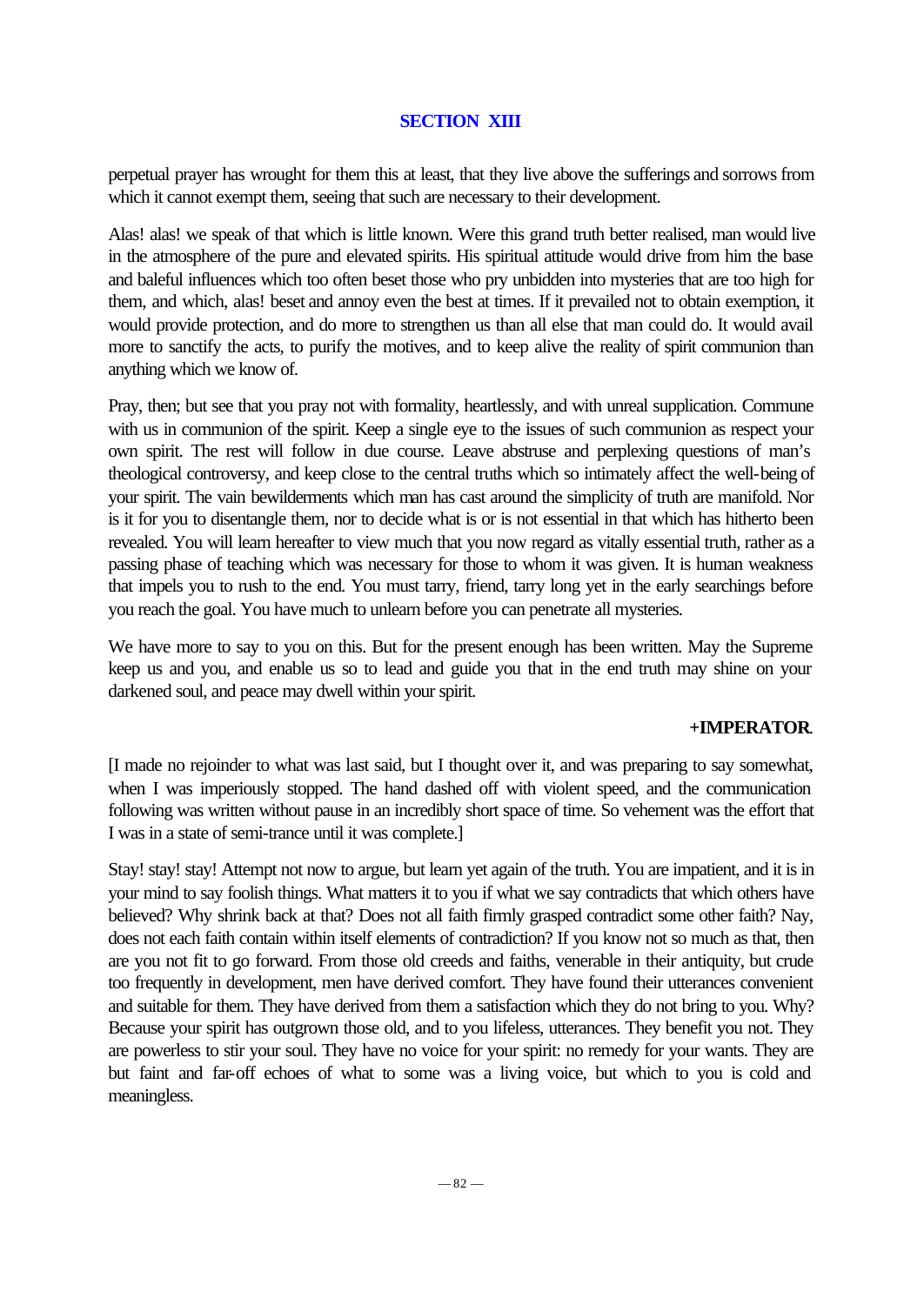## SECTION XIII

perpetual prayer has wrought for them this at least, that they live above the sufferings and sorrows from which it cannot exempt them, seeing that such are necessary to their development.

Alas! alas! we speak of that which is little known. Were this grand truth better realised, man would live in the atmosphere of the pure and elevated spirits. His spiritual attitude would drive from him the base and baleful influences which too often beset those who pry unbidden into mysteries that are too high for them, and which, alas! beset and annoy even the best at times. If it prevailed not to obtain exemption, it would provide protection, and do more to strengthen us than all else that man could do. It would avail more to sanctify the acts, to purify the motives, and to keep alive the reality of spirit communion than anything which we know of.

Pray, then; but see that you pray not with formality, heartlessly, and with unreal supplication. Commune with us in communion of the spirit. Keep a single eye to the issues of such communion as respect your own spirit. The rest will follow in due course. Leave abstruse and perplexing questions of man's theological controversy, and keep close to the central truths which so intimately affect the well-being of your spirit. The vain bewilderments which man has cast around the simplicity of truth are manifold. Nor is it for you to disentangle them, nor to decide what is or is not essential in that which has hitherto been revealed. You will learn hereafter to view much that you now regard as vitally essential truth, rather as a passing phase of teaching which was necessary for those to whom it was given. It is human weakness that impels you to rush to the end. You must tarry, friend, tarry long yet in the early searchings before you reach the goal. You have much to unlearn before you can penetrate all mysteries.

We have more to say to you on this. But for the present enough has been written. May the Supreme keep us and you, and enable us so to lead and guide you that in the end truth may shine on your darkened soul, and peace may dwell within your spirit.

**+IMPERATOR.**

[I made no rejoinder to what was last said, but I thought over it, and was preparing to say somewhat, when I was imperiously stopped. The hand dashed off with violent speed, and the communication following was written without pause in an incredibly short space of time. So vehement was the effort that I was in a state of semi-trance until it was complete.]

Stay! stay! stay! Attempt not now to argue, but learn yet again of the truth. You are impatient, and it is in your mind to say foolish things. What matters it to you if what we say contradicts that which others have believed? Why shrink back at that? Does not all faith firmly grasped contradict some other faith? Nay, does not each faith contain within itself elements of contradiction? If you know not so much as that, then are you not fit to go forward. From those old creeds and faiths, venerable in their antiquity, but crude too frequently in development, men have derived comfort. They have found their utterances convenient and suitable for them. They have derived from them a satisfaction which they do not bring to you. Why? Because your spirit has outgrown those old, and to you lifeless, utterances. They benefit you not. They are powerless to stir your soul. They have no voice for your spirit: no remedy for your wants. They are but faint and far-off echoes of what to some was a living voice, but which to you is cold and meaningless.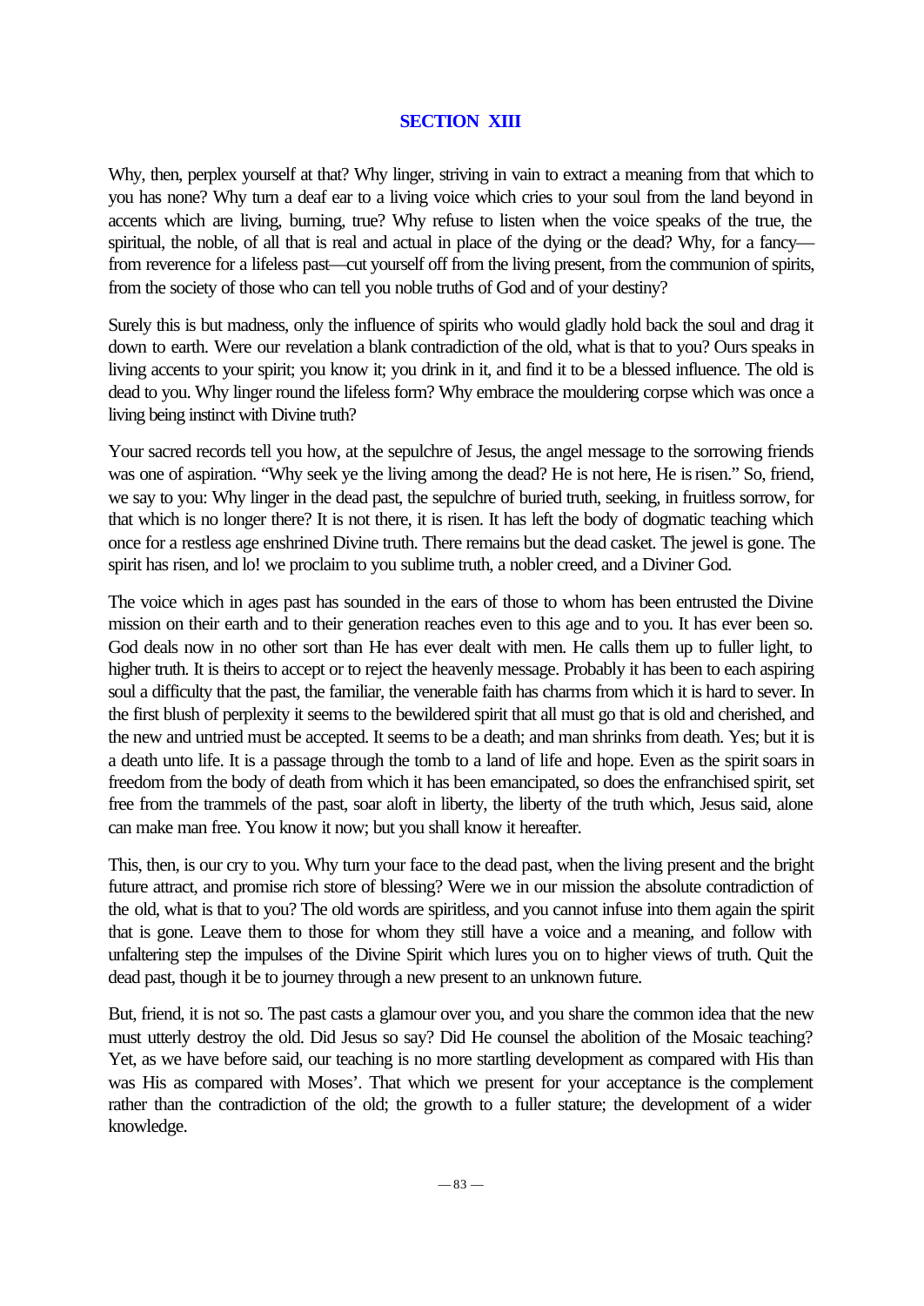# SECTION XIII

Why, then, perplex yourself at that? Why linger, striving in vain to extract a meaning from that which to you has none? Why turn a deaf ear to a living voice which cries to your soul from the land beyond in accents which are living, burning, true? Why refuse to listen when the voice speaks of the true, the spiritual, the noble, of all that is real and actual in place of the dying or the dead? Why, for a fancy—from reverence for a lifeless past—cut yourself off from the living present, from the communion of spirits, from the society of those who can tell you noble truths of God and of your destiny?

Surely this is but madness, only the influence of spirits who would gladly hold back the soul and drag it down to earth. Were our revelation a blank contradiction of the old, what is that to you? Ours speaks in living accents to your spirit; you know it; you drink in it, and find it to be a blessed influence. The old is dead to you. Why linger round the lifeless form? Why embrace the mouldering corpse which was once a living being instinct with Divine truth?

Your sacred records tell you how, at the sepulchre of Jesus, the angel message to the sorrowing friends was one of aspiration. "Why seek ye the living among the dead? He is not here, He is risen." So, friend, we say to you: Why linger in the dead past, the sepulchre of buried truth, seeking, in fruitless sorrow, for that which is no longer there? It is not there, it is risen. It has left the body of dogmatic teaching which once for a restless age enshrined Divine truth. There remains but the dead casket. The jewel is gone. The spirit has risen, and lo! we proclaim to you sublime truth, a nobler creed, and a Diviner God.

The voice which in ages past has sounded in the ears of those to whom has been entrusted the Divine mission on their earth and to their generation reaches even to this age and to you. It has ever been so. God deals now in no other sort than He has ever dealt with men. He calls them up to fuller light, to higher truth. It is theirs to accept or to reject the heavenly message. Probably it has been to each aspiring soul a difficulty that the past, the familiar, the venerable faith has charms from which it is hard to sever. In the first blush of perplexity it seems to the bewildered spirit that all must go that is old and cherished, and the new and untried must be accepted. It seems to be a death; and man shrinks from death. Yes; but it is a death unto life. It is a passage through the tomb to a land of life and hope. Even as the spirit soars in freedom from the body of death from which it has been emancipated, so does the enfranchised spirit, set free from the trammels of the past, soar aloft in liberty, the liberty of the truth which, Jesus said, alone can make man free. You know it now; but you shall know it hereafter.

This, then, is our cry to you. Why turn your face to the dead past, when the living present and the bright future attract, and promise rich store of blessing? Were we in our mission the absolute contradiction of the old, what is that to you? The old words are spiritless, and you cannot infuse into them again the spirit that is gone. Leave them to those for whom they still have a voice and a meaning, and follow with unfaltering step the impulses of the Divine Spirit which lures you on to higher views of truth. Quit the dead past, though it be to journey through a new present to an unknown future.

But, friend, it is not so. The past casts a glamour over you, and you share the common idea that the new must utterly destroy the old. Did Jesus so say? Did He counsel the abolition of the Mosaic teaching? Yet, as we have before said, our teaching is no more startling development as compared with His than was His as compared with Moses'. That which we present for your acceptance is the complement rather than the contradiction of the old; the growth to a fuller stature; the development of a wider knowledge.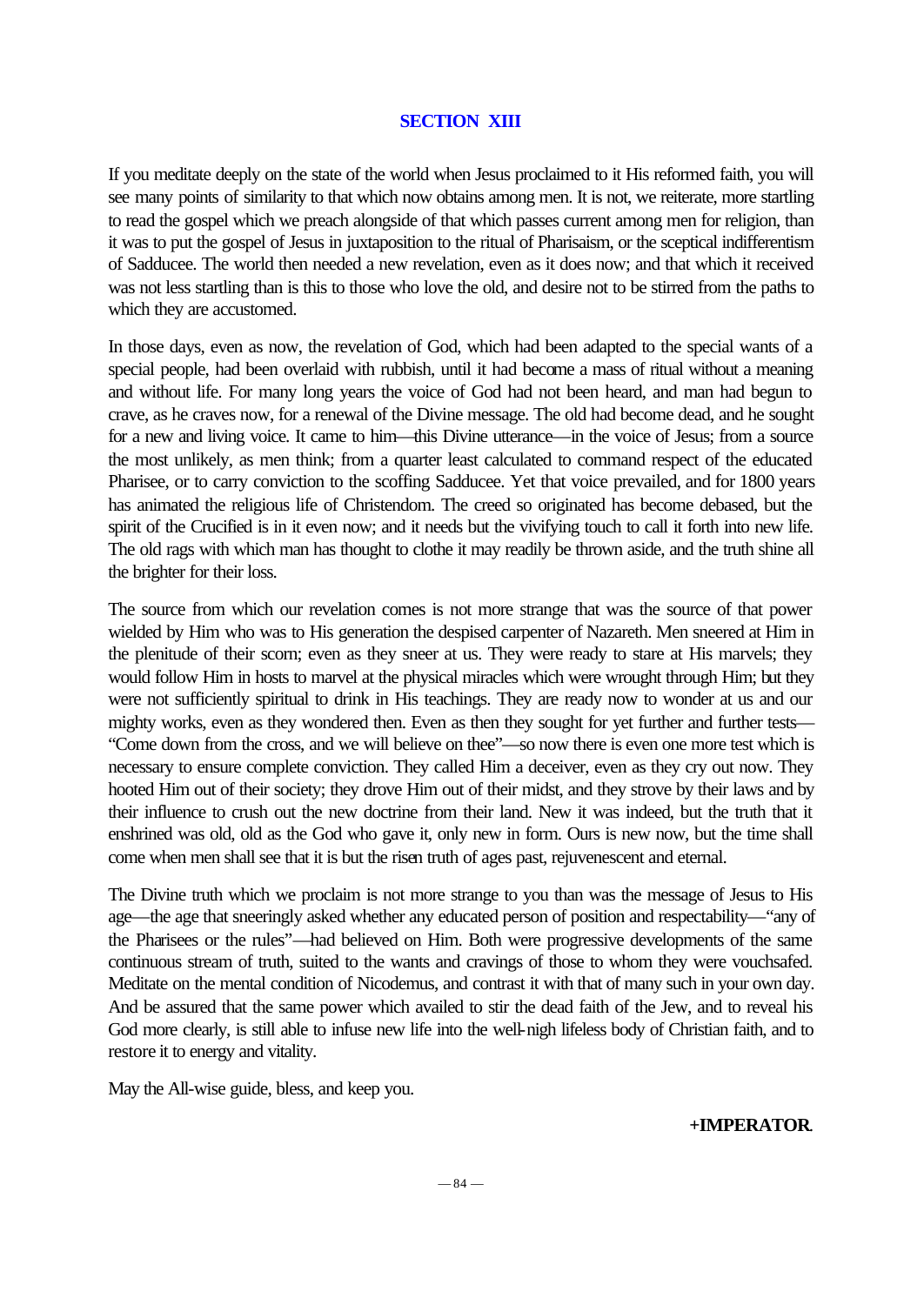## SECTION XIII

If you meditate deeply on the state of the world when Jesus proclaimed to it His reformed faith, you will see many points of similarity to that which now obtains among men. It is not, we reiterate, more startling to read the gospel which we preach alongside of that which passes current among men for religion, than it was to put the gospel of Jesus in juxtaposition to the ritual of Pharisaism, or the sceptical indifferentism of Sadducee. The world then needed a new revelation, even as it does now; and that which it received was not less startling than is this to those who love the old, and desire not to be stirred from the paths to which they are accustomed.

In those days, even as now, the revelation of God, which had been adapted to the special wants of a special people, had been overlaid with rubbish, until it had become a mass of ritual without a meaning and without life. For many long years the voice of God had not been heard, and man had begun to crave, as he craves now, for a renewal of the Divine message. The old had become dead, and he sought for a new and living voice. It came to him—this Divine utterance—in the voice of Jesus; from a source the most unlikely, as men think; from a quarter least calculated to command respect of the educated Pharisee, or to carry conviction to the scoffing Sadducee. Yet that voice prevailed, and for 1800 years has animated the religious life of Christendom. The creed so originated has become debased, but the spirit of the Crucified is in it even now; and it needs but the vivifying touch to call it forth into new life. The old rags with which man has thought to clothe it may readily be thrown aside, and the truth shine all the brighter for their loss.

The source from which our revelation comes is not more strange that was the source of that power wielded by Him who was to His generation the despised carpenter of Nazareth. Men sneered at Him in the plenitude of their scorn; even as they sneer at us. They were ready to stare at His marvels; they would follow Him in hosts to marvel at the physical miracles which were wrought through Him; but they were not sufficiently spiritual to drink in His teachings. They are ready now to wonder at us and our mighty works, even as they wondered then. Even as then they sought for yet further and further tests—"Come down from the cross, and we will believe on thee"—so now there is even one more test which is necessary to ensure complete conviction. They called Him a deceiver, even as they cry out now. They hooted Him out of their society; they drove Him out of their midst, and they strove by their laws and by their influence to crush out the new doctrine from their land. New it was indeed, but the truth that it enshrined was old, old as the God who gave it, only new in form. Ours is new now, but the time shall come when men shall see that it is but the risen truth of ages past, rejuvenescent and eternal.

The Divine truth which we proclaim is not more strange to you than was the message of Jesus to His age—the age that sneeringly asked whether any educated person of position and respectability—"any of the Pharisees or the rules"—had believed on Him. Both were progressive developments of the same continuous stream of truth, suited to the wants and cravings of those to whom they were vouchsafed. Meditate on the mental condition of Nicodemus, and contrast it with that of many such in your own day. And be assured that the same power which availed to stir the dead faith of the Jew, and to reveal his God more clearly, is still able to infuse new life into the well-nigh lifeless body of Christian faith, and to restore it to energy and vitality.

May the All-wise guide, bless, and keep you.

**+IMPERATOR.**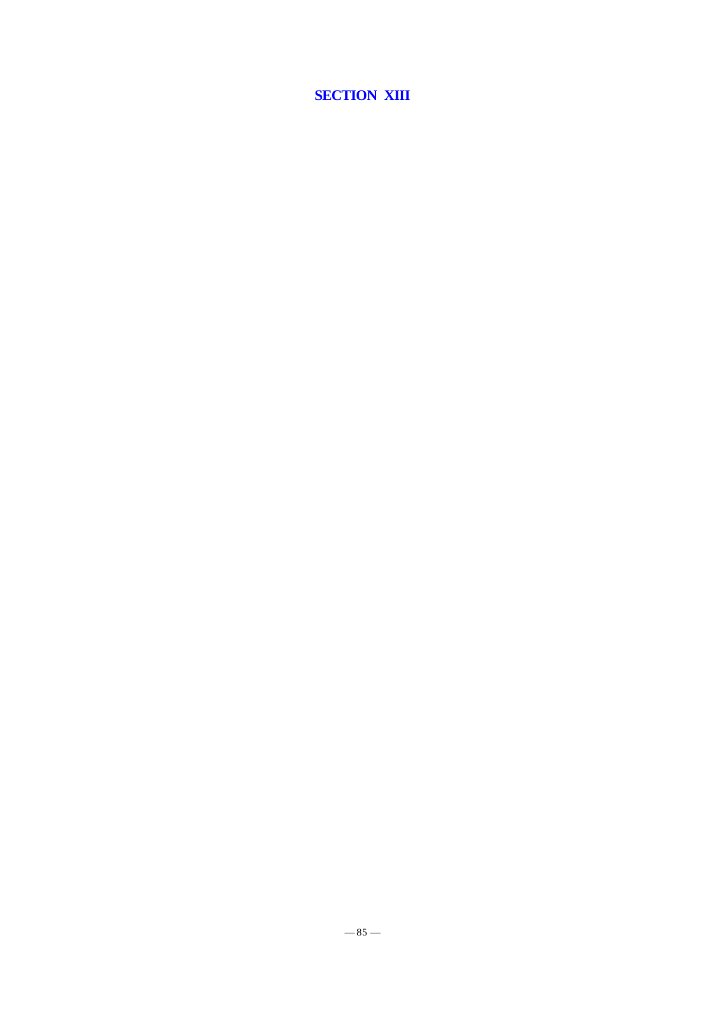# SECTION XIII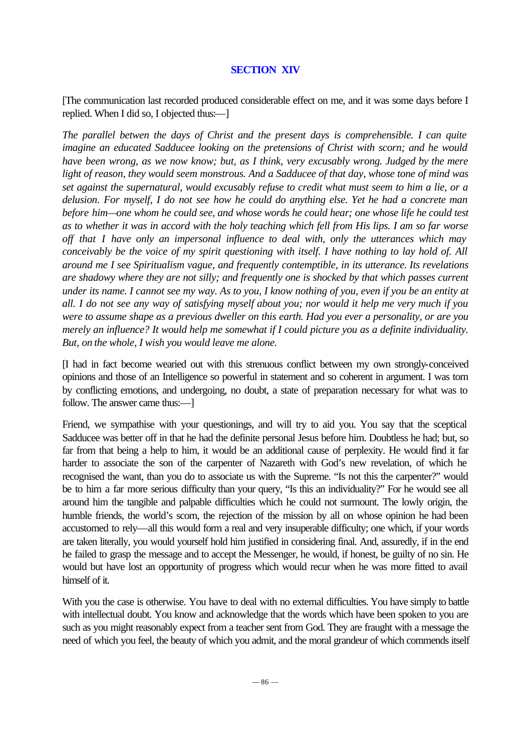## SECTION XIV

[The communication last recorded produced considerable effect on me, and it was some days before I replied. When I did so, I objected thus:—]

*The parallel betwen the days of Christ and the present days is comprehensible. I can quite imagine an educated Sadducee looking on the pretensions of Christ with scorn; and he would have been wrong, as we now know; but, as I think, very excusably wrong. Judged by the mere light of reason, they would seem monstrous. And a Sadducee of that day, whose tone of mind was set against the supernatural, would excusably refuse to credit what must seem to him a lie, or a delusion. For myself, I do not see how he could do anything else. Yet he had a concrete man before him—one whom he could see, and whose words he could hear; one whose life he could test as to whether it was in accord with the holy teaching which fell from His lips. I am so far worse off that I have only an impersonal influence to deal with, only the utterances which may conceivably be the voice of my spirit questioning with itself. I have nothing to lay hold of. All around me I see Spiritualism vague, and frequently contemptible, in its utterance. Its revelations are shadowy where they are not silly; and frequently one is shocked by that which passes current under its name. I cannot see my way. As to you, I know nothing of you, even if you be an entity at all. I do not see any way of satisfying myself about you; nor would it help me very much if you were to assume shape as a previous dweller on this earth. Had you ever a personality, or are you merely an influence? It would help me somewhat if I could picture you as a definite individuality. But, on the whole, I wish you would leave me alone.*

[I had in fact become wearied out with this strenuous conflict between my own strongly-conceived opinions and those of an Intelligence so powerful in statement and so coherent in argument. I was torn by conflicting emotions, and undergoing, no doubt, a state of preparation necessary for what was to follow. The answer came thus:—]

Friend, we sympathise with your questionings, and will try to aid you. You say that the sceptical Sadducee was better off in that he had the definite personal Jesus before him. Doubtless he had; but, so far from that being a help to him, it would be an additional cause of perplexity. He would find it far harder to associate the son of the carpenter of Nazareth with God's new revelation, of which he recognised the want, than you do to associate us with the Supreme. "Is not this the carpenter?" would be to him a far more serious difficulty than your query, "Is this an individuality?" For he would see all around him the tangible and palpable difficulties which he could not surmount. The lowly origin, the humble friends, the world's scorn, the rejection of the mission by all on whose opinion he had been accustomed to rely—all this would form a real and very insuperable difficulty; one which, if your words are taken literally, you would yourself hold him justified in considering final. And, assuredly, if in the end he failed to grasp the message and to accept the Messenger, he would, if honest, be guilty of no sin. He would but have lost an opportunity of progress which would recur when he was more fitted to avail himself of it.

With you the case is otherwise. You have to deal with no external difficulties. You have simply to battle with intellectual doubt. You know and acknowledge that the words which have been spoken to you are such as you might reasonably expect from a teacher sent from God. They are fraught with a message the need of which you feel, the beauty of which you admit, and the moral grandeur of which commends itself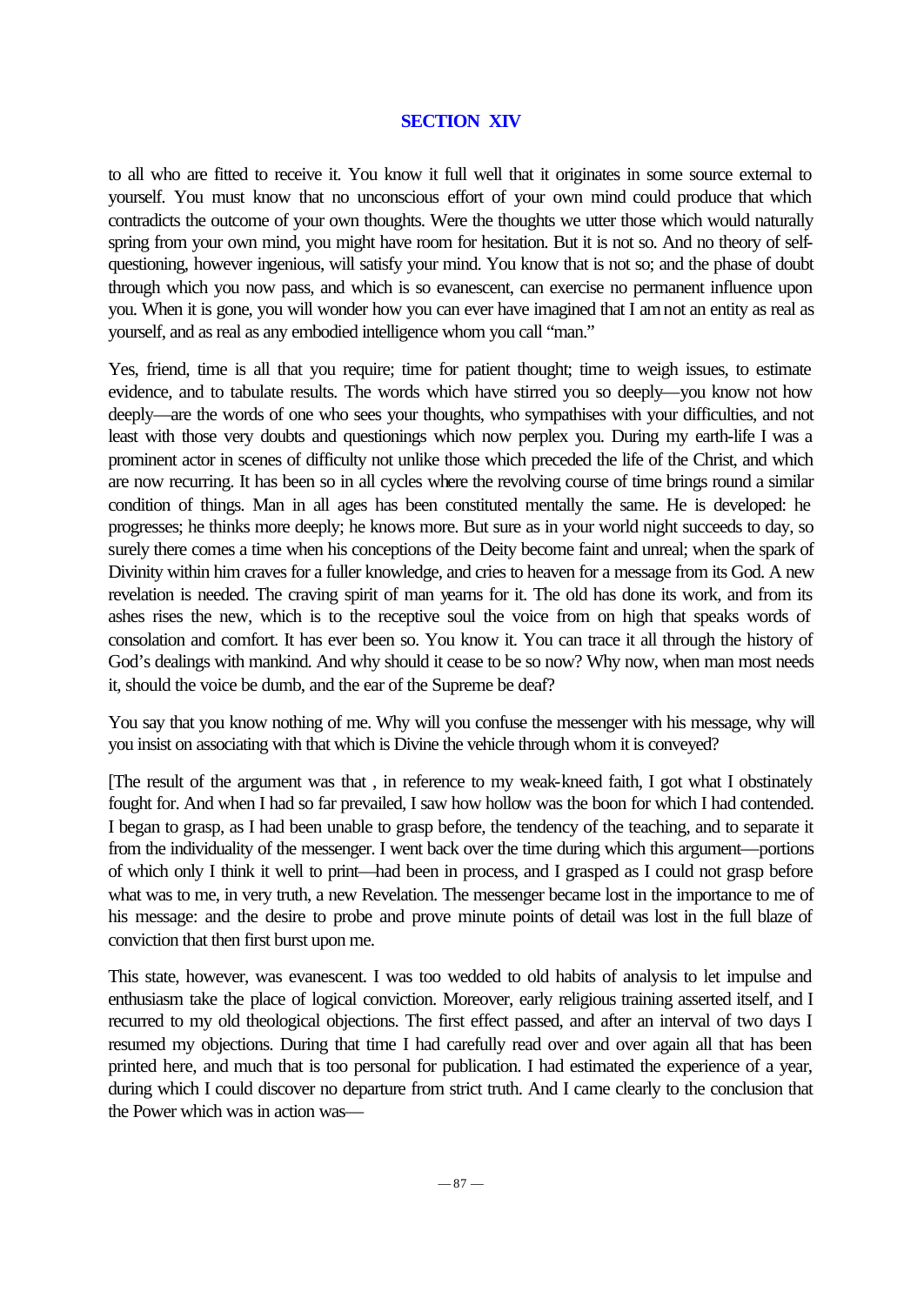## SECTION XIV

to all who are fitted to receive it. You know it full well that it originates in some source external to yourself. You must know that no unconscious effort of your own mind could produce that which contradicts the outcome of your own thoughts. Were the thoughts we utter those which would naturally spring from your own mind, you might have room for hesitation. But it is not so. And no theory of self-questioning, however ingenious, will satisfy your mind. You know that is not so; and the phase of doubt through which you now pass, and which is so evanescent, can exercise no permanent influence upon you. When it is gone, you will wonder how you can ever have imagined that I am not an entity as real as yourself, and as real as any embodied intelligence whom you call "man."

Yes, friend, time is all that you require; time for patient thought; time to weigh issues, to estimate evidence, and to tabulate results. The words which have stirred you so deeply—you know not how deeply—are the words of one who sees your thoughts, who sympathises with your difficulties, and not least with those very doubts and questionings which now perplex you. During my earth-life I was a prominent actor in scenes of difficulty not unlike those which preceded the life of the Christ, and which are now recurring. It has been so in all cycles where the revolving course of time brings round a similar condition of things. Man in all ages has been constituted mentally the same. He is developed: he progresses; he thinks more deeply; he knows more. But sure as in your world night succeeds to day, so surely there comes a time when his conceptions of the Deity become faint and unreal; when the spark of Divinity within him craves for a fuller knowledge, and cries to heaven for a message from its God. A new revelation is needed. The craving spirit of man yearns for it. The old has done its work, and from its ashes rises the new, which is to the receptive soul the voice from on high that speaks words of consolation and comfort. It has ever been so. You know it. You can trace it all through the history of God's dealings with mankind. And why should it cease to be so now? Why now, when man most needs it, should the voice be dumb, and the ear of the Supreme be deaf?

You say that you know nothing of me. Why will you confuse the messenger with his message, why will you insist on associating with that which is Divine the vehicle through whom it is conveyed?

[The result of the argument was that , in reference to my weak-kneed faith, I got what I obstinately fought for. And when I had so far prevailed, I saw how hollow was the boon for which I had contended. I began to grasp, as I had been unable to grasp before, the tendency of the teaching, and to separate it from the individuality of the messenger. I went back over the time during which this argument—portions of which only I think it well to print—had been in process, and I grasped as I could not grasp before what was to me, in very truth, a new Revelation. The messenger became lost in the importance to me of his message: and the desire to probe and prove minute points of detail was lost in the full blaze of conviction that then first burst upon me.

This state, however, was evanescent. I was too wedded to old habits of analysis to let impulse and enthusiasm take the place of logical conviction. Moreover, early religious training asserted itself, and I recurred to my old theological objections. The first effect passed, and after an interval of two days I resumed my objections. During that time I had carefully read over and over again all that has been printed here, and much that is too personal for publication. I had estimated the experience of a year, during which I could discover no departure from strict truth. And I came clearly to the conclusion that the Power which was in action was—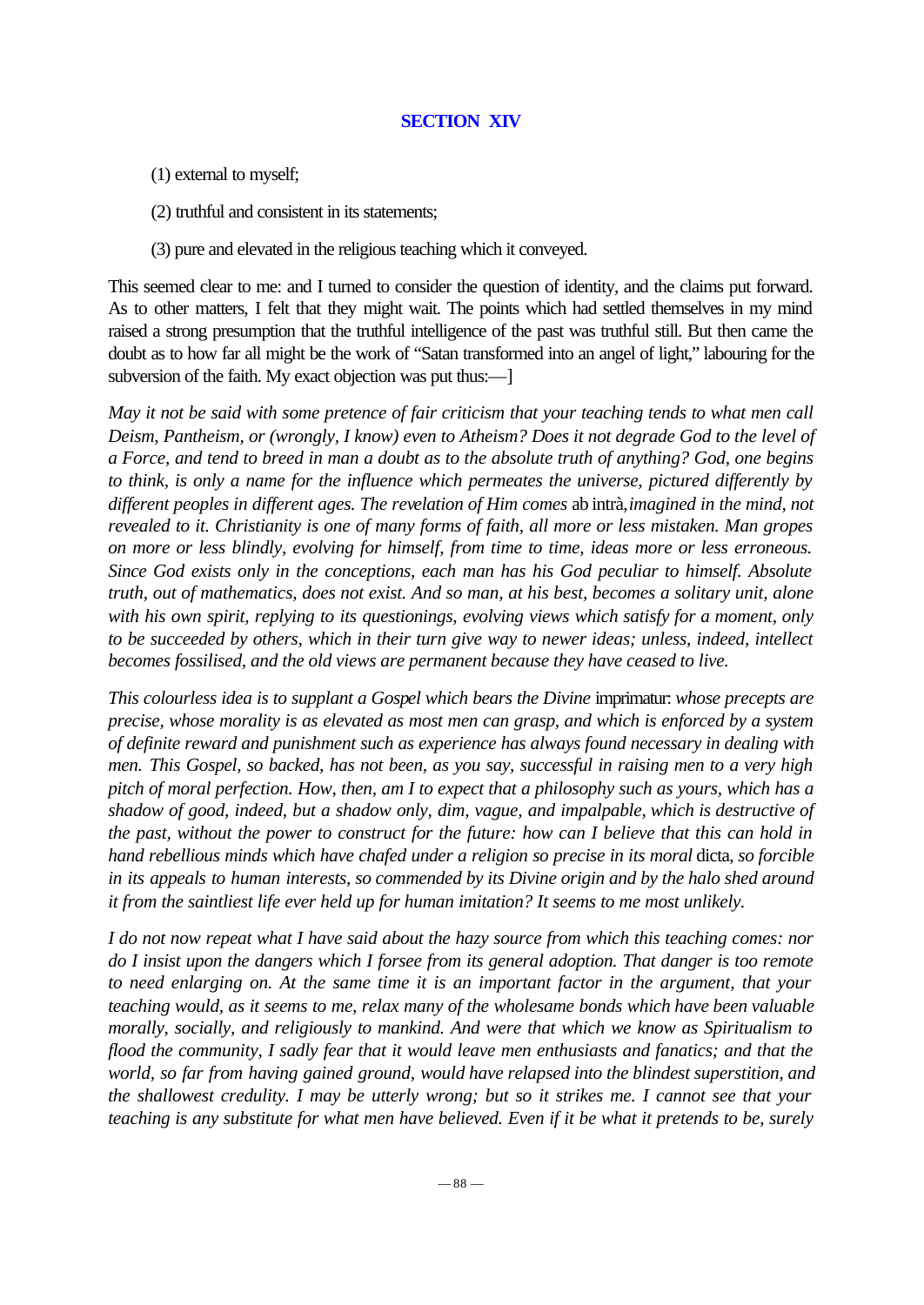## SECTION XIV

(1) external to myself;

(2) truthful and consistent in its statements;

(3) pure and elevated in the religious teaching which it conveyed.

This seemed clear to me: and I turned to consider the question of identity, and the claims put forward. As to other matters, I felt that they might wait. The points which had settled themselves in my mind raised a strong presumption that the truthful intelligence of the past was truthful still. But then came the doubt as to how far all might be the work of "Satan transformed into an angel of light," labouring for the subversion of the faith. My exact objection was put thus:—]

*May it not be said with some pretence of fair criticism that your teaching tends to what men call Deism, Pantheism, or (wrongly, I know) even to Atheism? Does it not degrade God to the level of a Force, and tend to breed in man a doubt as to the absolute truth of anything? God, one begins to think, is only a name for the influence which permeates the universe, pictured differently by different peoples in different ages. The revelation of Him comes* ab intrà, *imagined in the mind, not revealed to it. Christianity is one of many forms of faith, all more or less mistaken. Man gropes on more or less blindly, evolving for himself, from time to time, ideas more or less erroneous. Since God exists only in the conceptions, each man has his God peculiar to himself. Absolute truth, out of mathematics, does not exist. And so man, at his best, becomes a solitary unit, alone with his own spirit, replying to its questionings, evolving views which satisfy for a moment, only to be succeeded by others, which in their turn give way to newer ideas; unless, indeed, intellect becomes fossilised, and the old views are permanent because they have ceased to live.*

*This colourless idea is to supplant a Gospel which bears the Divine* imprimatur: *whose precepts are precise, whose morality is as elevated as most men can grasp, and which is enforced by a system of definite reward and punishment such as experience has always found necessary in dealing with men. This Gospel, so backed, has not been, as you say, successful in raising men to a very high pitch of moral perfection. How, then, am I to expect that a philosophy such as yours, which has a shadow of good, indeed, but a shadow only, dim, vague, and impalpable, which is destructive of the past, without the power to construct for the future: how can I believe that this can hold in hand rebellious minds which have chafed under a religion so precise in its moral* dicta, *so forcible in its appeals to human interests, so commended by its Divine origin and by the halo shed around it from the saintliest life ever held up for human imitation? It seems to me most unlikely.*

*I do not now repeat what I have said about the hazy source from which this teaching comes: nor do I insist upon the dangers which I forsee from its general adoption. That danger is too remote to need enlarging on. At the same time it is an important factor in the argument, that your teaching would, as it seems to me, relax many of the wholesame bonds which have been valuable morally, socially, and religiously to mankind. And were that which we know as Spiritualism to flood the community, I sadly fear that it would leave men enthusiasts and fanatics; and that the world, so far from having gained ground, would have relapsed into the blindest superstition, and the shallowest credulity. I may be utterly wrong; but so it strikes me. I cannot see that your teaching is any substitute for what men have believed. Even if it be what it pretends to be, surely*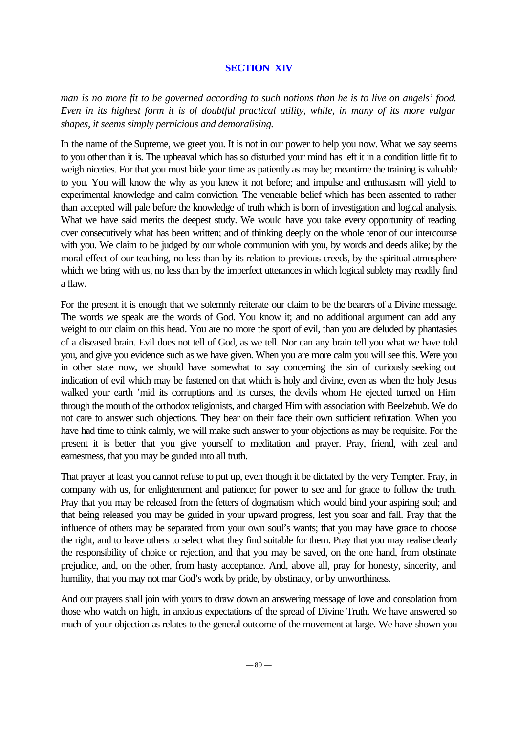## SECTION XIV

*man is no more fit to be governed according to such notions than he is to live on angels' food. Even in its highest form it is of doubtful practical utility, while, in many of its more vulgar shapes, it seems simply pernicious and demoralising.*

In the name of the Supreme, we greet you. It is not in our power to help you now. What we say seems to you other than it is. The upheaval which has so disturbed your mind has left it in a condition little fit to weigh niceties. For that you must bide your time as patiently as may be; meantime the training is valuable to you. You will know the why as you knew it not before; and impulse and enthusiasm will yield to experimental knowledge and calm conviction. The venerable belief which has been assented to rather than accepted will pale before the knowledge of truth which is born of investigation and logical analysis. What we have said merits the deepest study. We would have you take every opportunity of reading over consecutively what has been written; and of thinking deeply on the whole tenor of our intercourse with you. We claim to be judged by our whole communion with you, by words and deeds alike; by the moral effect of our teaching, no less than by its relation to previous creeds, by the spiritual atmosphere which we bring with us, no less than by the imperfect utterances in which logical sublety may readily find a flaw.

For the present it is enough that we solemnly reiterate our claim to be the bearers of a Divine message. The words we speak are the words of God. You know it; and no additional argument can add any weight to our claim on this head. You are no more the sport of evil, than you are deluded by phantasies of a diseased brain. Evil does not tell of God, as we tell. Nor can any brain tell you what we have told you, and give you evidence such as we have given. When you are more calm you will see this. Were you in other state now, we should have somewhat to say concerning the sin of curiously seeking out indication of evil which may be fastened on that which is holy and divine, even as when the holy Jesus walked your earth 'mid its corruptions and its curses, the devils whom He ejected turned on Him through the mouth of the orthodox religionists, and charged Him with association with Beelzebub. We do not care to answer such objections. They bear on their face their own sufficient refutation. When you have had time to think calmly, we will make such answer to your objections as may be requisite. For the present it is better that you give yourself to meditation and prayer. Pray, friend, with zeal and earnestness, that you may be guided into all truth.

That prayer at least you cannot refuse to put up, even though it be dictated by the very Tempter. Pray, in company with us, for enlightenment and patience; for power to see and for grace to follow the truth. Pray that you may be released from the fetters of dogmatism which would bind your aspiring soul; and that being released you may be guided in your upward progress, lest you soar and fall. Pray that the influence of others may be separated from your own soul's wants; that you may have grace to choose the right, and to leave others to select what they find suitable for them. Pray that you may realise clearly the responsibility of choice or rejection, and that you may be saved, on the one hand, from obstinate prejudice, and, on the other, from hasty acceptance. And, above all, pray for honesty, sincerity, and humility, that you may not mar God's work by pride, by obstinacy, or by unworthiness.

And our prayers shall join with yours to draw down an answering message of love and consolation from those who watch on high, in anxious expectations of the spread of Divine Truth. We have answered so much of your objection as relates to the general outcome of the movement at large. We have shown you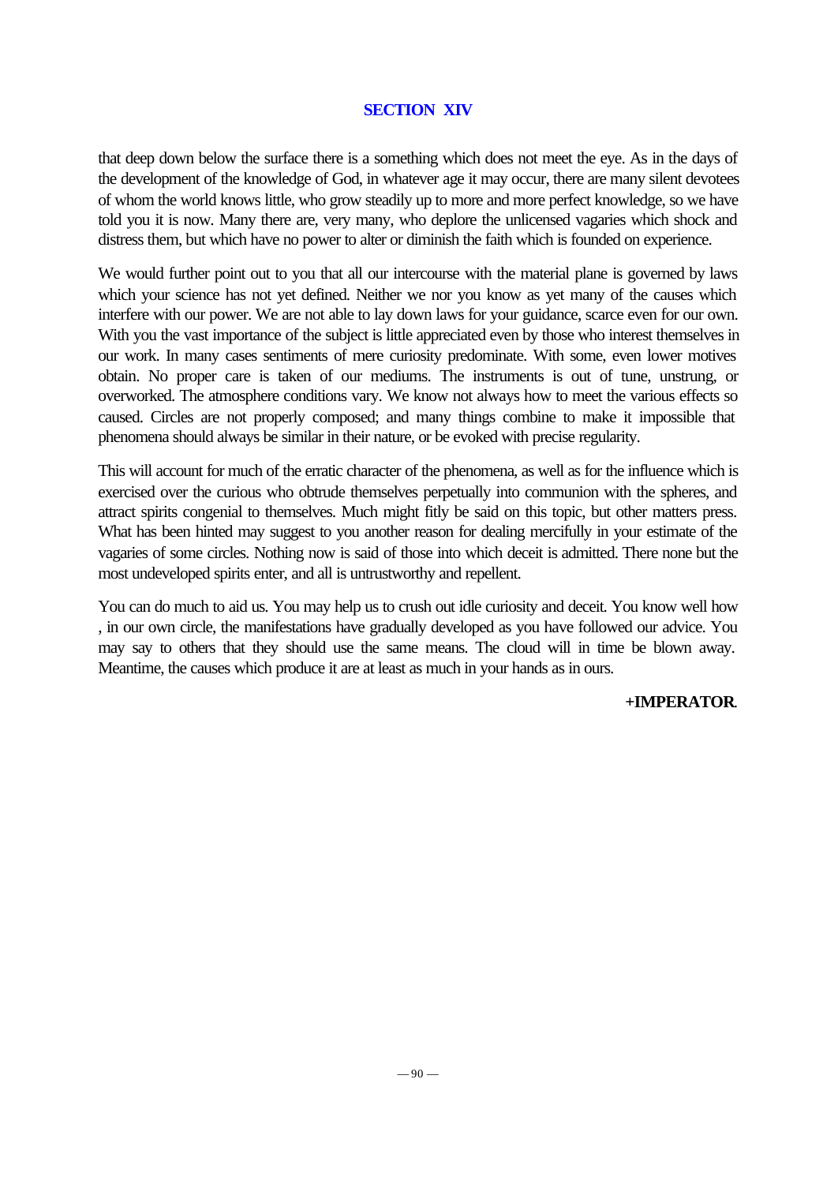## SECTION XIV

that deep down below the surface there is a something which does not meet the eye. As in the days of the development of the knowledge of God, in whatever age it may occur, there are many silent devotees of whom the world knows little, who grow steadily up to more and more perfect knowledge, so we have told you it is now. Many there are, very many, who deplore the unlicensed vagaries which shock and distress them, but which have no power to alter or diminish the faith which is founded on experience.

We would further point out to you that all our intercourse with the material plane is governed by laws which your science has not yet defined. Neither we nor you know as yet many of the causes which interfere with our power. We are not able to lay down laws for your guidance, scarce even for our own. With you the vast importance of the subject is little appreciated even by those who interest themselves in our work. In many cases sentiments of mere curiosity predominate. With some, even lower motives obtain. No proper care is taken of our mediums. The instruments is out of tune, unstrung, or overworked. The atmosphere conditions vary. We know not always how to meet the various effects so caused. Circles are not properly composed; and many things combine to make it impossible that phenomena should always be similar in their nature, or be evoked with precise regularity.

This will account for much of the erratic character of the phenomena, as well as for the influence which is exercised over the curious who obtrude themselves perpetually into communion with the spheres, and attract spirits congenial to themselves. Much might fitly be said on this topic, but other matters press. What has been hinted may suggest to you another reason for dealing mercifully in your estimate of the vagaries of some circles. Nothing now is said of those into which deceit is admitted. There none but the most undeveloped spirits enter, and all is untrustworthy and repellent.

You can do much to aid us. You may help us to crush out idle curiosity and deceit. You know well how , in our own circle, the manifestations have gradually developed as you have followed our advice. You may say to others that they should use the same means. The cloud will in time be blown away. Meantime, the causes which produce it are at least as much in your hands as in ours.

**+IMPERATOR**.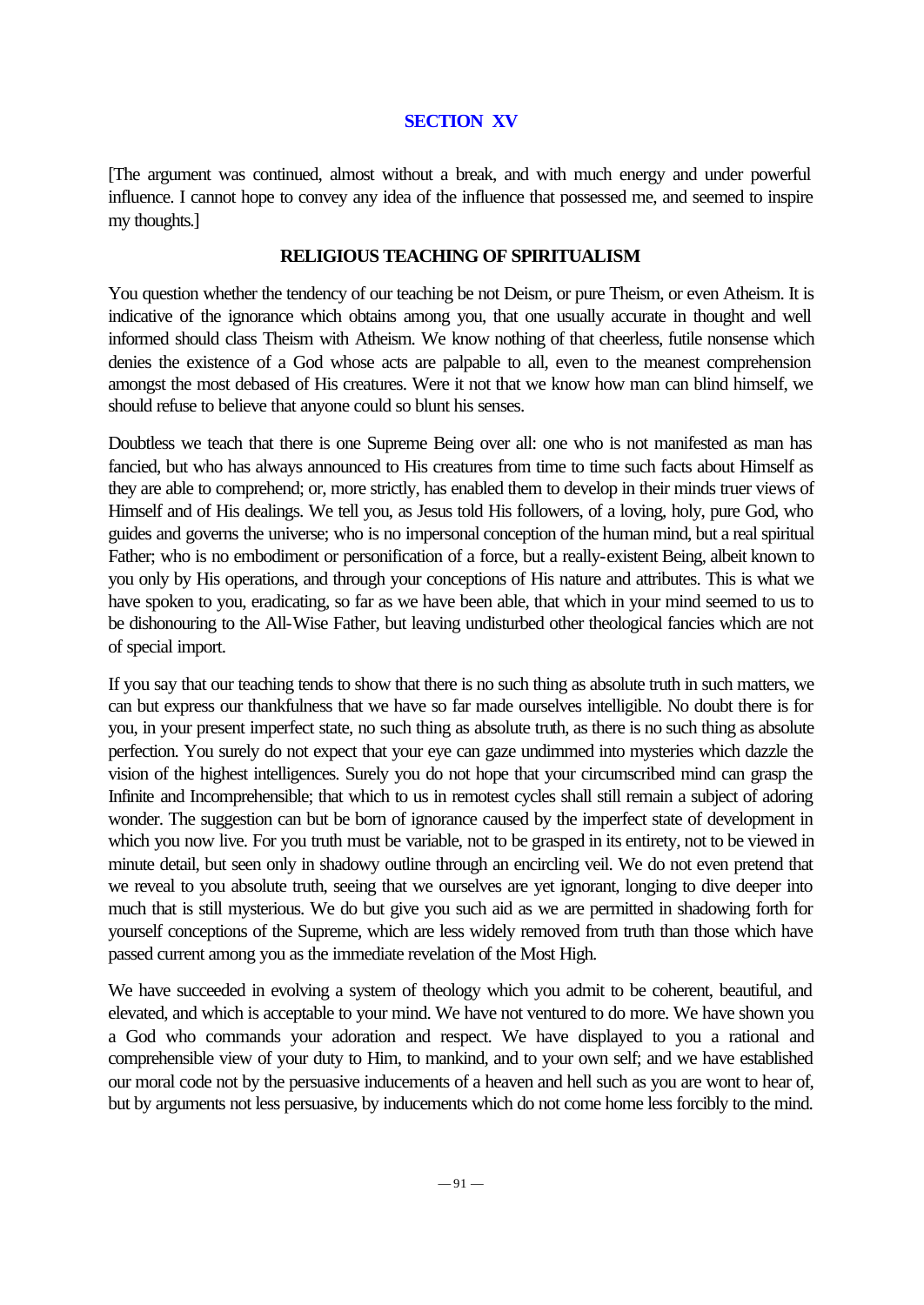## SECTION XV

[The argument was continued, almost without a break, and with much energy and under powerful influence. I cannot hope to convey any idea of the influence that possessed me, and seemed to inspire my thoughts.]

### RELIGIOUS TEACHING OF SPIRITUALISM

You question whether the tendency of our teaching be not Deism, or pure Theism, or even Atheism. It is indicative of the ignorance which obtains among you, that one usually accurate in thought and well informed should class Theism with Atheism. We know nothing of that cheerless, futile nonsense which denies the existence of a God whose acts are palpable to all, even to the meanest comprehension amongst the most debased of His creatures. Were it not that we know how man can blind himself, we should refuse to believe that anyone could so blunt his senses.

Doubtless we teach that there is one Supreme Being over all: one who is not manifested as man has fancied, but who has always announced to His creatures from time to time such facts about Himself as they are able to comprehend; or, more strictly, has enabled them to develop in their minds truer views of Himself and of His dealings. We tell you, as Jesus told His followers, of a loving, holy, pure God, who guides and governs the universe; who is no impersonal conception of the human mind, but a real spiritual Father; who is no embodiment or personification of a force, but a really-existent Being, albeit known to you only by His operations, and through your conceptions of His nature and attributes. This is what we have spoken to you, eradicating, so far as we have been able, that which in your mind seemed to us to be dishonouring to the All-Wise Father, but leaving undisturbed other theological fancies which are not of special import.

If you say that our teaching tends to show that there is no such thing as absolute truth in such matters, we can but express our thankfulness that we have so far made ourselves intelligible. No doubt there is for you, in your present imperfect state, no such thing as absolute truth, as there is no such thing as absolute perfection. You surely do not expect that your eye can gaze undimmed into mysteries which dazzle the vision of the highest intelligences. Surely you do not hope that your circumscribed mind can grasp the Infinite and Incomprehensible; that which to us in remotest cycles shall still remain a subject of adoring wonder. The suggestion can but be born of ignorance caused by the imperfect state of development in which you now live. For you truth must be variable, not to be grasped in its entirety, not to be viewed in minute detail, but seen only in shadowy outline through an encircling veil. We do not even pretend that we reveal to you absolute truth, seeing that we ourselves are yet ignorant, longing to dive deeper into much that is still mysterious. We do but give you such aid as we are permitted in shadowing forth for yourself conceptions of the Supreme, which are less widely removed from truth than those which have passed current among you as the immediate revelation of the Most High.

We have succeeded in evolving a system of theology which you admit to be coherent, beautiful, and elevated, and which is acceptable to your mind. We have not ventured to do more. We have shown you a God who commands your adoration and respect. We have displayed to you a rational and comprehensible view of your duty to Him, to mankind, and to your own self; and we have established our moral code not by the persuasive inducements of a heaven and hell such as you are wont to hear of, but by arguments not less persuasive, by inducements which do not come home less forcibly to the mind.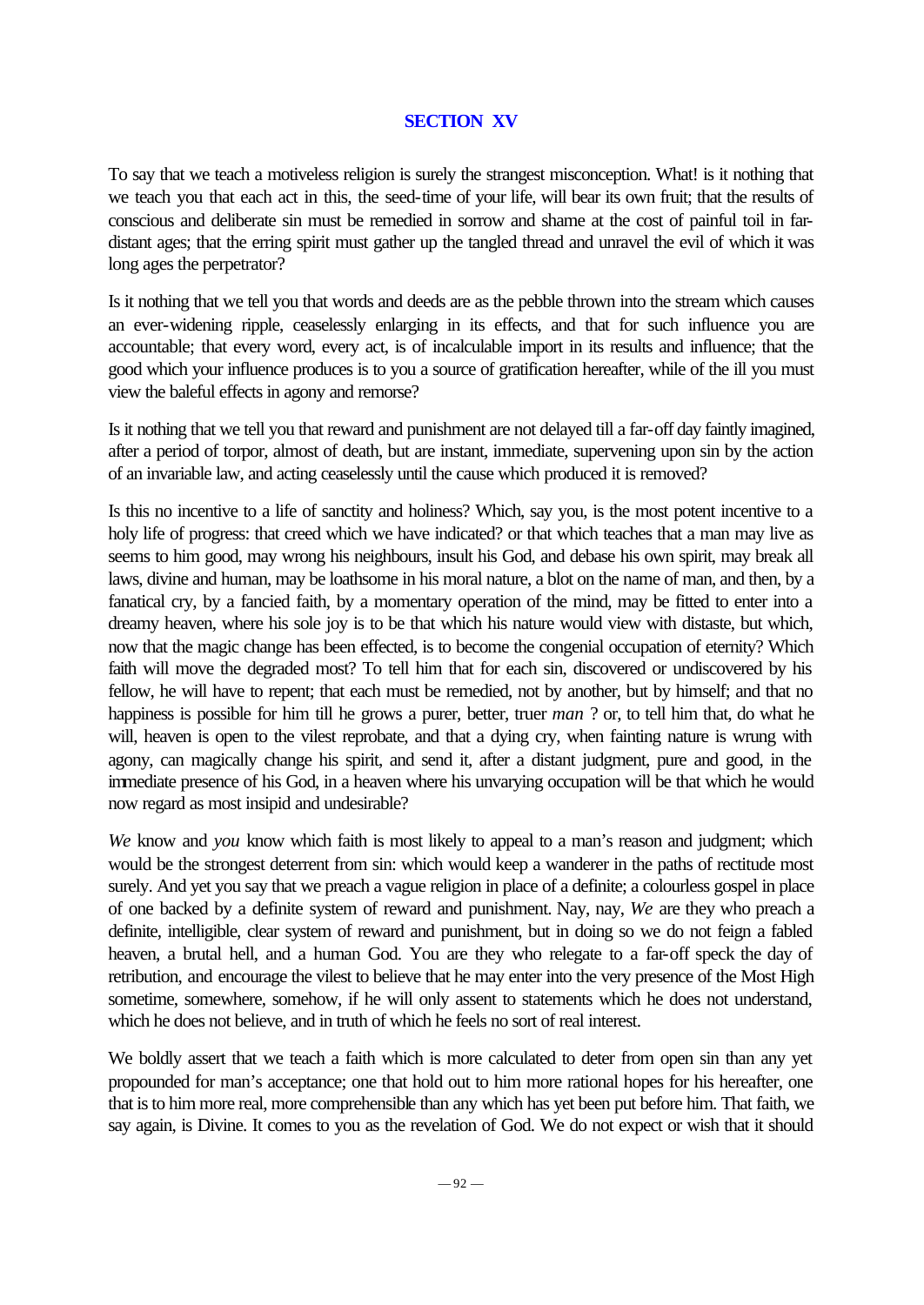## SECTION XV

To say that we teach a motiveless religion is surely the strangest misconception. What! is it nothing that we teach you that each act in this, the seed-time of your life, will bear its own fruit; that the results of conscious and deliberate sin must be remedied in sorrow and shame at the cost of painful toil in far-distant ages; that the erring spirit must gather up the tangled thread and unravel the evil of which it was long ages the perpetrator?

Is it nothing that we tell you that words and deeds are as the pebble thrown into the stream which causes an ever-widening ripple, ceaselessly enlarging in its effects, and that for such influence you are accountable; that every word, every act, is of incalculable import in its results and influence; that the good which your influence produces is to you a source of gratification hereafter, while of the ill you must view the baleful effects in agony and remorse?

Is it nothing that we tell you that reward and punishment are not delayed till a far-off day faintly imagined, after a period of torpor, almost of death, but are instant, immediate, supervening upon sin by the action of an invariable law, and acting ceaselessly until the cause which produced it is removed?

Is this no incentive to a life of sanctity and holiness? Which, say you, is the most potent incentive to a holy life of progress: that creed which we have indicated? or that which teaches that a man may live as seems to him good, may wrong his neighbours, insult his God, and debase his own spirit, may break all laws, divine and human, may be loathsome in his moral nature, a blot on the name of man, and then, by a fanatical cry, by a fancied faith, by a momentary operation of the mind, may be fitted to enter into a dreamy heaven, where his sole joy is to be that which his nature would view with distaste, but which, now that the magic change has been effected, is to become the congenial occupation of eternity? Which faith will move the degraded most? To tell him that for each sin, discovered or undiscovered by his fellow, he will have to repent; that each must be remedied, not by another, but by himself; and that no happiness is possible for him till he grows a purer, better, truer *man* ? or, to tell him that, do what he will, heaven is open to the vilest reprobate, and that a dying cry, when fainting nature is wrung with agony, can magically change his spirit, and send it, after a distant judgment, pure and good, in the immediate presence of his God, in a heaven where his unvarying occupation will be that which he would now regard as most insipid and undesirable?

*We* know and *you* know which faith is most likely to appeal to a man's reason and judgment; which would be the strongest deterrent from sin: which would keep a wanderer in the paths of rectitude most surely. And yet you say that we preach a vague religion in place of a definite; a colourless gospel in place of one backed by a definite system of reward and punishment. Nay, nay, *We* are they who preach a definite, intelligible, clear system of reward and punishment, but in doing so we do not feign a fabled heaven, a brutal hell, and a human God. You are they who relegate to a far-off speck the day of retribution, and encourage the vilest to believe that he may enter into the very presence of the Most High sometime, somewhere, somehow, if he will only assent to statements which he does not understand, which he does not believe, and in truth of which he feels no sort of real interest.

We boldly assert that we teach a faith which is more calculated to deter from open sin than any yet propounded for man's acceptance; one that hold out to him more rational hopes for his hereafter, one that is to him more real, more comprehensible than any which has yet been put before him. That faith, we say again, is Divine. It comes to you as the revelation of God. We do not expect or wish that it should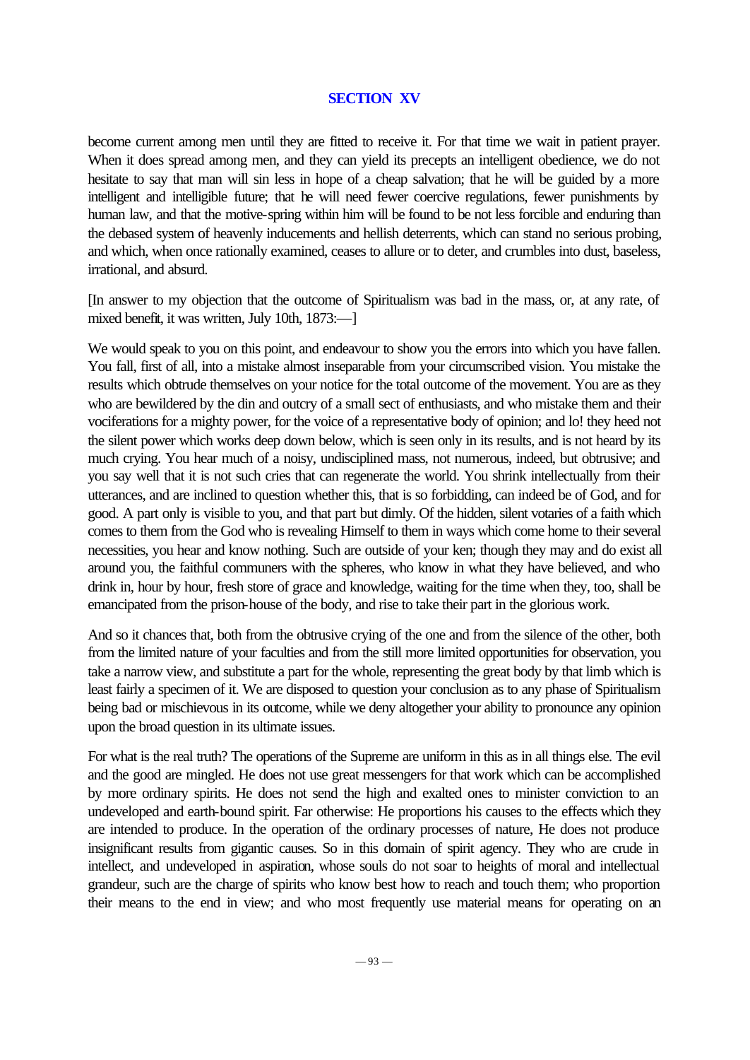## SECTION XV

become current among men until they are fitted to receive it. For that time we wait in patient prayer. When it does spread among men, and they can yield its precepts an intelligent obedience, we do not hesitate to say that man will sin less in hope of a cheap salvation; that he will be guided by a more intelligent and intelligible future; that he will need fewer coercive regulations, fewer punishments by human law, and that the motive-spring within him will be found to be not less forcible and enduring than the debased system of heavenly inducements and hellish deterrents, which can stand no serious probing, and which, when once rationally examined, ceases to allure or to deter, and crumbles into dust, baseless, irrational, and absurd.

[In answer to my objection that the outcome of Spiritualism was bad in the mass, or, at any rate, of mixed benefit, it was written, July 10th, 1873:—]

We would speak to you on this point, and endeavour to show you the errors into which you have fallen. You fall, first of all, into a mistake almost inseparable from your circumscribed vision. You mistake the results which obtrude themselves on your notice for the total outcome of the movement. You are as they who are bewildered by the din and outcry of a small sect of enthusiasts, and who mistake them and their vociferations for a mighty power, for the voice of a representative body of opinion; and lo! they heed not the silent power which works deep down below, which is seen only in its results, and is not heard by its much crying. You hear much of a noisy, undisciplined mass, not numerous, indeed, but obtrusive; and you say well that it is not such cries that can regenerate the world. You shrink intellectually from their utterances, and are inclined to question whether this, that is so forbidding, can indeed be of God, and for good. A part only is visible to you, and that part but dimly. Of the hidden, silent votaries of a faith which comes to them from the God who is revealing Himself to them in ways which come home to their several necessities, you hear and know nothing. Such are outside of your ken; though they may and do exist all around you, the faithful communers with the spheres, who know in what they have believed, and who drink in, hour by hour, fresh store of grace and knowledge, waiting for the time when they, too, shall be emancipated from the prison-house of the body, and rise to take their part in the glorious work.

And so it chances that, both from the obtrusive crying of the one and from the silence of the other, both from the limited nature of your faculties and from the still more limited opportunities for observation, you take a narrow view, and substitute a part for the whole, representing the great body by that limb which is least fairly a specimen of it. We are disposed to question your conclusion as to any phase of Spiritualism being bad or mischievous in its outcome, while we deny altogether your ability to pronounce any opinion upon the broad question in its ultimate issues.

For what is the real truth? The operations of the Supreme are uniform in this as in all things else. The evil and the good are mingled. He does not use great messengers for that work which can be accomplished by more ordinary spirits. He does not send the high and exalted ones to minister conviction to an undeveloped and earth-bound spirit. Far otherwise: He proportions his causes to the effects which they are intended to produce. In the operation of the ordinary processes of nature, He does not produce insignificant results from gigantic causes. So in this domain of spirit agency. They who are crude in intellect, and undeveloped in aspiration, whose souls do not soar to heights of moral and intellectual grandeur, such are the charge of spirits who know best how to reach and touch them; who proportion their means to the end in view; and who most frequently use material means for operating on an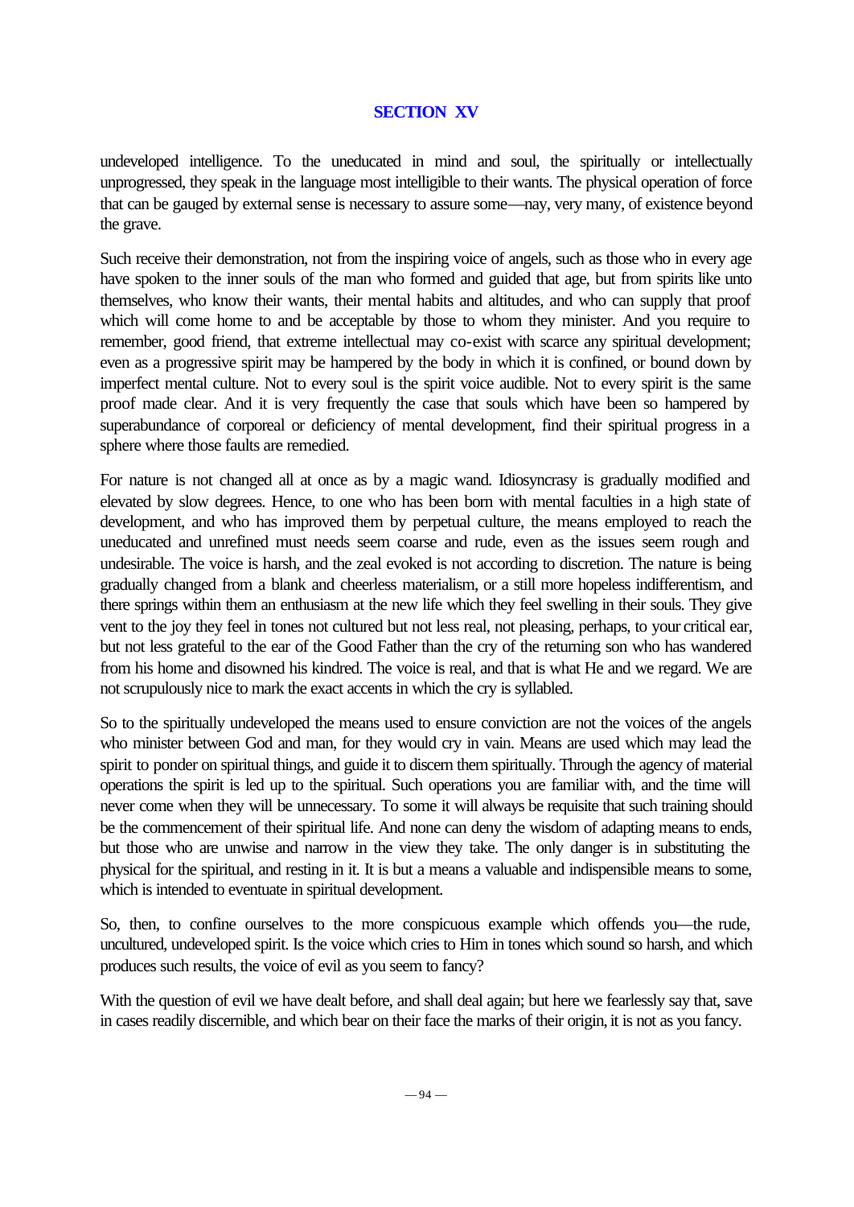## SECTION XV

undeveloped intelligence. To the uneducated in mind and soul, the spiritually or intellectually unprogressed, they speak in the language most intelligible to their wants. The physical operation of force that can be gauged by external sense is necessary to assure some—nay, very many, of existence beyond the grave.

Such receive their demonstration, not from the inspiring voice of angels, such as those who in every age have spoken to the inner souls of the man who formed and guided that age, but from spirits like unto themselves, who know their wants, their mental habits and altitudes, and who can supply that proof which will come home to and be acceptable by those to whom they minister. And you require to remember, good friend, that extreme intellectual may co-exist with scarce any spiritual development; even as a progressive spirit may be hampered by the body in which it is confined, or bound down by imperfect mental culture. Not to every soul is the spirit voice audible. Not to every spirit is the same proof made clear. And it is very frequently the case that souls which have been so hampered by superabundance of corporeal or deficiency of mental development, find their spiritual progress in a sphere where those faults are remedied.

For nature is not changed all at once as by a magic wand. Idiosyncrasy is gradually modified and elevated by slow degrees. Hence, to one who has been born with mental faculties in a high state of development, and who has improved them by perpetual culture, the means employed to reach the uneducated and unrefined must needs seem coarse and rude, even as the issues seem rough and undesirable. The voice is harsh, and the zeal evoked is not according to discretion. The nature is being gradually changed from a blank and cheerless materialism, or a still more hopeless indifferentism, and there springs within them an enthusiasm at the new life which they feel swelling in their souls. They give vent to the joy they feel in tones not cultured but not less real, not pleasing, perhaps, to your critical ear, but not less grateful to the ear of the Good Father than the cry of the returning son who has wandered from his home and disowned his kindred. The voice is real, and that is what He and we regard. We are not scrupulously nice to mark the exact accents in which the cry is syllabled.

So to the spiritually undeveloped the means used to ensure conviction are not the voices of the angels who minister between God and man, for they would cry in vain. Means are used which may lead the spirit to ponder on spiritual things, and guide it to discern them spiritually. Through the agency of material operations the spirit is led up to the spiritual. Such operations you are familiar with, and the time will never come when they will be unnecessary. To some it will always be requisite that such training should be the commencement of their spiritual life. And none can deny the wisdom of adapting means to ends, but those who are unwise and narrow in the view they take. The only danger is in substituting the physical for the spiritual, and resting in it. It is but a means a valuable and indispensible means to some, which is intended to eventuate in spiritual development.

So, then, to confine ourselves to the more conspicuous example which offends you—the rude, uncultured, undeveloped spirit. Is the voice which cries to Him in tones which sound so harsh, and which produces such results, the voice of evil as you seem to fancy?

With the question of evil we have dealt before, and shall deal again; but here we fearlessly say that, save in cases readily discernible, and which bear on their face the marks of their origin, it is not as you fancy.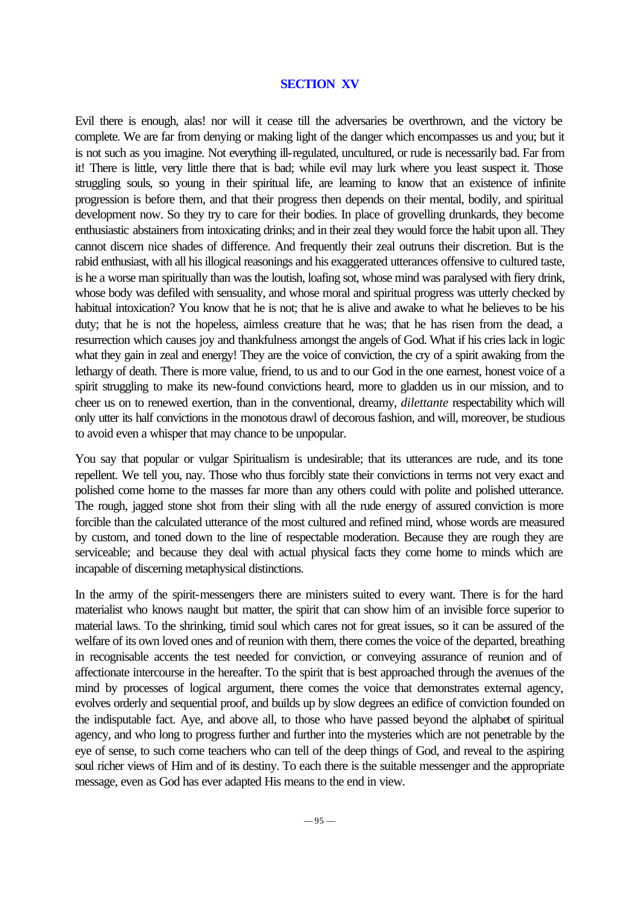## SECTION XV

Evil there is enough, alas! nor will it cease till the adversaries be overthrown, and the victory be complete. We are far from denying or making light of the danger which encompasses us and you; but it is not such as you imagine. Not everything ill-regulated, uncultured, or rude is necessarily bad. Far from it! There is little, very little there that is bad; while evil may lurk where you least suspect it. Those struggling souls, so young in their spiritual life, are learning to know that an existence of infinite progression is before them, and that their progress then depends on their mental, bodily, and spiritual development now. So they try to care for their bodies. In place of grovelling drunkards, they become enthusiastic abstainers from intoxicating drinks; and in their zeal they would force the habit upon all. They cannot discern nice shades of difference. And frequently their zeal outruns their discretion. But is the rabid enthusiast, with all his illogical reasonings and his exaggerated utterances offensive to cultured taste, is he a worse man spiritually than was the loutish, loafing sot, whose mind was paralysed with fiery drink, whose body was defiled with sensuality, and whose moral and spiritual progress was utterly checked by habitual intoxication? You know that he is not; that he is alive and awake to what he believes to be his duty; that he is not the hopeless, aimless creature that he was; that he has risen from the dead, a resurrection which causes joy and thankfulness amongst the angels of God. What if his cries lack in logic what they gain in zeal and energy! They are the voice of conviction, the cry of a spirit awaking from the lethargy of death. There is more value, friend, to us and to our God in the one earnest, honest voice of a spirit struggling to make its new-found convictions heard, more to gladden us in our mission, and to cheer us on to renewed exertion, than in the conventional, dreamy, *dilettante* respectability which will only utter its half convictions in the monotous drawl of decorous fashion, and will, moreover, be studious to avoid even a whisper that may chance to be unpopular.

You say that popular or vulgar Spiritualism is undesirable; that its utterances are rude, and its tone repellent. We tell you, nay. Those who thus forcibly state their convictions in terms not very exact and polished come home to the masses far more than any others could with polite and polished utterance. The rough, jagged stone shot from their sling with all the rude energy of assured conviction is more forcible than the calculated utterance of the most cultured and refined mind, whose words are measured by custom, and toned down to the line of respectable moderation. Because they are rough they are serviceable; and because they deal with actual physical facts they come home to minds which are incapable of discerning metaphysical distinctions.

In the army of the spirit-messengers there are ministers suited to every want. There is for the hard materialist who knows naught but matter, the spirit that can show him of an invisible force superior to material laws. To the shrinking, timid soul which cares not for great issues, so it can be assured of the welfare of its own loved ones and of reunion with them, there comes the voice of the departed, breathing in recognisable accents the test needed for conviction, or conveying assurance of reunion and of affectionate intercourse in the hereafter. To the spirit that is best approached through the avenues of the mind by processes of logical argument, there comes the voice that demonstrates external agency, evolves orderly and sequential proof, and builds up by slow degrees an edifice of conviction founded on the indisputable fact. Aye, and above all, to those who have passed beyond the alphabet of spiritual agency, and who long to progress further and further into the mysteries which are not penetrable by the eye of sense, to such come teachers who can tell of the deep things of God, and reveal to the aspiring soul richer views of Him and of its destiny. To each there is the suitable messenger and the appropriate message, even as God has ever adapted His means to the end in view.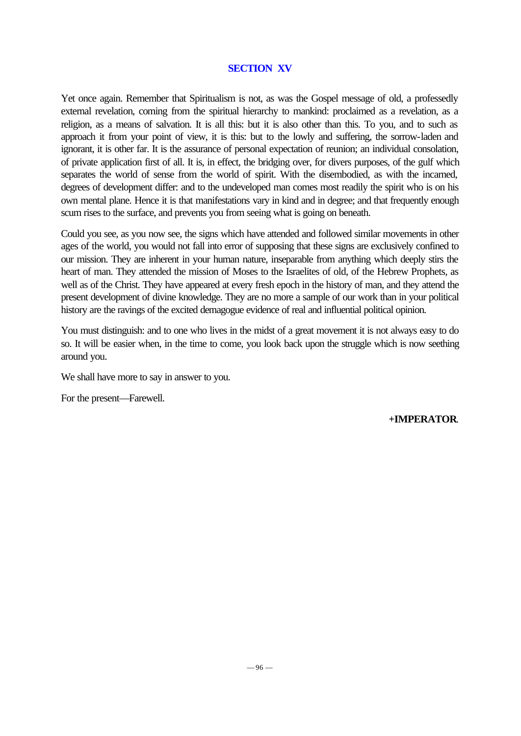## SECTION XV

Yet once again. Remember that Spiritualism is not, as was the Gospel message of old, a professedly external revelation, coming from the spiritual hierarchy to mankind: proclaimed as a revelation, as a religion, as a means of salvation. It is all this: but it is also other than this. To you, and to such as approach it from your point of view, it is this: but to the lowly and suffering, the sorrow-laden and ignorant, it is other far. It is the assurance of personal expectation of reunion; an individual consolation, of private application first of all. It is, in effect, the bridging over, for divers purposes, of the gulf which separates the world of sense from the world of spirit. With the disembodied, as with the incarned, degrees of development differ: and to the undeveloped man comes most readily the spirit who is on his own mental plane. Hence it is that manifestations vary in kind and in degree; and that frequently enough scum rises to the surface, and prevents you from seeing what is going on beneath.

Could you see, as you now see, the signs which have attended and followed similar movements in other ages of the world, you would not fall into error of supposing that these signs are exclusively confined to our mission. They are inherent in your human nature, inseparable from anything which deeply stirs the heart of man. They attended the mission of Moses to the Israelites of old, of the Hebrew Prophets, as well as of the Christ. They have appeared at every fresh epoch in the history of man, and they attend the present development of divine knowledge. They are no more a sample of our work than in your political history are the ravings of the excited demagogue evidence of real and influential political opinion.

You must distinguish: and to one who lives in the midst of a great movement it is not always easy to do so. It will be easier when, in the time to come, you look back upon the struggle which is now seething around you.

We shall have more to say in answer to you.

For the present—Farewell.

**+IMPERATOR.**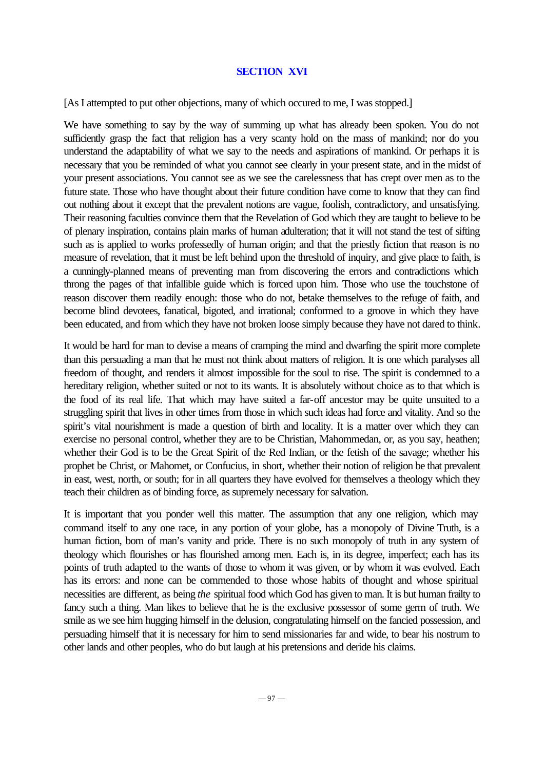## SECTION XVI

[As I attempted to put other objections, many of which occured to me, I was stopped.]

We have something to say by the way of summing up what has already been spoken. You do not sufficiently grasp the fact that religion has a very scanty hold on the mass of mankind; nor do you understand the adaptability of what we say to the needs and aspirations of mankind. Or perhaps it is necessary that you be reminded of what you cannot see clearly in your present state, and in the midst of your present associations. You cannot see as we see the carelessness that has crept over men as to the future state. Those who have thought about their future condition have come to know that they can find out nothing about it except that the prevalent notions are vague, foolish, contradictory, and unsatisfying. Their reasoning faculties convince them that the Revelation of God which they are taught to believe to be of plenary inspiration, contains plain marks of human adulteration; that it will not stand the test of sifting such as is applied to works professedly of human origin; and that the priestly fiction that reason is no measure of revelation, that it must be left behind upon the threshold of inquiry, and give place to faith, is a cunningly-planned means of preventing man from discovering the errors and contradictions which throng the pages of that infallible guide which is forced upon him. Those who use the touchstone of reason discover them readily enough: those who do not, betake themselves to the refuge of faith, and become blind devotees, fanatical, bigoted, and irrational; conformed to a groove in which they have been educated, and from which they have not broken loose simply because they have not dared to think.

It would be hard for man to devise a means of cramping the mind and dwarfing the spirit more complete than this persuading a man that he must not think about matters of religion. It is one which paralyses all freedom of thought, and renders it almost impossible for the soul to rise. The spirit is condemned to a hereditary religion, whether suited or not to its wants. It is absolutely without choice as to that which is the food of its real life. That which may have suited a far-off ancestor may be quite unsuited to a struggling spirit that lives in other times from those in which such ideas had force and vitality. And so the spirit's vital nourishment is made a question of birth and locality. It is a matter over which they can exercise no personal control, whether they are to be Christian, Mahommedan, or, as you say, heathen; whether their God is to be the Great Spirit of the Red Indian, or the fetish of the savage; whether his prophet be Christ, or Mahomet, or Confucius, in short, whether their notion of religion be that prevalent in east, west, north, or south; for in all quarters they have evolved for themselves a theology which they teach their children as of binding force, as supremely necessary for salvation.

It is important that you ponder well this matter. The assumption that any one religion, which may command itself to any one race, in any portion of your globe, has a monopoly of Divine Truth, is a human fiction, born of man's vanity and pride. There is no such monopoly of truth in any system of theology which flourishes or has flourished among men. Each is, in its degree, imperfect; each has its points of truth adapted to the wants of those to whom it was given, or by whom it was evolved. Each has its errors: and none can be commended to those whose habits of thought and whose spiritual necessities are different, as being *the* spiritual food which God has given to man. It is but human frailty to fancy such a thing. Man likes to believe that he is the exclusive possessor of some germ of truth. We smile as we see him hugging himself in the delusion, congratulating himself on the fancied possession, and persuading himself that it is necessary for him to send missionaries far and wide, to bear his nostrum to other lands and other peoples, who do but laugh at his pretensions and deride his claims.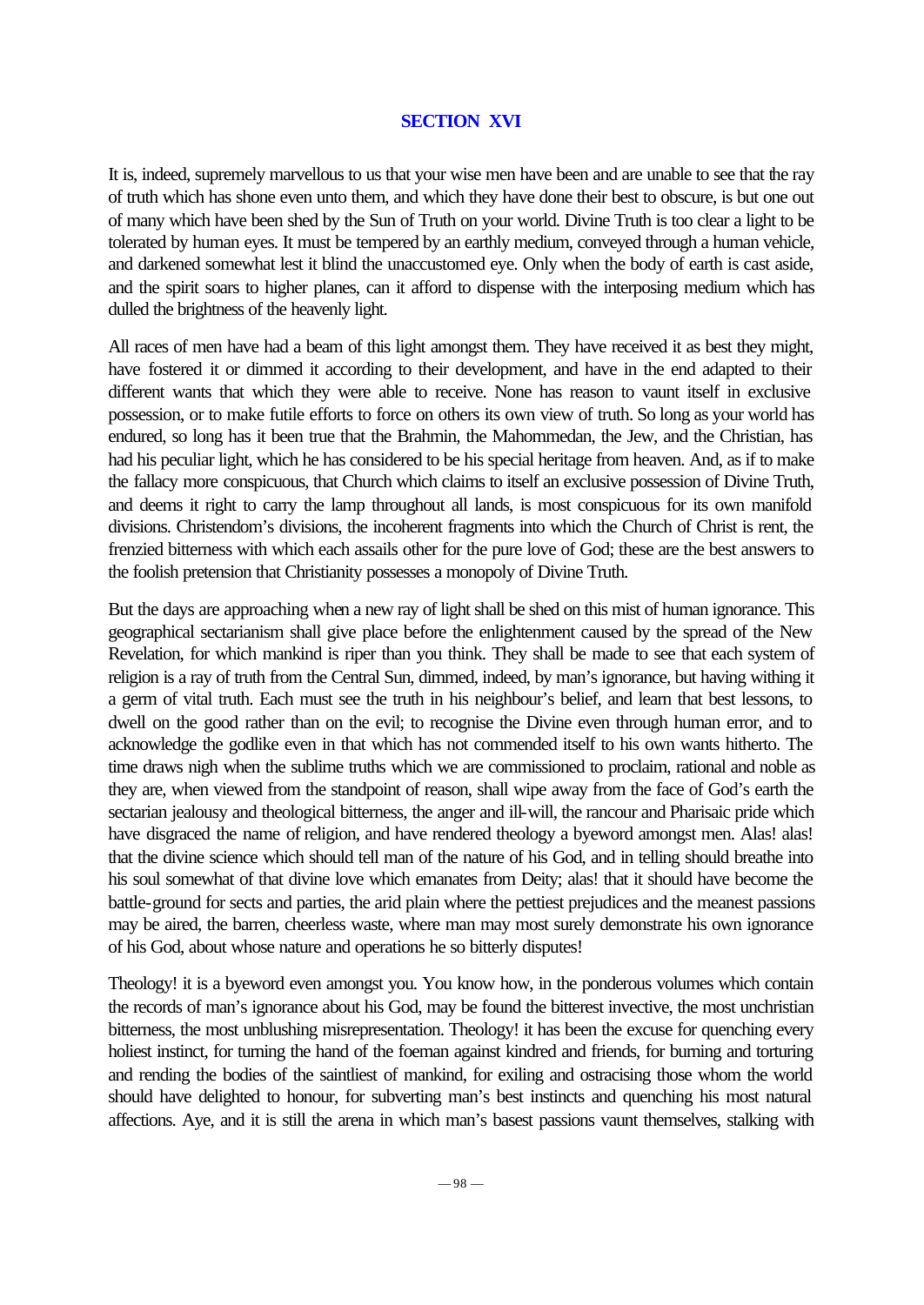## SECTION XVI

It is, indeed, supremely marvellous to us that your wise men have been and are unable to see that the ray of truth which has shone even unto them, and which they have done their best to obscure, is but one out of many which have been shed by the Sun of Truth on your world. Divine Truth is too clear a light to be tolerated by human eyes. It must be tempered by an earthly medium, conveyed through a human vehicle, and darkened somewhat lest it blind the unaccustomed eye. Only when the body of earth is cast aside, and the spirit soars to higher planes, can it afford to dispense with the interposing medium which has dulled the brightness of the heavenly light.

All races of men have had a beam of this light amongst them. They have received it as best they might, have fostered it or dimmed it according to their development, and have in the end adapted to their different wants that which they were able to receive. None has reason to vaunt itself in exclusive possession, or to make futile efforts to force on others its own view of truth. So long as your world has endured, so long has it been true that the Brahmin, the Mahommedan, the Jew, and the Christian, has had his peculiar light, which he has considered to be his special heritage from heaven. And, as if to make the fallacy more conspicuous, that Church which claims to itself an exclusive possession of Divine Truth, and deems it right to carry the lamp throughout all lands, is most conspicuous for its own manifold divisions. Christendom's divisions, the incoherent fragments into which the Church of Christ is rent, the frenzied bitterness with which each assails other for the pure love of God; these are the best answers to the foolish pretension that Christianity possesses a monopoly of Divine Truth.

But the days are approaching when a new ray of light shall be shed on this mist of human ignorance. This geographical sectarianism shall give place before the enlightenment caused by the spread of the New Revelation, for which mankind is riper than you think. They shall be made to see that each system of religion is a ray of truth from the Central Sun, dimmed, indeed, by man's ignorance, but having withing it a germ of vital truth. Each must see the truth in his neighbour's belief, and learn that best lessons, to dwell on the good rather than on the evil; to recognise the Divine even through human error, and to acknowledge the godlike even in that which has not commended itself to his own wants hitherto. The time draws nigh when the sublime truths which we are commissioned to proclaim, rational and noble as they are, when viewed from the standpoint of reason, shall wipe away from the face of God's earth the sectarian jealousy and theological bitterness, the anger and ill-will, the rancour and Pharisaic pride which have disgraced the name of religion, and have rendered theology a byeword amongst men. Alas! alas! that the divine science which should tell man of the nature of his God, and in telling should breathe into his soul somewhat of that divine love which emanates from Deity; alas! that it should have become the battle-ground for sects and parties, the arid plain where the pettiest prejudices and the meanest passions may be aired, the barren, cheerless waste, where man may most surely demonstrate his own ignorance of his God, about whose nature and operations he so bitterly disputes!

Theology! it is a byeword even amongst you. You know how, in the ponderous volumes which contain the records of man's ignorance about his God, may be found the bitterest invective, the most unchristian bitterness, the most unblushing misrepresentation. Theology! it has been the excuse for quenching every holiest instinct, for turning the hand of the foeman against kindred and friends, for burning and torturing and rending the bodies of the saintliest of mankind, for exiling and ostracising those whom the world should have delighted to honour, for subverting man's best instincts and quenching his most natural affections. Aye, and it is still the arena in which man's basest passions vaunt themselves, stalking with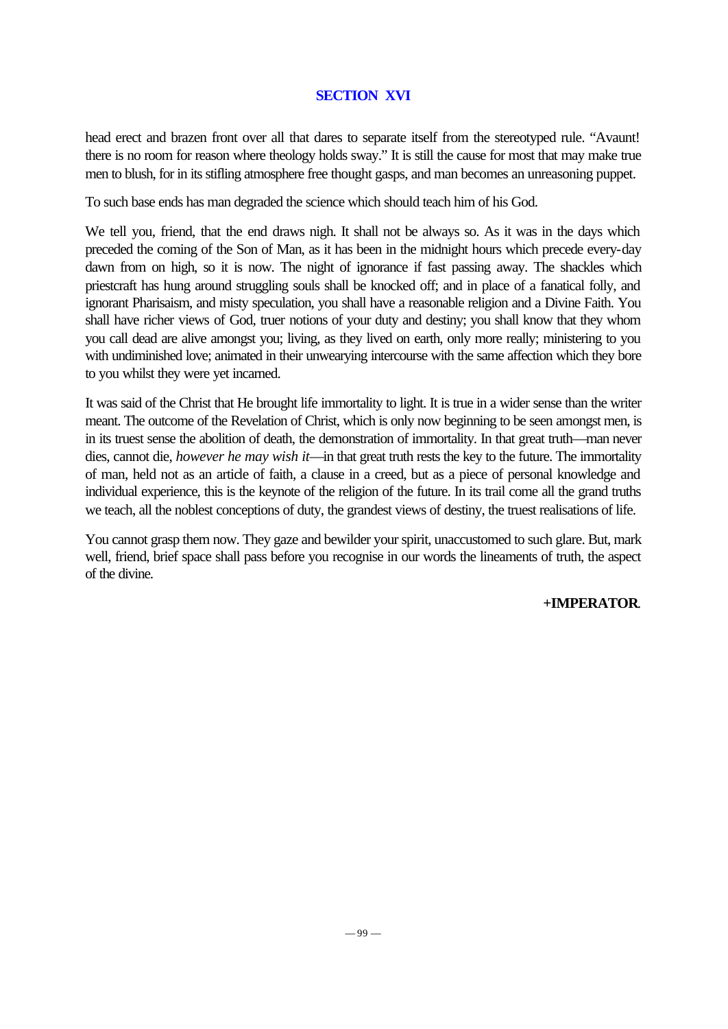## SECTION XVI

head erect and brazen front over all that dares to separate itself from the stereotyped rule. "Avaunt! there is no room for reason where theology holds sway." It is still the cause for most that may make true men to blush, for in its stifling atmosphere free thought gasps, and man becomes an unreasoning puppet.

To such base ends has man degraded the science which should teach him of his God.

We tell you, friend, that the end draws nigh. It shall not be always so. As it was in the days which preceded the coming of the Son of Man, as it has been in the midnight hours which precede every-day dawn from on high, so it is now. The night of ignorance if fast passing away. The shackles which priestcraft has hung around struggling souls shall be knocked off; and in place of a fanatical folly, and ignorant Pharisaism, and misty speculation, you shall have a reasonable religion and a Divine Faith. You shall have richer views of God, truer notions of your duty and destiny; you shall know that they whom you call dead are alive amongst you; living, as they lived on earth, only more really; ministering to you with undiminished love; animated in their unwearying intercourse with the same affection which they bore to you whilst they were yet incarned.

It was said of the Christ that He brought life immortality to light. It is true in a wider sense than the writer meant. The outcome of the Revelation of Christ, which is only now beginning to be seen amongst men, is in its truest sense the abolition of death, the demonstration of immortality. In that great truth—man never dies, cannot die, *however he may wish it*—in that great truth rests the key to the future. The immortality of man, held not as an article of faith, a clause in a creed, but as a piece of personal knowledge and individual experience, this is the keynote of the religion of the future. In its trail come all the grand truths we teach, all the noblest conceptions of duty, the grandest views of destiny, the truest realisations of life.

You cannot grasp them now. They gaze and bewilder your spirit, unaccustomed to such glare. But, mark well, friend, brief space shall pass before you recognise in our words the lineaments of truth, the aspect of the divine.

**+IMPERATOR**.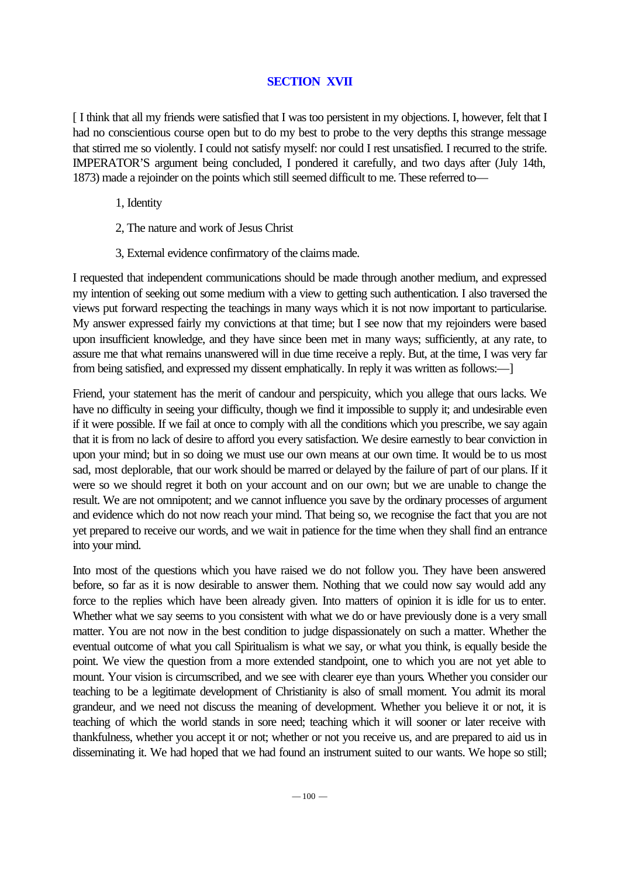## SECTION XVII

[ I think that all my friends were satisfied that I was too persistent in my objections. I, however, felt that I had no conscientious course open but to do my best to probe to the very depths this strange message that stirred me so violently. I could not satisfy myself: nor could I rest unsatisfied. I recurred to the strife. IMPERATOR'S argument being concluded, I pondered it carefully, and two days after (July 14th, 1873) made a rejoinder on the points which still seemed difficult to me. These referred to—

1, Identity

2, The nature and work of Jesus Christ

3, External evidence confirmatory of the claims made.

I requested that independent communications should be made through another medium, and expressed my intention of seeking out some medium with a view to getting such authentication. I also traversed the views put forward respecting the teachings in many ways which it is not now important to particularise. My answer expressed fairly my convictions at that time; but I see now that my rejoinders were based upon insufficient knowledge, and they have since been met in many ways; sufficiently, at any rate, to assure me that what remains unanswered will in due time receive a reply. But, at the time, I was very far from being satisfied, and expressed my dissent emphatically. In reply it was written as follows:—]

Friend, your statement has the merit of candour and perspicuity, which you allege that ours lacks. We have no difficulty in seeing your difficulty, though we find it impossible to supply it; and undesirable even if it were possible. If we fail at once to comply with all the conditions which you prescribe, we say again that it is from no lack of desire to afford you every satisfaction. We desire earnestly to bear conviction in upon your mind; but in so doing we must use our own means at our own time. It would be to us most sad, most deplorable, that our work should be marred or delayed by the failure of part of our plans. If it were so we should regret it both on your account and on our own; but we are unable to change the result. We are not omnipotent; and we cannot influence you save by the ordinary processes of argument and evidence which do not now reach your mind. That being so, we recognise the fact that you are not yet prepared to receive our words, and we wait in patience for the time when they shall find an entrance into your mind.

Into most of the questions which you have raised we do not follow you. They have been answered before, so far as it is now desirable to answer them. Nothing that we could now say would add any force to the replies which have been already given. Into matters of opinion it is idle for us to enter. Whether what we say seems to you consistent with what we do or have previously done is a very small matter. You are not now in the best condition to judge dispassionately on such a matter. Whether the eventual outcome of what you call Spiritualism is what we say, or what you think, is equally beside the point. We view the question from a more extended standpoint, one to which you are not yet able to mount. Your vision is circumscribed, and we see with clearer eye than yours. Whether you consider our teaching to be a legitimate development of Christianity is also of small moment. You admit its moral grandeur, and we need not discuss the meaning of development. Whether you believe it or not, it is teaching of which the world stands in sore need; teaching which it will sooner or later receive with thankfulness, whether you accept it or not; whether or not you receive us, and are prepared to aid us in disseminating it. We had hoped that we had found an instrument suited to our wants. We hope so still;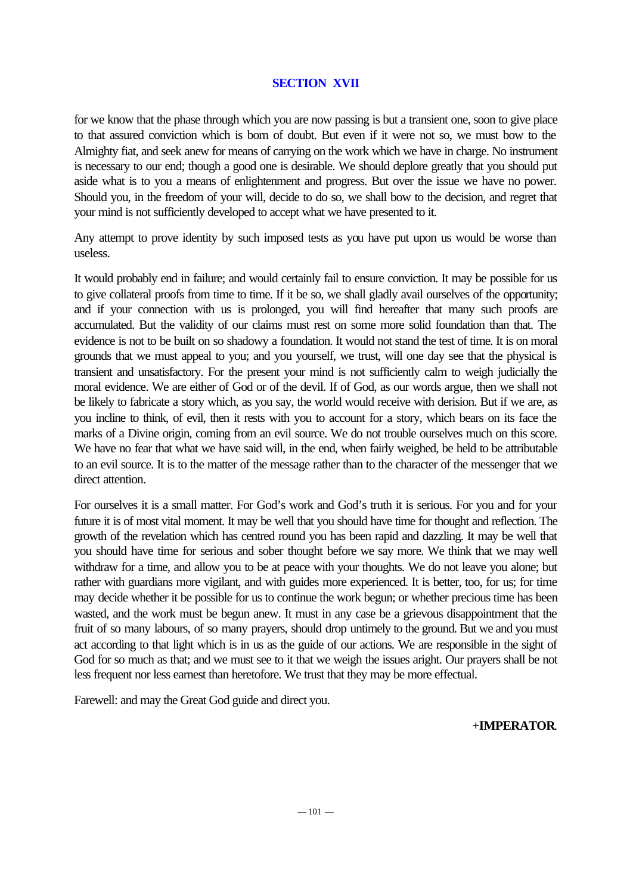## SECTION XVII

for we know that the phase through which you are now passing is but a transient one, soon to give place to that assured conviction which is born of doubt. But even if it were not so, we must bow to the Almighty fiat, and seek anew for means of carrying on the work which we have in charge. No instrument is necessary to our end; though a good one is desirable. We should deplore greatly that you should put aside what is to you a means of enlightenment and progress. But over the issue we have no power. Should you, in the freedom of your will, decide to do so, we shall bow to the decision, and regret that your mind is not sufficiently developed to accept what we have presented to it.

Any attempt to prove identity by such imposed tests as you have put upon us would be worse than useless.

It would probably end in failure; and would certainly fail to ensure conviction. It may be possible for us to give collateral proofs from time to time. If it be so, we shall gladly avail ourselves of the opportunity; and if your connection with us is prolonged, you will find hereafter that many such proofs are accumulated. But the validity of our claims must rest on some more solid foundation than that. The evidence is not to be built on so shadowy a foundation. It would not stand the test of time. It is on moral grounds that we must appeal to you; and you yourself, we trust, will one day see that the physical is transient and unsatisfactory. For the present your mind is not sufficiently calm to weigh judicially the moral evidence. We are either of God or of the devil. If of God, as our words argue, then we shall not be likely to fabricate a story which, as you say, the world would receive with derision. But if we are, as you incline to think, of evil, then it rests with you to account for a story, which bears on its face the marks of a Divine origin, coming from an evil source. We do not trouble ourselves much on this score. We have no fear that what we have said will, in the end, when fairly weighed, be held to be attributable to an evil source. It is to the matter of the message rather than to the character of the messenger that we direct attention.

For ourselves it is a small matter. For God's work and God's truth it is serious. For you and for your future it is of most vital moment. It may be well that you should have time for thought and reflection. The growth of the revelation which has centred round you has been rapid and dazzling. It may be well that you should have time for serious and sober thought before we say more. We think that we may well withdraw for a time, and allow you to be at peace with your thoughts. We do not leave you alone; but rather with guardians more vigilant, and with guides more experienced. It is better, too, for us; for time may decide whether it be possible for us to continue the work begun; or whether precious time has been wasted, and the work must be begun anew. It must in any case be a grievous disappointment that the fruit of so many labours, of so many prayers, should drop untimely to the ground. But we and you must act according to that light which is in us as the guide of our actions. We are responsible in the sight of God for so much as that; and we must see to it that we weigh the issues aright. Our prayers shall be not less frequent nor less earnest than heretofore. We trust that they may be more effectual.

Farewell: and may the Great God guide and direct you.

**+IMPERATOR.**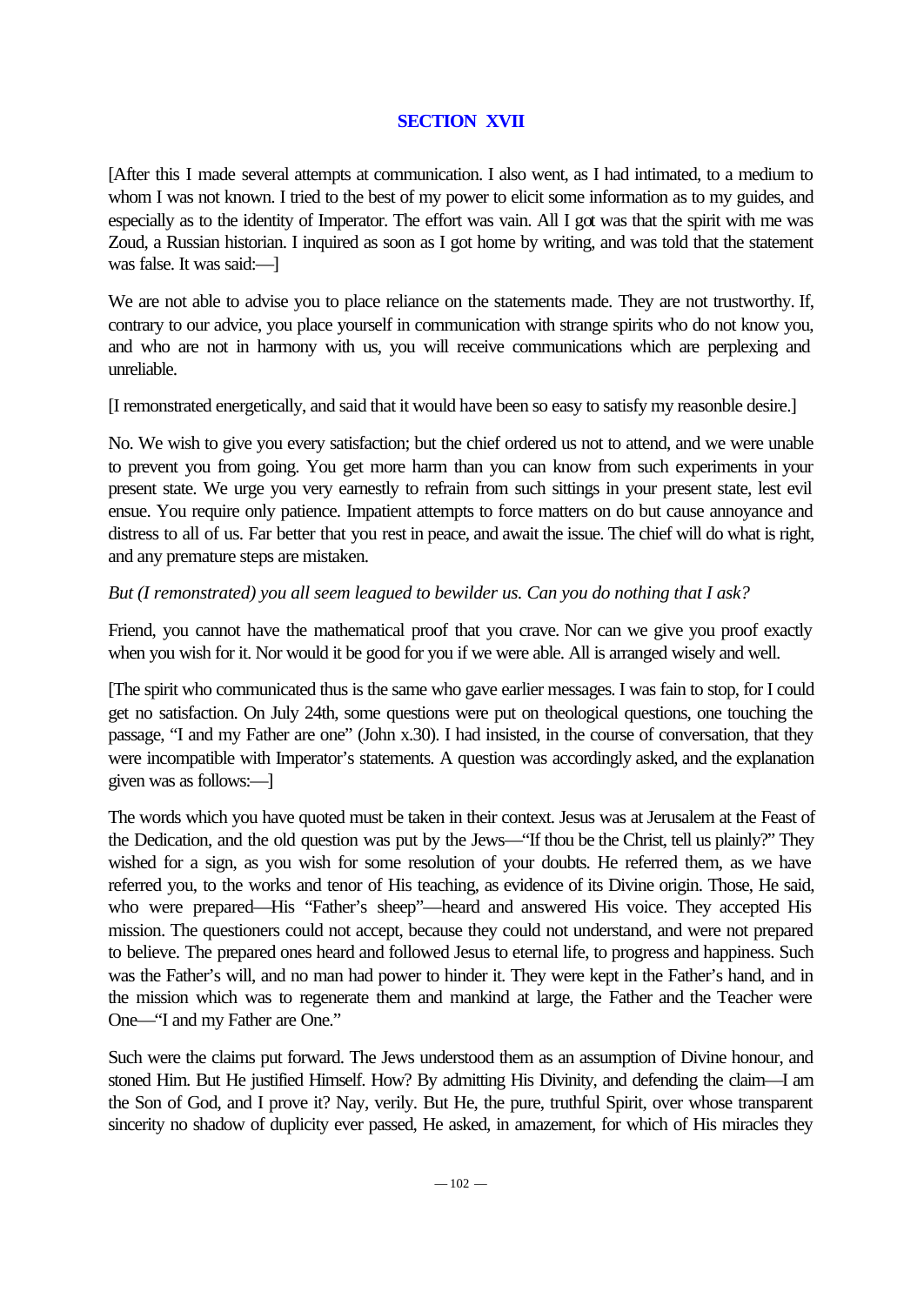## SECTION XVII

[After this I made several attempts at communication. I also went, as I had intimated, to a medium to whom I was not known. I tried to the best of my power to elicit some information as to my guides, and especially as to the identity of Imperator. The effort was vain. All I got was that the spirit with me was Zoud, a Russian historian. I inquired as soon as I got home by writing, and was told that the statement was false. It was said:—]

We are not able to advise you to place reliance on the statements made. They are not trustworthy. If, contrary to our advice, you place yourself in communication with strange spirits who do not know you, and who are not in harmony with us, you will receive communications which are perplexing and unreliable.

[I remonstrated energetically, and said that it would have been so easy to satisfy my reasonble desire.]

No. We wish to give you every satisfaction; but the chief ordered us not to attend, and we were unable to prevent you from going. You get more harm than you can know from such experiments in your present state. We urge you very earnestly to refrain from such sittings in your present state, lest evil ensue. You require only patience. Impatient attempts to force matters on do but cause annoyance and distress to all of us. Far better that you rest in peace, and await the issue. The chief will do what is right, and any premature steps are mistaken.

*But (I remonstrated) you all seem leagued to bewilder us. Can you do nothing that I ask?*

Friend, you cannot have the mathematical proof that you crave. Nor can we give you proof exactly when you wish for it. Nor would it be good for you if we were able. All is arranged wisely and well.

[The spirit who communicated thus is the same who gave earlier messages. I was fain to stop, for I could get no satisfaction. On July 24th, some questions were put on theological questions, one touching the passage, "I and my Father are one" (John x.30). I had insisted, in the course of conversation, that they were incompatible with Imperator's statements. A question was accordingly asked, and the explanation given was as follows:—]

The words which you have quoted must be taken in their context. Jesus was at Jerusalem at the Feast of the Dedication, and the old question was put by the Jews—"If thou be the Christ, tell us plainly?" They wished for a sign, as you wish for some resolution of your doubts. He referred them, as we have referred you, to the works and tenor of His teaching, as evidence of its Divine origin. Those, He said, who were prepared—His "Father's sheep"—heard and answered His voice. They accepted His mission. The questioners could not accept, because they could not understand, and were not prepared to believe. The prepared ones heard and followed Jesus to eternal life, to progress and happiness. Such was the Father's will, and no man had power to hinder it. They were kept in the Father's hand, and in the mission which was to regenerate them and mankind at large, the Father and the Teacher were One—"I and my Father are One."

Such were the claims put forward. The Jews understood them as an assumption of Divine honour, and stoned Him. But He justified Himself. How? By admitting His Divinity, and defending the claim—I am the Son of God, and I prove it? Nay, verily. But He, the pure, truthful Spirit, over whose transparent sincerity no shadow of duplicity ever passed, He asked, in amazement, for which of His miracles they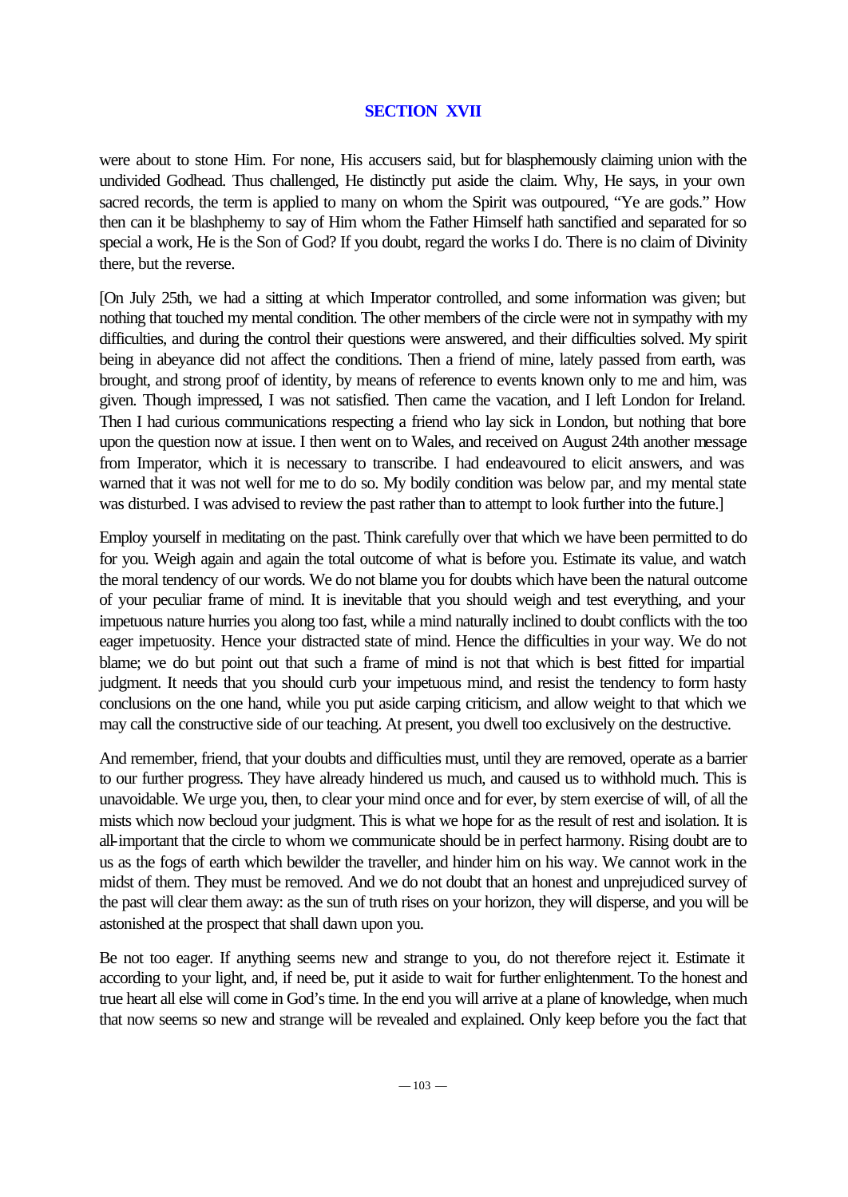## SECTION XVII

were about to stone Him. For none, His accusers said, but for blasphemously claiming union with the undivided Godhead. Thus challenged, He distinctly put aside the claim. Why, He says, in your own sacred records, the term is applied to many on whom the Spirit was outpoured, "Ye are gods." How then can it be blashphemy to say of Him whom the Father Himself hath sanctified and separated for so special a work, He is the Son of God? If you doubt, regard the works I do. There is no claim of Divinity there, but the reverse.

[On July 25th, we had a sitting at which Imperator controlled, and some information was given; but nothing that touched my mental condition. The other members of the circle were not in sympathy with my difficulties, and during the control their questions were answered, and their difficulties solved. My spirit being in abeyance did not affect the conditions. Then a friend of mine, lately passed from earth, was brought, and strong proof of identity, by means of reference to events known only to me and him, was given. Though impressed, I was not satisfied. Then came the vacation, and I left London for Ireland. Then I had curious communications respecting a friend who lay sick in London, but nothing that bore upon the question now at issue. I then went on to Wales, and received on August 24th another message from Imperator, which it is necessary to transcribe. I had endeavoured to elicit answers, and was warned that it was not well for me to do so. My bodily condition was below par, and my mental state was disturbed. I was advised to review the past rather than to attempt to look further into the future.]

Employ yourself in meditating on the past. Think carefully over that which we have been permitted to do for you. Weigh again and again the total outcome of what is before you. Estimate its value, and watch the moral tendency of our words. We do not blame you for doubts which have been the natural outcome of your peculiar frame of mind. It is inevitable that you should weigh and test everything, and your impetuous nature hurries you along too fast, while a mind naturally inclined to doubt conflicts with the too eager impetuosity. Hence your distracted state of mind. Hence the difficulties in your way. We do not blame; we do but point out that such a frame of mind is not that which is best fitted for impartial judgment. It needs that you should curb your impetuous mind, and resist the tendency to form hasty conclusions on the one hand, while you put aside carping criticism, and allow weight to that which we may call the constructive side of our teaching. At present, you dwell too exclusively on the destructive.

And remember, friend, that your doubts and difficulties must, until they are removed, operate as a barrier to our further progress. They have already hindered us much, and caused us to withhold much. This is unavoidable. We urge you, then, to clear your mind once and for ever, by stern exercise of will, of all the mists which now becloud your judgment. This is what we hope for as the result of rest and isolation. It is all-important that the circle to whom we communicate should be in perfect harmony. Rising doubt are to us as the fogs of earth which bewilder the traveller, and hinder him on his way. We cannot work in the midst of them. They must be removed. And we do not doubt that an honest and unprejudiced survey of the past will clear them away: as the sun of truth rises on your horizon, they will disperse, and you will be astonished at the prospect that shall dawn upon you.

Be not too eager. If anything seems new and strange to you, do not therefore reject it. Estimate it according to your light, and, if need be, put it aside to wait for further enlightenment. To the honest and true heart all else will come in God's time. In the end you will arrive at a plane of knowledge, when much that now seems so new and strange will be revealed and explained. Only keep before you the fact that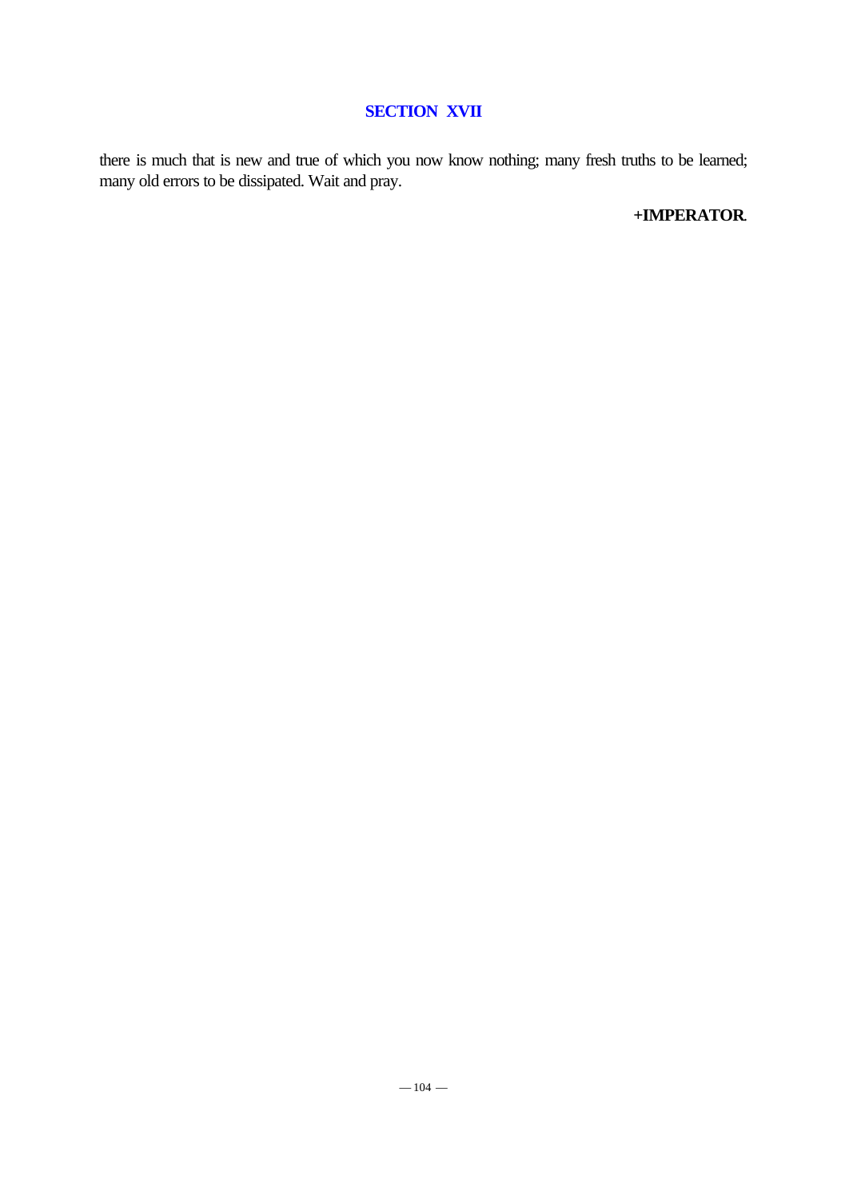## SECTION XVII

there is much that is new and true of which you now know nothing; many fresh truths to be learned; many old errors to be dissipated. Wait and pray.

**+IMPERATOR.**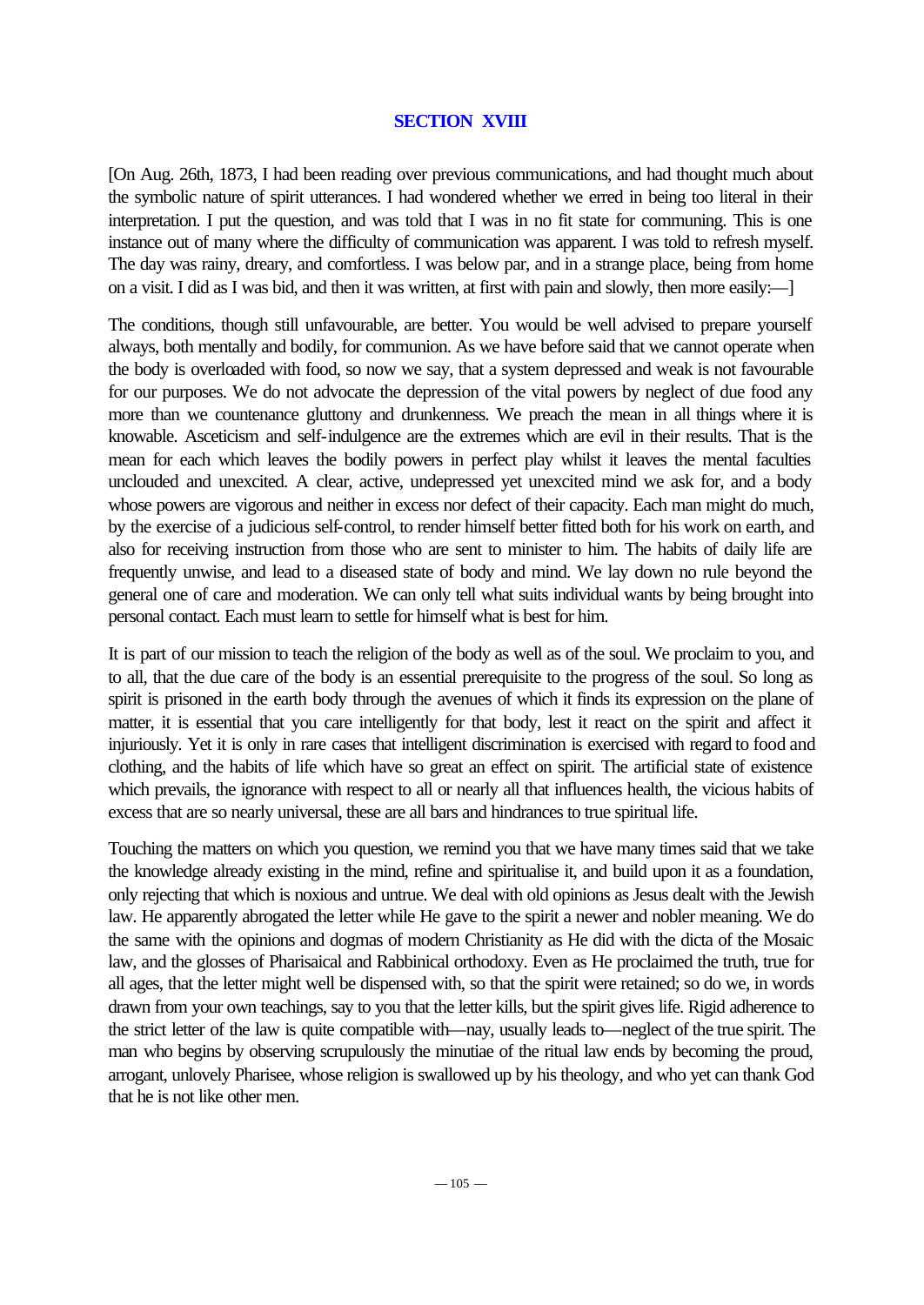## SECTION XVIII

[On Aug. 26th, 1873, I had been reading over previous communications, and had thought much about the symbolic nature of spirit utterances. I had wondered whether we erred in being too literal in their interpretation. I put the question, and was told that I was in no fit state for communing. This is one instance out of many where the difficulty of communication was apparent. I was told to refresh myself. The day was rainy, dreary, and comfortless. I was below par, and in a strange place, being from home on a visit. I did as I was bid, and then it was written, at first with pain and slowly, then more easily:—]

The conditions, though still unfavourable, are better. You would be well advised to prepare yourself always, both mentally and bodily, for communion. As we have before said that we cannot operate when the body is overloaded with food, so now we say, that a system depressed and weak is not favourable for our purposes. We do not advocate the depression of the vital powers by neglect of due food any more than we countenance gluttony and drunkenness. We preach the mean in all things where it is knowable. Asceticism and self-indulgence are the extremes which are evil in their results. That is the mean for each which leaves the bodily powers in perfect play whilst it leaves the mental faculties unclouded and unexcited. A clear, active, undepressed yet unexcited mind we ask for, and a body whose powers are vigorous and neither in excess nor defect of their capacity. Each man might do much, by the exercise of a judicious self-control, to render himself better fitted both for his work on earth, and also for receiving instruction from those who are sent to minister to him. The habits of daily life are frequently unwise, and lead to a diseased state of body and mind. We lay down no rule beyond the general one of care and moderation. We can only tell what suits individual wants by being brought into personal contact. Each must learn to settle for himself what is best for him.

It is part of our mission to teach the religion of the body as well as of the soul. We proclaim to you, and to all, that the due care of the body is an essential prerequisite to the progress of the soul. So long as spirit is prisoned in the earth body through the avenues of which it finds its expression on the plane of matter, it is essential that you care intelligently for that body, lest it react on the spirit and affect it injuriously. Yet it is only in rare cases that intelligent discrimination is exercised with regard to food and clothing, and the habits of life which have so great an effect on spirit. The artificial state of existence which prevails, the ignorance with respect to all or nearly all that influences health, the vicious habits of excess that are so nearly universal, these are all bars and hindrances to true spiritual life.

Touching the matters on which you question, we remind you that we have many times said that we take the knowledge already existing in the mind, refine and spiritualise it, and build upon it as a foundation, only rejecting that which is noxious and untrue. We deal with old opinions as Jesus dealt with the Jewish law. He apparently abrogated the letter while He gave to the spirit a newer and nobler meaning. We do the same with the opinions and dogmas of modern Christianity as He did with the dicta of the Mosaic law, and the glosses of Pharisaical and Rabbinical orthodoxy. Even as He proclaimed the truth, true for all ages, that the letter might well be dispensed with, so that the spirit were retained; so do we, in words drawn from your own teachings, say to you that the letter kills, but the spirit gives life. Rigid adherence to the strict letter of the law is quite compatible with—nay, usually leads to—neglect of the true spirit. The man who begins by observing scrupulously the minutiae of the ritual law ends by becoming the proud, arrogant, unlovely Pharisee, whose religion is swallowed up by his theology, and who yet can thank God that he is not like other men.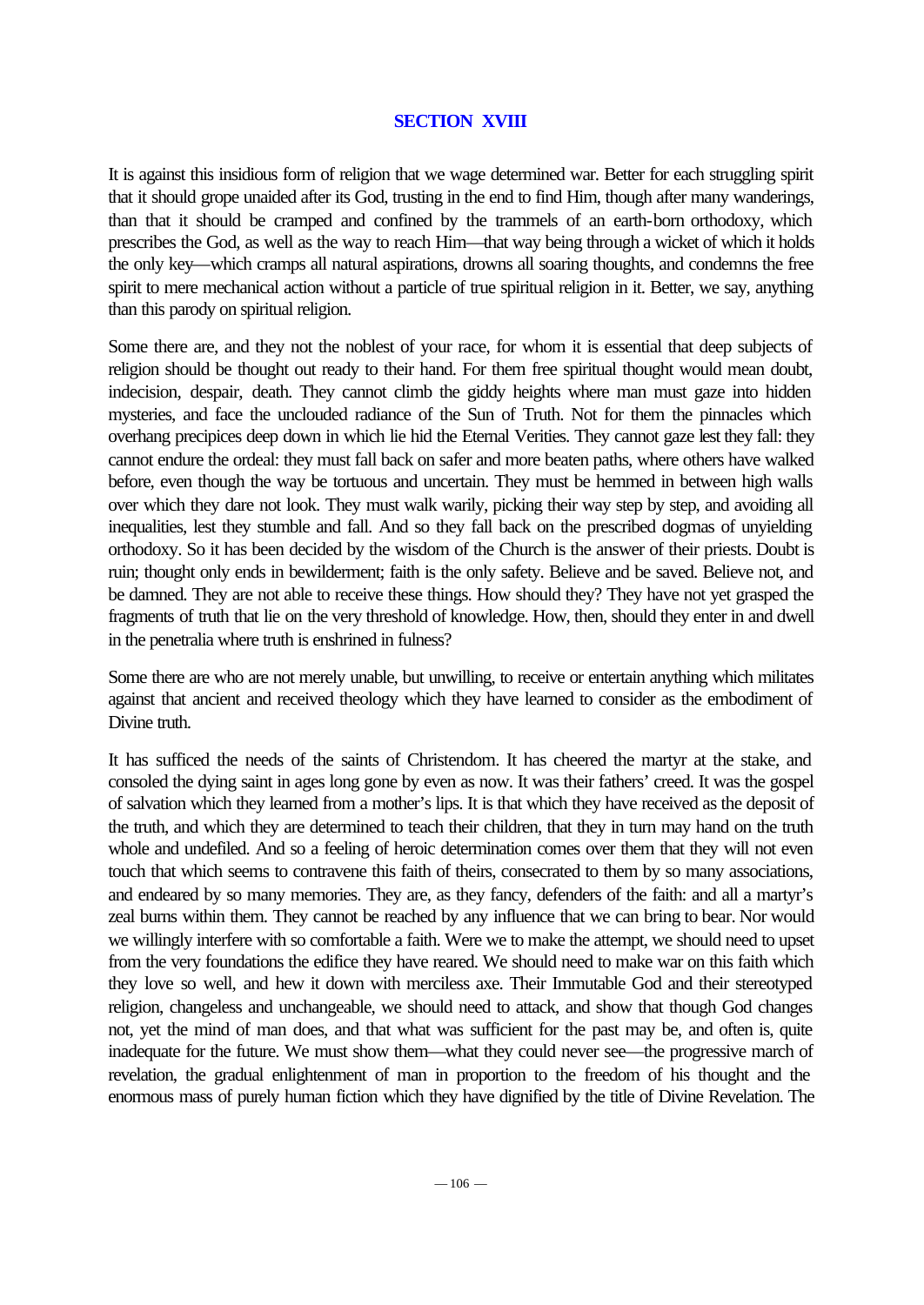## SECTION XVIII

It is against this insidious form of religion that we wage determined war. Better for each struggling spirit that it should grope unaided after its God, trusting in the end to find Him, though after many wanderings, than that it should be cramped and confined by the trammels of an earth-born orthodoxy, which prescribes the God, as well as the way to reach Him—that way being through a wicket of which it holds the only key—which cramps all natural aspirations, drowns all soaring thoughts, and condemns the free spirit to mere mechanical action without a particle of true spiritual religion in it. Better, we say, anything than this parody on spiritual religion.

Some there are, and they not the noblest of your race, for whom it is essential that deep subjects of religion should be thought out ready to their hand. For them free spiritual thought would mean doubt, indecision, despair, death. They cannot climb the giddy heights where man must gaze into hidden mysteries, and face the unclouded radiance of the Sun of Truth. Not for them the pinnacles which overhang precipices deep down in which lie hid the Eternal Verities. They cannot gaze lest they fall: they cannot endure the ordeal: they must fall back on safer and more beaten paths, where others have walked before, even though the way be tortuous and uncertain. They must be hemmed in between high walls over which they dare not look. They must walk warily, picking their way step by step, and avoiding all inequalities, lest they stumble and fall. And so they fall back on the prescribed dogmas of unyielding orthodoxy. So it has been decided by the wisdom of the Church is the answer of their priests. Doubt is ruin; thought only ends in bewilderment; faith is the only safety. Believe and be saved. Believe not, and be damned. They are not able to receive these things. How should they? They have not yet grasped the fragments of truth that lie on the very threshold of knowledge. How, then, should they enter in and dwell in the penetralia where truth is enshrined in fulness?

Some there are who are not merely unable, but unwilling, to receive or entertain anything which militates against that ancient and received theology which they have learned to consider as the embodiment of Divine truth.

It has sufficed the needs of the saints of Christendom. It has cheered the martyr at the stake, and consoled the dying saint in ages long gone by even as now. It was their fathers' creed. It was the gospel of salvation which they learned from a mother's lips. It is that which they have received as the deposit of the truth, and which they are determined to teach their children, that they in turn may hand on the truth whole and undefiled. And so a feeling of heroic determination comes over them that they will not even touch that which seems to contravene this faith of theirs, consecrated to them by so many associations, and endeared by so many memories. They are, as they fancy, defenders of the faith: and all a martyr's zeal burns within them. They cannot be reached by any influence that we can bring to bear. Nor would we willingly interfere with so comfortable a faith. Were we to make the attempt, we should need to upset from the very foundations the edifice they have reared. We should need to make war on this faith which they love so well, and hew it down with merciless axe. Their Immutable God and their stereotyped religion, changeless and unchangeable, we should need to attack, and show that though God changes not, yet the mind of man does, and that what was sufficient for the past may be, and often is, quite inadequate for the future. We must show them—what they could never see—the progressive march of revelation, the gradual enlightenment of man in proportion to the freedom of his thought and the enormous mass of purely human fiction which they have dignified by the title of Divine Revelation. The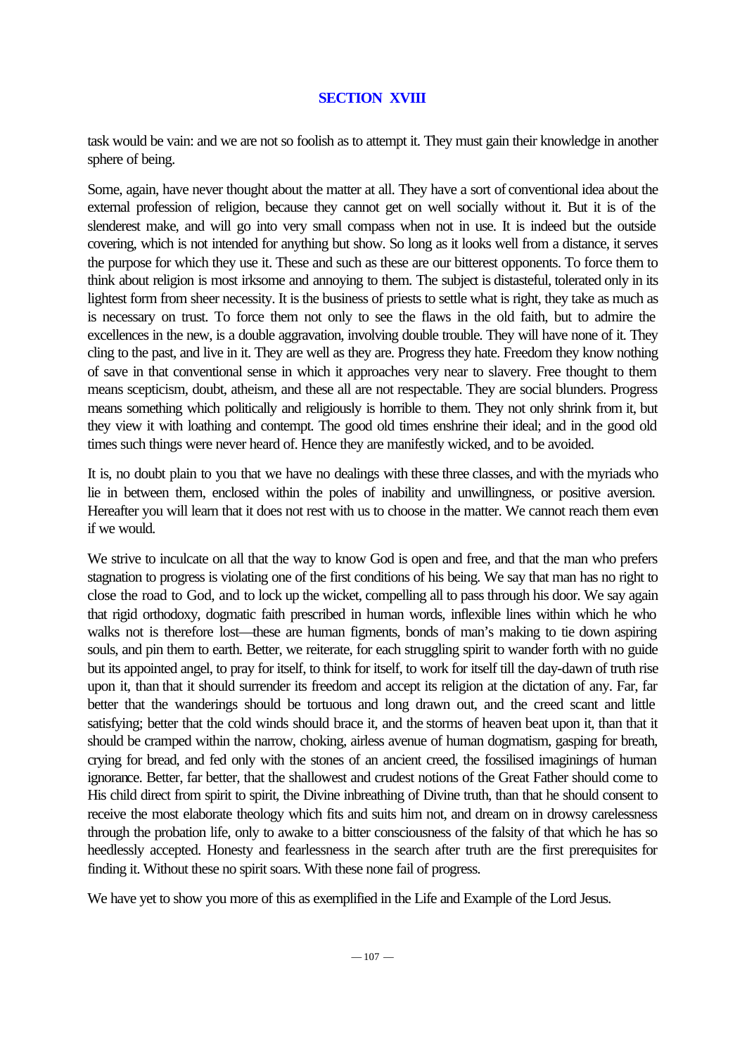## SECTION XVIII

task would be vain: and we are not so foolish as to attempt it. They must gain their knowledge in another sphere of being.

Some, again, have never thought about the matter at all. They have a sort of conventional idea about the external profession of religion, because they cannot get on well socially without it. But it is of the slenderest make, and will go into very small compass when not in use. It is indeed but the outside covering, which is not intended for anything but show. So long as it looks well from a distance, it serves the purpose for which they use it. These and such as these are our bitterest opponents. To force them to think about religion is most irksome and annoying to them. The subject is distasteful, tolerated only in its lightest form from sheer necessity. It is the business of priests to settle what is right, they take as much as is necessary on trust. To force them not only to see the flaws in the old faith, but to admire the excellences in the new, is a double aggravation, involving double trouble. They will have none of it. They cling to the past, and live in it. They are well as they are. Progress they hate. Freedom they know nothing of save in that conventional sense in which it approaches very near to slavery. Free thought to them means scepticism, doubt, atheism, and these all are not respectable. They are social blunders. Progress means something which politically and religiously is horrible to them. They not only shrink from it, but they view it with loathing and contempt. The good old times enshrine their ideal; and in the good old times such things were never heard of. Hence they are manifestly wicked, and to be avoided.

It is, no doubt plain to you that we have no dealings with these three classes, and with the myriads who lie in between them, enclosed within the poles of inability and unwillingness, or positive aversion. Hereafter you will learn that it does not rest with us to choose in the matter. We cannot reach them even if we would.

We strive to inculcate on all that the way to know God is open and free, and that the man who prefers stagnation to progress is violating one of the first conditions of his being. We say that man has no right to close the road to God, and to lock up the wicket, compelling all to pass through his door. We say again that rigid orthodoxy, dogmatic faith prescribed in human words, inflexible lines within which he who walks not is therefore lost—these are human figments, bonds of man's making to tie down aspiring souls, and pin them to earth. Better, we reiterate, for each struggling spirit to wander forth with no guide but its appointed angel, to pray for itself, to think for itself, to work for itself till the day-dawn of truth rise upon it, than that it should surrender its freedom and accept its religion at the dictation of any. Far, far better that the wanderings should be tortuous and long drawn out, and the creed scant and little satisfying; better that the cold winds should brace it, and the storms of heaven beat upon it, than that it should be cramped within the narrow, choking, airless avenue of human dogmatism, gasping for breath, crying for bread, and fed only with the stones of an ancient creed, the fossilised imaginings of human ignorance. Better, far better, that the shallowest and crudest notions of the Great Father should come to His child direct from spirit to spirit, the Divine inbreathing of Divine truth, than that he should consent to receive the most elaborate theology which fits and suits him not, and dream on in drowsy carelessness through the probation life, only to awake to a bitter consciousness of the falsity of that which he has so heedlessly accepted. Honesty and fearlessness in the search after truth are the first prerequisites for finding it. Without these no spirit soars. With these none fail of progress.

We have yet to show you more of this as exemplified in the Life and Example of the Lord Jesus.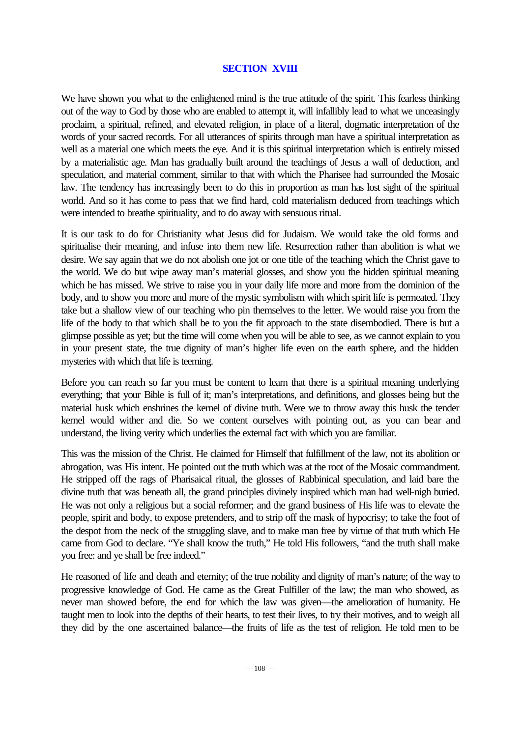## SECTION XVIII

We have shown you what to the enlightened mind is the true attitude of the spirit. This fearless thinking out of the way to God by those who are enabled to attempt it, will infallibly lead to what we unceasingly proclaim, a spiritual, refined, and elevated religion, in place of a literal, dogmatic interpretation of the words of your sacred records. For all utterances of spirits through man have a spiritual interpretation as well as a material one which meets the eye. And it is this spiritual interpretation which is entirely missed by a materialistic age. Man has gradually built around the teachings of Jesus a wall of deduction, and speculation, and material comment, similar to that with which the Pharisee had surrounded the Mosaic law. The tendency has increasingly been to do this in proportion as man has lost sight of the spiritual world. And so it has come to pass that we find hard, cold materialism deduced from teachings which were intended to breathe spirituality, and to do away with sensuous ritual.

It is our task to do for Christianity what Jesus did for Judaism. We would take the old forms and spiritualise their meaning, and infuse into them new life. Resurrection rather than abolition is what we desire. We say again that we do not abolish one jot or one title of the teaching which the Christ gave to the world. We do but wipe away man's material glosses, and show you the hidden spiritual meaning which he has missed. We strive to raise you in your daily life more and more from the dominion of the body, and to show you more and more of the mystic symbolism with which spirit life is permeated. They take but a shallow view of our teaching who pin themselves to the letter. We would raise you from the life of the body to that which shall be to you the fit approach to the state disembodied. There is but a glimpse possible as yet; but the time will come when you will be able to see, as we cannot explain to you in your present state, the true dignity of man's higher life even on the earth sphere, and the hidden mysteries with which that life is teeming.

Before you can reach so far you must be content to learn that there is a spiritual meaning underlying everything; that your Bible is full of it; man's interpretations, and definitions, and glosses being but the material husk which enshrines the kernel of divine truth. Were we to throw away this husk the tender kernel would wither and die. So we content ourselves with pointing out, as you can bear and understand, the living verity which underlies the external fact with which you are familiar.

This was the mission of the Christ. He claimed for Himself that fulfillment of the law, not its abolition or abrogation, was His intent. He pointed out the truth which was at the root of the Mosaic commandment. He stripped off the rags of Pharisaical ritual, the glosses of Rabbinical speculation, and laid bare the divine truth that was beneath all, the grand principles divinely inspired which man had well-nigh buried. He was not only a religious but a social reformer; and the grand business of His life was to elevate the people, spirit and body, to expose pretenders, and to strip off the mask of hypocrisy; to take the foot of the despot from the neck of the struggling slave, and to make man free by virtue of that truth which He came from God to declare. "Ye shall know the truth," He told His followers, "and the truth shall make you free: and ye shall be free indeed."

He reasoned of life and death and eternity; of the true nobility and dignity of man's nature; of the way to progressive knowledge of God. He came as the Great Fulfiller of the law; the man who showed, as never man showed before, the end for which the law was given—the amelioration of humanity. He taught men to look into the depths of their hearts, to test their lives, to try their motives, and to weigh all they did by the one ascertained balance—the fruits of life as the test of religion. He told men to be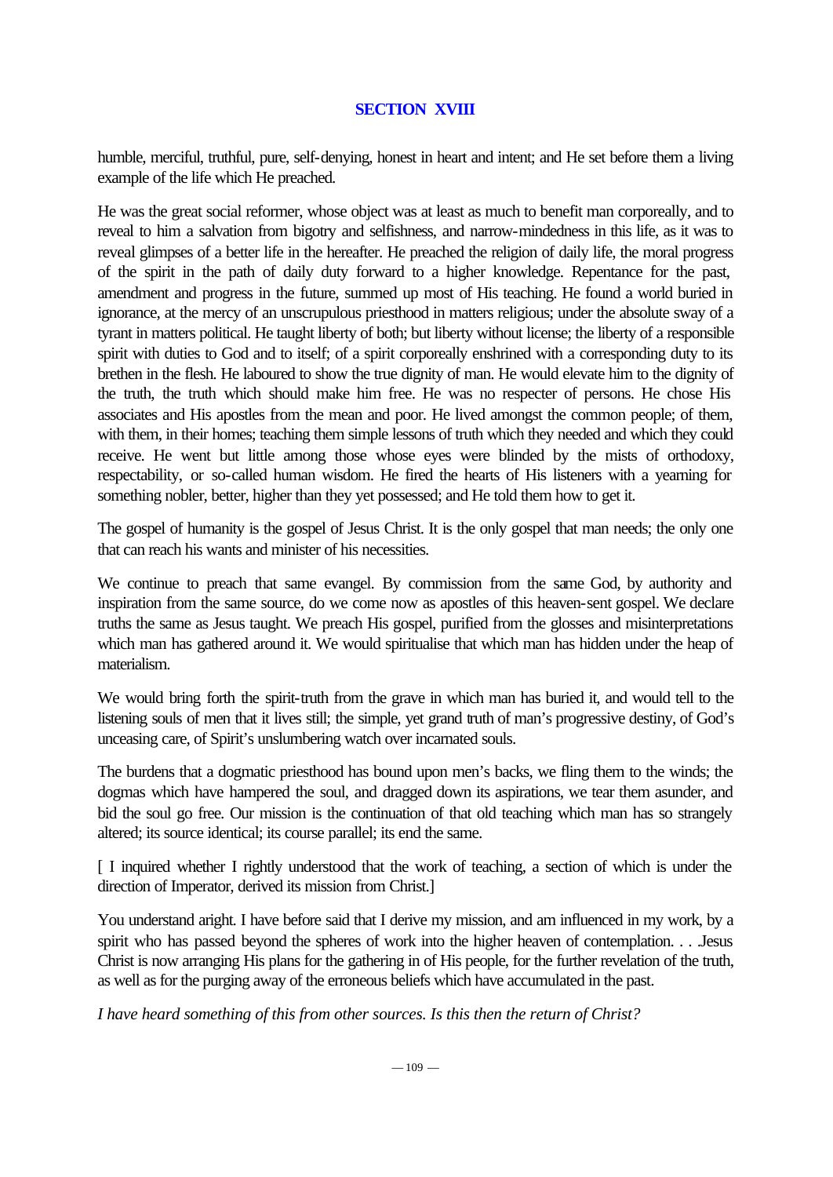## SECTION XVIII

humble, merciful, truthful, pure, self-denying, honest in heart and intent; and He set before them a living example of the life which He preached.

He was the great social reformer, whose object was at least as much to benefit man corporeally, and to reveal to him a salvation from bigotry and selfishness, and narrow-mindedness in this life, as it was to reveal glimpses of a better life in the hereafter. He preached the religion of daily life, the moral progress of the spirit in the path of daily duty forward to a higher knowledge. Repentance for the past, amendment and progress in the future, summed up most of His teaching. He found a world buried in ignorance, at the mercy of an unscrupulous priesthood in matters religious; under the absolute sway of a tyrant in matters political. He taught liberty of both; but liberty without license; the liberty of a responsible spirit with duties to God and to itself; of a spirit corporeally enshrined with a corresponding duty to its brethen in the flesh. He laboured to show the true dignity of man. He would elevate him to the dignity of the truth, the truth which should make him free. He was no respecter of persons. He chose His associates and His apostles from the mean and poor. He lived amongst the common people; of them, with them, in their homes; teaching them simple lessons of truth which they needed and which they could receive. He went but little among those whose eyes were blinded by the mists of orthodoxy, respectability, or so-called human wisdom. He fired the hearts of His listeners with a yearning for something nobler, better, higher than they yet possessed; and He told them how to get it.

The gospel of humanity is the gospel of Jesus Christ. It is the only gospel that man needs; the only one that can reach his wants and minister of his necessities.

We continue to preach that same evangel. By commission from the same God, by authority and inspiration from the same source, do we come now as apostles of this heaven-sent gospel. We declare truths the same as Jesus taught. We preach His gospel, purified from the glosses and misinterpretations which man has gathered around it. We would spiritualise that which man has hidden under the heap of materialism.

We would bring forth the spirit-truth from the grave in which man has buried it, and would tell to the listening souls of men that it lives still; the simple, yet grand truth of man's progressive destiny, of God's unceasing care, of Spirit's unslumbering watch over incarnated souls.

The burdens that a dogmatic priesthood has bound upon men's backs, we fling them to the winds; the dogmas which have hampered the soul, and dragged down its aspirations, we tear them asunder, and bid the soul go free. Our mission is the continuation of that old teaching which man has so strangely altered; its source identical; its course parallel; its end the same.

[ I inquired whether I rightly understood that the work of teaching, a section of which is under the direction of Imperator, derived its mission from Christ.]

You understand aright. I have before said that I derive my mission, and am influenced in my work, by a spirit who has passed beyond the spheres of work into the higher heaven of contemplation. . . .Jesus Christ is now arranging His plans for the gathering in of His people, for the further revelation of the truth, as well as for the purging away of the erroneous beliefs which have accumulated in the past.

*I have heard something of this from other sources. Is this then the return of Christ?*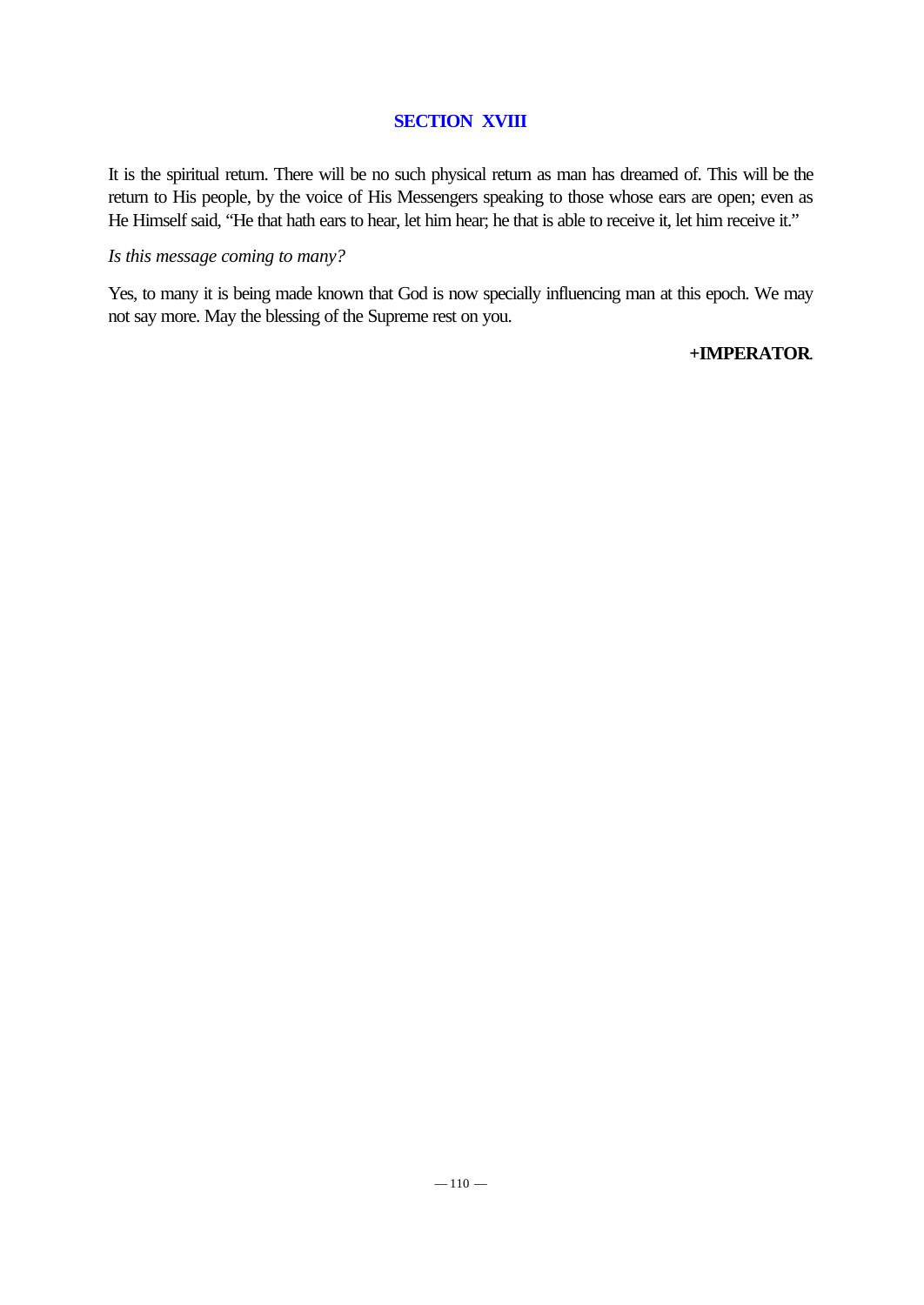## SECTION XVIII

It is the spiritual return. There will be no such physical return as man has dreamed of. This will be the return to His people, by the voice of His Messengers speaking to those whose ears are open; even as He Himself said, "He that hath ears to hear, let him hear; he that is able to receive it, let him receive it."

*Is this message coming to many?*

Yes, to many it is being made known that God is now specially influencing man at this epoch. We may not say more. May the blessing of the Supreme rest on you.

**+IMPERATOR**.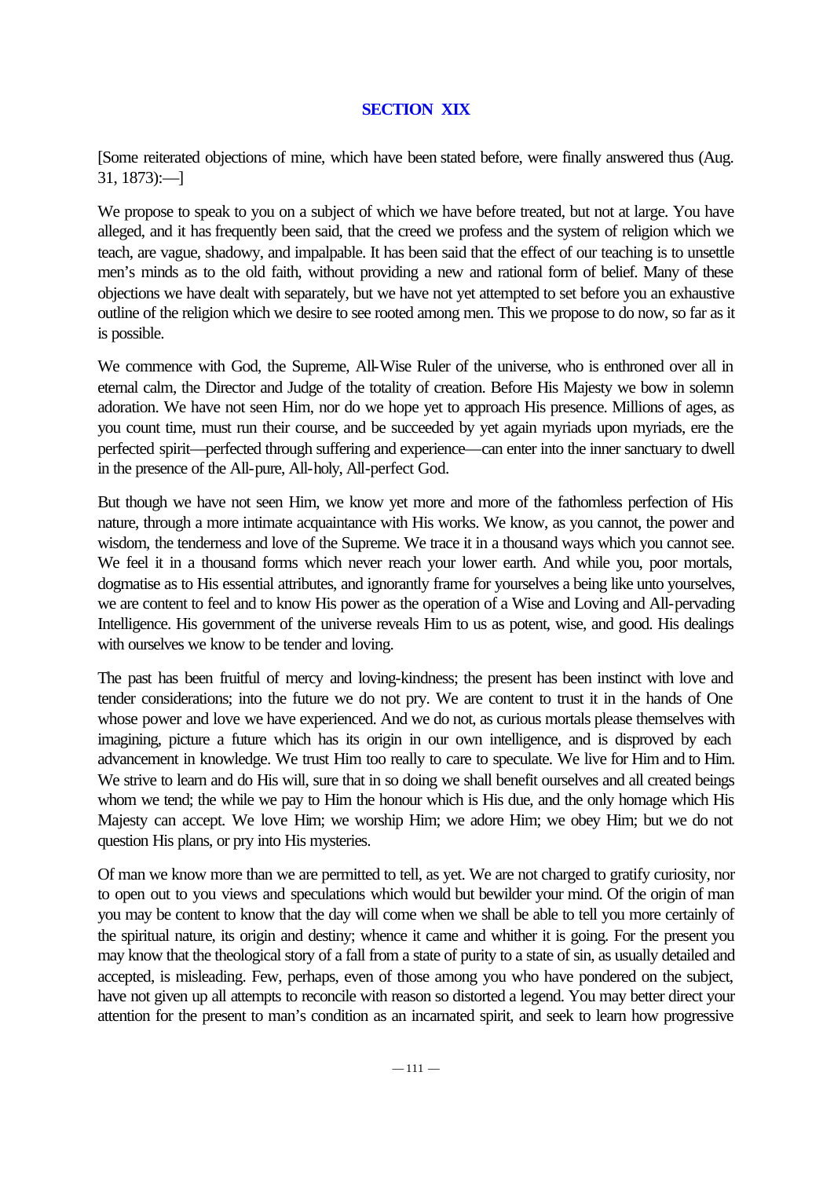## SECTION XIX

[Some reiterated objections of mine, which have been stated before, were finally answered thus (Aug. 31, 1873):—]

We propose to speak to you on a subject of which we have before treated, but not at large. You have alleged, and it has frequently been said, that the creed we profess and the system of religion which we teach, are vague, shadowy, and impalpable. It has been said that the effect of our teaching is to unsettle men's minds as to the old faith, without providing a new and rational form of belief. Many of these objections we have dealt with separately, but we have not yet attempted to set before you an exhaustive outline of the religion which we desire to see rooted among men. This we propose to do now, so far as it is possible.

We commence with God, the Supreme, All-Wise Ruler of the universe, who is enthroned over all in eternal calm, the Director and Judge of the totality of creation. Before His Majesty we bow in solemn adoration. We have not seen Him, nor do we hope yet to approach His presence. Millions of ages, as you count time, must run their course, and be succeeded by yet again myriads upon myriads, ere the perfected spirit—perfected through suffering and experience—can enter into the inner sanctuary to dwell in the presence of the All-pure, All-holy, All-perfect God.

But though we have not seen Him, we know yet more and more of the fathomless perfection of His nature, through a more intimate acquaintance with His works. We know, as you cannot, the power and wisdom, the tenderness and love of the Supreme. We trace it in a thousand ways which you cannot see. We feel it in a thousand forms which never reach your lower earth. And while you, poor mortals, dogmatise as to His essential attributes, and ignorantly frame for yourselves a being like unto yourselves, we are content to feel and to know His power as the operation of a Wise and Loving and All-pervading Intelligence. His government of the universe reveals Him to us as potent, wise, and good. His dealings with ourselves we know to be tender and loving.

The past has been fruitful of mercy and loving-kindness; the present has been instinct with love and tender considerations; into the future we do not pry. We are content to trust it in the hands of One whose power and love we have experienced. And we do not, as curious mortals please themselves with imagining, picture a future which has its origin in our own intelligence, and is disproved by each advancement in knowledge. We trust Him too really to care to speculate. We live for Him and to Him. We strive to learn and do His will, sure that in so doing we shall benefit ourselves and all created beings whom we tend; the while we pay to Him the honour which is His due, and the only homage which His Majesty can accept. We love Him; we worship Him; we adore Him; we obey Him; but we do not question His plans, or pry into His mysteries.

Of man we know more than we are permitted to tell, as yet. We are not charged to gratify curiosity, nor to open out to you views and speculations which would but bewilder your mind. Of the origin of man you may be content to know that the day will come when we shall be able to tell you more certainly of the spiritual nature, its origin and destiny; whence it came and whither it is going. For the present you may know that the theological story of a fall from a state of purity to a state of sin, as usually detailed and accepted, is misleading. Few, perhaps, even of those among you who have pondered on the subject, have not given up all attempts to reconcile with reason so distorted a legend. You may better direct your attention for the present to man's condition as an incarnated spirit, and seek to learn how progressive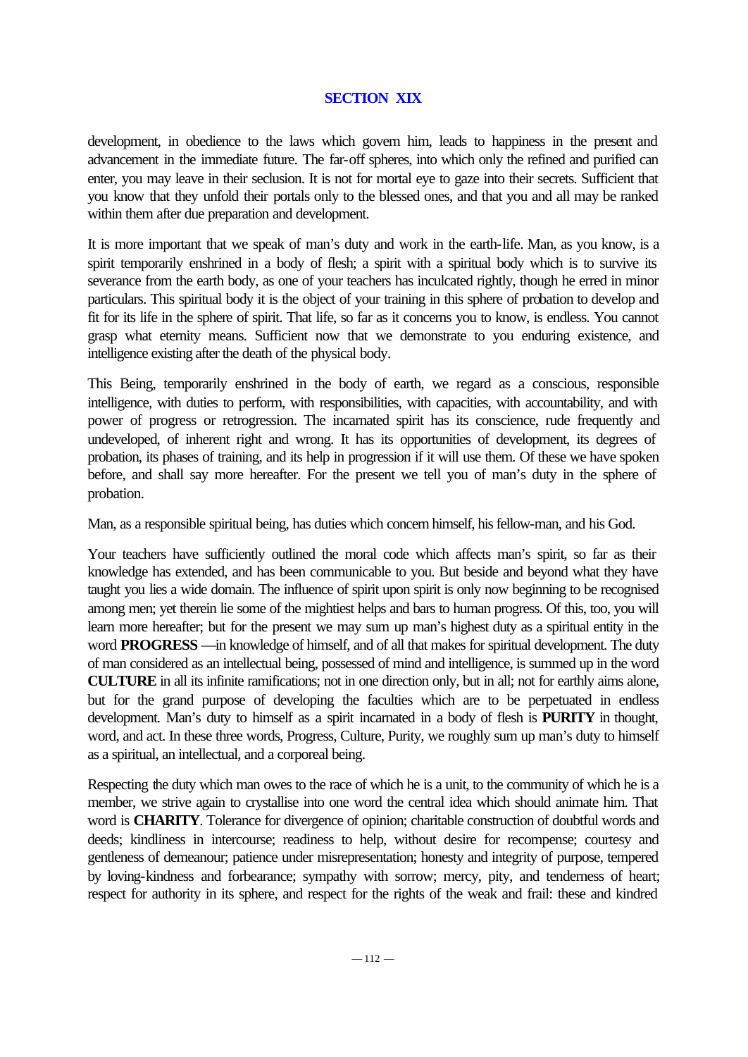## SECTION XIX

development, in obedience to the laws which govern him, leads to happiness in the present and advancement in the immediate future. The far-off spheres, into which only the refined and purified can enter, you may leave in their seclusion. It is not for mortal eye to gaze into their secrets. Sufficient that you know that they unfold their portals only to the blessed ones, and that you and all may be ranked within them after due preparation and development.

It is more important that we speak of man's duty and work in the earth-life. Man, as you know, is a spirit temporarily enshrined in a body of flesh; a spirit with a spiritual body which is to survive its severance from the earth body, as one of your teachers has inculcated rightly, though he erred in minor particulars. This spiritual body it is the object of your training in this sphere of probation to develop and fit for its life in the sphere of spirit. That life, so far as it concerns you to know, is endless. You cannot grasp what eternity means. Sufficient now that we demonstrate to you enduring existence, and intelligence existing after the death of the physical body.

This Being, temporarily enshrined in the body of earth, we regard as a conscious, responsible intelligence, with duties to perform, with responsibilities, with capacities, with accountability, and with power of progress or retrogression. The incarnated spirit has its conscience, rude frequently and undeveloped, of inherent right and wrong. It has its opportunities of development, its degrees of probation, its phases of training, and its help in progression if it will use them. Of these we have spoken before, and shall say more hereafter. For the present we tell you of man's duty in the sphere of probation.

Man, as a responsible spiritual being, has duties which concern himself, his fellow-man, and his God.

Your teachers have sufficiently outlined the moral code which affects man's spirit, so far as their knowledge has extended, and has been communicable to you. But beside and beyond what they have taught you lies a wide domain. The influence of spirit upon spirit is only now beginning to be recognised among men; yet therein lie some of the mightiest helps and bars to human progress. Of this, too, you will learn more hereafter; but for the present we may sum up man's highest duty as a spiritual entity in the word **PROGRESS** —in knowledge of himself, and of all that makes for spiritual development. The duty of man considered as an intellectual being, possessed of mind and intelligence, is summed up in the word **CULTURE** in all its infinite ramifications; not in one direction only, but in all; not for earthly aims alone, but for the grand purpose of developing the faculties which are to be perpetuated in endless development. Man's duty to himself as a spirit incarnated in a body of flesh is **PURITY** in thought, word, and act. In these three words, Progress, Culture, Purity, we roughly sum up man's duty to himself as a spiritual, an intellectual, and a corporeal being.

Respecting the duty which man owes to the race of which he is a unit, to the community of which he is a member, we strive again to crystallise into one word the central idea which should animate him. That word is **CHARITY**. Tolerance for divergence of opinion; charitable construction of doubtful words and deeds; kindliness in intercourse; readiness to help, without desire for recompense; courtesy and gentleness of demeanour; patience under misrepresentation; honesty and integrity of purpose, tempered by loving-kindness and forbearance; sympathy with sorrow; mercy, pity, and tenderness of heart; respect for authority in its sphere, and respect for the rights of the weak and frail: these and kindred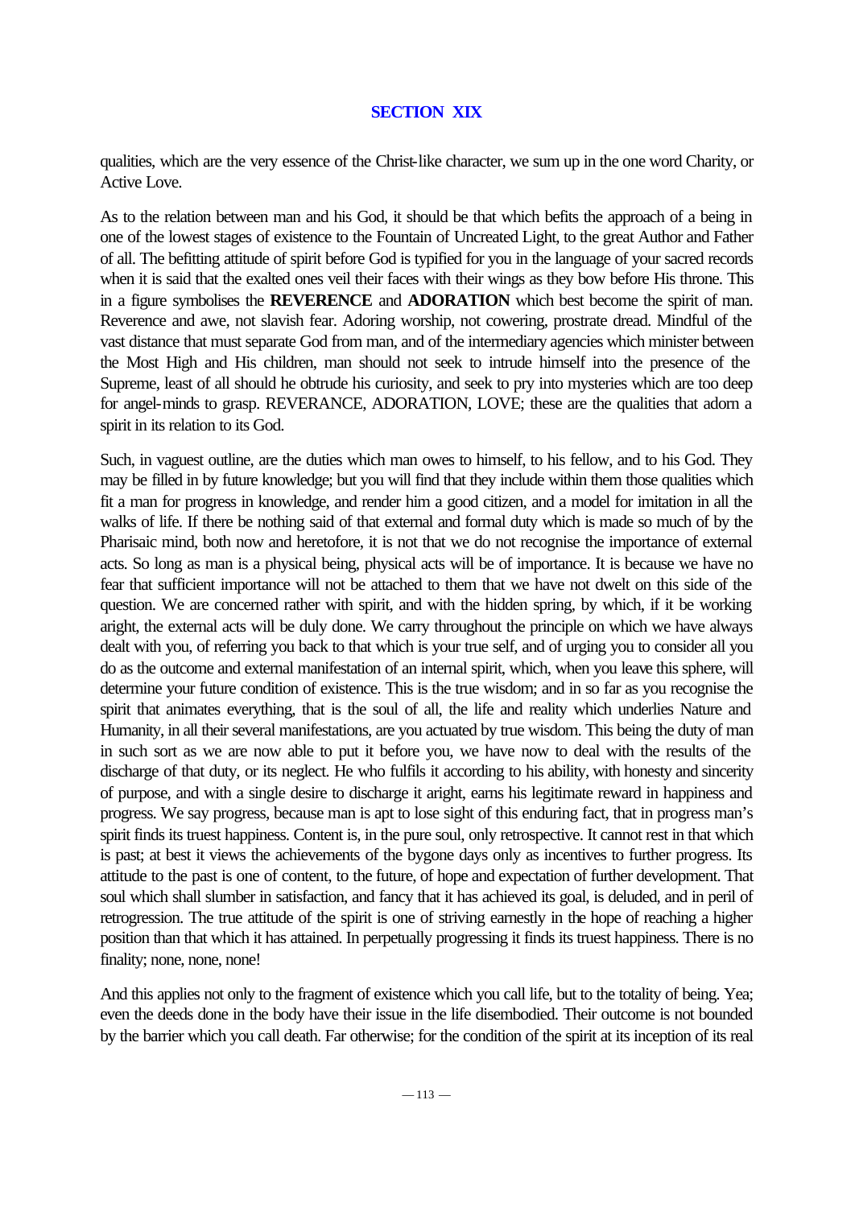# SECTION XIX

qualities, which are the very essence of the Christ-like character, we sum up in the one word Charity, or Active Love.

As to the relation between man and his God, it should be that which befits the approach of a being in one of the lowest stages of existence to the Fountain of Uncreated Light, to the great Author and Father of all. The befitting attitude of spirit before God is typified for you in the language of your sacred records when it is said that the exalted ones veil their faces with their wings as they bow before His throne. This in a figure symbolises the **REVERENCE** and **ADORATION** which best become the spirit of man. Reverence and awe, not slavish fear. Adoring worship, not cowering, prostrate dread. Mindful of the vast distance that must separate God from man, and of the intermediary agencies which minister between the Most High and His children, man should not seek to intrude himself into the presence of the Supreme, least of all should he obtrude his curiosity, and seek to pry into mysteries which are too deep for angel-minds to grasp. REVERANCE, ADORATION, LOVE; these are the qualities that adorn a spirit in its relation to its God.

Such, in vaguest outline, are the duties which man owes to himself, to his fellow, and to his God. They may be filled in by future knowledge; but you will find that they include within them those qualities which fit a man for progress in knowledge, and render him a good citizen, and a model for imitation in all the walks of life. If there be nothing said of that external and formal duty which is made so much of by the Pharisaic mind, both now and heretofore, it is not that we do not recognise the importance of external acts. So long as man is a physical being, physical acts will be of importance. It is because we have no fear that sufficient importance will not be attached to them that we have not dwelt on this side of the question. We are concerned rather with spirit, and with the hidden spring, by which, if it be working aright, the external acts will be duly done. We carry throughout the principle on which we have always dealt with you, of referring you back to that which is your true self, and of urging you to consider all you do as the outcome and external manifestation of an internal spirit, which, when you leave this sphere, will determine your future condition of existence. This is the true wisdom; and in so far as you recognise the spirit that animates everything, that is the soul of all, the life and reality which underlies Nature and Humanity, in all their several manifestations, are you actuated by true wisdom. This being the duty of man in such sort as we are now able to put it before you, we have now to deal with the results of the discharge of that duty, or its neglect. He who fulfils it according to his ability, with honesty and sincerity of purpose, and with a single desire to discharge it aright, earns his legitimate reward in happiness and progress. We say progress, because man is apt to lose sight of this enduring fact, that in progress man's spirit finds its truest happiness. Content is, in the pure soul, only retrospective. It cannot rest in that which is past; at best it views the achievements of the bygone days only as incentives to further progress. Its attitude to the past is one of content, to the future, of hope and expectation of further development. That soul which shall slumber in satisfaction, and fancy that it has achieved its goal, is deluded, and in peril of retrogression. The true attitude of the spirit is one of striving earnestly in the hope of reaching a higher position than that which it has attained. In perpetually progressing it finds its truest happiness. There is no finality; none, none, none!

And this applies not only to the fragment of existence which you call life, but to the totality of being. Yea; even the deeds done in the body have their issue in the life disembodied. Their outcome is not bounded by the barrier which you call death. Far otherwise; for the condition of the spirit at its inception of its real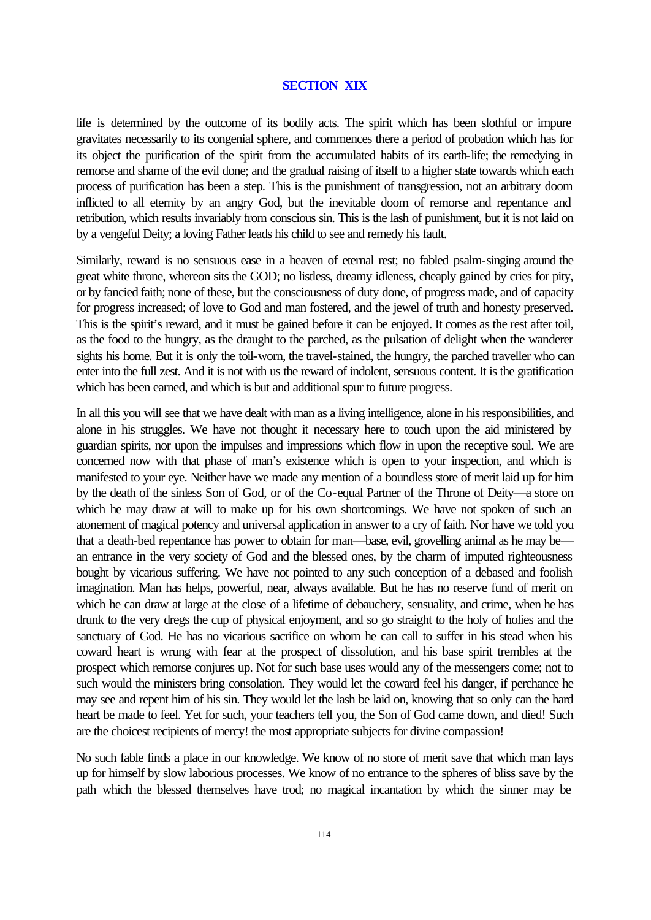## SECTION XIX

life is determined by the outcome of its bodily acts. The spirit which has been slothful or impure gravitates necessarily to its congenial sphere, and commences there a period of probation which has for its object the purification of the spirit from the accumulated habits of its earth-life; the remedying in remorse and shame of the evil done; and the gradual raising of itself to a higher state towards which each process of purification has been a step. This is the punishment of transgression, not an arbitrary doom inflicted to all eternity by an angry God, but the inevitable doom of remorse and repentance and retribution, which results invariably from conscious sin. This is the lash of punishment, but it is not laid on by a vengeful Deity; a loving Father leads his child to see and remedy his fault.

Similarly, reward is no sensuous ease in a heaven of eternal rest; no fabled psalm-singing around the great white throne, whereon sits the GOD; no listless, dreamy idleness, cheaply gained by cries for pity, or by fancied faith; none of these, but the consciousness of duty done, of progress made, and of capacity for progress increased; of love to God and man fostered, and the jewel of truth and honesty preserved. This is the spirit's reward, and it must be gained before it can be enjoyed. It comes as the rest after toil, as the food to the hungry, as the draught to the parched, as the pulsation of delight when the wanderer sights his home. But it is only the toil-worn, the travel-stained, the hungry, the parched traveller who can enter into the full zest. And it is not with us the reward of indolent, sensuous content. It is the gratification which has been earned, and which is but and additional spur to future progress.

In all this you will see that we have dealt with man as a living intelligence, alone in his responsibilities, and alone in his struggles. We have not thought it necessary here to touch upon the aid ministered by guardian spirits, nor upon the impulses and impressions which flow in upon the receptive soul. We are concerned now with that phase of man's existence which is open to your inspection, and which is manifested to your eye. Neither have we made any mention of a boundless store of merit laid up for him by the death of the sinless Son of God, or of the Co-equal Partner of the Throne of Deity—a store on which he may draw at will to make up for his own shortcomings. We have not spoken of such an atonement of magical potency and universal application in answer to a cry of faith. Nor have we told you that a death-bed repentance has power to obtain for man—base, evil, grovelling animal as he may be—an entrance in the very society of God and the blessed ones, by the charm of imputed righteousness bought by vicarious suffering. We have not pointed to any such conception of a debased and foolish imagination. Man has helps, powerful, near, always available. But he has no reserve fund of merit on which he can draw at large at the close of a lifetime of debauchery, sensuality, and crime, when he has drunk to the very dregs the cup of physical enjoyment, and so go straight to the holy of holies and the sanctuary of God. He has no vicarious sacrifice on whom he can call to suffer in his stead when his coward heart is wrung with fear at the prospect of dissolution, and his base spirit trembles at the prospect which remorse conjures up. Not for such base uses would any of the messengers come; not to such would the ministers bring consolation. They would let the coward feel his danger, if perchance he may see and repent him of his sin. They would let the lash be laid on, knowing that so only can the hard heart be made to feel. Yet for such, your teachers tell you, the Son of God came down, and died! Such are the choicest recipients of mercy! the most appropriate subjects for divine compassion!

No such fable finds a place in our knowledge. We know of no store of merit save that which man lays up for himself by slow laborious processes. We know of no entrance to the spheres of bliss save by the path which the blessed themselves have trod; no magical incantation by which the sinner may be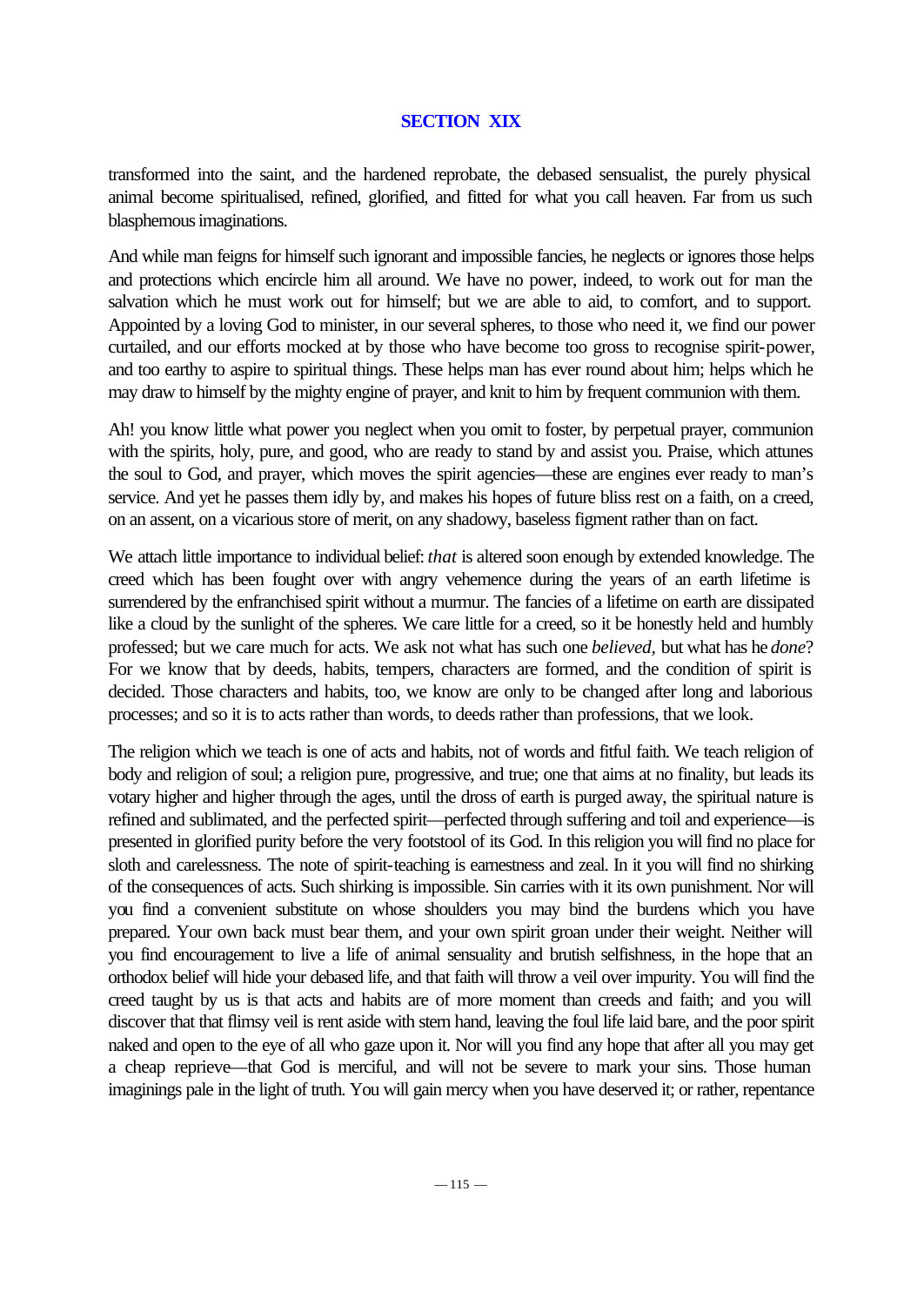## SECTION XIX

transformed into the saint, and the hardened reprobate, the debased sensualist, the purely physical animal become spiritualised, refined, glorified, and fitted for what you call heaven. Far from us such blasphemous imaginations.

And while man feigns for himself such ignorant and impossible fancies, he neglects or ignores those helps and protections which encircle him all around. We have no power, indeed, to work out for man the salvation which he must work out for himself; but we are able to aid, to comfort, and to support. Appointed by a loving God to minister, in our several spheres, to those who need it, we find our power curtailed, and our efforts mocked at by those who have become too gross to recognise spirit-power, and too earthy to aspire to spiritual things. These helps man has ever round about him; helps which he may draw to himself by the mighty engine of prayer, and knit to him by frequent communion with them.

Ah! you know little what power you neglect when you omit to foster, by perpetual prayer, communion with the spirits, holy, pure, and good, who are ready to stand by and assist you. Praise, which attunes the soul to God, and prayer, which moves the spirit agencies—these are engines ever ready to man's service. And yet he passes them idly by, and makes his hopes of future bliss rest on a faith, on a creed, on an assent, on a vicarious store of merit, on any shadowy, baseless figment rather than on fact.

We attach little importance to individual belief: *that* is altered soon enough by extended knowledge. The creed which has been fought over with angry vehemence during the years of an earth lifetime is surrendered by the enfranchised spirit without a murmur. The fancies of a lifetime on earth are dissipated like a cloud by the sunlight of the spheres. We care little for a creed, so it be honestly held and humbly professed; but we care much for acts. We ask not what has such one *believed*, but what has he *done*? For we know that by deeds, habits, tempers, characters are formed, and the condition of spirit is decided. Those characters and habits, too, we know are only to be changed after long and laborious processes; and so it is to acts rather than words, to deeds rather than professions, that we look.

The religion which we teach is one of acts and habits, not of words and fitful faith. We teach religion of body and religion of soul; a religion pure, progressive, and true; one that aims at no finality, but leads its votary higher and higher through the ages, until the dross of earth is purged away, the spiritual nature is refined and sublimated, and the perfected spirit—perfected through suffering and toil and experience—is presented in glorified purity before the very footstool of its God. In this religion you will find no place for sloth and carelessness. The note of spirit-teaching is earnestness and zeal. In it you will find no shirking of the consequences of acts. Such shirking is impossible. Sin carries with it its own punishment. Nor will you find a convenient substitute on whose shoulders you may bind the burdens which you have prepared. Your own back must bear them, and your own spirit groan under their weight. Neither will you find encouragement to live a life of animal sensuality and brutish selfishness, in the hope that an orthodox belief will hide your debased life, and that faith will throw a veil over impurity. You will find the creed taught by us is that acts and habits are of more moment than creeds and faith; and you will discover that that flimsy veil is rent aside with stern hand, leaving the foul life laid bare, and the poor spirit naked and open to the eye of all who gaze upon it. Nor will you find any hope that after all you may get a cheap reprieve—that God is merciful, and will not be severe to mark your sins. Those human imaginings pale in the light of truth. You will gain mercy when you have deserved it; or rather, repentance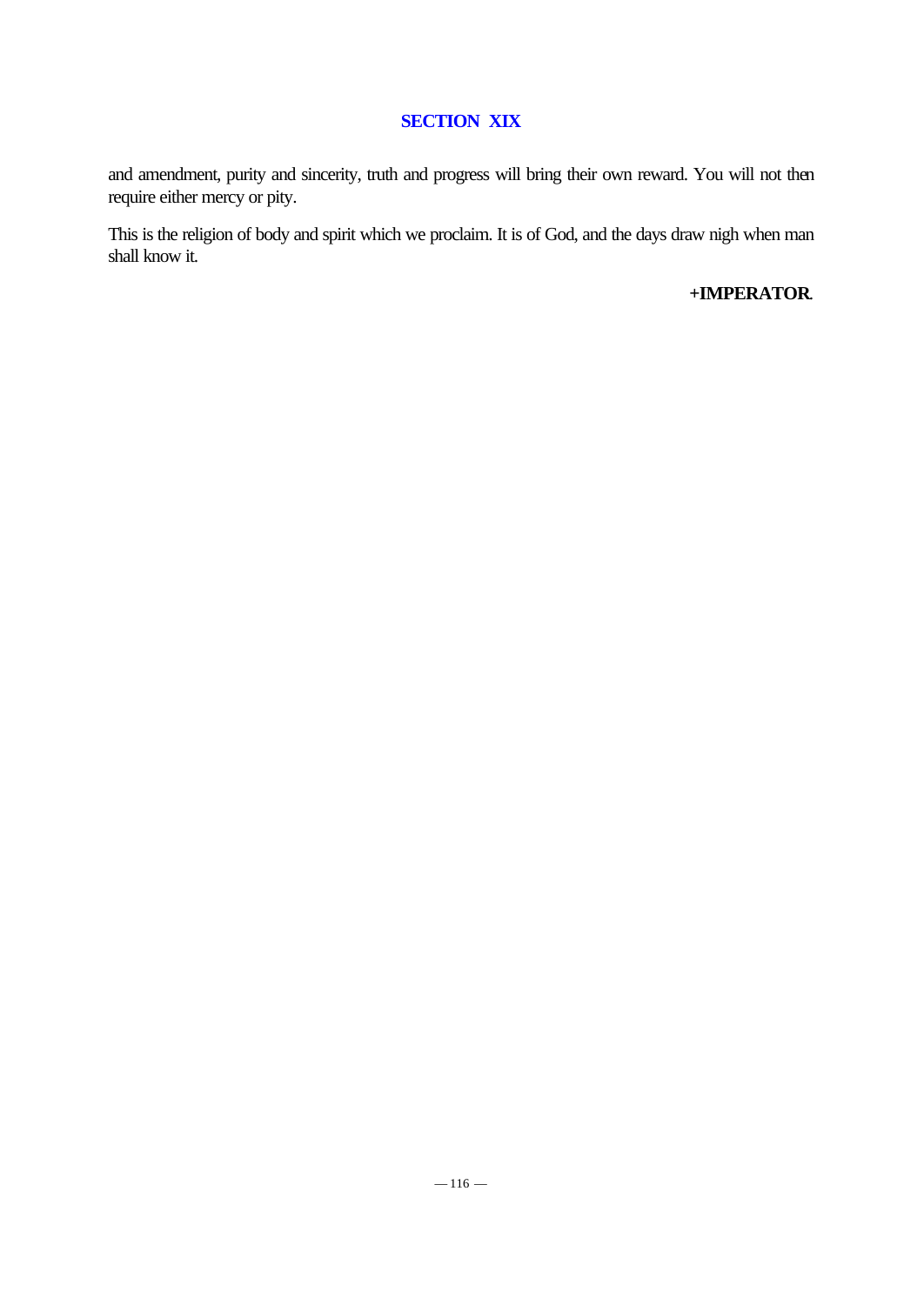## SECTION XIX

and amendment, purity and sincerity, truth and progress will bring their own reward. You will not then require either mercy or pity.

This is the religion of body and spirit which we proclaim. It is of God, and the days draw nigh when man shall know it.

**+IMPERATOR**.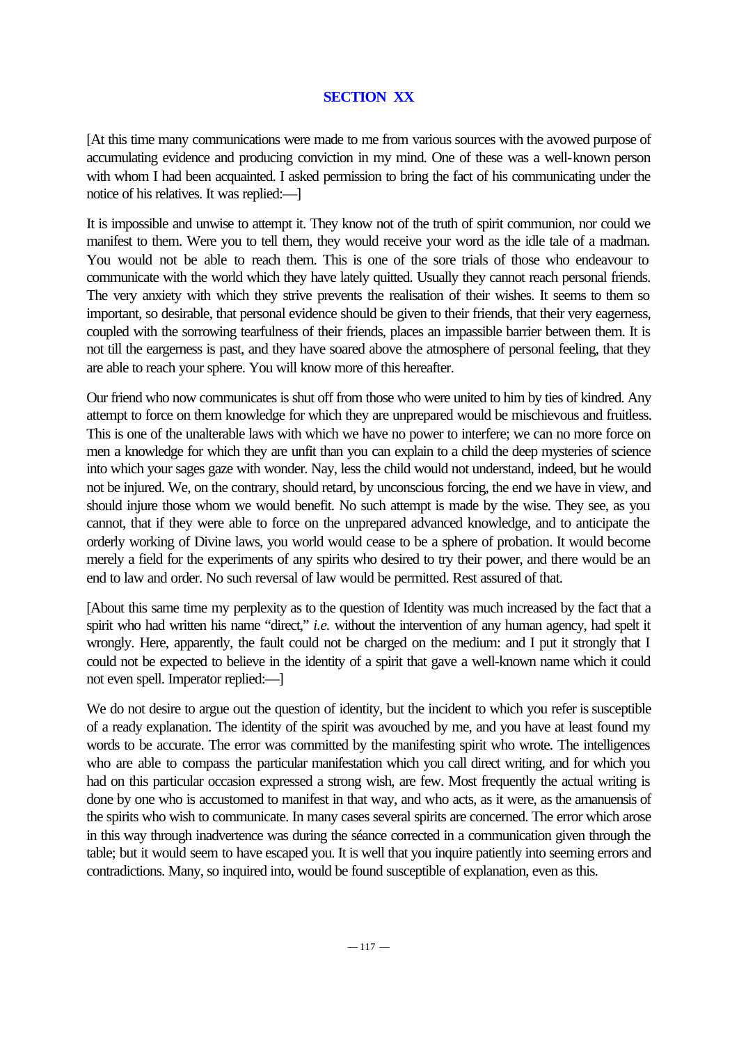## SECTION XX

[At this time many communications were made to me from various sources with the avowed purpose of accumulating evidence and producing conviction in my mind. One of these was a well-known person with whom I had been acquainted. I asked permission to bring the fact of his communicating under the notice of his relatives. It was replied:—]

It is impossible and unwise to attempt it. They know not of the truth of spirit communion, nor could we manifest to them. Were you to tell them, they would receive your word as the idle tale of a madman. You would not be able to reach them. This is one of the sore trials of those who endeavour to communicate with the world which they have lately quitted. Usually they cannot reach personal friends. The very anxiety with which they strive prevents the realisation of their wishes. It seems to them so important, so desirable, that personal evidence should be given to their friends, that their very eagerness, coupled with the sorrowing tearfulness of their friends, places an impassible barrier between them. It is not till the eargerness is past, and they have soared above the atmosphere of personal feeling, that they are able to reach your sphere. You will know more of this hereafter.

Our friend who now communicates is shut off from those who were united to him by ties of kindred. Any attempt to force on them knowledge for which they are unprepared would be mischievous and fruitless. This is one of the unalterable laws with which we have no power to interfere; we can no more force on men a knowledge for which they are unfit than you can explain to a child the deep mysteries of science into which your sages gaze with wonder. Nay, less the child would not understand, indeed, but he would not be injured. We, on the contrary, should retard, by unconscious forcing, the end we have in view, and should injure those whom we would benefit. No such attempt is made by the wise. They see, as you cannot, that if they were able to force on the unprepared advanced knowledge, and to anticipate the orderly working of Divine laws, you world would cease to be a sphere of probation. It would become merely a field for the experiments of any spirits who desired to try their power, and there would be an end to law and order. No such reversal of law would be permitted. Rest assured of that.

[About this same time my perplexity as to the question of Identity was much increased by the fact that a spirit who had written his name "direct," *i.e.* without the intervention of any human agency, had spelt it wrongly. Here, apparently, the fault could not be charged on the medium: and I put it strongly that I could not be expected to believe in the identity of a spirit that gave a well-known name which it could not even spell. Imperator replied:—]

We do not desire to argue out the question of identity, but the incident to which you refer is susceptible of a ready explanation. The identity of the spirit was avouched by me, and you have at least found my words to be accurate. The error was committed by the manifesting spirit who wrote. The intelligences who are able to compass the particular manifestation which you call direct writing, and for which you had on this particular occasion expressed a strong wish, are few. Most frequently the actual writing is done by one who is accustomed to manifest in that way, and who acts, as it were, as the amanuensis of the spirits who wish to communicate. In many cases several spirits are concerned. The error which arose in this way through inadvertence was during the séance corrected in a communication given through the table; but it would seem to have escaped you. It is well that you inquire patiently into seeming errors and contradictions. Many, so inquired into, would be found susceptible of explanation, even as this.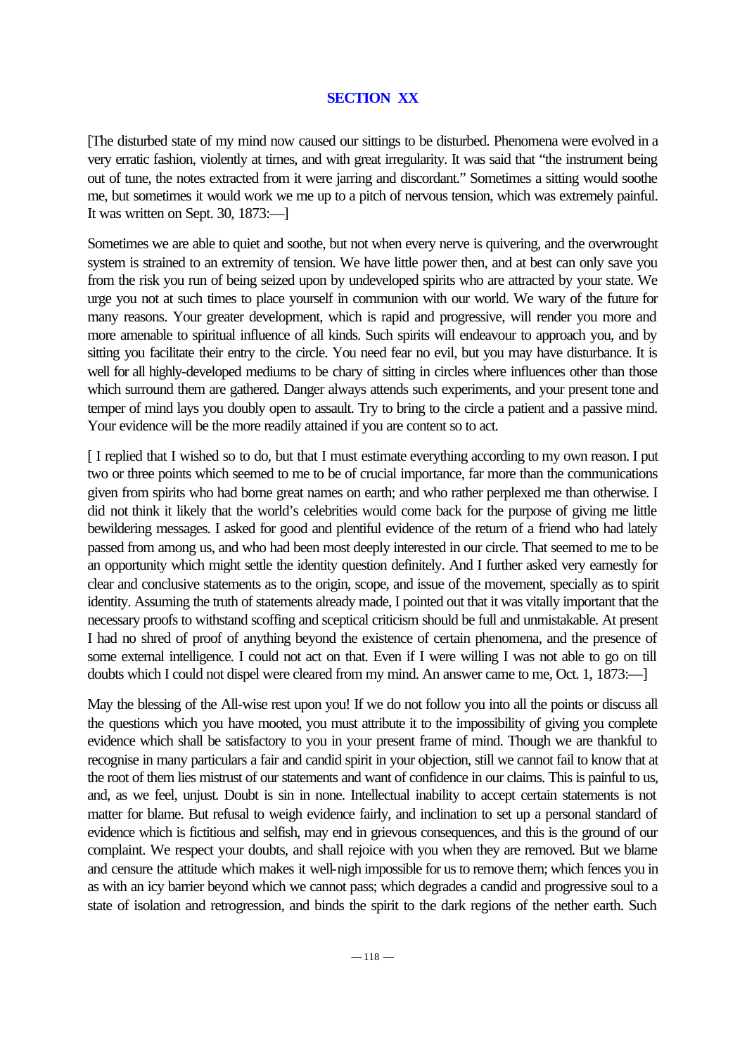## SECTION XX

[The disturbed state of my mind now caused our sittings to be disturbed. Phenomena were evolved in a very erratic fashion, violently at times, and with great irregularity. It was said that "the instrument being out of tune, the notes extracted from it were jarring and discordant." Sometimes a sitting would soothe me, but sometimes it would work we me up to a pitch of nervous tension, which was extremely painful. It was written on Sept. 30, 1873:—]

Sometimes we are able to quiet and soothe, but not when every nerve is quivering, and the overwrought system is strained to an extremity of tension. We have little power then, and at best can only save you from the risk you run of being seized upon by undeveloped spirits who are attracted by your state. We urge you not at such times to place yourself in communion with our world. We wary of the future for many reasons. Your greater development, which is rapid and progressive, will render you more and more amenable to spiritual influence of all kinds. Such spirits will endeavour to approach you, and by sitting you facilitate their entry to the circle. You need fear no evil, but you may have disturbance. It is well for all highly-developed mediums to be chary of sitting in circles where influences other than those which surround them are gathered. Danger always attends such experiments, and your present tone and temper of mind lays you doubly open to assault. Try to bring to the circle a patient and a passive mind. Your evidence will be the more readily attained if you are content so to act.

[ I replied that I wished so to do, but that I must estimate everything according to my own reason. I put two or three points which seemed to me to be of crucial importance, far more than the communications given from spirits who had borne great names on earth; and who rather perplexed me than otherwise. I did not think it likely that the world's celebrities would come back for the purpose of giving me little bewildering messages. I asked for good and plentiful evidence of the return of a friend who had lately passed from among us, and who had been most deeply interested in our circle. That seemed to me to be an opportunity which might settle the identity question definitely. And I further asked very earnestly for clear and conclusive statements as to the origin, scope, and issue of the movement, specially as to spirit identity. Assuming the truth of statements already made, I pointed out that it was vitally important that the necessary proofs to withstand scoffing and sceptical criticism should be full and unmistakable. At present I had no shred of proof of anything beyond the existence of certain phenomena, and the presence of some external intelligence. I could not act on that. Even if I were willing I was not able to go on till doubts which I could not dispel were cleared from my mind. An answer came to me, Oct. 1, 1873:—]

May the blessing of the All-wise rest upon you! If we do not follow you into all the points or discuss all the questions which you have mooted, you must attribute it to the impossibility of giving you complete evidence which shall be satisfactory to you in your present frame of mind. Though we are thankful to recognise in many particulars a fair and candid spirit in your objection, still we cannot fail to know that at the root of them lies mistrust of our statements and want of confidence in our claims. This is painful to us, and, as we feel, unjust. Doubt is sin in none. Intellectual inability to accept certain statements is not matter for blame. But refusal to weigh evidence fairly, and inclination to set up a personal standard of evidence which is fictitious and selfish, may end in grievous consequences, and this is the ground of our complaint. We respect your doubts, and shall rejoice with you when they are removed. But we blame and censure the attitude which makes it well-nigh impossible for us to remove them; which fences you in as with an icy barrier beyond which we cannot pass; which degrades a candid and progressive soul to a state of isolation and retrogression, and binds the spirit to the dark regions of the nether earth. Such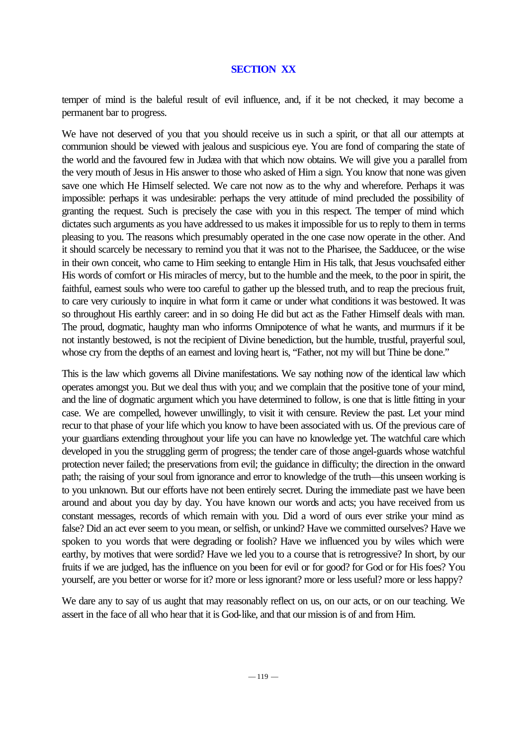## SECTION XX

temper of mind is the baleful result of evil influence, and, if it be not checked, it may become a permanent bar to progress.

We have not deserved of you that you should receive us in such a spirit, or that all our attempts at communion should be viewed with jealous and suspicious eye. You are fond of comparing the state of the world and the favoured few in Judæa with that which now obtains. We will give you a parallel from the very mouth of Jesus in His answer to those who asked of Him a sign. You know that none was given save one which He Himself selected. We care not now as to the why and wherefore. Perhaps it was impossible: perhaps it was undesirable: perhaps the very attitude of mind precluded the possibility of granting the request. Such is precisely the case with you in this respect. The temper of mind which dictates such arguments as you have addressed to us makes it impossible for us to reply to them in terms pleasing to you. The reasons which presumably operated in the one case now operate in the other. And it should scarcely be necessary to remind you that it was not to the Pharisee, the Sadducee, or the wise in their own conceit, who came to Him seeking to entangle Him in His talk, that Jesus vouchsafed either His words of comfort or His miracles of mercy, but to the humble and the meek, to the poor in spirit, the faithful, earnest souls who were too careful to gather up the blessed truth, and to reap the precious fruit, to care very curiously to inquire in what form it came or under what conditions it was bestowed. It was so throughout His earthly career: and in so doing He did but act as the Father Himself deals with man. The proud, dogmatic, haughty man who informs Omnipotence of what he wants, and murmurs if it be not instantly bestowed, is not the recipient of Divine benediction, but the humble, trustful, prayerful soul, whose cry from the depths of an earnest and loving heart is, "Father, not my will but Thine be done."

This is the law which governs all Divine manifestations. We say nothing now of the identical law which operates amongst you. But we deal thus with you; and we complain that the positive tone of your mind, and the line of dogmatic argument which you have determined to follow, is one that is little fitting in your case. We are compelled, however unwillingly, to visit it with censure. Review the past. Let your mind recur to that phase of your life which you know to have been associated with us. Of the previous care of your guardians extending throughout your life you can have no knowledge yet. The watchful care which developed in you the struggling germ of progress; the tender care of those angel-guards whose watchful protection never failed; the preservations from evil; the guidance in difficulty; the direction in the onward path; the raising of your soul from ignorance and error to knowledge of the truth—this unseen working is to you unknown. But our efforts have not been entirely secret. During the immediate past we have been around and about you day by day. You have known our words and acts; you have received from us constant messages, records of which remain with you. Did a word of ours ever strike your mind as false? Did an act ever seem to you mean, or selfish, or unkind? Have we committed ourselves? Have we spoken to you words that were degrading or foolish? Have we influenced you by wiles which were earthy, by motives that were sordid? Have we led you to a course that is retrogressive? In short, by our fruits if we are judged, has the influence on you been for evil or for good? for God or for His foes? You yourself, are you better or worse for it? more or less ignorant? more or less useful? more or less happy?

We dare any to say of us aught that may reasonably reflect on us, on our acts, or on our teaching. We assert in the face of all who hear that it is God-like, and that our mission is of and from Him.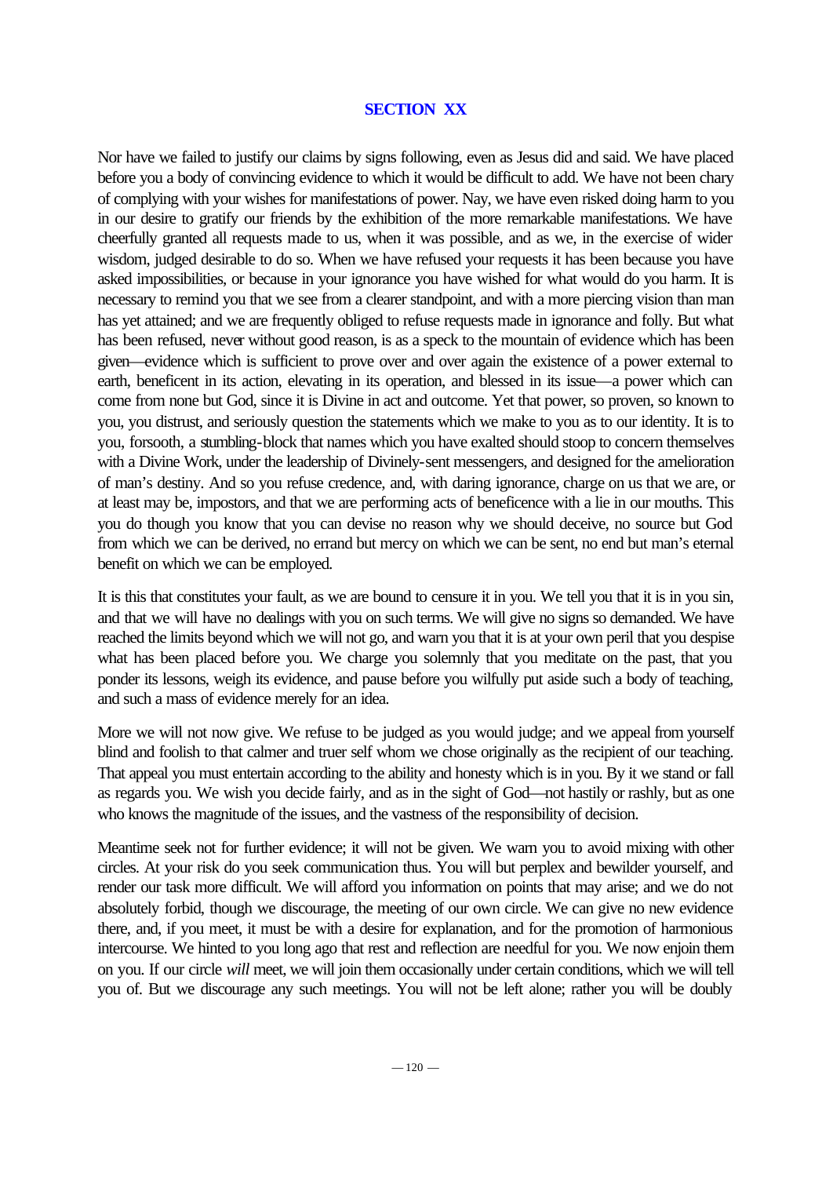## SECTION XX

Nor have we failed to justify our claims by signs following, even as Jesus did and said. We have placed before you a body of convincing evidence to which it would be difficult to add. We have not been chary of complying with your wishes for manifestations of power. Nay, we have even risked doing harm to you in our desire to gratify our friends by the exhibition of the more remarkable manifestations. We have cheerfully granted all requests made to us, when it was possible, and as we, in the exercise of wider wisdom, judged desirable to do so. When we have refused your requests it has been because you have asked impossibilities, or because in your ignorance you have wished for what would do you harm. It is necessary to remind you that we see from a clearer standpoint, and with a more piercing vision than man has yet attained; and we are frequently obliged to refuse requests made in ignorance and folly. But what has been refused, never without good reason, is as a speck to the mountain of evidence which has been given—evidence which is sufficient to prove over and over again the existence of a power external to earth, beneficent in its action, elevating in its operation, and blessed in its issue—a power which can come from none but God, since it is Divine in act and outcome. Yet that power, so proven, so known to you, you distrust, and seriously question the statements which we make to you as to our identity. It is to you, forsooth, a stumbling-block that names which you have exalted should stoop to concern themselves with a Divine Work, under the leadership of Divinely-sent messengers, and designed for the amelioration of man's destiny. And so you refuse credence, and, with daring ignorance, charge on us that we are, or at least may be, impostors, and that we are performing acts of beneficence with a lie in our mouths. This you do though you know that you can devise no reason why we should deceive, no source but God from which we can be derived, no errand but mercy on which we can be sent, no end but man's eternal benefit on which we can be employed.

It is this that constitutes your fault, as we are bound to censure it in you. We tell you that it is in you sin, and that we will have no dealings with you on such terms. We will give no signs so demanded. We have reached the limits beyond which we will not go, and warn you that it is at your own peril that you despise what has been placed before you. We charge you solemnly that you meditate on the past, that you ponder its lessons, weigh its evidence, and pause before you wilfully put aside such a body of teaching, and such a mass of evidence merely for an idea.

More we will not now give. We refuse to be judged as you would judge; and we appeal from yourself blind and foolish to that calmer and truer self whom we chose originally as the recipient of our teaching. That appeal you must entertain according to the ability and honesty which is in you. By it we stand or fall as regards you. We wish you decide fairly, and as in the sight of God—not hastily or rashly, but as one who knows the magnitude of the issues, and the vastness of the responsibility of decision.

Meantime seek not for further evidence; it will not be given. We warn you to avoid mixing with other circles. At your risk do you seek communication thus. You will but perplex and bewilder yourself, and render our task more difficult. We will afford you information on points that may arise; and we do not absolutely forbid, though we discourage, the meeting of our own circle. We can give no new evidence there, and, if you meet, it must be with a desire for explanation, and for the promotion of harmonious intercourse. We hinted to you long ago that rest and reflection are needful for you. We now enjoin them on you. If our circle *will* meet, we will join them occasionally under certain conditions, which we will tell you of. But we discourage any such meetings. You will not be left alone; rather you will be doubly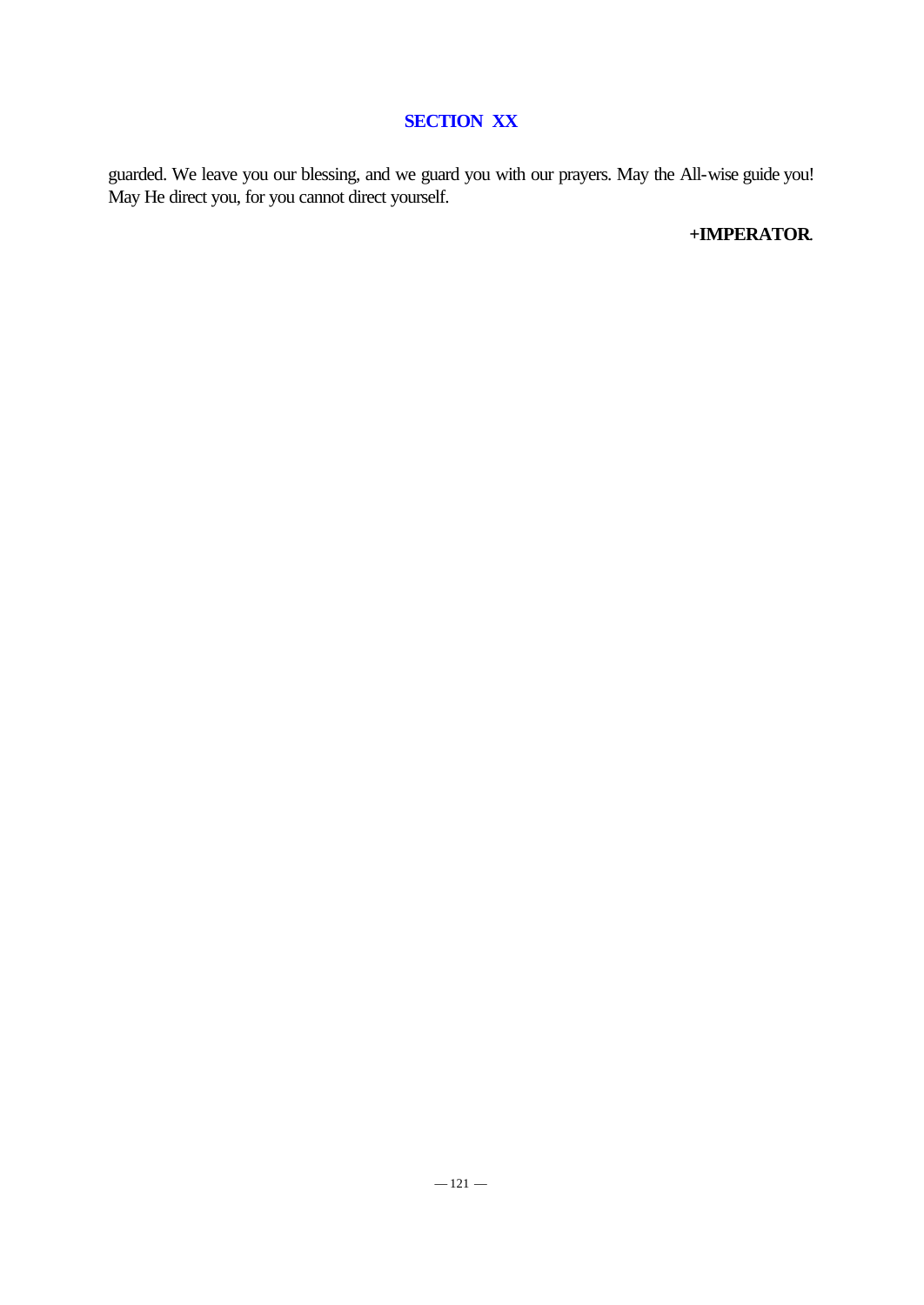guarded. We leave you our blessing, and we guard you with our prayers. May the All-wise guide you! May He direct you, for you cannot direct yourself.

**+IMPERATOR.**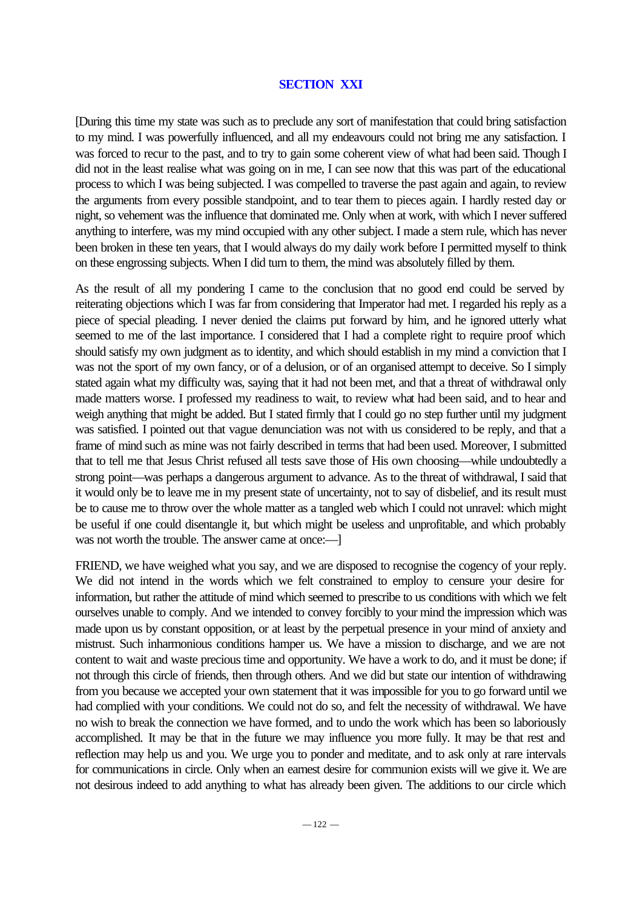## SECTION XXI

[During this time my state was such as to preclude any sort of manifestation that could bring satisfaction to my mind. I was powerfully influenced, and all my endeavours could not bring me any satisfaction. I was forced to recur to the past, and to try to gain some coherent view of what had been said. Though I did not in the least realise what was going on in me, I can see now that this was part of the educational process to which I was being subjected. I was compelled to traverse the past again and again, to review the arguments from every possible standpoint, and to tear them to pieces again. I hardly rested day or night, so vehement was the influence that dominated me. Only when at work, with which I never suffered anything to interfere, was my mind occupied with any other subject. I made a stern rule, which has never been broken in these ten years, that I would always do my daily work before I permitted myself to think on these engrossing subjects. When I did turn to them, the mind was absolutely filled by them.

As the result of all my pondering I came to the conclusion that no good end could be served by reiterating objections which I was far from considering that Imperator had met. I regarded his reply as a piece of special pleading. I never denied the claims put forward by him, and he ignored utterly what seemed to me of the last importance. I considered that I had a complete right to require proof which should satisfy my own judgment as to identity, and which should establish in my mind a conviction that I was not the sport of my own fancy, or of a delusion, or of an organised attempt to deceive. So I simply stated again what my difficulty was, saying that it had not been met, and that a threat of withdrawal only made matters worse. I professed my readiness to wait, to review what had been said, and to hear and weigh anything that might be added. But I stated firmly that I could go no step further until my judgment was satisfied. I pointed out that vague denunciation was not with us considered to be reply, and that a frame of mind such as mine was not fairly described in terms that had been used. Moreover, I submitted that to tell me that Jesus Christ refused all tests save those of His own choosing—while undoubtedly a strong point—was perhaps a dangerous argument to advance. As to the threat of withdrawal, I said that it would only be to leave me in my present state of uncertainty, not to say of disbelief, and its result must be to cause me to throw over the whole matter as a tangled web which I could not unravel: which might be useful if one could disentangle it, but which might be useless and unprofitable, and which probably was not worth the trouble. The answer came at once:—]

FRIEND, we have weighed what you say, and we are disposed to recognise the cogency of your reply. We did not intend in the words which we felt constrained to employ to censure your desire for information, but rather the attitude of mind which seemed to prescribe to us conditions with which we felt ourselves unable to comply. And we intended to convey forcibly to your mind the impression which was made upon us by constant opposition, or at least by the perpetual presence in your mind of anxiety and mistrust. Such inharmonious conditions hamper us. We have a mission to discharge, and we are not content to wait and waste precious time and opportunity. We have a work to do, and it must be done; if not through this circle of friends, then through others. And we did but state our intention of withdrawing from you because we accepted your own statement that it was impossible for you to go forward until we had complied with your conditions. We could not do so, and felt the necessity of withdrawal. We have no wish to break the connection we have formed, and to undo the work which has been so laboriously accomplished. It may be that in the future we may influence you more fully. It may be that rest and reflection may help us and you. We urge you to ponder and meditate, and to ask only at rare intervals for communications in circle. Only when an earnest desire for communion exists will we give it. We are not desirous indeed to add anything to what has already been given. The additions to our circle which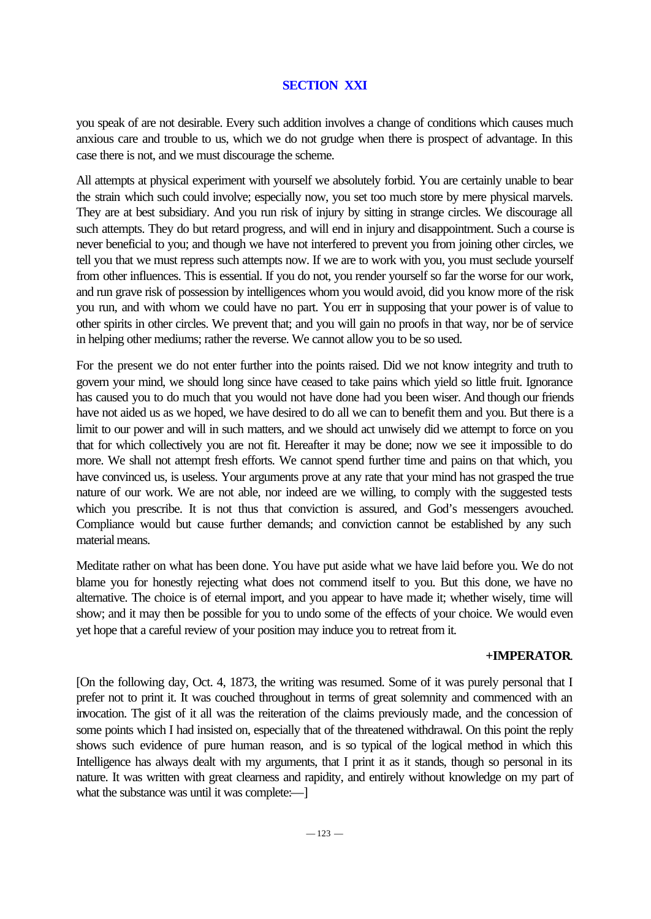## SECTION XXI

you speak of are not desirable. Every such addition involves a change of conditions which causes much anxious care and trouble to us, which we do not grudge when there is prospect of advantage. In this case there is not, and we must discourage the scheme.

All attempts at physical experiment with yourself we absolutely forbid. You are certainly unable to bear the strain which such could involve; especially now, you set too much store by mere physical marvels. They are at best subsidiary. And you run risk of injury by sitting in strange circles. We discourage all such attempts. They do but retard progress, and will end in injury and disappointment. Such a course is never beneficial to you; and though we have not interfered to prevent you from joining other circles, we tell you that we must repress such attempts now. If we are to work with you, you must seclude yourself from other influences. This is essential. If you do not, you render yourself so far the worse for our work, and run grave risk of possession by intelligences whom you would avoid, did you know more of the risk you run, and with whom we could have no part. You err in supposing that your power is of value to other spirits in other circles. We prevent that; and you will gain no proofs in that way, nor be of service in helping other mediums; rather the reverse. We cannot allow you to be so used.

For the present we do not enter further into the points raised. Did we not know integrity and truth to govern your mind, we should long since have ceased to take pains which yield so little fruit. Ignorance has caused you to do much that you would not have done had you been wiser. And though our friends have not aided us as we hoped, we have desired to do all we can to benefit them and you. But there is a limit to our power and will in such matters, and we should act unwisely did we attempt to force on you that for which collectively you are not fit. Hereafter it may be done; now we see it impossible to do more. We shall not attempt fresh efforts. We cannot spend further time and pains on that which, you have convinced us, is useless. Your arguments prove at any rate that your mind has not grasped the true nature of our work. We are not able, nor indeed are we willing, to comply with the suggested tests which you prescribe. It is not thus that conviction is assured, and God's messengers avouched. Compliance would but cause further demands; and conviction cannot be established by any such material means.

Meditate rather on what has been done. You have put aside what we have laid before you. We do not blame you for honestly rejecting what does not commend itself to you. But this done, we have no alternative. The choice is of eternal import, and you appear to have made it; whether wisely, time will show; and it may then be possible for you to undo some of the effects of your choice. We would even yet hope that a careful review of your position may induce you to retreat from it.

**+IMPERATOR.**

[On the following day, Oct. 4, 1873, the writing was resumed. Some of it was purely personal that I prefer not to print it. It was couched throughout in terms of great solemnity and commenced with an invocation. The gist of it all was the reiteration of the claims previously made, and the concession of some points which I had insisted on, especially that of the threatened withdrawal. On this point the reply shows such evidence of pure human reason, and is so typical of the logical method in which this Intelligence has always dealt with my arguments, that I print it as it stands, though so personal in its nature. It was written with great clearness and rapidity, and entirely without knowledge on my part of what the substance was until it was complete:—]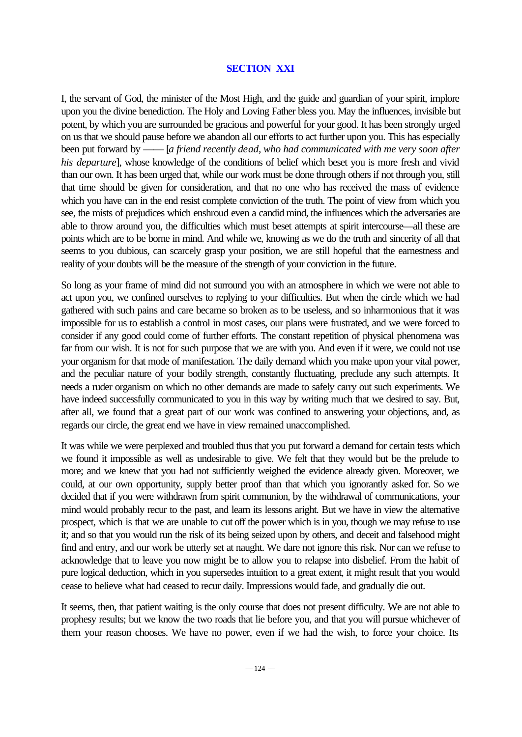## SECTION XXI

I, the servant of God, the minister of the Most High, and the guide and guardian of your spirit, implore upon you the divine benediction. The Holy and Loving Father bless you. May the influences, invisible but potent, by which you are surrounded be gracious and powerful for your good. It has been strongly urged on us that we should pause before we abandon all our efforts to act further upon you. This has especially been put forward by —— [*a friend recently dead, who had communicated with me very soon after his departure*], whose knowledge of the conditions of belief which beset you is more fresh and vivid than our own. It has been urged that, while our work must be done through others if not through you, still that time should be given for consideration, and that no one who has received the mass of evidence which you have can in the end resist complete conviction of the truth. The point of view from which you see, the mists of prejudices which enshroud even a candid mind, the influences which the adversaries are able to throw around you, the difficulties which must beset attempts at spirit intercourse—all these are points which are to be borne in mind. And while we, knowing as we do the truth and sincerity of all that seems to you dubious, can scarcely grasp your position, we are still hopeful that the earnestness and reality of your doubts will be the measure of the strength of your conviction in the future.

So long as your frame of mind did not surround you with an atmosphere in which we were not able to act upon you, we confined ourselves to replying to your difficulties. But when the circle which we had gathered with such pains and care became so broken as to be useless, and so inharmonious that it was impossible for us to establish a control in most cases, our plans were frustrated, and we were forced to consider if any good could come of further efforts. The constant repetition of physical phenomena was far from our wish. It is not for such purpose that we are with you. And even if it were, we could not use your organism for that mode of manifestation. The daily demand which you make upon your vital power, and the peculiar nature of your bodily strength, constantly fluctuating, preclude any such attempts. It needs a ruder organism on which no other demands are made to safely carry out such experiments. We have indeed successfully communicated to you in this way by writing much that we desired to say. But, after all, we found that a great part of our work was confined to answering your objections, and, as regards our circle, the great end we have in view remained unaccomplished.

It was while we were perplexed and troubled thus that you put forward a demand for certain tests which we found it impossible as well as undesirable to give. We felt that they would but be the prelude to more; and we knew that you had not sufficiently weighed the evidence already given. Moreover, we could, at our own opportunity, supply better proof than that which you ignorantly asked for. So we decided that if you were withdrawn from spirit communion, by the withdrawal of communications, your mind would probably recur to the past, and learn its lessons aright. But we have in view the alternative prospect, which is that we are unable to cut off the power which is in you, though we may refuse to use it; and so that you would run the risk of its being seized upon by others, and deceit and falsehood might find and entry, and our work be utterly set at naught. We dare not ignore this risk. Nor can we refuse to acknowledge that to leave you now might be to allow you to relapse into disbelief. From the habit of pure logical deduction, which in you supersedes intuition to a great extent, it might result that you would cease to believe what had ceased to recur daily. Impressions would fade, and gradually die out.

It seems, then, that patient waiting is the only course that does not present difficulty. We are not able to prophesy results; but we know the two roads that lie before you, and that you will pursue whichever of them your reason chooses. We have no power, even if we had the wish, to force your choice. Its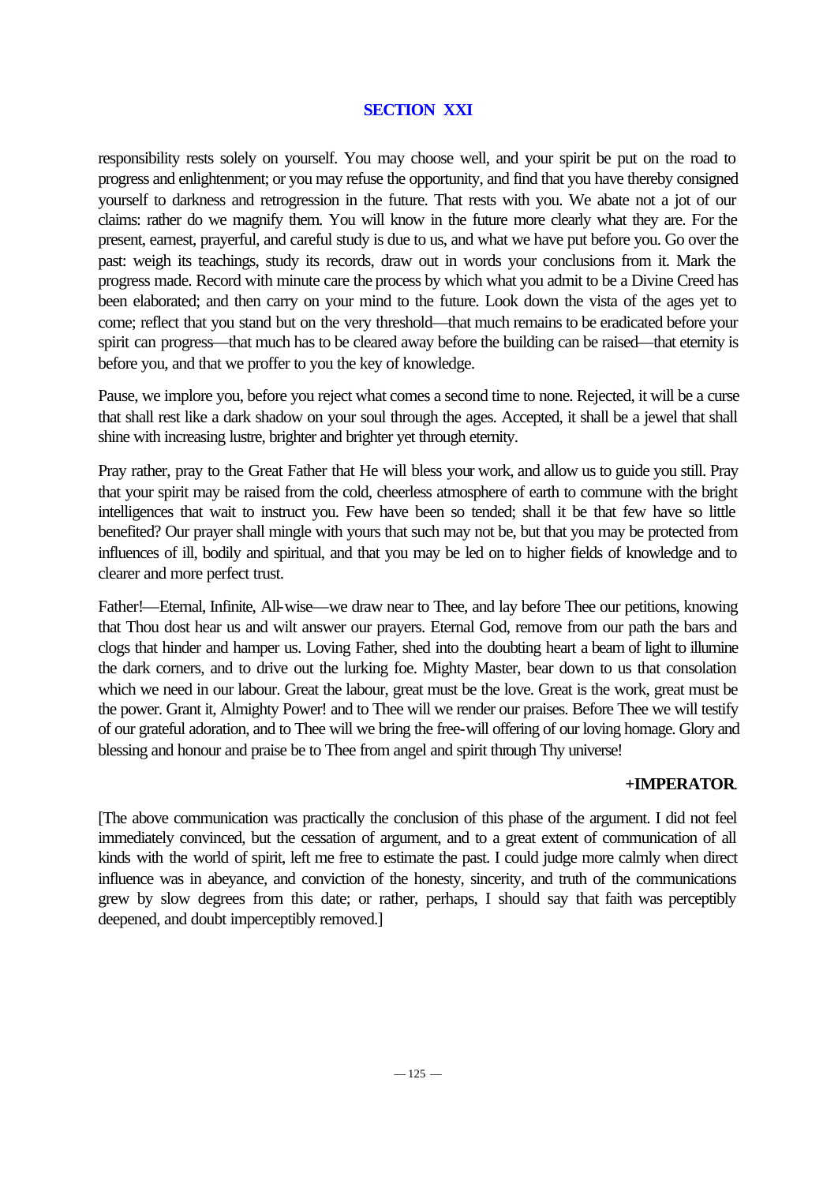## SECTION XXI

responsibility rests solely on yourself. You may choose well, and your spirit be put on the road to progress and enlightenment; or you may refuse the opportunity, and find that you have thereby consigned yourself to darkness and retrogression in the future. That rests with you. We abate not a jot of our claims: rather do we magnify them. You will know in the future more clearly what they are. For the present, earnest, prayerful, and careful study is due to us, and what we have put before you. Go over the past: weigh its teachings, study its records, draw out in words your conclusions from it. Mark the progress made. Record with minute care the process by which what you admit to be a Divine Creed has been elaborated; and then carry on your mind to the future. Look down the vista of the ages yet to come; reflect that you stand but on the very threshold—that much remains to be eradicated before your spirit can progress—that much has to be cleared away before the building can be raised—that eternity is before you, and that we proffer to you the key of knowledge.

Pause, we implore you, before you reject what comes a second time to none. Rejected, it will be a curse that shall rest like a dark shadow on your soul through the ages. Accepted, it shall be a jewel that shall shine with increasing lustre, brighter and brighter yet through eternity.

Pray rather, pray to the Great Father that He will bless your work, and allow us to guide you still. Pray that your spirit may be raised from the cold, cheerless atmosphere of earth to commune with the bright intelligences that wait to instruct you. Few have been so tended; shall it be that few have so little benefited? Our prayer shall mingle with yours that such may not be, but that you may be protected from influences of ill, bodily and spiritual, and that you may be led on to higher fields of knowledge and to clearer and more perfect trust.

Father!—Eternal, Infinite, All-wise—we draw near to Thee, and lay before Thee our petitions, knowing that Thou dost hear us and wilt answer our prayers. Eternal God, remove from our path the bars and clogs that hinder and hamper us. Loving Father, shed into the doubting heart a beam of light to illumine the dark corners, and to drive out the lurking foe. Mighty Master, bear down to us that consolation which we need in our labour. Great the labour, great must be the love. Great is the work, great must be the power. Grant it, Almighty Power! and to Thee will we render our praises. Before Thee we will testify of our grateful adoration, and to Thee will we bring the free-will offering of our loving homage. Glory and blessing and honour and praise be to Thee from angel and spirit through Thy universe!

**+IMPERATOR.**

[The above communication was practically the conclusion of this phase of the argument. I did not feel immediately convinced, but the cessation of argument, and to a great extent of communication of all kinds with the world of spirit, left me free to estimate the past. I could judge more calmly when direct influence was in abeyance, and conviction of the honesty, sincerity, and truth of the communications grew by slow degrees from this date; or rather, perhaps, I should say that faith was perceptibly deepened, and doubt imperceptibly removed.]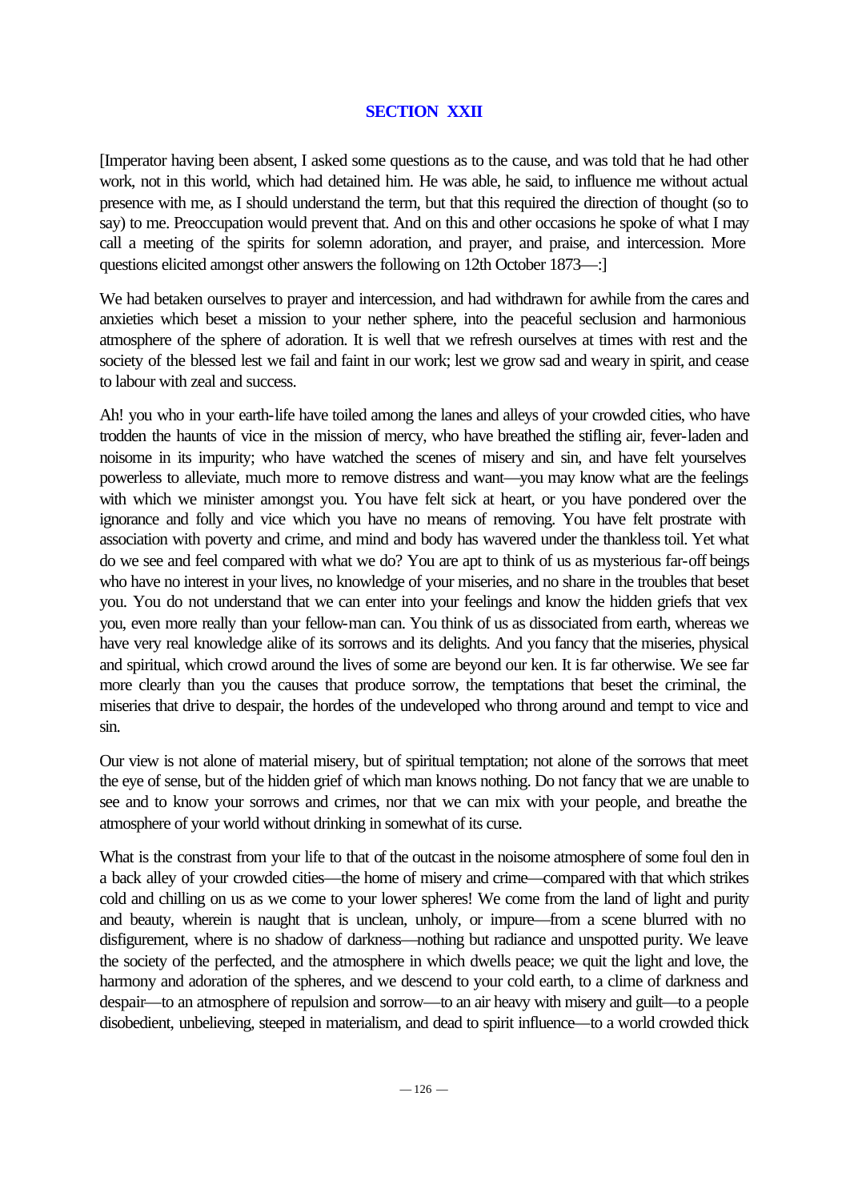## SECTION XXII

[Imperator having been absent, I asked some questions as to the cause, and was told that he had other work, not in this world, which had detained him. He was able, he said, to influence me without actual presence with me, as I should understand the term, but that this required the direction of thought (so to say) to me. Preoccupation would prevent that. And on this and other occasions he spoke of what I may call a meeting of the spirits for solemn adoration, and prayer, and praise, and intercession. More questions elicited amongst other answers the following on 12th October 1873—:]

We had betaken ourselves to prayer and intercession, and had withdrawn for awhile from the cares and anxieties which beset a mission to your nether sphere, into the peaceful seclusion and harmonious atmosphere of the sphere of adoration. It is well that we refresh ourselves at times with rest and the society of the blessed lest we fail and faint in our work; lest we grow sad and weary in spirit, and cease to labour with zeal and success.

Ah! you who in your earth-life have toiled among the lanes and alleys of your crowded cities, who have trodden the haunts of vice in the mission of mercy, who have breathed the stifling air, fever-laden and noisome in its impurity; who have watched the scenes of misery and sin, and have felt yourselves powerless to alleviate, much more to remove distress and want—you may know what are the feelings with which we minister amongst you. You have felt sick at heart, or you have pondered over the ignorance and folly and vice which you have no means of removing. You have felt prostrate with association with poverty and crime, and mind and body has wavered under the thankless toil. Yet what do we see and feel compared with what we do? You are apt to think of us as mysterious far-off beings who have no interest in your lives, no knowledge of your miseries, and no share in the troubles that beset you. You do not understand that we can enter into your feelings and know the hidden griefs that vex you, even more really than your fellow-man can. You think of us as dissociated from earth, whereas we have very real knowledge alike of its sorrows and its delights. And you fancy that the miseries, physical and spiritual, which crowd around the lives of some are beyond our ken. It is far otherwise. We see far more clearly than you the causes that produce sorrow, the temptations that beset the criminal, the miseries that drive to despair, the hordes of the undeveloped who throng around and tempt to vice and sin.

Our view is not alone of material misery, but of spiritual temptation; not alone of the sorrows that meet the eye of sense, but of the hidden grief of which man knows nothing. Do not fancy that we are unable to see and to know your sorrows and crimes, nor that we can mix with your people, and breathe the atmosphere of your world without drinking in somewhat of its curse.

What is the constrast from your life to that of the outcast in the noisome atmosphere of some foul den in a back alley of your crowded cities—the home of misery and crime—compared with that which strikes cold and chilling on us as we come to your lower spheres! We come from the land of light and purity and beauty, wherein is naught that is unclean, unholy, or impure—from a scene blurred with no disfigurement, where is no shadow of darkness—nothing but radiance and unspotted purity. We leave the society of the perfected, and the atmosphere in which dwells peace; we quit the light and love, the harmony and adoration of the spheres, and we descend to your cold earth, to a clime of darkness and despair—to an atmosphere of repulsion and sorrow—to an air heavy with misery and guilt—to a people disobedient, unbelieving, steeped in materialism, and dead to spirit influence—to a world crowded thick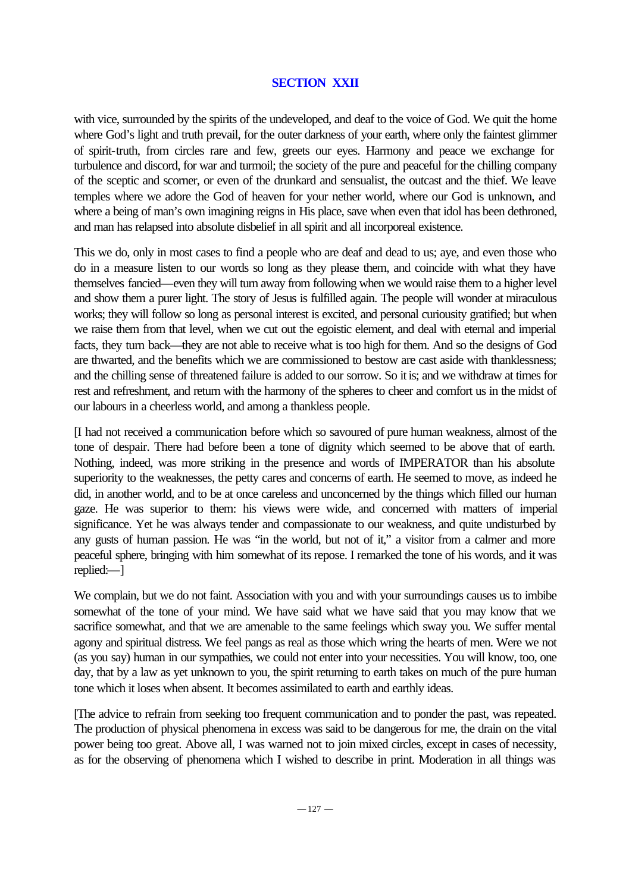## SECTION XXII

with vice, surrounded by the spirits of the undeveloped, and deaf to the voice of God. We quit the home where God's light and truth prevail, for the outer darkness of your earth, where only the faintest glimmer of spirit-truth, from circles rare and few, greets our eyes. Harmony and peace we exchange for turbulence and discord, for war and turmoil; the society of the pure and peaceful for the chilling company of the sceptic and scorner, or even of the drunkard and sensualist, the outcast and the thief. We leave temples where we adore the God of heaven for your nether world, where our God is unknown, and where a being of man's own imagining reigns in His place, save when even that idol has been dethroned, and man has relapsed into absolute disbelief in all spirit and all incorporeal existence.

This we do, only in most cases to find a people who are deaf and dead to us; aye, and even those who do in a measure listen to our words so long as they please them, and coincide with what they have themselves fancied—even they will turn away from following when we would raise them to a higher level and show them a purer light. The story of Jesus is fulfilled again. The people will wonder at miraculous works; they will follow so long as personal interest is excited, and personal curiousity gratified; but when we raise them from that level, when we cut out the egoistic element, and deal with eternal and imperial facts, they turn back—they are not able to receive what is too high for them. And so the designs of God are thwarted, and the benefits which we are commissioned to bestow are cast aside with thanklessness; and the chilling sense of threatened failure is added to our sorrow. So it is; and we withdraw at times for rest and refreshment, and return with the harmony of the spheres to cheer and comfort us in the midst of our labours in a cheerless world, and among a thankless people.

[I had not received a communication before which so savoured of pure human weakness, almost of the tone of despair. There had before been a tone of dignity which seemed to be above that of earth. Nothing, indeed, was more striking in the presence and words of IMPERATOR than his absolute superiority to the weaknesses, the petty cares and concerns of earth. He seemed to move, as indeed he did, in another world, and to be at once careless and unconcerned by the things which filled our human gaze. He was superior to them: his views were wide, and concerned with matters of imperial significance. Yet he was always tender and compassionate to our weakness, and quite undisturbed by any gusts of human passion. He was "in the world, but not of it," a visitor from a calmer and more peaceful sphere, bringing with him somewhat of its repose. I remarked the tone of his words, and it was replied:—]

We complain, but we do not faint. Association with you and with your surroundings causes us to imbibe somewhat of the tone of your mind. We have said what we have said that you may know that we sacrifice somewhat, and that we are amenable to the same feelings which sway you. We suffer mental agony and spiritual distress. We feel pangs as real as those which wring the hearts of men. Were we not (as you say) human in our sympathies, we could not enter into your necessities. You will know, too, one day, that by a law as yet unknown to you, the spirit returning to earth takes on much of the pure human tone which it loses when absent. It becomes assimilated to earth and earthly ideas.

[The advice to refrain from seeking too frequent communication and to ponder the past, was repeated. The production of physical phenomena in excess was said to be dangerous for me, the drain on the vital power being too great. Above all, I was warned not to join mixed circles, except in cases of necessity, as for the observing of phenomena which I wished to describe in print. Moderation in all things was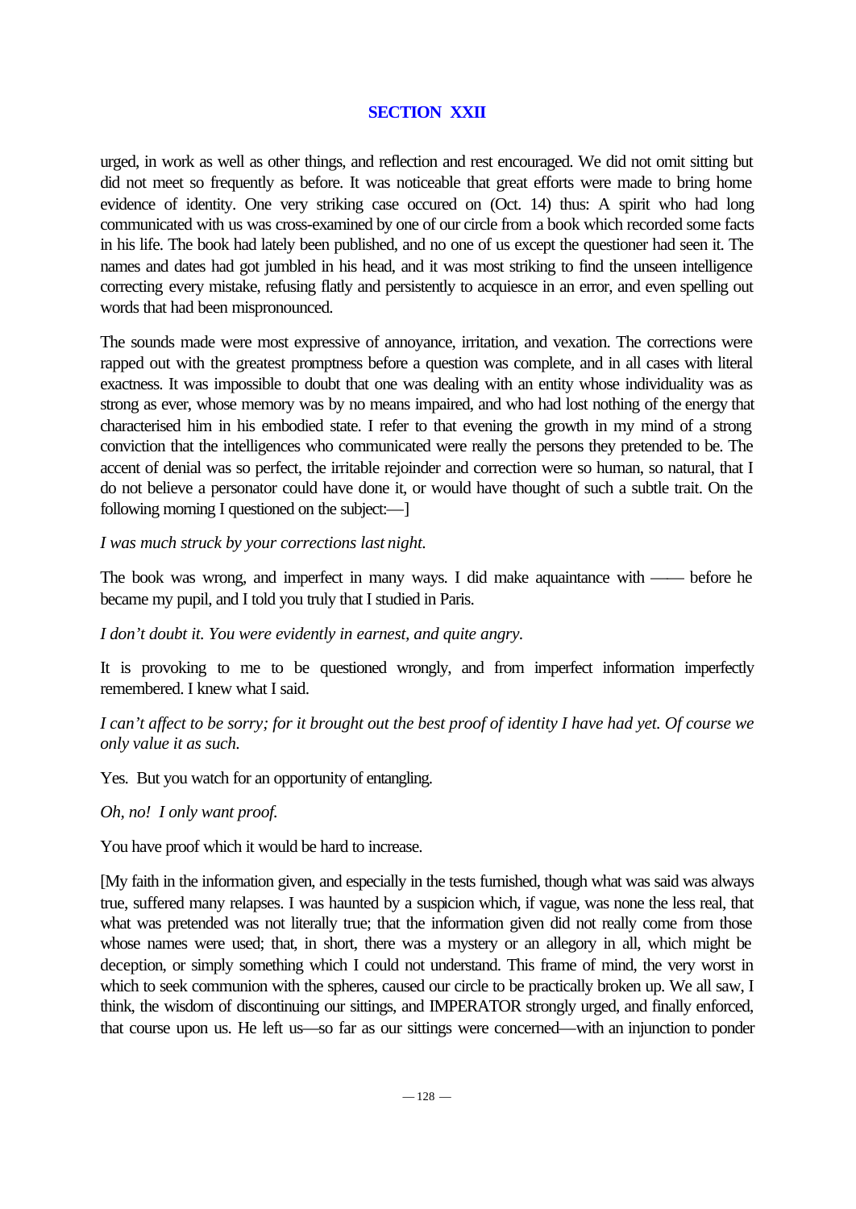## SECTION XXII

urged, in work as well as other things, and reflection and rest encouraged. We did not omit sitting but did not meet so frequently as before. It was noticeable that great efforts were made to bring home evidence of identity. One very striking case occured on (Oct. 14) thus: A spirit who had long communicated with us was cross-examined by one of our circle from a book which recorded some facts in his life. The book had lately been published, and no one of us except the questioner had seen it. The names and dates had got jumbled in his head, and it was most striking to find the unseen intelligence correcting every mistake, refusing flatly and persistently to acquiesce in an error, and even spelling out words that had been mispronounced.

The sounds made were most expressive of annoyance, irritation, and vexation. The corrections were rapped out with the greatest promptness before a question was complete, and in all cases with literal exactness. It was impossible to doubt that one was dealing with an entity whose individuality was as strong as ever, whose memory was by no means impaired, and who had lost nothing of the energy that characterised him in his embodied state. I refer to that evening the growth in my mind of a strong conviction that the intelligences who communicated were really the persons they pretended to be. The accent of denial was so perfect, the irritable rejoinder and correction were so human, so natural, that I do not believe a personator could have done it, or would have thought of such a subtle trait. On the following morning I questioned on the subject:—]

*I was much struck by your corrections last night.*

The book was wrong, and imperfect in many ways. I did make aquaintance with —— before he became my pupil, and I told you truly that I studied in Paris.

*I don't doubt it. You were evidently in earnest, and quite angry.*

It is provoking to me to be questioned wrongly, and from imperfect information imperfectly remembered. I knew what I said.

*I can't affect to be sorry; for it brought out the best proof of identity I have had yet. Of course we only value it as such.*

Yes. But you watch for an opportunity of entangling.

*Oh, no! I only want proof.*

You have proof which it would be hard to increase.

[My faith in the information given, and especially in the tests furnished, though what was said was always true, suffered many relapses. I was haunted by a suspicion which, if vague, was none the less real, that what was pretended was not literally true; that the information given did not really come from those whose names were used; that, in short, there was a mystery or an allegory in all, which might be deception, or simply something which I could not understand. This frame of mind, the very worst in which to seek communion with the spheres, caused our circle to be practically broken up. We all saw, I think, the wisdom of discontinuing our sittings, and IMPERATOR strongly urged, and finally enforced, that course upon us. He left us—so far as our sittings were concerned—with an injunction to ponder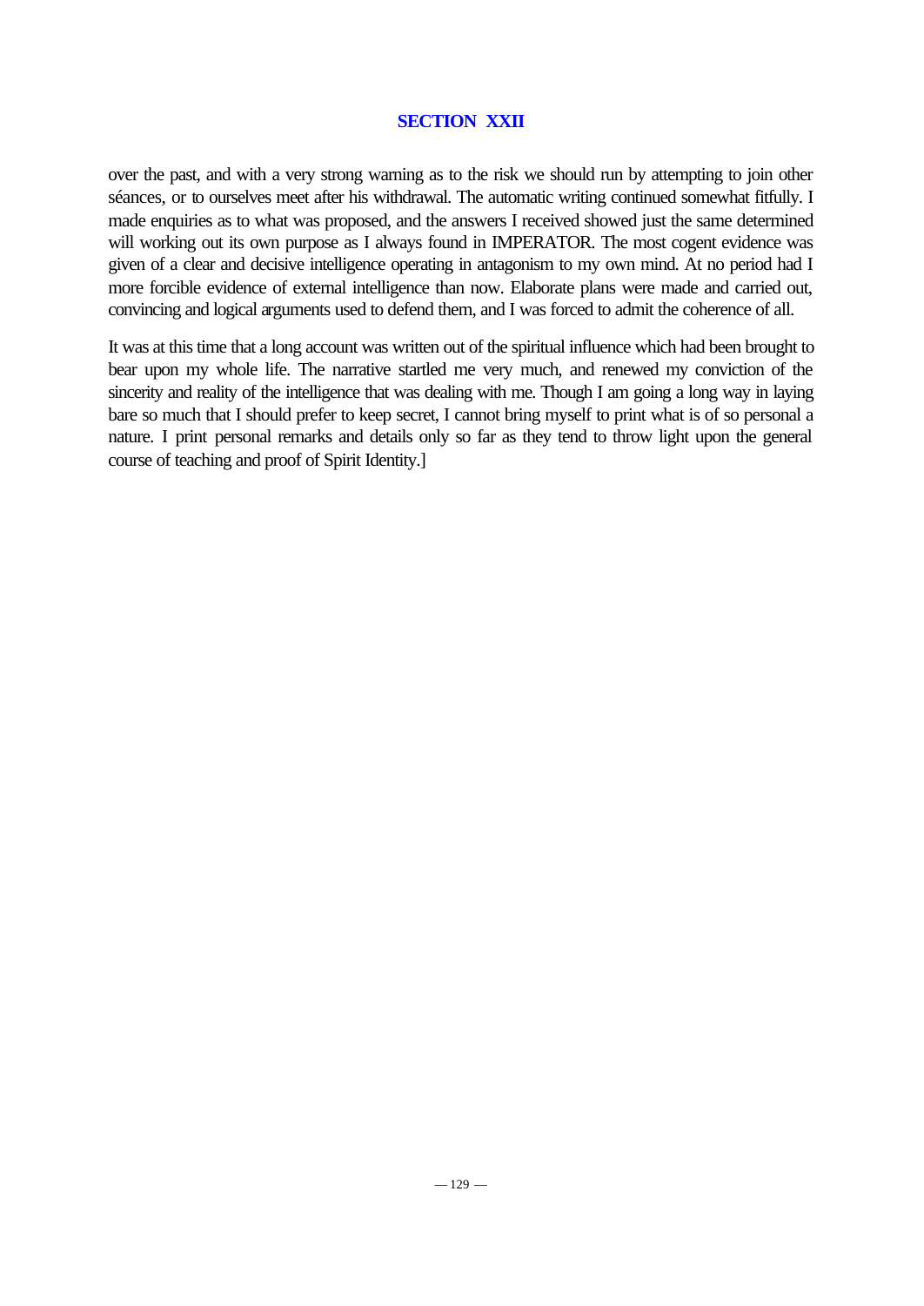## SECTION XXII

over the past, and with a very strong warning as to the risk we should run by attempting to join other séances, or to ourselves meet after his withdrawal. The automatic writing continued somewhat fitfully. I made enquiries as to what was proposed, and the answers I received showed just the same determined will working out its own purpose as I always found in IMPERATOR. The most cogent evidence was given of a clear and decisive intelligence operating in antagonism to my own mind. At no period had I more forcible evidence of external intelligence than now. Elaborate plans were made and carried out, convincing and logical arguments used to defend them, and I was forced to admit the coherence of all.

It was at this time that a long account was written out of the spiritual influence which had been brought to bear upon my whole life. The narrative startled me very much, and renewed my conviction of the sincerity and reality of the intelligence that was dealing with me. Though I am going a long way in laying bare so much that I should prefer to keep secret, I cannot bring myself to print what is of so personal a nature. I print personal remarks and details only so far as they tend to throw light upon the general course of teaching and proof of Spirit Identity.]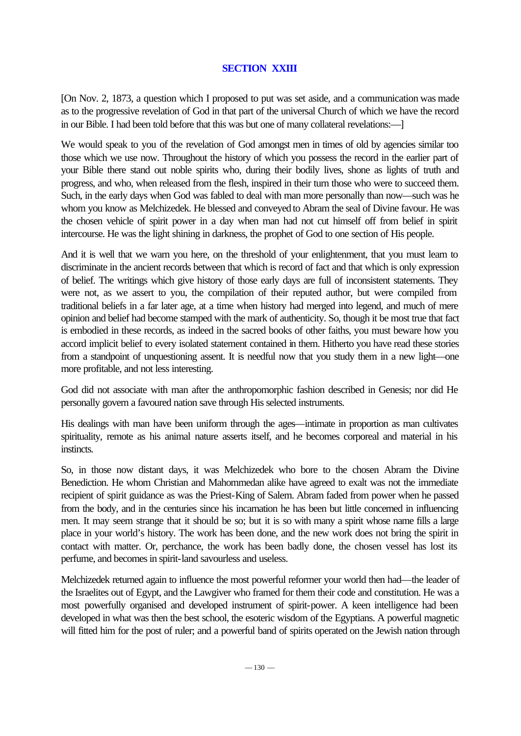## SECTION XXIII

[On Nov. 2, 1873, a question which I proposed to put was set aside, and a communication was made as to the progressive revelation of God in that part of the universal Church of which we have the record in our Bible. I had been told before that this was but one of many collateral revelations:—]

We would speak to you of the revelation of God amongst men in times of old by agencies similar too those which we use now. Throughout the history of which you possess the record in the earlier part of your Bible there stand out noble spirits who, during their bodily lives, shone as lights of truth and progress, and who, when released from the flesh, inspired in their turn those who were to succeed them. Such, in the early days when God was fabled to deal with man more personally than now—such was he whom you know as Melchizedek. He blessed and conveyed to Abram the seal of Divine favour. He was the chosen vehicle of spirit power in a day when man had not cut himself off from belief in spirit intercourse. He was the light shining in darkness, the prophet of God to one section of His people.

And it is well that we warn you here, on the threshold of your enlightenment, that you must learn to discriminate in the ancient records between that which is record of fact and that which is only expression of belief. The writings which give history of those early days are full of inconsistent statements. They were not, as we assert to you, the compilation of their reputed author, but were compiled from traditional beliefs in a far later age, at a time when history had merged into legend, and much of mere opinion and belief had become stamped with the mark of authenticity. So, though it be most true that fact is embodied in these records, as indeed in the sacred books of other faiths, you must beware how you accord implicit belief to every isolated statement contained in them. Hitherto you have read these stories from a standpoint of unquestioning assent. It is needful now that you study them in a new light—one more profitable, and not less interesting.

God did not associate with man after the anthropomorphic fashion described in Genesis; nor did He personally govern a favoured nation save through His selected instruments.

His dealings with man have been uniform through the ages—intimate in proportion as man cultivates spirituality, remote as his animal nature asserts itself, and he becomes corporeal and material in his instincts.

So, in those now distant days, it was Melchizedek who bore to the chosen Abram the Divine Benediction. He whom Christian and Mahommedan alike have agreed to exalt was not the immediate recipient of spirit guidance as was the Priest-King of Salem. Abram faded from power when he passed from the body, and in the centuries since his incarnation he has been but little concerned in influencing men. It may seem strange that it should be so; but it is so with many a spirit whose name fills a large place in your world's history. The work has been done, and the new work does not bring the spirit in contact with matter. Or, perchance, the work has been badly done, the chosen vessel has lost its perfume, and becomes in spirit-land savourless and useless.

Melchizedek returned again to influence the most powerful reformer your world then had—the leader of the Israelites out of Egypt, and the Lawgiver who framed for them their code and constitution. He was a most powerfully organised and developed instrument of spirit-power. A keen intelligence had been developed in what was then the best school, the esoteric wisdom of the Egyptians. A powerful magnetic will fitted him for the post of ruler; and a powerful band of spirits operated on the Jewish nation through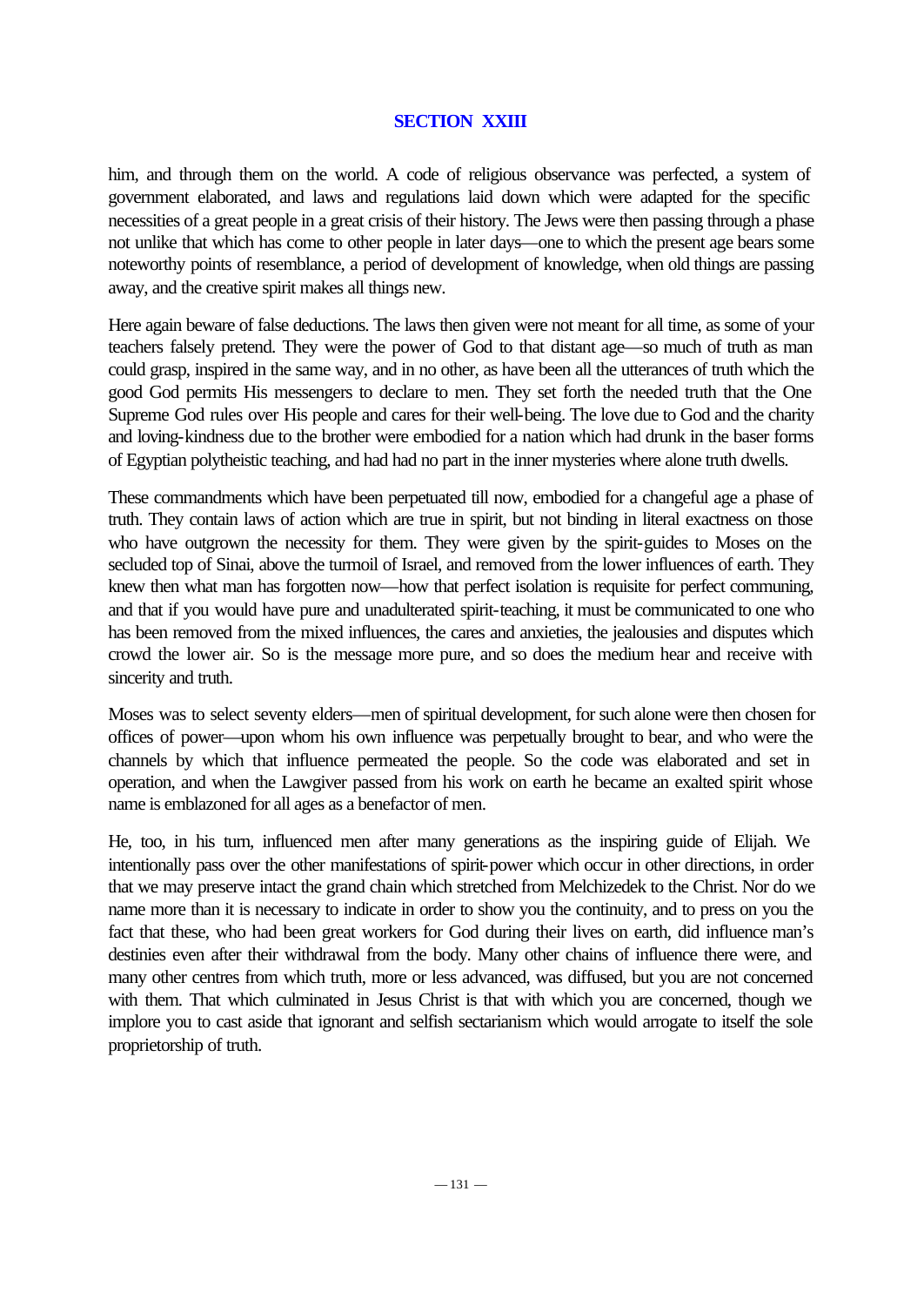## SECTION XXIII

him, and through them on the world. A code of religious observance was perfected, a system of government elaborated, and laws and regulations laid down which were adapted for the specific necessities of a great people in a great crisis of their history. The Jews were then passing through a phase not unlike that which has come to other people in later days—one to which the present age bears some noteworthy points of resemblance, a period of development of knowledge, when old things are passing away, and the creative spirit makes all things new.

Here again beware of false deductions. The laws then given were not meant for all time, as some of your teachers falsely pretend. They were the power of God to that distant age—so much of truth as man could grasp, inspired in the same way, and in no other, as have been all the utterances of truth which the good God permits His messengers to declare to men. They set forth the needed truth that the One Supreme God rules over His people and cares for their well-being. The love due to God and the charity and loving-kindness due to the brother were embodied for a nation which had drunk in the baser forms of Egyptian polytheistic teaching, and had had no part in the inner mysteries where alone truth dwells.

These commandments which have been perpetuated till now, embodied for a changeful age a phase of truth. They contain laws of action which are true in spirit, but not binding in literal exactness on those who have outgrown the necessity for them. They were given by the spirit-guides to Moses on the secluded top of Sinai, above the turmoil of Israel, and removed from the lower influences of earth. They knew then what man has forgotten now—how that perfect isolation is requisite for perfect communing, and that if you would have pure and unadulterated spirit-teaching, it must be communicated to one who has been removed from the mixed influences, the cares and anxieties, the jealousies and disputes which crowd the lower air. So is the message more pure, and so does the medium hear and receive with sincerity and truth.

Moses was to select seventy elders—men of spiritual development, for such alone were then chosen for offices of power—upon whom his own influence was perpetually brought to bear, and who were the channels by which that influence permeated the people. So the code was elaborated and set in operation, and when the Lawgiver passed from his work on earth he became an exalted spirit whose name is emblazoned for all ages as a benefactor of men.

He, too, in his turn, influenced men after many generations as the inspiring guide of Elijah. We intentionally pass over the other manifestations of spirit-power which occur in other directions, in order that we may preserve intact the grand chain which stretched from Melchizedek to the Christ. Nor do we name more than it is necessary to indicate in order to show you the continuity, and to press on you the fact that these, who had been great workers for God during their lives on earth, did influence man's destinies even after their withdrawal from the body. Many other chains of influence there were, and many other centres from which truth, more or less advanced, was diffused, but you are not concerned with them. That which culminated in Jesus Christ is that with which you are concerned, though we implore you to cast aside that ignorant and selfish sectarianism which would arrogate to itself the sole proprietorship of truth.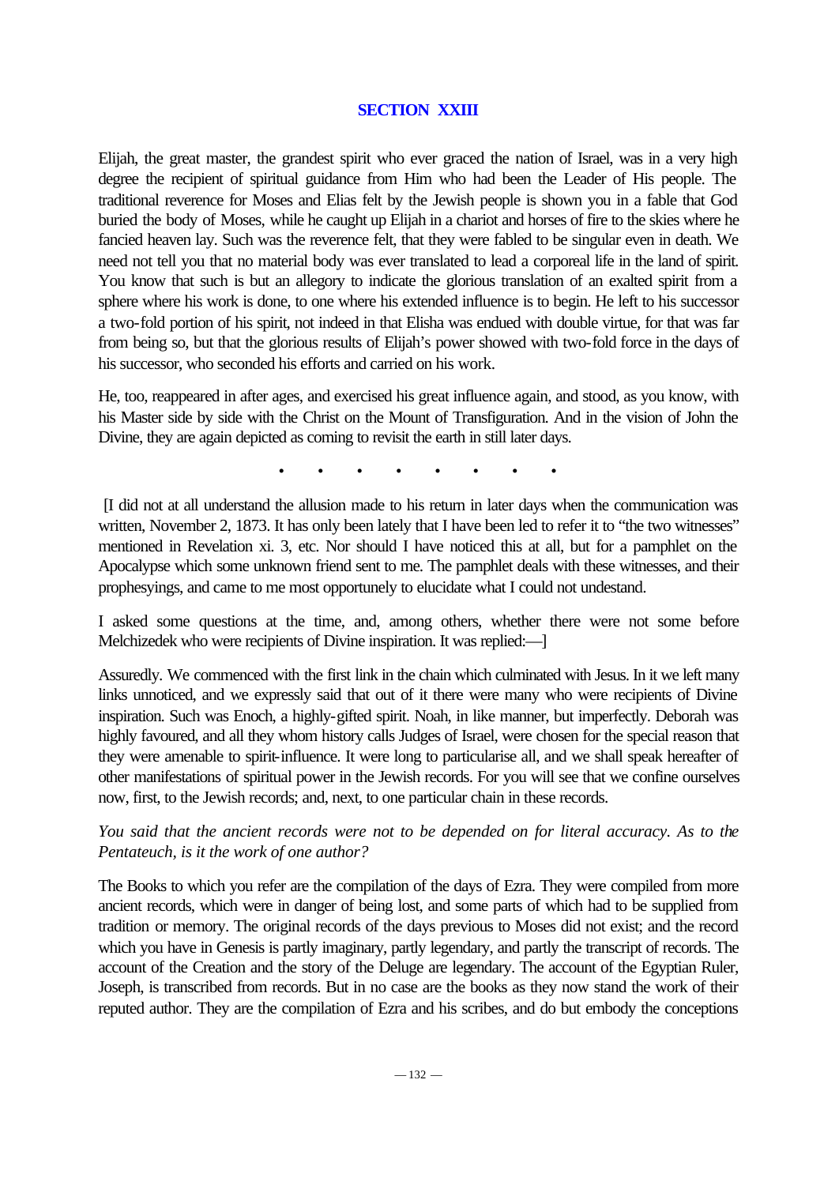## SECTION XXIII

Elijah, the great master, the grandest spirit who ever graced the nation of Israel, was in a very high degree the recipient of spiritual guidance from Him who had been the Leader of His people. The traditional reverence for Moses and Elias felt by the Jewish people is shown you in a fable that God buried the body of Moses, while he caught up Elijah in a chariot and horses of fire to the skies where he fancied heaven lay. Such was the reverence felt, that they were fabled to be singular even in death. We need not tell you that no material body was ever translated to lead a corporeal life in the land of spirit. You know that such is but an allegory to indicate the glorious translation of an exalted spirit from a sphere where his work is done, to one where his extended influence is to begin. He left to his successor a two-fold portion of his spirit, not indeed in that Elisha was endued with double virtue, for that was far from being so, but that the glorious results of Elijah's power showed with two-fold force in the days of his successor, who seconded his efforts and carried on his work.

He, too, reappeared in after ages, and exercised his great influence again, and stood, as you know, with his Master side by side with the Christ on the Mount of Transfiguration. And in the vision of John the Divine, they are again depicted as coming to revisit the earth in still later days.

• • • • • • • •

[I did not at all understand the allusion made to his return in later days when the communication was written, November 2, 1873. It has only been lately that I have been led to refer it to "the two witnesses" mentioned in Revelation xi. 3, etc. Nor should I have noticed this at all, but for a pamphlet on the Apocalypse which some unknown friend sent to me. The pamphlet deals with these witnesses, and their prophesyings, and came to me most opportunely to elucidate what I could not undestand.

I asked some questions at the time, and, among others, whether there were not some before Melchizedek who were recipients of Divine inspiration. It was replied:—]

Assuredly. We commenced with the first link in the chain which culminated with Jesus. In it we left many links unnoticed, and we expressly said that out of it there were many who were recipients of Divine inspiration. Such was Enoch, a highly-gifted spirit. Noah, in like manner, but imperfectly. Deborah was highly favoured, and all they whom history calls Judges of Israel, were chosen for the special reason that they were amenable to spirit-influence. It were long to particularise all, and we shall speak hereafter of other manifestations of spiritual power in the Jewish records. For you will see that we confine ourselves now, first, to the Jewish records; and, next, to one particular chain in these records.

*You said that the ancient records were not to be depended on for literal accuracy. As to the Pentateuch, is it the work of one author?*

The Books to which you refer are the compilation of the days of Ezra. They were compiled from more ancient records, which were in danger of being lost, and some parts of which had to be supplied from tradition or memory. The original records of the days previous to Moses did not exist; and the record which you have in Genesis is partly imaginary, partly legendary, and partly the transcript of records. The account of the Creation and the story of the Deluge are legendary. The account of the Egyptian Ruler, Joseph, is transcribed from records. But in no case are the books as they now stand the work of their reputed author. They are the compilation of Ezra and his scribes, and do but embody the conceptions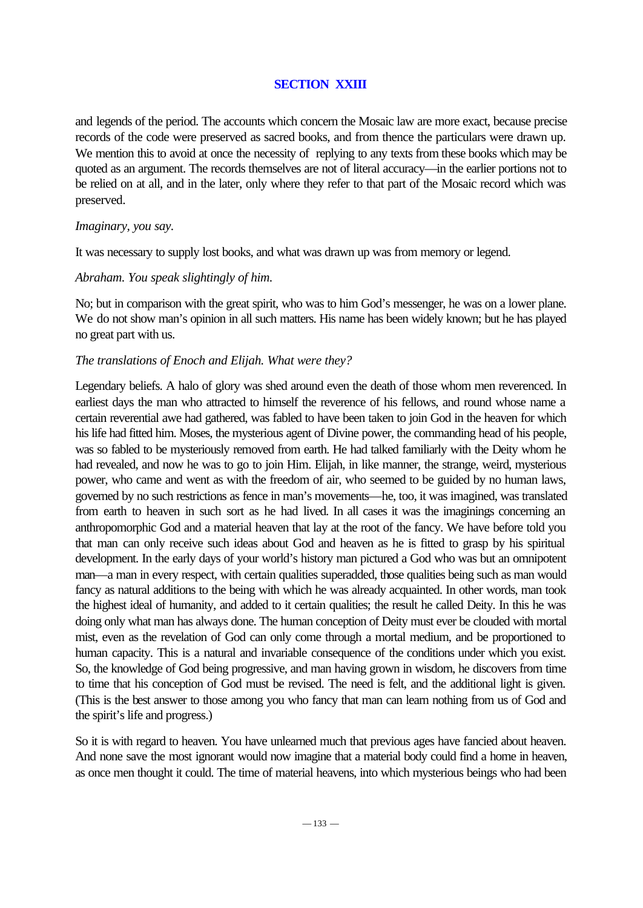## SECTION XXIII

and legends of the period. The accounts which concern the Mosaic law are more exact, because precise records of the code were preserved as sacred books, and from thence the particulars were drawn up. We mention this to avoid at once the necessity of replying to any texts from these books which may be quoted as an argument. The records themselves are not of literal accuracy—in the earlier portions not to be relied on at all, and in the later, only where they refer to that part of the Mosaic record which was preserved.

*Imaginary, you say.*

It was necessary to supply lost books, and what was drawn up was from memory or legend.

*Abraham. You speak slightingly of him.*

No; but in comparison with the great spirit, who was to him God's messenger, he was on a lower plane. We do not show man's opinion in all such matters. His name has been widely known; but he has played no great part with us.

*The translations of Enoch and Elijah. What were they?*

Legendary beliefs. A halo of glory was shed around even the death of those whom men reverenced. In earliest days the man who attracted to himself the reverence of his fellows, and round whose name a certain reverential awe had gathered, was fabled to have been taken to join God in the heaven for which his life had fitted him. Moses, the mysterious agent of Divine power, the commanding head of his people, was so fabled to be mysteriously removed from earth. He had talked familiarly with the Deity whom he had revealed, and now he was to go to join Him. Elijah, in like manner, the strange, weird, mysterious power, who came and went as with the freedom of air, who seemed to be guided by no human laws, governed by no such restrictions as fence in man's movements—he, too, it was imagined, was translated from earth to heaven in such sort as he had lived. In all cases it was the imaginings concerning an anthropomorphic God and a material heaven that lay at the root of the fancy. We have before told you that man can only receive such ideas about God and heaven as he is fitted to grasp by his spiritual development. In the early days of your world's history man pictured a God who was but an omnipotent man—a man in every respect, with certain qualities superadded, those qualities being such as man would fancy as natural additions to the being with which he was already acquainted. In other words, man took the highest ideal of humanity, and added to it certain qualities; the result he called Deity. In this he was doing only what man has always done. The human conception of Deity must ever be clouded with mortal mist, even as the revelation of God can only come through a mortal medium, and be proportioned to human capacity. This is a natural and invariable consequence of the conditions under which you exist. So, the knowledge of God being progressive, and man having grown in wisdom, he discovers from time to time that his conception of God must be revised. The need is felt, and the additional light is given. (This is the best answer to those among you who fancy that man can learn nothing from us of God and the spirit's life and progress.)

So it is with regard to heaven. You have unlearned much that previous ages have fancied about heaven. And none save the most ignorant would now imagine that a material body could find a home in heaven, as once men thought it could. The time of material heavens, into which mysterious beings who had been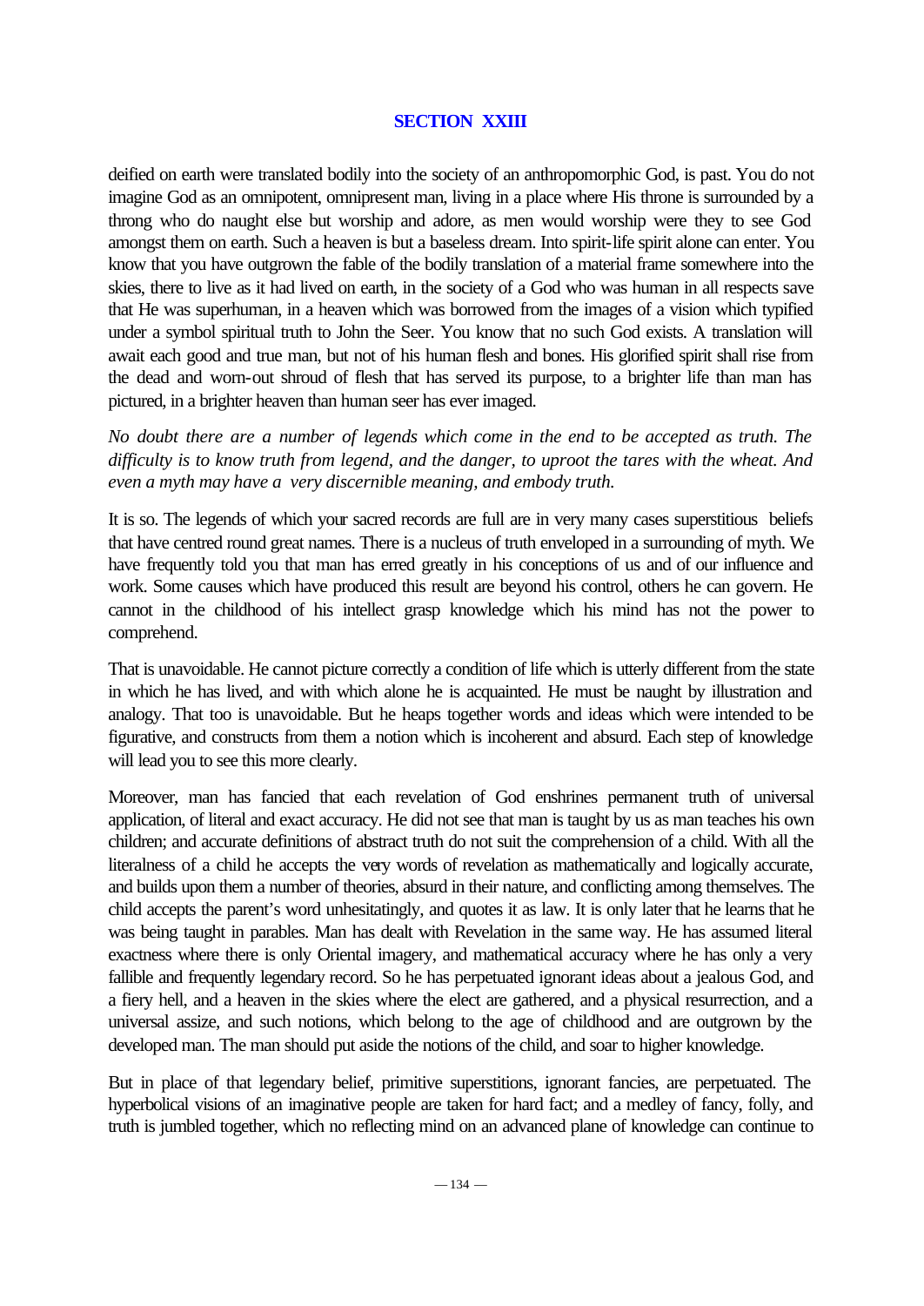## SECTION XXIII

deified on earth were translated bodily into the society of an anthropomorphic God, is past. You do not imagine God as an omnipotent, omnipresent man, living in a place where His throne is surrounded by a throng who do naught else but worship and adore, as men would worship were they to see God amongst them on earth. Such a heaven is but a baseless dream. Into spirit-life spirit alone can enter. You know that you have outgrown the fable of the bodily translation of a material frame somewhere into the skies, there to live as it had lived on earth, in the society of a God who was human in all respects save that He was superhuman, in a heaven which was borrowed from the images of a vision which typified under a symbol spiritual truth to John the Seer. You know that no such God exists. A translation will await each good and true man, but not of his human flesh and bones. His glorified spirit shall rise from the dead and worn-out shroud of flesh that has served its purpose, to a brighter life than man has pictured, in a brighter heaven than human seer has ever imaged.

*No doubt there are a number of legends which come in the end to be accepted as truth. The difficulty is to know truth from legend, and the danger, to uproot the tares with the wheat. And even a myth may have a very discernible meaning, and embody truth.*

It is so. The legends of which your sacred records are full are in very many cases superstitious beliefs that have centred round great names. There is a nucleus of truth enveloped in a surrounding of myth. We have frequently told you that man has erred greatly in his conceptions of us and of our influence and work. Some causes which have produced this result are beyond his control, others he can govern. He cannot in the childhood of his intellect grasp knowledge which his mind has not the power to comprehend.

That is unavoidable. He cannot picture correctly a condition of life which is utterly different from the state in which he has lived, and with which alone he is acquainted. He must be naught by illustration and analogy. That too is unavoidable. But he heaps together words and ideas which were intended to be figurative, and constructs from them a notion which is incoherent and absurd. Each step of knowledge will lead you to see this more clearly.

Moreover, man has fancied that each revelation of God enshrines permanent truth of universal application, of literal and exact accuracy. He did not see that man is taught by us as man teaches his own children; and accurate definitions of abstract truth do not suit the comprehension of a child. With all the literalness of a child he accepts the very words of revelation as mathematically and logically accurate, and builds upon them a number of theories, absurd in their nature, and conflicting among themselves. The child accepts the parent's word unhesitatingly, and quotes it as law. It is only later that he learns that he was being taught in parables. Man has dealt with Revelation in the same way. He has assumed literal exactness where there is only Oriental imagery, and mathematical accuracy where he has only a very fallible and frequently legendary record. So he has perpetuated ignorant ideas about a jealous God, and a fiery hell, and a heaven in the skies where the elect are gathered, and a physical resurrection, and a universal assize, and such notions, which belong to the age of childhood and are outgrown by the developed man. The man should put aside the notions of the child, and soar to higher knowledge.

But in place of that legendary belief, primitive superstitions, ignorant fancies, are perpetuated. The hyperbolical visions of an imaginative people are taken for hard fact; and a medley of fancy, folly, and truth is jumbled together, which no reflecting mind on an advanced plane of knowledge can continue to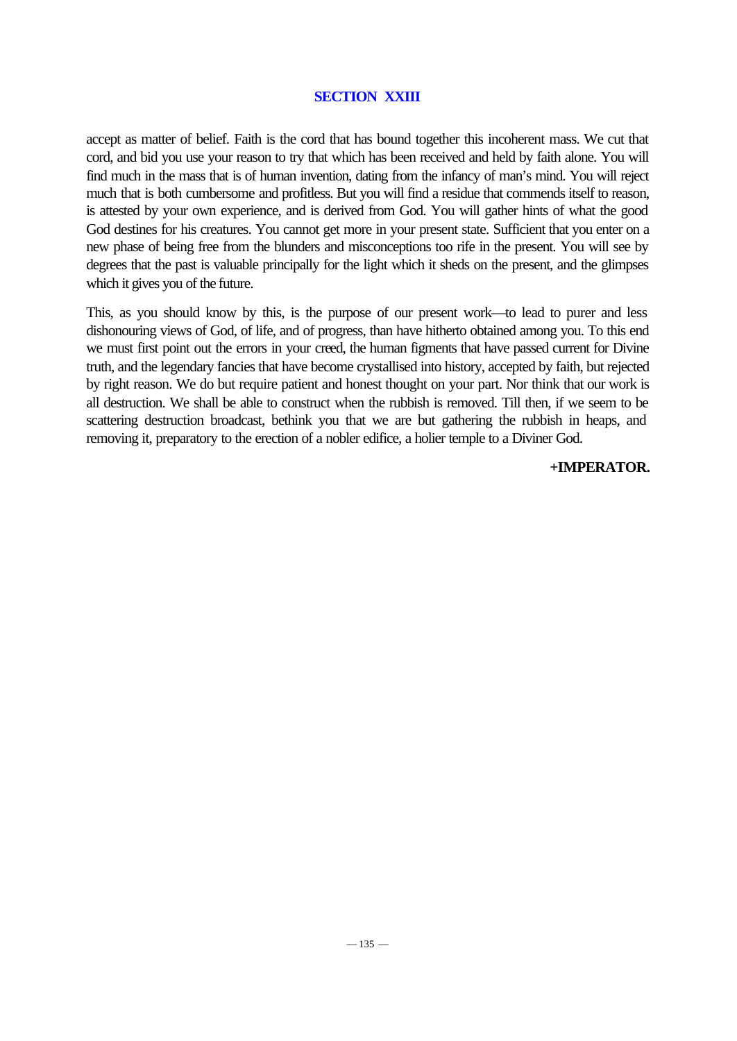accept as matter of belief. Faith is the cord that has bound together this incoherent mass. We cut that cord, and bid you use your reason to try that which has been received and held by faith alone. You will find much in the mass that is of human invention, dating from the infancy of man's mind. You will reject much that is both cumbersome and profitless. But you will find a residue that commends itself to reason, is attested by your own experience, and is derived from God. You will gather hints of what the good God destines for his creatures. You cannot get more in your present state. Sufficient that you enter on a new phase of being free from the blunders and misconceptions too rife in the present. You will see by degrees that the past is valuable principally for the light which it sheds on the present, and the glimpses which it gives you of the future.

This, as you should know by this, is the purpose of our present work—to lead to purer and less dishonouring views of God, of life, and of progress, than have hitherto obtained among you. To this end we must first point out the errors in your creed, the human figments that have passed current for Divine truth, and the legendary fancies that have become crystallised into history, accepted by faith, but rejected by right reason. We do but require patient and honest thought on your part. Nor think that our work is all destruction. We shall be able to construct when the rubbish is removed. Till then, if we seem to be scattering destruction broadcast, bethink you that we are but gathering the rubbish in heaps, and removing it, preparatory to the erection of a nobler edifice, a holier temple to a Diviner God.

**+IMPERATOR.**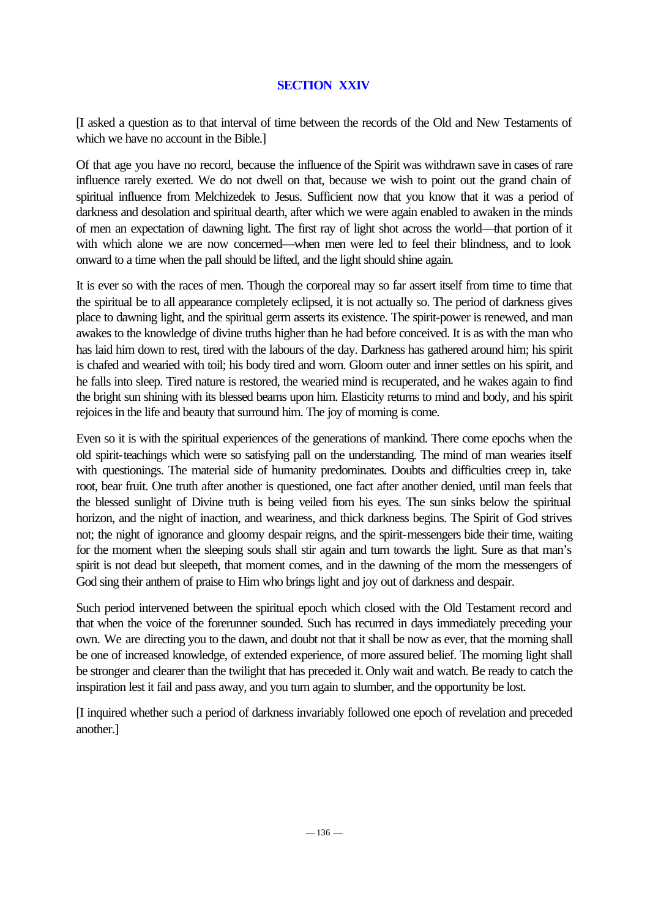## SECTION XXIV

[I asked a question as to that interval of time between the records of the Old and New Testaments of which we have no account in the Bible.]

Of that age you have no record, because the influence of the Spirit was withdrawn save in cases of rare influence rarely exerted. We do not dwell on that, because we wish to point out the grand chain of spiritual influence from Melchizedek to Jesus. Sufficient now that you know that it was a period of darkness and desolation and spiritual dearth, after which we were again enabled to awaken in the minds of men an expectation of dawning light. The first ray of light shot across the world—that portion of it with which alone we are now concerned—when men were led to feel their blindness, and to look onward to a time when the pall should be lifted, and the light should shine again.

It is ever so with the races of men. Though the corporeal may so far assert itself from time to time that the spiritual be to all appearance completely eclipsed, it is not actually so. The period of darkness gives place to dawning light, and the spiritual germ asserts its existence. The spirit-power is renewed, and man awakes to the knowledge of divine truths higher than he had before conceived. It is as with the man who has laid him down to rest, tired with the labours of the day. Darkness has gathered around him; his spirit is chafed and wearied with toil; his body tired and worn. Gloom outer and inner settles on his spirit, and he falls into sleep. Tired nature is restored, the wearied mind is recuperated, and he wakes again to find the bright sun shining with its blessed beams upon him. Elasticity returns to mind and body, and his spirit rejoices in the life and beauty that surround him. The joy of morning is come.

Even so it is with the spiritual experiences of the generations of mankind. There come epochs when the old spirit-teachings which were so satisfying pall on the understanding. The mind of man wearies itself with questionings. The material side of humanity predominates. Doubts and difficulties creep in, take root, bear fruit. One truth after another is questioned, one fact after another denied, until man feels that the blessed sunlight of Divine truth is being veiled from his eyes. The sun sinks below the spiritual horizon, and the night of inaction, and weariness, and thick darkness begins. The Spirit of God strives not; the night of ignorance and gloomy despair reigns, and the spirit-messengers bide their time, waiting for the moment when the sleeping souls shall stir again and turn towards the light. Sure as that man's spirit is not dead but sleepeth, that moment comes, and in the dawning of the morn the messengers of God sing their anthem of praise to Him who brings light and joy out of darkness and despair.

Such period intervened between the spiritual epoch which closed with the Old Testament record and that when the voice of the forerunner sounded. Such has recurred in days immediately preceding your own. We are directing you to the dawn, and doubt not that it shall be now as ever, that the morning shall be one of increased knowledge, of extended experience, of more assured belief. The morning light shall be stronger and clearer than the twilight that has preceded it. Only wait and watch. Be ready to catch the inspiration lest it fail and pass away, and you turn again to slumber, and the opportunity be lost.

[I inquired whether such a period of darkness invariably followed one epoch of revelation and preceded another.]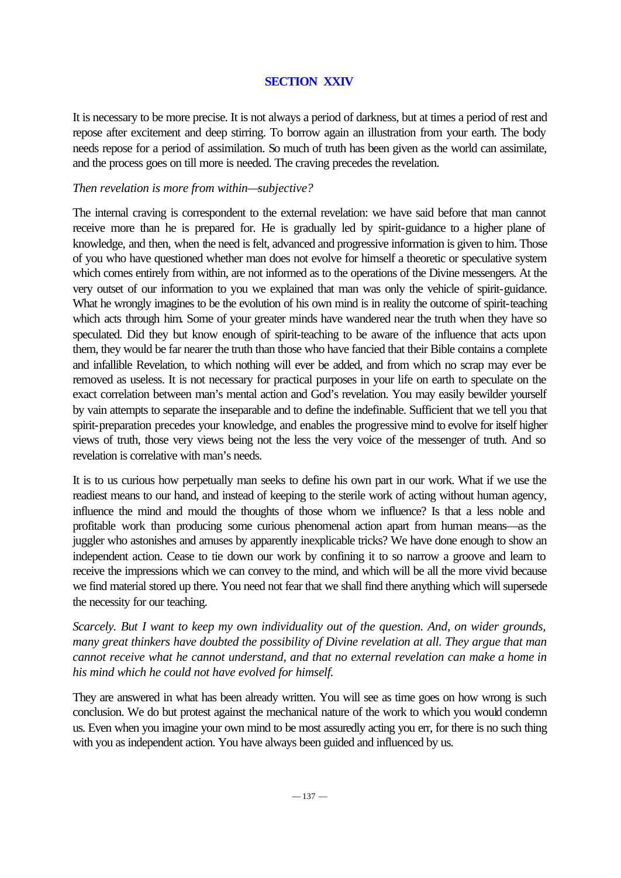## SECTION XXIV

It is necessary to be more precise. It is not always a period of darkness, but at times a period of rest and repose after excitement and deep stirring. To borrow again an illustration from your earth. The body needs repose for a period of assimilation. So much of truth has been given as the world can assimilate, and the process goes on till more is needed. The craving precedes the revelation.

*Then revelation is more from within—subjective?*

The internal craving is correspondent to the external revelation: we have said before that man cannot receive more than he is prepared for. He is gradually led by spirit-guidance to a higher plane of knowledge, and then, when the need is felt, advanced and progressive information is given to him. Those of you who have questioned whether man does not evolve for himself a theoretic or speculative system which comes entirely from within, are not informed as to the operations of the Divine messengers. At the very outset of our information to you we explained that man was only the vehicle of spirit-guidance. What he wrongly imagines to be the evolution of his own mind is in reality the outcome of spirit-teaching which acts through him. Some of your greater minds have wandered near the truth when they have so speculated. Did they but know enough of spirit-teaching to be aware of the influence that acts upon them, they would be far nearer the truth than those who have fancied that their Bible contains a complete and infallible Revelation, to which nothing will ever be added, and from which no scrap may ever be removed as useless. It is not necessary for practical purposes in your life on earth to speculate on the exact correlation between man's mental action and God's revelation. You may easily bewilder yourself by vain attempts to separate the inseparable and to define the indefinable. Sufficient that we tell you that spirit-preparation precedes your knowledge, and enables the progressive mind to evolve for itself higher views of truth, those very views being not the less the very voice of the messenger of truth. And so revelation is correlative with man's needs.

It is to us curious how perpetually man seeks to define his own part in our work. What if we use the readiest means to our hand, and instead of keeping to the sterile work of acting without human agency, influence the mind and mould the thoughts of those whom we influence? Is that a less noble and profitable work than producing some curious phenomenal action apart from human means—as the juggler who astonishes and amuses by apparently inexplicable tricks? We have done enough to show an independent action. Cease to tie down our work by confining it to so narrow a groove and learn to receive the impressions which we can convey to the mind, and which will be all the more vivid because we find material stored up there. You need not fear that we shall find there anything which will supersede the necessity for our teaching.

*Scarcely. But I want to keep my own individuality out of the question. And, on wider grounds, many great thinkers have doubted the possibility of Divine revelation at all. They argue that man cannot receive what he cannot understand, and that no external revelation can make a home in his mind which he could not have evolved for himself.*

They are answered in what has been already written. You will see as time goes on how wrong is such conclusion. We do but protest against the mechanical nature of the work to which you would condemn us. Even when you imagine your own mind to be most assuredly acting you err, for there is no such thing with you as independent action. You have always been guided and influenced by us.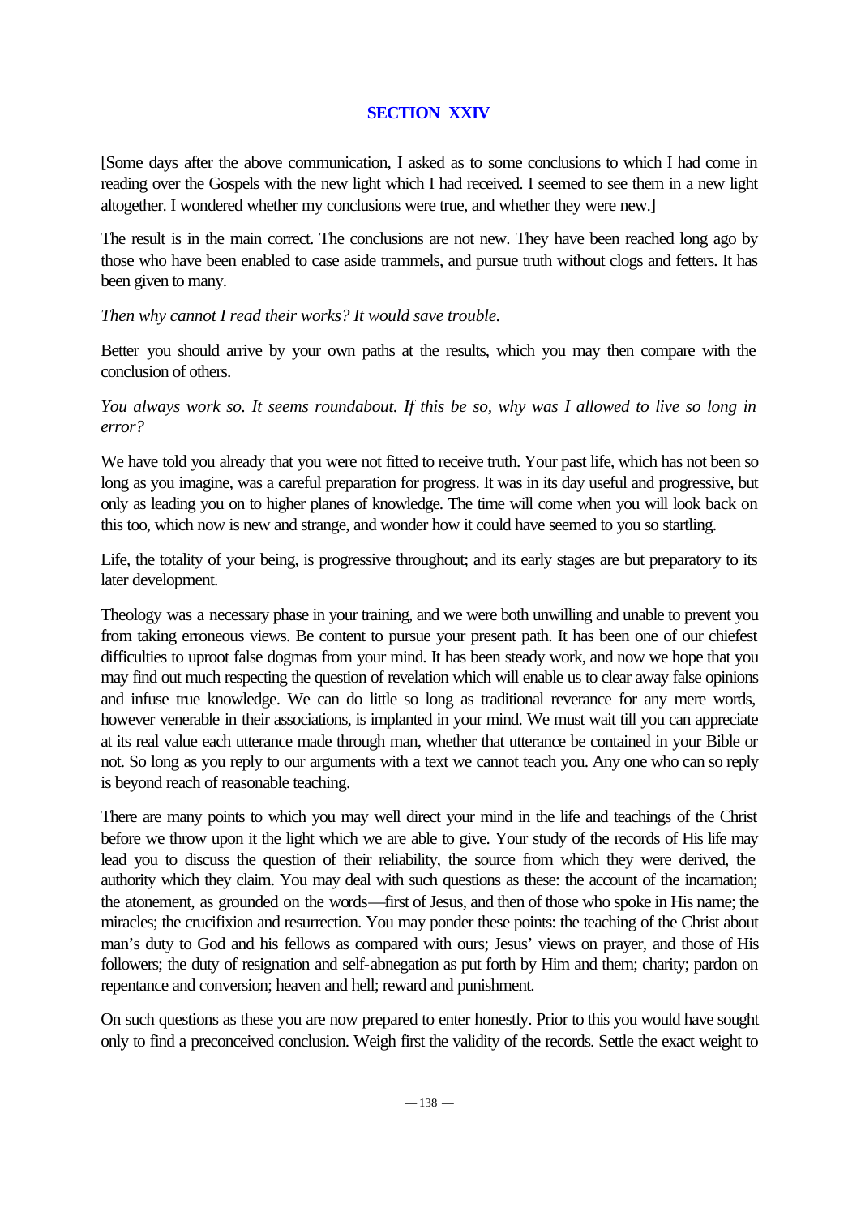## SECTION XXIV

[Some days after the above communication, I asked as to some conclusions to which I had come in reading over the Gospels with the new light which I had received. I seemed to see them in a new light altogether. I wondered whether my conclusions were true, and whether they were new.]

The result is in the main correct. The conclusions are not new. They have been reached long ago by those who have been enabled to case aside trammels, and pursue truth without clogs and fetters. It has been given to many.

*Then why cannot I read their works? It would save trouble.*

Better you should arrive by your own paths at the results, which you may then compare with the conclusion of others.

*You always work so. It seems roundabout. If this be so, why was I allowed to live so long in error?*

We have told you already that you were not fitted to receive truth. Your past life, which has not been so long as you imagine, was a careful preparation for progress. It was in its day useful and progressive, but only as leading you on to higher planes of knowledge. The time will come when you will look back on this too, which now is new and strange, and wonder how it could have seemed to you so startling.

Life, the totality of your being, is progressive throughout; and its early stages are but preparatory to its later development.

Theology was a necessary phase in your training, and we were both unwilling and unable to prevent you from taking erroneous views. Be content to pursue your present path. It has been one of our chiefest difficulties to uproot false dogmas from your mind. It has been steady work, and now we hope that you may find out much respecting the question of revelation which will enable us to clear away false opinions and infuse true knowledge. We can do little so long as traditional reverance for any mere words, however venerable in their associations, is implanted in your mind. We must wait till you can appreciate at its real value each utterance made through man, whether that utterance be contained in your Bible or not. So long as you reply to our arguments with a text we cannot teach you. Any one who can so reply is beyond reach of reasonable teaching.

There are many points to which you may well direct your mind in the life and teachings of the Christ before we throw upon it the light which we are able to give. Your study of the records of His life may lead you to discuss the question of their reliability, the source from which they were derived, the authority which they claim. You may deal with such questions as these: the account of the incarnation; the atonement, as grounded on the words—first of Jesus, and then of those who spoke in His name; the miracles; the crucifixion and resurrection. You may ponder these points: the teaching of the Christ about man's duty to God and his fellows as compared with ours; Jesus' views on prayer, and those of His followers; the duty of resignation and self-abnegation as put forth by Him and them; charity; pardon on repentance and conversion; heaven and hell; reward and punishment.

On such questions as these you are now prepared to enter honestly. Prior to this you would have sought only to find a preconceived conclusion. Weigh first the validity of the records. Settle the exact weight to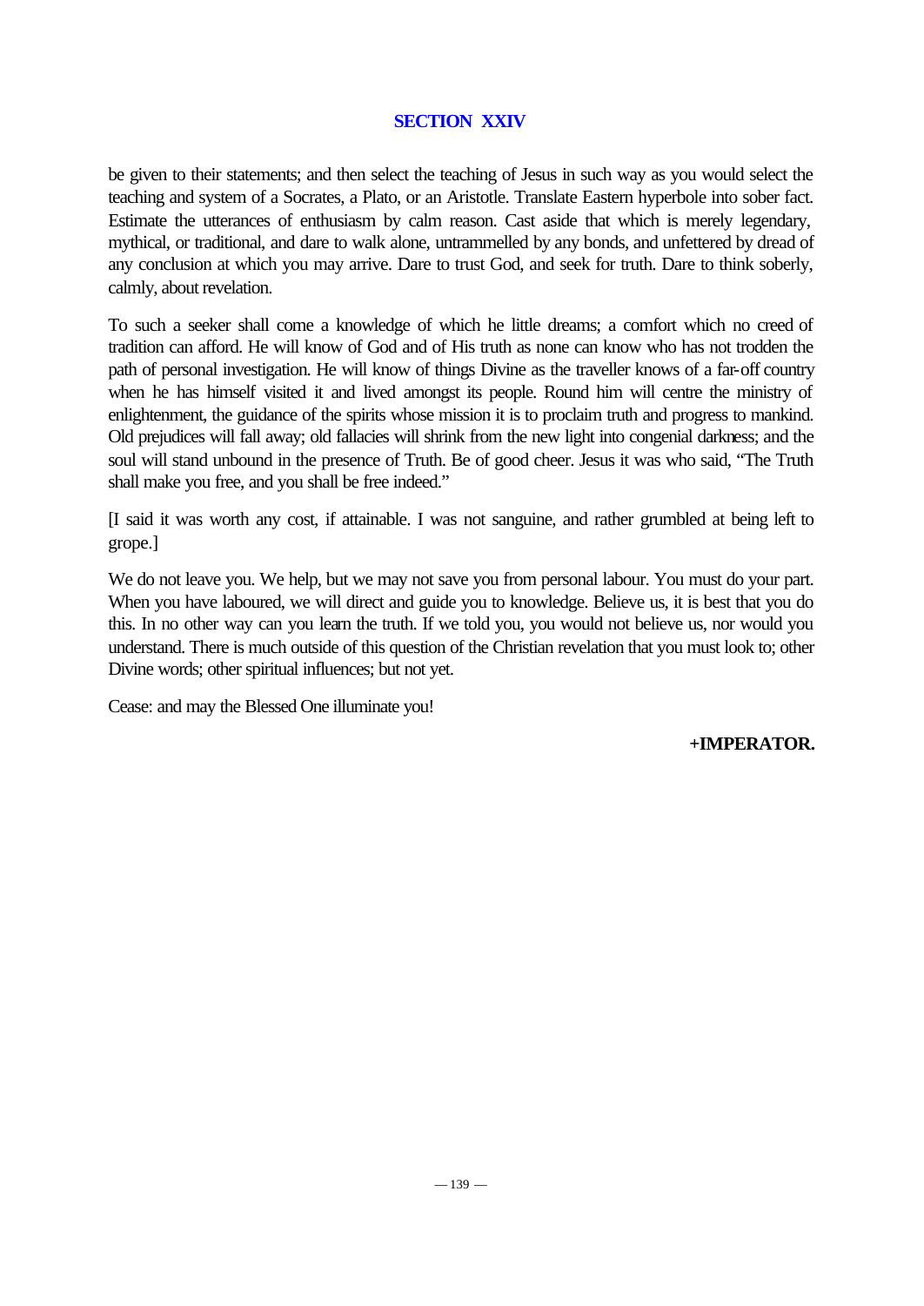## SECTION XXIV

be given to their statements; and then select the teaching of Jesus in such way as you would select the teaching and system of a Socrates, a Plato, or an Aristotle. Translate Eastern hyperbole into sober fact. Estimate the utterances of enthusiasm by calm reason. Cast aside that which is merely legendary, mythical, or traditional, and dare to walk alone, untrammelled by any bonds, and unfettered by dread of any conclusion at which you may arrive. Dare to trust God, and seek for truth. Dare to think soberly, calmly, about revelation.

To such a seeker shall come a knowledge of which he little dreams; a comfort which no creed of tradition can afford. He will know of God and of His truth as none can know who has not trodden the path of personal investigation. He will know of things Divine as the traveller knows of a far-off country when he has himself visited it and lived amongst its people. Round him will centre the ministry of enlightenment, the guidance of the spirits whose mission it is to proclaim truth and progress to mankind. Old prejudices will fall away; old fallacies will shrink from the new light into congenial darkness; and the soul will stand unbound in the presence of Truth. Be of good cheer. Jesus it was who said, "The Truth shall make you free, and you shall be free indeed."

[I said it was worth any cost, if attainable. I was not sanguine, and rather grumbled at being left to grope.]

We do not leave you. We help, but we may not save you from personal labour. You must do your part. When you have laboured, we will direct and guide you to knowledge. Believe us, it is best that you do this. In no other way can you learn the truth. If we told you, you would not believe us, nor would you understand. There is much outside of this question of the Christian revelation that you must look to; other Divine words; other spiritual influences; but not yet.

Cease: and may the Blessed One illuminate you!

**+IMPERATOR.**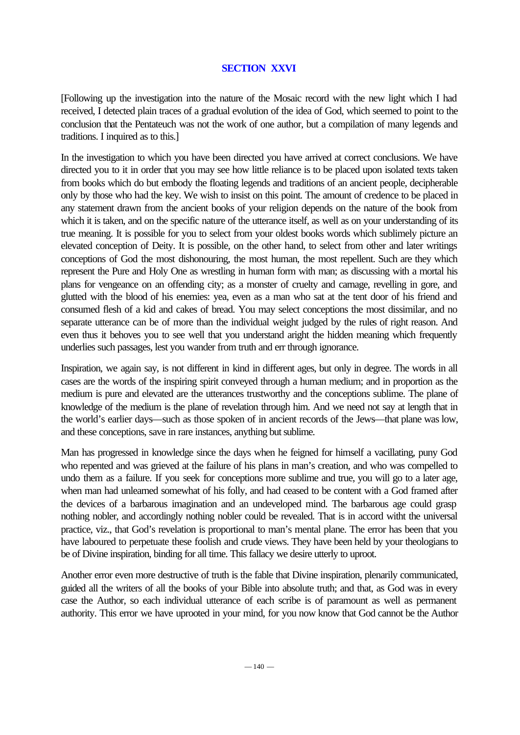## SECTION XXVI

[Following up the investigation into the nature of the Mosaic record with the new light which I had received, I detected plain traces of a gradual evolution of the idea of God, which seemed to point to the conclusion that the Pentateuch was not the work of one author, but a compilation of many legends and traditions. I inquired as to this.]

In the investigation to which you have been directed you have arrived at correct conclusions. We have directed you to it in order that you may see how little reliance is to be placed upon isolated texts taken from books which do but embody the floating legends and traditions of an ancient people, decipherable only by those who had the key. We wish to insist on this point. The amount of credence to be placed in any statement drawn from the ancient books of your religion depends on the nature of the book from which it is taken, and on the specific nature of the utterance itself, as well as on your understanding of its true meaning. It is possible for you to select from your oldest books words which sublimely picture an elevated conception of Deity. It is possible, on the other hand, to select from other and later writings conceptions of God the most dishonouring, the most human, the most repellent. Such are they which represent the Pure and Holy One as wrestling in human form with man; as discussing with a mortal his plans for vengeance on an offending city; as a monster of cruelty and carnage, revelling in gore, and glutted with the blood of his enemies: yea, even as a man who sat at the tent door of his friend and consumed flesh of a kid and cakes of bread. You may select conceptions the most dissimilar, and no separate utterance can be of more than the individual weight judged by the rules of right reason. And even thus it behoves you to see well that you understand aright the hidden meaning which frequently underlies such passages, lest you wander from truth and err through ignorance.

Inspiration, we again say, is not different in kind in different ages, but only in degree. The words in all cases are the words of the inspiring spirit conveyed through a human medium; and in proportion as the medium is pure and elevated are the utterances trustworthy and the conceptions sublime. The plane of knowledge of the medium is the plane of revelation through him. And we need not say at length that in the world's earlier days—such as those spoken of in ancient records of the Jews—that plane was low, and these conceptions, save in rare instances, anything but sublime.

Man has progressed in knowledge since the days when he feigned for himself a vacillating, puny God who repented and was grieved at the failure of his plans in man's creation, and who was compelled to undo them as a failure. If you seek for conceptions more sublime and true, you will go to a later age, when man had unlearned somewhat of his folly, and had ceased to be content with a God framed after the devices of a barbarous imagination and an undeveloped mind. The barbarous age could grasp nothing nobler, and accordingly nothing nobler could be revealed. That is in accord witht the universal practice, viz., that God's revelation is proportional to man's mental plane. The error has been that you have laboured to perpetuate these foolish and crude views. They have been held by your theologians to be of Divine inspiration, binding for all time. This fallacy we desire utterly to uproot.

Another error even more destructive of truth is the fable that Divine inspiration, plenarily communicated, guided all the writers of all the books of your Bible into absolute truth; and that, as God was in every case the Author, so each individual utterance of each scribe is of paramount as well as permanent authority. This error we have uprooted in your mind, for you now know that God cannot be the Author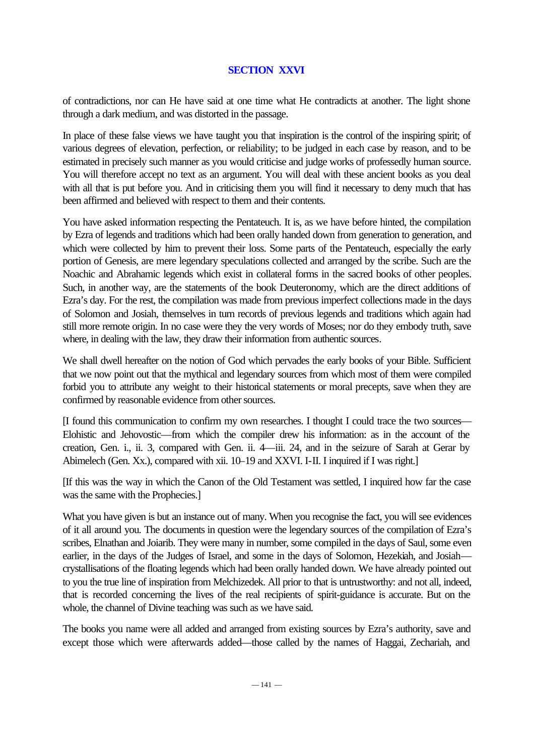## SECTION XXVI

of contradictions, nor can He have said at one time what He contradicts at another. The light shone through a dark medium, and was distorted in the passage.

In place of these false views we have taught you that inspiration is the control of the inspiring spirit; of various degrees of elevation, perfection, or reliability; to be judged in each case by reason, and to be estimated in precisely such manner as you would criticise and judge works of professedly human source. You will therefore accept no text as an argument. You will deal with these ancient books as you deal with all that is put before you. And in criticising them you will find it necessary to deny much that has been affirmed and believed with respect to them and their contents.

You have asked information respecting the Pentateuch. It is, as we have before hinted, the compilation by Ezra of legends and traditions which had been orally handed down from generation to generation, and which were collected by him to prevent their loss. Some parts of the Pentateuch, especially the early portion of Genesis, are mere legendary speculations collected and arranged by the scribe. Such are the Noachic and Abrahamic legends which exist in collateral forms in the sacred books of other peoples. Such, in another way, are the statements of the book Deuteronomy, which are the direct additions of Ezra's day. For the rest, the compilation was made from previous imperfect collections made in the days of Solomon and Josiah, themselves in turn records of previous legends and traditions which again had still more remote origin. In no case were they the very words of Moses; nor do they embody truth, save where, in dealing with the law, they draw their information from authentic sources.

We shall dwell hereafter on the notion of God which pervades the early books of your Bible. Sufficient that we now point out that the mythical and legendary sources from which most of them were compiled forbid you to attribute any weight to their historical statements or moral precepts, save when they are confirmed by reasonable evidence from other sources.

[I found this communication to confirm my own researches. I thought I could trace the two sources—Elohistic and Jehovostic—from which the compiler drew his information: as in the account of the creation, Gen. i., ii. 3, compared with Gen. ii. 4—iii. 24, and in the seizure of Sarah at Gerar by Abimelech (Gen. Xx.), compared with xii. 10–19 and XXVI. I-II. I inquired if I was right.]

[If this was the way in which the Canon of the Old Testament was settled, I inquired how far the case was the same with the Prophecies.]

What you have given is but an instance out of many. When you recognise the fact, you will see evidences of it all around you. The documents in question were the legendary sources of the compilation of Ezra's scribes, Elnathan and Joiarib. They were many in number, some compiled in the days of Saul, some even earlier, in the days of the Judges of Israel, and some in the days of Solomon, Hezekiah, and Josiah—crystallisations of the floating legends which had been orally handed down. We have already pointed out to you the true line of inspiration from Melchizedek. All prior to that is untrustworthy: and not all, indeed, that is recorded concerning the lives of the real recipients of spirit-guidance is accurate. But on the whole, the channel of Divine teaching was such as we have said.

The books you name were all added and arranged from existing sources by Ezra's authority, save and except those which were afterwards added—those called by the names of Haggai, Zechariah, and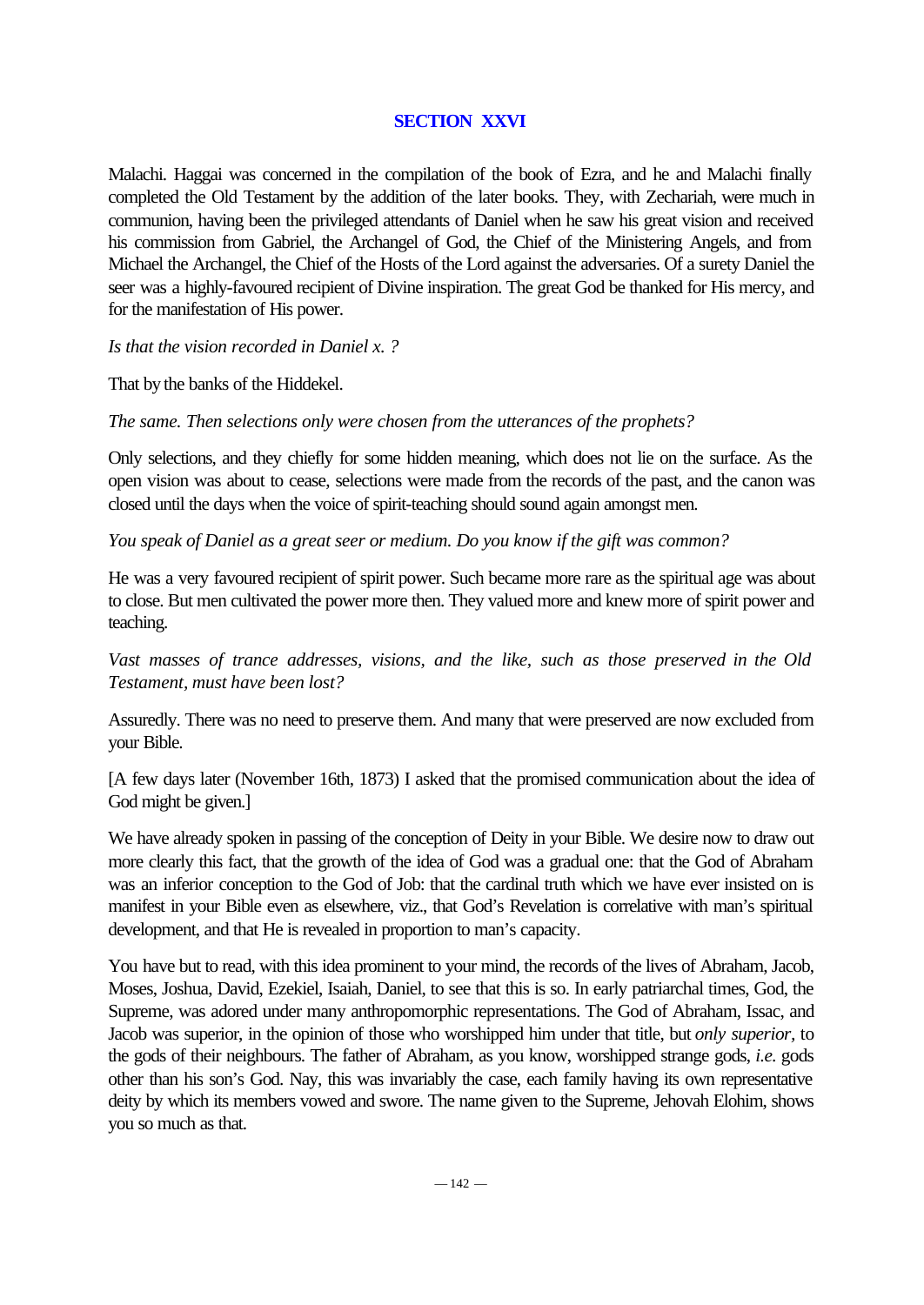## SECTION XXVI

Malachi. Haggai was concerned in the compilation of the book of Ezra, and he and Malachi finally completed the Old Testament by the addition of the later books. They, with Zechariah, were much in communion, having been the privileged attendants of Daniel when he saw his great vision and received his commission from Gabriel, the Archangel of God, the Chief of the Ministering Angels, and from Michael the Archangel, the Chief of the Hosts of the Lord against the adversaries. Of a surety Daniel the seer was a highly-favoured recipient of Divine inspiration. The great God be thanked for His mercy, and for the manifestation of His power.

*Is that the vision recorded in Daniel x. ?*

That by the banks of the Hiddekel.

*The same. Then selections only were chosen from the utterances of the prophets?*

Only selections, and they chiefly for some hidden meaning, which does not lie on the surface. As the open vision was about to cease, selections were made from the records of the past, and the canon was closed until the days when the voice of spirit-teaching should sound again amongst men.

*You speak of Daniel as a great seer or medium. Do you know if the gift was common?*

He was a very favoured recipient of spirit power. Such became more rare as the spiritual age was about to close. But men cultivated the power more then. They valued more and knew more of spirit power and teaching.

*Vast masses of trance addresses, visions, and the like, such as those preserved in the Old Testament, must have been lost?*

Assuredly. There was no need to preserve them. And many that were preserved are now excluded from your Bible.

[A few days later (November 16th, 1873) I asked that the promised communication about the idea of God might be given.]

We have already spoken in passing of the conception of Deity in your Bible. We desire now to draw out more clearly this fact, that the growth of the idea of God was a gradual one: that the God of Abraham was an inferior conception to the God of Job: that the cardinal truth which we have ever insisted on is manifest in your Bible even as elsewhere, viz., that God's Revelation is correlative with man's spiritual development, and that He is revealed in proportion to man's capacity.

You have but to read, with this idea prominent to your mind, the records of the lives of Abraham, Jacob, Moses, Joshua, David, Ezekiel, Isaiah, Daniel, to see that this is so. In early patriarchal times, God, the Supreme, was adored under many anthropomorphic representations. The God of Abraham, Issac, and Jacob was superior, in the opinion of those who worshipped him under that title, but *only superior*, to the gods of their neighbours. The father of Abraham, as you know, worshipped strange gods, *i.e.* gods other than his son's God. Nay, this was invariably the case, each family having its own representative deity by which its members vowed and swore. The name given to the Supreme, Jehovah Elohim, shows you so much as that.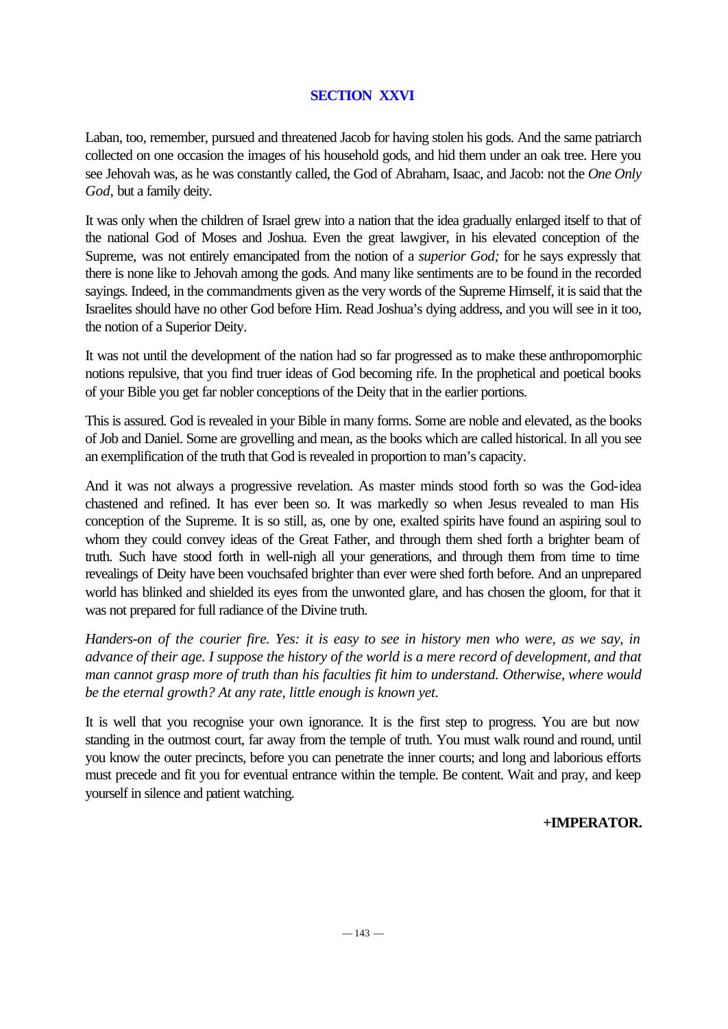## SECTION XXVI

Laban, too, remember, pursued and threatened Jacob for having stolen his gods. And the same patriarch collected on one occasion the images of his household gods, and hid them under an oak tree. Here you see Jehovah was, as he was constantly called, the God of Abraham, Isaac, and Jacob: not the *One Only God*, but a family deity.

It was only when the children of Israel grew into a nation that the idea gradually enlarged itself to that of the national God of Moses and Joshua. Even the great lawgiver, in his elevated conception of the Supreme, was not entirely emancipated from the notion of a *superior God;* for he says expressly that there is none like to Jehovah among the gods. And many like sentiments are to be found in the recorded sayings. Indeed, in the commandments given as the very words of the Supreme Himself, it is said that the Israelites should have no other God before Him. Read Joshua's dying address, and you will see in it too, the notion of a Superior Deity.

It was not until the development of the nation had so far progressed as to make these anthropomorphic notions repulsive, that you find truer ideas of God becoming rife. In the prophetical and poetical books of your Bible you get far nobler conceptions of the Deity that in the earlier portions.

This is assured. God is revealed in your Bible in many forms. Some are noble and elevated, as the books of Job and Daniel. Some are grovelling and mean, as the books which are called historical. In all you see an exemplification of the truth that God is revealed in proportion to man's capacity.

And it was not always a progressive revelation. As master minds stood forth so was the God-idea chastened and refined. It has ever been so. It was markedly so when Jesus revealed to man His conception of the Supreme. It is so still, as, one by one, exalted spirits have found an aspiring soul to whom they could convey ideas of the Great Father, and through them shed forth a brighter beam of truth. Such have stood forth in well-nigh all your generations, and through them from time to time revealings of Deity have been vouchsafed brighter than ever were shed forth before. And an unprepared world has blinked and shielded its eyes from the unwonted glare, and has chosen the gloom, for that it was not prepared for full radiance of the Divine truth.

*Handers-on of the courier fire. Yes: it is easy to see in history men who were, as we say, in advance of their age. I suppose the history of the world is a mere record of development, and that man cannot grasp more of truth than his faculties fit him to understand. Otherwise, where would be the eternal growth? At any rate, little enough is known yet.*

It is well that you recognise your own ignorance. It is the first step to progress. You are but now standing in the outmost court, far away from the temple of truth. You must walk round and round, until you know the outer precincts, before you can penetrate the inner courts; and long and laborious efforts must precede and fit you for eventual entrance within the temple. Be content. Wait and pray, and keep yourself in silence and patient watching.

**+IMPERATOR.**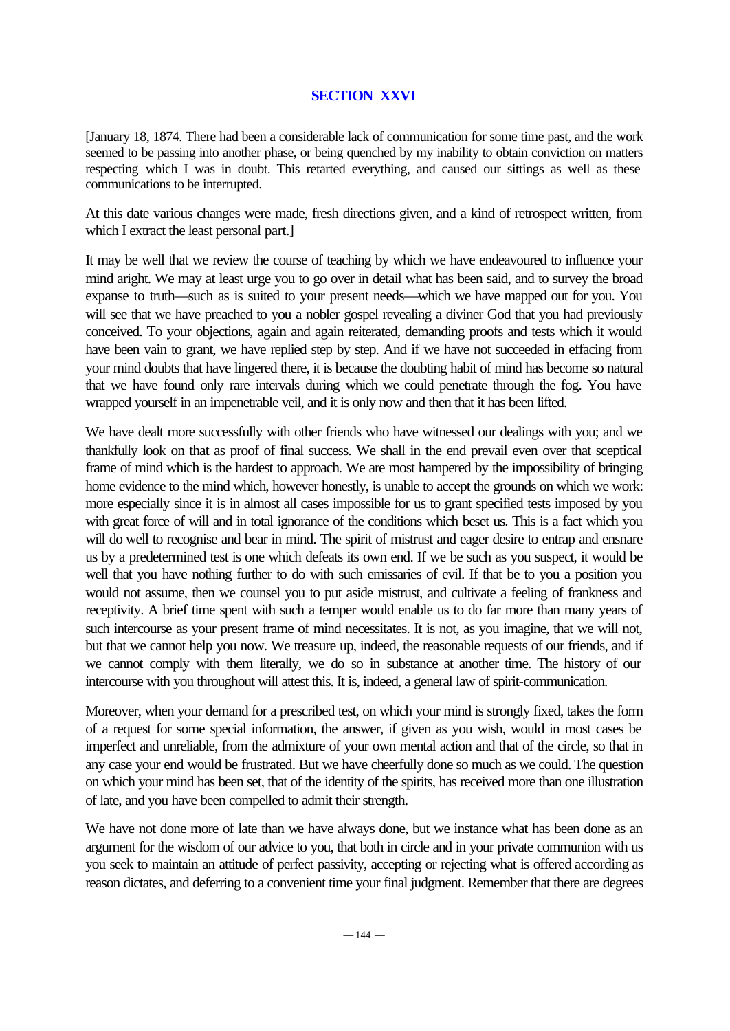## SECTION XXVI

[January 18, 1874. There had been a considerable lack of communication for some time past, and the work seemed to be passing into another phase, or being quenched by my inability to obtain conviction on matters respecting which I was in doubt. This retarted everything, and caused our sittings as well as these communications to be interrupted.

At this date various changes were made, fresh directions given, and a kind of retrospect written, from which I extract the least personal part.]

It may be well that we review the course of teaching by which we have endeavoured to influence your mind aright. We may at least urge you to go over in detail what has been said, and to survey the broad expanse to truth—such as is suited to your present needs—which we have mapped out for you. You will see that we have preached to you a nobler gospel revealing a diviner God that you had previously conceived. To your objections, again and again reiterated, demanding proofs and tests which it would have been vain to grant, we have replied step by step. And if we have not succeeded in effacing from your mind doubts that have lingered there, it is because the doubting habit of mind has become so natural that we have found only rare intervals during which we could penetrate through the fog. You have wrapped yourself in an impenetrable veil, and it is only now and then that it has been lifted.

We have dealt more successfully with other friends who have witnessed our dealings with you; and we thankfully look on that as proof of final success. We shall in the end prevail even over that sceptical frame of mind which is the hardest to approach. We are most hampered by the impossibility of bringing home evidence to the mind which, however honestly, is unable to accept the grounds on which we work: more especially since it is in almost all cases impossible for us to grant specified tests imposed by you with great force of will and in total ignorance of the conditions which beset us. This is a fact which you will do well to recognise and bear in mind. The spirit of mistrust and eager desire to entrap and ensnare us by a predetermined test is one which defeats its own end. If we be such as you suspect, it would be well that you have nothing further to do with such emissaries of evil. If that be to you a position you would not assume, then we counsel you to put aside mistrust, and cultivate a feeling of frankness and receptivity. A brief time spent with such a temper would enable us to do far more than many years of such intercourse as your present frame of mind necessitates. It is not, as you imagine, that we will not, but that we cannot help you now. We treasure up, indeed, the reasonable requests of our friends, and if we cannot comply with them literally, we do so in substance at another time. The history of our intercourse with you throughout will attest this. It is, indeed, a general law of spirit-communication.

Moreover, when your demand for a prescribed test, on which your mind is strongly fixed, takes the form of a request for some special information, the answer, if given as you wish, would in most cases be imperfect and unreliable, from the admixture of your own mental action and that of the circle, so that in any case your end would be frustrated. But we have cheerfully done so much as we could. The question on which your mind has been set, that of the identity of the spirits, has received more than one illustration of late, and you have been compelled to admit their strength.

We have not done more of late than we have always done, but we instance what has been done as an argument for the wisdom of our advice to you, that both in circle and in your private communion with us you seek to maintain an attitude of perfect passivity, accepting or rejecting what is offered according as reason dictates, and deferring to a convenient time your final judgment. Remember that there are degrees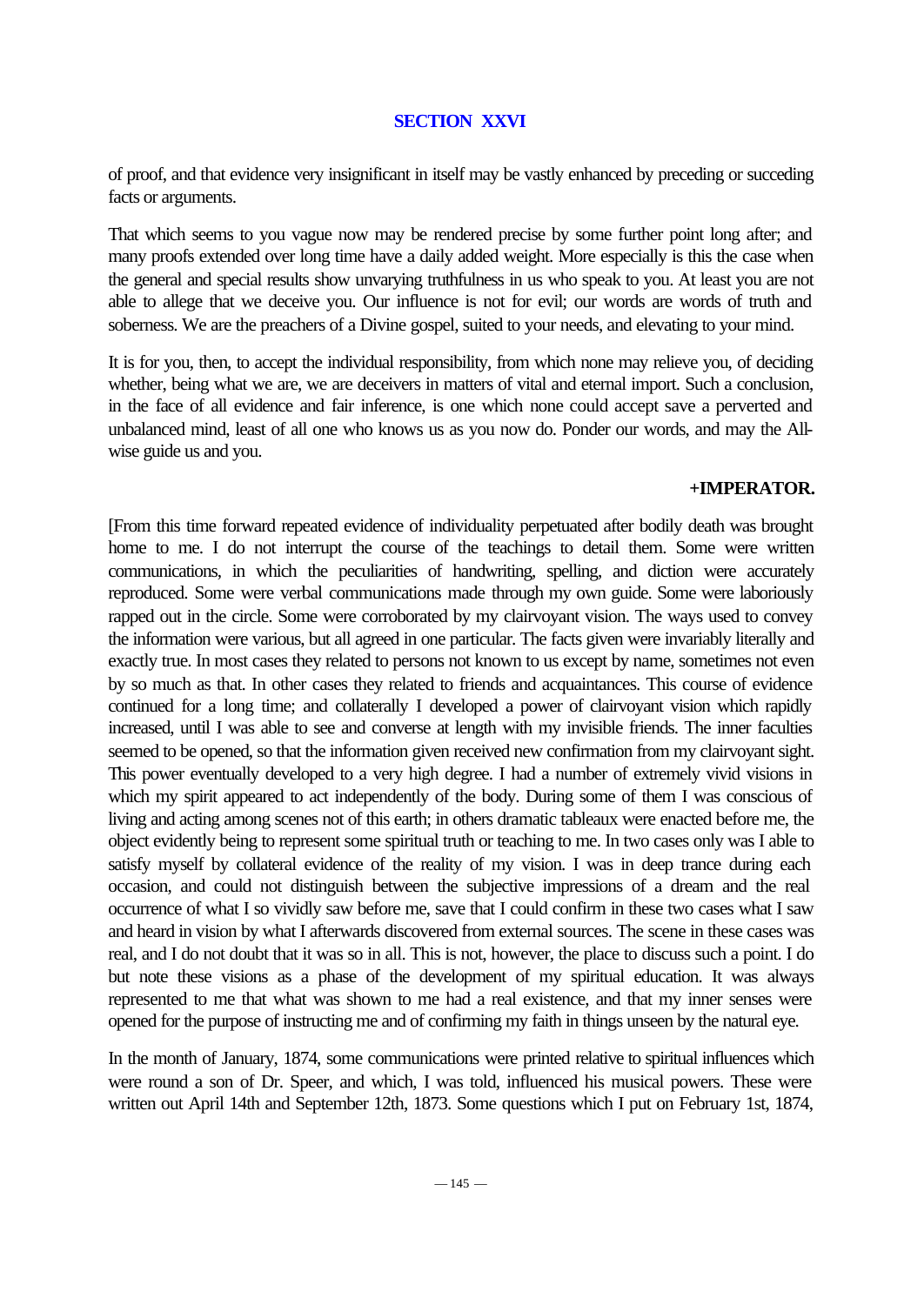## SECTION XXVI

of proof, and that evidence very insignificant in itself may be vastly enhanced by preceding or succeding facts or arguments.

That which seems to you vague now may be rendered precise by some further point long after; and many proofs extended over long time have a daily added weight. More especially is this the case when the general and special results show unvarying truthfulness in us who speak to you. At least you are not able to allege that we deceive you. Our influence is not for evil; our words are words of truth and soberness. We are the preachers of a Divine gospel, suited to your needs, and elevating to your mind.

It is for you, then, to accept the individual responsibility, from which none may relieve you, of deciding whether, being what we are, we are deceivers in matters of vital and eternal import. Such a conclusion, in the face of all evidence and fair inference, is one which none could accept save a perverted and unbalanced mind, least of all one who knows us as you now do. Ponder our words, and may the All-wise guide us and you.

**+IMPERATOR.**

[From this time forward repeated evidence of individuality perpetuated after bodily death was brought home to me. I do not interrupt the course of the teachings to detail them. Some were written communications, in which the peculiarities of handwriting, spelling, and diction were accurately reproduced. Some were verbal communications made through my own guide. Some were laboriously rapped out in the circle. Some were corroborated by my clairvoyant vision. The ways used to convey the information were various, but all agreed in one particular. The facts given were invariably literally and exactly true. In most cases they related to persons not known to us except by name, sometimes not even by so much as that. In other cases they related to friends and acquaintances. This course of evidence continued for a long time; and collaterally I developed a power of clairvoyant vision which rapidly increased, until I was able to see and converse at length with my invisible friends. The inner faculties seemed to be opened, so that the information given received new confirmation from my clairvoyant sight. This power eventually developed to a very high degree. I had a number of extremely vivid visions in which my spirit appeared to act independently of the body. During some of them I was conscious of living and acting among scenes not of this earth; in others dramatic tableaux were enacted before me, the object evidently being to represent some spiritual truth or teaching to me. In two cases only was I able to satisfy myself by collateral evidence of the reality of my vision. I was in deep trance during each occasion, and could not distinguish between the subjective impressions of a dream and the real occurrence of what I so vividly saw before me, save that I could confirm in these two cases what I saw and heard in vision by what I afterwards discovered from external sources. The scene in these cases was real, and I do not doubt that it was so in all. This is not, however, the place to discuss such a point. I do but note these visions as a phase of the development of my spiritual education. It was always represented to me that what was shown to me had a real existence, and that my inner senses were opened for the purpose of instructing me and of confirming my faith in things unseen by the natural eye.

In the month of January, 1874, some communications were printed relative to spiritual influences which were round a son of Dr. Speer, and which, I was told, influenced his musical powers. These were written out April 14th and September 12th, 1873. Some questions which I put on February 1st, 1874,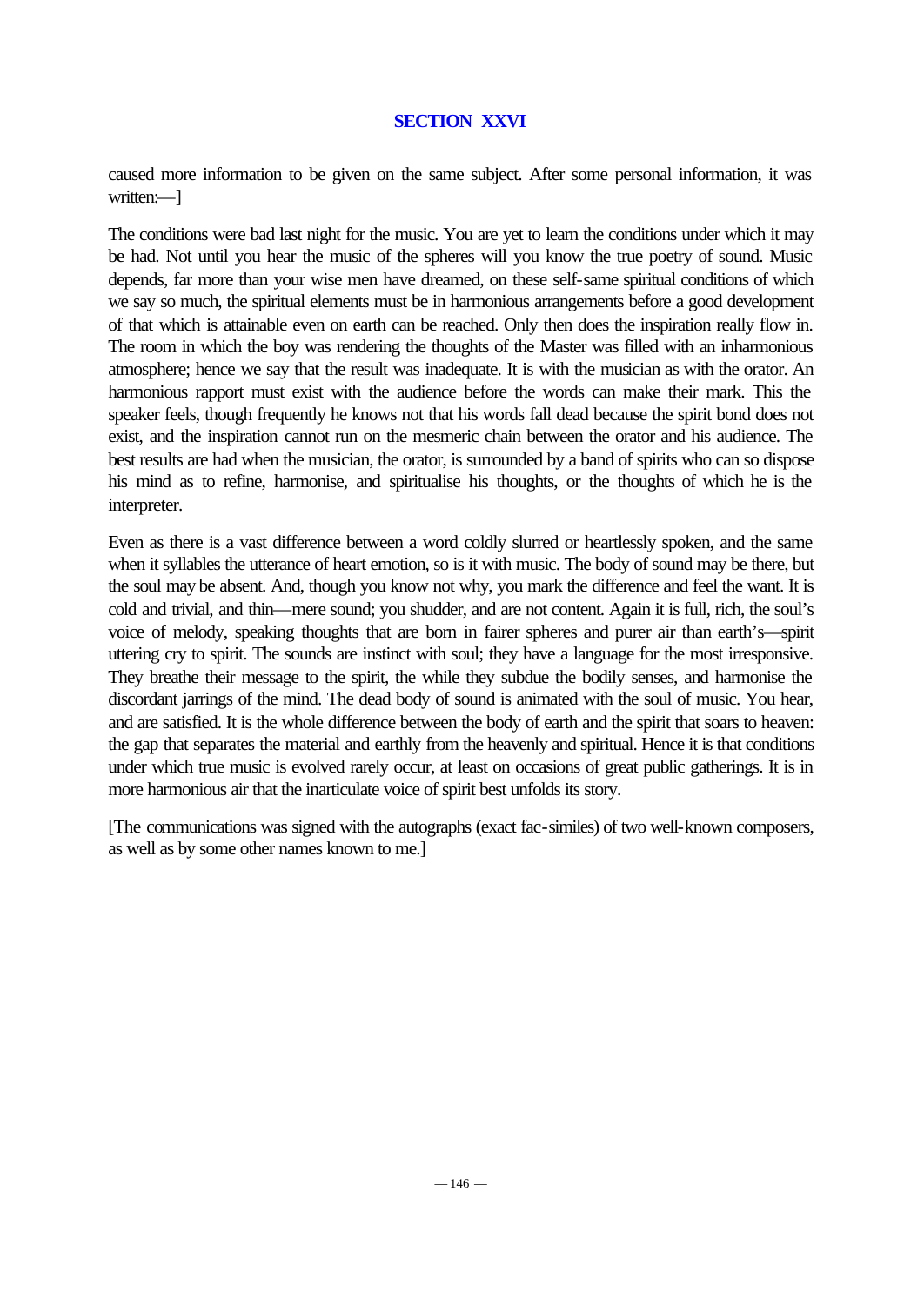## SECTION XXVI

caused more information to be given on the same subject. After some personal information, it was written:—]

The conditions were bad last night for the music. You are yet to learn the conditions under which it may be had. Not until you hear the music of the spheres will you know the true poetry of sound. Music depends, far more than your wise men have dreamed, on these self-same spiritual conditions of which we say so much, the spiritual elements must be in harmonious arrangements before a good development of that which is attainable even on earth can be reached. Only then does the inspiration really flow in. The room in which the boy was rendering the thoughts of the Master was filled with an inharmonious atmosphere; hence we say that the result was inadequate. It is with the musician as with the orator. An harmonious rapport must exist with the audience before the words can make their mark. This the speaker feels, though frequently he knows not that his words fall dead because the spirit bond does not exist, and the inspiration cannot run on the mesmeric chain between the orator and his audience. The best results are had when the musician, the orator, is surrounded by a band of spirits who can so dispose his mind as to refine, harmonise, and spiritualise his thoughts, or the thoughts of which he is the interpreter.

Even as there is a vast difference between a word coldly slurred or heartlessly spoken, and the same when it syllables the utterance of heart emotion, so is it with music. The body of sound may be there, but the soul may be absent. And, though you know not why, you mark the difference and feel the want. It is cold and trivial, and thin—mere sound; you shudder, and are not content. Again it is full, rich, the soul's voice of melody, speaking thoughts that are born in fairer spheres and purer air than earth's—spirit uttering cry to spirit. The sounds are instinct with soul; they have a language for the most irresponsive. They breathe their message to the spirit, the while they subdue the bodily senses, and harmonise the discordant jarrings of the mind. The dead body of sound is animated with the soul of music. You hear, and are satisfied. It is the whole difference between the body of earth and the spirit that soars to heaven: the gap that separates the material and earthly from the heavenly and spiritual. Hence it is that conditions under which true music is evolved rarely occur, at least on occasions of great public gatherings. It is in more harmonious air that the inarticulate voice of spirit best unfolds its story.

[The communications was signed with the autographs (exact fac-similes) of two well-known composers, as well as by some other names known to me.]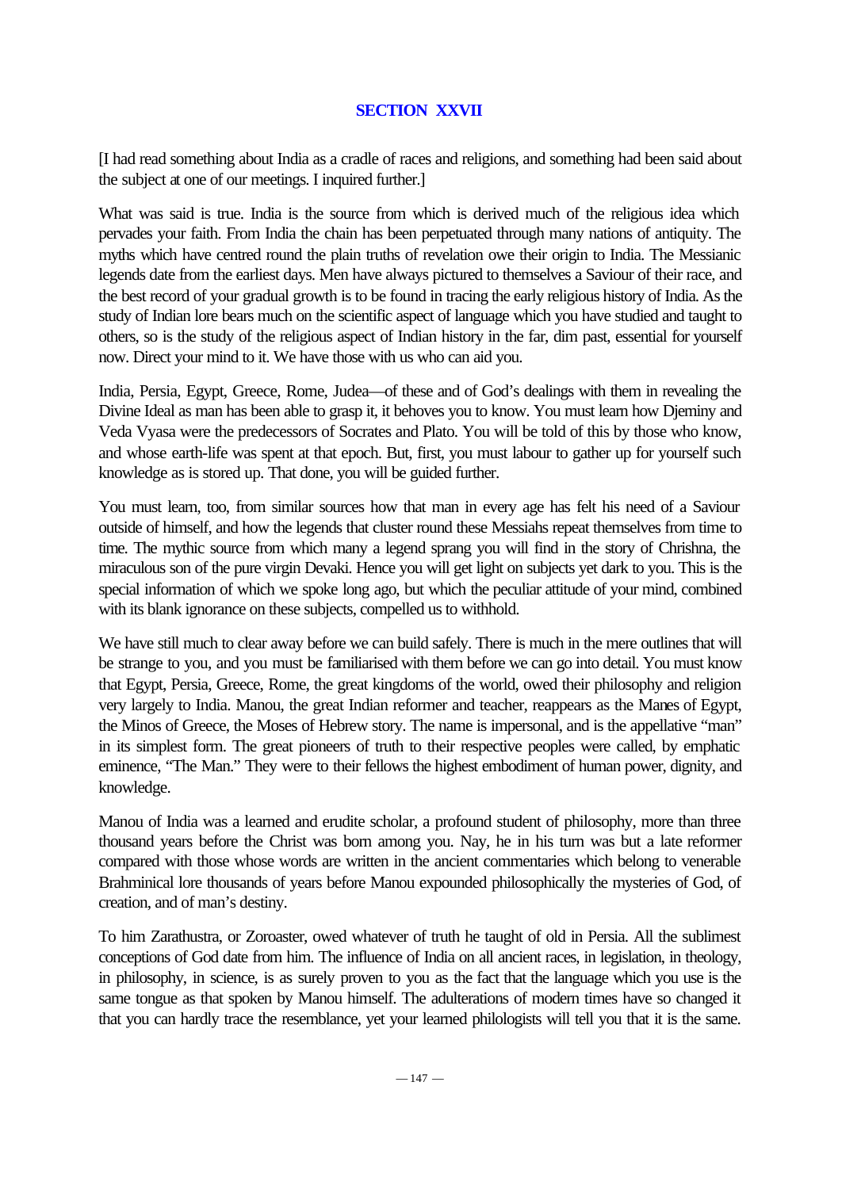## SECTION XXVII

[I had read something about India as a cradle of races and religions, and something had been said about the subject at one of our meetings. I inquired further.]

What was said is true. India is the source from which is derived much of the religious idea which pervades your faith. From India the chain has been perpetuated through many nations of antiquity. The myths which have centred round the plain truths of revelation owe their origin to India. The Messianic legends date from the earliest days. Men have always pictured to themselves a Saviour of their race, and the best record of your gradual growth is to be found in tracing the early religious history of India. As the study of Indian lore bears much on the scientific aspect of language which you have studied and taught to others, so is the study of the religious aspect of Indian history in the far, dim past, essential for yourself now. Direct your mind to it. We have those with us who can aid you.

India, Persia, Egypt, Greece, Rome, Judea—of these and of God's dealings with them in revealing the Divine Ideal as man has been able to grasp it, it behoves you to know. You must learn how Djeminy and Veda Vyasa were the predecessors of Socrates and Plato. You will be told of this by those who know, and whose earth-life was spent at that epoch. But, first, you must labour to gather up for yourself such knowledge as is stored up. That done, you will be guided further.

You must learn, too, from similar sources how that man in every age has felt his need of a Saviour outside of himself, and how the legends that cluster round these Messiahs repeat themselves from time to time. The mythic source from which many a legend sprang you will find in the story of Chrishna, the miraculous son of the pure virgin Devaki. Hence you will get light on subjects yet dark to you. This is the special information of which we spoke long ago, but which the peculiar attitude of your mind, combined with its blank ignorance on these subjects, compelled us to withhold.

We have still much to clear away before we can build safely. There is much in the mere outlines that will be strange to you, and you must be familiarised with them before we can go into detail. You must know that Egypt, Persia, Greece, Rome, the great kingdoms of the world, owed their philosophy and religion very largely to India. Manou, the great Indian reformer and teacher, reappears as the Manes of Egypt, the Minos of Greece, the Moses of Hebrew story. The name is impersonal, and is the appellative "man" in its simplest form. The great pioneers of truth to their respective peoples were called, by emphatic eminence, "The Man." They were to their fellows the highest embodiment of human power, dignity, and knowledge.

Manou of India was a learned and erudite scholar, a profound student of philosophy, more than three thousand years before the Christ was born among you. Nay, he in his turn was but a late reformer compared with those whose words are written in the ancient commentaries which belong to venerable Brahminical lore thousands of years before Manou expounded philosophically the mysteries of God, of creation, and of man's destiny.

To him Zarathustra, or Zoroaster, owed whatever of truth he taught of old in Persia. All the sublimest conceptions of God date from him. The influence of India on all ancient races, in legislation, in theology, in philosophy, in science, is as surely proven to you as the fact that the language which you use is the same tongue as that spoken by Manou himself. The adulterations of modern times have so changed it that you can hardly trace the resemblance, yet your learned philologists will tell you that it is the same.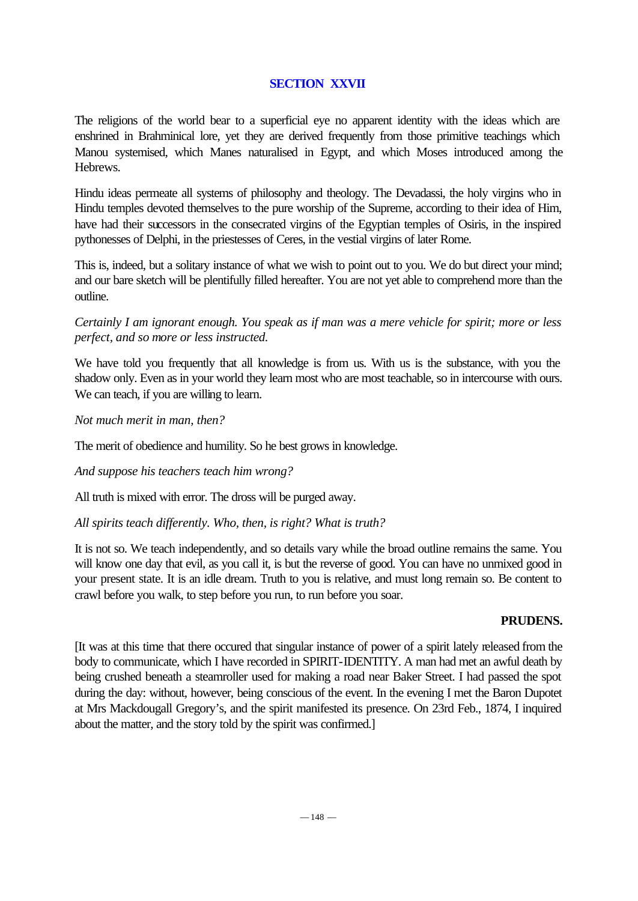## SECTION XXVII

The religions of the world bear to a superficial eye no apparent identity with the ideas which are enshrined in Brahminical lore, yet they are derived frequently from those primitive teachings which Manou systemised, which Manes naturalised in Egypt, and which Moses introduced among the Hebrews.

Hindu ideas permeate all systems of philosophy and theology. The Devadassi, the holy virgins who in Hindu temples devoted themselves to the pure worship of the Supreme, according to their idea of Him, have had their successors in the consecrated virgins of the Egyptian temples of Osiris, in the inspired pythonesses of Delphi, in the priestesses of Ceres, in the vestial virgins of later Rome.

This is, indeed, but a solitary instance of what we wish to point out to you. We do but direct your mind; and our bare sketch will be plentifully filled hereafter. You are not yet able to comprehend more than the outline.

*Certainly I am ignorant enough. You speak as if man was a mere vehicle for spirit; more or less perfect, and so more or less instructed.*

We have told you frequently that all knowledge is from us. With us is the substance, with you the shadow only. Even as in your world they learn most who are most teachable, so in intercourse with ours. We can teach, if you are willing to learn.

*Not much merit in man, then?*

The merit of obedience and humility. So he best grows in knowledge.

*And suppose his teachers teach him wrong?*

All truth is mixed with error. The dross will be purged away.

*All spirits teach differently. Who, then, is right? What is truth?*

It is not so. We teach independently, and so details vary while the broad outline remains the same. You will know one day that evil, as you call it, is but the reverse of good. You can have no unmixed good in your present state. It is an idle dream. Truth to you is relative, and must long remain so. Be content to crawl before you walk, to step before you run, to run before you soar.

**PRUDENS.**

[It was at this time that there occured that singular instance of power of a spirit lately released from the body to communicate, which I have recorded in SPIRIT-IDENTITY. A man had met an awful death by being crushed beneath a steamroller used for making a road near Baker Street. I had passed the spot during the day: without, however, being conscious of the event. In the evening I met the Baron Dupotet at Mrs Mackdougall Gregory's, and the spirit manifested its presence. On 23rd Feb., 1874, I inquired about the matter, and the story told by the spirit was confirmed.]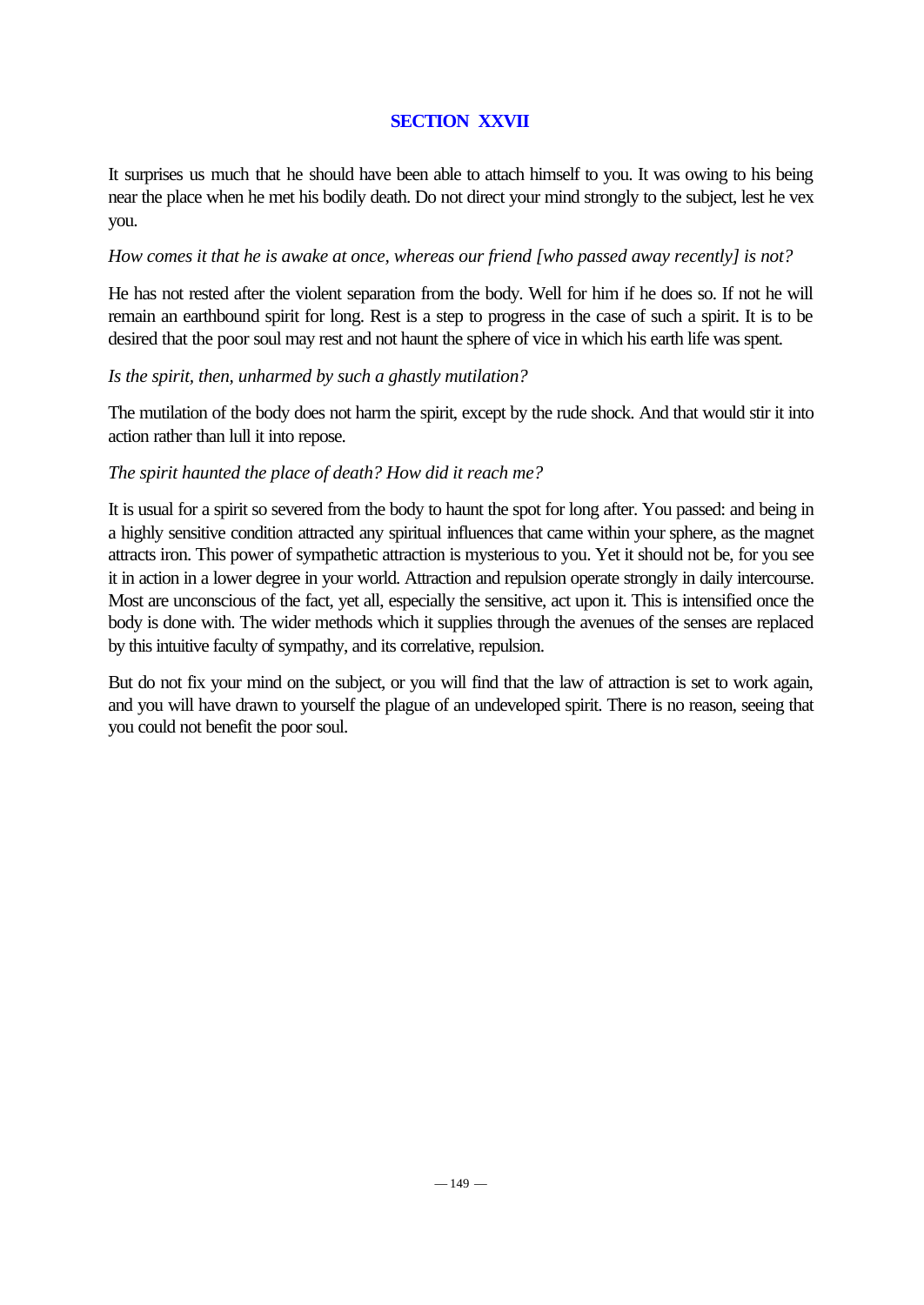## SECTION XXVII

It surprises us much that he should have been able to attach himself to you. It was owing to his being near the place when he met his bodily death. Do not direct your mind strongly to the subject, lest he vex you.

*How comes it that he is awake at once, whereas our friend [who passed away recently] is not?*

He has not rested after the violent separation from the body. Well for him if he does so. If not he will remain an earthbound spirit for long. Rest is a step to progress in the case of such a spirit. It is to be desired that the poor soul may rest and not haunt the sphere of vice in which his earth life was spent.

*Is the spirit, then, unharmed by such a ghastly mutilation?*

The mutilation of the body does not harm the spirit, except by the rude shock. And that would stir it into action rather than lull it into repose.

*The spirit haunted the place of death? How did it reach me?*

It is usual for a spirit so severed from the body to haunt the spot for long after. You passed: and being in a highly sensitive condition attracted any spiritual influences that came within your sphere, as the magnet attracts iron. This power of sympathetic attraction is mysterious to you. Yet it should not be, for you see it in action in a lower degree in your world. Attraction and repulsion operate strongly in daily intercourse. Most are unconscious of the fact, yet all, especially the sensitive, act upon it. This is intensified once the body is done with. The wider methods which it supplies through the avenues of the senses are replaced by this intuitive faculty of sympathy, and its correlative, repulsion.

But do not fix your mind on the subject, or you will find that the law of attraction is set to work again, and you will have drawn to yourself the plague of an undeveloped spirit. There is no reason, seeing that you could not benefit the poor soul.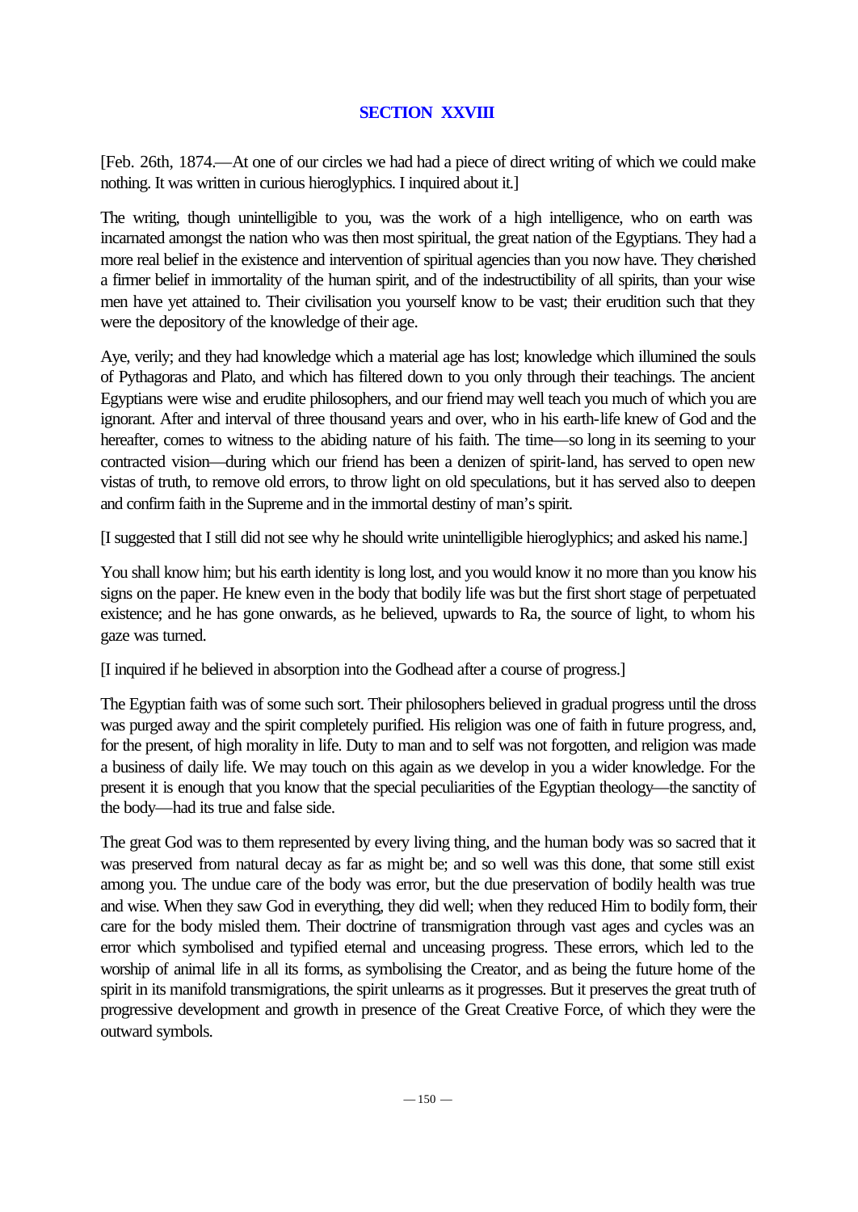## SECTION XXVIII

[Feb. 26th, 1874.—At one of our circles we had had a piece of direct writing of which we could make nothing. It was written in curious hieroglyphics. I inquired about it.]

The writing, though unintelligible to you, was the work of a high intelligence, who on earth was incarnated amongst the nation who was then most spiritual, the great nation of the Egyptians. They had a more real belief in the existence and intervention of spiritual agencies than you now have. They cherished a firmer belief in immortality of the human spirit, and of the indestructibility of all spirits, than your wise men have yet attained to. Their civilisation you yourself know to be vast; their erudition such that they were the depository of the knowledge of their age.

Aye, verily; and they had knowledge which a material age has lost; knowledge which illumined the souls of Pythagoras and Plato, and which has filtered down to you only through their teachings. The ancient Egyptians were wise and erudite philosophers, and our friend may well teach you much of which you are ignorant. After and interval of three thousand years and over, who in his earth-life knew of God and the hereafter, comes to witness to the abiding nature of his faith. The time—so long in its seeming to your contracted vision—during which our friend has been a denizen of spirit-land, has served to open new vistas of truth, to remove old errors, to throw light on old speculations, but it has served also to deepen and confirm faith in the Supreme and in the immortal destiny of man's spirit.

[I suggested that I still did not see why he should write unintelligible hieroglyphics; and asked his name.]

You shall know him; but his earth identity is long lost, and you would know it no more than you know his signs on the paper. He knew even in the body that bodily life was but the first short stage of perpetuated existence; and he has gone onwards, as he believed, upwards to Ra, the source of light, to whom his gaze was turned.

[I inquired if he believed in absorption into the Godhead after a course of progress.]

The Egyptian faith was of some such sort. Their philosophers believed in gradual progress until the dross was purged away and the spirit completely purified. His religion was one of faith in future progress, and, for the present, of high morality in life. Duty to man and to self was not forgotten, and religion was made a business of daily life. We may touch on this again as we develop in you a wider knowledge. For the present it is enough that you know that the special peculiarities of the Egyptian theology—the sanctity of the body—had its true and false side.

The great God was to them represented by every living thing, and the human body was so sacred that it was preserved from natural decay as far as might be; and so well was this done, that some still exist among you. The undue care of the body was error, but the due preservation of bodily health was true and wise. When they saw God in everything, they did well; when they reduced Him to bodily form, their care for the body misled them. Their doctrine of transmigration through vast ages and cycles was an error which symbolised and typified eternal and unceasing progress. These errors, which led to the worship of animal life in all its forms, as symbolising the Creator, and as being the future home of the spirit in its manifold transmigrations, the spirit unlearns as it progresses. But it preserves the great truth of progressive development and growth in presence of the Great Creative Force, of which they were the outward symbols.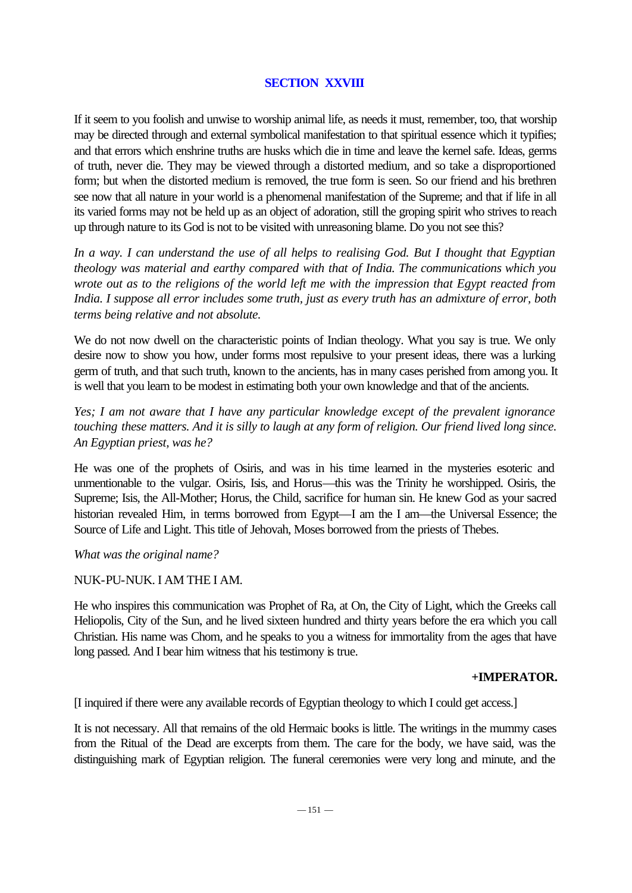## SECTION XXVIII

If it seem to you foolish and unwise to worship animal life, as needs it must, remember, too, that worship may be directed through and external symbolical manifestation to that spiritual essence which it typifies; and that errors which enshrine truths are husks which die in time and leave the kernel safe. Ideas, germs of truth, never die. They may be viewed through a distorted medium, and so take a disproportioned form; but when the distorted medium is removed, the true form is seen. So our friend and his brethren see now that all nature in your world is a phenomenal manifestation of the Supreme; and that if life in all its varied forms may not be held up as an object of adoration, still the groping spirit who strives to reach up through nature to its God is not to be visited with unreasoning blame. Do you not see this?

*In a way. I can understand the use of all helps to realising God. But I thought that Egyptian theology was material and earthy compared with that of India. The communications which you wrote out as to the religions of the world left me with the impression that Egypt reacted from India. I suppose all error includes some truth, just as every truth has an admixture of error, both terms being relative and not absolute.*

We do not now dwell on the characteristic points of Indian theology. What you say is true. We only desire now to show you how, under forms most repulsive to your present ideas, there was a lurking germ of truth, and that such truth, known to the ancients, has in many cases perished from among you. It is well that you learn to be modest in estimating both your own knowledge and that of the ancients.

*Yes; I am not aware that I have any particular knowledge except of the prevalent ignorance touching these matters. And it is silly to laugh at any form of religion. Our friend lived long since. An Egyptian priest, was he?*

He was one of the prophets of Osiris, and was in his time learned in the mysteries esoteric and unmentionable to the vulgar. Osiris, Isis, and Horus—this was the Trinity he worshipped. Osiris, the Supreme; Isis, the All-Mother; Horus, the Child, sacrifice for human sin. He knew God as your sacred historian revealed Him, in terms borrowed from Egypt—I am the I am—the Universal Essence; the Source of Life and Light. This title of Jehovah, Moses borrowed from the priests of Thebes.

*What was the original name?*

NUK-PU-NUK. I AM THE I AM.

He who inspires this communication was Prophet of Ra, at On, the City of Light, which the Greeks call Heliopolis, City of the Sun, and he lived sixteen hundred and thirty years before the era which you call Christian. His name was Chom, and he speaks to you a witness for immortality from the ages that have long passed. And I bear him witness that his testimony is true.

**+IMPERATOR.**

[I inquired if there were any available records of Egyptian theology to which I could get access.]

It is not necessary. All that remains of the old Hermaic books is little. The writings in the mummy cases from the Ritual of the Dead are excerpts from them. The care for the body, we have said, was the distinguishing mark of Egyptian religion. The funeral ceremonies were very long and minute, and the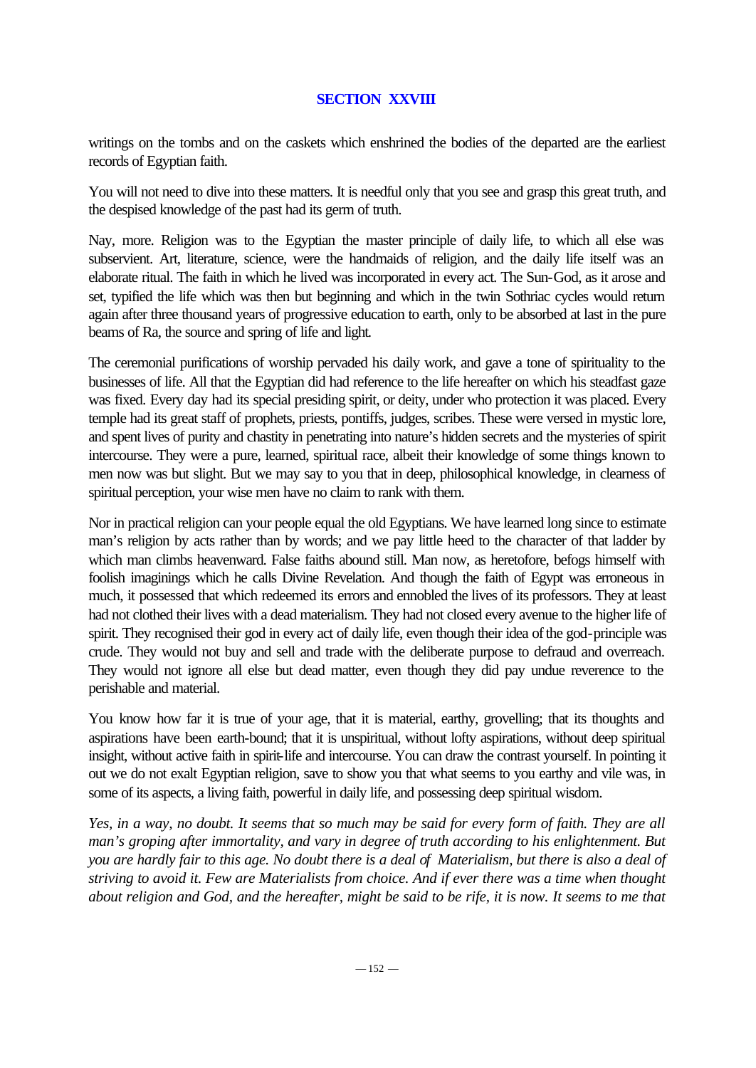## SECTION XXVIII

writings on the tombs and on the caskets which enshrined the bodies of the departed are the earliest records of Egyptian faith.

You will not need to dive into these matters. It is needful only that you see and grasp this great truth, and the despised knowledge of the past had its germ of truth.

Nay, more. Religion was to the Egyptian the master principle of daily life, to which all else was subservient. Art, literature, science, were the handmaids of religion, and the daily life itself was an elaborate ritual. The faith in which he lived was incorporated in every act. The Sun-God, as it arose and set, typified the life which was then but beginning and which in the twin Sothriac cycles would return again after three thousand years of progressive education to earth, only to be absorbed at last in the pure beams of Ra, the source and spring of life and light.

The ceremonial purifications of worship pervaded his daily work, and gave a tone of spirituality to the businesses of life. All that the Egyptian did had reference to the life hereafter on which his steadfast gaze was fixed. Every day had its special presiding spirit, or deity, under who protection it was placed. Every temple had its great staff of prophets, priests, pontiffs, judges, scribes. These were versed in mystic lore, and spent lives of purity and chastity in penetrating into nature's hidden secrets and the mysteries of spirit intercourse. They were a pure, learned, spiritual race, albeit their knowledge of some things known to men now was but slight. But we may say to you that in deep, philosophical knowledge, in clearness of spiritual perception, your wise men have no claim to rank with them.

Nor in practical religion can your people equal the old Egyptians. We have learned long since to estimate man's religion by acts rather than by words; and we pay little heed to the character of that ladder by which man climbs heavenward. False faiths abound still. Man now, as heretofore, befogs himself with foolish imaginings which he calls Divine Revelation. And though the faith of Egypt was erroneous in much, it possessed that which redeemed its errors and ennobled the lives of its professors. They at least had not clothed their lives with a dead materialism. They had not closed every avenue to the higher life of spirit. They recognised their god in every act of daily life, even though their idea of the god-principle was crude. They would not buy and sell and trade with the deliberate purpose to defraud and overreach. They would not ignore all else but dead matter, even though they did pay undue reverence to the perishable and material.

You know how far it is true of your age, that it is material, earthy, grovelling; that its thoughts and aspirations have been earth-bound; that it is unspiritual, without lofty aspirations, without deep spiritual insight, without active faith in spirit-life and intercourse. You can draw the contrast yourself. In pointing it out we do not exalt Egyptian religion, save to show you that what seems to you earthy and vile was, in some of its aspects, a living faith, powerful in daily life, and possessing deep spiritual wisdom.

*Yes, in a way, no doubt. It seems that so much may be said for every form of faith. They are all man's groping after immortality, and vary in degree of truth according to his enlightenment. But you are hardly fair to this age. No doubt there is a deal of Materialism, but there is also a deal of striving to avoid it. Few are Materialists from choice. And if ever there was a time when thought about religion and God, and the hereafter, might be said to be rife, it is now. It seems to me that*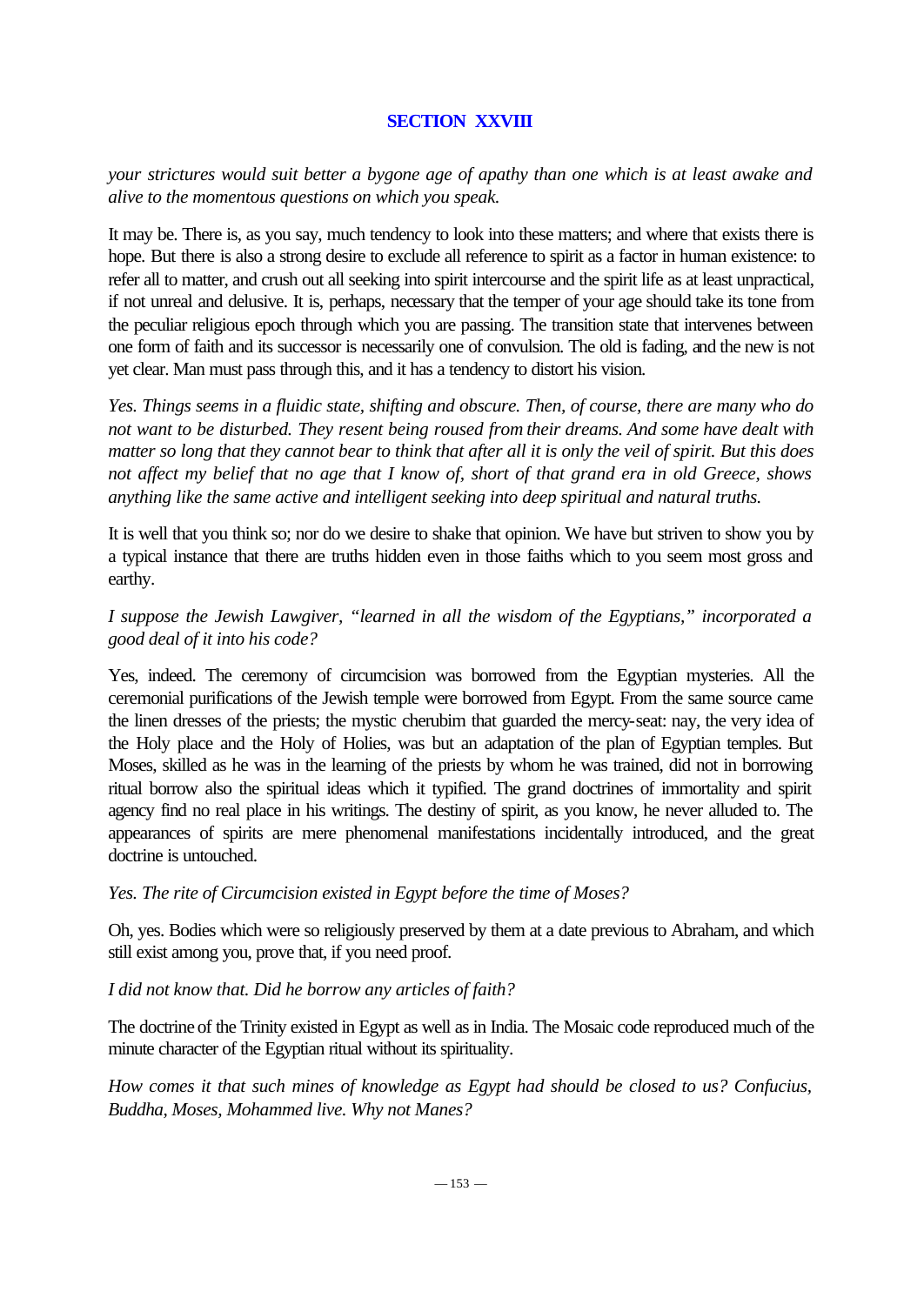## SECTION XXVIII

*your strictures would suit better a bygone age of apathy than one which is at least awake and alive to the momentous questions on which you speak.*

It may be. There is, as you say, much tendency to look into these matters; and where that exists there is hope. But there is also a strong desire to exclude all reference to spirit as a factor in human existence: to refer all to matter, and crush out all seeking into spirit intercourse and the spirit life as at least unpractical, if not unreal and delusive. It is, perhaps, necessary that the temper of your age should take its tone from the peculiar religious epoch through which you are passing. The transition state that intervenes between one form of faith and its successor is necessarily one of convulsion. The old is fading, and the new is not yet clear. Man must pass through this, and it has a tendency to distort his vision.

*Yes. Things seems in a fluidic state, shifting and obscure. Then, of course, there are many who do not want to be disturbed. They resent being roused from their dreams. And some have dealt with matter so long that they cannot bear to think that after all it is only the veil of spirit. But this does not affect my belief that no age that I know of, short of that grand era in old Greece, shows anything like the same active and intelligent seeking into deep spiritual and natural truths.*

It is well that you think so; nor do we desire to shake that opinion. We have but striven to show you by a typical instance that there are truths hidden even in those faiths which to you seem most gross and earthy.

*I suppose the Jewish Lawgiver, "learned in all the wisdom of the Egyptians," incorporated a good deal of it into his code?*

Yes, indeed. The ceremony of circumcision was borrowed from the Egyptian mysteries. All the ceremonial purifications of the Jewish temple were borrowed from Egypt. From the same source came the linen dresses of the priests; the mystic cherubim that guarded the mercy-seat: nay, the very idea of the Holy place and the Holy of Holies, was but an adaptation of the plan of Egyptian temples. But Moses, skilled as he was in the learning of the priests by whom he was trained, did not in borrowing ritual borrow also the spiritual ideas which it typified. The grand doctrines of immortality and spirit agency find no real place in his writings. The destiny of spirit, as you know, he never alluded to. The appearances of spirits are mere phenomenal manifestations incidentally introduced, and the great doctrine is untouched.

*Yes. The rite of Circumcision existed in Egypt before the time of Moses?*

Oh, yes. Bodies which were so religiously preserved by them at a date previous to Abraham, and which still exist among you, prove that, if you need proof.

*I did not know that. Did he borrow any articles of faith?*

The doctrine of the Trinity existed in Egypt as well as in India. The Mosaic code reproduced much of the minute character of the Egyptian ritual without its spirituality.

*How comes it that such mines of knowledge as Egypt had should be closed to us? Confucius, Buddha, Moses, Mohammed live. Why not Manes?*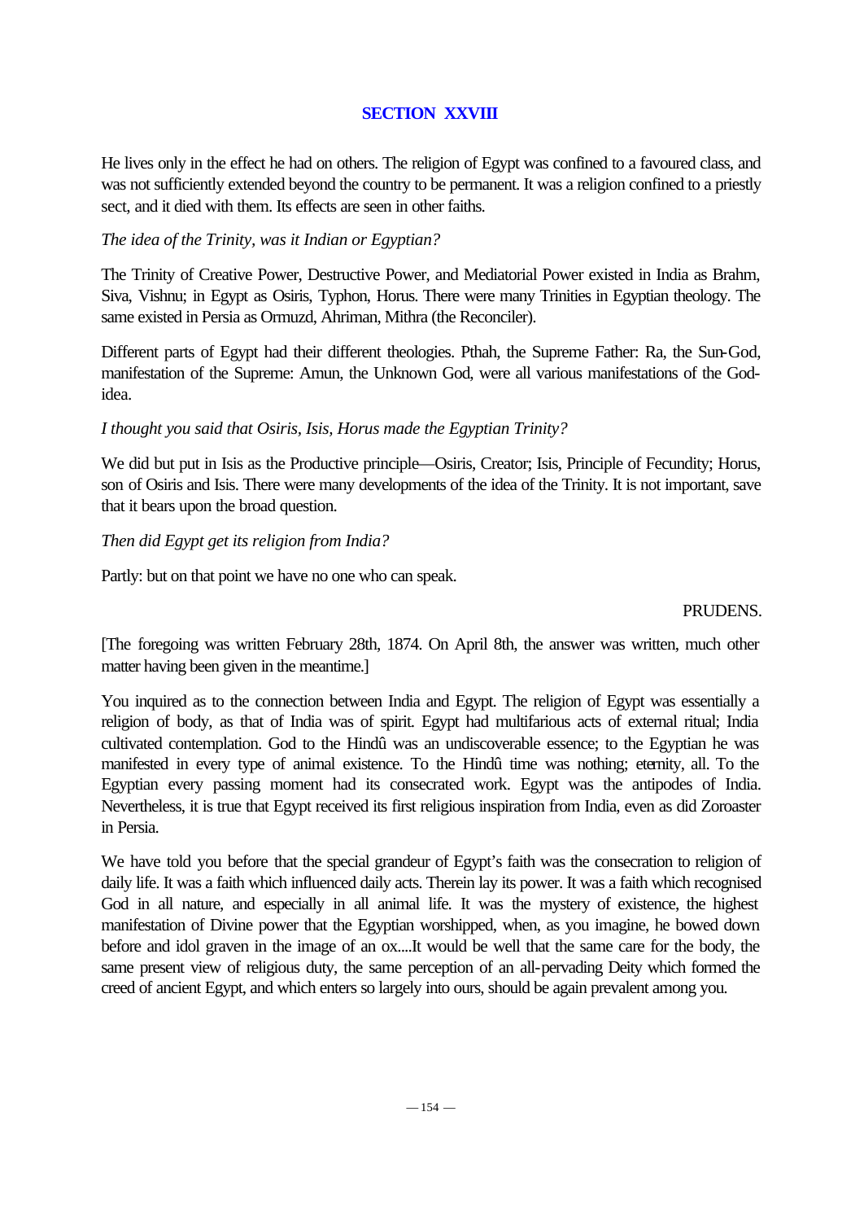## SECTION XXVIII

He lives only in the effect he had on others. The religion of Egypt was confined to a favoured class, and was not sufficiently extended beyond the country to be permanent. It was a religion confined to a priestly sect, and it died with them. Its effects are seen in other faiths.

*The idea of the Trinity, was it Indian or Egyptian?*

The Trinity of Creative Power, Destructive Power, and Mediatorial Power existed in India as Brahm, Siva, Vishnu; in Egypt as Osiris, Typhon, Horus. There were many Trinities in Egyptian theology. The same existed in Persia as Ormuzd, Ahriman, Mithra (the Reconciler).

Different parts of Egypt had their different theologies. Pthah, the Supreme Father: Ra, the Sun-God, manifestation of the Supreme: Amun, the Unknown God, were all various manifestations of the God-idea.

*I thought you said that Osiris, Isis, Horus made the Egyptian Trinity?*

We did but put in Isis as the Productive principle—Osiris, Creator; Isis, Principle of Fecundity; Horus, son of Osiris and Isis. There were many developments of the idea of the Trinity. It is not important, save that it bears upon the broad question.

*Then did Egypt get its religion from India?*

Partly: but on that point we have no one who can speak.

PRUDENS.

[The foregoing was written February 28th, 1874. On April 8th, the answer was written, much other matter having been given in the meantime.]

You inquired as to the connection between India and Egypt. The religion of Egypt was essentially a religion of body, as that of India was of spirit. Egypt had multifarious acts of external ritual; India cultivated contemplation. God to the Hindû was an undiscoverable essence; to the Egyptian he was manifested in every type of animal existence. To the Hindû time was nothing; eternity, all. To the Egyptian every passing moment had its consecrated work. Egypt was the antipodes of India. Nevertheless, it is true that Egypt received its first religious inspiration from India, even as did Zoroaster in Persia.

We have told you before that the special grandeur of Egypt's faith was the consecration to religion of daily life. It was a faith which influenced daily acts. Therein lay its power. It was a faith which recognised God in all nature, and especially in all animal life. It was the mystery of existence, the highest manifestation of Divine power that the Egyptian worshipped, when, as you imagine, he bowed down before and idol graven in the image of an ox....It would be well that the same care for the body, the same present view of religious duty, the same perception of an all-pervading Deity which formed the creed of ancient Egypt, and which enters so largely into ours, should be again prevalent among you.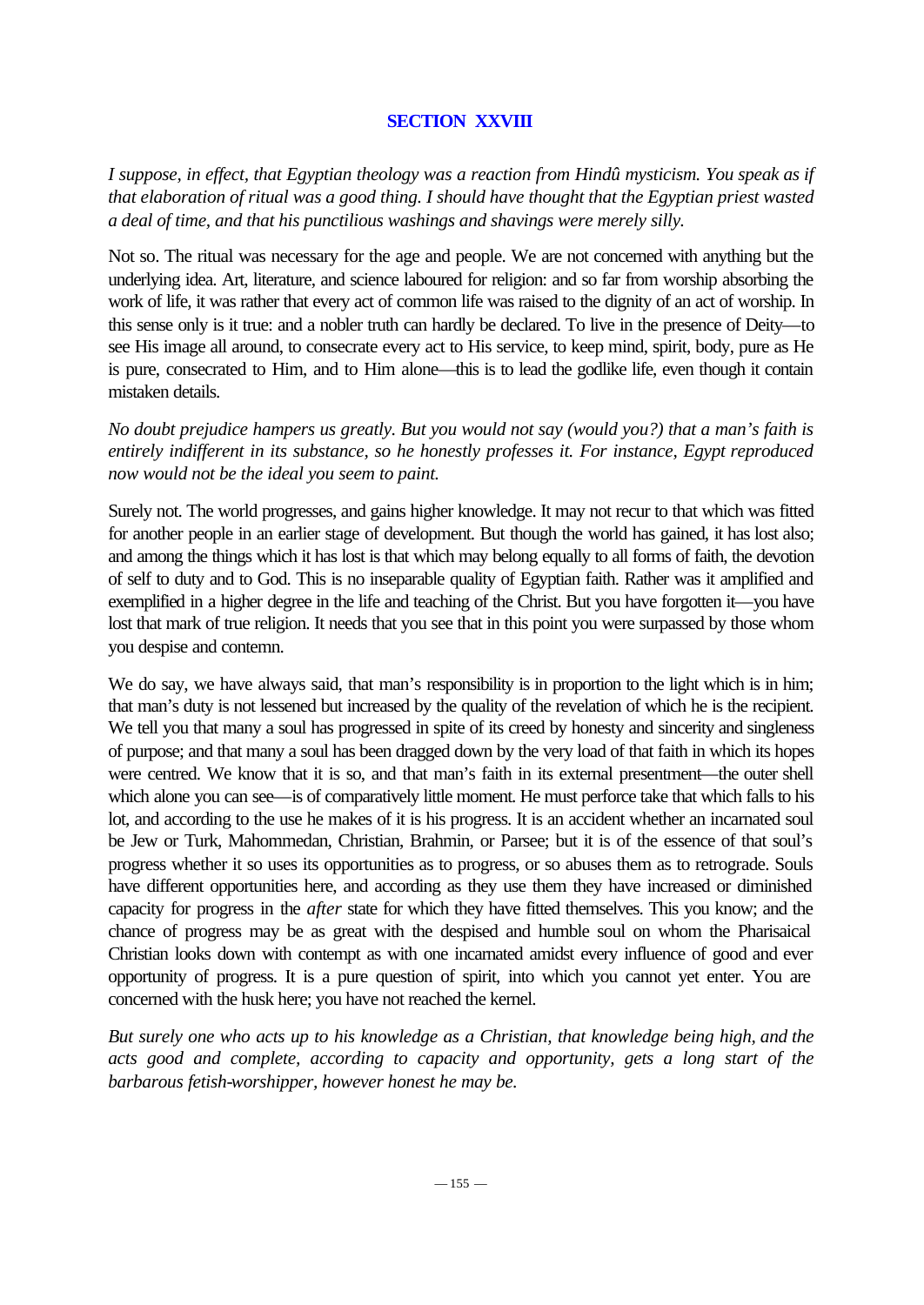## SECTION XXVIII

*I suppose, in effect, that Egyptian theology was a reaction from Hindû mysticism. You speak as if that elaboration of ritual was a good thing. I should have thought that the Egyptian priest wasted a deal of time, and that his punctilious washings and shavings were merely silly.*

Not so. The ritual was necessary for the age and people. We are not concerned with anything but the underlying idea. Art, literature, and science laboured for religion: and so far from worship absorbing the work of life, it was rather that every act of common life was raised to the dignity of an act of worship. In this sense only is it true: and a nobler truth can hardly be declared. To live in the presence of Deity—to see His image all around, to consecrate every act to His service, to keep mind, spirit, body, pure as He is pure, consecrated to Him, and to Him alone—this is to lead the godlike life, even though it contain mistaken details.

*No doubt prejudice hampers us greatly. But you would not say (would you?) that a man's faith is entirely indifferent in its substance, so he honestly professes it. For instance, Egypt reproduced now would not be the ideal you seem to paint.*

Surely not. The world progresses, and gains higher knowledge. It may not recur to that which was fitted for another people in an earlier stage of development. But though the world has gained, it has lost also; and among the things which it has lost is that which may belong equally to all forms of faith, the devotion of self to duty and to God. This is no inseparable quality of Egyptian faith. Rather was it amplified and exemplified in a higher degree in the life and teaching of the Christ. But you have forgotten it—you have lost that mark of true religion. It needs that you see that in this point you were surpassed by those whom you despise and contemn.

We do say, we have always said, that man's responsibility is in proportion to the light which is in him; that man's duty is not lessened but increased by the quality of the revelation of which he is the recipient. We tell you that many a soul has progressed in spite of its creed by honesty and sincerity and singleness of purpose; and that many a soul has been dragged down by the very load of that faith in which its hopes were centred. We know that it is so, and that man's faith in its external presentment—the outer shell which alone you can see—is of comparatively little moment. He must perforce take that which falls to his lot, and according to the use he makes of it is his progress. It is an accident whether an incarnated soul be Jew or Turk, Mahommedan, Christian, Brahmin, or Parsee; but it is of the essence of that soul's progress whether it so uses its opportunities as to progress, or so abuses them as to retrograde. Souls have different opportunities here, and according as they use them they have increased or diminished capacity for progress in the *after* state for which they have fitted themselves. This you know; and the chance of progress may be as great with the despised and humble soul on whom the Pharisaical Christian looks down with contempt as with one incarnated amidst every influence of good and ever opportunity of progress. It is a pure question of spirit, into which you cannot yet enter. You are concerned with the husk here; you have not reached the kernel.

*But surely one who acts up to his knowledge as a Christian, that knowledge being high, and the acts good and complete, according to capacity and opportunity, gets a long start of the barbarous fetish-worshipper, however honest he may be.*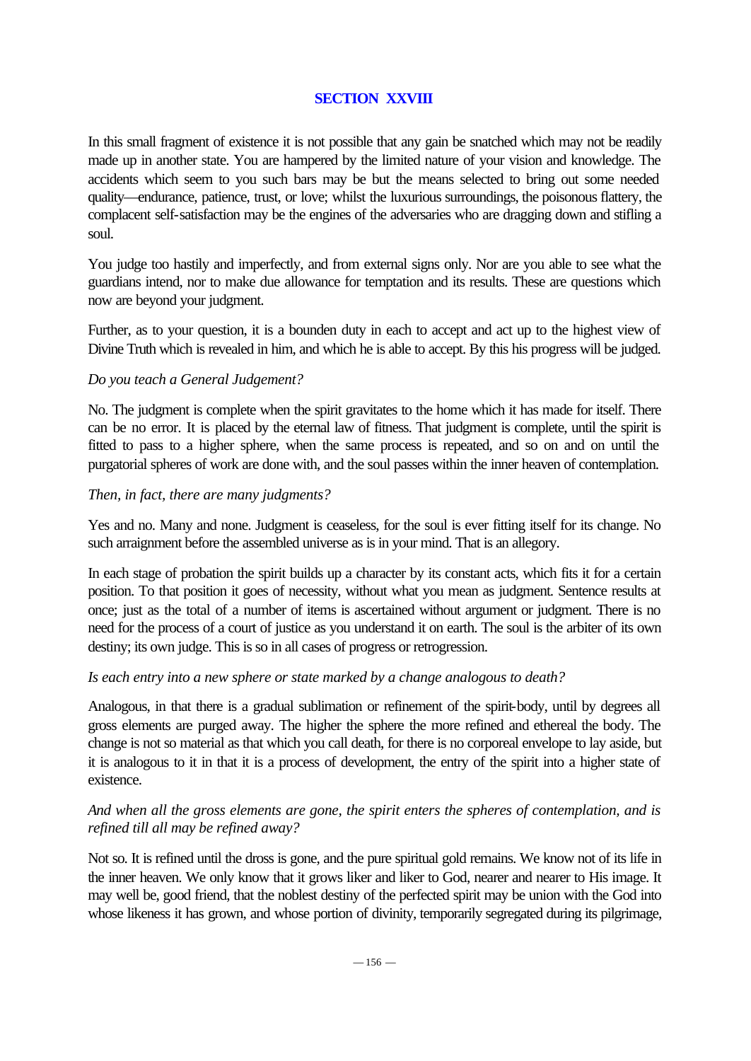## SECTION XXVIII

In this small fragment of existence it is not possible that any gain be snatched which may not be readily made up in another state. You are hampered by the limited nature of your vision and knowledge. The accidents which seem to you such bars may be but the means selected to bring out some needed quality—endurance, patience, trust, or love; whilst the luxurious surroundings, the poisonous flattery, the complacent self-satisfaction may be the engines of the adversaries who are dragging down and stifling a soul.

You judge too hastily and imperfectly, and from external signs only. Nor are you able to see what the guardians intend, nor to make due allowance for temptation and its results. These are questions which now are beyond your judgment.

Further, as to your question, it is a bounden duty in each to accept and act up to the highest view of Divine Truth which is revealed in him, and which he is able to accept. By this his progress will be judged.

*Do you teach a General Judgement?*

No. The judgment is complete when the spirit gravitates to the home which it has made for itself. There can be no error. It is placed by the eternal law of fitness. That judgment is complete, until the spirit is fitted to pass to a higher sphere, when the same process is repeated, and so on and on until the purgatorial spheres of work are done with, and the soul passes within the inner heaven of contemplation.

*Then, in fact, there are many judgments?*

Yes and no. Many and none. Judgment is ceaseless, for the soul is ever fitting itself for its change. No such arraignment before the assembled universe as is in your mind. That is an allegory.

In each stage of probation the spirit builds up a character by its constant acts, which fits it for a certain position. To that position it goes of necessity, without what you mean as judgment. Sentence results at once; just as the total of a number of items is ascertained without argument or judgment. There is no need for the process of a court of justice as you understand it on earth. The soul is the arbiter of its own destiny; its own judge. This is so in all cases of progress or retrogression.

*Is each entry into a new sphere or state marked by a change analogous to death?*

Analogous, in that there is a gradual sublimation or refinement of the spirit-body, until by degrees all gross elements are purged away. The higher the sphere the more refined and ethereal the body. The change is not so material as that which you call death, for there is no corporeal envelope to lay aside, but it is analogous to it in that it is a process of development, the entry of the spirit into a higher state of existence.

*And when all the gross elements are gone, the spirit enters the spheres of contemplation, and is refined till all may be refined away?*

Not so. It is refined until the dross is gone, and the pure spiritual gold remains. We know not of its life in the inner heaven. We only know that it grows liker and liker to God, nearer and nearer to His image. It may well be, good friend, that the noblest destiny of the perfected spirit may be union with the God into whose likeness it has grown, and whose portion of divinity, temporarily segregated during its pilgrimage,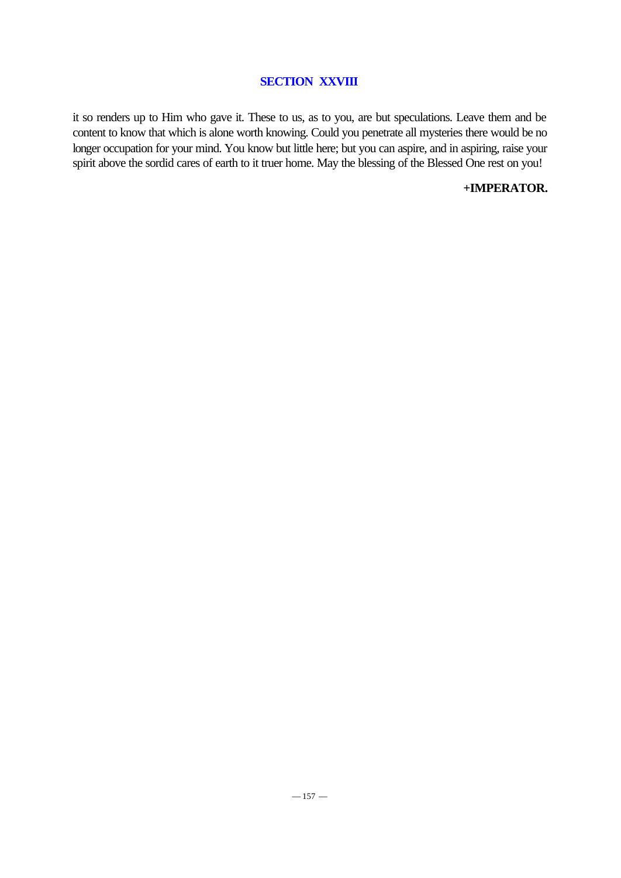## SECTION XXVIII

it so renders up to Him who gave it. These to us, as to you, are but speculations. Leave them and be content to know that which is alone worth knowing. Could you penetrate all mysteries there would be no longer occupation for your mind. You know but little here; but you can aspire, and in aspiring, raise your spirit above the sordid cares of earth to it truer home. May the blessing of the Blessed One rest on you!

**+IMPERATOR.**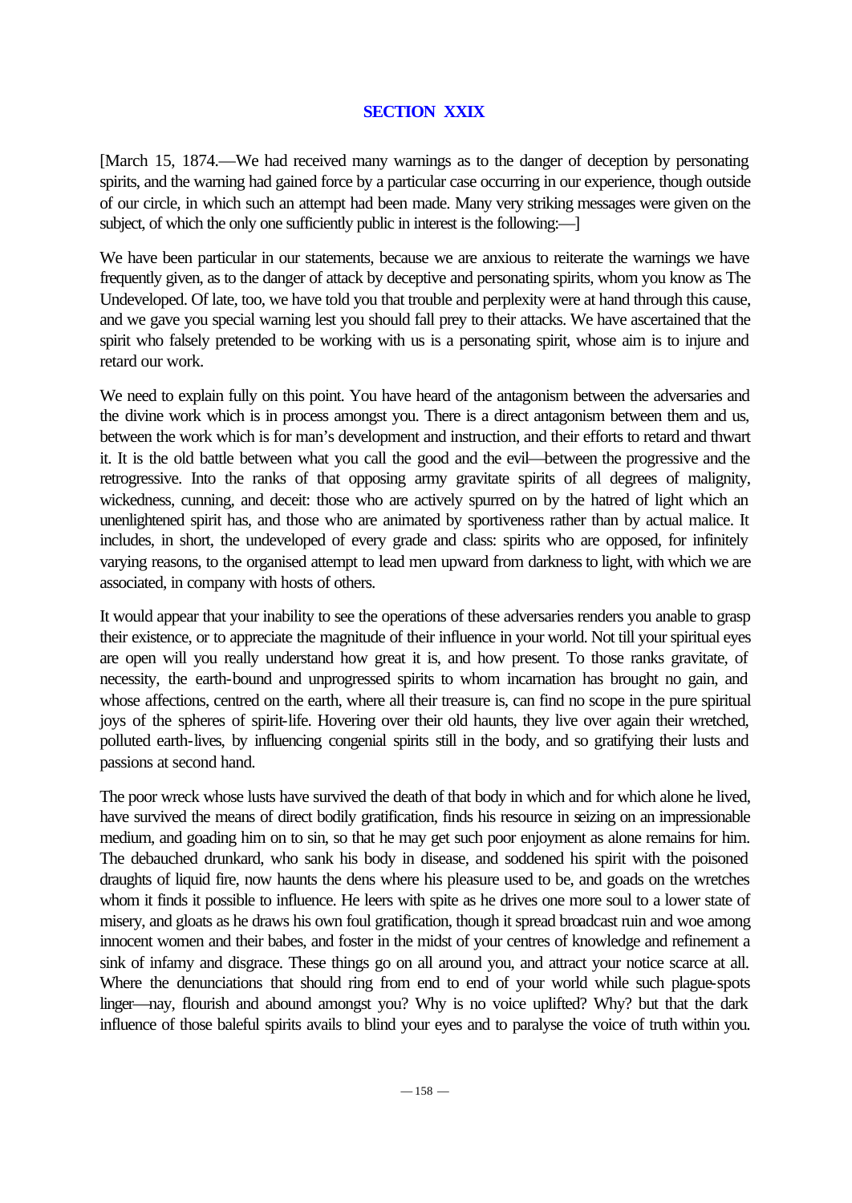## SECTION XXIX

[March 15, 1874.—We had received many warnings as to the danger of deception by personating spirits, and the warning had gained force by a particular case occurring in our experience, though outside of our circle, in which such an attempt had been made. Many very striking messages were given on the subject, of which the only one sufficiently public in interest is the following:—]

We have been particular in our statements, because we are anxious to reiterate the warnings we have frequently given, as to the danger of attack by deceptive and personating spirits, whom you know as The Undeveloped. Of late, too, we have told you that trouble and perplexity were at hand through this cause, and we gave you special warning lest you should fall prey to their attacks. We have ascertained that the spirit who falsely pretended to be working with us is a personating spirit, whose aim is to injure and retard our work.

We need to explain fully on this point. You have heard of the antagonism between the adversaries and the divine work which is in process amongst you. There is a direct antagonism between them and us, between the work which is for man's development and instruction, and their efforts to retard and thwart it. It is the old battle between what you call the good and the evil—between the progressive and the retrogressive. Into the ranks of that opposing army gravitate spirits of all degrees of malignity, wickedness, cunning, and deceit: those who are actively spurred on by the hatred of light which an unenlightened spirit has, and those who are animated by sportiveness rather than by actual malice. It includes, in short, the undeveloped of every grade and class: spirits who are opposed, for infinitely varying reasons, to the organised attempt to lead men upward from darkness to light, with which we are associated, in company with hosts of others.

It would appear that your inability to see the operations of these adversaries renders you anable to grasp their existence, or to appreciate the magnitude of their influence in your world. Not till your spiritual eyes are open will you really understand how great it is, and how present. To those ranks gravitate, of necessity, the earth-bound and unprogressed spirits to whom incarnation has brought no gain, and whose affections, centred on the earth, where all their treasure is, can find no scope in the pure spiritual joys of the spheres of spirit-life. Hovering over their old haunts, they live over again their wretched, polluted earth-lives, by influencing congenial spirits still in the body, and so gratifying their lusts and passions at second hand.

The poor wreck whose lusts have survived the death of that body in which and for which alone he lived, have survived the means of direct bodily gratification, finds his resource in seizing on an impressionable medium, and goading him on to sin, so that he may get such poor enjoyment as alone remains for him. The debauched drunkard, who sank his body in disease, and soddened his spirit with the poisoned draughts of liquid fire, now haunts the dens where his pleasure used to be, and goads on the wretches whom it finds it possible to influence. He leers with spite as he drives one more soul to a lower state of misery, and gloats as he draws his own foul gratification, though it spread broadcast ruin and woe among innocent women and their babes, and foster in the midst of your centres of knowledge and refinement a sink of infamy and disgrace. These things go on all around you, and attract your notice scarce at all. Where the denunciations that should ring from end to end of your world while such plague-spots linger—nay, flourish and abound amongst you? Why is no voice uplifted? Why? but that the dark influence of those baleful spirits avails to blind your eyes and to paralyse the voice of truth within you.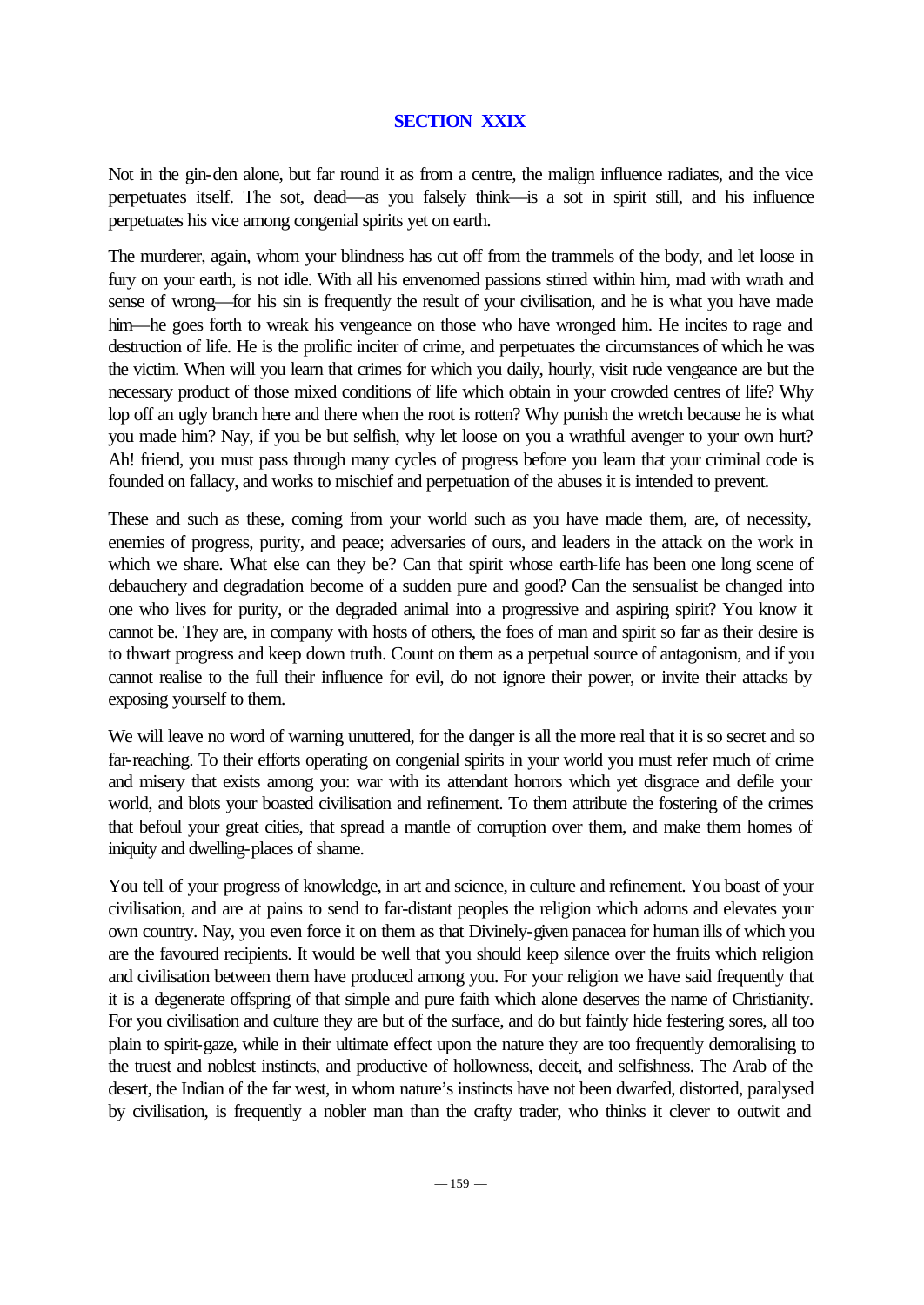## SECTION XXIX

Not in the gin-den alone, but far round it as from a centre, the malign influence radiates, and the vice perpetuates itself. The sot, dead—as you falsely think—is a sot in spirit still, and his influence perpetuates his vice among congenial spirits yet on earth.

The murderer, again, whom your blindness has cut off from the trammels of the body, and let loose in fury on your earth, is not idle. With all his envenomed passions stirred within him, mad with wrath and sense of wrong—for his sin is frequently the result of your civilisation, and he is what you have made him—he goes forth to wreak his vengeance on those who have wronged him. He incites to rage and destruction of life. He is the prolific inciter of crime, and perpetuates the circumstances of which he was the victim. When will you learn that crimes for which you daily, hourly, visit rude vengeance are but the necessary product of those mixed conditions of life which obtain in your crowded centres of life? Why lop off an ugly branch here and there when the root is rotten? Why punish the wretch because he is what you made him? Nay, if you be but selfish, why let loose on you a wrathful avenger to your own hurt? Ah! friend, you must pass through many cycles of progress before you learn that your criminal code is founded on fallacy, and works to mischief and perpetuation of the abuses it is intended to prevent.

These and such as these, coming from your world such as you have made them, are, of necessity, enemies of progress, purity, and peace; adversaries of ours, and leaders in the attack on the work in which we share. What else can they be? Can that spirit whose earth-life has been one long scene of debauchery and degradation become of a sudden pure and good? Can the sensualist be changed into one who lives for purity, or the degraded animal into a progressive and aspiring spirit? You know it cannot be. They are, in company with hosts of others, the foes of man and spirit so far as their desire is to thwart progress and keep down truth. Count on them as a perpetual source of antagonism, and if you cannot realise to the full their influence for evil, do not ignore their power, or invite their attacks by exposing yourself to them.

We will leave no word of warning unuttered, for the danger is all the more real that it is so secret and so far-reaching. To their efforts operating on congenial spirits in your world you must refer much of crime and misery that exists among you: war with its attendant horrors which yet disgrace and defile your world, and blots your boasted civilisation and refinement. To them attribute the fostering of the crimes that befoul your great cities, that spread a mantle of corruption over them, and make them homes of iniquity and dwelling-places of shame.

You tell of your progress of knowledge, in art and science, in culture and refinement. You boast of your civilisation, and are at pains to send to far-distant peoples the religion which adorns and elevates your own country. Nay, you even force it on them as that Divinely-given panacea for human ills of which you are the favoured recipients. It would be well that you should keep silence over the fruits which religion and civilisation between them have produced among you. For your religion we have said frequently that it is a degenerate offspring of that simple and pure faith which alone deserves the name of Christianity. For you civilisation and culture they are but of the surface, and do but faintly hide festering sores, all too plain to spirit-gaze, while in their ultimate effect upon the nature they are too frequently demoralising to the truest and noblest instincts, and productive of hollowness, deceit, and selfishness. The Arab of the desert, the Indian of the far west, in whom nature's instincts have not been dwarfed, distorted, paralysed by civilisation, is frequently a nobler man than the crafty trader, who thinks it clever to outwit and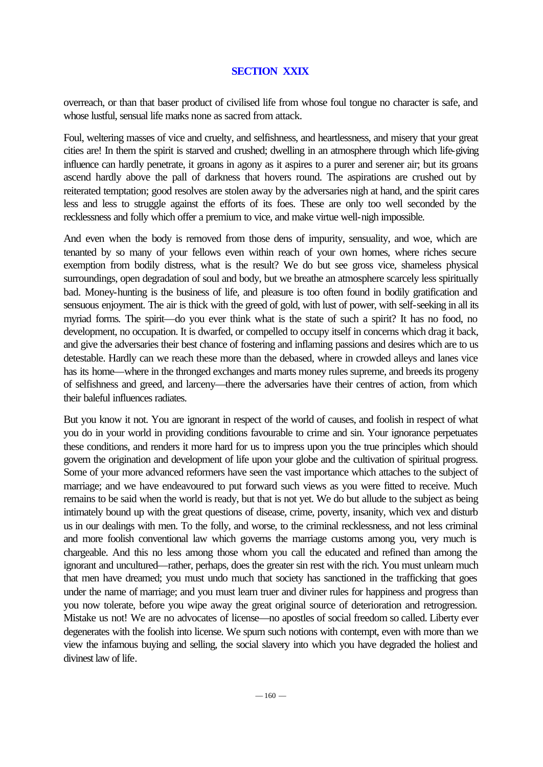## SECTION XXIX

overreach, or than that baser product of civilised life from whose foul tongue no character is safe, and whose lustful, sensual life marks none as sacred from attack.

Foul, weltering masses of vice and cruelty, and selfishness, and heartlessness, and misery that your great cities are! In them the spirit is starved and crushed; dwelling in an atmosphere through which life-giving influence can hardly penetrate, it groans in agony as it aspires to a purer and serener air; but its groans ascend hardly above the pall of darkness that hovers round. The aspirations are crushed out by reiterated temptation; good resolves are stolen away by the adversaries nigh at hand, and the spirit cares less and less to struggle against the efforts of its foes. These are only too well seconded by the recklessness and folly which offer a premium to vice, and make virtue well-nigh impossible.

And even when the body is removed from those dens of impurity, sensuality, and woe, which are tenanted by so many of your fellows even within reach of your own homes, where riches secure exemption from bodily distress, what is the result? We do but see gross vice, shameless physical surroundings, open degradation of soul and body, but we breathe an atmosphere scarcely less spiritually bad. Money-hunting is the business of life, and pleasure is too often found in bodily gratification and sensuous enjoyment. The air is thick with the greed of gold, with lust of power, with self-seeking in all its myriad forms. The spirit—do you ever think what is the state of such a spirit? It has no food, no development, no occupation. It is dwarfed, or compelled to occupy itself in concerns which drag it back, and give the adversaries their best chance of fostering and inflaming passions and desires which are to us detestable. Hardly can we reach these more than the debased, where in crowded alleys and lanes vice has its home—where in the thronged exchanges and marts money rules supreme, and breeds its progeny of selfishness and greed, and larceny—there the adversaries have their centres of action, from which their baleful influences radiates.

But you know it not. You are ignorant in respect of the world of causes, and foolish in respect of what you do in your world in providing conditions favourable to crime and sin. Your ignorance perpetuates these conditions, and renders it more hard for us to impress upon you the true principles which should govern the origination and development of life upon your globe and the cultivation of spiritual progress. Some of your more advanced reformers have seen the vast importance which attaches to the subject of marriage; and we have endeavoured to put forward such views as you were fitted to receive. Much remains to be said when the world is ready, but that is not yet. We do but allude to the subject as being intimately bound up with the great questions of disease, crime, poverty, insanity, which vex and disturb us in our dealings with men. To the folly, and worse, to the criminal recklessness, and not less criminal and more foolish conventional law which governs the marriage customs among you, very much is chargeable. And this no less among those whom you call the educated and refined than among the ignorant and uncultured—rather, perhaps, does the greater sin rest with the rich. You must unlearn much that men have dreamed; you must undo much that society has sanctioned in the trafficking that goes under the name of marriage; and you must learn truer and diviner rules for happiness and progress than you now tolerate, before you wipe away the great original source of deterioration and retrogression. Mistake us not! We are no advocates of license—no apostles of social freedom so called. Liberty ever degenerates with the foolish into license. We spurn such notions with contempt, even with more than we view the infamous buying and selling, the social slavery into which you have degraded the holiest and divinest law of life.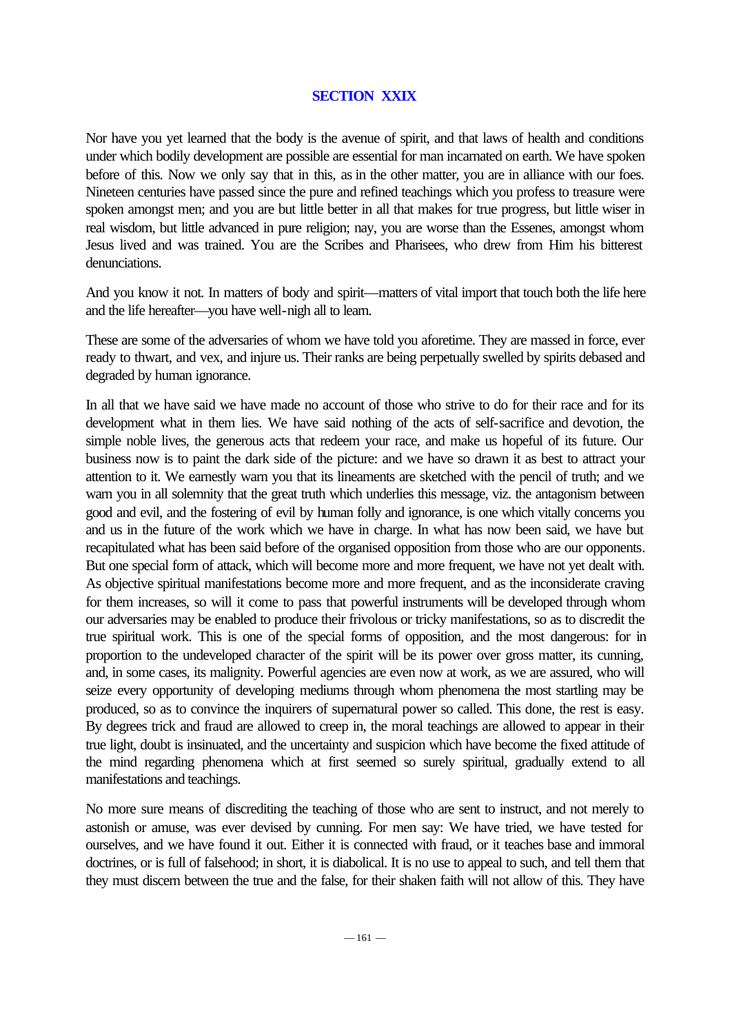## SECTION XXIX

Nor have you yet learned that the body is the avenue of spirit, and that laws of health and conditions under which bodily development are possible are essential for man incarnated on earth. We have spoken before of this. Now we only say that in this, as in the other matter, you are in alliance with our foes. Nineteen centuries have passed since the pure and refined teachings which you profess to treasure were spoken amongst men; and you are but little better in all that makes for true progress, but little wiser in real wisdom, but little advanced in pure religion; nay, you are worse than the Essenes, amongst whom Jesus lived and was trained. You are the Scribes and Pharisees, who drew from Him his bitterest denunciations.

And you know it not. In matters of body and spirit—matters of vital import that touch both the life here and the life hereafter—you have well-nigh all to learn.

These are some of the adversaries of whom we have told you aforetime. They are massed in force, ever ready to thwart, and vex, and injure us. Their ranks are being perpetually swelled by spirits debased and degraded by human ignorance.

In all that we have said we have made no account of those who strive to do for their race and for its development what in them lies. We have said nothing of the acts of self-sacrifice and devotion, the simple noble lives, the generous acts that redeem your race, and make us hopeful of its future. Our business now is to paint the dark side of the picture: and we have so drawn it as best to attract your attention to it. We earnestly warn you that its lineaments are sketched with the pencil of truth; and we warn you in all solemnity that the great truth which underlies this message, viz. the antagonism between good and evil, and the fostering of evil by human folly and ignorance, is one which vitally concerns you and us in the future of the work which we have in charge. In what has now been said, we have but recapitulated what has been said before of the organised opposition from those who are our opponents. But one special form of attack, which will become more and more frequent, we have not yet dealt with. As objective spiritual manifestations become more and more frequent, and as the inconsiderate craving for them increases, so will it come to pass that powerful instruments will be developed through whom our adversaries may be enabled to produce their frivolous or tricky manifestations, so as to discredit the true spiritual work. This is one of the special forms of opposition, and the most dangerous: for in proportion to the undeveloped character of the spirit will be its power over gross matter, its cunning, and, in some cases, its malignity. Powerful agencies are even now at work, as we are assured, who will seize every opportunity of developing mediums through whom phenomena the most startling may be produced, so as to convince the inquirers of supernatural power so called. This done, the rest is easy. By degrees trick and fraud are allowed to creep in, the moral teachings are allowed to appear in their true light, doubt is insinuated, and the uncertainty and suspicion which have become the fixed attitude of the mind regarding phenomena which at first seemed so surely spiritual, gradually extend to all manifestations and teachings.

No more sure means of discrediting the teaching of those who are sent to instruct, and not merely to astonish or amuse, was ever devised by cunning. For men say: We have tried, we have tested for ourselves, and we have found it out. Either it is connected with fraud, or it teaches base and immoral doctrines, or is full of falsehood; in short, it is diabolical. It is no use to appeal to such, and tell them that they must discern between the true and the false, for their shaken faith will not allow of this. They have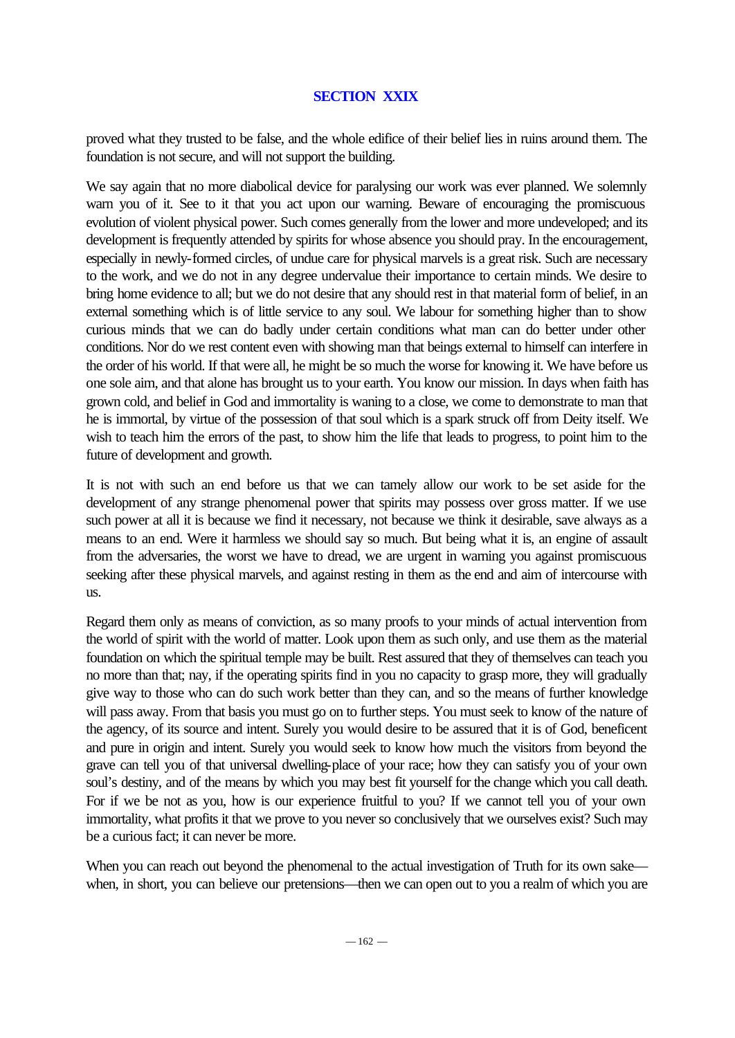## SECTION XXIX

proved what they trusted to be false, and the whole edifice of their belief lies in ruins around them. The foundation is not secure, and will not support the building.

We say again that no more diabolical device for paralysing our work was ever planned. We solemnly warn you of it. See to it that you act upon our warning. Beware of encouraging the promiscuous evolution of violent physical power. Such comes generally from the lower and more undeveloped; and its development is frequently attended by spirits for whose absence you should pray. In the encouragement, especially in newly-formed circles, of undue care for physical marvels is a great risk. Such are necessary to the work, and we do not in any degree undervalue their importance to certain minds. We desire to bring home evidence to all; but we do not desire that any should rest in that material form of belief, in an external something which is of little service to any soul. We labour for something higher than to show curious minds that we can do badly under certain conditions what man can do better under other conditions. Nor do we rest content even with showing man that beings external to himself can interfere in the order of his world. If that were all, he might be so much the worse for knowing it. We have before us one sole aim, and that alone has brought us to your earth. You know our mission. In days when faith has grown cold, and belief in God and immortality is waning to a close, we come to demonstrate to man that he is immortal, by virtue of the possession of that soul which is a spark struck off from Deity itself. We wish to teach him the errors of the past, to show him the life that leads to progress, to point him to the future of development and growth.

It is not with such an end before us that we can tamely allow our work to be set aside for the development of any strange phenomenal power that spirits may possess over gross matter. If we use such power at all it is because we find it necessary, not because we think it desirable, save always as a means to an end. Were it harmless we should say so much. But being what it is, an engine of assault from the adversaries, the worst we have to dread, we are urgent in warning you against promiscuous seeking after these physical marvels, and against resting in them as the end and aim of intercourse with us.

Regard them only as means of conviction, as so many proofs to your minds of actual intervention from the world of spirit with the world of matter. Look upon them as such only, and use them as the material foundation on which the spiritual temple may be built. Rest assured that they of themselves can teach you no more than that; nay, if the operating spirits find in you no capacity to grasp more, they will gradually give way to those who can do such work better than they can, and so the means of further knowledge will pass away. From that basis you must go on to further steps. You must seek to know of the nature of the agency, of its source and intent. Surely you would desire to be assured that it is of God, beneficent and pure in origin and intent. Surely you would seek to know how much the visitors from beyond the grave can tell you of that universal dwelling-place of your race; how they can satisfy you of your own soul's destiny, and of the means by which you may best fit yourself for the change which you call death. For if we be not as you, how is our experience fruitful to you? If we cannot tell you of your own immortality, what profits it that we prove to you never so conclusively that we ourselves exist? Such may be a curious fact; it can never be more.

When you can reach out beyond the phenomenal to the actual investigation of Truth for its own sake—when, in short, you can believe our pretensions—then we can open out to you a realm of which you are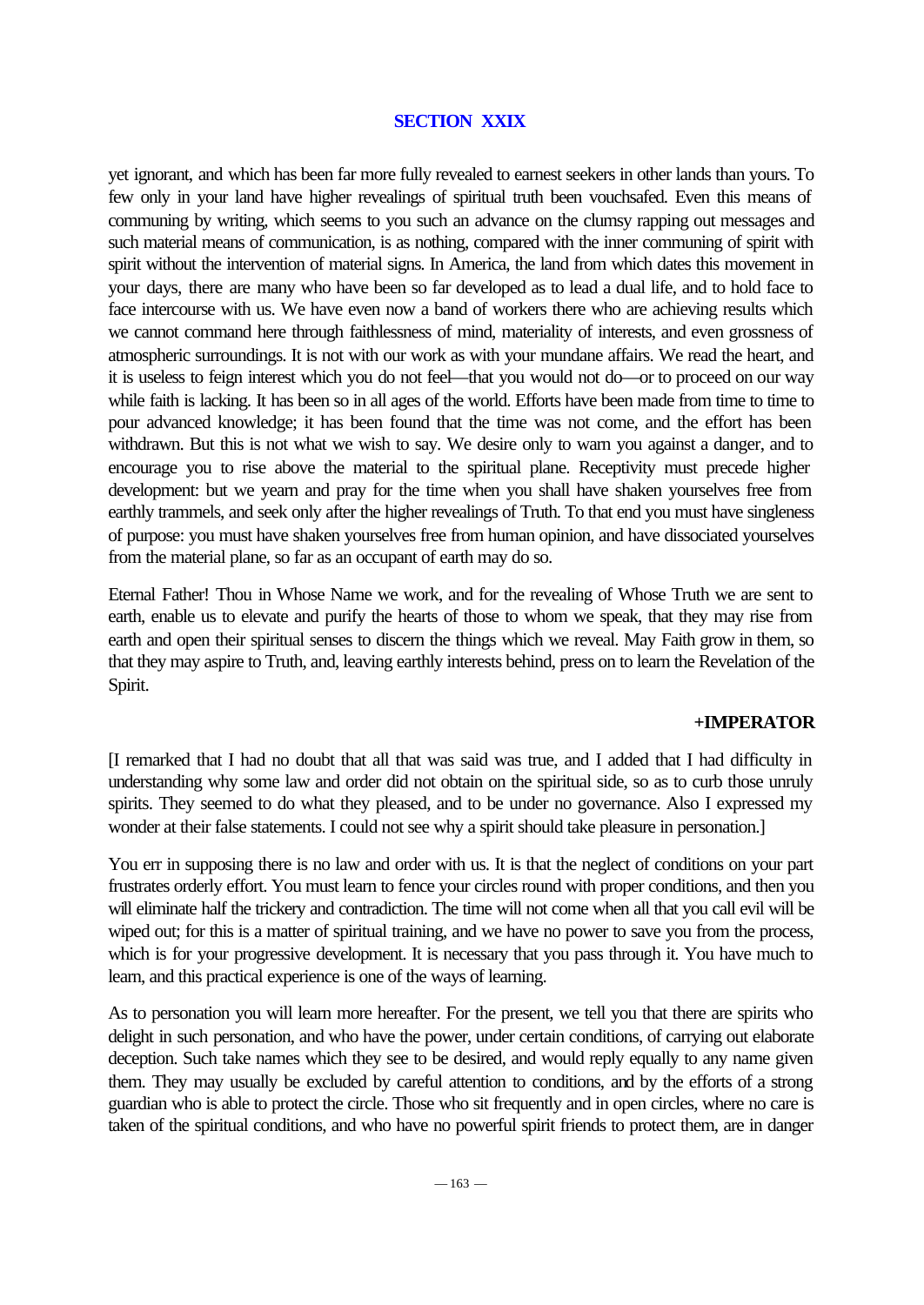## SECTION XXIX

yet ignorant, and which has been far more fully revealed to earnest seekers in other lands than yours. To few only in your land have higher revealings of spiritual truth been vouchsafed. Even this means of communing by writing, which seems to you such an advance on the clumsy rapping out messages and such material means of communication, is as nothing, compared with the inner communing of spirit with spirit without the intervention of material signs. In America, the land from which dates this movement in your days, there are many who have been so far developed as to lead a dual life, and to hold face to face intercourse with us. We have even now a band of workers there who are achieving results which we cannot command here through faithlessness of mind, materiality of interests, and even grossness of atmospheric surroundings. It is not with our work as with your mundane affairs. We read the heart, and it is useless to feign interest which you do not feel—that you would not do—or to proceed on our way while faith is lacking. It has been so in all ages of the world. Efforts have been made from time to time to pour advanced knowledge; it has been found that the time was not come, and the effort has been withdrawn. But this is not what we wish to say. We desire only to warn you against a danger, and to encourage you to rise above the material to the spiritual plane. Receptivity must precede higher development: but we yearn and pray for the time when you shall have shaken yourselves free from earthly trammels, and seek only after the higher revealings of Truth. To that end you must have singleness of purpose: you must have shaken yourselves free from human opinion, and have dissociated yourselves from the material plane, so far as an occupant of earth may do so.

Eternal Father! Thou in Whose Name we work, and for the revealing of Whose Truth we are sent to earth, enable us to elevate and purify the hearts of those to whom we speak, that they may rise from earth and open their spiritual senses to discern the things which we reveal. May Faith grow in them, so that they may aspire to Truth, and, leaving earthly interests behind, press on to learn the Revelation of the Spirit.

**+IMPERATOR**

[I remarked that I had no doubt that all that was said was true, and I added that I had difficulty in understanding why some law and order did not obtain on the spiritual side, so as to curb those unruly spirits. They seemed to do what they pleased, and to be under no governance. Also I expressed my wonder at their false statements. I could not see why a spirit should take pleasure in personation.]

You err in supposing there is no law and order with us. It is that the neglect of conditions on your part frustrates orderly effort. You must learn to fence your circles round with proper conditions, and then you will eliminate half the trickery and contradiction. The time will not come when all that you call evil will be wiped out; for this is a matter of spiritual training, and we have no power to save you from the process, which is for your progressive development. It is necessary that you pass through it. You have much to learn, and this practical experience is one of the ways of learning.

As to personation you will learn more hereafter. For the present, we tell you that there are spirits who delight in such personation, and who have the power, under certain conditions, of carrying out elaborate deception. Such take names which they see to be desired, and would reply equally to any name given them. They may usually be excluded by careful attention to conditions, and by the efforts of a strong guardian who is able to protect the circle. Those who sit frequently and in open circles, where no care is taken of the spiritual conditions, and who have no powerful spirit friends to protect them, are in danger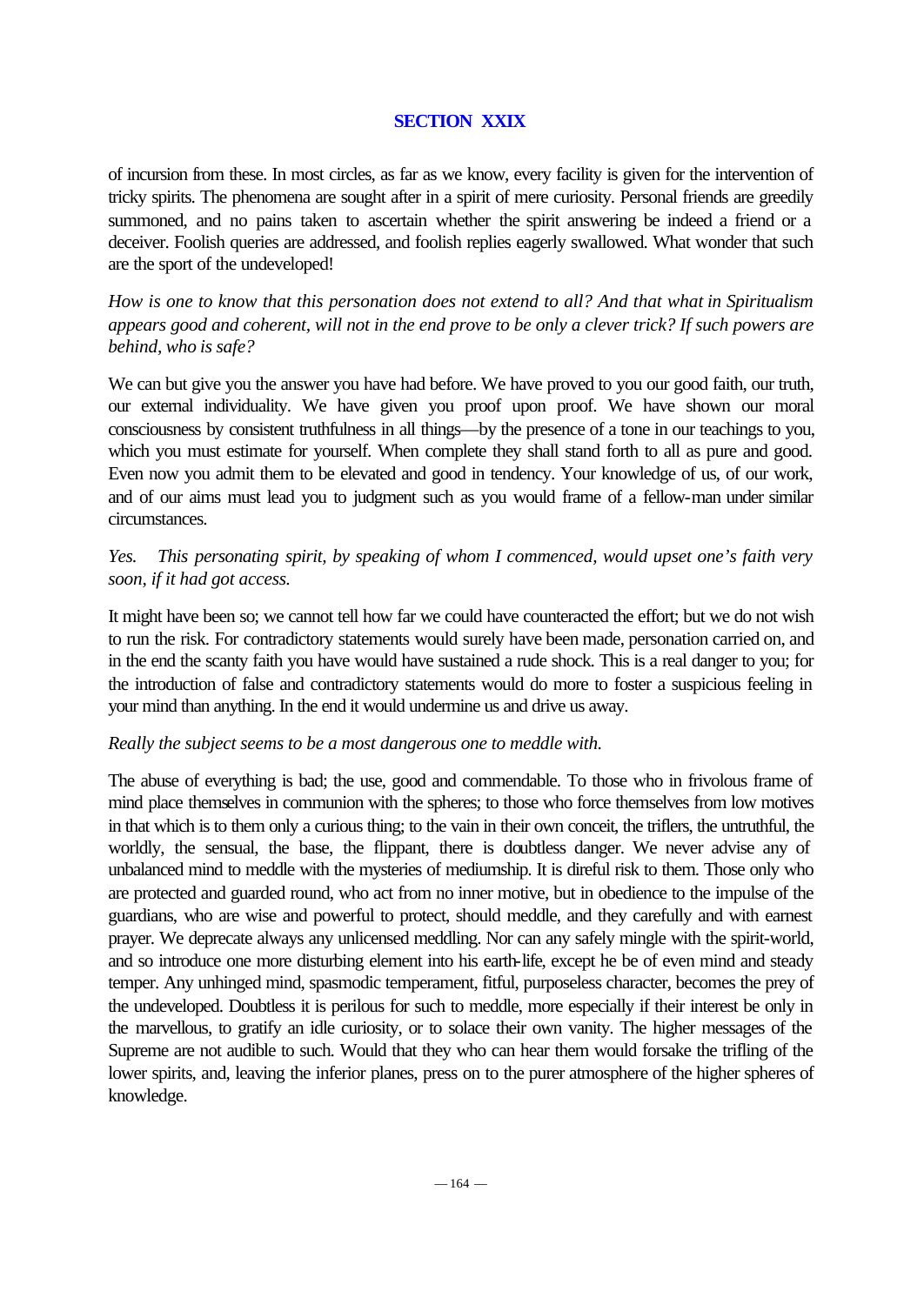## SECTION XXIX

of incursion from these. In most circles, as far as we know, every facility is given for the intervention of tricky spirits. The phenomena are sought after in a spirit of mere curiosity. Personal friends are greedily summoned, and no pains taken to ascertain whether the spirit answering be indeed a friend or a deceiver. Foolish queries are addressed, and foolish replies eagerly swallowed. What wonder that such are the sport of the undeveloped!

*How is one to know that this personation does not extend to all? And that what in Spiritualism appears good and coherent, will not in the end prove to be only a clever trick? If such powers are behind, who is safe?*

We can but give you the answer you have had before. We have proved to you our good faith, our truth, our external individuality. We have given you proof upon proof. We have shown our moral consciousness by consistent truthfulness in all things—by the presence of a tone in our teachings to you, which you must estimate for yourself. When complete they shall stand forth to all as pure and good. Even now you admit them to be elevated and good in tendency. Your knowledge of us, of our work, and of our aims must lead you to judgment such as you would frame of a fellow-man under similar circumstances.

*Yes. This personating spirit, by speaking of whom I commenced, would upset one's faith very soon, if it had got access.*

It might have been so; we cannot tell how far we could have counteracted the effort; but we do not wish to run the risk. For contradictory statements would surely have been made, personation carried on, and in the end the scanty faith you have would have sustained a rude shock. This is a real danger to you; for the introduction of false and contradictory statements would do more to foster a suspicious feeling in your mind than anything. In the end it would undermine us and drive us away.

*Really the subject seems to be a most dangerous one to meddle with.*

The abuse of everything is bad; the use, good and commendable. To those who in frivolous frame of mind place themselves in communion with the spheres; to those who force themselves from low motives in that which is to them only a curious thing; to the vain in their own conceit, the triflers, the untruthful, the worldly, the sensual, the base, the flippant, there is doubtless danger. We never advise any of unbalanced mind to meddle with the mysteries of mediumship. It is direful risk to them. Those only who are protected and guarded round, who act from no inner motive, but in obedience to the impulse of the guardians, who are wise and powerful to protect, should meddle, and they carefully and with earnest prayer. We deprecate always any unlicensed meddling. Nor can any safely mingle with the spirit-world, and so introduce one more disturbing element into his earth-life, except he be of even mind and steady temper. Any unhinged mind, spasmodic temperament, fitful, purposeless character, becomes the prey of the undeveloped. Doubtless it is perilous for such to meddle, more especially if their interest be only in the marvellous, to gratify an idle curiosity, or to solace their own vanity. The higher messages of the Supreme are not audible to such. Would that they who can hear them would forsake the trifling of the lower spirits, and, leaving the inferior planes, press on to the purer atmosphere of the higher spheres of knowledge.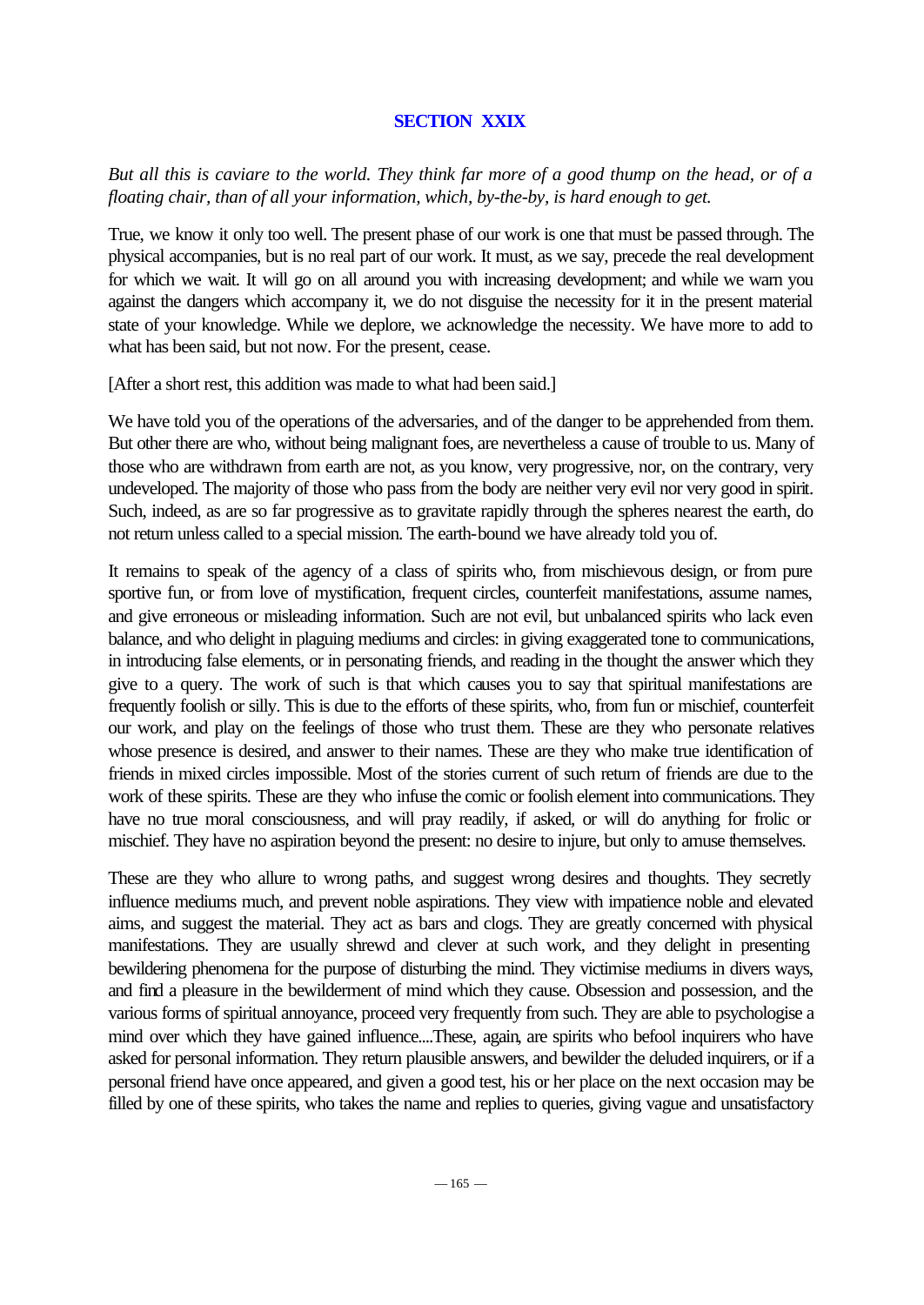## SECTION XXIX

*But all this is caviare to the world. They think far more of a good thump on the head, or of a floating chair, than of all your information, which, by-the-by, is hard enough to get.*

True, we know it only too well. The present phase of our work is one that must be passed through. The physical accompanies, but is no real part of our work. It must, as we say, precede the real development for which we wait. It will go on all around you with increasing development; and while we warn you against the dangers which accompany it, we do not disguise the necessity for it in the present material state of your knowledge. While we deplore, we acknowledge the necessity. We have more to add to what has been said, but not now. For the present, cease.

[After a short rest, this addition was made to what had been said.]

We have told you of the operations of the adversaries, and of the danger to be apprehended from them. But other there are who, without being malignant foes, are nevertheless a cause of trouble to us. Many of those who are withdrawn from earth are not, as you know, very progressive, nor, on the contrary, very undeveloped. The majority of those who pass from the body are neither very evil nor very good in spirit. Such, indeed, as are so far progressive as to gravitate rapidly through the spheres nearest the earth, do not return unless called to a special mission. The earth-bound we have already told you of.

It remains to speak of the agency of a class of spirits who, from mischievous design, or from pure sportive fun, or from love of mystification, frequent circles, counterfeit manifestations, assume names, and give erroneous or misleading information. Such are not evil, but unbalanced spirits who lack even balance, and who delight in plaguing mediums and circles: in giving exaggerated tone to communications, in introducing false elements, or in personating friends, and reading in the thought the answer which they give to a query. The work of such is that which causes you to say that spiritual manifestations are frequently foolish or silly. This is due to the efforts of these spirits, who, from fun or mischief, counterfeit our work, and play on the feelings of those who trust them. These are they who personate relatives whose presence is desired, and answer to their names. These are they who make true identification of friends in mixed circles impossible. Most of the stories current of such return of friends are due to the work of these spirits. These are they who infuse the comic or foolish element into communications. They have no true moral consciousness, and will pray readily, if asked, or will do anything for frolic or mischief. They have no aspiration beyond the present: no desire to injure, but only to amuse themselves.

These are they who allure to wrong paths, and suggest wrong desires and thoughts. They secretly influence mediums much, and prevent noble aspirations. They view with impatience noble and elevated aims, and suggest the material. They act as bars and clogs. They are greatly concerned with physical manifestations. They are usually shrewd and clever at such work, and they delight in presenting bewildering phenomena for the purpose of disturbing the mind. They victimise mediums in divers ways, and find a pleasure in the bewilderment of mind which they cause. Obsession and possession, and the various forms of spiritual annoyance, proceed very frequently from such. They are able to psychologise a mind over which they have gained influence....These, again, are spirits who befool inquirers who have asked for personal information. They return plausible answers, and bewilder the deluded inquirers, or if a personal friend have once appeared, and given a good test, his or her place on the next occasion may be filled by one of these spirits, who takes the name and replies to queries, giving vague and unsatisfactory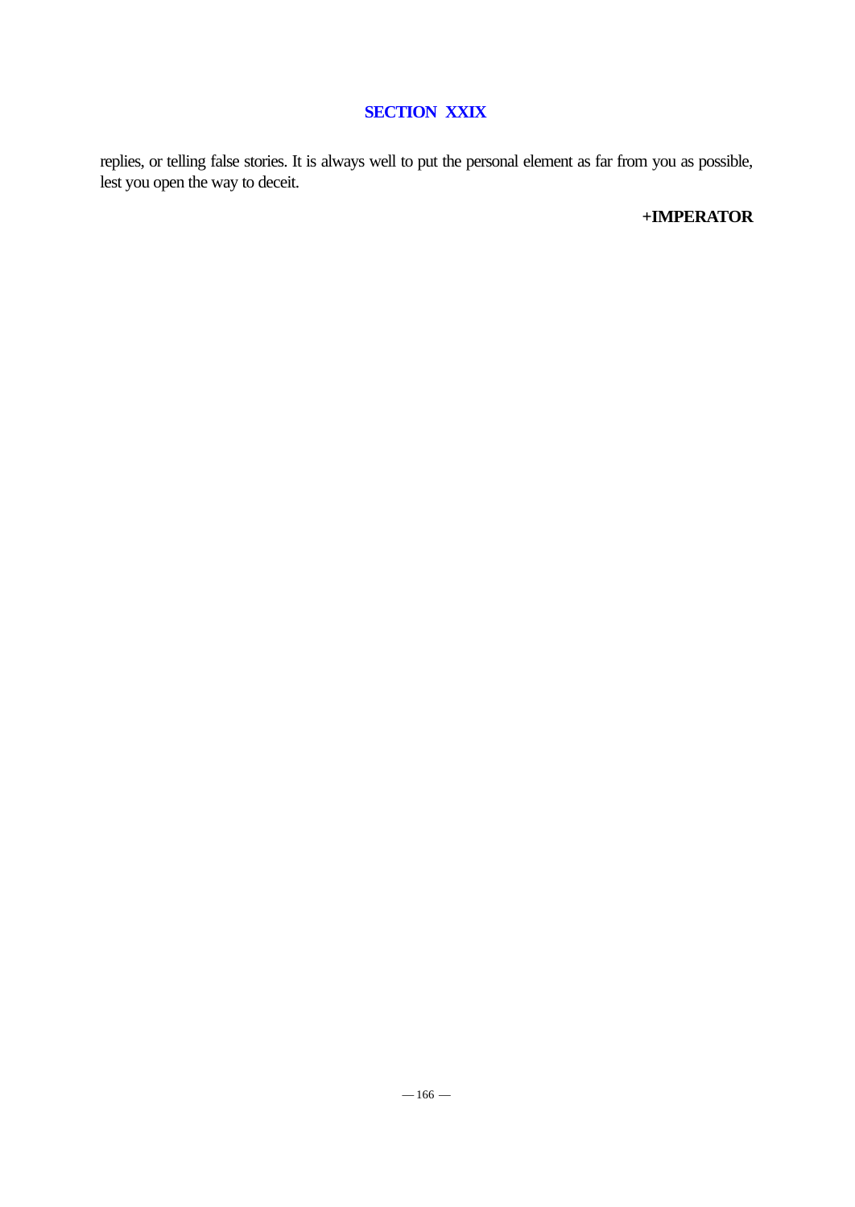replies, or telling false stories. It is always well to put the personal element as far from you as possible, lest you open the way to deceit.

**+IMPERATOR**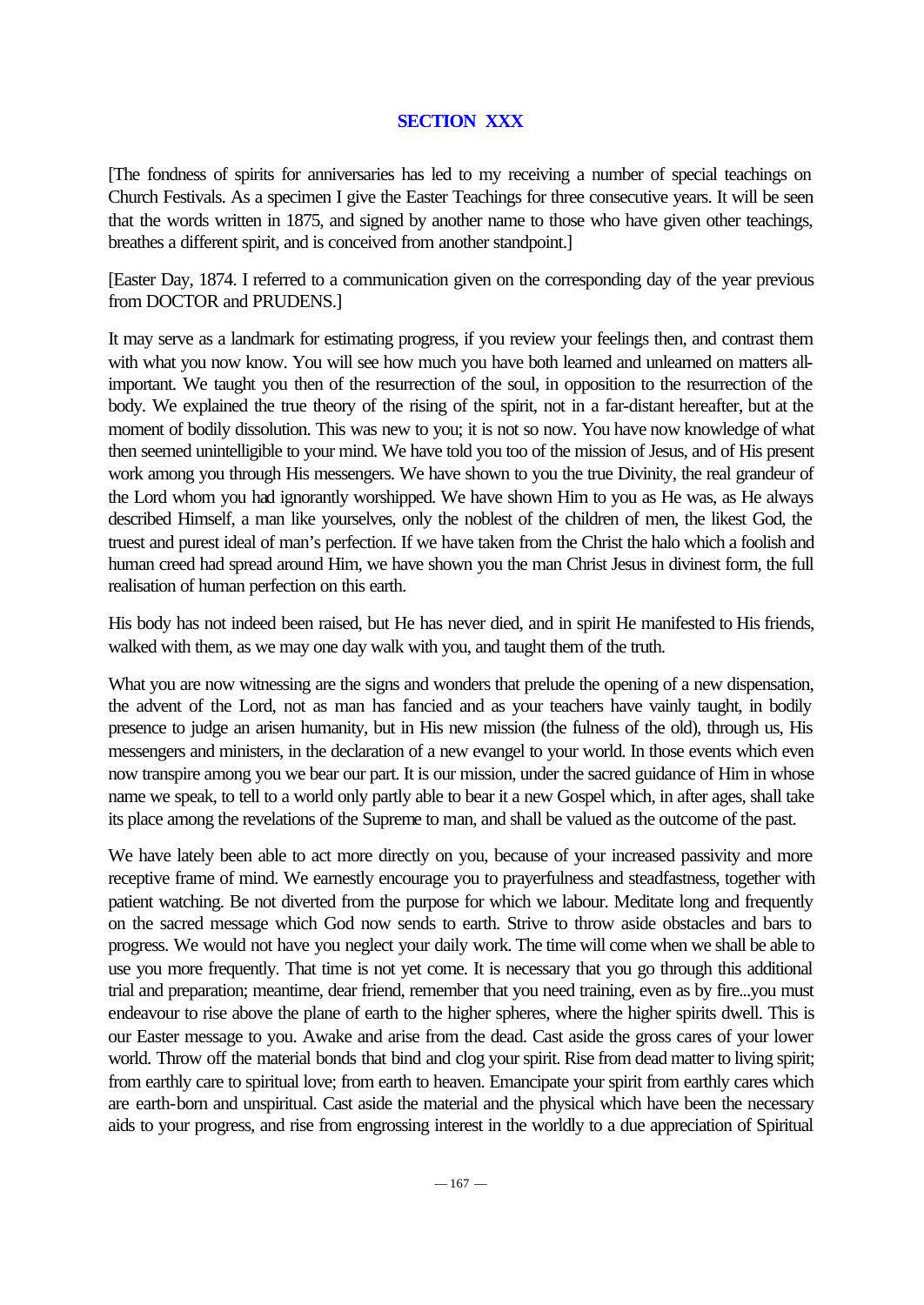## SECTION XXX

[The fondness of spirits for anniversaries has led to my receiving a number of special teachings on Church Festivals. As a specimen I give the Easter Teachings for three consecutive years. It will be seen that the words written in 1875, and signed by another name to those who have given other teachings, breathes a different spirit, and is conceived from another standpoint.]

[Easter Day, 1874. I referred to a communication given on the corresponding day of the year previous from DOCTOR and PRUDENS.]

It may serve as a landmark for estimating progress, if you review your feelings then, and contrast them with what you now know. You will see how much you have both learned and unlearned on matters all-important. We taught you then of the resurrection of the soul, in opposition to the resurrection of the body. We explained the true theory of the rising of the spirit, not in a far-distant hereafter, but at the moment of bodily dissolution. This was new to you; it is not so now. You have now knowledge of what then seemed unintelligible to your mind. We have told you too of the mission of Jesus, and of His present work among you through His messengers. We have shown to you the true Divinity, the real grandeur of the Lord whom you had ignorantly worshipped. We have shown Him to you as He was, as He always described Himself, a man like yourselves, only the noblest of the children of men, the likest God, the truest and purest ideal of man's perfection. If we have taken from the Christ the halo which a foolish and human creed had spread around Him, we have shown you the man Christ Jesus in divinest form, the full realisation of human perfection on this earth.

His body has not indeed been raised, but He has never died, and in spirit He manifested to His friends, walked with them, as we may one day walk with you, and taught them of the truth.

What you are now witnessing are the signs and wonders that prelude the opening of a new dispensation, the advent of the Lord, not as man has fancied and as your teachers have vainly taught, in bodily presence to judge an arisen humanity, but in His new mission (the fulness of the old), through us, His messengers and ministers, in the declaration of a new evangel to your world. In those events which even now transpire among you we bear our part. It is our mission, under the sacred guidance of Him in whose name we speak, to tell to a world only partly able to bear it a new Gospel which, in after ages, shall take its place among the revelations of the Supreme to man, and shall be valued as the outcome of the past.

We have lately been able to act more directly on you, because of your increased passivity and more receptive frame of mind. We earnestly encourage you to prayerfulness and steadfastness, together with patient watching. Be not diverted from the purpose for which we labour. Meditate long and frequently on the sacred message which God now sends to earth. Strive to throw aside obstacles and bars to progress. We would not have you neglect your daily work. The time will come when we shall be able to use you more frequently. That time is not yet come. It is necessary that you go through this additional trial and preparation; meantime, dear friend, remember that you need training, even as by fire...you must endeavour to rise above the plane of earth to the higher spheres, where the higher spirits dwell. This is our Easter message to you. Awake and arise from the dead. Cast aside the gross cares of your lower world. Throw off the material bonds that bind and clog your spirit. Rise from dead matter to living spirit; from earthly care to spiritual love; from earth to heaven. Emancipate your spirit from earthly cares which are earth-born and unspiritual. Cast aside the material and the physical which have been the necessary aids to your progress, and rise from engrossing interest in the worldly to a due appreciation of Spiritual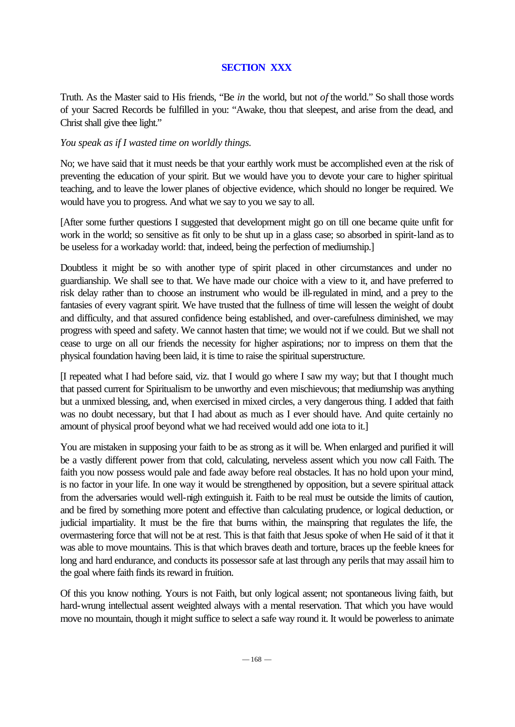## SECTION XXX

Truth. As the Master said to His friends, "Be *in* the world, but not *of* the world." So shall those words of your Sacred Records be fulfilled in you: "Awake, thou that sleepest, and arise from the dead, and Christ shall give thee light."

*You speak as if I wasted time on worldly things.*

No; we have said that it must needs be that your earthly work must be accomplished even at the risk of preventing the education of your spirit. But we would have you to devote your care to higher spiritual teaching, and to leave the lower planes of objective evidence, which should no longer be required. We would have you to progress. And what we say to you we say to all.

[After some further questions I suggested that development might go on till one became quite unfit for work in the world; so sensitive as fit only to be shut up in a glass case; so absorbed in spirit-land as to be useless for a workaday world: that, indeed, being the perfection of mediumship.]

Doubtless it might be so with another type of spirit placed in other circumstances and under no guardianship. We shall see to that. We have made our choice with a view to it, and have preferred to risk delay rather than to choose an instrument who would be ill-regulated in mind, and a prey to the fantasies of every vagrant spirit. We have trusted that the fullness of time will lessen the weight of doubt and difficulty, and that assured confidence being established, and over-carefulness diminished, we may progress with speed and safety. We cannot hasten that time; we would not if we could. But we shall not cease to urge on all our friends the necessity for higher aspirations; nor to impress on them that the physical foundation having been laid, it is time to raise the spiritual superstructure.

[I repeated what I had before said, viz. that I would go where I saw my way; but that I thought much that passed current for Spiritualism to be unworthy and even mischievous; that mediumship was anything but a unmixed blessing, and, when exercised in mixed circles, a very dangerous thing. I added that faith was no doubt necessary, but that I had about as much as I ever should have. And quite certainly no amount of physical proof beyond what we had received would add one iota to it.]

You are mistaken in supposing your faith to be as strong as it will be. When enlarged and purified it will be a vastly different power from that cold, calculating, nerveless assent which you now call Faith. The faith you now possess would pale and fade away before real obstacles. It has no hold upon your mind, is no factor in your life. In one way it would be strengthened by opposition, but a severe spiritual attack from the adversaries would well-nigh extinguish it. Faith to be real must be outside the limits of caution, and be fired by something more potent and effective than calculating prudence, or logical deduction, or judicial impartiality. It must be the fire that burns within, the mainspring that regulates the life, the overmastering force that will not be at rest. This is that faith that Jesus spoke of when He said of it that it was able to move mountains. This is that which braves death and torture, braces up the feeble knees for long and hard endurance, and conducts its possessor safe at last through any perils that may assail him to the goal where faith finds its reward in fruition.

Of this you know nothing. Yours is not Faith, but only logical assent; not spontaneous living faith, but hard-wrung intellectual assent weighted always with a mental reservation. That which you have would move no mountain, though it might suffice to select a safe way round it. It would be powerless to animate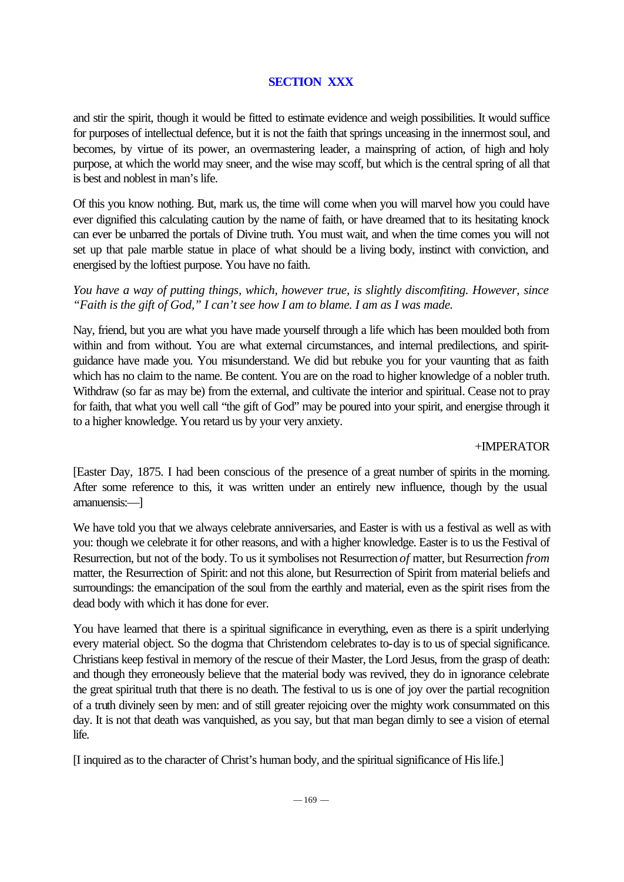## SECTION XXX

and stir the spirit, though it would be fitted to estimate evidence and weigh possibilities. It would suffice for purposes of intellectual defence, but it is not the faith that springs unceasing in the innermost soul, and becomes, by virtue of its power, an overmastering leader, a mainspring of action, of high and holy purpose, at which the world may sneer, and the wise may scoff, but which is the central spring of all that is best and noblest in man's life.

Of this you know nothing. But, mark us, the time will come when you will marvel how you could have ever dignified this calculating caution by the name of faith, or have dreamed that to its hesitating knock can ever be unbarred the portals of Divine truth. You must wait, and when the time comes you will not set up that pale marble statue in place of what should be a living body, instinct with conviction, and energised by the loftiest purpose. You have no faith.

*You have a way of putting things, which, however true, is slightly discomfiting. However, since "Faith is the gift of God," I can't see how I am to blame. I am as I was made.*

Nay, friend, but you are what you have made yourself through a life which has been moulded both from within and from without. You are what external circumstances, and internal predilections, and spirit-guidance have made you. You misunderstand. We did but rebuke you for your vaunting that as faith which has no claim to the name. Be content. You are on the road to higher knowledge of a nobler truth. Withdraw (so far as may be) from the external, and cultivate the interior and spiritual. Cease not to pray for faith, that what you well call "the gift of God" may be poured into your spirit, and energise through it to a higher knowledge. You retard us by your very anxiety.

+IMPERATOR

[Easter Day, 1875. I had been conscious of the presence of a great number of spirits in the morning. After some reference to this, it was written under an entirely new influence, though by the usual amanuensis:—]

We have told you that we always celebrate anniversaries, and Easter is with us a festival as well as with you: though we celebrate it for other reasons, and with a higher knowledge. Easter is to us the Festival of Resurrection, but not of the body. To us it symbolises not Resurrection *of* matter, but Resurrection *from* matter, the Resurrection of Spirit: and not this alone, but Resurrection of Spirit from material beliefs and surroundings: the emancipation of the soul from the earthly and material, even as the spirit rises from the dead body with which it has done for ever.

You have learned that there is a spiritual significance in everything, even as there is a spirit underlying every material object. So the dogma that Christendom celebrates to-day is to us of special significance. Christians keep festival in memory of the rescue of their Master, the Lord Jesus, from the grasp of death: and though they erroneously believe that the material body was revived, they do in ignorance celebrate the great spiritual truth that there is no death. The festival to us is one of joy over the partial recognition of a truth divinely seen by men: and of still greater rejoicing over the mighty work consummated on this day. It is not that death was vanquished, as you say, but that man began dimly to see a vision of eternal life.

[I inquired as to the character of Christ's human body, and the spiritual significance of His life.]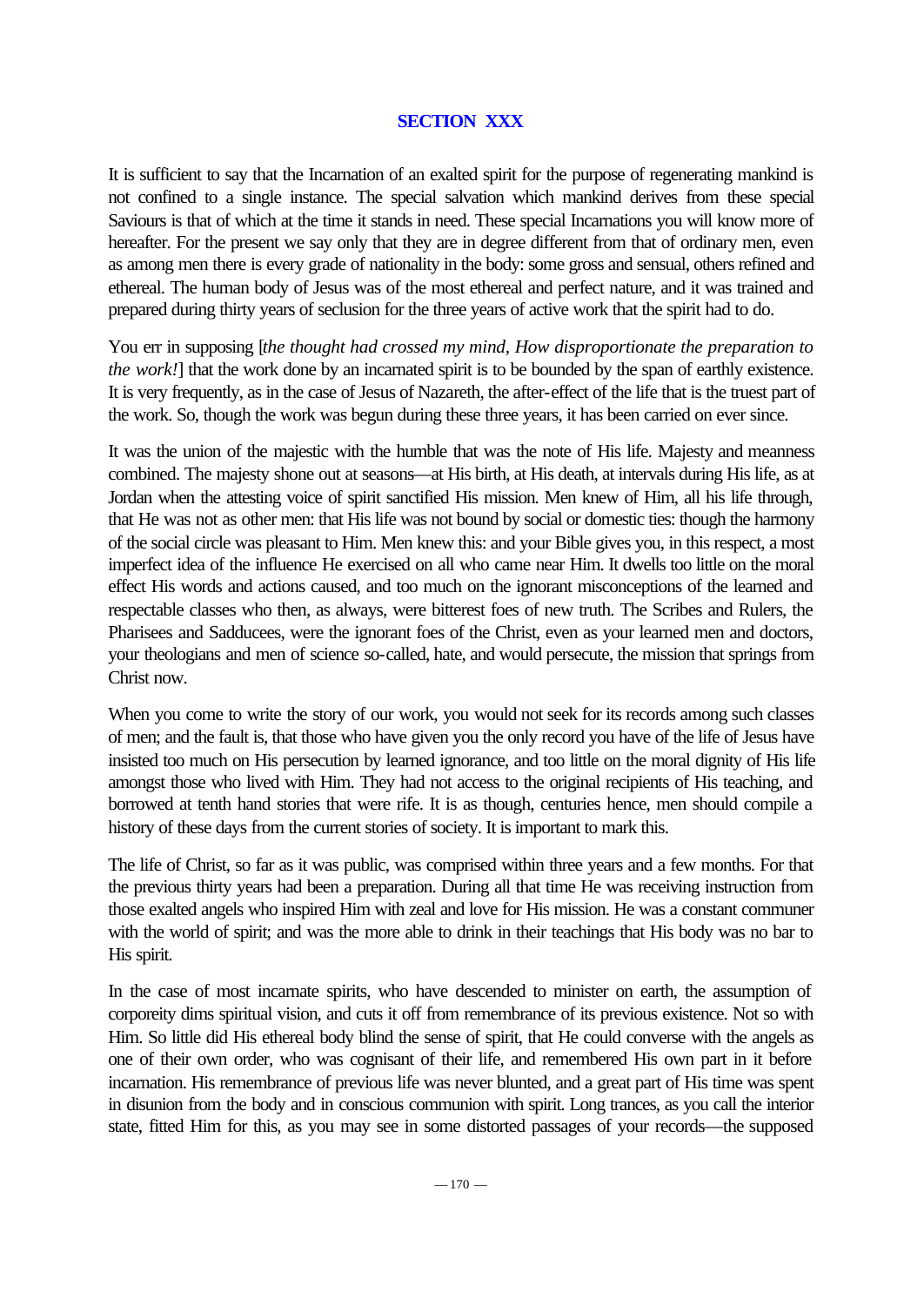## SECTION XXX

It is sufficient to say that the Incarnation of an exalted spirit for the purpose of regenerating mankind is not confined to a single instance. The special salvation which mankind derives from these special Saviours is that of which at the time it stands in need. These special Incarnations you will know more of hereafter. For the present we say only that they are in degree different from that of ordinary men, even as among men there is every grade of nationality in the body: some gross and sensual, others refined and ethereal. The human body of Jesus was of the most ethereal and perfect nature, and it was trained and prepared during thirty years of seclusion for the three years of active work that the spirit had to do.

You err in supposing [*the thought had crossed my mind, How disproportionate the preparation to the work!*] that the work done by an incarnated spirit is to be bounded by the span of earthly existence. It is very frequently, as in the case of Jesus of Nazareth, the after-effect of the life that is the truest part of the work. So, though the work was begun during these three years, it has been carried on ever since.

It was the union of the majestic with the humble that was the note of His life. Majesty and meanness combined. The majesty shone out at seasons—at His birth, at His death, at intervals during His life, as at Jordan when the attesting voice of spirit sanctified His mission. Men knew of Him, all his life through, that He was not as other men: that His life was not bound by social or domestic ties: though the harmony of the social circle was pleasant to Him. Men knew this: and your Bible gives you, in this respect, a most imperfect idea of the influence He exercised on all who came near Him. It dwells too little on the moral effect His words and actions caused, and too much on the ignorant misconceptions of the learned and respectable classes who then, as always, were bitterest foes of new truth. The Scribes and Rulers, the Pharisees and Sadducees, were the ignorant foes of the Christ, even as your learned men and doctors, your theologians and men of science so-called, hate, and would persecute, the mission that springs from Christ now.

When you come to write the story of our work, you would not seek for its records among such classes of men; and the fault is, that those who have given you the only record you have of the life of Jesus have insisted too much on His persecution by learned ignorance, and too little on the moral dignity of His life amongst those who lived with Him. They had not access to the original recipients of His teaching, and borrowed at tenth hand stories that were rife. It is as though, centuries hence, men should compile a history of these days from the current stories of society. It is important to mark this.

The life of Christ, so far as it was public, was comprised within three years and a few months. For that the previous thirty years had been a preparation. During all that time He was receiving instruction from those exalted angels who inspired Him with zeal and love for His mission. He was a constant communer with the world of spirit; and was the more able to drink in their teachings that His body was no bar to His spirit.

In the case of most incarnate spirits, who have descended to minister on earth, the assumption of corporeity dims spiritual vision, and cuts it off from remembrance of its previous existence. Not so with Him. So little did His ethereal body blind the sense of spirit, that He could converse with the angels as one of their own order, who was cognisant of their life, and remembered His own part in it before incarnation. His remembrance of previous life was never blunted, and a great part of His time was spent in disunion from the body and in conscious communion with spirit. Long trances, as you call the interior state, fitted Him for this, as you may see in some distorted passages of your records—the supposed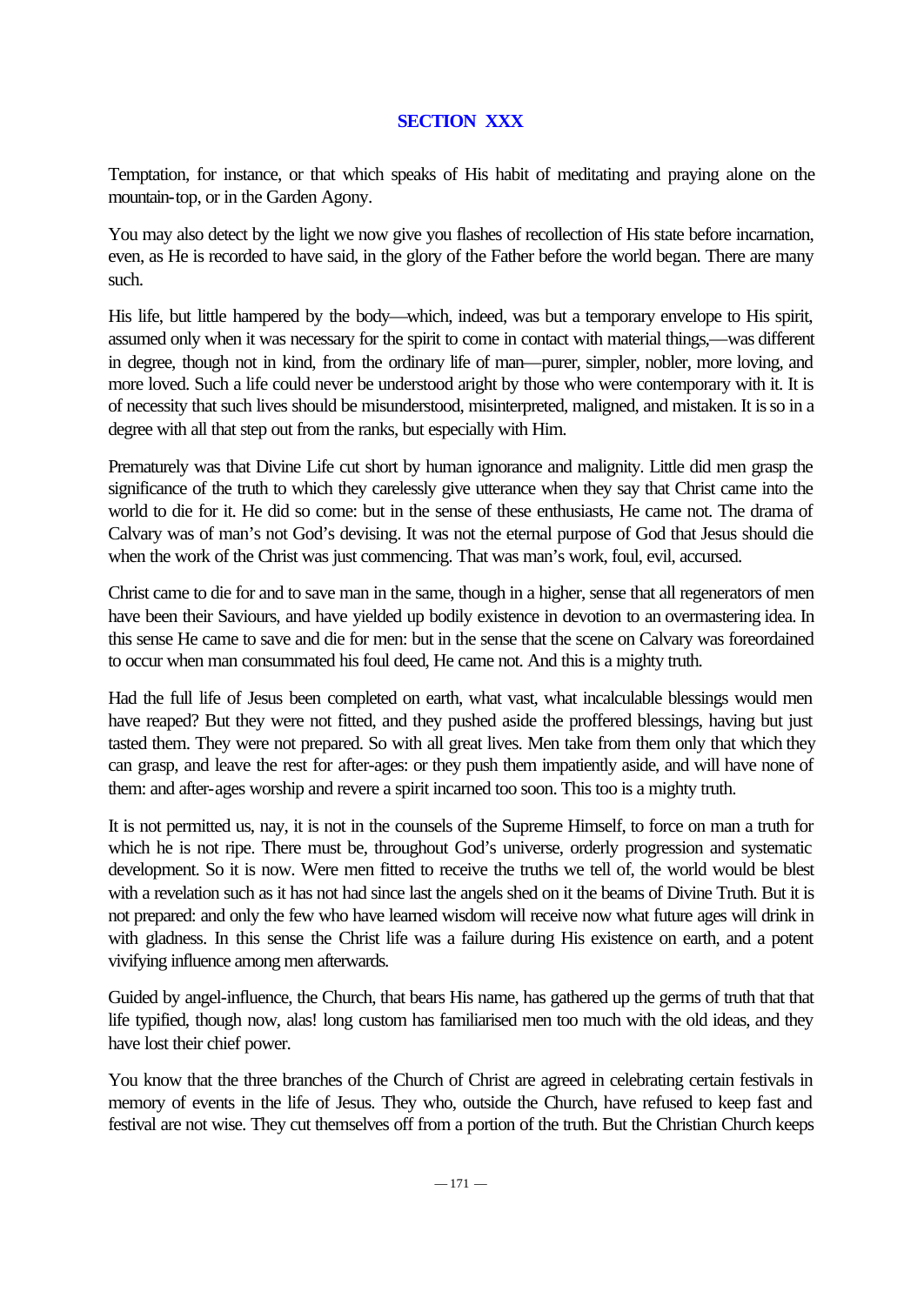## SECTION XXX

Temptation, for instance, or that which speaks of His habit of meditating and praying alone on the mountain-top, or in the Garden Agony.

You may also detect by the light we now give you flashes of recollection of His state before incarnation, even, as He is recorded to have said, in the glory of the Father before the world began. There are many such.

His life, but little hampered by the body—which, indeed, was but a temporary envelope to His spirit, assumed only when it was necessary for the spirit to come in contact with material things,—was different in degree, though not in kind, from the ordinary life of man—purer, simpler, nobler, more loving, and more loved. Such a life could never be understood aright by those who were contemporary with it. It is of necessity that such lives should be misunderstood, misinterpreted, maligned, and mistaken. It is so in a degree with all that step out from the ranks, but especially with Him.

Prematurely was that Divine Life cut short by human ignorance and malignity. Little did men grasp the significance of the truth to which they carelessly give utterance when they say that Christ came into the world to die for it. He did so come: but in the sense of these enthusiasts, He came not. The drama of Calvary was of man's not God's devising. It was not the eternal purpose of God that Jesus should die when the work of the Christ was just commencing. That was man's work, foul, evil, accursed.

Christ came to die for and to save man in the same, though in a higher, sense that all regenerators of men have been their Saviours, and have yielded up bodily existence in devotion to an overmastering idea. In this sense He came to save and die for men: but in the sense that the scene on Calvary was foreordained to occur when man consummated his foul deed, He came not. And this is a mighty truth.

Had the full life of Jesus been completed on earth, what vast, what incalculable blessings would men have reaped? But they were not fitted, and they pushed aside the proffered blessings, having but just tasted them. They were not prepared. So with all great lives. Men take from them only that which they can grasp, and leave the rest for after-ages: or they push them impatiently aside, and will have none of them: and after-ages worship and revere a spirit incarned too soon. This too is a mighty truth.

It is not permitted us, nay, it is not in the counsels of the Supreme Himself, to force on man a truth for which he is not ripe. There must be, throughout God's universe, orderly progression and systematic development. So it is now. Were men fitted to receive the truths we tell of, the world would be blest with a revelation such as it has not had since last the angels shed on it the beams of Divine Truth. But it is not prepared: and only the few who have learned wisdom will receive now what future ages will drink in with gladness. In this sense the Christ life was a failure during His existence on earth, and a potent vivifying influence among men afterwards.

Guided by angel-influence, the Church, that bears His name, has gathered up the germs of truth that that life typified, though now, alas! long custom has familiarised men too much with the old ideas, and they have lost their chief power.

You know that the three branches of the Church of Christ are agreed in celebrating certain festivals in memory of events in the life of Jesus. They who, outside the Church, have refused to keep fast and festival are not wise. They cut themselves off from a portion of the truth. But the Christian Church keeps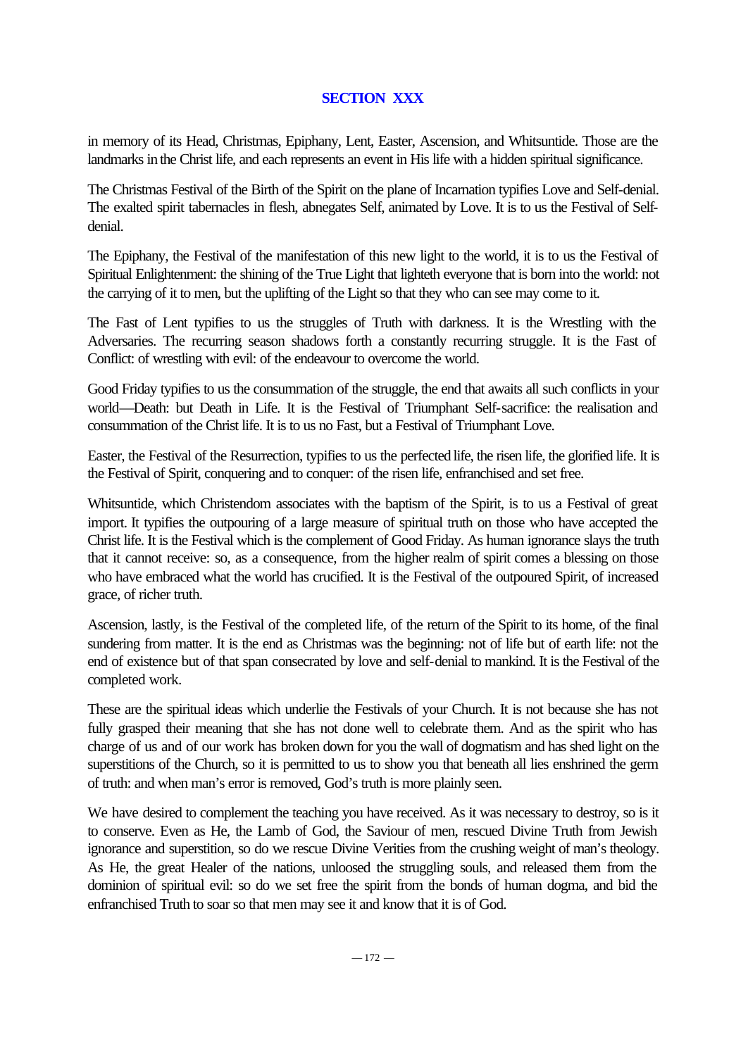## SECTION XXX

in memory of its Head, Christmas, Epiphany, Lent, Easter, Ascension, and Whitsuntide. Those are the landmarks in the Christ life, and each represents an event in His life with a hidden spiritual significance.

The Christmas Festival of the Birth of the Spirit on the plane of Incarnation typifies Love and Self-denial. The exalted spirit tabernacles in flesh, abnegates Self, animated by Love. It is to us the Festival of Self-denial.

The Epiphany, the Festival of the manifestation of this new light to the world, it is to us the Festival of Spiritual Enlightenment: the shining of the True Light that lighteth everyone that is born into the world: not the carrying of it to men, but the uplifting of the Light so that they who can see may come to it.

The Fast of Lent typifies to us the struggles of Truth with darkness. It is the Wrestling with the Adversaries. The recurring season shadows forth a constantly recurring struggle. It is the Fast of Conflict: of wrestling with evil: of the endeavour to overcome the world.

Good Friday typifies to us the consummation of the struggle, the end that awaits all such conflicts in your world—Death: but Death in Life. It is the Festival of Triumphant Self-sacrifice: the realisation and consummation of the Christ life. It is to us no Fast, but a Festival of Triumphant Love.

Easter, the Festival of the Resurrection, typifies to us the perfected life, the risen life, the glorified life. It is the Festival of Spirit, conquering and to conquer: of the risen life, enfranchised and set free.

Whitsuntide, which Christendom associates with the baptism of the Spirit, is to us a Festival of great import. It typifies the outpouring of a large measure of spiritual truth on those who have accepted the Christ life. It is the Festival which is the complement of Good Friday. As human ignorance slays the truth that it cannot receive: so, as a consequence, from the higher realm of spirit comes a blessing on those who have embraced what the world has crucified. It is the Festival of the outpoured Spirit, of increased grace, of richer truth.

Ascension, lastly, is the Festival of the completed life, of the return of the Spirit to its home, of the final sundering from matter. It is the end as Christmas was the beginning: not of life but of earth life: not the end of existence but of that span consecrated by love and self-denial to mankind. It is the Festival of the completed work.

These are the spiritual ideas which underlie the Festivals of your Church. It is not because she has not fully grasped their meaning that she has not done well to celebrate them. And as the spirit who has charge of us and of our work has broken down for you the wall of dogmatism and has shed light on the superstitions of the Church, so it is permitted to us to show you that beneath all lies enshrined the germ of truth: and when man's error is removed, God's truth is more plainly seen.

We have desired to complement the teaching you have received. As it was necessary to destroy, so is it to conserve. Even as He, the Lamb of God, the Saviour of men, rescued Divine Truth from Jewish ignorance and superstition, so do we rescue Divine Verities from the crushing weight of man's theology. As He, the great Healer of the nations, unloosed the struggling souls, and released them from the dominion of spiritual evil: so do we set free the spirit from the bonds of human dogma, and bid the enfranchised Truth to soar so that men may see it and know that it is of God.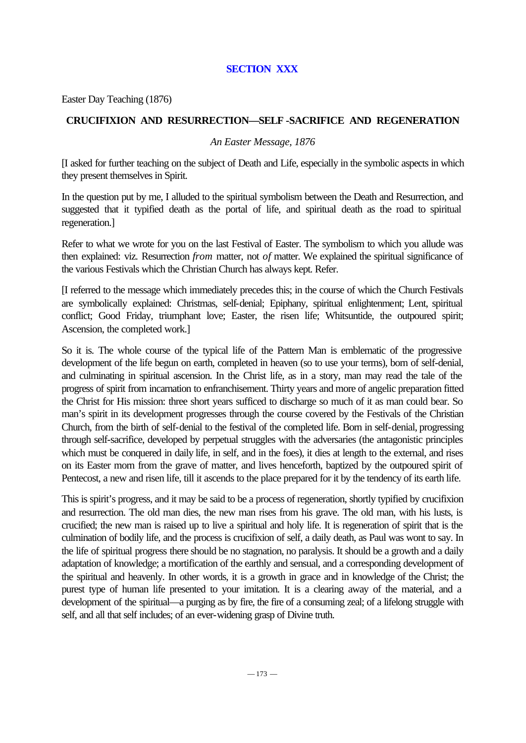## SECTION XXX

Easter Day Teaching (1876)

### CRUCIFIXION AND RESURRECTION—SELF-SACRIFICE AND REGENERATION

*An Easter Message, 1876*

[I asked for further teaching on the subject of Death and Life, especially in the symbolic aspects in which they present themselves in Spirit.

In the question put by me, I alluded to the spiritual symbolism between the Death and Resurrection, and suggested that it typified death as the portal of life, and spiritual death as the road to spiritual regeneration.]

Refer to what we wrote for you on the last Festival of Easter. The symbolism to which you allude was then explained: viz. Resurrection *from* matter, not *of* matter. We explained the spiritual significance of the various Festivals which the Christian Church has always kept. Refer.

[I referred to the message which immediately precedes this; in the course of which the Church Festivals are symbolically explained: Christmas, self-denial; Epiphany, spiritual enlightenment; Lent, spiritual conflict; Good Friday, triumphant love; Easter, the risen life; Whitsuntide, the outpoured spirit; Ascension, the completed work.]

So it is. The whole course of the typical life of the Pattern Man is emblematic of the progressive development of the life begun on earth, completed in heaven (so to use your terms), born of self-denial, and culminating in spiritual ascension. In the Christ life, as in a story, man may read the tale of the progress of spirit from incarnation to enfranchisement. Thirty years and more of angelic preparation fitted the Christ for His mission: three short years sufficed to discharge so much of it as man could bear. So man's spirit in its development progresses through the course covered by the Festivals of the Christian Church, from the birth of self-denial to the festival of the completed life. Born in self-denial, progressing through self-sacrifice, developed by perpetual struggles with the adversaries (the antagonistic principles which must be conquered in daily life, in self, and in the foes), it dies at length to the external, and rises on its Easter morn from the grave of matter, and lives henceforth, baptized by the outpoured spirit of Pentecost, a new and risen life, till it ascends to the place prepared for it by the tendency of its earth life.

This is spirit's progress, and it may be said to be a process of regeneration, shortly typified by crucifixion and resurrection. The old man dies, the new man rises from his grave. The old man, with his lusts, is crucified; the new man is raised up to live a spiritual and holy life. It is regeneration of spirit that is the culmination of bodily life, and the process is crucifixion of self, a daily death, as Paul was wont to say. In the life of spiritual progress there should be no stagnation, no paralysis. It should be a growth and a daily adaptation of knowledge; a mortification of the earthly and sensual, and a corresponding development of the spiritual and heavenly. In other words, it is a growth in grace and in knowledge of the Christ; the purest type of human life presented to your imitation. It is a clearing away of the material, and a development of the spiritual—a purging as by fire, the fire of a consuming zeal; of a lifelong struggle with self, and all that self includes; of an ever-widening grasp of Divine truth.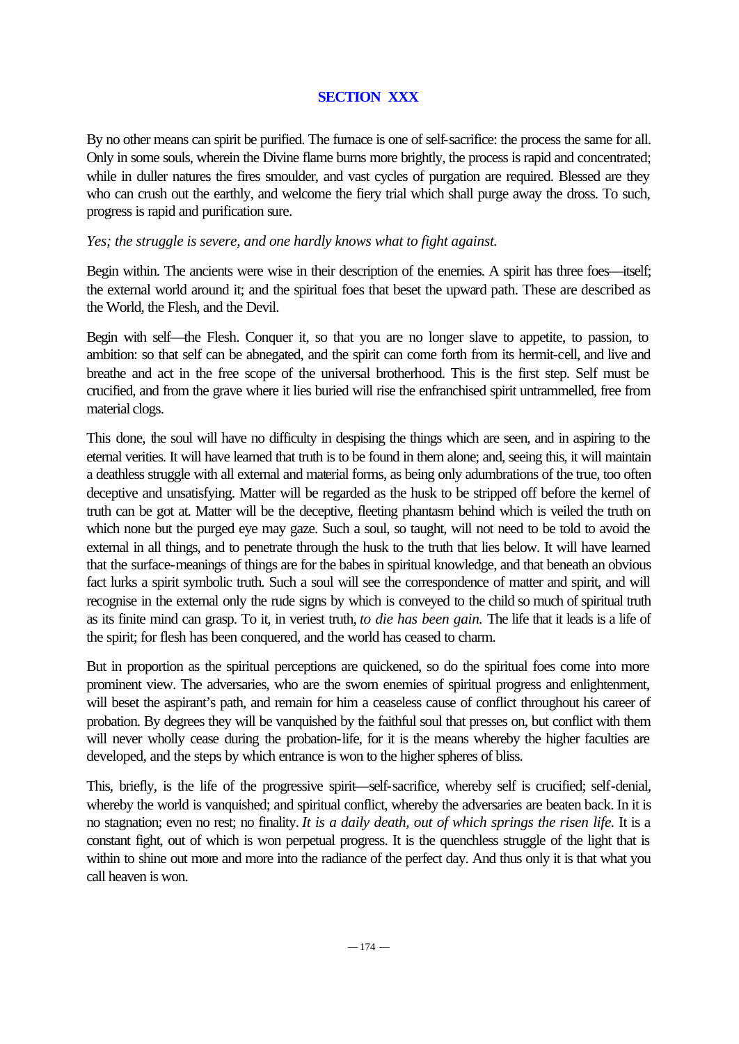## SECTION XXX

By no other means can spirit be purified. The furnace is one of self-sacrifice: the process the same for all. Only in some souls, wherein the Divine flame burns more brightly, the process is rapid and concentrated; while in duller natures the fires smoulder, and vast cycles of purgation are required. Blessed are they who can crush out the earthly, and welcome the fiery trial which shall purge away the dross. To such, progress is rapid and purification sure.

*Yes; the struggle is severe, and one hardly knows what to fight against.*

Begin within. The ancients were wise in their description of the enemies. A spirit has three foes—itself; the external world around it; and the spiritual foes that beset the upward path. These are described as the World, the Flesh, and the Devil.

Begin with self—the Flesh. Conquer it, so that you are no longer slave to appetite, to passion, to ambition: so that self can be abnegated, and the spirit can come forth from its hermit-cell, and live and breathe and act in the free scope of the universal brotherhood. This is the first step. Self must be crucified, and from the grave where it lies buried will rise the enfranchised spirit untrammelled, free from material clogs.

This done, the soul will have no difficulty in despising the things which are seen, and in aspiring to the eternal verities. It will have learned that truth is to be found in them alone; and, seeing this, it will maintain a deathless struggle with all external and material forms, as being only adumbrations of the true, too often deceptive and unsatisfying. Matter will be regarded as the husk to be stripped off before the kernel of truth can be got at. Matter will be the deceptive, fleeting phantasm behind which is veiled the truth on which none but the purged eye may gaze. Such a soul, so taught, will not need to be told to avoid the external in all things, and to penetrate through the husk to the truth that lies below. It will have learned that the surface-meanings of things are for the babes in spiritual knowledge, and that beneath an obvious fact lurks a spirit symbolic truth. Such a soul will see the correspondence of matter and spirit, and will recognise in the external only the rude signs by which is conveyed to the child so much of spiritual truth as its finite mind can grasp. To it, in veriest truth, *to die has been gain.* The life that it leads is a life of the spirit; for flesh has been conquered, and the world has ceased to charm.

But in proportion as the spiritual perceptions are quickened, so do the spiritual foes come into more prominent view. The adversaries, who are the sworn enemies of spiritual progress and enlightenment, will beset the aspirant's path, and remain for him a ceaseless cause of conflict throughout his career of probation. By degrees they will be vanquished by the faithful soul that presses on, but conflict with them will never wholly cease during the probation-life, for it is the means whereby the higher faculties are developed, and the steps by which entrance is won to the higher spheres of bliss.

This, briefly, is the life of the progressive spirit—self-sacrifice, whereby self is crucified; self-denial, whereby the world is vanquished; and spiritual conflict, whereby the adversaries are beaten back. In it is no stagnation; even no rest; no finality. *It is a daily death, out of which springs the risen life.* It is a constant fight, out of which is won perpetual progress. It is the quenchless struggle of the light that is within to shine out more and more into the radiance of the perfect day. And thus only it is that what you call heaven is won.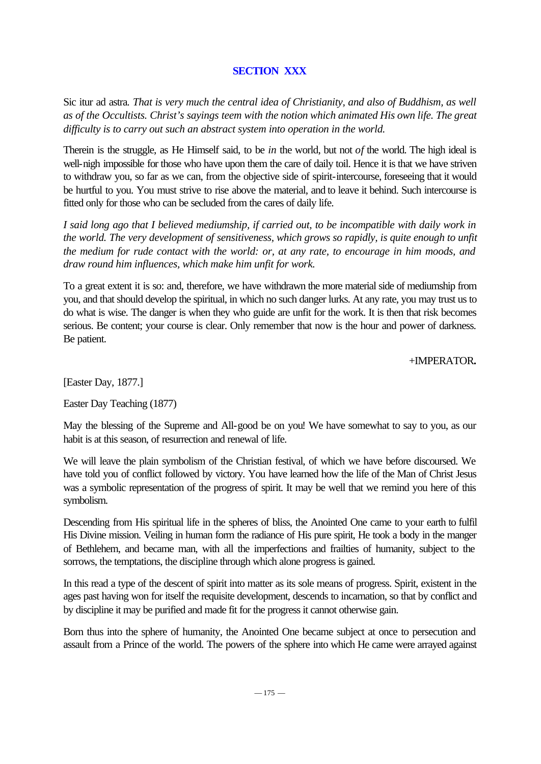## SECTION XXX

Sic itur ad astra. *That is very much the central idea of Christianity, and also of Buddhism, as well as of the Occultists. Christ's sayings teem with the notion which animated His own life. The great difficulty is to carry out such an abstract system into operation in the world.*

Therein is the struggle, as He Himself said, to be *in* the world, but not *of* the world. The high ideal is well-nigh impossible for those who have upon them the care of daily toil. Hence it is that we have striven to withdraw you, so far as we can, from the objective side of spirit-intercourse, foreseeing that it would be hurtful to you. You must strive to rise above the material, and to leave it behind. Such intercourse is fitted only for those who can be secluded from the cares of daily life.

*I said long ago that I believed mediumship, if carried out, to be incompatible with daily work in the world. The very development of sensitiveness, which grows so rapidly, is quite enough to unfit the medium for rude contact with the world: or, at any rate, to encourage in him moods, and draw round him influences, which make him unfit for work.*

To a great extent it is so: and, therefore, we have withdrawn the more material side of mediumship from you, and that should develop the spiritual, in which no such danger lurks. At any rate, you may trust us to do what is wise. The danger is when they who guide are unfit for the work. It is then that risk becomes serious. Be content; your course is clear. Only remember that now is the hour and power of darkness. Be patient.

+IMPERATOR**.**

[Easter Day, 1877.]

Easter Day Teaching (1877)

May the blessing of the Supreme and All-good be on you! We have somewhat to say to you, as our habit is at this season, of resurrection and renewal of life.

We will leave the plain symbolism of the Christian festival, of which we have before discoursed. We have told you of conflict followed by victory. You have learned how the life of the Man of Christ Jesus was a symbolic representation of the progress of spirit. It may be well that we remind you here of this symbolism.

Descending from His spiritual life in the spheres of bliss, the Anointed One came to your earth to fulfil His Divine mission. Veiling in human form the radiance of His pure spirit, He took a body in the manger of Bethlehem, and became man, with all the imperfections and frailties of humanity, subject to the sorrows, the temptations, the discipline through which alone progress is gained.

In this read a type of the descent of spirit into matter as its sole means of progress. Spirit, existent in the ages past having won for itself the requisite development, descends to incarnation, so that by conflict and by discipline it may be purified and made fit for the progress it cannot otherwise gain.

Born thus into the sphere of humanity, the Anointed One became subject at once to persecution and assault from a Prince of the world. The powers of the sphere into which He came were arrayed against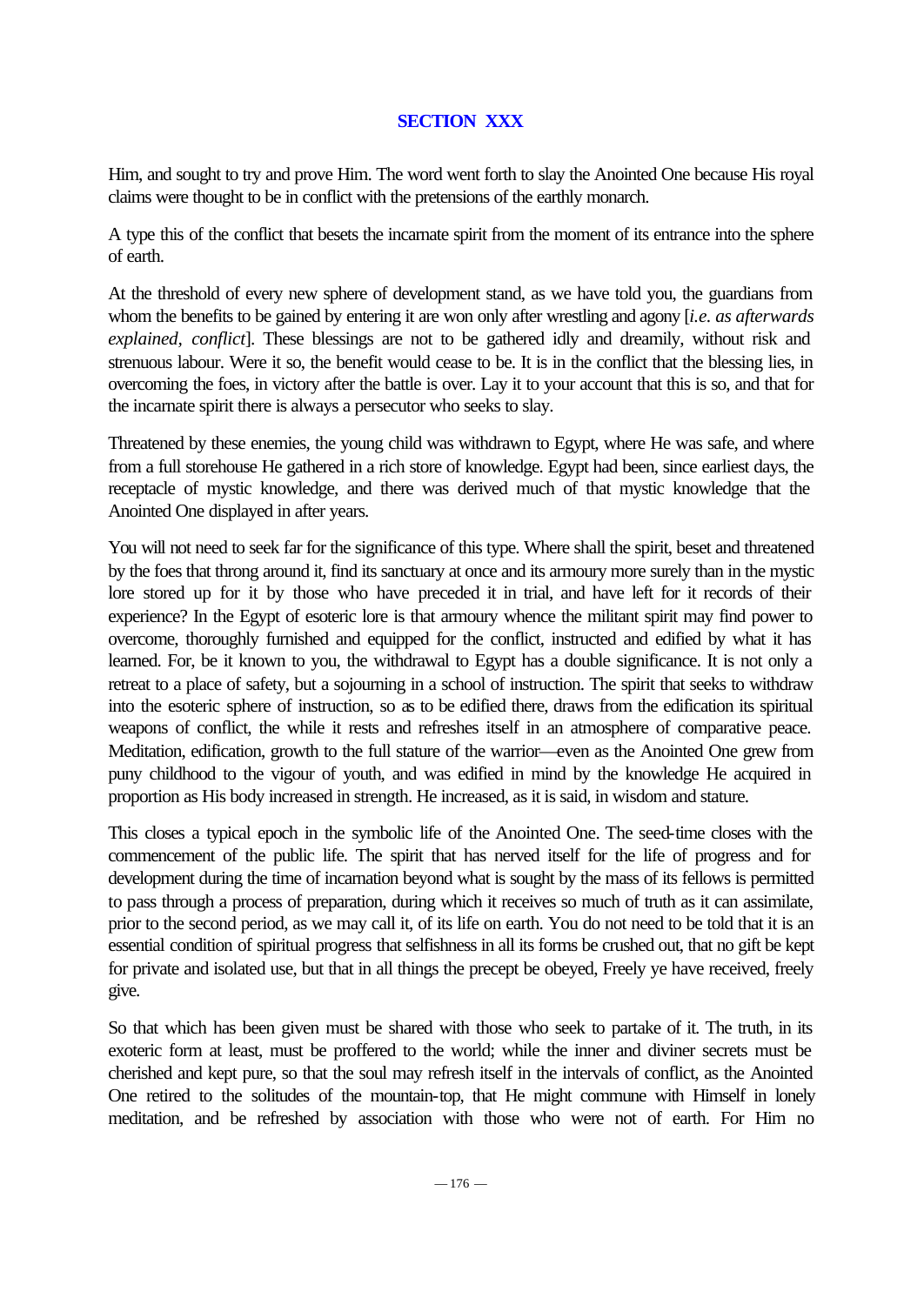## SECTION XXX

Him, and sought to try and prove Him. The word went forth to slay the Anointed One because His royal claims were thought to be in conflict with the pretensions of the earthly monarch.

A type this of the conflict that besets the incarnate spirit from the moment of its entrance into the sphere of earth.

At the threshold of every new sphere of development stand, as we have told you, the guardians from whom the benefits to be gained by entering it are won only after wrestling and agony [*i.e. as afterwards explained, conflict*]. These blessings are not to be gathered idly and dreamily, without risk and strenuous labour. Were it so, the benefit would cease to be. It is in the conflict that the blessing lies, in overcoming the foes, in victory after the battle is over. Lay it to your account that this is so, and that for the incarnate spirit there is always a persecutor who seeks to slay.

Threatened by these enemies, the young child was withdrawn to Egypt, where He was safe, and where from a full storehouse He gathered in a rich store of knowledge. Egypt had been, since earliest days, the receptacle of mystic knowledge, and there was derived much of that mystic knowledge that the Anointed One displayed in after years.

You will not need to seek far for the significance of this type. Where shall the spirit, beset and threatened by the foes that throng around it, find its sanctuary at once and its armoury more surely than in the mystic lore stored up for it by those who have preceded it in trial, and have left for it records of their experience? In the Egypt of esoteric lore is that armoury whence the militant spirit may find power to overcome, thoroughly furnished and equipped for the conflict, instructed and edified by what it has learned. For, be it known to you, the withdrawal to Egypt has a double significance. It is not only a retreat to a place of safety, but a sojourning in a school of instruction. The spirit that seeks to withdraw into the esoteric sphere of instruction, so as to be edified there, draws from the edification its spiritual weapons of conflict, the while it rests and refreshes itself in an atmosphere of comparative peace. Meditation, edification, growth to the full stature of the warrior—even as the Anointed One grew from puny childhood to the vigour of youth, and was edified in mind by the knowledge He acquired in proportion as His body increased in strength. He increased, as it is said, in wisdom and stature.

This closes a typical epoch in the symbolic life of the Anointed One. The seed-time closes with the commencement of the public life. The spirit that has nerved itself for the life of progress and for development during the time of incarnation beyond what is sought by the mass of its fellows is permitted to pass through a process of preparation, during which it receives so much of truth as it can assimilate, prior to the second period, as we may call it, of its life on earth. You do not need to be told that it is an essential condition of spiritual progress that selfishness in all its forms be crushed out, that no gift be kept for private and isolated use, but that in all things the precept be obeyed, Freely ye have received, freely give.

So that which has been given must be shared with those who seek to partake of it. The truth, in its exoteric form at least, must be proffered to the world; while the inner and diviner secrets must be cherished and kept pure, so that the soul may refresh itself in the intervals of conflict, as the Anointed One retired to the solitudes of the mountain-top, that He might commune with Himself in lonely meditation, and be refreshed by association with those who were not of earth. For Him no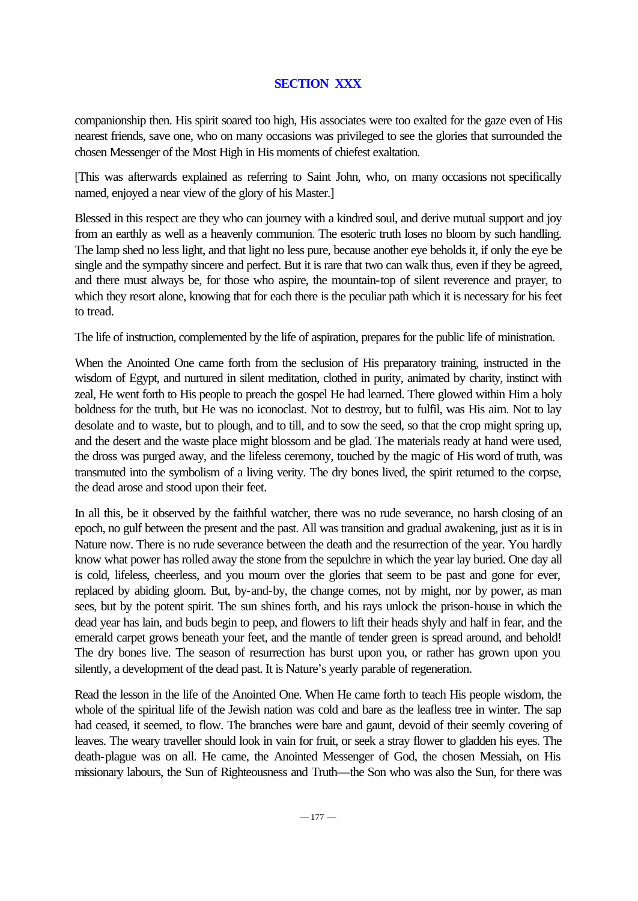## SECTION XXX

companionship then. His spirit soared too high, His associates were too exalted for the gaze even of His nearest friends, save one, who on many occasions was privileged to see the glories that surrounded the chosen Messenger of the Most High in His moments of chiefest exaltation.

[This was afterwards explained as referring to Saint John, who, on many occasions not specifically named, enjoyed a near view of the glory of his Master.]

Blessed in this respect are they who can journey with a kindred soul, and derive mutual support and joy from an earthly as well as a heavenly communion. The esoteric truth loses no bloom by such handling. The lamp shed no less light, and that light no less pure, because another eye beholds it, if only the eye be single and the sympathy sincere and perfect. But it is rare that two can walk thus, even if they be agreed, and there must always be, for those who aspire, the mountain-top of silent reverence and prayer, to which they resort alone, knowing that for each there is the peculiar path which it is necessary for his feet to tread.

The life of instruction, complemented by the life of aspiration, prepares for the public life of ministration.

When the Anointed One came forth from the seclusion of His preparatory training, instructed in the wisdom of Egypt, and nurtured in silent meditation, clothed in purity, animated by charity, instinct with zeal, He went forth to His people to preach the gospel He had learned. There glowed within Him a holy boldness for the truth, but He was no iconoclast. Not to destroy, but to fulfil, was His aim. Not to lay desolate and to waste, but to plough, and to till, and to sow the seed, so that the crop might spring up, and the desert and the waste place might blossom and be glad. The materials ready at hand were used, the dross was purged away, and the lifeless ceremony, touched by the magic of His word of truth, was transmuted into the symbolism of a living verity. The dry bones lived, the spirit returned to the corpse, the dead arose and stood upon their feet.

In all this, be it observed by the faithful watcher, there was no rude severance, no harsh closing of an epoch, no gulf between the present and the past. All was transition and gradual awakening, just as it is in Nature now. There is no rude severance between the death and the resurrection of the year. You hardly know what power has rolled away the stone from the sepulchre in which the year lay buried. One day all is cold, lifeless, cheerless, and you mourn over the glories that seem to be past and gone for ever, replaced by abiding gloom. But, by-and-by, the change comes, not by might, nor by power, as man sees, but by the potent spirit. The sun shines forth, and his rays unlock the prison-house in which the dead year has lain, and buds begin to peep, and flowers to lift their heads shyly and half in fear, and the emerald carpet grows beneath your feet, and the mantle of tender green is spread around, and behold! The dry bones live. The season of resurrection has burst upon you, or rather has grown upon you silently, a development of the dead past. It is Nature's yearly parable of regeneration.

Read the lesson in the life of the Anointed One. When He came forth to teach His people wisdom, the whole of the spiritual life of the Jewish nation was cold and bare as the leafless tree in winter. The sap had ceased, it seemed, to flow. The branches were bare and gaunt, devoid of their seemly covering of leaves. The weary traveller should look in vain for fruit, or seek a stray flower to gladden his eyes. The death-plague was on all. He came, the Anointed Messenger of God, the chosen Messiah, on His missionary labours, the Sun of Righteousness and Truth—the Son who was also the Sun, for there was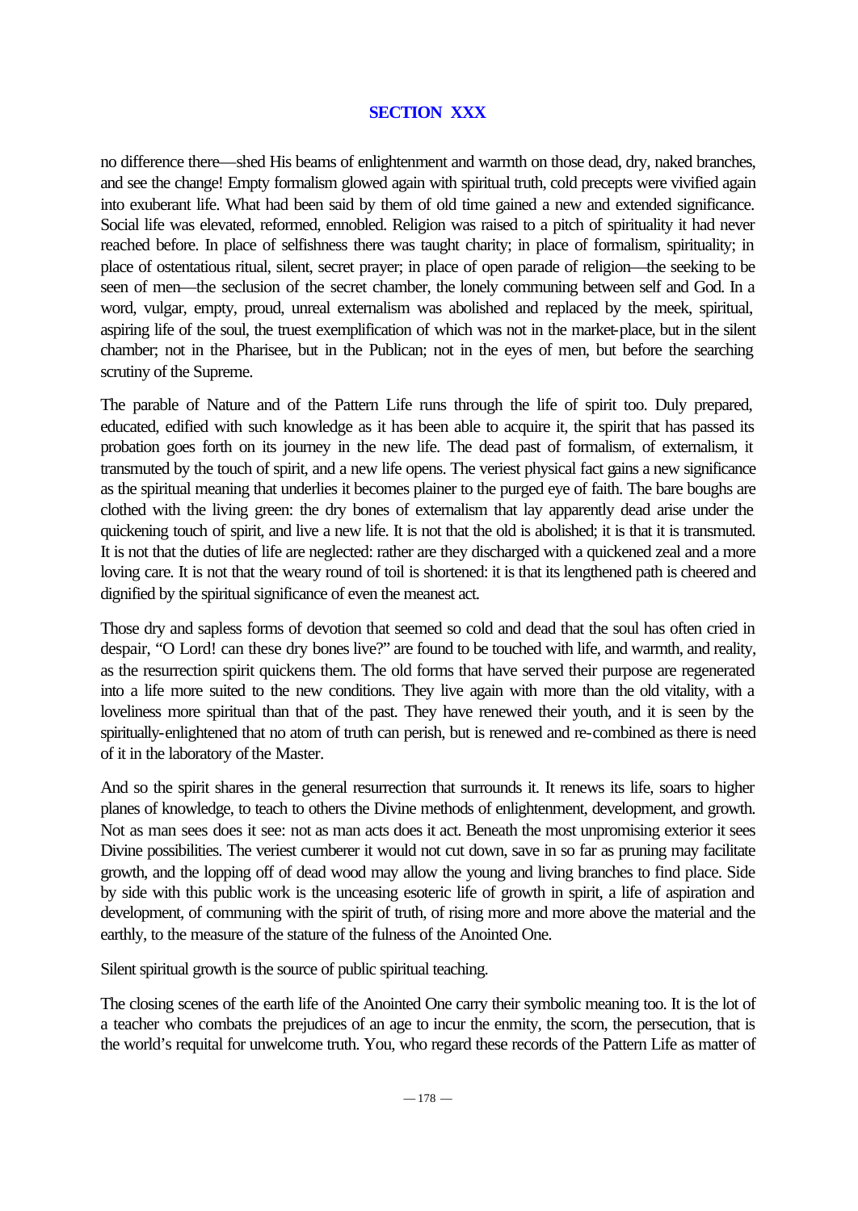## SECTION XXX

no difference there—shed His beams of enlightenment and warmth on those dead, dry, naked branches, and see the change! Empty formalism glowed again with spiritual truth, cold precepts were vivified again into exuberant life. What had been said by them of old time gained a new and extended significance. Social life was elevated, reformed, ennobled. Religion was raised to a pitch of spirituality it had never reached before. In place of selfishness there was taught charity; in place of formalism, spirituality; in place of ostentatious ritual, silent, secret prayer; in place of open parade of religion—the seeking to be seen of men—the seclusion of the secret chamber, the lonely communing between self and God. In a word, vulgar, empty, proud, unreal externalism was abolished and replaced by the meek, spiritual, aspiring life of the soul, the truest exemplification of which was not in the market-place, but in the silent chamber; not in the Pharisee, but in the Publican; not in the eyes of men, but before the searching scrutiny of the Supreme.

The parable of Nature and of the Pattern Life runs through the life of spirit too. Duly prepared, educated, edified with such knowledge as it has been able to acquire it, the spirit that has passed its probation goes forth on its journey in the new life. The dead past of formalism, of externalism, it transmuted by the touch of spirit, and a new life opens. The veriest physical fact gains a new significance as the spiritual meaning that underlies it becomes plainer to the purged eye of faith. The bare boughs are clothed with the living green: the dry bones of externalism that lay apparently dead arise under the quickening touch of spirit, and live a new life. It is not that the old is abolished; it is that it is transmuted. It is not that the duties of life are neglected: rather are they discharged with a quickened zeal and a more loving care. It is not that the weary round of toil is shortened: it is that its lengthened path is cheered and dignified by the spiritual significance of even the meanest act.

Those dry and sapless forms of devotion that seemed so cold and dead that the soul has often cried in despair, "O Lord! can these dry bones live?" are found to be touched with life, and warmth, and reality, as the resurrection spirit quickens them. The old forms that have served their purpose are regenerated into a life more suited to the new conditions. They live again with more than the old vitality, with a loveliness more spiritual than that of the past. They have renewed their youth, and it is seen by the spiritually-enlightened that no atom of truth can perish, but is renewed and re-combined as there is need of it in the laboratory of the Master.

And so the spirit shares in the general resurrection that surrounds it. It renews its life, soars to higher planes of knowledge, to teach to others the Divine methods of enlightenment, development, and growth. Not as man sees does it see: not as man acts does it act. Beneath the most unpromising exterior it sees Divine possibilities. The veriest cumberer it would not cut down, save in so far as pruning may facilitate growth, and the lopping off of dead wood may allow the young and living branches to find place. Side by side with this public work is the unceasing esoteric life of growth in spirit, a life of aspiration and development, of communing with the spirit of truth, of rising more and more above the material and the earthly, to the measure of the stature of the fulness of the Anointed One.

Silent spiritual growth is the source of public spiritual teaching.

The closing scenes of the earth life of the Anointed One carry their symbolic meaning too. It is the lot of a teacher who combats the prejudices of an age to incur the enmity, the scorn, the persecution, that is the world's requital for unwelcome truth. You, who regard these records of the Pattern Life as matter of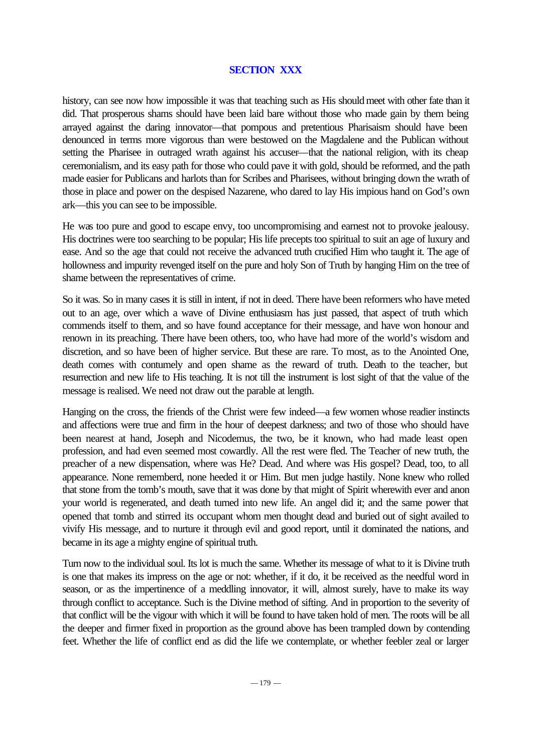## SECTION XXX

history, can see now how impossible it was that teaching such as His should meet with other fate than it did. That prosperous shams should have been laid bare without those who made gain by them being arrayed against the daring innovator—that pompous and pretentious Pharisaism should have been denounced in terms more vigorous than were bestowed on the Magdalene and the Publican without setting the Pharisee in outraged wrath against his accuser—that the national religion, with its cheap ceremonialism, and its easy path for those who could pave it with gold, should be reformed, and the path made easier for Publicans and harlots than for Scribes and Pharisees, without bringing down the wrath of those in place and power on the despised Nazarene, who dared to lay His impious hand on God's own ark—this you can see to be impossible.

He was too pure and good to escape envy, too uncompromising and earnest not to provoke jealousy. His doctrines were too searching to be popular; His life precepts too spiritual to suit an age of luxury and ease. And so the age that could not receive the advanced truth crucified Him who taught it. The age of hollowness and impurity revenged itself on the pure and holy Son of Truth by hanging Him on the tree of shame between the representatives of crime.

So it was. So in many cases it is still in intent, if not in deed. There have been reformers who have meted out to an age, over which a wave of Divine enthusiasm has just passed, that aspect of truth which commends itself to them, and so have found acceptance for their message, and have won honour and renown in its preaching. There have been others, too, who have had more of the world's wisdom and discretion, and so have been of higher service. But these are rare. To most, as to the Anointed One, death comes with contumely and open shame as the reward of truth. Death to the teacher, but resurrection and new life to His teaching. It is not till the instrument is lost sight of that the value of the message is realised. We need not draw out the parable at length.

Hanging on the cross, the friends of the Christ were few indeed—a few women whose readier instincts and affections were true and firm in the hour of deepest darkness; and two of those who should have been nearest at hand, Joseph and Nicodemus, the two, be it known, who had made least open profession, and had even seemed most cowardly. All the rest were fled. The Teacher of new truth, the preacher of a new dispensation, where was He? Dead. And where was His gospel? Dead, too, to all appearance. None rememberd, none heeded it or Him. But men judge hastily. None knew who rolled that stone from the tomb's mouth, save that it was done by that might of Spirit wherewith ever and anon your world is regenerated, and death turned into new life. An angel did it; and the same power that opened that tomb and stirred its occupant whom men thought dead and buried out of sight availed to vivify His message, and to nurture it through evil and good report, until it dominated the nations, and became in its age a mighty engine of spiritual truth.

Turn now to the individual soul. Its lot is much the same. Whether its message of what to it is Divine truth is one that makes its impress on the age or not: whether, if it do, it be received as the needful word in season, or as the impertinence of a meddling innovator, it will, almost surely, have to make its way through conflict to acceptance. Such is the Divine method of sifting. And in proportion to the severity of that conflict will be the vigour with which it will be found to have taken hold of men. The roots will be all the deeper and firmer fixed in proportion as the ground above has been trampled down by contending feet. Whether the life of conflict end as did the life we contemplate, or whether feebler zeal or larger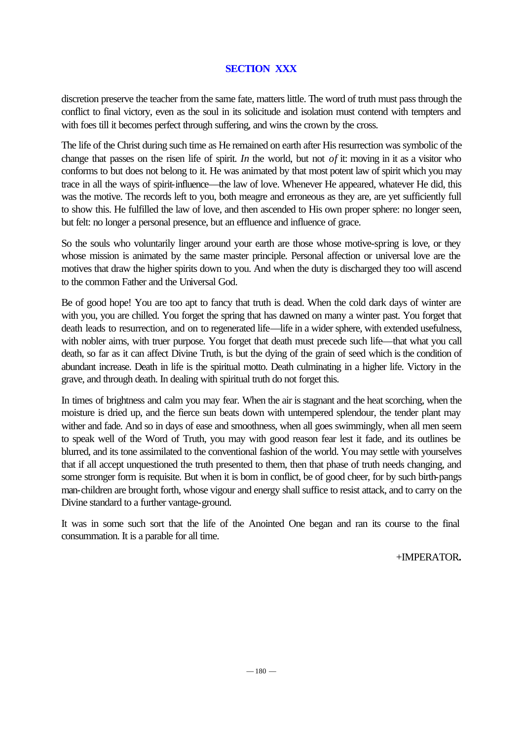## SECTION XXX

discretion preserve the teacher from the same fate, matters little. The word of truth must pass through the conflict to final victory, even as the soul in its solicitude and isolation must contend with tempters and with foes till it becomes perfect through suffering, and wins the crown by the cross.

The life of the Christ during such time as He remained on earth after His resurrection was symbolic of the change that passes on the risen life of spirit. *In* the world, but not *of* it: moving in it as a visitor who conforms to but does not belong to it. He was animated by that most potent law of spirit which you may trace in all the ways of spirit-influence—the law of love. Whenever He appeared, whatever He did, this was the motive. The records left to you, both meagre and erroneous as they are, are yet sufficiently full to show this. He fulfilled the law of love, and then ascended to His own proper sphere: no longer seen, but felt: no longer a personal presence, but an effluence and influence of grace.

So the souls who voluntarily linger around your earth are those whose motive-spring is love, or they whose mission is animated by the same master principle. Personal affection or universal love are the motives that draw the higher spirits down to you. And when the duty is discharged they too will ascend to the common Father and the Universal God.

Be of good hope! You are too apt to fancy that truth is dead. When the cold dark days of winter are with you, you are chilled. You forget the spring that has dawned on many a winter past. You forget that death leads to resurrection, and on to regenerated life—life in a wider sphere, with extended usefulness, with nobler aims, with truer purpose. You forget that death must precede such life—that what you call death, so far as it can affect Divine Truth, is but the dying of the grain of seed which is the condition of abundant increase. Death in life is the spiritual motto. Death culminating in a higher life. Victory in the grave, and through death. In dealing with spiritual truth do not forget this.

In times of brightness and calm you may fear. When the air is stagnant and the heat scorching, when the moisture is dried up, and the fierce sun beats down with untempered splendour, the tender plant may wither and fade. And so in days of ease and smoothness, when all goes swimmingly, when all men seem to speak well of the Word of Truth, you may with good reason fear lest it fade, and its outlines be blurred, and its tone assimilated to the conventional fashion of the world. You may settle with yourselves that if all accept unquestioned the truth presented to them, then that phase of truth needs changing, and some stronger form is requisite. But when it is born in conflict, be of good cheer, for by such birth-pangs man-children are brought forth, whose vigour and energy shall suffice to resist attack, and to carry on the Divine standard to a further vantage-ground.

It was in some such sort that the life of the Anointed One began and ran its course to the final consummation. It is a parable for all time.

+IMPERATOR**.**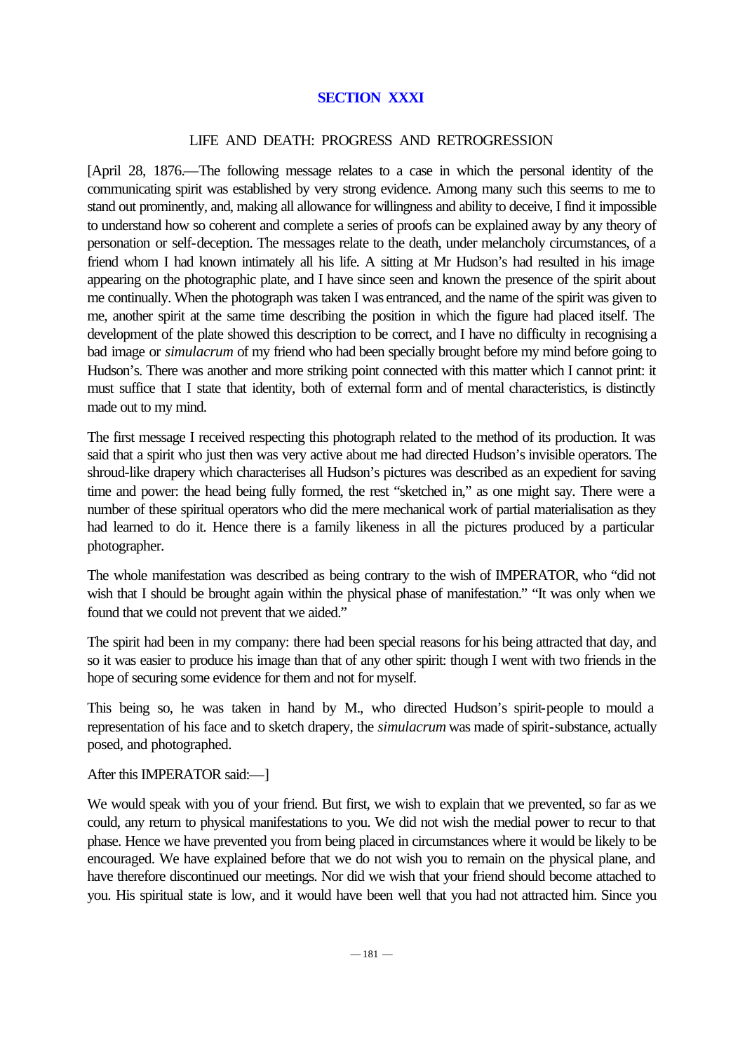## SECTION XXXI

LIFE AND DEATH: PROGRESS AND RETROGRESSION

[April 28, 1876.—The following message relates to a case in which the personal identity of the communicating spirit was established by very strong evidence. Among many such this seems to me to stand out prominently, and, making all allowance for willingness and ability to deceive, I find it impossible to understand how so coherent and complete a series of proofs can be explained away by any theory of personation or self-deception. The messages relate to the death, under melancholy circumstances, of a friend whom I had known intimately all his life. A sitting at Mr Hudson's had resulted in his image appearing on the photographic plate, and I have since seen and known the presence of the spirit about me continually. When the photograph was taken I was entranced, and the name of the spirit was given to me, another spirit at the same time describing the position in which the figure had placed itself. The development of the plate showed this description to be correct, and I have no difficulty in recognising a bad image or *simulacrum* of my friend who had been specially brought before my mind before going to Hudson's. There was another and more striking point connected with this matter which I cannot print: it must suffice that I state that identity, both of external form and of mental characteristics, is distinctly made out to my mind.

The first message I received respecting this photograph related to the method of its production. It was said that a spirit who just then was very active about me had directed Hudson's invisible operators. The shroud-like drapery which characterises all Hudson's pictures was described as an expedient for saving time and power: the head being fully formed, the rest "sketched in," as one might say. There were a number of these spiritual operators who did the mere mechanical work of partial materialisation as they had learned to do it. Hence there is a family likeness in all the pictures produced by a particular photographer.

The whole manifestation was described as being contrary to the wish of IMPERATOR, who "did not wish that I should be brought again within the physical phase of manifestation." "It was only when we found that we could not prevent that we aided."

The spirit had been in my company: there had been special reasons for his being attracted that day, and so it was easier to produce his image than that of any other spirit: though I went with two friends in the hope of securing some evidence for them and not for myself.

This being so, he was taken in hand by M., who directed Hudson's spirit-people to mould a representation of his face and to sketch drapery, the *simulacrum* was made of spirit-substance, actually posed, and photographed.

After this IMPERATOR said:—]

We would speak with you of your friend. But first, we wish to explain that we prevented, so far as we could, any return to physical manifestations to you. We did not wish the medial power to recur to that phase. Hence we have prevented you from being placed in circumstances where it would be likely to be encouraged. We have explained before that we do not wish you to remain on the physical plane, and have therefore discontinued our meetings. Nor did we wish that your friend should become attached to you. His spiritual state is low, and it would have been well that you had not attracted him. Since you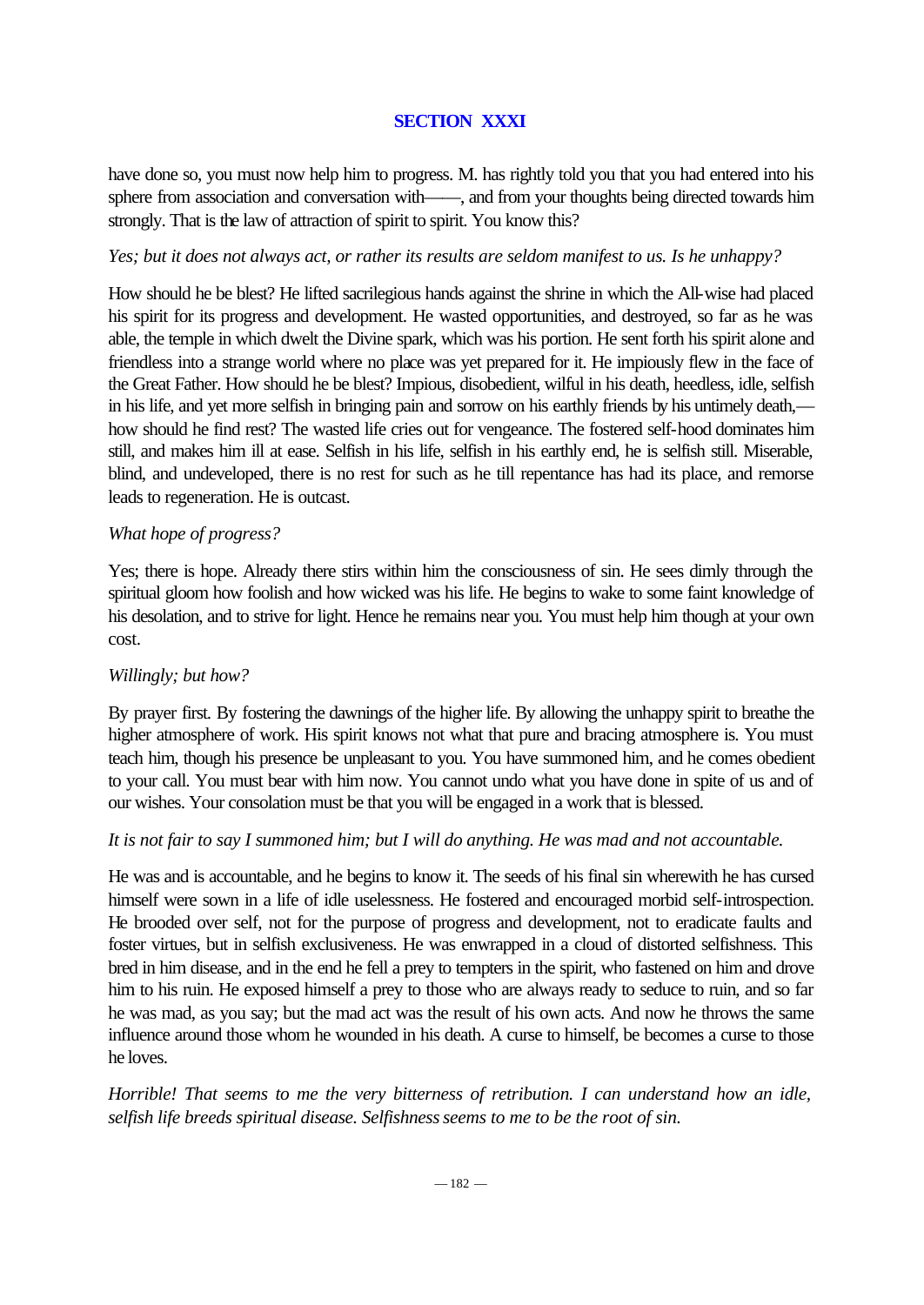## SECTION XXXI

have done so, you must now help him to progress. M. has rightly told you that you had entered into his sphere from association and conversation with——, and from your thoughts being directed towards him strongly. That is the law of attraction of spirit to spirit. You know this?

*Yes; but it does not always act, or rather its results are seldom manifest to us. Is he unhappy?*

How should he be blest? He lifted sacrilegious hands against the shrine in which the All-wise had placed his spirit for its progress and development. He wasted opportunities, and destroyed, so far as he was able, the temple in which dwelt the Divine spark, which was his portion. He sent forth his spirit alone and friendless into a strange world where no place was yet prepared for it. He impiously flew in the face of the Great Father. How should he be blest? Impious, disobedient, wilful in his death, heedless, idle, selfish in his life, and yet more selfish in bringing pain and sorrow on his earthly friends by his untimely death,—how should he find rest? The wasted life cries out for vengeance. The fostered self-hood dominates him still, and makes him ill at ease. Selfish in his life, selfish in his earthly end, he is selfish still. Miserable, blind, and undeveloped, there is no rest for such as he till repentance has had its place, and remorse leads to regeneration. He is outcast.

*What hope of progress?*

Yes; there is hope. Already there stirs within him the consciousness of sin. He sees dimly through the spiritual gloom how foolish and how wicked was his life. He begins to wake to some faint knowledge of his desolation, and to strive for light. Hence he remains near you. You must help him though at your own cost.

*Willingly; but how?*

By prayer first. By fostering the dawnings of the higher life. By allowing the unhappy spirit to breathe the higher atmosphere of work. His spirit knows not what that pure and bracing atmosphere is. You must teach him, though his presence be unpleasant to you. You have summoned him, and he comes obedient to your call. You must bear with him now. You cannot undo what you have done in spite of us and of our wishes. Your consolation must be that you will be engaged in a work that is blessed.

*It is not fair to say I summoned him; but I will do anything. He was mad and not accountable.*

He was and is accountable, and he begins to know it. The seeds of his final sin wherewith he has cursed himself were sown in a life of idle uselessness. He fostered and encouraged morbid self-introspection. He brooded over self, not for the purpose of progress and development, not to eradicate faults and foster virtues, but in selfish exclusiveness. He was enwrapped in a cloud of distorted selfishness. This bred in him disease, and in the end he fell a prey to tempters in the spirit, who fastened on him and drove him to his ruin. He exposed himself a prey to those who are always ready to seduce to ruin, and so far he was mad, as you say; but the mad act was the result of his own acts. And now he throws the same influence around those whom he wounded in his death. A curse to himself, be becomes a curse to those he loves.

*Horrible! That seems to me the very bitterness of retribution. I can understand how an idle, selfish life breeds spiritual disease. Selfishness seems to me to be the root of sin.*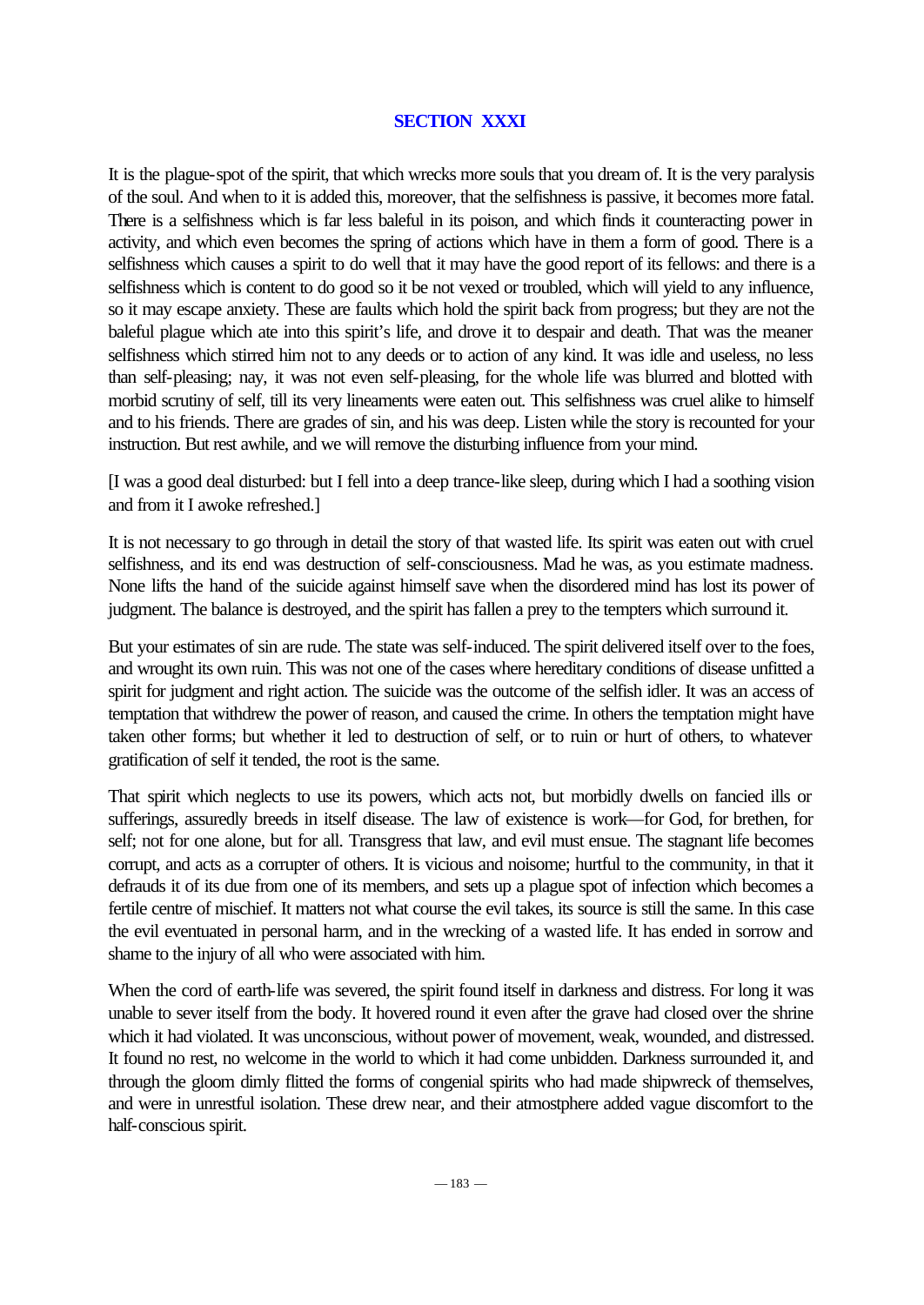## SECTION XXXI

It is the plague-spot of the spirit, that which wrecks more souls that you dream of. It is the very paralysis of the soul. And when to it is added this, moreover, that the selfishness is passive, it becomes more fatal. There is a selfishness which is far less baleful in its poison, and which finds it counteracting power in activity, and which even becomes the spring of actions which have in them a form of good. There is a selfishness which causes a spirit to do well that it may have the good report of its fellows: and there is a selfishness which is content to do good so it be not vexed or troubled, which will yield to any influence, so it may escape anxiety. These are faults which hold the spirit back from progress; but they are not the baleful plague which ate into this spirit's life, and drove it to despair and death. That was the meaner selfishness which stirred him not to any deeds or to action of any kind. It was idle and useless, no less than self-pleasing; nay, it was not even self-pleasing, for the whole life was blurred and blotted with morbid scrutiny of self, till its very lineaments were eaten out. This selfishness was cruel alike to himself and to his friends. There are grades of sin, and his was deep. Listen while the story is recounted for your instruction. But rest awhile, and we will remove the disturbing influence from your mind.

[I was a good deal disturbed: but I fell into a deep trance-like sleep, during which I had a soothing vision and from it I awoke refreshed.]

It is not necessary to go through in detail the story of that wasted life. Its spirit was eaten out with cruel selfishness, and its end was destruction of self-consciousness. Mad he was, as you estimate madness. None lifts the hand of the suicide against himself save when the disordered mind has lost its power of judgment. The balance is destroyed, and the spirit has fallen a prey to the tempters which surround it.

But your estimates of sin are rude. The state was self-induced. The spirit delivered itself over to the foes, and wrought its own ruin. This was not one of the cases where hereditary conditions of disease unfitted a spirit for judgment and right action. The suicide was the outcome of the selfish idler. It was an access of temptation that withdrew the power of reason, and caused the crime. In others the temptation might have taken other forms; but whether it led to destruction of self, or to ruin or hurt of others, to whatever gratification of self it tended, the root is the same.

That spirit which neglects to use its powers, which acts not, but morbidly dwells on fancied ills or sufferings, assuredly breeds in itself disease. The law of existence is work—for God, for brethen, for self; not for one alone, but for all. Transgress that law, and evil must ensue. The stagnant life becomes corrupt, and acts as a corrupter of others. It is vicious and noisome; hurtful to the community, in that it defrauds it of its due from one of its members, and sets up a plague spot of infection which becomes a fertile centre of mischief. It matters not what course the evil takes, its source is still the same. In this case the evil eventuated in personal harm, and in the wrecking of a wasted life. It has ended in sorrow and shame to the injury of all who were associated with him.

When the cord of earth-life was severed, the spirit found itself in darkness and distress. For long it was unable to sever itself from the body. It hovered round it even after the grave had closed over the shrine which it had violated. It was unconscious, without power of movement, weak, wounded, and distressed. It found no rest, no welcome in the world to which it had come unbidden. Darkness surrounded it, and through the gloom dimly flitted the forms of congenial spirits who had made shipwreck of themselves, and were in unrestful isolation. These drew near, and their atmostphere added vague discomfort to the half-conscious spirit.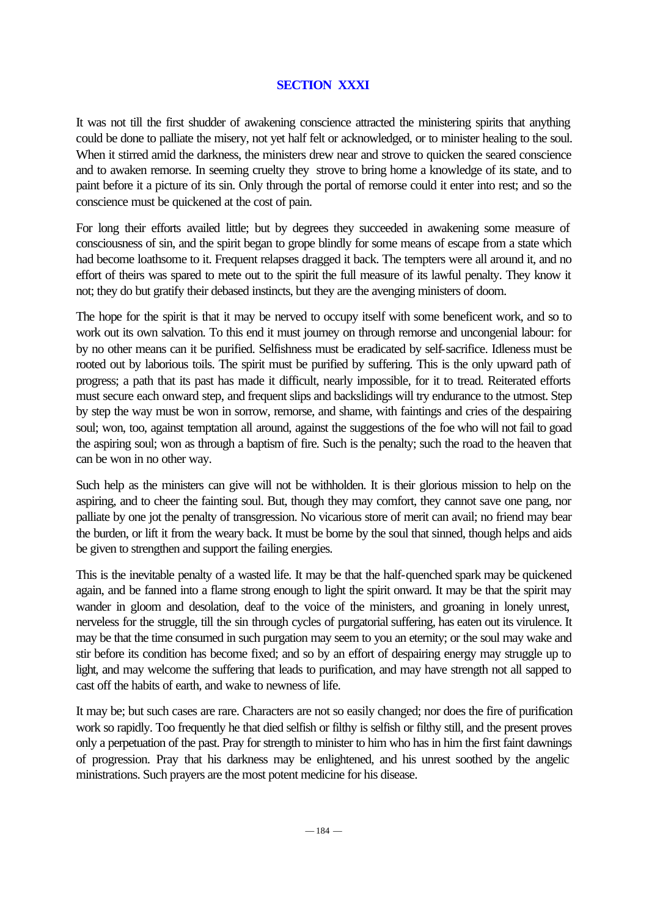## SECTION XXXI

It was not till the first shudder of awakening conscience attracted the ministering spirits that anything could be done to palliate the misery, not yet half felt or acknowledged, or to minister healing to the soul. When it stirred amid the darkness, the ministers drew near and strove to quicken the seared conscience and to awaken remorse. In seeming cruelty they strove to bring home a knowledge of its state, and to paint before it a picture of its sin. Only through the portal of remorse could it enter into rest; and so the conscience must be quickened at the cost of pain.

For long their efforts availed little; but by degrees they succeeded in awakening some measure of consciousness of sin, and the spirit began to grope blindly for some means of escape from a state which had become loathsome to it. Frequent relapses dragged it back. The tempters were all around it, and no effort of theirs was spared to mete out to the spirit the full measure of its lawful penalty. They know it not; they do but gratify their debased instincts, but they are the avenging ministers of doom.

The hope for the spirit is that it may be nerved to occupy itself with some beneficent work, and so to work out its own salvation. To this end it must journey on through remorse and uncongenial labour: for by no other means can it be purified. Selfishness must be eradicated by self-sacrifice. Idleness must be rooted out by laborious toils. The spirit must be purified by suffering. This is the only upward path of progress; a path that its past has made it difficult, nearly impossible, for it to tread. Reiterated efforts must secure each onward step, and frequent slips and backslidings will try endurance to the utmost. Step by step the way must be won in sorrow, remorse, and shame, with faintings and cries of the despairing soul; won, too, against temptation all around, against the suggestions of the foe who will not fail to goad the aspiring soul; won as through a baptism of fire. Such is the penalty; such the road to the heaven that can be won in no other way.

Such help as the ministers can give will not be withholden. It is their glorious mission to help on the aspiring, and to cheer the fainting soul. But, though they may comfort, they cannot save one pang, nor palliate by one jot the penalty of transgression. No vicarious store of merit can avail; no friend may bear the burden, or lift it from the weary back. It must be borne by the soul that sinned, though helps and aids be given to strengthen and support the failing energies.

This is the inevitable penalty of a wasted life. It may be that the half-quenched spark may be quickened again, and be fanned into a flame strong enough to light the spirit onward. It may be that the spirit may wander in gloom and desolation, deaf to the voice of the ministers, and groaning in lonely unrest, nerveless for the struggle, till the sin through cycles of purgatorial suffering, has eaten out its virulence. It may be that the time consumed in such purgation may seem to you an eternity; or the soul may wake and stir before its condition has become fixed; and so by an effort of despairing energy may struggle up to light, and may welcome the suffering that leads to purification, and may have strength not all sapped to cast off the habits of earth, and wake to newness of life.

It may be; but such cases are rare. Characters are not so easily changed; nor does the fire of purification work so rapidly. Too frequently he that died selfish or filthy is selfish or filthy still, and the present proves only a perpetuation of the past. Pray for strength to minister to him who has in him the first faint dawnings of progression. Pray that his darkness may be enlightened, and his unrest soothed by the angelic ministrations. Such prayers are the most potent medicine for his disease.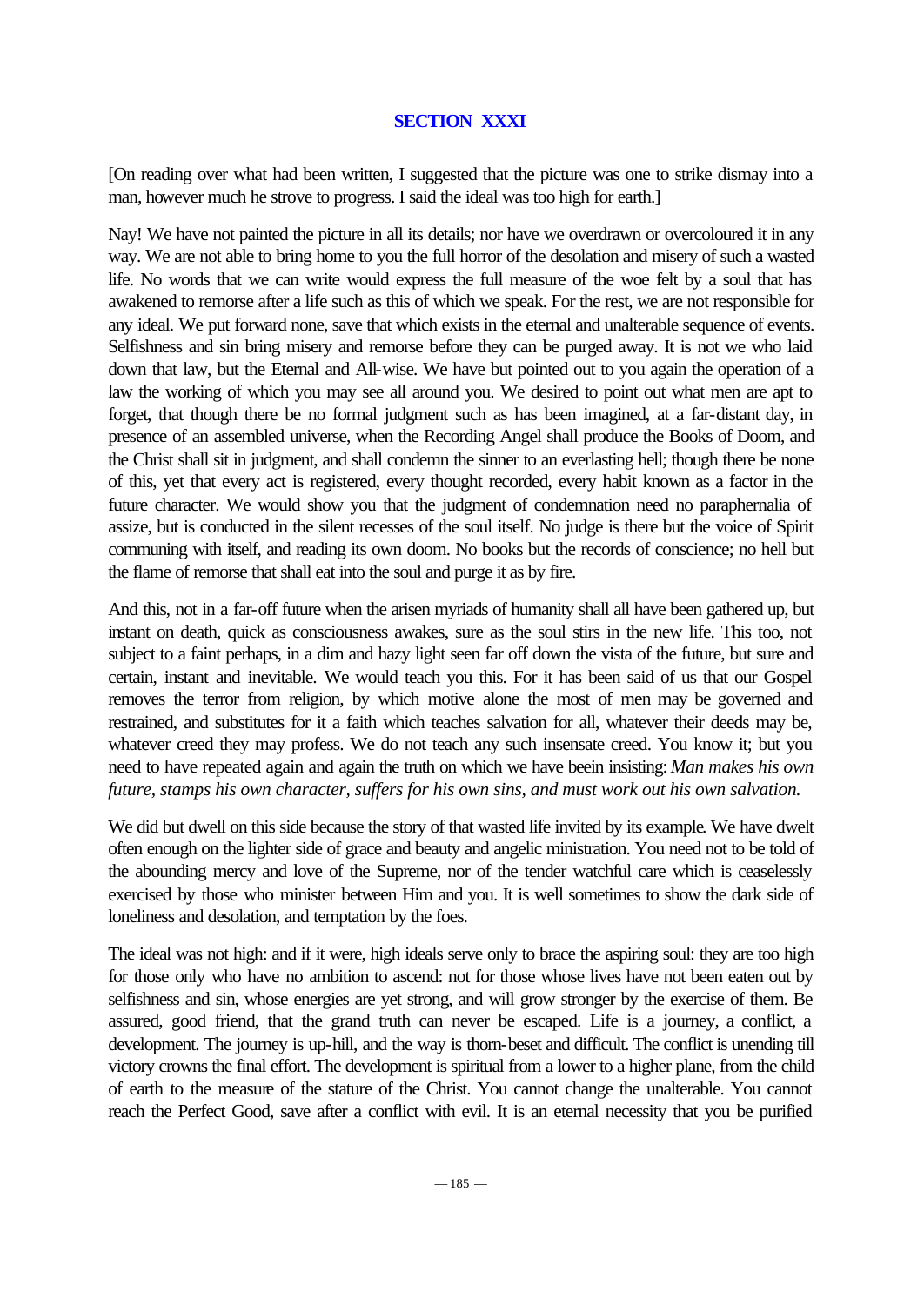## SECTION XXXI

[On reading over what had been written, I suggested that the picture was one to strike dismay into a man, however much he strove to progress. I said the ideal was too high for earth.]

Nay! We have not painted the picture in all its details; nor have we overdrawn or overcoloured it in any way. We are not able to bring home to you the full horror of the desolation and misery of such a wasted life. No words that we can write would express the full measure of the woe felt by a soul that has awakened to remorse after a life such as this of which we speak. For the rest, we are not responsible for any ideal. We put forward none, save that which exists in the eternal and unalterable sequence of events. Selfishness and sin bring misery and remorse before they can be purged away. It is not we who laid down that law, but the Eternal and All-wise. We have but pointed out to you again the operation of a law the working of which you may see all around you. We desired to point out what men are apt to forget, that though there be no formal judgment such as has been imagined, at a far-distant day, in presence of an assembled universe, when the Recording Angel shall produce the Books of Doom, and the Christ shall sit in judgment, and shall condemn the sinner to an everlasting hell; though there be none of this, yet that every act is registered, every thought recorded, every habit known as a factor in the future character. We would show you that the judgment of condemnation need no paraphernalia of assize, but is conducted in the silent recesses of the soul itself. No judge is there but the voice of Spirit communing with itself, and reading its own doom. No books but the records of conscience; no hell but the flame of remorse that shall eat into the soul and purge it as by fire.

And this, not in a far-off future when the arisen myriads of humanity shall all have been gathered up, but instant on death, quick as consciousness awakes, sure as the soul stirs in the new life. This too, not subject to a faint perhaps, in a dim and hazy light seen far off down the vista of the future, but sure and certain, instant and inevitable. We would teach you this. For it has been said of us that our Gospel removes the terror from religion, by which motive alone the most of men may be governed and restrained, and substitutes for it a faith which teaches salvation for all, whatever their deeds may be, whatever creed they may profess. We do not teach any such insensate creed. You know it; but you need to have repeated again and again the truth on which we have beein insisting: *Man makes his own future, stamps his own character, suffers for his own sins, and must work out his own salvation.*

We did but dwell on this side because the story of that wasted life invited by its example. We have dwelt often enough on the lighter side of grace and beauty and angelic ministration. You need not to be told of the abounding mercy and love of the Supreme, nor of the tender watchful care which is ceaselessly exercised by those who minister between Him and you. It is well sometimes to show the dark side of loneliness and desolation, and temptation by the foes.

The ideal was not high: and if it were, high ideals serve only to brace the aspiring soul: they are too high for those only who have no ambition to ascend: not for those whose lives have not been eaten out by selfishness and sin, whose energies are yet strong, and will grow stronger by the exercise of them. Be assured, good friend, that the grand truth can never be escaped. Life is a journey, a conflict, a development. The journey is up-hill, and the way is thorn-beset and difficult. The conflict is unending till victory crowns the final effort. The development is spiritual from a lower to a higher plane, from the child of earth to the measure of the stature of the Christ. You cannot change the unalterable. You cannot reach the Perfect Good, save after a conflict with evil. It is an eternal necessity that you be purified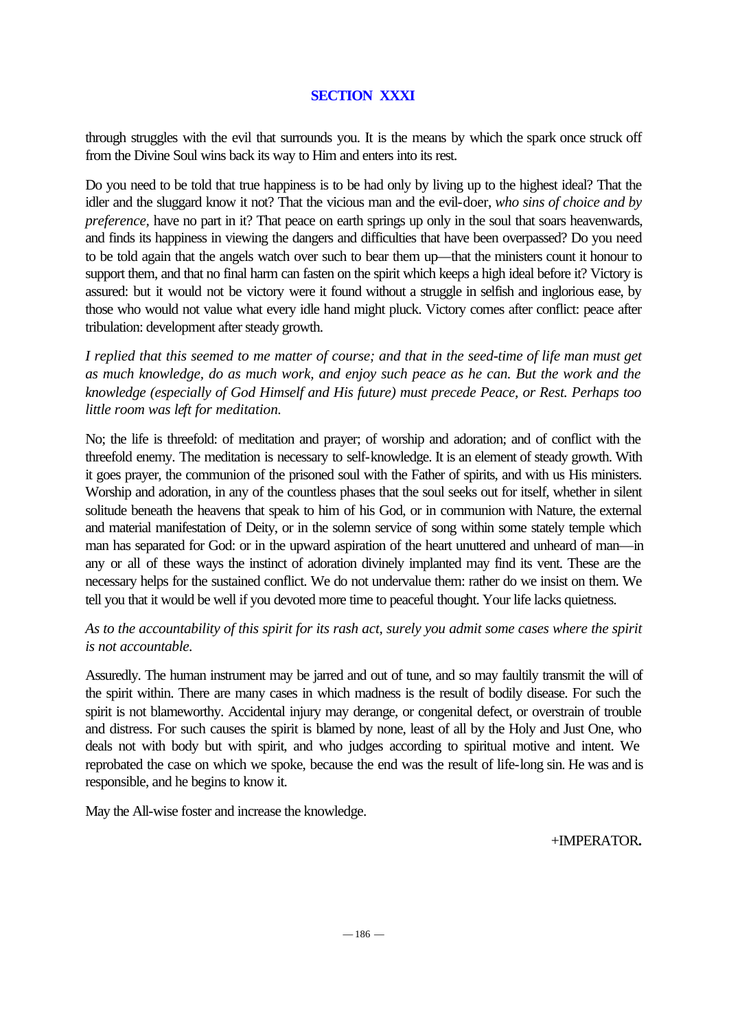## SECTION XXXI

through struggles with the evil that surrounds you. It is the means by which the spark once struck off from the Divine Soul wins back its way to Him and enters into its rest.

Do you need to be told that true happiness is to be had only by living up to the highest ideal? That the idler and the sluggard know it not? That the vicious man and the evil-doer, *who sins of choice and by preference*, have no part in it? That peace on earth springs up only in the soul that soars heavenwards, and finds its happiness in viewing the dangers and difficulties that have been overpassed? Do you need to be told again that the angels watch over such to bear them up—that the ministers count it honour to support them, and that no final harm can fasten on the spirit which keeps a high ideal before it? Victory is assured: but it would not be victory were it found without a struggle in selfish and inglorious ease, by those who would not value what every idle hand might pluck. Victory comes after conflict: peace after tribulation: development after steady growth.

*I replied that this seemed to me matter of course; and that in the seed-time of life man must get as much knowledge, do as much work, and enjoy such peace as he can. But the work and the knowledge (especially of God Himself and His future) must precede Peace, or Rest. Perhaps too little room was left for meditation.*

No; the life is threefold: of meditation and prayer; of worship and adoration; and of conflict with the threefold enemy. The meditation is necessary to self-knowledge. It is an element of steady growth. With it goes prayer, the communion of the prisoned soul with the Father of spirits, and with us His ministers. Worship and adoration, in any of the countless phases that the soul seeks out for itself, whether in silent solitude beneath the heavens that speak to him of his God, or in communion with Nature, the external and material manifestation of Deity, or in the solemn service of song within some stately temple which man has separated for God: or in the upward aspiration of the heart unuttered and unheard of man—in any or all of these ways the instinct of adoration divinely implanted may find its vent. These are the necessary helps for the sustained conflict. We do not undervalue them: rather do we insist on them. We tell you that it would be well if you devoted more time to peaceful thought. Your life lacks quietness.

*As to the accountability of this spirit for its rash act, surely you admit some cases where the spirit is not accountable.*

Assuredly. The human instrument may be jarred and out of tune, and so may faultily transmit the will of the spirit within. There are many cases in which madness is the result of bodily disease. For such the spirit is not blameworthy. Accidental injury may derange, or congenital defect, or overstrain of trouble and distress. For such causes the spirit is blamed by none, least of all by the Holy and Just One, who deals not with body but with spirit, and who judges according to spiritual motive and intent. We reprobated the case on which we spoke, because the end was the result of life-long sin. He was and is responsible, and he begins to know it.

May the All-wise foster and increase the knowledge.

+IMPERATOR.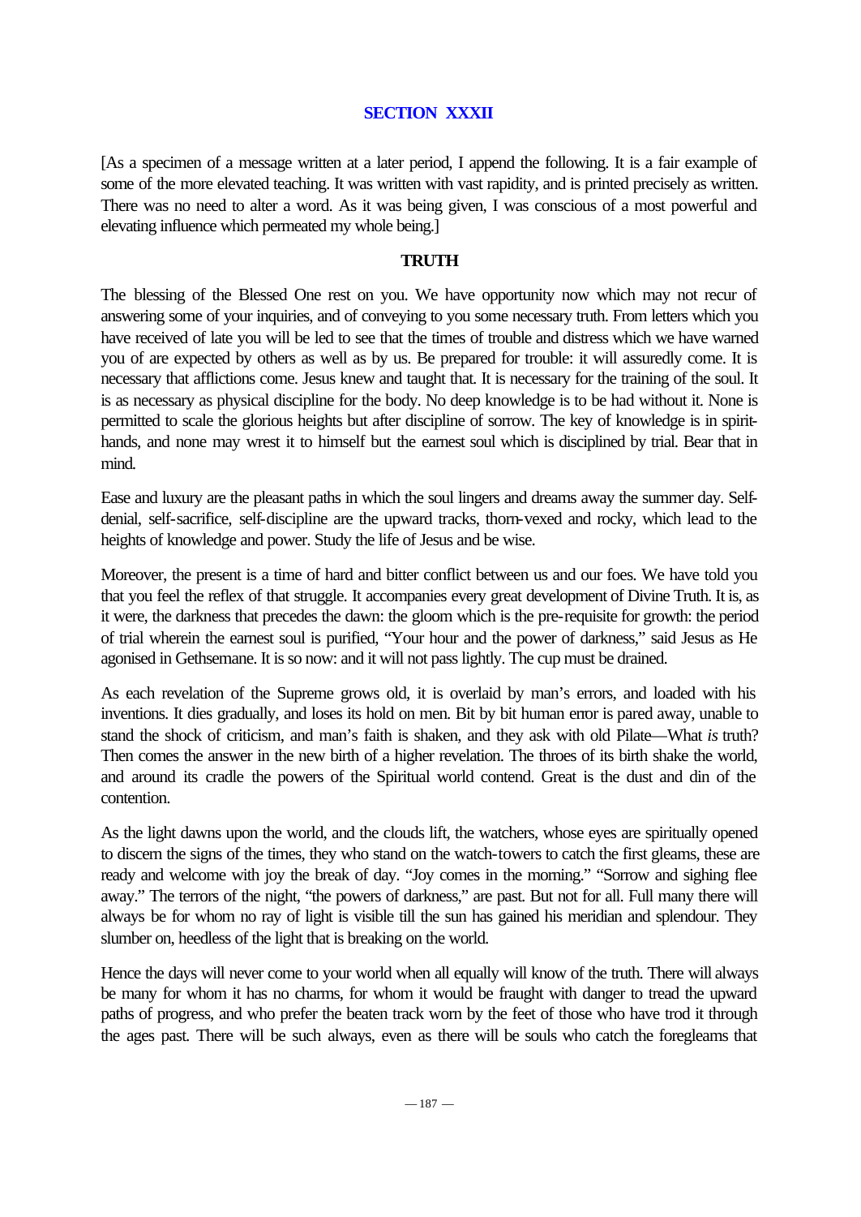## SECTION XXXII

[As a specimen of a message written at a later period, I append the following. It is a fair example of some of the more elevated teaching. It was written with vast rapidity, and is printed precisely as written. There was no need to alter a word. As it was being given, I was conscious of a most powerful and elevating influence which permeated my whole being.]

### TRUTH

The blessing of the Blessed One rest on you. We have opportunity now which may not recur of answering some of your inquiries, and of conveying to you some necessary truth. From letters which you have received of late you will be led to see that the times of trouble and distress which we have warned you of are expected by others as well as by us. Be prepared for trouble: it will assuredly come. It is necessary that afflictions come. Jesus knew and taught that. It is necessary for the training of the soul. It is as necessary as physical discipline for the body. No deep knowledge is to be had without it. None is permitted to scale the glorious heights but after discipline of sorrow. The key of knowledge is in spirit-hands, and none may wrest it to himself but the earnest soul which is disciplined by trial. Bear that in mind.

Ease and luxury are the pleasant paths in which the soul lingers and dreams away the summer day. Self-denial, self-sacrifice, self-discipline are the upward tracks, thorn-vexed and rocky, which lead to the heights of knowledge and power. Study the life of Jesus and be wise.

Moreover, the present is a time of hard and bitter conflict between us and our foes. We have told you that you feel the reflex of that struggle. It accompanies every great development of Divine Truth. It is, as it were, the darkness that precedes the dawn: the gloom which is the pre-requisite for growth: the period of trial wherein the earnest soul is purified, "Your hour and the power of darkness," said Jesus as He agonised in Gethsemane. It is so now: and it will not pass lightly. The cup must be drained.

As each revelation of the Supreme grows old, it is overlaid by man's errors, and loaded with his inventions. It dies gradually, and loses its hold on men. Bit by bit human error is pared away, unable to stand the shock of criticism, and man's faith is shaken, and they ask with old Pilate—What *is* truth? Then comes the answer in the new birth of a higher revelation. The throes of its birth shake the world, and around its cradle the powers of the Spiritual world contend. Great is the dust and din of the contention.

As the light dawns upon the world, and the clouds lift, the watchers, whose eyes are spiritually opened to discern the signs of the times, they who stand on the watch-towers to catch the first gleams, these are ready and welcome with joy the break of day. "Joy comes in the morning." "Sorrow and sighing flee away." The terrors of the night, "the powers of darkness," are past. But not for all. Full many there will always be for whom no ray of light is visible till the sun has gained his meridian and splendour. They slumber on, heedless of the light that is breaking on the world.

Hence the days will never come to your world when all equally will know of the truth. There will always be many for whom it has no charms, for whom it would be fraught with danger to tread the upward paths of progress, and who prefer the beaten track worn by the feet of those who have trod it through the ages past. There will be such always, even as there will be souls who catch the foregleams that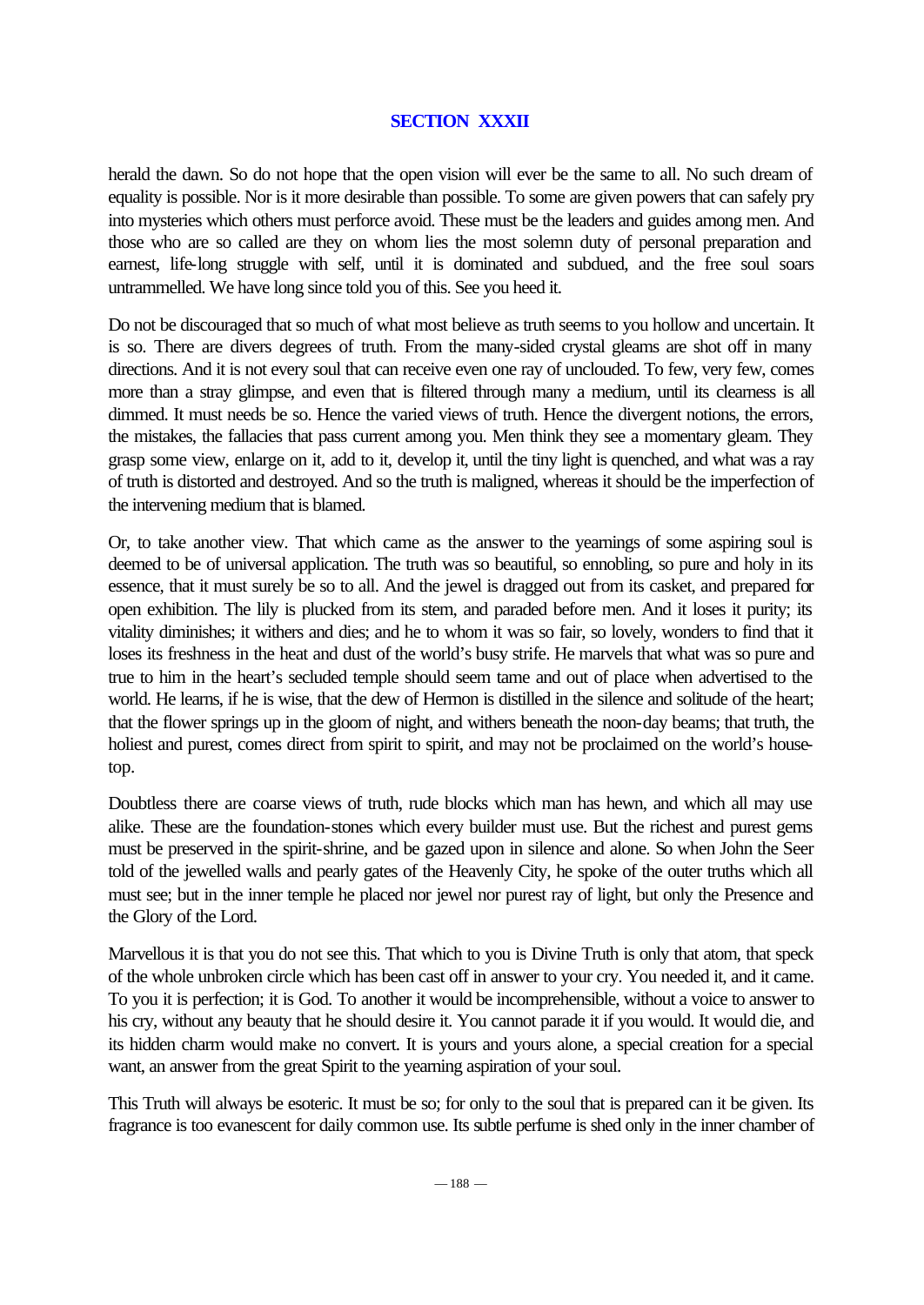## SECTION XXXII

herald the dawn. So do not hope that the open vision will ever be the same to all. No such dream of equality is possible. Nor is it more desirable than possible. To some are given powers that can safely pry into mysteries which others must perforce avoid. These must be the leaders and guides among men. And those who are so called are they on whom lies the most solemn duty of personal preparation and earnest, life-long struggle with self, until it is dominated and subdued, and the free soul soars untrammelled. We have long since told you of this. See you heed it.

Do not be discouraged that so much of what most believe as truth seems to you hollow and uncertain. It is so. There are divers degrees of truth. From the many-sided crystal gleams are shot off in many directions. And it is not every soul that can receive even one ray of unclouded. To few, very few, comes more than a stray glimpse, and even that is filtered through many a medium, until its clearness is all dimmed. It must needs be so. Hence the varied views of truth. Hence the divergent notions, the errors, the mistakes, the fallacies that pass current among you. Men think they see a momentary gleam. They grasp some view, enlarge on it, add to it, develop it, until the tiny light is quenched, and what was a ray of truth is distorted and destroyed. And so the truth is maligned, whereas it should be the imperfection of the intervening medium that is blamed.

Or, to take another view. That which came as the answer to the yearnings of some aspiring soul is deemed to be of universal application. The truth was so beautiful, so ennobling, so pure and holy in its essence, that it must surely be so to all. And the jewel is dragged out from its casket, and prepared for open exhibition. The lily is plucked from its stem, and paraded before men. And it loses it purity; its vitality diminishes; it withers and dies; and he to whom it was so fair, so lovely, wonders to find that it loses its freshness in the heat and dust of the world's busy strife. He marvels that what was so pure and true to him in the heart's secluded temple should seem tame and out of place when advertised to the world. He learns, if he is wise, that the dew of Hermon is distilled in the silence and solitude of the heart; that the flower springs up in the gloom of night, and withers beneath the noon-day beams; that truth, the holiest and purest, comes direct from spirit to spirit, and may not be proclaimed on the world's housetop.

Doubtless there are coarse views of truth, rude blocks which man has hewn, and which all may use alike. These are the foundation-stones which every builder must use. But the richest and purest gems must be preserved in the spirit-shrine, and be gazed upon in silence and alone. So when John the Seer told of the jewelled walls and pearly gates of the Heavenly City, he spoke of the outer truths which all must see; but in the inner temple he placed nor jewel nor purest ray of light, but only the Presence and the Glory of the Lord.

Marvellous it is that you do not see this. That which to you is Divine Truth is only that atom, that speck of the whole unbroken circle which has been cast off in answer to your cry. You needed it, and it came. To you it is perfection; it is God. To another it would be incomprehensible, without a voice to answer to his cry, without any beauty that he should desire it. You cannot parade it if you would. It would die, and its hidden charm would make no convert. It is yours and yours alone, a special creation for a special want, an answer from the great Spirit to the yearning aspiration of your soul.

This Truth will always be esoteric. It must be so; for only to the soul that is prepared can it be given. Its fragrance is too evanescent for daily common use. Its subtle perfume is shed only in the inner chamber of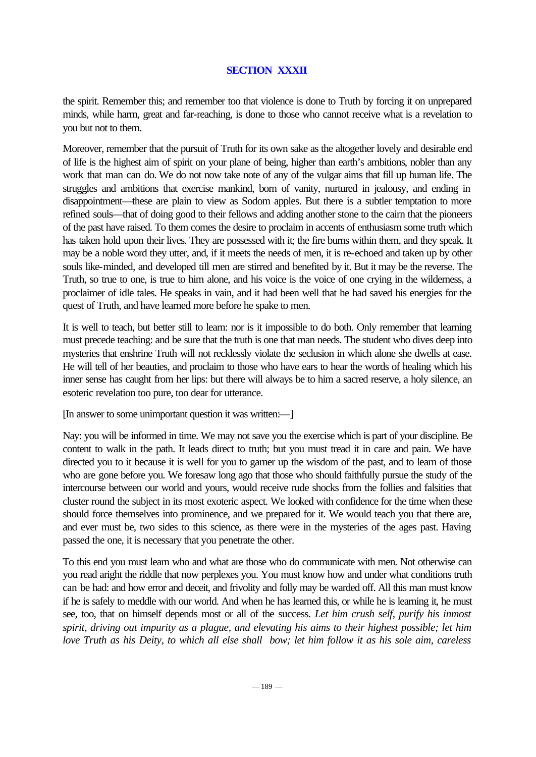## SECTION XXXII

the spirit. Remember this; and remember too that violence is done to Truth by forcing it on unprepared minds, while harm, great and far-reaching, is done to those who cannot receive what is a revelation to you but not to them.

Moreover, remember that the pursuit of Truth for its own sake as the altogether lovely and desirable end of life is the highest aim of spirit on your plane of being, higher than earth's ambitions, nobler than any work that man can do. We do not now take note of any of the vulgar aims that fill up human life. The struggles and ambitions that exercise mankind, born of vanity, nurtured in jealousy, and ending in disappointment—these are plain to view as Sodom apples. But there is a subtler temptation to more refined souls—that of doing good to their fellows and adding another stone to the cairn that the pioneers of the past have raised. To them comes the desire to proclaim in accents of enthusiasm some truth which has taken hold upon their lives. They are possessed with it; the fire burns within them, and they speak. It may be a noble word they utter, and, if it meets the needs of men, it is re-echoed and taken up by other souls like-minded, and developed till men are stirred and benefited by it. But it may be the reverse. The Truth, so true to one, is true to him alone, and his voice is the voice of one crying in the wilderness, a proclaimer of idle tales. He speaks in vain, and it had been well that he had saved his energies for the quest of Truth, and have learned more before he spake to men.

It is well to teach, but better still to learn: nor is it impossible to do both. Only remember that learning must precede teaching: and be sure that the truth is one that man needs. The student who dives deep into mysteries that enshrine Truth will not recklessly violate the seclusion in which alone she dwells at ease. He will tell of her beauties, and proclaim to those who have ears to hear the words of healing which his inner sense has caught from her lips: but there will always be to him a sacred reserve, a holy silence, an esoteric revelation too pure, too dear for utterance.

[In answer to some unimportant question it was written:—]

Nay: you will be informed in time. We may not save you the exercise which is part of your discipline. Be content to walk in the path. It leads direct to truth; but you must tread it in care and pain. We have directed you to it because it is well for you to garner up the wisdom of the past, and to learn of those who are gone before you. We foresaw long ago that those who should faithfully pursue the study of the intercourse between our world and yours, would receive rude shocks from the follies and falsities that cluster round the subject in its most exoteric aspect. We looked with confidence for the time when these should force themselves into prominence, and we prepared for it. We would teach you that there are, and ever must be, two sides to this science, as there were in the mysteries of the ages past. Having passed the one, it is necessary that you penetrate the other.

To this end you must learn who and what are those who do communicate with men. Not otherwise can you read aright the riddle that now perplexes you. You must know how and under what conditions truth can be had: and how error and deceit, and frivolity and folly may be warded off. All this man must know if he is safely to meddle with our world. And when he has learned this, or while he is learning it, he must see, too, that on himself depends most or all of the success. *Let him crush self, purify his inmost spirit, driving out impurity as a plague, and elevating his aims to their highest possible; let him love Truth as his Deity, to which all else shall bow; let him follow it as his sole aim, careless*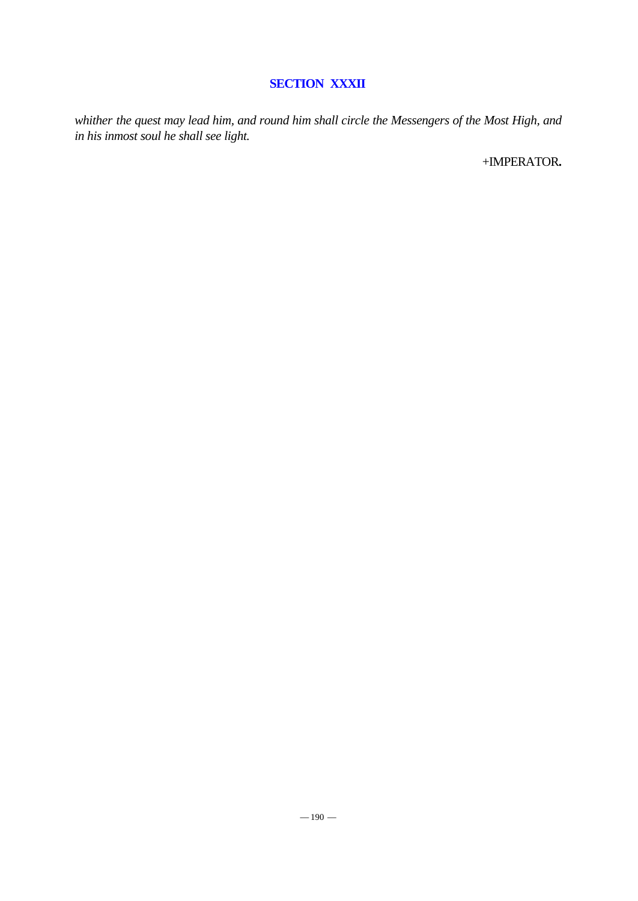## SECTION XXXII

*whither the quest may lead him, and round him shall circle the Messengers of the Most High, and in his inmost soul he shall see light.*

+IMPERATOR**.**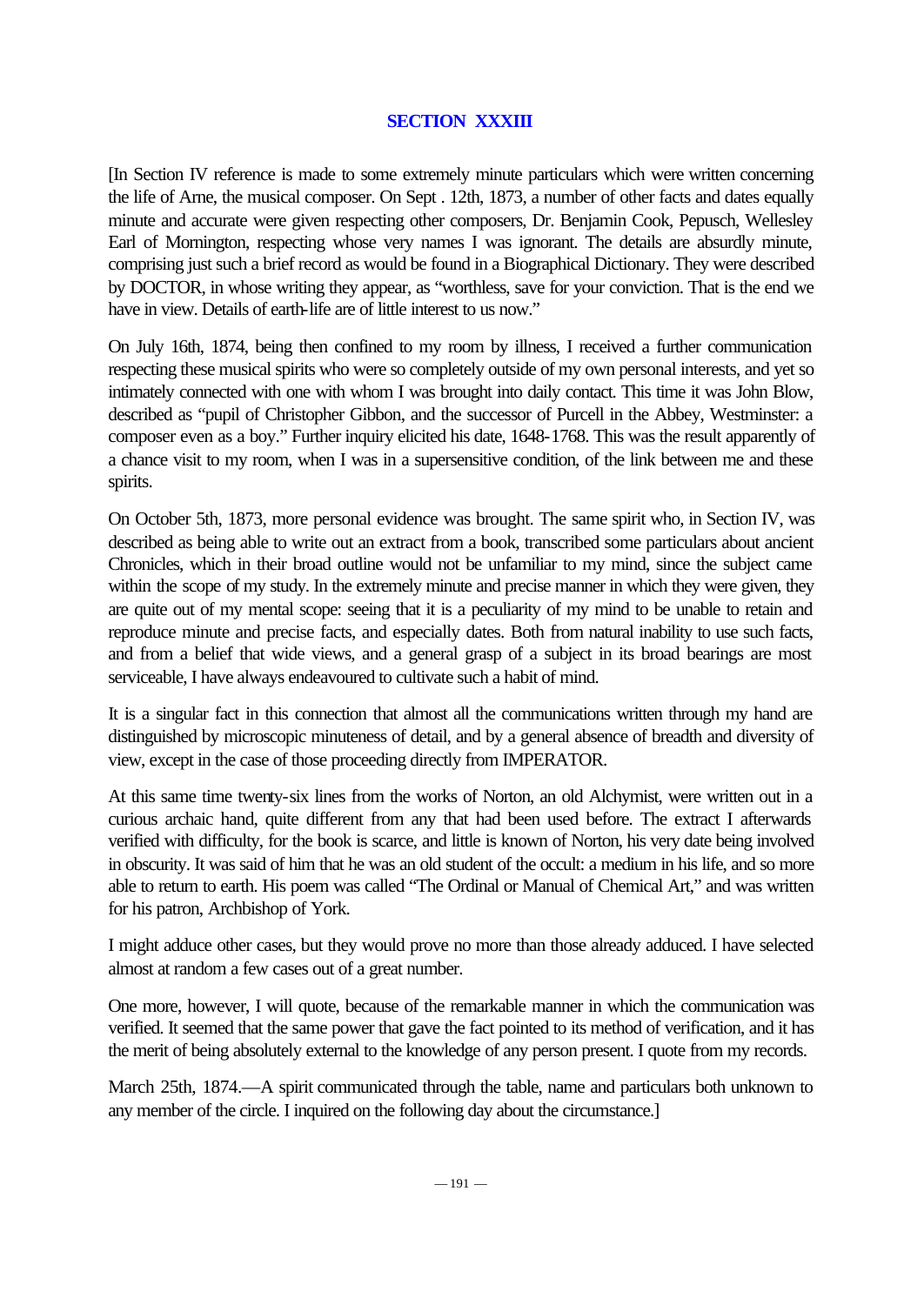## SECTION XXXIII

[In Section IV reference is made to some extremely minute particulars which were written concerning the life of Arne, the musical composer. On Sept . 12th, 1873, a number of other facts and dates equally minute and accurate were given respecting other composers, Dr. Benjamin Cook, Pepusch, Wellesley Earl of Mornington, respecting whose very names I was ignorant. The details are absurdly minute, comprising just such a brief record as would be found in a Biographical Dictionary. They were described by DOCTOR, in whose writing they appear, as "worthless, save for your conviction. That is the end we have in view. Details of earth-life are of little interest to us now."

On July 16th, 1874, being then confined to my room by illness, I received a further communication respecting these musical spirits who were so completely outside of my own personal interests, and yet so intimately connected with one with whom I was brought into daily contact. This time it was John Blow, described as "pupil of Christopher Gibbon, and the successor of Purcell in the Abbey, Westminster: a composer even as a boy." Further inquiry elicited his date, 1648-1768. This was the result apparently of a chance visit to my room, when I was in a supersensitive condition, of the link between me and these spirits.

On October 5th, 1873, more personal evidence was brought. The same spirit who, in Section IV, was described as being able to write out an extract from a book, transcribed some particulars about ancient Chronicles, which in their broad outline would not be unfamiliar to my mind, since the subject came within the scope of my study. In the extremely minute and precise manner in which they were given, they are quite out of my mental scope: seeing that it is a peculiarity of my mind to be unable to retain and reproduce minute and precise facts, and especially dates. Both from natural inability to use such facts, and from a belief that wide views, and a general grasp of a subject in its broad bearings are most serviceable, I have always endeavoured to cultivate such a habit of mind.

It is a singular fact in this connection that almost all the communications written through my hand are distinguished by microscopic minuteness of detail, and by a general absence of breadth and diversity of view, except in the case of those proceeding directly from IMPERATOR.

At this same time twenty-six lines from the works of Norton, an old Alchymist, were written out in a curious archaic hand, quite different from any that had been used before. The extract I afterwards verified with difficulty, for the book is scarce, and little is known of Norton, his very date being involved in obscurity. It was said of him that he was an old student of the occult: a medium in his life, and so more able to return to earth. His poem was called "The Ordinal or Manual of Chemical Art," and was written for his patron, Archbishop of York.

I might adduce other cases, but they would prove no more than those already adduced. I have selected almost at random a few cases out of a great number.

One more, however, I will quote, because of the remarkable manner in which the communication was verified. It seemed that the same power that gave the fact pointed to its method of verification, and it has the merit of being absolutely external to the knowledge of any person present. I quote from my records.

March 25th, 1874.—A spirit communicated through the table, name and particulars both unknown to any member of the circle. I inquired on the following day about the circumstance.]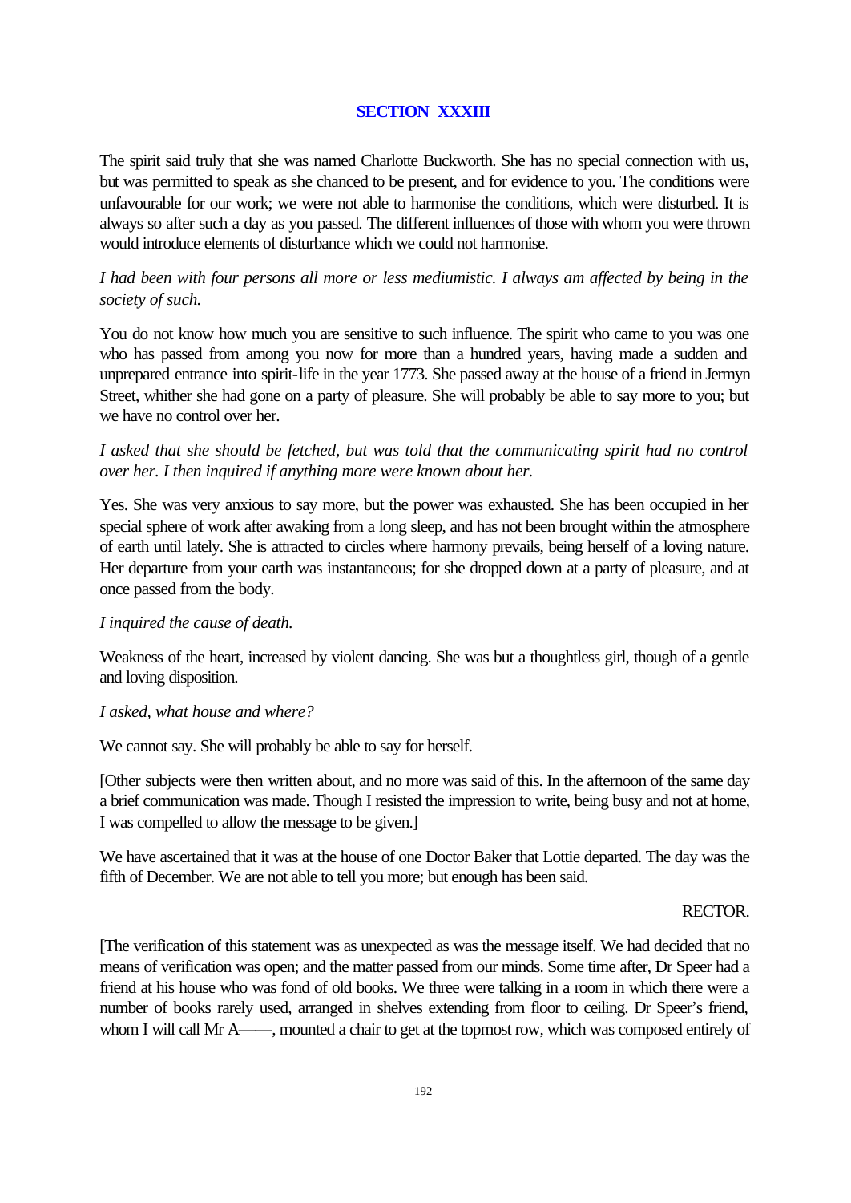## SECTION XXXIII

The spirit said truly that she was named Charlotte Buckworth. She has no special connection with us, but was permitted to speak as she chanced to be present, and for evidence to you. The conditions were unfavourable for our work; we were not able to harmonise the conditions, which were disturbed. It is always so after such a day as you passed. The different influences of those with whom you were thrown would introduce elements of disturbance which we could not harmonise.

*I had been with four persons all more or less mediumistic. I always am affected by being in the society of such.*

You do not know how much you are sensitive to such influence. The spirit who came to you was one who has passed from among you now for more than a hundred years, having made a sudden and unprepared entrance into spirit-life in the year 1773. She passed away at the house of a friend in Jermyn Street, whither she had gone on a party of pleasure. She will probably be able to say more to you; but we have no control over her.

*I asked that she should be fetched, but was told that the communicating spirit had no control over her. I then inquired if anything more were known about her.*

Yes. She was very anxious to say more, but the power was exhausted. She has been occupied in her special sphere of work after awaking from a long sleep, and has not been brought within the atmosphere of earth until lately. She is attracted to circles where harmony prevails, being herself of a loving nature. Her departure from your earth was instantaneous; for she dropped down at a party of pleasure, and at once passed from the body.

*I inquired the cause of death.*

Weakness of the heart, increased by violent dancing. She was but a thoughtless girl, though of a gentle and loving disposition.

*I asked, what house and where?*

We cannot say. She will probably be able to say for herself.

[Other subjects were then written about, and no more was said of this. In the afternoon of the same day a brief communication was made. Though I resisted the impression to write, being busy and not at home, I was compelled to allow the message to be given.]

We have ascertained that it was at the house of one Doctor Baker that Lottie departed. The day was the fifth of December. We are not able to tell you more; but enough has been said.

RECTOR.

[The verification of this statement was as unexpected as was the message itself. We had decided that no means of verification was open; and the matter passed from our minds. Some time after, Dr Speer had a friend at his house who was fond of old books. We three were talking in a room in which there were a number of books rarely used, arranged in shelves extending from floor to ceiling. Dr Speer's friend, whom I will call Mr A——, mounted a chair to get at the topmost row, which was composed entirely of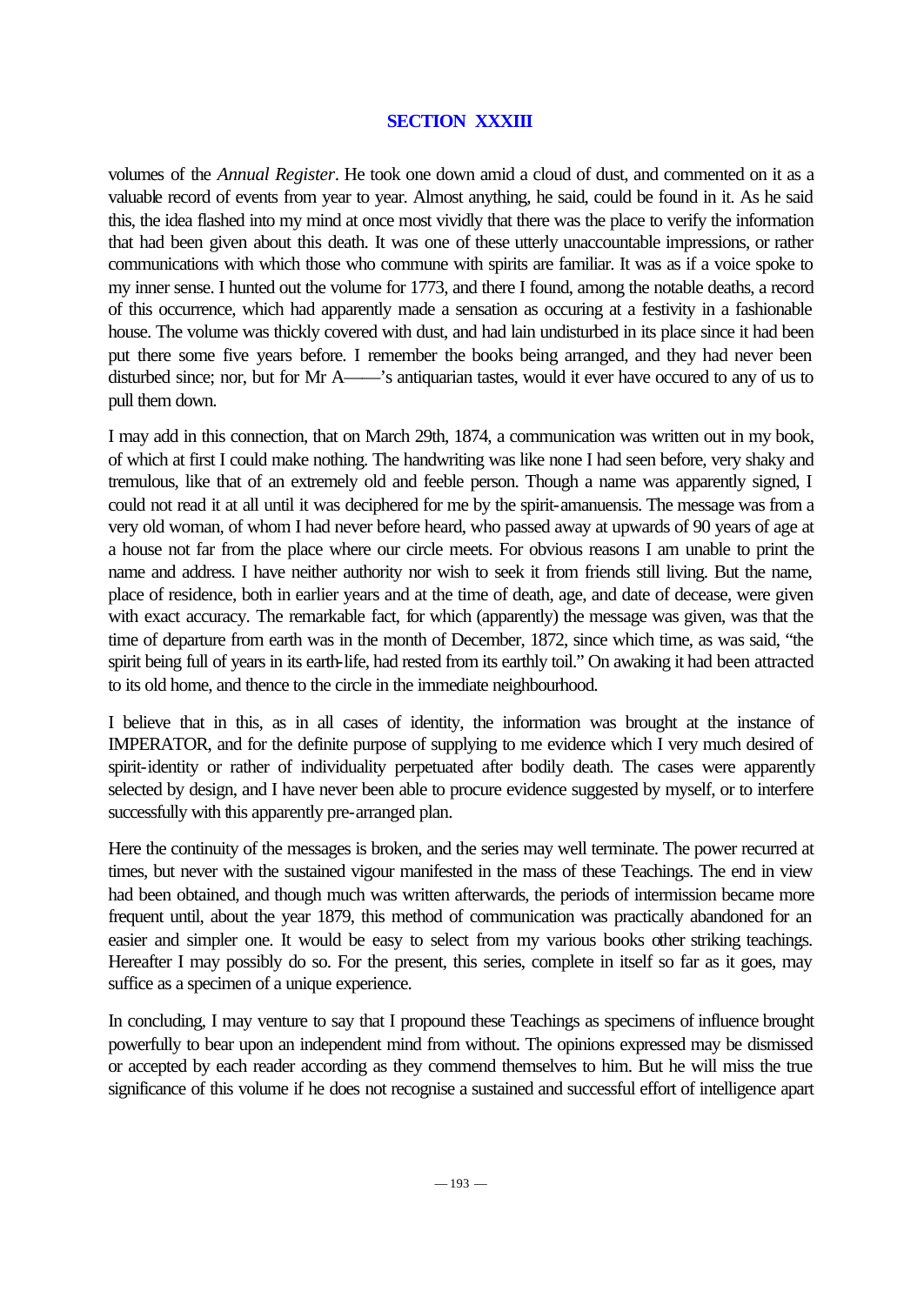## SECTION XXXIII

volumes of the *Annual Register*. He took one down amid a cloud of dust, and commented on it as a valuable record of events from year to year. Almost anything, he said, could be found in it. As he said this, the idea flashed into my mind at once most vividly that there was the place to verify the information that had been given about this death. It was one of these utterly unaccountable impressions, or rather communications with which those who commune with spirits are familiar. It was as if a voice spoke to my inner sense. I hunted out the volume for 1773, and there I found, among the notable deaths, a record of this occurrence, which had apparently made a sensation as occuring at a festivity in a fashionable house. The volume was thickly covered with dust, and had lain undisturbed in its place since it had been put there some five years before. I remember the books being arranged, and they had never been disturbed since; nor, but for Mr A——'s antiquarian tastes, would it ever have occured to any of us to pull them down.

I may add in this connection, that on March 29th, 1874, a communication was written out in my book, of which at first I could make nothing. The handwriting was like none I had seen before, very shaky and tremulous, like that of an extremely old and feeble person. Though a name was apparently signed, I could not read it at all until it was deciphered for me by the spirit-amanuensis. The message was from a very old woman, of whom I had never before heard, who passed away at upwards of 90 years of age at a house not far from the place where our circle meets. For obvious reasons I am unable to print the name and address. I have neither authority nor wish to seek it from friends still living. But the name, place of residence, both in earlier years and at the time of death, age, and date of decease, were given with exact accuracy. The remarkable fact, for which (apparently) the message was given, was that the time of departure from earth was in the month of December, 1872, since which time, as was said, "the spirit being full of years in its earth-life, had rested from its earthly toil." On awaking it had been attracted to its old home, and thence to the circle in the immediate neighbourhood.

I believe that in this, as in all cases of identity, the information was brought at the instance of IMPERATOR, and for the definite purpose of supplying to me evidence which I very much desired of spirit-identity or rather of individuality perpetuated after bodily death. The cases were apparently selected by design, and I have never been able to procure evidence suggested by myself, or to interfere successfully with this apparently pre-arranged plan.

Here the continuity of the messages is broken, and the series may well terminate. The power recurred at times, but never with the sustained vigour manifested in the mass of these Teachings. The end in view had been obtained, and though much was written afterwards, the periods of intermission became more frequent until, about the year 1879, this method of communication was practically abandoned for an easier and simpler one. It would be easy to select from my various books other striking teachings. Hereafter I may possibly do so. For the present, this series, complete in itself so far as it goes, may suffice as a specimen of a unique experience.

In concluding, I may venture to say that I propound these Teachings as specimens of influence brought powerfully to bear upon an independent mind from without. The opinions expressed may be dismissed or accepted by each reader according as they commend themselves to him. But he will miss the true significance of this volume if he does not recognise a sustained and successful effort of intelligence apart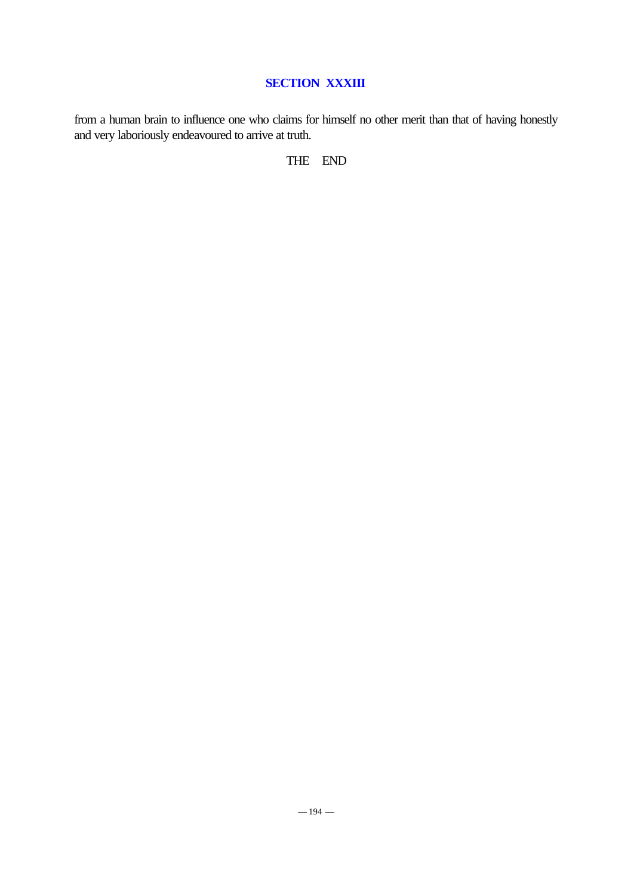## SECTION XXXIII

from a human brain to influence one who claims for himself no other merit than that of having honestly and very laboriously endeavoured to arrive at truth.

THE END